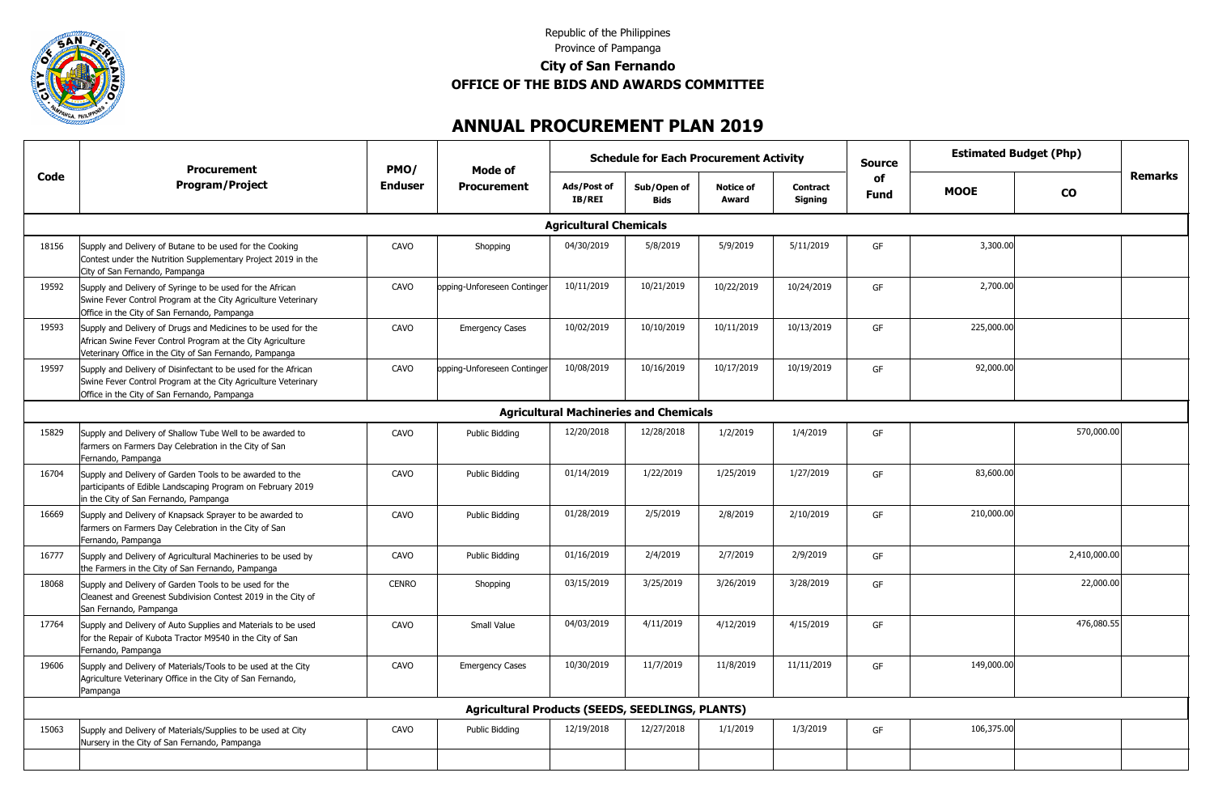Republic of the Philippines

Province of Pampanga

**City of San Fernando**

**OFFICE OF THE BIDS AND AWARDS COMMITTEE**

# ANNUAL PROCUREMENT PLAN 2019

| Code | Procurement Program/Project | PMO/ Enduser | Mode of Procurement | Schedule for Each Procurement Activity | | | | Source of Fund | Estimated Budget (Php) | | Remarks |
|---|---|---|---|---|---|---|---|---|---|---|---|
| | | | | Ads/Post of IB/REI | Sub/Open of Bids | Notice of Award | Contract Signing | | MOOE | CO | |
| **Agricultural Chemicals** | | | | | | | | | | | |
| 18156 | Supply and Delivery of Butane to be used for the Cooking Contest under the Nutrition Supplementary Project 2019 in the City of San Fernando, Pampanga | CAVO | Shopping | 04/30/2019 | 5/8/2019 | 5/9/2019 | 5/11/2019 | GF | 3,300.00 | | |
| 19592 | Supply and Delivery of Syringe to be used for the African Swine Fever Control Program at the City Agriculture Veterinary Office in the City of San Fernando, Pampanga | CAVO | opping-Unforeseen Continger | 10/11/2019 | 10/21/2019 | 10/22/2019 | 10/24/2019 | GF | 2,700.00 | | |
| 19593 | Supply and Delivery of Drugs and Medicines to be used for the African Swine Fever Control Program at the City Agriculture Veterinary Office in the City of San Fernando, Pampanga | CAVO | Emergency Cases | 10/02/2019 | 10/10/2019 | 10/11/2019 | 10/13/2019 | GF | 225,000.00 | | |
| 19597 | Supply and Delivery of Disinfectant to be used for the African Swine Fever Control Program at the City Agriculture Veterinary Office in the City of San Fernando, Pampanga | CAVO | opping-Unforeseen Continger | 10/08/2019 | 10/16/2019 | 10/17/2019 | 10/19/2019 | GF | 92,000.00 | | |
| **Agricultural Machineries and Chemicals** | | | | | | | | | | | |
| 15829 | Supply and Delivery of Shallow Tube Well to be awarded to farmers on Farmers Day Celebration in the City of San Fernando, Pampanga | CAVO | Public Bidding | 12/20/2018 | 12/28/2018 | 1/2/2019 | 1/4/2019 | GF | | 570,000.00 | |
| 16704 | Supply and Delivery of Garden Tools to be awarded to the participants of Edible Landscaping Program on February 2019 in the City of San Fernando, Pampanga | CAVO | Public Bidding | 01/14/2019 | 1/22/2019 | 1/25/2019 | 1/27/2019 | GF | 83,600.00 | | |
| 16669 | Supply and Delivery of Knapsack Sprayer to be awarded to farmers on Farmers Day Celebration in the City of San Fernando, Pampanga | CAVO | Public Bidding | 01/28/2019 | 2/5/2019 | 2/8/2019 | 2/10/2019 | GF | 210,000.00 | | |
| 16777 | Supply and Delivery of Agricultural Machineries to be used by the Farmers in the City of San Fernando, Pampanga | CAVO | Public Bidding | 01/16/2019 | 2/4/2019 | 2/7/2019 | 2/9/2019 | GF | | 2,410,000.00 | |
| 18068 | Supply and Delivery of Garden Tools to be used for the Cleanest and Greenest Subdivision Contest 2019 in the City of San Fernando, Pampanga | CENRO | Shopping | 03/15/2019 | 3/25/2019 | 3/26/2019 | 3/28/2019 | GF | | 22,000.00 | |
| 17764 | Supply and Delivery of Auto Supplies and Materials to be used for the Repair of Kubota Tractor M9540 in the City of San Fernando, Pampanga | CAVO | Small Value | 04/03/2019 | 4/11/2019 | 4/12/2019 | 4/15/2019 | GF | | 476,080.55 | |
| 19606 | Supply and Delivery of Materials/Tools to be used at the City Agriculture Veterinary Office in the City of San Fernando, Pampanga | CAVO | Emergency Cases | 10/30/2019 | 11/7/2019 | 11/8/2019 | 11/11/2019 | GF | 149,000.00 | | |
| **Agricultural Products (SEEDS, SEEDLINGS, PLANTS)** | | | | | | | | | | | |
| 15063 | Supply and Delivery of Materials/Supplies to be used at City Nursery in the City of San Fernando, Pampanga | CAVO | Public Bidding | 12/19/2018 | 12/27/2018 | 1/1/2019 | 1/3/2019 | GF | 106,375.00 | | |
| | | | | | | | | | | | |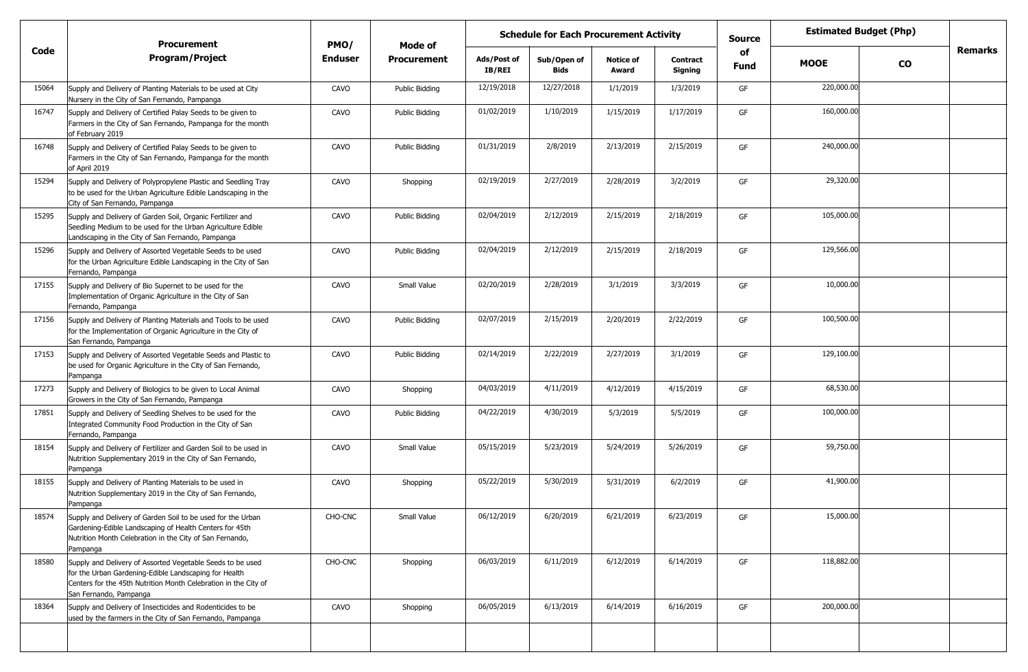| Code | Procurement Program/Project | PMO/ Enduser | Mode of Procurement | Schedule for Each Procurement Activity | | | | Source of Fund | Estimated Budget (Php) | | Remarks |
|---|---|---|---|---|---|---|---|---|---|---|---|
| | | | | Ads/Post of IB/REI | Sub/Open of Bids | Notice of Award | Contract Signing | | MOOE | CO | |
| 15064 | Supply and Delivery of Planting Materials to be used at City Nursery in the City of San Fernando, Pampanga | CAVO | Public Bidding | 12/19/2018 | 12/27/2018 | 1/1/2019 | 1/3/2019 | GF | 220,000.00 | | |
| 16747 | Supply and Delivery of Certified Palay Seeds to be given to Farmers in the City of San Fernando, Pampanga for the month of February 2019 | CAVO | Public Bidding | 01/02/2019 | 1/10/2019 | 1/15/2019 | 1/17/2019 | GF | 160,000.00 | | |
| 16748 | Supply and Delivery of Certified Palay Seeds to be given to Farmers in the City of San Fernando, Pampanga for the month of April 2019 | CAVO | Public Bidding | 01/31/2019 | 2/8/2019 | 2/13/2019 | 2/15/2019 | GF | 240,000.00 | | |
| 15294 | Supply and Delivery of Polypropylene Plastic and Seedling Tray to be used for the Urban Agriculture Edible Landscaping in the City of San Fernando, Pampanga | CAVO | Shopping | 02/19/2019 | 2/27/2019 | 2/28/2019 | 3/2/2019 | GF | 29,320.00 | | |
| 15295 | Supply and Delivery of Garden Soil, Organic Fertilizer and Seedling Medium to be used for the Urban Agriculture Edible Landscaping in the City of San Fernando, Pampanga | CAVO | Public Bidding | 02/04/2019 | 2/12/2019 | 2/15/2019 | 2/18/2019 | GF | 105,000.00 | | |
| 15296 | Supply and Delivery of Assorted Vegetable Seeds to be used for the Urban Agriculture Edible Landscaping in the City of San Fernando, Pampanga | CAVO | Public Bidding | 02/04/2019 | 2/12/2019 | 2/15/2019 | 2/18/2019 | GF | 129,566.00 | | |
| 17155 | Supply and Delivery of Bio Supernet to be used for the Implementation of Organic Agriculture in the City of San Fernando, Pampanga | CAVO | Small Value | 02/20/2019 | 2/28/2019 | 3/1/2019 | 3/3/2019 | GF | 10,000.00 | | |
| 17156 | Supply and Delivery of Planting Materials and Tools to be used for the Implementation of Organic Agriculture in the City of San Fernando, Pampanga | CAVO | Public Bidding | 02/07/2019 | 2/15/2019 | 2/20/2019 | 2/22/2019 | GF | 100,500.00 | | |
| 17153 | Supply and Delivery of Assorted Vegetable Seeds and Plastic to be used for Organic Agriculture in the City of San Fernando, Pampanga | CAVO | Public Bidding | 02/14/2019 | 2/22/2019 | 2/27/2019 | 3/1/2019 | GF | 129,100.00 | | |
| 17273 | Supply and Delivery of Biologics to be given to Local Animal Growers in the City of San Fernando, Pampanga | CAVO | Shopping | 04/03/2019 | 4/11/2019 | 4/12/2019 | 4/15/2019 | GF | 68,530.00 | | |
| 17851 | Supply and Delivery of Seedling Shelves to be used for the Integrated Community Food Production in the City of San Fernando, Pampanga | CAVO | Public Bidding | 04/22/2019 | 4/30/2019 | 5/3/2019 | 5/5/2019 | GF | 100,000.00 | | |
| 18154 | Supply and Delivery of Fertilizer and Garden Soil to be used in Nutrition Supplementary 2019 in the City of San Fernando, Pampanga | CAVO | Small Value | 05/15/2019 | 5/23/2019 | 5/24/2019 | 5/26/2019 | GF | 59,750.00 | | |
| 18155 | Supply and Delivery of Planting Materials to be used in Nutrition Supplementary 2019 in the City of San Fernando, Pampanga | CAVO | Shopping | 05/22/2019 | 5/30/2019 | 5/31/2019 | 6/2/2019 | GF | 41,900.00 | | |
| 18574 | Supply and Delivery of Garden Soil to be used for the Urban Gardening-Edible Landscaping of Health Centers for 45th Nutrition Month Celebration in the City of San Fernando, Pampanga | CHO-CNC | Small Value | 06/12/2019 | 6/20/2019 | 6/21/2019 | 6/23/2019 | GF | 15,000.00 | | |
| 18580 | Supply and Delivery of Assorted Vegetable Seeds to be used for the Urban Gardening-Edible Landscaping for Health Centers for the 45th Nutrition Month Celebration in the City of San Fernando, Pampanga | CHO-CNC | Shopping | 06/03/2019 | 6/11/2019 | 6/12/2019 | 6/14/2019 | GF | 118,882.00 | | |
| 18364 | Supply and Delivery of Insecticides and Rodenticides to be used by the farmers in the City of San Fernando, Pampanga | CAVO | Shopping | 06/05/2019 | 6/13/2019 | 6/14/2019 | 6/16/2019 | GF | 200,000.00 | | |
| | | | | | | | | | | | |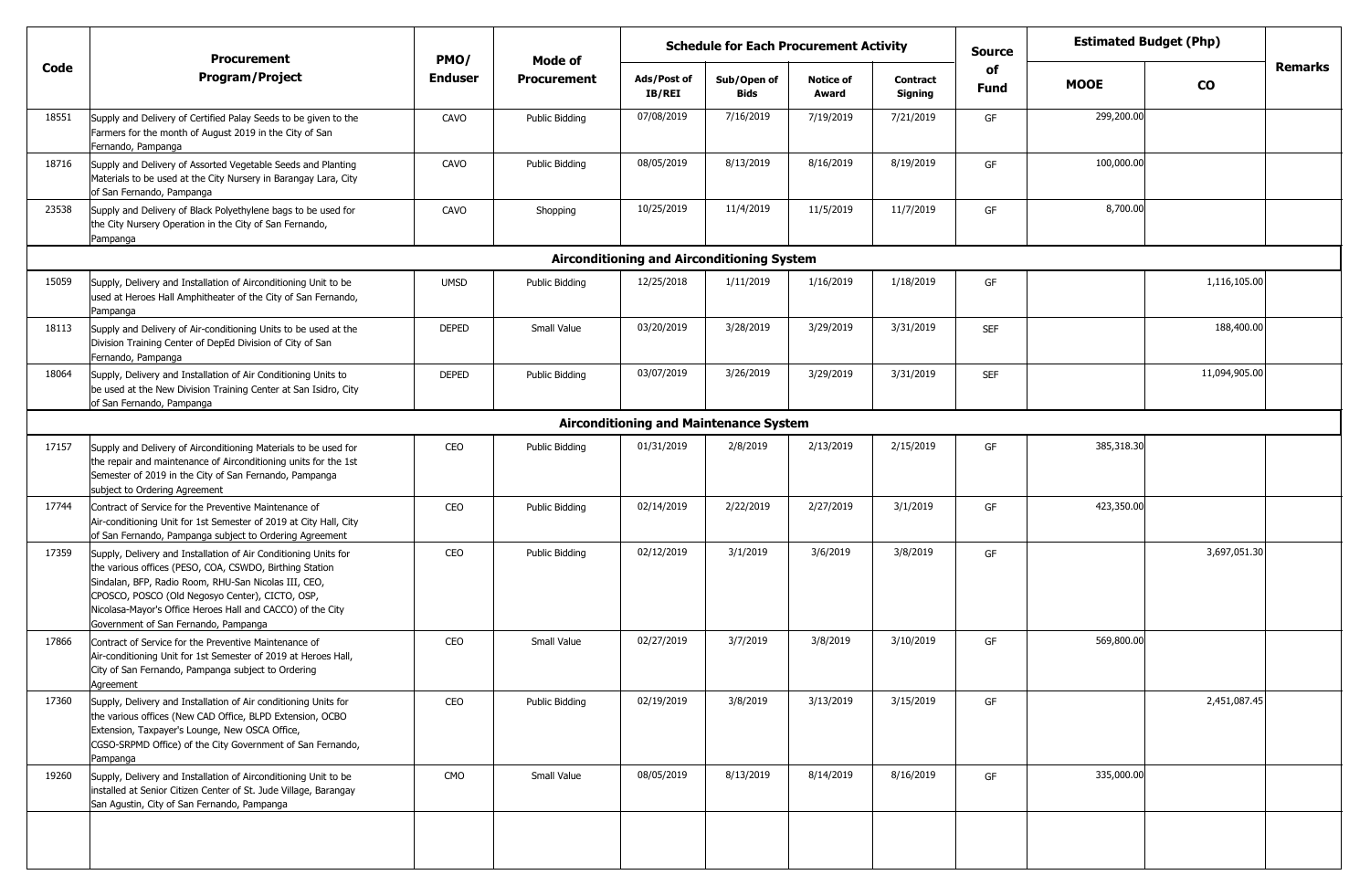| Code | Procurement Program/Project | PMO/ Enduser | Mode of Procurement | Schedule for Each Procurement Activity | | | | Source of Fund | Estimated Budget (Php) | | Remarks |
|---|---|---|---|---|---|---|---|---|---|---|---|
| | | | | Ads/Post of IB/REI | Sub/Open of Bids | Notice of Award | Contract Signing | | MOOE | CO | |
| 18551 | Supply and Delivery of Certified Palay Seeds to be given to the Farmers for the month of August 2019 in the City of San Fernando, Pampanga | CAVO | Public Bidding | 07/08/2019 | 7/16/2019 | 7/19/2019 | 7/21/2019 | GF | 299,200.00 | | |
| 18716 | Supply and Delivery of Assorted Vegetable Seeds and Planting Materials to be used at the City Nursery in Barangay Lara, City of San Fernando, Pampanga | CAVO | Public Bidding | 08/05/2019 | 8/13/2019 | 8/16/2019 | 8/19/2019 | GF | 100,000.00 | | |
| 23538 | Supply and Delivery of Black Polyethylene bags to be used for the City Nursery Operation in the City of San Fernando, Pampanga | CAVO | Shopping | 10/25/2019 | 11/4/2019 | 11/5/2019 | 11/7/2019 | GF | 8,700.00 | | |
| **Airconditioning and Airconditioning System** | | | | | | | | | | | |
| 15059 | Supply, Delivery and Installation of Airconditioning Unit to be used at Heroes Hall Amphitheater of the City of San Fernando, Pampanga | UMSD | Public Bidding | 12/25/2018 | 1/11/2019 | 1/16/2019 | 1/18/2019 | GF | | 1,116,105.00 | |
| 18113 | Supply and Delivery of Air-conditioning Units to be used at the Division Training Center of DepEd Division of City of San Fernando, Pampanga | DEPED | Small Value | 03/20/2019 | 3/28/2019 | 3/29/2019 | 3/31/2019 | SEF | | 188,400.00 | |
| 18064 | Supply, Delivery and Installation of Air Conditioning Units to be used at the New Division Training Center at San Isidro, City of San Fernando, Pampanga | DEPED | Public Bidding | 03/07/2019 | 3/26/2019 | 3/29/2019 | 3/31/2019 | SEF | | 11,094,905.00 | |
| **Airconditioning and Maintenance System** | | | | | | | | | | | |
| 17157 | Supply and Delivery of Airconditioning Materials to be used for the repair and maintenance of Airconditioning units for the 1st Semester of 2019 in the City of San Fernando, Pampanga subject to Ordering Agreement | CEO | Public Bidding | 01/31/2019 | 2/8/2019 | 2/13/2019 | 2/15/2019 | GF | 385,318.30 | | |
| 17744 | Contract of Service for the Preventive Maintenance of Air-conditioning Unit for 1st Semester of 2019 at City Hall, City of San Fernando, Pampanga subject to Ordering Agreement | CEO | Public Bidding | 02/14/2019 | 2/22/2019 | 2/27/2019 | 3/1/2019 | GF | 423,350.00 | | |
| 17359 | Supply, Delivery and Installation of Air Conditioning Units for the various offices (PESO, COA, CSWDO, Birthing Station Sindalan, BFP, Radio Room, RHU-San Nicolas III, CEO, CPOSCO, POSCO (Old Negosyo Center), CICTO, OSP, Nicolasa-Mayor's Office Heroes Hall and CACCO) of the City Government of San Fernando, Pampanga | CEO | Public Bidding | 02/12/2019 | 3/1/2019 | 3/6/2019 | 3/8/2019 | GF | | 3,697,051.30 | |
| 17866 | Contract of Service for the Preventive Maintenance of Air-conditioning Unit for 1st Semester of 2019 at Heroes Hall, City of San Fernando, Pampanga subject to Ordering Agreement | CEO | Small Value | 02/27/2019 | 3/7/2019 | 3/8/2019 | 3/10/2019 | GF | 569,800.00 | | |
| 17360 | Supply, Delivery and Installation of Air conditioning Units for the various offices (New CAD Office, BLPD Extension, OCBO Extension, Taxpayer's Lounge, New OSCA Office, CGSO-SRPMD Office) of the City Government of San Fernando, Pampanga | CEO | Public Bidding | 02/19/2019 | 3/8/2019 | 3/13/2019 | 3/15/2019 | GF | | 2,451,087.45 | |
| 19260 | Supply, Delivery and Installation of Airconditioning Unit to be installed at Senior Citizen Center of St. Jude Village, Barangay San Agustin, City of San Fernando, Pampanga | CMO | Small Value | 08/05/2019 | 8/13/2019 | 8/14/2019 | 8/16/2019 | GF | 335,000.00 | | |
| | | | | | | | | | | | |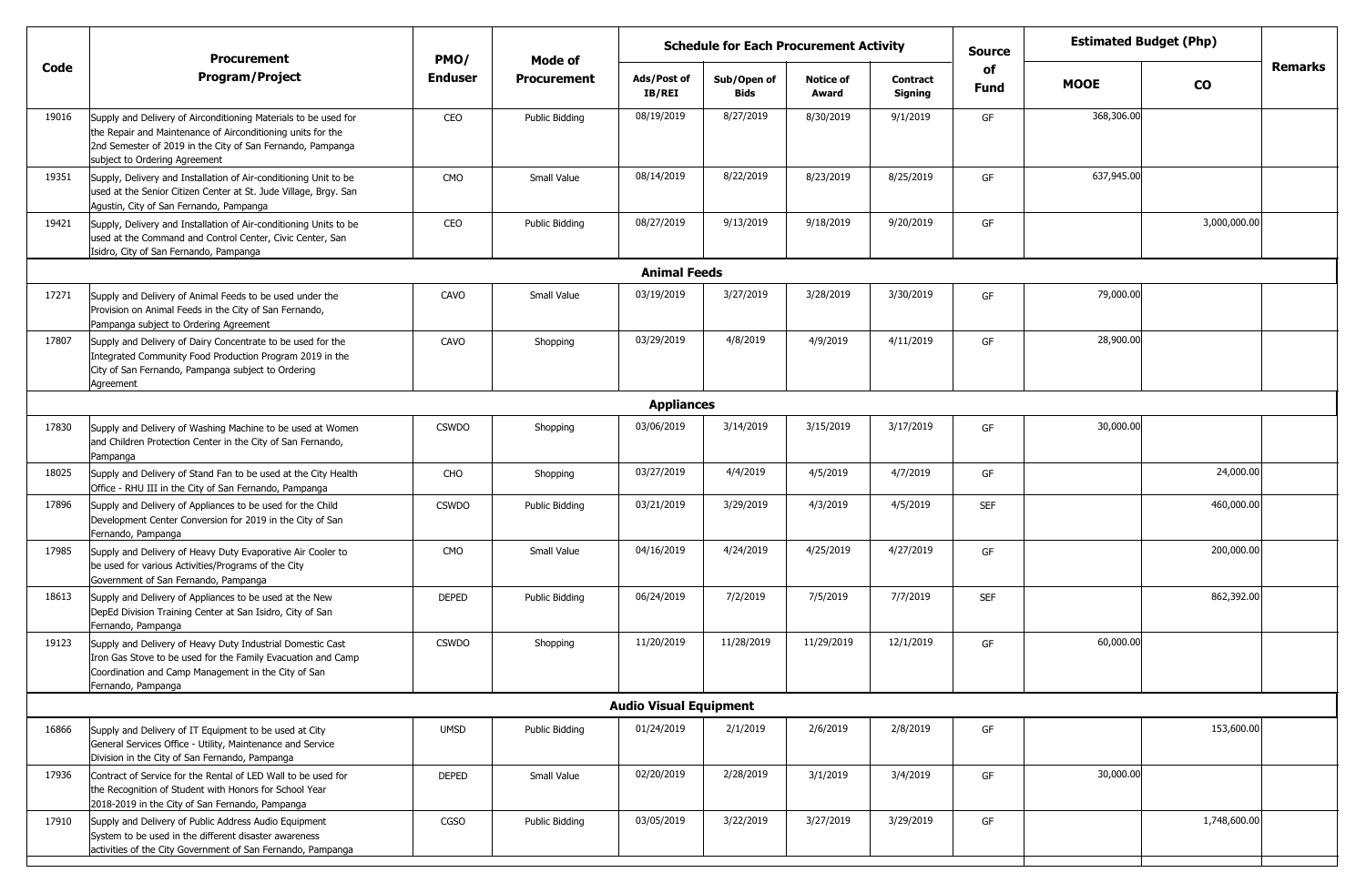| Code | Procurement Program/Project | PMO/ Enduser | Mode of Procurement | Schedule for Each Procurement Activity | | | | Source of Fund | Estimated Budget (Php) | | Remarks |
|---|---|---|---|---|---|---|---|---|---|---|---|
| | | | | Ads/Post of IB/REI | Sub/Open of Bids | Notice of Award | Contract Signing | | MOOE | CO | |
| 19016 | Supply and Delivery of Airconditioning Materials to be used for the Repair and Maintenance of Airconditioning units for the 2nd Semester of 2019 in the City of San Fernando, Pampanga subject to Ordering Agreement | CEO | Public Bidding | 08/19/2019 | 8/27/2019 | 8/30/2019 | 9/1/2019 | GF | 368,306.00 | | |
| 19351 | Supply, Delivery and Installation of Air-conditioning Unit to be used at the Senior Citizen Center at St. Jude Village, Brgy. San Agustin, City of San Fernando, Pampanga | CMO | Small Value | 08/14/2019 | 8/22/2019 | 8/23/2019 | 8/25/2019 | GF | 637,945.00 | | |
| 19421 | Supply, Delivery and Installation of Air-conditioning Units to be used at the Command and Control Center, Civic Center, San Isidro, City of San Fernando, Pampanga | CEO | Public Bidding | 08/27/2019 | 9/13/2019 | 9/18/2019 | 9/20/2019 | GF | | 3,000,000.00 | |
| | | | | **Animal Feeds** | | | | | | | |
| 17271 | Supply and Delivery of Animal Feeds to be used under the Provision on Animal Feeds in the City of San Fernando, Pampanga subject to Ordering Agreement | CAVO | Small Value | 03/19/2019 | 3/27/2019 | 3/28/2019 | 3/30/2019 | GF | 79,000.00 | | |
| 17807 | Supply and Delivery of Dairy Concentrate to be used for the Integrated Community Food Production Program 2019 in the City of San Fernando, Pampanga subject to Ordering Agreement | CAVO | Shopping | 03/29/2019 | 4/8/2019 | 4/9/2019 | 4/11/2019 | GF | 28,900.00 | | |
| | | | | **Appliances** | | | | | | | |
| 17830 | Supply and Delivery of Washing Machine to be used at Women and Children Protection Center in the City of San Fernando, Pampanga | CSWDO | Shopping | 03/06/2019 | 3/14/2019 | 3/15/2019 | 3/17/2019 | GF | 30,000.00 | | |
| 18025 | Supply and Delivery of Stand Fan to be used at the City Health Office - RHU III in the City San Fernando, Pampanga | CHO | Shopping | 03/27/2019 | 4/4/2019 | 4/5/2019 | 4/7/2019 | GF | | 24,000.00 | |
| 17896 | Supply and Delivery of Appliances to be used for the Child Development Center Conversion for 2019 in the City of San Fernando, Pampanga | CSWDO | Public Bidding | 03/21/2019 | 3/29/2019 | 4/3/2019 | 4/5/2019 | SEF | | 460,000.00 | |
| 17985 | Supply and Delivery of Heavy Duty Evaporative Air Cooler to be used for various Activities/Programs of the City Government of San Fernando, Pampanga | CMO | Small Value | 04/16/2019 | 4/24/2019 | 4/25/2019 | 4/27/2019 | GF | | 200,000.00 | |
| 18613 | Supply and Delivery of Appliances to be used at the New DepEd Division Training Center at San Isidro, City of San Fernando, Pampanga | DEPED | Public Bidding | 06/24/2019 | 7/2/2019 | 7/5/2019 | 7/7/2019 | SEF | | 862,392.00 | |
| 19123 | Supply and Delivery of Heavy Duty Industrial Domestic Cast Iron Gas Stove to be used for the Family Evacuation and Camp Coordination and Camp Management in the City of San Fernando, Pampanga | CSWDO | Shopping | 11/20/2019 | 11/28/2019 | 11/29/2019 | 12/1/2019 | GF | 60,000.00 | | |
| | | | | **Audio Visual Equipment** | | | | | | | |
| 16866 | Supply and Delivery of IT Equipment to be used at City General Services Office - Utility, Maintenance and Service Division in the City of San Fernando, Pampanga | UMSD | Public Bidding | 01/24/2019 | 2/1/2019 | 2/6/2019 | 2/8/2019 | GF | | 153,600.00 | |
| 17936 | Contract of Service for the Rental of LED Wall to be used for the Recognition of Student with Honors for School Year 2018-2019 in the City of San Fernando, Pampanga | DEPED | Small Value | 02/20/2019 | 2/28/2019 | 3/1/2019 | 3/4/2019 | GF | 30,000.00 | | |
| 17910 | Supply and Delivery of Public Address Audio Equipment System to be used in the different disaster awareness activities of the City Government of San Fernando, Pampanga | CGSO | Public Bidding | 03/05/2019 | 3/22/2019 | 3/27/2019 | 3/29/2019 | GF | | 1,748,600.00 | |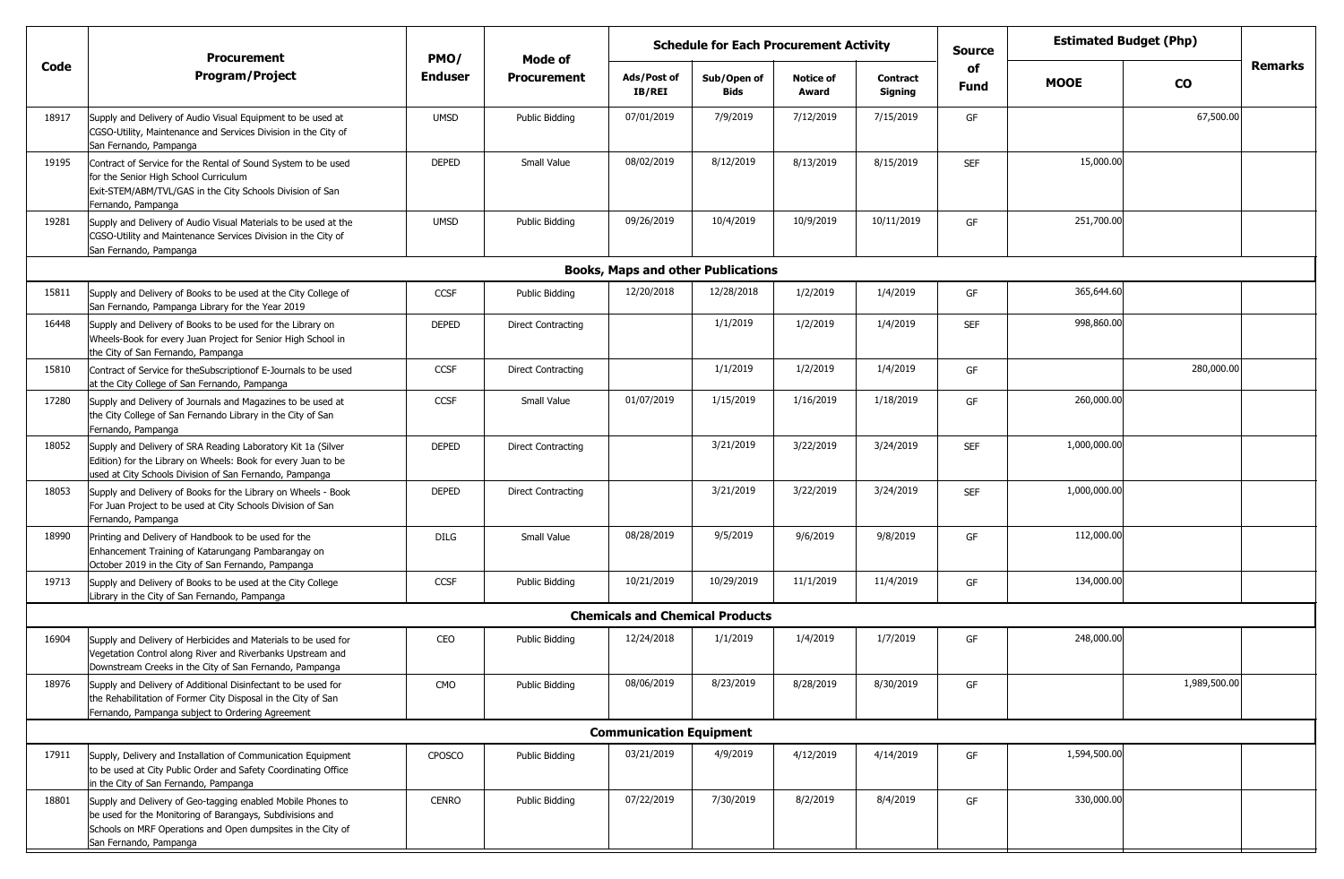| Code | Procurement Program/Project | PMO/ Enduser | Mode of Procurement | Schedule for Each Procurement Activity | | | | Source of Fund | Estimated Budget (Php) | | Remarks |
|---|---|---|---|---|---|---|---|---|---|---|---|
| | | | | Ads/Post of IB/REI | Sub/Open of Bids | Notice of Award | Contract Signing | | MOOE | CO | |
| 18917 | Supply and Delivery of Audio Visual Equipment to be used at CGSO-Utility, Maintenance and Services Division in the City of San Fernando, Pampanga | UMSD | Public Bidding | 07/01/2019 | 7/9/2019 | 7/12/2019 | 7/15/2019 | GF | | 67,500.00 | |
| 19195 | Contract of Service for the Rental of Sound System to be used for the Senior High School Curriculum Exit-STEM/ABM/TVL/GAS in the City Schools Division of San Fernando, Pampanga | DEPED | Small Value | 08/02/2019 | 8/12/2019 | 8/13/2019 | 8/15/2019 | SEF | 15,000.00 | | |
| 19281 | Supply and Delivery of Audio Visual Materials to be used at the CGSO-Utility and Maintenance Services Division in the City of San Fernando, Pampanga | UMSD | Public Bidding | 09/26/2019 | 10/4/2019 | 10/9/2019 | 10/11/2019 | GF | 251,700.00 | | |
| | **Books, Maps and other Publications** | | | | | | | | | | |
| 15811 | Supply and Delivery of Books to be used at the City College of San Fernando, Pampanga Library for the Year 2019 | CCSF | Public Bidding | 12/20/2018 | 12/28/2018 | 1/2/2019 | 1/4/2019 | GF | 365,644.60 | | |
| 16448 | Supply and Delivery of Books to be used for the Library on Wheels-Book for every Juan Project for Senior High School in the City of San Fernando, Pampanga | DEPED | Direct Contracting | | 1/1/2019 | 1/2/2019 | 1/4/2019 | SEF | 998,860.00 | | |
| 15810 | Contract of Service for theSubscriptionof E-Journals to be used at the City College of San Fernando, Pampanga | CCSF | Direct Contracting | | 1/1/2019 | 1/2/2019 | 1/4/2019 | GF | | 280,000.00 | |
| 17280 | Supply and Delivery of Journals and Magazines to be used at the City College of San Fernando Library in the City of San Fernando, Pampanga | CCSF | Small Value | 01/07/2019 | 1/15/2019 | 1/16/2019 | 1/18/2019 | GF | 260,000.00 | | |
| 18052 | Supply and Delivery of SRA Reading Laboratory Kit 1a (Silver Edition) for the Library on Wheels: Book for every Juan to be used at City Schools Division of San Fernando, Pampanga | DEPED | Direct Contracting | | 3/21/2019 | 3/22/2019 | 3/24/2019 | SEF | 1,000,000.00 | | |
| 18053 | Supply and Delivery of Books for the Library on Wheels - Book For Juan Project to be used at City Schools Division of San Fernando, Pampanga | DEPED | Direct Contracting | | 3/21/2019 | 3/22/2019 | 3/24/2019 | SEF | 1,000,000.00 | | |
| 18990 | Printing and Delivery of Handbook to be used for the Enhancement Training of Katarungang Pambarangay on October 2019 in the City of San Fernando, Pampanga | DILG | Small Value | 08/28/2019 | 9/5/2019 | 9/6/2019 | 9/8/2019 | GF | 112,000.00 | | |
| 19713 | Supply and Delivery of Books to be used at the City College Library in the City of San Fernando, Pampanga | CCSF | Public Bidding | 10/21/2019 | 10/29/2019 | 11/1/2019 | 11/4/2019 | GF | 134,000.00 | | |
| | **Chemicals and Chemical Products** | | | | | | | | | | |
| 16904 | Supply and Delivery of Herbicides and Materials to be used for Vegetation Control along River and Riverbanks Upstream and Downstream Creeks in the City of San Fernando, Pampanga | CEO | Public Bidding | 12/24/2018 | 1/1/2019 | 1/4/2019 | 1/7/2019 | GF | 248,000.00 | | |
| 18976 | Supply and Delivery of Additional Disinfectant to be used for the Rehabilitation of Former City Disposal in the City of San Fernando, Pampanga subject to Ordering Agreement | CMO | Public Bidding | 08/06/2019 | 8/23/2019 | 8/28/2019 | 8/30/2019 | GF | | 1,989,500.00 | |
| | **Communication Equipment** | | | | | | | | | | |
| 17911 | Supply, Delivery and Installation of Communication Equipment to be used at City Public Order and Safety Coordinating Office in the City of San Fernando, Pampanga | CPOSCO | Public Bidding | 03/21/2019 | 4/9/2019 | 4/12/2019 | 4/14/2019 | GF | 1,594,500.00 | | |
| 18801 | Supply and Delivery of Geo-tagging enabled Mobile Phones to be used for the Monitoring of Barangays, Subdivisions and Schools on MRF Operations and Open dumpsites in the City of San Fernando, Pampanga | CENRO | Public Bidding | 07/22/2019 | 7/30/2019 | 8/2/2019 | 8/4/2019 | GF | 330,000.00 | | |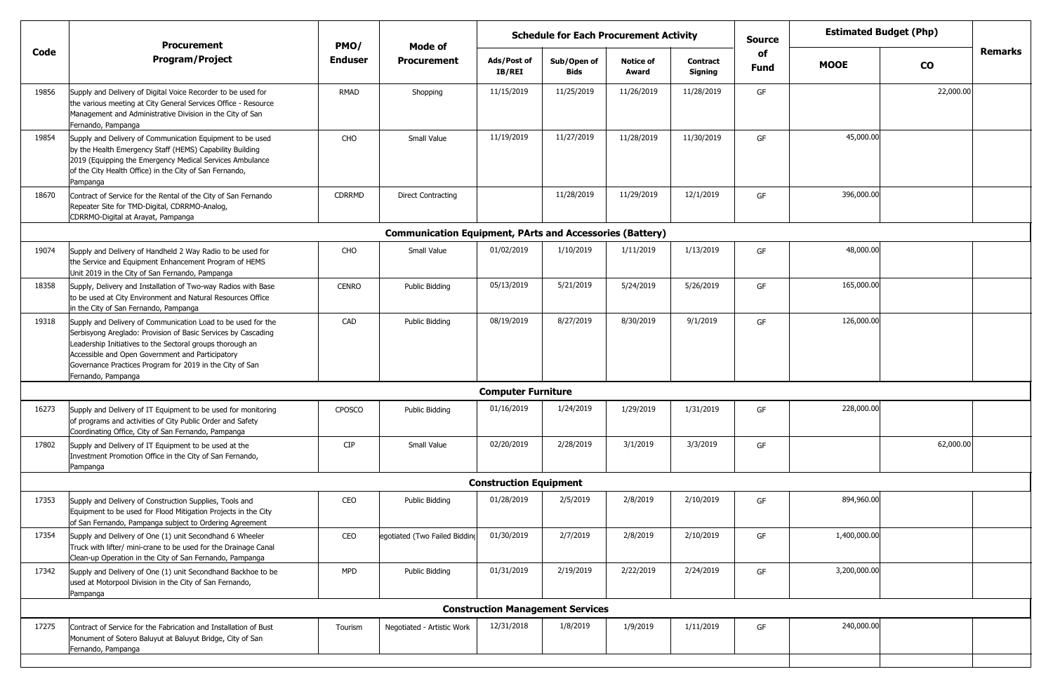| Code | Procurement Program/Project | PMO/ Enduser | Mode of Procurement | Schedule for Each Procurement Activity | | | | Source of Fund | Estimated Budget (Php) | | Remarks |
|---|---|---|---|---|---|---|---|---|---|---|---|
| | | | | Ads/Post of IB/REI | Sub/Open of Bids | Notice of Award | Contract Signing | | MOOE | CO | |
| 19856 | Supply and Delivery of Digital Voice Recorder to be used for the various meeting at City General Services Office - Resource Management and Administrative Division in the City of San Fernando, Pampanga | RMAD | Shopping | 11/15/2019 | 11/25/2019 | 11/26/2019 | 11/28/2019 | GF | | 22,000.00 | |
| 19854 | Supply and Delivery of Communication Equipment to be used by the Health Emergency Staff (HEMS) Capability Building 2019 (Equipping the Emergency Medical Services Ambulance of the City Health Office) in the City of San Fernando, Pampanga | CHO | Small Value | 11/19/2019 | 11/27/2019 | 11/28/2019 | 11/30/2019 | GF | 45,000.00 | | |
| 18670 | Contract of Service for the Rental of the City of San Fernando Repeater Site for TMD-Digital, CDRRMO-Analog, CDRRMO-Digital at Arayat, Pampanga | CDRRMD | Direct Contracting | | 11/28/2019 | 11/29/2019 | 12/1/2019 | GF | 396,000.00 | | |
| | **Communication Equipment, PArts and Accessories (Battery)** | | | | | | | | | | |
| 19074 | Supply and Delivery of Handheld 2 Way Radio to be used for the Service and Equipment Enhancement Program of HEMS Unit 2019 in the City of San Fernando, Pampanga | CHO | Small Value | 01/02/2019 | 1/10/2019 | 1/11/2019 | 1/13/2019 | GF | 48,000.00 | | |
| 18358 | Supply, Delivery and Installation of Two-way Radios with Base to be used at City Environment and Natural Resources Office in the City of San Fernando, Pampanga | CENRO | Public Bidding | 05/13/2019 | 5/21/2019 | 5/24/2019 | 5/26/2019 | GF | 165,000.00 | | |
| 19318 | Supply and Delivery of Communication Load to be used for the Serbisyong Areglado: Provision of Basic Services by Cascading Leadership Initiatives to the Sectoral groups thorough an Accessible and Open Government and Participatory Governance Practices Program for 2019 in the City of San Fernando, Pampanga | CAD | Public Bidding | 08/19/2019 | 8/27/2019 | 8/30/2019 | 9/1/2019 | GF | 126,000.00 | | |
| | **Computer Furniture** | | | | | | | | | | |
| 16273 | Supply and Delivery of IT Equipment to be used for monitoring of programs and activities of City Public Order and Safety Coordinating Office, City of San Fernando, Pampanga | CPOSCO | Public Bidding | 01/16/2019 | 1/24/2019 | 1/29/2019 | 1/31/2019 | GF | 228,000.00 | | |
| 17802 | Supply and Delivery of IT Equipment to be used at the Investment Promotion Office in the City of San Fernando, Pampanga | CIP | Small Value | 02/20/2019 | 2/28/2019 | 3/1/2019 | 3/3/2019 | GF | | 62,000.00 | |
| | **Construction Equipment** | | | | | | | | | | |
| 17353 | Supply and Delivery of Construction Supplies, Tools and Equipment to be used for Flood Mitigation Projects in the City of San Fernando, Pampanga subject to Ordering Agreement | CEO | Public Bidding | 01/28/2019 | 2/5/2019 | 2/8/2019 | 2/10/2019 | GF | 894,960.00 | | |
| 17354 | Supply and Delivery of One (1) unit Secondhand 6 Wheeler Truck with lifter/ mini-crane to be used for the Drainage Canal Clean-up Operation in the City of San Fernando, Pampanga | CEO | egotiated (Two Failed Bidding | 01/30/2019 | 2/7/2019 | 2/8/2019 | 2/10/2019 | GF | 1,400,000.00 | | |
| 17342 | Supply and Delivery of One (1) unit Secondhand Backhoe to be used at Motorpool Division in the City of San Fernando, Pampanga | MPD | Public Bidding | 01/31/2019 | 2/19/2019 | 2/22/2019 | 2/24/2019 | GF | 3,200,000.00 | | |
| | **Construction Management Services** | | | | | | | | | | |
| 17275 | Contract of Service for the Fabrication and Installation of Bust Monument of Sotero Baluyut at Baluyut Bridge, City of San Fernando, Pampanga | Tourism | Negotiated - Artistic Work | 12/31/2018 | 1/8/2019 | 1/9/2019 | 1/11/2019 | GF | 240,000.00 | | |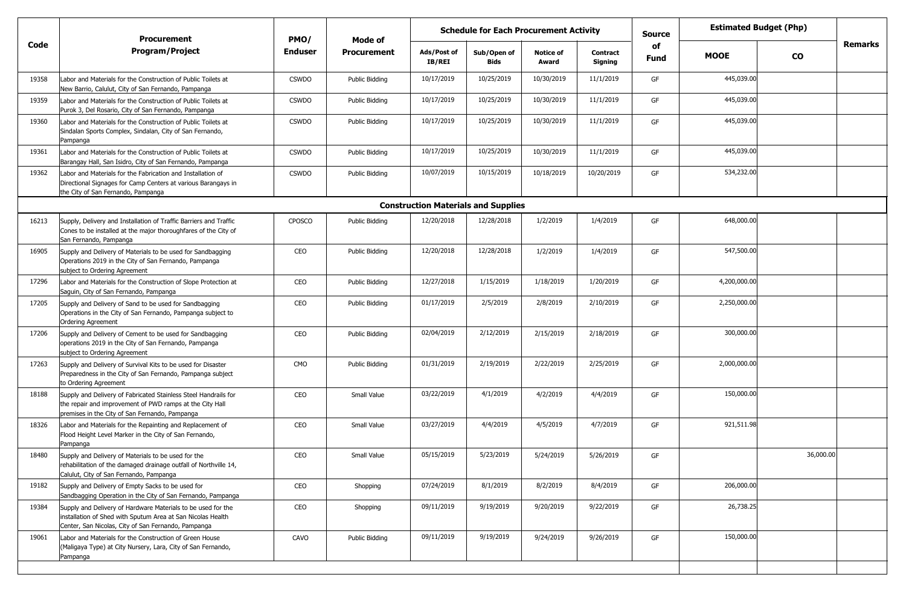| Code | Procurement Program/Project | PMO/ Enduser | Mode of Procurement | Schedule for Each Procurement Activity | | | | Source of Fund | Estimated Budget (Php) | | Remarks |
|---|---|---|---|---|---|---|---|---|---|---|---|
| | | | | Ads/Post of IB/REI | Sub/Open of Bids | Notice of Award | Contract Signing | | MOOE | CO | |
| 19358 | Labor and Materials for the Construction of Public Toilets at New Barrio, Calulut, City of San Fernando, Pampanga | CSWDO | Public Bidding | 10/17/2019 | 10/25/2019 | 10/30/2019 | 11/1/2019 | GF | 445,039.00 | | |
| 19359 | Labor and Materials for the Construction of Public Toilets at Purok 3, Del Rosario, City of San Fernando, Pampanga | CSWDO | Public Bidding | 10/17/2019 | 10/25/2019 | 10/30/2019 | 11/1/2019 | GF | 445,039.00 | | |
| 19360 | Labor and Materials for the Construction of Public Toilets at Sindalan Sports Complex, Sindalan, City of San Fernando, Pampanga | CSWDO | Public Bidding | 10/17/2019 | 10/25/2019 | 10/30/2019 | 11/1/2019 | GF | 445,039.00 | | |
| 19361 | Labor and Materials for the Construction of Public Toilets at Barangay Hall, San Isidro, City of San Fernando, Pampanga | CSWDO | Public Bidding | 10/17/2019 | 10/25/2019 | 10/30/2019 | 11/1/2019 | GF | 445,039.00 | | |
| 19362 | Labor and Materials for the Fabrication and Installation of Directional Signages for Camp Centers at various Barangays in the City of San Fernando, Pampanga | CSWDO | Public Bidding | 10/07/2019 | 10/15/2019 | 10/18/2019 | 10/20/2019 | GF | 534,232.00 | | |
| | **Construction Materials and Supplies** | | | | | | | | | | |
| 16213 | Supply, Delivery and Installation of Traffic Barriers and Traffic Cones to be installed at the major thoroughfares of the City of San Fernando, Pampanga | CPOSCO | Public Bidding | 12/20/2018 | 12/28/2018 | 1/2/2019 | 1/4/2019 | GF | 648,000.00 | | |
| 16905 | Supply and Delivery of Materials to be used for Sandbagging Operations 2019 in the City of San Fernando, Pampanga subject to Ordering Agreement | CEO | Public Bidding | 12/20/2018 | 12/28/2018 | 1/2/2019 | 1/4/2019 | GF | 547,500.00 | | |
| 17296 | Labor and Materials for the Construction of Slope Protection at Saguin, City of San Fernando, Pampanga | CEO | Public Bidding | 12/27/2018 | 1/15/2019 | 1/18/2019 | 1/20/2019 | GF | 4,200,000.00 | | |
| 17205 | Supply and Delivery of Sand to be used for Sandbagging Operations in the City of San Fernando, Pampanga subject to Ordering Agreement | CEO | Public Bidding | 01/17/2019 | 2/5/2019 | 2/8/2019 | 2/10/2019 | GF | 2,250,000.00 | | |
| 17206 | Supply and Delivery of Cement to be used for Sandbagging operations 2019 in the City of San Fernando, Pampanga subject to Ordering Agreement | CEO | Public Bidding | 02/04/2019 | 2/12/2019 | 2/15/2019 | 2/18/2019 | GF | 300,000.00 | | |
| 17263 | Supply and Delivery of Survival Kits to be used for Disaster Preparedness in the City of San Fernando, Pampanga subject to Ordering Agreement | CMO | Public Bidding | 01/31/2019 | 2/19/2019 | 2/22/2019 | 2/25/2019 | GF | 2,000,000.00 | | |
| 18188 | Supply and Delivery of Fabricated Stainless Steel Handrails for the repair and improvement of PWD ramps at the City Hall premises in the City of San Fernando, Pampanga | CEO | Small Value | 03/22/2019 | 4/1/2019 | 4/2/2019 | 4/4/2019 | GF | 150,000.00 | | |
| 18326 | Labor and Materials for the Repainting and Replacement of Flood Height Level Marker in the City of San Fernando, Pampanga | CEO | Small Value | 03/27/2019 | 4/4/2019 | 4/5/2019 | 4/7/2019 | GF | 921,511.98 | | |
| 18480 | Supply and Delivery of Materials to be used for the rehabilitation of the damaged drainage outfall of Northville 14, Calulut, City of San Fernando, Pampanga | CEO | Small Value | 05/15/2019 | 5/23/2019 | 5/24/2019 | 5/26/2019 | GF | | 36,000.00 | |
| 19182 | Supply and Delivery of Empty Sacks to be used for Sandbagging Operation in the City of San Fernando, Pampanga | CEO | Shopping | 07/24/2019 | 8/1/2019 | 8/2/2019 | 8/4/2019 | GF | 206,000.00 | | |
| 19384 | Supply and Delivery of Hardware Materials to be used for the installation of Shed with Sputum Area at San Nicolas Health Center, San Nicolas, City of San Fernando, Pampanga | CEO | Shopping | 09/11/2019 | 9/19/2019 | 9/20/2019 | 9/22/2019 | GF | 26,738.25 | | |
| 19061 | Labor and Materials for the Construction of Green House (Maligaya Type) at City Nursery, Lara, City of San Fernando, Pampanga | CAVO | Public Bidding | 09/11/2019 | 9/19/2019 | 9/24/2019 | 9/26/2019 | GF | 150,000.00 | | |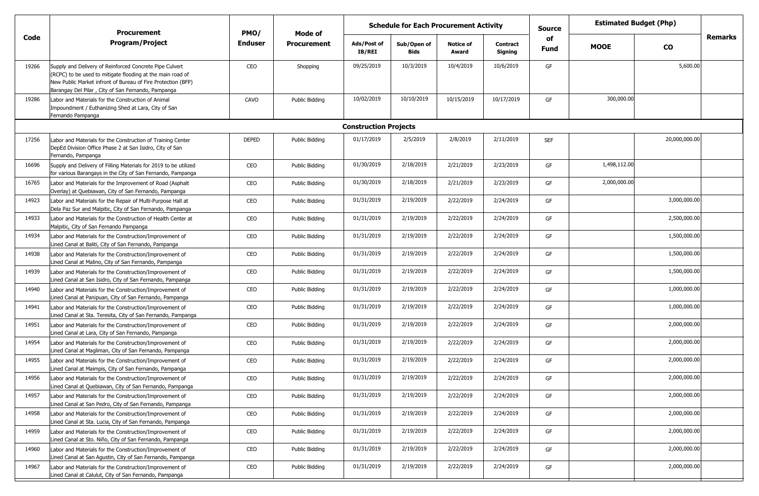| Code | Procurement Program/Project | PMO/ Enduser | Mode of Procurement | Schedule for Each Procurement Activity | | | | Source of Fund | Estimated Budget (Php) | | Remarks |
|---|---|---|---|---|---|---|---|---|---|---|---|
| | | | | Ads/Post of IB/REI | Sub/Open of Bids | Notice of Award | Contract Signing | | MOOE | CO | |
| 19266 | Supply and Delivery of Reinforced Concrete Pipe Culvert (RCPC) to be used to mitigate flooding at the main road of New Public Market infront of Bureau of Fire Protection (BFP) Barangay Del Pilar , City of San Fernando, Pampanga | CEO | Shopping | 09/25/2019 | 10/3/2019 | 10/4/2019 | 10/6/2019 | GF | | 5,600.00 | |
| 19286 | Labor and Materials for the Construction of Animal Impoundment / Euthanizing Shed at Lara, City of San Fernando Pampanga | CAVO | Public Bidding | 10/02/2019 | 10/10/2019 | 10/15/2019 | 10/17/2019 | GF | 300,000.00 | | |
| | **Construction Projects** | | | | | | | | | | |
| 17256 | Labor and Materials for the Construction of Training Center DepEd Division Office Phase 2 at San Isidro, City of San Fernando, Pampanga | DEPED | Public Bidding | 01/17/2019 | 2/5/2019 | 2/8/2019 | 2/11/2019 | SEF | | 20,000,000.00 | |
| 16696 | Supply and Delivery of Filling Materials for 2019 to be utilized for various Barangays in the City of San Fernando, Pampanga | CEO | Public Bidding | 01/30/2019 | 2/18/2019 | 2/21/2019 | 2/23/2019 | GF | 1,498,112.00 | | |
| 16765 | Labor and Materials for the Improvement of Road (Asphalt Overlay) at Quebiawan, City of San Fernando, Pampanga | CEO | Public Bidding | 01/30/2019 | 2/18/2019 | 2/21/2019 | 2/23/2019 | GF | 2,000,000.00 | | |
| 14923 | Labor and Materials for the Repair of Multi-Purpose Hall at Dela Paz Sur and Malpitic, City of San Fernando, Pampanga | CEO | Public Bidding | 01/31/2019 | 2/19/2019 | 2/22/2019 | 2/24/2019 | GF | | 3,000,000.00 | |
| 14933 | Labor and Materials for the Construction of Health Center at Malpitic, City of San Fernando Pampanga | CEO | Public Bidding | 01/31/2019 | 2/19/2019 | 2/22/2019 | 2/24/2019 | GF | | 2,500,000.00 | |
| 14934 | Labor and Materials for the Construction/Improvement of Lined Canal at Baliti, City of San Fernando, Pampanga | CEO | Public Bidding | 01/31/2019 | 2/19/2019 | 2/22/2019 | 2/24/2019 | GF | | 1,500,000.00 | |
| 14938 | Labor and Materials for the Construction/Improvement of Lined Canal at Malino, City of San Fernando, Pampanga | CEO | Public Bidding | 01/31/2019 | 2/19/2019 | 2/22/2019 | 2/24/2019 | GF | | 1,500,000.00 | |
| 14939 | Labor and Materials for the Construction/Improvement of Lined Canal at San Isidro, City of San Fernando, Pampanga | CEO | Public Bidding | 01/31/2019 | 2/19/2019 | 2/22/2019 | 2/24/2019 | GF | | 1,500,000.00 | |
| 14940 | Labor and Materials for the Construction/Improvement of Lined Canal at Panipuan, City of San Fernando, Pampanga | CEO | Public Bidding | 01/31/2019 | 2/19/2019 | 2/22/2019 | 2/24/2019 | GF | | 1,000,000.00 | |
| 14941 | Labor and Materials for the Construction/Improvement of Lined Canal at Sta. Teresita, City of San Fernando, Pampanga | CEO | Public Bidding | 01/31/2019 | 2/19/2019 | 2/22/2019 | 2/24/2019 | GF | | 1,000,000.00 | |
| 14951 | Labor and Materials for the Construction/Improvement of Lined Canal at Lara, City of San Fernando, Pampanga | CEO | Public Bidding | 01/31/2019 | 2/19/2019 | 2/22/2019 | 2/24/2019 | GF | | 2,000,000.00 | |
| 14954 | Labor and Materials for the Construction/Improvement of Lined Canal at Magliman, City of San Fernando, Pampanga | CEO | Public Bidding | 01/31/2019 | 2/19/2019 | 2/22/2019 | 2/24/2019 | GF | | 2,000,000.00 | |
| 14955 | Labor and Materials for the Construction/Improvement of Lined Canal at Maimpis, City of San Fernando, Pampanga | CEO | Public Bidding | 01/31/2019 | 2/19/2019 | 2/22/2019 | 2/24/2019 | GF | | 2,000,000.00 | |
| 14956 | Labor and Materials for the Construction/Improvement of Lined Canal at Quebiawan, City of San Fernando, Pampanga | CEO | Public Bidding | 01/31/2019 | 2/19/2019 | 2/22/2019 | 2/24/2019 | GF | | 2,000,000.00 | |
| 14957 | Labor and Materials for the Construction/Improvement of Lined Canal at San Pedro, City of San Fernando, Pampanga | CEO | Public Bidding | 01/31/2019 | 2/19/2019 | 2/22/2019 | 2/24/2019 | GF | | 2,000,000.00 | |
| 14958 | Labor and Materials for the Construction/Improvement of Lined Canal at Sta. Lucia, City of San Fernando, Pampanga | CEO | Public Bidding | 01/31/2019 | 2/19/2019 | 2/22/2019 | 2/24/2019 | GF | | 2,000,000.00 | |
| 14959 | Labor and Materials for the Construction/Improvement of Lined Canal at Sto. Niño, City of San Fernando, Pampanga | CEO | Public Bidding | 01/31/2019 | 2/19/2019 | 2/22/2019 | 2/24/2019 | GF | | 2,000,000.00 | |
| 14960 | Labor and Materials for the Construction/Improvement of Lined Canal at San Agustin, City of San Fernando, Pampanga | CEO | Public Bidding | 01/31/2019 | 2/19/2019 | 2/22/2019 | 2/24/2019 | GF | | 2,000,000.00 | |
| 14967 | Labor and Materials for the Construction/Improvement of Lined Canal at Calulut, City of San Fernando, Pampanga | CEO | Public Bidding | 01/31/2019 | 2/19/2019 | 2/22/2019 | 2/24/2019 | GF | | 2,000,000.00 | |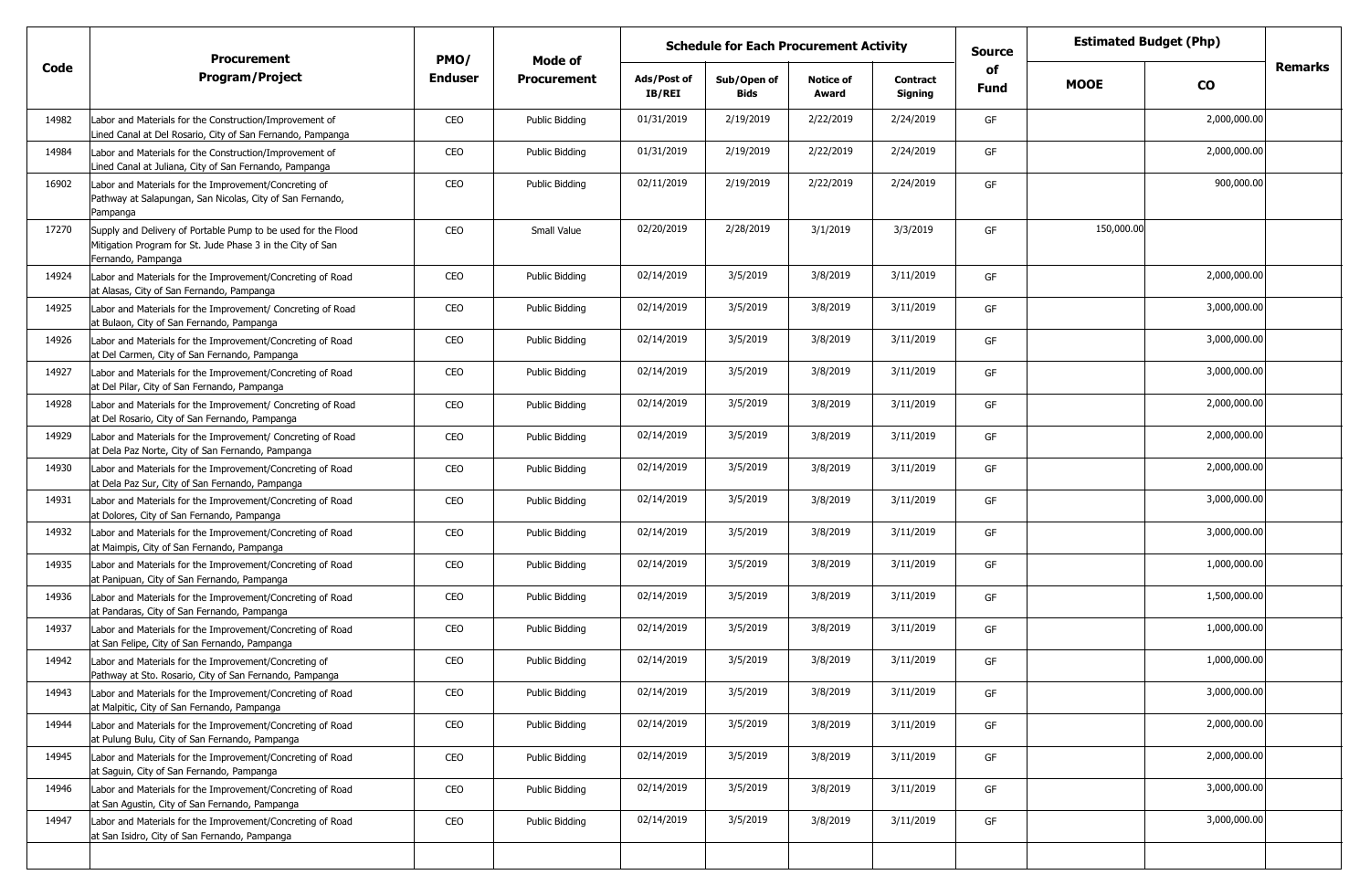| Code | Procurement Program/Project | PMO/ Enduser | Mode of Procurement | Schedule for Each Procurement Activity | | | | Source of Fund | Estimated Budget (Php) | | Remarks |
|---|---|---|---|---|---|---|---|---|---|---|---|
| | | | | Ads/Post of IB/REI | Sub/Open of Bids | Notice of Award | Contract Signing | | MOOE | CO | |
| 14982 | Labor and Materials for the Construction/Improvement of Lined Canal at Del Rosario, City of San Fernando, Pampanga | CEO | Public Bidding | 01/31/2019 | 2/19/2019 | 2/22/2019 | 2/24/2019 | GF | | 2,000,000.00 | |
| 14984 | Labor and Materials for the Construction/Improvement of Lined Canal at Juliana, City of San Fernando, Pampanga | CEO | Public Bidding | 01/31/2019 | 2/19/2019 | 2/22/2019 | 2/24/2019 | GF | | 2,000,000.00 | |
| 16902 | Labor and Materials for the Improvement/Concreting of Pathway at Salapungan, San Nicolas, City of San Fernando, Pampanga | CEO | Public Bidding | 02/11/2019 | 2/19/2019 | 2/22/2019 | 2/24/2019 | GF | | 900,000.00 | |
| 17270 | Supply and Delivery of Portable Pump to be used for the Flood Mitigation Program for St. Jude Phase 3 in the City of San Fernando, Pampanga | CEO | Small Value | 02/20/2019 | 2/28/2019 | 3/1/2019 | 3/3/2019 | GF | 150,000.00 | | |
| 14924 | Labor and Materials for the Improvement/Concreting of Road at Alasas, City of San Fernando, Pampanga | CEO | Public Bidding | 02/14/2019 | 3/5/2019 | 3/8/2019 | 3/11/2019 | GF | | 2,000,000.00 | |
| 14925 | Labor and Materials for the Improvement/ Concreting of Road at Bulaon, City of San Fernando, Pampanga | CEO | Public Bidding | 02/14/2019 | 3/5/2019 | 3/8/2019 | 3/11/2019 | GF | | 3,000,000.00 | |
| 14926 | Labor and Materials for the Improvement/Concreting of Road at Del Carmen, City of San Fernando, Pampanga | CEO | Public Bidding | 02/14/2019 | 3/5/2019 | 3/8/2019 | 3/11/2019 | GF | | 3,000,000.00 | |
| 14927 | Labor and Materials for the Improvement/Concreting of Road at Del Pilar, City of San Fernando, Pampanga | CEO | Public Bidding | 02/14/2019 | 3/5/2019 | 3/8/2019 | 3/11/2019 | GF | | 3,000,000.00 | |
| 14928 | Labor and Materials for the Improvement/ Concreting of Road at Del Rosario, City of San Fernando, Pampanga | CEO | Public Bidding | 02/14/2019 | 3/5/2019 | 3/8/2019 | 3/11/2019 | GF | | 2,000,000.00 | |
| 14929 | Labor and Materials for the Improvement/ Concreting of Road at Dela Paz Norte, City of San Fernando, Pampanga | CEO | Public Bidding | 02/14/2019 | 3/5/2019 | 3/8/2019 | 3/11/2019 | GF | | 2,000,000.00 | |
| 14930 | Labor and Materials for the Improvement/Concreting of Road at Dela Paz Sur, City of San Fernando, Pampanga | CEO | Public Bidding | 02/14/2019 | 3/5/2019 | 3/8/2019 | 3/11/2019 | GF | | 2,000,000.00 | |
| 14931 | Labor and Materials for the Improvement/Concreting of Road at Dolores, City of San Fernando, Pampanga | CEO | Public Bidding | 02/14/2019 | 3/5/2019 | 3/8/2019 | 3/11/2019 | GF | | 3,000,000.00 | |
| 14932 | Labor and Materials for the Improvement/Concreting of Road at Maimpis, City of San Fernando, Pampanga | CEO | Public Bidding | 02/14/2019 | 3/5/2019 | 3/8/2019 | 3/11/2019 | GF | | 3,000,000.00 | |
| 14935 | Labor and Materials for the Improvement/Concreting of Road at Panipuan, City of San Fernando, Pampanga | CEO | Public Bidding | 02/14/2019 | 3/5/2019 | 3/8/2019 | 3/11/2019 | GF | | 1,000,000.00 | |
| 14936 | Labor and Materials for the Improvement/Concreting of Road at Pandaras, City of San Fernando, Pampanga | CEO | Public Bidding | 02/14/2019 | 3/5/2019 | 3/8/2019 | 3/11/2019 | GF | | 1,500,000.00 | |
| 14937 | Labor and Materials for the Improvement/Concreting of Road at San Felipe, City of San Fernando, Pampanga | CEO | Public Bidding | 02/14/2019 | 3/5/2019 | 3/8/2019 | 3/11/2019 | GF | | 1,000,000.00 | |
| 14942 | Labor and Materials for the Improvement/Concreting of Pathway at Sto. Rosario, City of San Fernando, Pampanga | CEO | Public Bidding | 02/14/2019 | 3/5/2019 | 3/8/2019 | 3/11/2019 | GF | | 1,000,000.00 | |
| 14943 | Labor and Materials for the Improvement/Concreting of Road at Malpitic, City of San Fernando, Pampanga | CEO | Public Bidding | 02/14/2019 | 3/5/2019 | 3/8/2019 | 3/11/2019 | GF | | 3,000,000.00 | |
| 14944 | Labor and Materials for the Improvement/Concreting of Road at Pulung Bulu, City of San Fernando, Pampanga | CEO | Public Bidding | 02/14/2019 | 3/5/2019 | 3/8/2019 | 3/11/2019 | GF | | 2,000,000.00 | |
| 14945 | Labor and Materials for the Improvement/Concreting of Road at Saguin, City of San Fernando, Pampanga | CEO | Public Bidding | 02/14/2019 | 3/5/2019 | 3/8/2019 | 3/11/2019 | GF | | 2,000,000.00 | |
| 14946 | Labor and Materials for the Improvement/Concreting of Road at San Agustin, City of San Fernando, Pampanga | CEO | Public Bidding | 02/14/2019 | 3/5/2019 | 3/8/2019 | 3/11/2019 | GF | | 3,000,000.00 | |
| 14947 | Labor and Materials for the Improvement/Concreting of Road at San Isidro, City of San Fernando, Pampanga | CEO | Public Bidding | 02/14/2019 | 3/5/2019 | 3/8/2019 | 3/11/2019 | GF | | 3,000,000.00 | |
| | | | | | | | | | | | |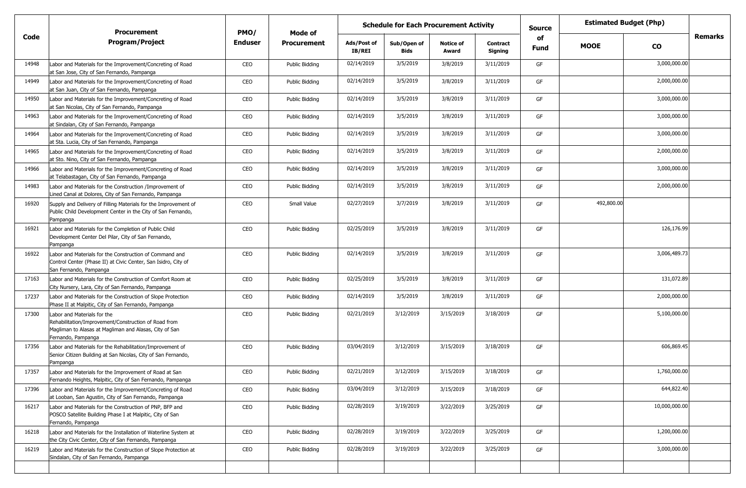| Code | Procurement Program/Project | PMO/ Enduser | Mode of Procurement | Schedule for Each Procurement Activity | | | | Source of Fund | Estimated Budget (Php) | | Remarks |
|---|---|---|---|---|---|---|---|---|---|---|---|
| | | | | Ads/Post of IB/REI | Sub/Open of Bids | Notice of Award | Contract Signing | | MOOE | CO | |
| 14948 | Labor and Materials for the Improvement/Concreting of Road at San Jose, City of San Fernando, Pampanga | CEO | Public Bidding | 02/14/2019 | 3/5/2019 | 3/8/2019 | 3/11/2019 | GF | | 3,000,000.00 | |
| 14949 | Labor and Materials for the Improvement/Concreting of Road at San Juan, City of San Fernando, Pampanga | CEO | Public Bidding | 02/14/2019 | 3/5/2019 | 3/8/2019 | 3/11/2019 | GF | | 2,000,000.00 | |
| 14950 | Labor and Materials for the Improvement/Concreting of Road at San Nicolas, City of San Fernando, Pampanga | CEO | Public Bidding | 02/14/2019 | 3/5/2019 | 3/8/2019 | 3/11/2019 | GF | | 3,000,000.00 | |
| 14963 | Labor and Materials for the Improvement/Concreting of Road at Sindalan, City of San Fernando, Pampanga | CEO | Public Bidding | 02/14/2019 | 3/5/2019 | 3/8/2019 | 3/11/2019 | GF | | 3,000,000.00 | |
| 14964 | Labor and Materials for the Improvement/Concreting of Road at Sta. Lucia, City of San Fernando, Pampanga | CEO | Public Bidding | 02/14/2019 | 3/5/2019 | 3/8/2019 | 3/11/2019 | GF | | 3,000,000.00 | |
| 14965 | Labor and Materials for the Improvement/Concreting of Road at Sto. Nino, City of San Fernando, Pampanga | CEO | Public Bidding | 02/14/2019 | 3/5/2019 | 3/8/2019 | 3/11/2019 | GF | | 2,000,000.00 | |
| 14966 | Labor and Materials for the Improvement/Concreting of Road at Telabastagan, City of San Fernando, Pampanga | CEO | Public Bidding | 02/14/2019 | 3/5/2019 | 3/8/2019 | 3/11/2019 | GF | | 3,000,000.00 | |
| 14983 | Labor and Materials for the Construction /Improvement of Lined Canal at Dolores, City of San Fernando, Pampanga | CEO | Public Bidding | 02/14/2019 | 3/5/2019 | 3/8/2019 | 3/11/2019 | GF | | 2,000,000.00 | |
| 16920 | Supply and Delivery of Filling Materials for the Improvement of Public Child Development Center in the City of San Fernando, Pampanga | CEO | Small Value | 02/27/2019 | 3/7/2019 | 3/8/2019 | 3/11/2019 | GF | 492,800.00 | | |
| 16921 | Labor and Materials for the Completion of Public Child Development Center Del Pilar, City of San Fernando, Pampanga | CEO | Public Bidding | 02/25/2019 | 3/5/2019 | 3/8/2019 | 3/11/2019 | GF | | 126,176.99 | |
| 16922 | Labor and Materials for the Construction of Command and Control Center (Phase II) at Civic Center, San Isidro, City of San Fernando, Pampanga | CEO | Public Bidding | 02/14/2019 | 3/5/2019 | 3/8/2019 | 3/11/2019 | GF | | 3,006,489.73 | |
| 17163 | Labor and Materials for the Construction of Comfort Room at City Nursery, Lara, City of San Fernando, Pampanga | CEO | Public Bidding | 02/25/2019 | 3/5/2019 | 3/8/2019 | 3/11/2019 | GF | | 131,072.89 | |
| 17237 | Labor and Materials for the Construction of Slope Protection Phase II at Malpitic, City of San Fernando, Pampanga | CEO | Public Bidding | 02/14/2019 | 3/5/2019 | 3/8/2019 | 3/11/2019 | GF | | 2,000,000.00 | |
| 17300 | Labor and Materials for the Rehabilitation/Improvement/Construction of Road from Magliman to Alasas at Magliman and Alasas, City of San Fernando, Pampanga | CEO | Public Bidding | 02/21/2019 | 3/12/2019 | 3/15/2019 | 3/18/2019 | GF | | 5,100,000.00 | |
| 17356 | Labor and Materials for the Rehabilitation/Improvement of Senior Citizen Building at San Nicolas, City of San Fernando, Pampanga | CEO | Public Bidding | 03/04/2019 | 3/12/2019 | 3/15/2019 | 3/18/2019 | GF | | 606,869.45 | |
| 17357 | Labor and Materials for the Improvement of Road at San Fernando Heights, Malpitic, City of San Fernando, Pampanga | CEO | Public Bidding | 02/21/2019 | 3/12/2019 | 3/15/2019 | 3/18/2019 | GF | | 1,760,000.00 | |
| 17396 | Labor and Materials for the Improvement/Concreting of Road at Looban, San Agustin, City of San Fernando, Pampanga | CEO | Public Bidding | 03/04/2019 | 3/12/2019 | 3/15/2019 | 3/18/2019 | GF | | 644,822.40 | |
| 16217 | Labor and Materials for the Construction of PNP, BFP and POSCO Satellite Building Phase I at Malpitic, City of San Fernando, Pampanga | CEO | Public Bidding | 02/28/2019 | 3/19/2019 | 3/22/2019 | 3/25/2019 | GF | | 10,000,000.00 | |
| 16218 | Labor and Materials for the Installation of Waterline System at the City Civic Center, City of San Fernando, Pampanga | CEO | Public Bidding | 02/28/2019 | 3/19/2019 | 3/22/2019 | 3/25/2019 | GF | | 1,200,000.00 | |
| 16219 | Labor and Materials for the Construction of Slope Protection at Sindalan, City of San Fernando, Pampanga | CEO | Public Bidding | 02/28/2019 | 3/19/2019 | 3/22/2019 | 3/25/2019 | GF | | 3,000,000.00 | |
| | | | | | | | | | | | |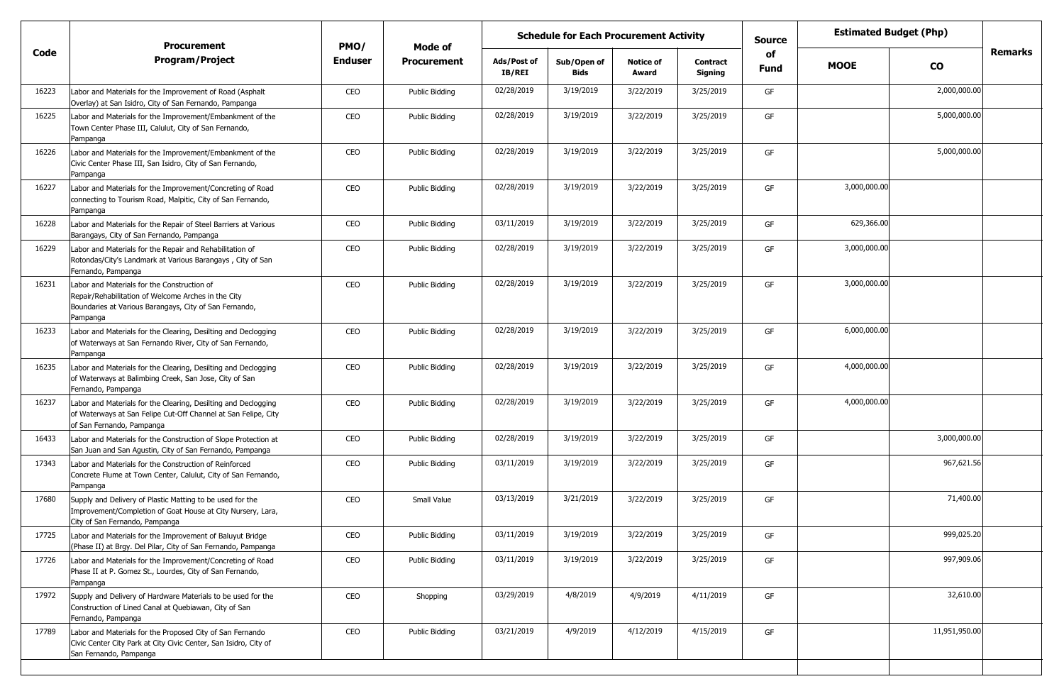| Code | Procurement Program/Project | PMO/ Enduser | Mode of Procurement | Schedule for Each Procurement Activity | | | | Source of Fund | Estimated Budget (Php) | | Remarks |
|---|---|---|---|---|---|---|---|---|---|---|---|
| | | | | Ads/Post of IB/REI | Sub/Open of Bids | Notice of Award | Contract Signing | | MOOE | CO | |
| 16223 | Labor and Materials for the Improvement of Road (Asphalt Overlay) at San Isidro, City of San Fernando, Pampanga | CEO | Public Bidding | 02/28/2019 | 3/19/2019 | 3/22/2019 | 3/25/2019 | GF | | 2,000,000.00 | |
| 16225 | Labor and Materials for the Improvement/Embankment of the Town Center Phase III, Calulut, City of San Fernando, Pampanga | CEO | Public Bidding | 02/28/2019 | 3/19/2019 | 3/22/2019 | 3/25/2019 | GF | | 5,000,000.00 | |
| 16226 | Labor and Materials for the Improvement/Embankment of the Civic Center Phase III, San Isidro, City of San Fernando, Pampanga | CEO | Public Bidding | 02/28/2019 | 3/19/2019 | 3/22/2019 | 3/25/2019 | GF | | 5,000,000.00 | |
| 16227 | Labor and Materials for the Improvement/Concreting of Road connecting to Tourism Road, Malpitic, City of San Fernando, Pampanga | CEO | Public Bidding | 02/28/2019 | 3/19/2019 | 3/22/2019 | 3/25/2019 | GF | 3,000,000.00 | | |
| 16228 | Labor and Materials for the Repair of Steel Barriers at Various Barangays, City of San Fernando, Pampanga | CEO | Public Bidding | 03/11/2019 | 3/19/2019 | 3/22/2019 | 3/25/2019 | GF | 629,366.00 | | |
| 16229 | Labor and Materials for the Repair and Rehabilitation of Rotondas/City's Landmark at Various Barangays , City of San Fernando, Pampanga | CEO | Public Bidding | 02/28/2019 | 3/19/2019 | 3/22/2019 | 3/25/2019 | GF | 3,000,000.00 | | |
| 16231 | Labor and Materials for the Construction of Repair/Rehabilitation of Welcome Arches in the City Boundaries at Various Barangays, City of San Fernando, Pampanga | CEO | Public Bidding | 02/28/2019 | 3/19/2019 | 3/22/2019 | 3/25/2019 | GF | 3,000,000.00 | | |
| 16233 | Labor and Materials for the Clearing, Desilting and Declogging of Waterways at San Fernando River, City of San Fernando, Pampanga | CEO | Public Bidding | 02/28/2019 | 3/19/2019 | 3/22/2019 | 3/25/2019 | GF | 6,000,000.00 | | |
| 16235 | Labor and Materials for the Clearing, Desilting and Declogging of Waterways at Balimbing Creek, San Jose, City of San Fernando, Pampanga | CEO | Public Bidding | 02/28/2019 | 3/19/2019 | 3/22/2019 | 3/25/2019 | GF | 4,000,000.00 | | |
| 16237 | Labor and Materials for the Clearing, Desilting and Declogging of Waterways at San Felipe Cut-Off Channel at San Felipe, City of San Fernando, Pampanga | CEO | Public Bidding | 02/28/2019 | 3/19/2019 | 3/22/2019 | 3/25/2019 | GF | 4,000,000.00 | | |
| 16433 | Labor and Materials for the Construction of Slope Protection at San Juan and San Agustin, City of San Fernando, Pampanga | CEO | Public Bidding | 02/28/2019 | 3/19/2019 | 3/22/2019 | 3/25/2019 | GF | | 3,000,000.00 | |
| 17343 | Labor and Materials for the Construction of Reinforced Concrete Flume at Town Center, Calulut, City of San Fernando, Pampanga | CEO | Public Bidding | 03/11/2019 | 3/19/2019 | 3/22/2019 | 3/25/2019 | GF | | 967,621.56 | |
| 17680 | Supply and Delivery of Plastic Matting to be used for the Improvement/Completion of Goat House at City Nursery, Lara, City of San Fernando, Pampanga | CEO | Small Value | 03/13/2019 | 3/21/2019 | 3/22/2019 | 3/25/2019 | GF | | 71,400.00 | |
| 17725 | Labor and Materials for the Improvement of Baluyut Bridge (Phase II) at Brgy. Del Pilar, City of San Fernando, Pampanga | CEO | Public Bidding | 03/11/2019 | 3/19/2019 | 3/22/2019 | 3/25/2019 | GF | | 999,025.20 | |
| 17726 | Labor and Materials for the Improvement/Concreting of Road Phase II at P. Gomez St., Lourdes, City of San Fernando, Pampanga | CEO | Public Bidding | 03/11/2019 | 3/19/2019 | 3/22/2019 | 3/25/2019 | GF | | 997,909.06 | |
| 17972 | Supply and Delivery of Hardware Materials to be used for the Construction of Lined Canal at Quebiawan, City of San Fernando, Pampanga | CEO | Shopping | 03/29/2019 | 4/8/2019 | 4/9/2019 | 4/11/2019 | GF | | 32,610.00 | |
| 17789 | Labor and Materials for the Proposed City of San Fernando Civic Center City Park at City Civic Center, San Isidro, City of San Fernando, Pampanga | CEO | Public Bidding | 03/21/2019 | 4/9/2019 | 4/12/2019 | 4/15/2019 | GF | | 11,951,950.00 | |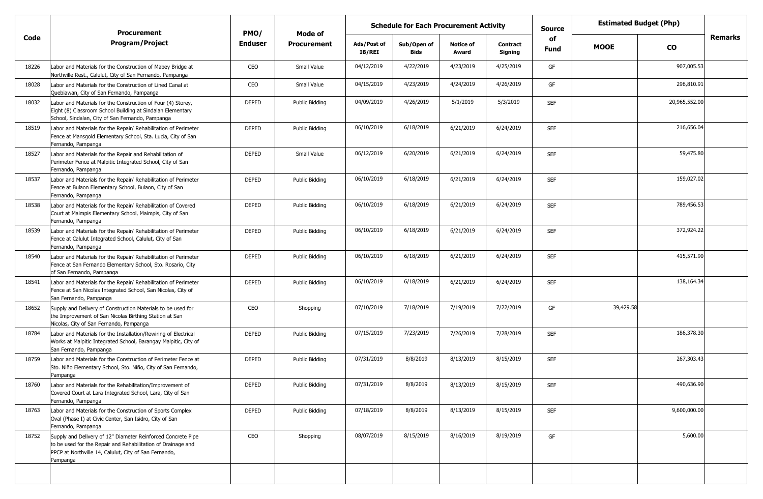| Code | Procurement Program/Project | PMO/ Enduser | Mode of Procurement | Schedule for Each Procurement Activity | | | | Source of Fund | Estimated Budget (Php) | | Remarks |
|---|---|---|---|---|---|---|---|---|---|---|---|
| | | | | Ads/Post of IB/REI | Sub/Open of Bids | Notice of Award | Contract Signing | | MOOE | CO | |
| 18226 | Labor and Materials for the Construction of Mabey Bridge at Northville Rest., Calulut, City of San Fernando, Pampanga | CEO | Small Value | 04/12/2019 | 4/22/2019 | 4/23/2019 | 4/25/2019 | GF | | 907,005.53 | |
| 18028 | Labor and Materials for the Construction of Lined Canal at Quebiawan, City of San Fernando, Pampanga | CEO | Small Value | 04/15/2019 | 4/23/2019 | 4/24/2019 | 4/26/2019 | GF | | 296,810.91 | |
| 18032 | Labor and Materials for the Construction of Four (4) Storey, Eight (8) Classroom School Building at Sindalan Elementary School, Sindalan, City of San Fernando, Pampanga | DEPED | Public Bidding | 04/09/2019 | 4/26/2019 | 5/1/2019 | 5/3/2019 | SEF | | 20,965,552.00 | |
| 18519 | Labor and Materials for the Repair/ Rehabilitation of Perimeter Fence at Mansgold Elementary School, Sta. Lucia, City of San Fernando, Pampanga | DEPED | Public Bidding | 06/10/2019 | 6/18/2019 | 6/21/2019 | 6/24/2019 | SEF | | 216,656.04 | |
| 18527 | Labor and Materials for the Repair and Rehabilitation of Perimeter Fence at Malpitic Integrated School, City of San Fernando, Pampanga | DEPED | Small Value | 06/12/2019 | 6/20/2019 | 6/21/2019 | 6/24/2019 | SEF | | 59,475.80 | |
| 18537 | Labor and Materials for the Repair/ Rehabilitation of Perimeter Fence at Bulaon Elementary School, Bulaon, City of San Fernando, Pampanga | DEPED | Public Bidding | 06/10/2019 | 6/18/2019 | 6/21/2019 | 6/24/2019 | SEF | | 159,027.02 | |
| 18538 | Labor and Materials for the Repair/ Rehabilitation of Covered Court at Maimpis Elementary School, Maimpis, City of San Fernando, Pampanga | DEPED | Public Bidding | 06/10/2019 | 6/18/2019 | 6/21/2019 | 6/24/2019 | SEF | | 789,456.53 | |
| 18539 | Labor and Materials for the Repair/ Rehabilitation of Perimeter Fence at Calulut Integrated School, Calulut, City of San Fernando, Pampanga | DEPED | Public Bidding | 06/10/2019 | 6/18/2019 | 6/21/2019 | 6/24/2019 | SEF | | 372,924.22 | |
| 18540 | Labor and Materials for the Repair/ Rehabilitation of Perimeter Fence at San Fernando Elementary School, Sto. Rosario, City of San Fernando, Pampanga | DEPED | Public Bidding | 06/10/2019 | 6/18/2019 | 6/21/2019 | 6/24/2019 | SEF | | 415,571.90 | |
| 18541 | Labor and Materials for the Repair/ Rehabilitation of Perimeter Fence at San Nicolas Integrated School, San Nicolas, City of San Fernando, Pampanga | DEPED | Public Bidding | 06/10/2019 | 6/18/2019 | 6/21/2019 | 6/24/2019 | SEF | | 138,164.34 | |
| 18652 | Supply and Delivery of Construction Materials to be used for the Improvement of San Nicolas Birthing Station at San Nicolas, City of San Fernando, Pampanga | CEO | Shopping | 07/10/2019 | 7/18/2019 | 7/19/2019 | 7/22/2019 | GF | 39,429.58 | | |
| 18784 | Labor and Materials for the Installation/Rewiring of Electrical Works at Malpitic Integrated School, Barangay Malpitic, City of San Fernando, Pampanga | DEPED | Public Bidding | 07/15/2019 | 7/23/2019 | 7/26/2019 | 7/28/2019 | SEF | | 186,378.30 | |
| 18759 | Labor and Materials for the Construction of Perimeter Fence at Sto. Niño Elementary School, Sto. Niño, City of San Fernando, Pampanga | DEPED | Public Bidding | 07/31/2019 | 8/8/2019 | 8/13/2019 | 8/15/2019 | SEF | | 267,303.43 | |
| 18760 | Labor and Materials for the Rehabilitation/Improvement of Covered Court at Lara Integrated School, Lara, City of San Fernando, Pampanga | DEPED | Public Bidding | 07/31/2019 | 8/8/2019 | 8/13/2019 | 8/15/2019 | SEF | | 490,636.90 | |
| 18763 | Labor and Materials for the Construction of Sports Complex Oval (Phase I) at Civic Center, San Isidro, City of San Fernando, Pampanga | DEPED | Public Bidding | 07/18/2019 | 8/8/2019 | 8/13/2019 | 8/15/2019 | SEF | | 9,600,000.00 | |
| 18752 | Supply and Delivery of 12" Diameter Reinforced Concrete Pipe to be used for the Repair and Rehabilitation of Drainage and PPCP at Northville 14, Calulut, City of San Fernando, Pampanga | CEO | Shopping | 08/07/2019 | 8/15/2019 | 8/16/2019 | 8/19/2019 | GF | | 5,600.00 | |
| | | | | | | | | | | | |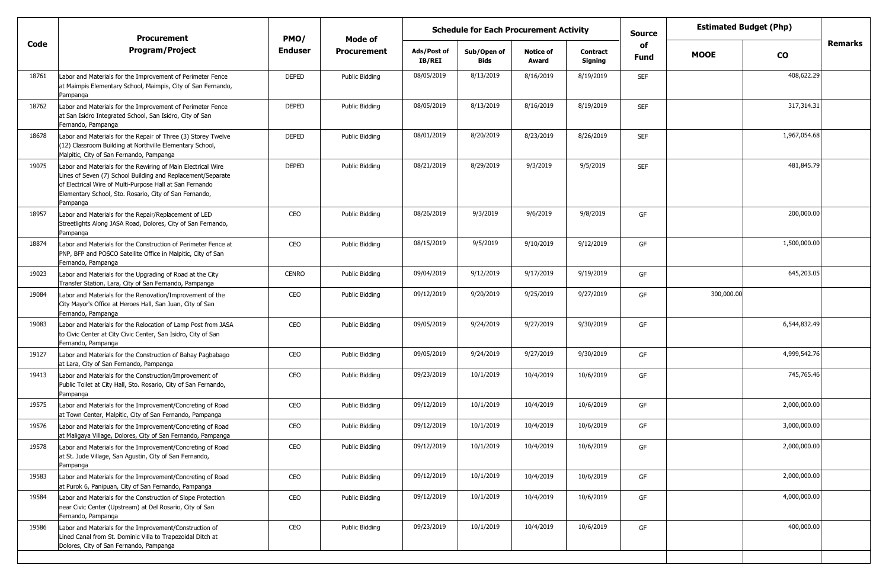| Code | Procurement Program/Project | PMO/ Enduser | Mode of Procurement | Schedule for Each Procurement Activity | | | | Source of Fund | Estimated Budget (Php) | | Remarks |
|---|---|---|---|---|---|---|---|---|---|---|---|
| | | | | Ads/Post of IB/REI | Sub/Open of Bids | Notice of Award | Contract Signing | | MOOE | CO | |
| 18761 | Labor and Materials for the Improvement of Perimeter Fence at Maimpis Elementary School, Maimpis, City of San Fernando, Pampanga | DEPED | Public Bidding | 08/05/2019 | 8/13/2019 | 8/16/2019 | 8/19/2019 | SEF | | 408,622.29 | |
| 18762 | Labor and Materials for the Improvement of Perimeter Fence at San Isidro Integrated School, San Isidro, City of San Fernando, Pampanga | DEPED | Public Bidding | 08/05/2019 | 8/13/2019 | 8/16/2019 | 8/19/2019 | SEF | | 317,314.31 | |
| 18678 | Labor and Materials for the Repair of Three (3) Storey Twelve (12) Classroom Building at Northville Elementary School, Malpitic, City of San Fernando, Pampanga | DEPED | Public Bidding | 08/01/2019 | 8/20/2019 | 8/23/2019 | 8/26/2019 | SEF | | 1,967,054.68 | |
| 19075 | Labor and Materials for the Rewiring of Main Electrical Wire Lines of Seven (7) School Building and Replacement/Separate of Electrical Wire of Multi-Purpose Hall at San Fernando Elementary School, Sto. Rosario, City of San Fernando, Pampanga | DEPED | Public Bidding | 08/21/2019 | 8/29/2019 | 9/3/2019 | 9/5/2019 | SEF | | 481,845.79 | |
| 18957 | Labor and Materials for the Repair/Replacement of LED Streetlights Along JASA Road, Dolores, City of San Fernando, Pampanga | CEO | Public Bidding | 08/26/2019 | 9/3/2019 | 9/6/2019 | 9/8/2019 | GF | | 200,000.00 | |
| 18874 | Labor and Materials for the Construction of Perimeter Fence at PNP, BFP and POSCO Satellite Office in Malpitic, City of San Fernando, Pampanga | CEO | Public Bidding | 08/15/2019 | 9/5/2019 | 9/10/2019 | 9/12/2019 | GF | | 1,500,000.00 | |
| 19023 | Labor and Materials for the Upgrading of Road at the City Transfer Station, Lara, City of San Fernando, Pampanga | CENRO | Public Bidding | 09/04/2019 | 9/12/2019 | 9/17/2019 | 9/19/2019 | GF | | 645,203.05 | |
| 19084 | Labor and Materials for the Renovation/Improvement of the City Mayor's Office at Heroes Hall, San Juan, City of San Fernando, Pampanga | CEO | Public Bidding | 09/12/2019 | 9/20/2019 | 9/25/2019 | 9/27/2019 | GF | 300,000.00 | | |
| 19083 | Labor and Materials for the Relocation of Lamp Post from JASA to Civic Center at City Civic Center, San Isidro, City of San Fernando, Pampanga | CEO | Public Bidding | 09/05/2019 | 9/24/2019 | 9/27/2019 | 9/30/2019 | GF | | 6,544,832.49 | |
| 19127 | Labor and Materials for the Construction of Bahay Pagbabago at Lara, City of San Fernando, Pampanga | CEO | Public Bidding | 09/05/2019 | 9/24/2019 | 9/27/2019 | 9/30/2019 | GF | | 4,999,542.76 | |
| 19413 | Labor and Materials for the Construction/Improvement of Public Toilet at City Hall, Sto. Rosario, City of San Fernando, Pampanga | CEO | Public Bidding | 09/23/2019 | 10/1/2019 | 10/4/2019 | 10/6/2019 | GF | | 745,765.46 | |
| 19575 | Labor and Materials for the Improvement/Concreting of Road at Town Center, Malpitic, City of San Fernando, Pampanga | CEO | Public Bidding | 09/12/2019 | 10/1/2019 | 10/4/2019 | 10/6/2019 | GF | | 2,000,000.00 | |
| 19576 | Labor and Materials for the Improvement/Concreting of Road at Maligaya Village, Dolores, City of San Fernando, Pampanga | CEO | Public Bidding | 09/12/2019 | 10/1/2019 | 10/4/2019 | 10/6/2019 | GF | | 3,000,000.00 | |
| 19578 | Labor and Materials for the Improvement/Concreting of Road at St. Jude Village, San Agustin, City of San Fernando, Pampanga | CEO | Public Bidding | 09/12/2019 | 10/1/2019 | 10/4/2019 | 10/6/2019 | GF | | 2,000,000.00 | |
| 19583 | Labor and Materials for the Improvement/Concreting of Road at Purok 6, Panipuan, City of San Fernando, Pampanga | CEO | Public Bidding | 09/12/2019 | 10/1/2019 | 10/4/2019 | 10/6/2019 | GF | | 2,000,000.00 | |
| 19584 | Labor and Materials for the Construction of Slope Protection near Civic Center (Upstream) at Del Rosario, City of San Fernando, Pampanga | CEO | Public Bidding | 09/12/2019 | 10/1/2019 | 10/4/2019 | 10/6/2019 | GF | | 4,000,000.00 | |
| 19586 | Labor and Materials for the Improvement/Construction of Lined Canal from St. Dominic Villa to Trapezoidal Ditch at Dolores, City of San Fernando, Pampanga | CEO | Public Bidding | 09/23/2019 | 10/1/2019 | 10/4/2019 | 10/6/2019 | GF | | 400,000.00 | |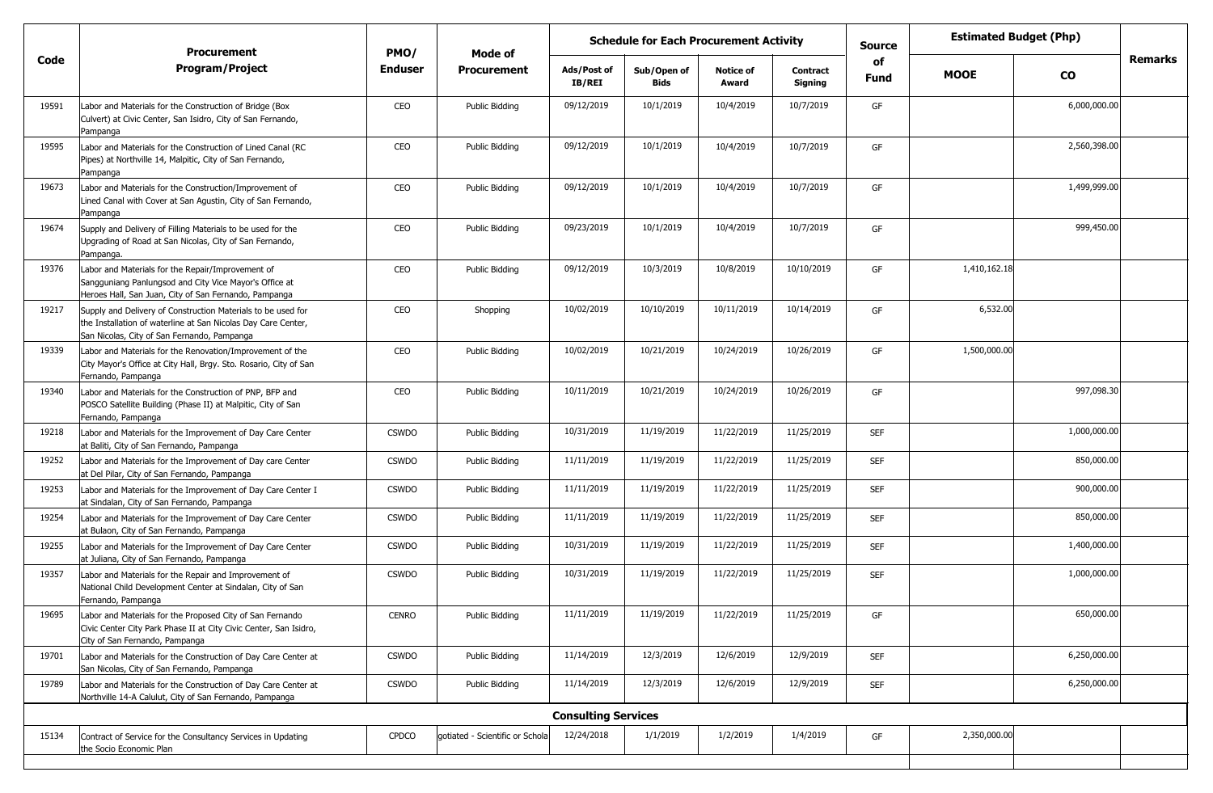| Code | Procurement Program/Project | PMO/ Enduser | Mode of Procurement | Schedule for Each Procurement Activity | | | | Source of Fund | Estimated Budget (Php) | | Remarks |
|---|---|---|---|---|---|---|---|---|---|---|---|
| | | | | Ads/Post of IB/REI | Sub/Open of Bids | Notice of Award | Contract Signing | | MOOE | CO | |
| 19591 | Labor and Materials for the Construction of Bridge (Box Culvert) at Civic Center, San Isidro, City of San Fernando, Pampanga | CEO | Public Bidding | 09/12/2019 | 10/1/2019 | 10/4/2019 | 10/7/2019 | GF | | 6,000,000.00 | |
| 19595 | Labor and Materials for the Construction of Lined Canal (RC Pipes) at Northville 14, Malpitic, City of San Fernando, Pampanga | CEO | Public Bidding | 09/12/2019 | 10/1/2019 | 10/4/2019 | 10/7/2019 | GF | | 2,560,398.00 | |
| 19673 | Labor and Materials for the Construction/Improvement of Lined Canal with Cover at San Agustin, City of San Fernando, Pampanga | CEO | Public Bidding | 09/12/2019 | 10/1/2019 | 10/4/2019 | 10/7/2019 | GF | | 1,499,999.00 | |
| 19674 | Supply and Delivery of Filling Materials to be used for the Upgrading of Road at San Nicolas, City of San Fernando, Pampanga. | CEO | Public Bidding | 09/23/2019 | 10/1/2019 | 10/4/2019 | 10/7/2019 | GF | | 999,450.00 | |
| 19376 | Labor and Materials for the Repair/Improvement of Sangguniang Panlungsod and City Vice Mayor's Office at Heroes Hall, San Juan, City of San Fernando, Pampanga | CEO | Public Bidding | 09/12/2019 | 10/3/2019 | 10/8/2019 | 10/10/2019 | GF | 1,410,162.18 | | |
| 19217 | Supply and Delivery of Construction Materials to be used for the Installation of waterline at San Nicolas Day Care Center, San Nicolas, City of San Fernando, Pampanga | CEO | Shopping | 10/02/2019 | 10/10/2019 | 10/11/2019 | 10/14/2019 | GF | 6,532.00 | | |
| 19339 | Labor and Materials for the Renovation/Improvement of the City Mayor's Office at City Hall, Brgy. Sto. Rosario, City of San Fernando, Pampanga | CEO | Public Bidding | 10/02/2019 | 10/21/2019 | 10/24/2019 | 10/26/2019 | GF | 1,500,000.00 | | |
| 19340 | Labor and Materials for the Construction of PNP, BFP and POSCO Satellite Building (Phase II) at Malpitic, City of San Fernando, Pampanga | CEO | Public Bidding | 10/11/2019 | 10/21/2019 | 10/24/2019 | 10/26/2019 | GF | | 997,098.30 | |
| 19218 | Labor and Materials for the Improvement of Day Care Center at Baliti, City of San Fernando, Pampanga | CSWDO | Public Bidding | 10/31/2019 | 11/19/2019 | 11/22/2019 | 11/25/2019 | SEF | | 1,000,000.00 | |
| 19252 | Labor and Materials for the Improvement of Day care Center at Del Pilar, City of San Fernando, Pampanga | CSWDO | Public Bidding | 11/11/2019 | 11/19/2019 | 11/22/2019 | 11/25/2019 | SEF | | 850,000.00 | |
| 19253 | Labor and Materials for the Improvement of Day Care Center I at Sindalan, City of San Fernando, Pampanga | CSWDO | Public Bidding | 11/11/2019 | 11/19/2019 | 11/22/2019 | 11/25/2019 | SEF | | 900,000.00 | |
| 19254 | Labor and Materials for the Improvement of Day Care Center at Bulaon, City of San Fernando, Pampanga | CSWDO | Public Bidding | 11/11/2019 | 11/19/2019 | 11/22/2019 | 11/25/2019 | SEF | | 850,000.00 | |
| 19255 | Labor and Materials for the Improvement of Day Care Center at Juliana, City of San Fernando, Pampanga | CSWDO | Public Bidding | 10/31/2019 | 11/19/2019 | 11/22/2019 | 11/25/2019 | SEF | | 1,400,000.00 | |
| 19357 | Labor and Materials for the Repair and Improvement of National Child Development Center at Sindalan, City of San Fernando, Pampanga | CSWDO | Public Bidding | 10/31/2019 | 11/19/2019 | 11/22/2019 | 11/25/2019 | SEF | | 1,000,000.00 | |
| 19695 | Labor and Materials for the Proposed City of San Fernando Civic Center City Park Phase II at City Civic Center, San Isidro, City of San Fernando, Pampanga | CENRO | Public Bidding | 11/11/2019 | 11/19/2019 | 11/22/2019 | 11/25/2019 | GF | | 650,000.00 | |
| 19701 | Labor and Materials for the Construction of Day Care Center at San Nicolas, City of San Fernando, Pampanga | CSWDO | Public Bidding | 11/14/2019 | 12/3/2019 | 12/6/2019 | 12/9/2019 | SEF | | 6,250,000.00 | |
| 19789 | Labor and Materials for the Construction of Day Care Center at Northville 14-A Calulut, City of San Fernando, Pampanga | CSWDO | Public Bidding | 11/14/2019 | 12/3/2019 | 12/6/2019 | 12/9/2019 | SEF | | 6,250,000.00 | |
| | | | | **Consulting Services** | | | | | | | |
| 15134 | Contract of Service for the Consultancy Services in Updating the Socio Economic Plan | CPDCO | gotiated - Scientific or Schola | 12/24/2018 | 1/1/2019 | 1/2/2019 | 1/4/2019 | GF | 2,350,000.00 | | |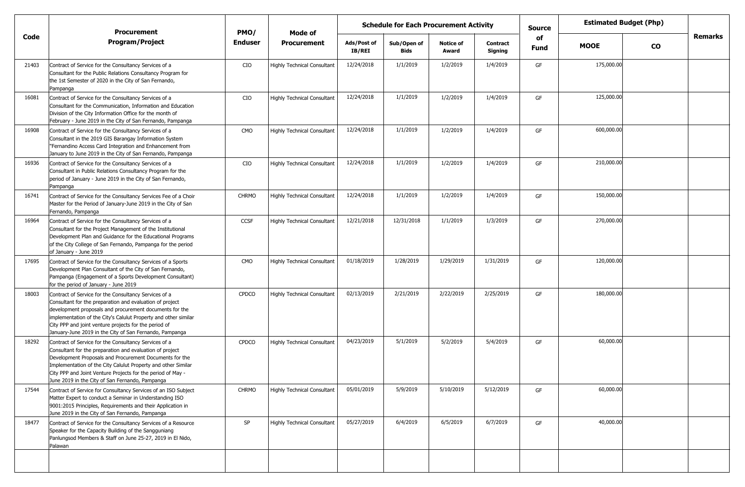| Code | Procurement Program/Project | PMO/ Enduser | Mode of Procurement | Schedule for Each Procurement Activity | | | | Source of Fund | Estimated Budget (Php) | | Remarks |
|---|---|---|---|---|---|---|---|---|---|---|---|
| | | | | Ads/Post of IB/REI | Sub/Open of Bids | Notice of Award | Contract Signing | | MOOE | CO | |
| 21403 | Contract of Service for the Consultancy Services of a Consultant for the Public Relations Consultancy Program for the 1st Semester of 2020 in the City of San Fernando, Pampanga | CIO | Highly Technical Consultant | 12/24/2018 | 1/1/2019 | 1/2/2019 | 1/4/2019 | GF | 175,000.00 | | |
| 16081 | Contract of Service for the Consultancy Services of a Consultant for the Communication, Information and Education Division of the City Information Office for the month of February - June 2019 in the City of San Fernando, Pampanga | CIO | Highly Technical Consultant | 12/24/2018 | 1/1/2019 | 1/2/2019 | 1/4/2019 | GF | 125,000.00 | | |
| 16908 | Contract of Service for the Consultancy Services of a Consultant in the 2019 GIS Barangay Information System "Fernandino Access Card Integration and Enhancement from January to June 2019 in the City of San Fernando, Pampanga | CMO | Highly Technical Consultant | 12/24/2018 | 1/1/2019 | 1/2/2019 | 1/4/2019 | GF | 600,000.00 | | |
| 16936 | Contract of Service for the Consultancy Services of a Consultant in Public Relations Consultancy Program for the period of January - June 2019 in the City of San Fernando, Pampanga | CIO | Highly Technical Consultant | 12/24/2018 | 1/1/2019 | 1/2/2019 | 1/4/2019 | GF | 210,000.00 | | |
| 16741 | Contract of Service for the Consultancy Services Fee of a Choir Master for the Period of January-June 2019 in the City of San Fernando, Pampanga | CHRMO | Highly Technical Consultant | 12/24/2018 | 1/1/2019 | 1/2/2019 | 1/4/2019 | GF | 150,000.00 | | |
| 16964 | Contract of Service for the Consultancy Services of a Consultant for the Project Management of the Institutional Development Plan and Guidance for the Educational Programs of the City College of San Fernando, Pampanga for the period of January - June 2019 | CCSF | Highly Technical Consultant | 12/21/2018 | 12/31/2018 | 1/1/2019 | 1/3/2019 | GF | 270,000.00 | | |
| 17695 | Contract of Service for the Consultancy Services of a Sports Development Plan Consultant of the City of San Fernando, Pampanga (Engagement of a Sports Development Consultant) for the period of January - June 2019 | CMO | Highly Technical Consultant | 01/18/2019 | 1/28/2019 | 1/29/2019 | 1/31/2019 | GF | 120,000.00 | | |
| 18003 | Contract of Service for the Consultancy Services of a Consultant for the preparation and evaluation of project development proposals and procurement documents for the implementation of the City's Calulut Property and other similar City PPP and joint venture projects for the period of January-June 2019 in the City of San Fernando, Pampanga | CPDCO | Highly Technical Consultant | 02/13/2019 | 2/21/2019 | 2/22/2019 | 2/25/2019 | GF | 180,000.00 | | |
| 18292 | Contract of Service for the Consultancy Services of a Consultant for the preparation and evaluation of project Development Proposals and Procurement Documents for the Implementation of the City Calulut Property and other Similar City PPP and Joint Venture Projects for the period of May - June 2019 in the City of San Fernando, Pampanga | CPDCO | Highly Technical Consultant | 04/23/2019 | 5/1/2019 | 5/2/2019 | 5/4/2019 | GF | 60,000.00 | | |
| 17544 | Contract of Service for Consultancy Services of an ISO Subject Matter Expert to conduct a Seminar in Understanding ISO 9001:2015 Principles, Requirements and their Application in June 2019 in the City of San Fernando, Pampanga | CHRMO | Highly Technical Consultant | 05/01/2019 | 5/9/2019 | 5/10/2019 | 5/12/2019 | GF | 60,000.00 | | |
| 18477 | Contract of Service for the Consultancy Services of a Resource Speaker for the Capacity Building of the Sangguniang Panlungsod Members & Staff on June 25-27, 2019 in El Nido, Palawan | SP | Highly Technical Consultant | 05/27/2019 | 6/4/2019 | 6/5/2019 | 6/7/2019 | GF | 40,000.00 | | |
| | | | | | | | | | | | |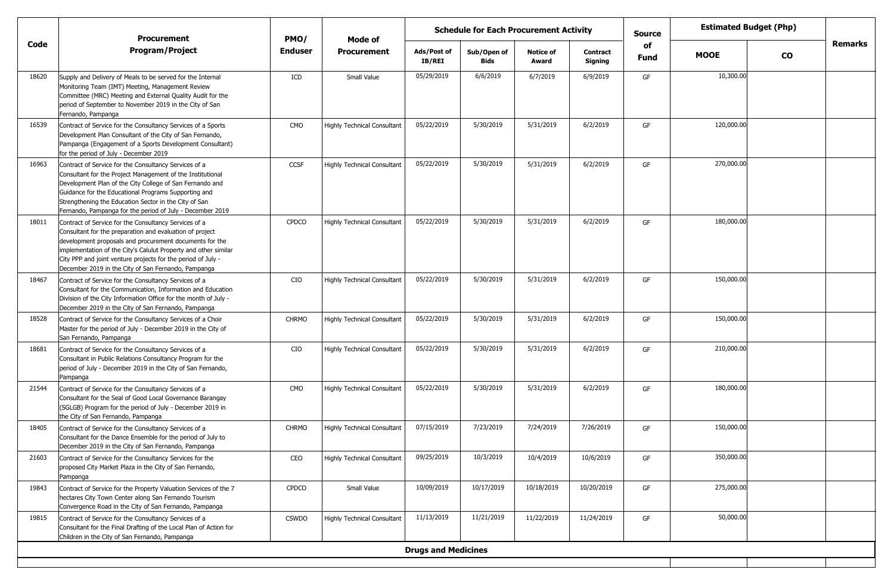| Code | Procurement Program/Project | PMO/ Enduser | Mode of Procurement | Schedule for Each Procurement Activity | | | | Source of Fund | Estimated Budget (Php) | | Remarks |
|---|---|---|---|---|---|---|---|---|---|---|---|
| | | | | Ads/Post of IB/REI | Sub/Open of Bids | Notice of Award | Contract Signing | | MOOE | CO | |
| 18620 | Supply and Delivery of Meals to be served for the Internal Monitoring Team (IMT) Meeting, Management Review Committee (MRC) Meeting and External Quality Audit for the period of September to November 2019 in the City of San Fernando, Pampanga | ICD | Small Value | 05/29/2019 | 6/6/2019 | 6/7/2019 | 6/9/2019 | GF | 10,300.00 | | |
| 16539 | Contract of Service for the Consultancy Services of a Sports Development Plan Consultant of the City of San Fernando, Pampanga (Engagement of a Sports Development Consultant) for the period of July - December 2019 | CMO | Highly Technical Consultant | 05/22/2019 | 5/30/2019 | 5/31/2019 | 6/2/2019 | GF | 120,000.00 | | |
| 16963 | Contract of Service for the Consultancy Services of a Consultant for the Project Management of the Institutional Development Plan of the City College of San Fernando and Guidance for the Educational Programs Supporting and Strengthening the Education Sector in the City of San Fernando, Pampanga for the period of July - December 2019 | CCSF | Highly Technical Consultant | 05/22/2019 | 5/30/2019 | 5/31/2019 | 6/2/2019 | GF | 270,000.00 | | |
| 18011 | Contract of Service for the Consultancy Services of a Consultant for the preparation and evaluation of project development proposals and procurement documents for the implementation of the City's Calulut Property and other similar City PPP and joint venture projects for the period of July - December 2019 in the City of San Fernando, Pampanga | CPDCO | Highly Technical Consultant | 05/22/2019 | 5/30/2019 | 5/31/2019 | 6/2/2019 | GF | 180,000.00 | | |
| 18467 | Contract of Service for the Consultancy Services of a Consultant for the Communication, Information and Education Division of the City Information Office for the month of July - December 2019 in the City of San Fernando, Pampanga | CIO | Highly Technical Consultant | 05/22/2019 | 5/30/2019 | 5/31/2019 | 6/2/2019 | GF | 150,000.00 | | |
| 18528 | Contract of Service for the Consultancy Services of a Choir Master for the period of July - December 2019 in the City of San Fernando, Pampanga | CHRMO | Highly Technical Consultant | 05/22/2019 | 5/30/2019 | 5/31/2019 | 6/2/2019 | GF | 150,000.00 | | |
| 18681 | Contract of Service for the Consultancy Services of a Consultant in Public Relations Consultancy Program for the period of July - December 2019 in the City of San Fernando, Pampanga | CIO | Highly Technical Consultant | 05/22/2019 | 5/30/2019 | 5/31/2019 | 6/2/2019 | GF | 210,000.00 | | |
| 21544 | Contract of Service for the Consultancy Services of a Consultant for the Seal of Good Local Governance Barangay (SGLGB) Program for the period of July - December 2019 in the City of San Fernando, Pampanga | CMO | Highly Technical Consultant | 05/22/2019 | 5/30/2019 | 5/31/2019 | 6/2/2019 | GF | 180,000.00 | | |
| 18405 | Contract of Service for the Consultancy Services of a Consultant for the Dance Ensemble for the period of July to December 2019 in the City of San Fernando, Pampanga | CHRMO | Highly Technical Consultant | 07/15/2019 | 7/23/2019 | 7/24/2019 | 7/26/2019 | GF | 150,000.00 | | |
| 21603 | Contract of Service for the Consultancy Services for the proposed City Market Plaza in the City of San Fernando, Pampanga | CEO | Highly Technical Consultant | 09/25/2019 | 10/3/2019 | 10/4/2019 | 10/6/2019 | GF | 350,000.00 | | |
| 19843 | Contract of Service for the Property Valuation Services of the 7 hectares City Town Center along San Fernando Tourism Convergence Road in the City of San Fernando, Pampanga | CPDCO | Small Value | 10/09/2019 | 10/17/2019 | 10/18/2019 | 10/20/2019 | GF | 275,000.00 | | |
| 19815 | Contract of Service for the Consultancy Services of a Consultant for the Final Drafting of the Local Plan of Action for Children in the City of San Fernando, Pampanga | CSWDO | Highly Technical Consultant | 11/13/2019 | 11/21/2019 | 11/22/2019 | 11/24/2019 | GF | 50,000.00 | | |
| | | | | **Drugs and Medicines** | | | | | | | |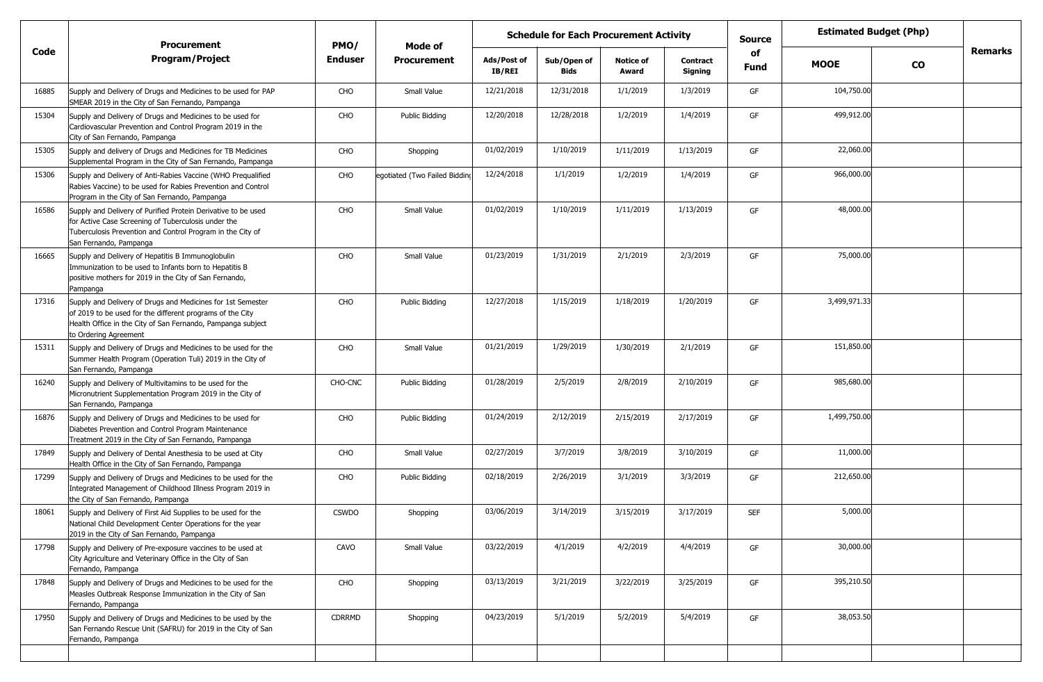| Code | Procurement Program/Project | PMO/ Enduser | Mode of Procurement | Schedule for Each Procurement Activity | | | | Source of Fund | Estimated Budget (Php) | | Remarks |
|---|---|---|---|---|---|---|---|---|---|---|---|
| | | | | Ads/Post of IB/REI | Sub/Open of Bids | Notice of Award | Contract Signing | | MOOE | CO | |
| 16885 | Supply and Delivery of Drugs and Medicines to be used for PAP SMEAR 2019 in the City of San Fernando, Pampanga | CHO | Small Value | 12/21/2018 | 12/31/2018 | 1/1/2019 | 1/3/2019 | GF | 104,750.00 | | |
| 15304 | Supply and Delivery of Drugs and Medicines to be used for Cardiovascular Prevention and Control Program 2019 in the City of San Fernando, Pampanga | CHO | Public Bidding | 12/20/2018 | 12/28/2018 | 1/2/2019 | 1/4/2019 | GF | 499,912.00 | | |
| 15305 | Supply and delivery of Drugs and Medicines for TB Medicines Supplemental Program in the City of San Fernando, Pampanga | CHO | Shopping | 01/02/2019 | 1/10/2019 | 1/11/2019 | 1/13/2019 | GF | 22,060.00 | | |
| 15306 | Supply and Delivery of Anti-Rabies Vaccine (WHO Prequalified Rabies Vaccine) to be used for Rabies Prevention and Control Program in the City of San Fernando, Pampanga | CHO | egotiated (Two Failed Bidding | 12/24/2018 | 1/1/2019 | 1/2/2019 | 1/4/2019 | GF | 966,000.00 | | |
| 16586 | Supply and Delivery of Purified Protein Derivative to be used for Active Case Screening of Tuberculosis under the Tuberculosis Prevention and Control Program in the City of San Fernando, Pampanga | CHO | Small Value | 01/02/2019 | 1/10/2019 | 1/11/2019 | 1/13/2019 | GF | 48,000.00 | | |
| 16665 | Supply and Delivery of Hepatitis B Immunoglobulin Immunization to be used to Infants born to Hepatitis B positive mothers for 2019 in the City of San Fernando, Pampanga | CHO | Small Value | 01/23/2019 | 1/31/2019 | 2/1/2019 | 2/3/2019 | GF | 75,000.00 | | |
| 17316 | Supply and Delivery of Drugs and Medicines for 1st Semester of 2019 to be used for the different programs of the City Health Office in the City of San Fernando, Pampanga subject to Ordering Agreement | CHO | Public Bidding | 12/27/2018 | 1/15/2019 | 1/18/2019 | 1/20/2019 | GF | 3,499,971.33 | | |
| 15311 | Supply and Delivery of Drugs and Medicines to be used for the Summer Health Program (Operation Tuli) 2019 in the City of San Fernando, Pampanga | CHO | Small Value | 01/21/2019 | 1/29/2019 | 1/30/2019 | 2/1/2019 | GF | 151,850.00 | | |
| 16240 | Supply and Delivery of Multivitamins to be used for the Micronutrient Supplementation Program 2019 in the City of San Fernando, Pampanga | CHO-CNC | Public Bidding | 01/28/2019 | 2/5/2019 | 2/8/2019 | 2/10/2019 | GF | 985,680.00 | | |
| 16876 | Supply and Delivery of Drugs and Medicines to be used for Diabetes Prevention and Control Program Maintenance Treatment 2019 in the City of San Fernando, Pampanga | CHO | Public Bidding | 01/24/2019 | 2/12/2019 | 2/15/2019 | 2/17/2019 | GF | 1,499,750.00 | | |
| 17849 | Supply and Delivery of Dental Anesthesia to be used at City Health Office in the City of San Fernando, Pampanga | CHO | Small Value | 02/27/2019 | 3/7/2019 | 3/8/2019 | 3/10/2019 | GF | 11,000.00 | | |
| 17299 | Supply and Delivery of Drugs and Medicines to be used for the Integrated Management of Childhood Illness Program 2019 in the City of San Fernando, Pampanga | CHO | Public Bidding | 02/18/2019 | 2/26/2019 | 3/1/2019 | 3/3/2019 | GF | 212,650.00 | | |
| 18061 | Supply and Delivery of First Aid Supplies to be used for the National Child Development Center Operations for the year 2019 in the City of San Fernando, Pampanga | CSWDO | Shopping | 03/06/2019 | 3/14/2019 | 3/15/2019 | 3/17/2019 | SEF | 5,000.00 | | |
| 17798 | Supply and Delivery of Pre-exposure vaccines to be used at City Agriculture and Veterinary Office in the City of San Fernando, Pampanga | CAVO | Small Value | 03/22/2019 | 4/1/2019 | 4/2/2019 | 4/4/2019 | GF | 30,000.00 | | |
| 17848 | Supply and Delivery of Drugs and Medicines to be used for the Measles Outbreak Response Immunization in the City of San Fernando, Pampanga | CHO | Shopping | 03/13/2019 | 3/21/2019 | 3/22/2019 | 3/25/2019 | GF | 395,210.50 | | |
| 17950 | Supply and Delivery of Drugs and Medicines to be used by the San Fernando Rescue Unit (SAFRU) for 2019 in the City of San Fernando, Pampanga | CDRRMD | Shopping | 04/23/2019 | 5/1/2019 | 5/2/2019 | 5/4/2019 | GF | 38,053.50 | | |
| | | | | | | | | | | | |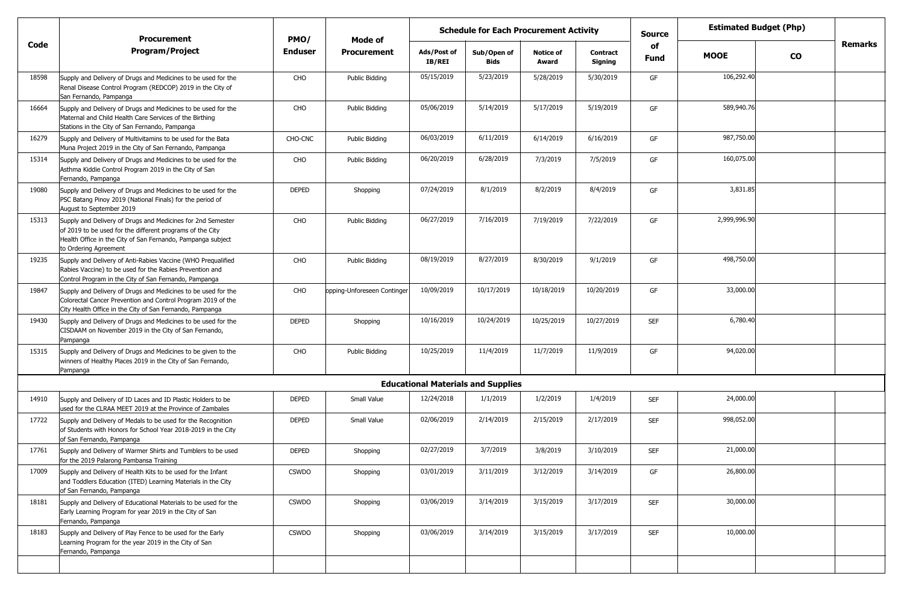| Code | Procurement Program/Project | PMO/ Enduser | Mode of Procurement | Schedule for Each Procurement Activity | | | | Source of Fund | Estimated Budget (Php) | | Remarks |
|---|---|---|---|---|---|---|---|---|---|---|---|
| | | | | Ads/Post of IB/REI | Sub/Open of Bids | Notice of Award | Contract Signing | | MOOE | CO | |
| 18598 | Supply and Delivery of Drugs and Medicines to be used for the Renal Disease Control Program (REDCOP) 2019 in the City of San Fernando, Pampanga | CHO | Public Bidding | 05/15/2019 | 5/23/2019 | 5/28/2019 | 5/30/2019 | GF | 106,292.40 | | |
| 16664 | Supply and Delivery of Drugs and Medicines to be used for the Maternal and Child Health Care Services of the Birthing Stations in the City of San Fernando, Pampanga | CHO | Public Bidding | 05/06/2019 | 5/14/2019 | 5/17/2019 | 5/19/2019 | GF | 589,940.76 | | |
| 16279 | Supply and Delivery of Multivitamins to be used for the Bata Muna Project 2019 in the City of San Fernando, Pampanga | CHO-CNC | Public Bidding | 06/03/2019 | 6/11/2019 | 6/14/2019 | 6/16/2019 | GF | 987,750.00 | | |
| 15314 | Supply and Delivery of Drugs and Medicines to be used for the Asthma Kiddie Control Program 2019 in the City of San Fernando, Pampanga | CHO | Public Bidding | 06/20/2019 | 6/28/2019 | 7/3/2019 | 7/5/2019 | GF | 160,075.00 | | |
| 19080 | Supply and Delivery of Drugs and Medicines to be used for the PSC Batang Pinoy 2019 (National Finals) for the period of August to September 2019 | DEPED | Shopping | 07/24/2019 | 8/1/2019 | 8/2/2019 | 8/4/2019 | GF | 3,831.85 | | |
| 15313 | Supply and Delivery of Drugs and Medicines for 2nd Semester of 2019 to be used for the different programs of the City Health Office in the City of San Fernando, Pampanga subject to Ordering Agreement | CHO | Public Bidding | 06/27/2019 | 7/16/2019 | 7/19/2019 | 7/22/2019 | GF | 2,999,996.90 | | |
| 19235 | Supply and Delivery of Anti-Rabies Vaccine (WHO Prequalified Rabies Vaccine) to be used for the Rabies Prevention and Control Program in the City of San Fernando, Pampanga | CHO | Public Bidding | 08/19/2019 | 8/27/2019 | 8/30/2019 | 9/1/2019 | GF | 498,750.00 | | |
| 19847 | Supply and Delivery of Drugs and Medicines to be used for the Colorectal Cancer Prevention and Control Program 2019 of the City Health Office in the City of San Fernando, Pampanga | CHO | opping-Unforeseen Continger | 10/09/2019 | 10/17/2019 | 10/18/2019 | 10/20/2019 | GF | 33,000.00 | | |
| 19430 | Supply and Delivery of Drugs and Medicines to be used for the CISDAAM on November 2019 in the City of San Fernando, Pampanga | DEPED | Shopping | 10/16/2019 | 10/24/2019 | 10/25/2019 | 10/27/2019 | SEF | 6,780.40 | | |
| 15315 | Supply and Delivery of Drugs and Medicines to be given to the winners of Healthy Places 2019 in the City of San Fernando, Pampanga | CHO | Public Bidding | 10/25/2019 | 11/4/2019 | 11/7/2019 | 11/9/2019 | GF | 94,020.00 | | |
| | **Educational Materials and Supplies** | | | | | | | | | | |
| 14910 | Supply and Delivery of ID Laces and ID Plastic Holders to be used for the CLRAA MEET 2019 at the Province of Zambales | DEPED | Small Value | 12/24/2018 | 1/1/2019 | 1/2/2019 | 1/4/2019 | SEF | 24,000.00 | | |
| 17722 | Supply and Delivery of Medals to be used for the Recognition of Students with Honors for School Year 2018-2019 in the City of San Fernando, Pampanga | DEPED | Small Value | 02/06/2019 | 2/14/2019 | 2/15/2019 | 2/17/2019 | SEF | 998,052.00 | | |
| 17761 | Supply and Delivery of Warmer Shirts and Tumblers to be used for the 2019 Palarong Pambansa Training | DEPED | Shopping | 02/27/2019 | 3/7/2019 | 3/8/2019 | 3/10/2019 | SEF | 21,000.00 | | |
| 17009 | Supply and Delivery of Health Kits to be used for the Infant and Toddlers Education (ITED) Learning Materials in the City of San Fernando, Pampanga | CSWDO | Shopping | 03/01/2019 | 3/11/2019 | 3/12/2019 | 3/14/2019 | GF | 26,800.00 | | |
| 18181 | Supply and Delivery of Educational Materials to be used for the Early Learning Program for year 2019 in the City of San Fernando, Pampanga | CSWDO | Shopping | 03/06/2019 | 3/14/2019 | 3/15/2019 | 3/17/2019 | SEF | 30,000.00 | | |
| 18183 | Supply and Delivery of Play Fence to be used for the Early Learning Program for the year 2019 in the City of San Fernando, Pampanga | CSWDO | Shopping | 03/06/2019 | 3/14/2019 | 3/15/2019 | 3/17/2019 | SEF | 10,000.00 | | |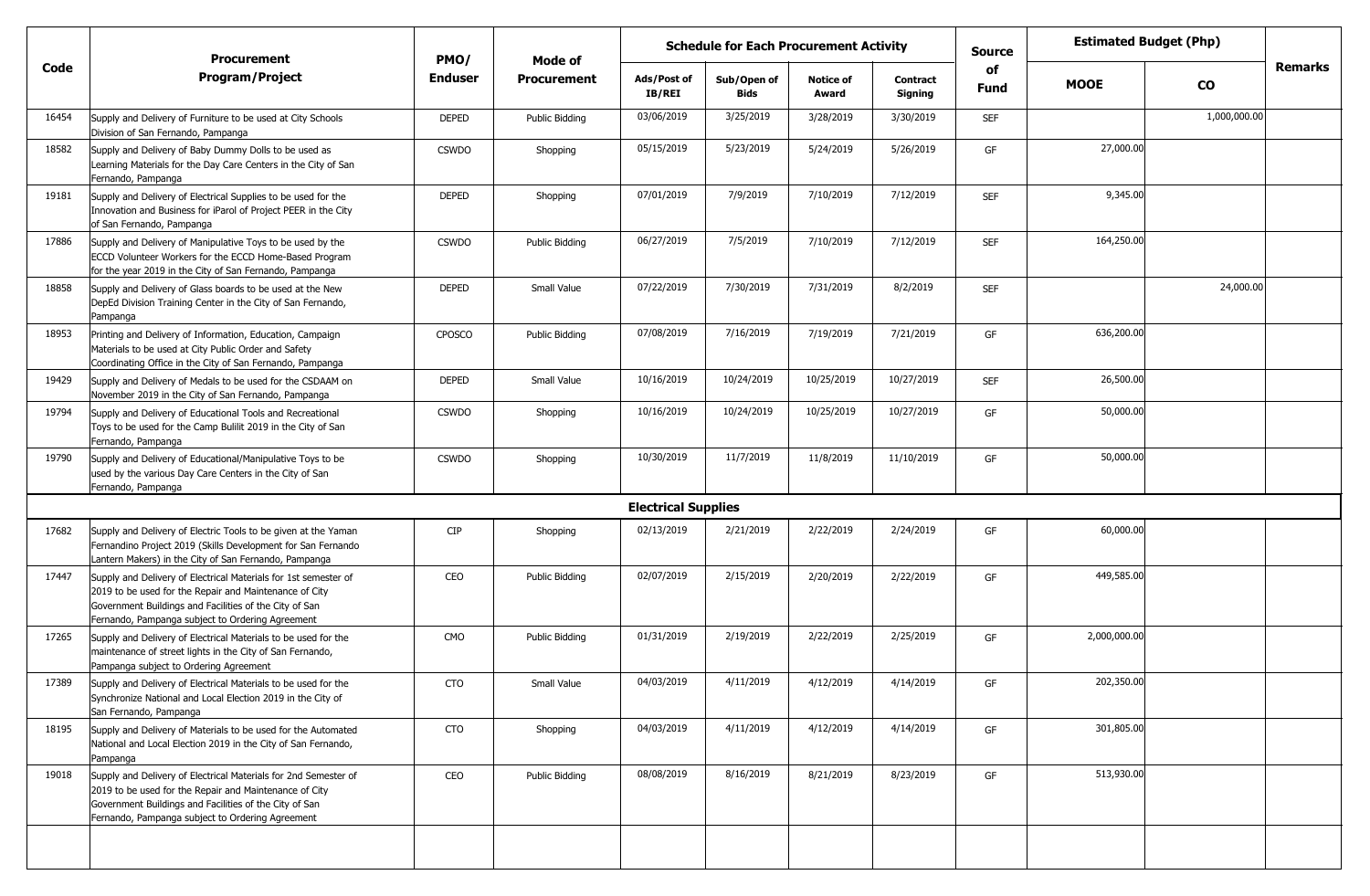| Code | Procurement Program/Project | PMO/ Enduser | Mode of Procurement | Schedule for Each Procurement Activity | | | | Source of Fund | Estimated Budget (Php) | | Remarks |
|---|---|---|---|---|---|---|---|---|---|---|---|
| | | | | Ads/Post of IB/REI | Sub/Open of Bids | Notice of Award | Contract Signing | | MOOE | CO | |
| 16454 | Supply and Delivery of Furniture to be used at City Schools Division of San Fernando, Pampanga | DEPED | Public Bidding | 03/06/2019 | 3/25/2019 | 3/28/2019 | 3/30/2019 | SEF | | 1,000,000.00 | |
| 18582 | Supply and Delivery of Baby Dummy Dolls to be used as Learning Materials for the Day Care Centers in the City of San Fernando, Pampanga | CSWDO | Shopping | 05/15/2019 | 5/23/2019 | 5/24/2019 | 5/26/2019 | GF | 27,000.00 | | |
| 19181 | Supply and Delivery of Electrical Supplies to be used for the Innovation and Business for iParol of Project PEER in the City of San Fernando, Pampanga | DEPED | Shopping | 07/01/2019 | 7/9/2019 | 7/10/2019 | 7/12/2019 | SEF | 9,345.00 | | |
| 17886 | Supply and Delivery of Manipulative Toys to be used by the ECCD Volunteer Workers for the ECCD Home-Based Program for the year 2019 in the City of San Fernando, Pampanga | CSWDO | Public Bidding | 06/27/2019 | 7/5/2019 | 7/10/2019 | 7/12/2019 | SEF | 164,250.00 | | |
| 18858 | Supply and Delivery of Glass boards to be used at the New DepEd Division Training Center in the City of San Fernando, Pampanga | DEPED | Small Value | 07/22/2019 | 7/30/2019 | 7/31/2019 | 8/2/2019 | SEF | | 24,000.00 | |
| 18953 | Printing and Delivery of Information, Education, Campaign Materials to be used at City Public Order and Safety Coordinating Office in the City of San Fernando, Pampanga | CPOSCO | Public Bidding | 07/08/2019 | 7/16/2019 | 7/19/2019 | 7/21/2019 | GF | 636,200.00 | | |
| 19429 | Supply and Delivery of Medals to be used for the CSDAAM on November 2019 in the City of San Fernando, Pampanga | DEPED | Small Value | 10/16/2019 | 10/24/2019 | 10/25/2019 | 10/27/2019 | SEF | 26,500.00 | | |
| 19794 | Supply and Delivery of Educational Tools and Recreational Toys to be used for the Camp Bulilit 2019 in the City of San Fernando, Pampanga | CSWDO | Shopping | 10/16/2019 | 10/24/2019 | 10/25/2019 | 10/27/2019 | GF | 50,000.00 | | |
| 19790 | Supply and Delivery of Educational/Manipulative Toys to be used by the various Day Care Centers in the City of San Fernando, Pampanga | CSWDO | Shopping | 10/30/2019 | 11/7/2019 | 11/8/2019 | 11/10/2019 | GF | 50,000.00 | | |
| | **Electrical Supplies** | | | | | | | | | | |
| 17682 | Supply and Delivery of Electric Tools to be given at the Yaman Fernandino Project 2019 (Skills Development for San Fernando Lantern Makers) in the City of San Fernando, Pampanga | CIP | Shopping | 02/13/2019 | 2/21/2019 | 2/22/2019 | 2/24/2019 | GF | 60,000.00 | | |
| 17447 | Supply and Delivery of Electrical Materials for 1st semester of 2019 to be used for the Repair and Maintenance of City Government Buildings and Facilities of the City of San Fernando, Pampanga subject to Ordering Agreement | CEO | Public Bidding | 02/07/2019 | 2/15/2019 | 2/20/2019 | 2/22/2019 | GF | 449,585.00 | | |
| 17265 | Supply and Delivery of Electrical Materials to be used for the maintenance of street lights in the City of San Fernando, Pampanga subject to Ordering Agreement | CMO | Public Bidding | 01/31/2019 | 2/19/2019 | 2/22/2019 | 2/25/2019 | GF | 2,000,000.00 | | |
| 17389 | Supply and Delivery of Electrical Materials to be used for the Synchronize National and Local Election 2019 in the City of San Fernando, Pampanga | CTO | Small Value | 04/03/2019 | 4/11/2019 | 4/12/2019 | 4/14/2019 | GF | 202,350.00 | | |
| 18195 | Supply and Delivery of Materials to be used for the Automated National and Local Election 2019 in the City of San Fernando, Pampanga | CTO | Shopping | 04/03/2019 | 4/11/2019 | 4/12/2019 | 4/14/2019 | GF | 301,805.00 | | |
| 19018 | Supply and Delivery of Electrical Materials for 2nd Semester of 2019 to be used for the Repair and Maintenance of City Government Buildings and Facilities of the City of San Fernando, Pampanga subject to Ordering Agreement | CEO | Public Bidding | 08/08/2019 | 8/16/2019 | 8/21/2019 | 8/23/2019 | GF | 513,930.00 | | |
| | | | | | | | | | | | |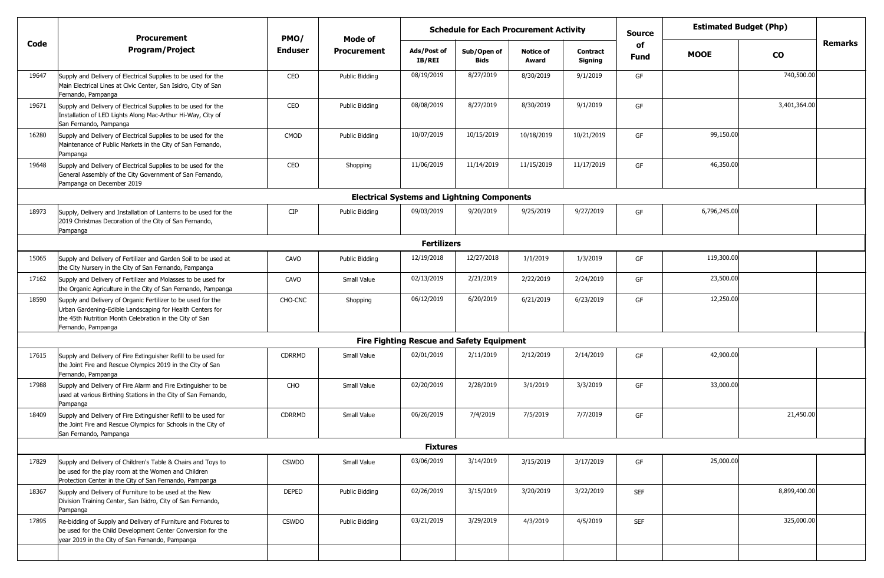| Code | Procurement Program/Project | PMO/ Enduser | Mode of Procurement | Schedule for Each Procurement Activity | | | | Source of Fund | Estimated Budget (Php) | | Remarks |
|---|---|---|---|---|---|---|---|---|---|---|---|
| | | | | Ads/Post of IB/REI | Sub/Open of Bids | Notice of Award | Contract Signing | | MOOE | CO | |
| 19647 | Supply and Delivery of Electrical Supplies to be used for the Main Electrical Lines at Civic Center, San Isidro, City of San Fernando, Pampanga | CEO | Public Bidding | 08/19/2019 | 8/27/2019 | 8/30/2019 | 9/1/2019 | GF | | 740,500.00 | |
| 19671 | Supply and Delivery of Electrical Supplies to be used for the Installation of LED Lights Along Mac-Arthur Hi-Way, City of San Fernando, Pampanga | CEO | Public Bidding | 08/08/2019 | 8/27/2019 | 8/30/2019 | 9/1/2019 | GF | | 3,401,364.00 | |
| 16280 | Supply and Delivery of Electrical Supplies to be used for the Maintenance of Public Markets in the City of San Fernando, Pampanga | CMOD | Public Bidding | 10/07/2019 | 10/15/2019 | 10/18/2019 | 10/21/2019 | GF | 99,150.00 | | |
| 19648 | Supply and Delivery of Electrical Supplies to be used for the General Assembly of the City Government of San Fernando, Pampanga on December 2019 | CEO | Shopping | 11/06/2019 | 11/14/2019 | 11/15/2019 | 11/17/2019 | GF | 46,350.00 | | |
| | **Electrical Systems and Lightning Components** | | | | | | | | | | |
| 18973 | Supply, Delivery and Installation of Lanterns to be used for the 2019 Christmas Decoration of the City of San Fernando, Pampanga | CIP | Public Bidding | 09/03/2019 | 9/20/2019 | 9/25/2019 | 9/27/2019 | GF | 6,796,245.00 | | |
| | **Fertilizers** | | | | | | | | | | |
| 15065 | Supply and Delivery of Fertilizer and Garden Soil to be used at the City Nursery in the City of San Fernando, Pampanga | CAVO | Public Bidding | 12/19/2018 | 12/27/2018 | 1/1/2019 | 1/3/2019 | GF | 119,300.00 | | |
| 17162 | Supply and Delivery of Fertilizer and Molasses to be used for the Organic Agriculture in the City of San Fernando, Pampanga | CAVO | Small Value | 02/13/2019 | 2/21/2019 | 2/22/2019 | 2/24/2019 | GF | 23,500.00 | | |
| 18590 | Supply and Delivery of Organic Fertilizer to be used for the Urban Gardening-Edible Landscaping for Health Centers for the 45th Nutrition Month Celebration in the City of San Fernando, Pampanga | CHO-CNC | Shopping | 06/12/2019 | 6/20/2019 | 6/21/2019 | 6/23/2019 | GF | 12,250.00 | | |
| | **Fire Fighting Rescue and Safety Equipment** | | | | | | | | | | |
| 17615 | Supply and Delivery of Fire Extinguisher Refill to be used for the Joint Fire and Rescue Olympics 2019 in the City of San Fernando, Pampanga | CDRRMD | Small Value | 02/01/2019 | 2/11/2019 | 2/12/2019 | 2/14/2019 | GF | 42,900.00 | | |
| 17988 | Supply and Delivery of Fire Alarm and Fire Extinguisher to be used at various Birthing Stations in the City of San Fernando, Pampanga | CHO | Small Value | 02/20/2019 | 2/28/2019 | 3/1/2019 | 3/3/2019 | GF | 33,000.00 | | |
| 18409 | Supply and Delivery of Fire Extinguisher Refill to be used for the Joint Fire and Rescue Olympics for Schools in the City of San Fernando, Pampanga | CDRRMD | Small Value | 06/26/2019 | 7/4/2019 | 7/5/2019 | 7/7/2019 | GF | | 21,450.00 | |
| | **Fixtures** | | | | | | | | | | |
| 17829 | Supply and Delivery of Children's Table & Chairs and Toys to be used for the play room at the Women and Children Protection Center in the City of San Fernando, Pampanga | CSWDO | Small Value | 03/06/2019 | 3/14/2019 | 3/15/2019 | 3/17/2019 | GF | 25,000.00 | | |
| 18367 | Supply and Delivery of Furniture to be used at the New Division Training Center, San Isidro, City of San Fernando, Pampanga | DEPED | Public Bidding | 02/26/2019 | 3/15/2019 | 3/20/2019 | 3/22/2019 | SEF | | 8,899,400.00 | |
| 17895 | Re-bidding of Supply and Delivery of Furniture and Fixtures to be used for the Child Development Center Conversion for the year 2019 in the City of San Fernando, Pampanga | CSWDO | Public Bidding | 03/21/2019 | 3/29/2019 | 4/3/2019 | 4/5/2019 | SEF | | 325,000.00 | |
| | | | | | | | | | | | |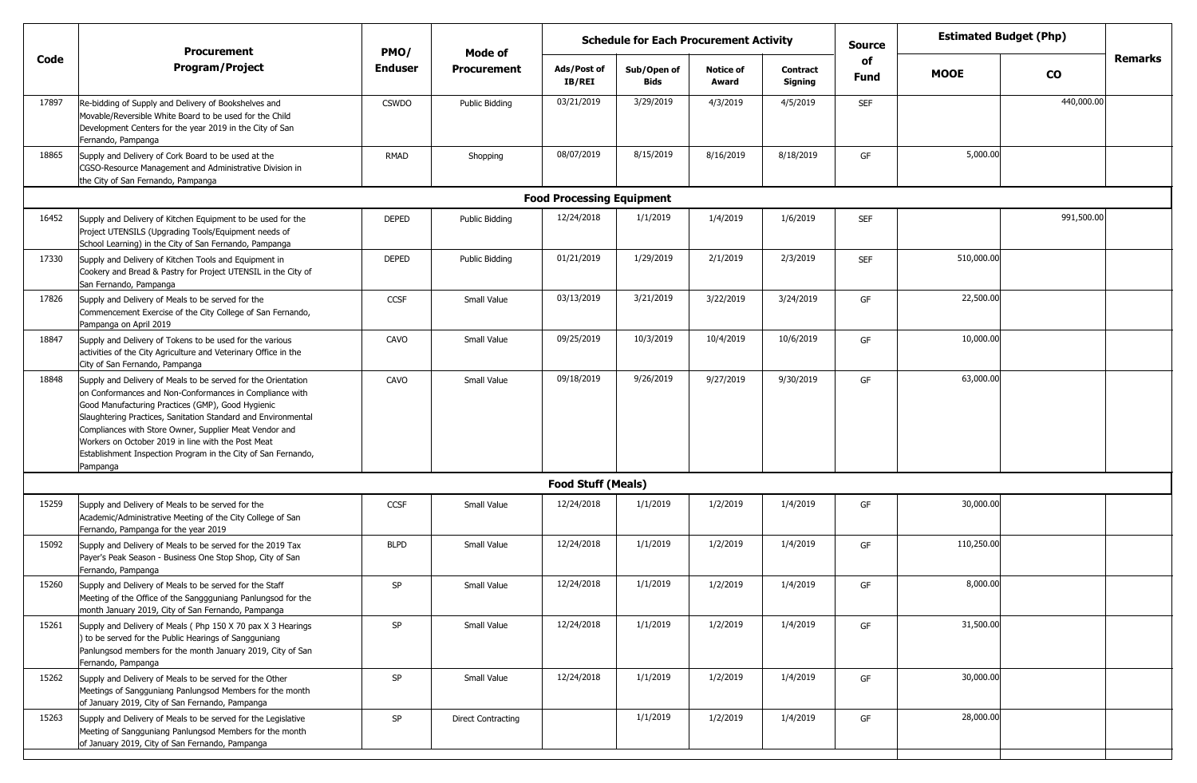| Code | Procurement Program/Project | PMO/ Enduser | Mode of Procurement | Schedule for Each Procurement Activity | | | | Source of Fund | Estimated Budget (Php) | | Remarks |
|---|---|---|---|---|---|---|---|---|---|---|---|
| | | | | Ads/Post of IB/REI | Sub/Open of Bids | Notice of Award | Contract Signing | | MOOE | CO | |
| 17897 | Re-bidding of Supply and Delivery of Bookshelves and Movable/Reversible White Board to be used for the Child Development Centers for the year 2019 in the City of San Fernando, Pampanga | CSWDO | Public Bidding | 03/21/2019 | 3/29/2019 | 4/3/2019 | 4/5/2019 | SEF | | 440,000.00 | |
| 18865 | Supply and Delivery of Cork Board to be used at the CGSO-Resource Management and Administrative Division in the City of San Fernando, Pampanga | RMAD | Shopping | 08/07/2019 | 8/15/2019 | 8/16/2019 | 8/18/2019 | GF | 5,000.00 | | |
| | **Food Processing Equipment** | | | | | | | | | | |
| 16452 | Supply and Delivery of Kitchen Equipment to be used for the Project UTENSILS (Upgrading Tools/Equipment needs of School Learning) in the City of San Fernando, Pampanga | DEPED | Public Bidding | 12/24/2018 | 1/1/2019 | 1/4/2019 | 1/6/2019 | SEF | | 991,500.00 | |
| 17330 | Supply and Delivery of Kitchen Tools and Equipment in Cookery and Bread & Pastry for Project UTENSIL in the City of San Fernando, Pampanga | DEPED | Public Bidding | 01/21/2019 | 1/29/2019 | 2/1/2019 | 2/3/2019 | SEF | 510,000.00 | | |
| 17826 | Supply and Delivery of Meals to be served for the Commencement Exercise of the City College of San Fernando, Pampanga on April 2019 | CCSF | Small Value | 03/13/2019 | 3/21/2019 | 3/22/2019 | 3/24/2019 | GF | 22,500.00 | | |
| 18847 | Supply and Delivery of Tokens to be used for the various activities of the City Agriculture and Veterinary Office in the City of San Fernando, Pampanga | CAVO | Small Value | 09/25/2019 | 10/3/2019 | 10/4/2019 | 10/6/2019 | GF | 10,000.00 | | |
| 18848 | Supply and Delivery of Meals to be served for the Orientation on Conformances and Non-Conformances in Compliance with Good Manufacturing Practices (GMP), Good Hygienic Slaughtering Practices, Sanitation Standard and Environmental Compliances with Store Owner, Supplier Meat Vendor and Workers on October 2019 in line with the Post Meat Establishment Inspection Program in the City of San Fernando, Pampanga | CAVO | Small Value | 09/18/2019 | 9/26/2019 | 9/27/2019 | 9/30/2019 | GF | 63,000.00 | | |
| | **Food Stuff (Meals)** | | | | | | | | | | |
| 15259 | Supply and Delivery of Meals to be served for the Academic/Administrative Meeting of the City College of San Fernando, Pampanga for the year 2019 | CCSF | Small Value | 12/24/2018 | 1/1/2019 | 1/2/2019 | 1/4/2019 | GF | 30,000.00 | | |
| 15092 | Supply and Delivery of Meals to be served for the 2019 Tax Payer's Peak Season - Business One Stop Shop, City of San Fernando, Pampanga | BLPD | Small Value | 12/24/2018 | 1/1/2019 | 1/2/2019 | 1/4/2019 | GF | 110,250.00 | | |
| 15260 | Supply and Delivery of Meals to be served for the Staff Meeting of the Office of the Sanggguniang Panlungsod for the month January 2019, City of San Fernando, Pampanga | SP | Small Value | 12/24/2018 | 1/1/2019 | 1/2/2019 | 1/4/2019 | GF | 8,000.00 | | |
| 15261 | Supply and Delivery of Meals ( Php 150 X 70 pax X 3 Hearings ) to be served for the Public Hearings of Sangguniang Panlungsod members for the month January 2019, City of San Fernando, Pampanga | SP | Small Value | 12/24/2018 | 1/1/2019 | 1/2/2019 | 1/4/2019 | GF | 31,500.00 | | |
| 15262 | Supply and Delivery of Meals to be served for the Other Meetings of Sangguniang Panlungsod Members for the month of January 2019, City of San Fernando, Pampanga | SP | Small Value | 12/24/2018 | 1/1/2019 | 1/2/2019 | 1/4/2019 | GF | 30,000.00 | | |
| 15263 | Supply and Delivery of Meals to be served for the Legislative Meeting of Sangguniang Panlungsod Members for the month of January 2019, City of San Fernando, Pampanga | SP | Direct Contracting | | 1/1/2019 | 1/2/2019 | 1/4/2019 | GF | 28,000.00 | | |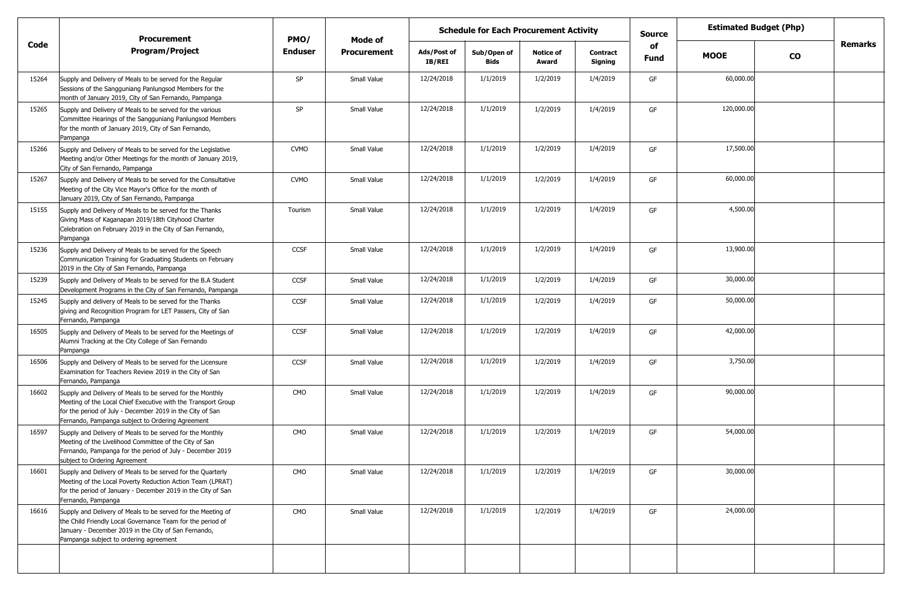| Code | Procurement Program/Project | PMO/ Enduser | Mode of Procurement | Schedule for Each Procurement Activity | | | | Source of Fund | Estimated Budget (Php) | | Remarks |
|---|---|---|---|---|---|---|---|---|---|---|---|
| | | | | Ads/Post of IB/REI | Sub/Open of Bids | Notice of Award | Contract Signing | | MOOE | CO | |
| 15264 | Supply and Delivery of Meals to be served for the Regular Sessions of the Sangguniang Panlungsod Members for the month of January 2019, City of San Fernando, Pampanga | SP | Small Value | 12/24/2018 | 1/1/2019 | 1/2/2019 | 1/4/2019 | GF | 60,000.00 | | |
| 15265 | Supply and Delivery of Meals to be served for the various Committee Hearings of the Sangguniang Panlungsod Members for the month of January 2019, City of San Fernando, Pampanga | SP | Small Value | 12/24/2018 | 1/1/2019 | 1/2/2019 | 1/4/2019 | GF | 120,000.00 | | |
| 15266 | Supply and Delivery of Meals to be served for the Legislative Meeting and/or Other Meetings for the month of January 2019, City of San Fernando, Pampanga | CVMO | Small Value | 12/24/2018 | 1/1/2019 | 1/2/2019 | 1/4/2019 | GF | 17,500.00 | | |
| 15267 | Supply and Delivery of Meals to be served for the Consultative Meeting of the City Vice Mayor's Office for the month of January 2019, City of San Fernando, Pampanga | CVMO | Small Value | 12/24/2018 | 1/1/2019 | 1/2/2019 | 1/4/2019 | GF | 60,000.00 | | |
| 15155 | Supply and Delivery of Meals to be served for the Thanks Giving Mass of Kaganapan 2019/18th Cityhood Charter Celebration on February 2019 in the City of San Fernando, Pampanga | Tourism | Small Value | 12/24/2018 | 1/1/2019 | 1/2/2019 | 1/4/2019 | GF | 4,500.00 | | |
| 15236 | Supply and Delivery of Meals to be served for the Speech Communication Training for Graduating Students on February 2019 in the City of San Fernando, Pampanga | CCSF | Small Value | 12/24/2018 | 1/1/2019 | 1/2/2019 | 1/4/2019 | GF | 13,900.00 | | |
| 15239 | Supply and Delivery of Meals to be served for the B.A Student Development Programs in the City of San Fernando, Pampanga | CCSF | Small Value | 12/24/2018 | 1/1/2019 | 1/2/2019 | 1/4/2019 | GF | 30,000.00 | | |
| 15245 | Supply and delivery of Meals to be served for the Thanks giving and Recognition Program for LET Passers, City of San Fernando, Pampanga | CCSF | Small Value | 12/24/2018 | 1/1/2019 | 1/2/2019 | 1/4/2019 | GF | 50,000.00 | | |
| 16505 | Supply and Delivery of Meals to be served for the Meetings of Alumni Tracking at the City College of San Fernando Pampanga | CCSF | Small Value | 12/24/2018 | 1/1/2019 | 1/2/2019 | 1/4/2019 | GF | 42,000.00 | | |
| 16506 | Supply and Delivery of Meals to be served for the Licensure Examination for Teachers Review 2019 in the City of San Fernando, Pampanga | CCSF | Small Value | 12/24/2018 | 1/1/2019 | 1/2/2019 | 1/4/2019 | GF | 3,750.00 | | |
| 16602 | Supply and Delivery of Meals to be served for the Monthly Meeting of the Local Chief Executive with the Transport Group for the period of July - December 2019 in the City of San Fernando, Pampanga subject to Ordering Agreement | CMO | Small Value | 12/24/2018 | 1/1/2019 | 1/2/2019 | 1/4/2019 | GF | 90,000.00 | | |
| 16597 | Supply and Delivery of Meals to be served for the Monthly Meeting of the Livelihood Committee of the City of San Fernando, Pampanga for the period of July - December 2019 subject to Ordering Agreement | CMO | Small Value | 12/24/2018 | 1/1/2019 | 1/2/2019 | 1/4/2019 | GF | 54,000.00 | | |
| 16601 | Supply and Delivery of Meals to be served for the Quarterly Meeting of the Local Poverty Reduction Action Team (LPRAT) for the period of January - December 2019 in the City of San Fernando, Pampanga | CMO | Small Value | 12/24/2018 | 1/1/2019 | 1/2/2019 | 1/4/2019 | GF | 30,000.00 | | |
| 16616 | Supply and Delivery of Meals to be served for the Meeting of the Child Friendly Local Governance Team for the period of January - December 2019 in the City of San Fernando, Pampanga subject to ordering agreement | CMO | Small Value | 12/24/2018 | 1/1/2019 | 1/2/2019 | 1/4/2019 | GF | 24,000.00 | | |
| | | | | | | | | | | | |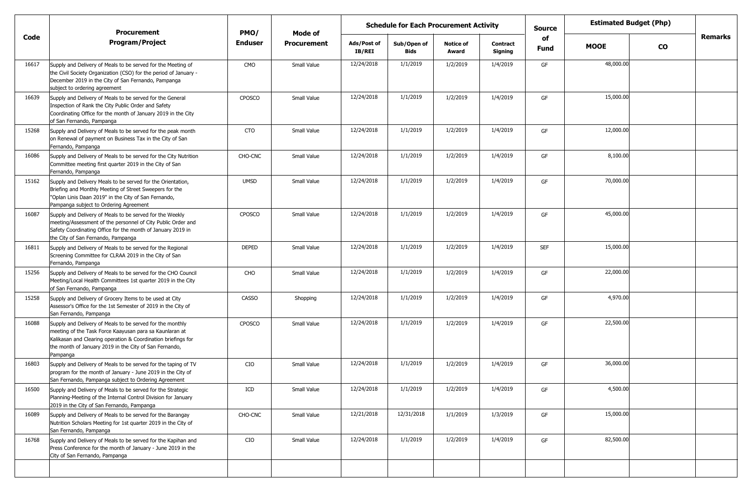| Code | Procurement Program/Project | PMO/ Enduser | Mode of Procurement | Schedule for Each Procurement Activity | | | | Source of Fund | Estimated Budget (Php) | | Remarks |
|---|---|---|---|---|---|---|---|---|---|---|---|
| | | | | Ads/Post of IB/REI | Sub/Open of Bids | Notice of Award | Contract Signing | | MOOE | CO | |
| 16617 | Supply and Delivery of Meals to be served for the Meeting of the Civil Society Organization (CSO) for the period of January - December 2019 in the City of San Fernando, Pampanga subject to ordering agreement | CMO | Small Value | 12/24/2018 | 1/1/2019 | 1/2/2019 | 1/4/2019 | GF | 48,000.00 | | |
| 16639 | Supply and Delivery of Meals to be served for the General Inspection of Rank the City Public Order and Safety Coordinating Office for the month of January 2019 in the City of San Fernando, Pampanga | CPOSCO | Small Value | 12/24/2018 | 1/1/2019 | 1/2/2019 | 1/4/2019 | GF | 15,000.00 | | |
| 15268 | Supply and Delivery of Meals to be served for the peak month on Renewal of payment on Business Tax in the City of San Fernando, Pampanga | CTO | Small Value | 12/24/2018 | 1/1/2019 | 1/2/2019 | 1/4/2019 | GF | 12,000.00 | | |
| 16086 | Supply and Delivery of Meals to be served for the City Nutrition Committee meeting first quarter 2019 in the City of San Fernando, Pampanga | CHO-CNC | Small Value | 12/24/2018 | 1/1/2019 | 1/2/2019 | 1/4/2019 | GF | 8,100.00 | | |
| 15162 | Supply and Delivery Meals to be served for the Orientation, Briefing and Monthly Meeting of Street Sweepers for the "Oplan Linis Daan 2019" in the City of San Fernando, Pampanga subject to Ordering Agreement | UMSD | Small Value | 12/24/2018 | 1/1/2019 | 1/2/2019 | 1/4/2019 | GF | 70,000.00 | | |
| 16087 | Supply and Delivery of Meals to be served for the Weekly meeting/Assessment of the personnel of City Public Order and Safety Coordinating Office for the month of January 2019 in the City of San Fernando, Pampanga | CPOSCO | Small Value | 12/24/2018 | 1/1/2019 | 1/2/2019 | 1/4/2019 | GF | 45,000.00 | | |
| 16811 | Supply and Delivery of Meals to be served for the Regional Screening Committee for CLRAA 2019 in the City of San Fernando, Pampanga | DEPED | Small Value | 12/24/2018 | 1/1/2019 | 1/2/2019 | 1/4/2019 | SEF | 15,000.00 | | |
| 15256 | Supply and Delivery of Meals to be served for the CHO Council Meeting/Local Health Committees 1st quarter 2019 in the City of San Fernando, Pampanga | CHO | Small Value | 12/24/2018 | 1/1/2019 | 1/2/2019 | 1/4/2019 | GF | 22,000.00 | | |
| 15258 | Supply and Delivery of Grocery Items to be used at City Assessor's Office for the 1st Semester of 2019 in the City of San Fernando, Pampanga | CASSO | Shopping | 12/24/2018 | 1/1/2019 | 1/2/2019 | 1/4/2019 | GF | 4,970.00 | | |
| 16088 | Supply and Delivery of Meals to be served for the monthly meeting of the Task Force Kaayusan para sa Kaunlaran at Kalikasan and Clearing operation & Coordination briefings for the month of January 2019 in the City of San Fernando, Pampanga | CPOSCO | Small Value | 12/24/2018 | 1/1/2019 | 1/2/2019 | 1/4/2019 | GF | 22,500.00 | | |
| 16803 | Supply and Delivery of Meals to be served for the taping of TV program for the month of January - June 2019 in the City of San Fernando, Pampanga subject to Ordering Agreement | CIO | Small Value | 12/24/2018 | 1/1/2019 | 1/2/2019 | 1/4/2019 | GF | 36,000.00 | | |
| 16500 | Supply and Delivery of Meals to be served for the Strategic Planning-Meeting of the Internal Control Division for January 2019 in the City of San Fernando, Pampanga | ICD | Small Value | 12/24/2018 | 1/1/2019 | 1/2/2019 | 1/4/2019 | GF | 4,500.00 | | |
| 16089 | Supply and Delivery of Meals to be served for the Barangay Nutrition Scholars Meeting for 1st quarter 2019 in the City of San Fernando, Pampanga | CHO-CNC | Small Value | 12/21/2018 | 12/31/2018 | 1/1/2019 | 1/3/2019 | GF | 15,000.00 | | |
| 16768 | Supply and Delivery of Meals to be served for the Kapihan and Press Conference for the month of January - June 2019 in the City of San Fernando, Pampanga | CIO | Small Value | 12/24/2018 | 1/1/2019 | 1/2/2019 | 1/4/2019 | GF | 82,500.00 | | |
| | | | | | | | | | | | |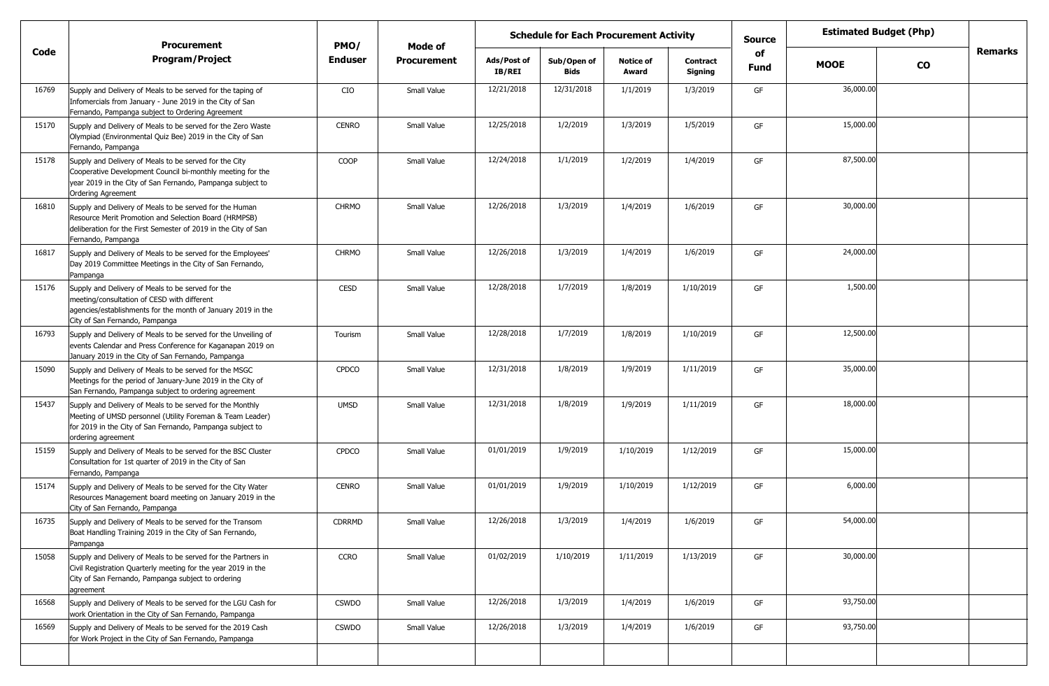| Code | Procurement Program/Project | PMO/ Enduser | Mode of Procurement | Schedule for Each Procurement Activity | | | | Source of Fund | Estimated Budget (Php) | | Remarks |
|---|---|---|---|---|---|---|---|---|---|---|---|
| | | | | Ads/Post of IB/REI | Sub/Open of Bids | Notice of Award | Contract Signing | | MOOE | CO | |
| 16769 | Supply and Delivery of Meals to be served for the taping of Infomercials from January - June 2019 in the City of San Fernando, Pampanga subject to Ordering Agreement | CIO | Small Value | 12/21/2018 | 12/31/2018 | 1/1/2019 | 1/3/2019 | GF | 36,000.00 | | |
| 15170 | Supply and Delivery of Meals to be served for the Zero Waste Olympiad (Environmental Quiz Bee) 2019 in the City of San Fernando, Pampanga | CENRO | Small Value | 12/25/2018 | 1/2/2019 | 1/3/2019 | 1/5/2019 | GF | 15,000.00 | | |
| 15178 | Supply and Delivery of Meals to be served for the City Cooperative Development Council bi-monthly meeting for the year 2019 in the City of San Fernando, Pampanga subject to Ordering Agreement | COOP | Small Value | 12/24/2018 | 1/1/2019 | 1/2/2019 | 1/4/2019 | GF | 87,500.00 | | |
| 16810 | Supply and Delivery of Meals to be served for the Human Resource Merit Promotion and Selection Board (HRMPSB) deliberation for the First Semester of 2019 in the City of San Fernando, Pampanga | CHRMO | Small Value | 12/26/2018 | 1/3/2019 | 1/4/2019 | 1/6/2019 | GF | 30,000.00 | | |
| 16817 | Supply and Delivery of Meals to be served for the Employees' Day 2019 Committee Meetings in the City of San Fernando, Pampanga | CHRMO | Small Value | 12/26/2018 | 1/3/2019 | 1/4/2019 | 1/6/2019 | GF | 24,000.00 | | |
| 15176 | Supply and Delivery of Meals to be served for the meeting/consultation of CESD with different agencies/establishments for the month of January 2019 in the City of San Fernando, Pampanga | CESD | Small Value | 12/28/2018 | 1/7/2019 | 1/8/2019 | 1/10/2019 | GF | 1,500.00 | | |
| 16793 | Supply and Delivery of Meals to be served for the Unveiling of events Calendar and Press Conference for Kaganapan 2019 on January 2019 in the City of San Fernando, Pampanga | Tourism | Small Value | 12/28/2018 | 1/7/2019 | 1/8/2019 | 1/10/2019 | GF | 12,500.00 | | |
| 15090 | Supply and Delivery of Meals to be served for the MSGC Meetings for the period of January-June 2019 in the City of San Fernando, Pampanga subject to ordering agreement | CPDCO | Small Value | 12/31/2018 | 1/8/2019 | 1/9/2019 | 1/11/2019 | GF | 35,000.00 | | |
| 15437 | Supply and Delivery of Meals to be served for the Monthly Meeting of UMSD personnel (Utility Foreman & Team Leader) for 2019 in the City of San Fernando, Pampanga subject to ordering agreement | UMSD | Small Value | 12/31/2018 | 1/8/2019 | 1/9/2019 | 1/11/2019 | GF | 18,000.00 | | |
| 15159 | Supply and Delivery of Meals to be served for the BSC Cluster Consultation for 1st quarter of 2019 in the City of San Fernando, Pampanga | CPDCO | Small Value | 01/01/2019 | 1/9/2019 | 1/10/2019 | 1/12/2019 | GF | 15,000.00 | | |
| 15174 | Supply and Delivery of Meals to be served for the City Water Resources Management board meeting on January 2019 in the City of San Fernando, Pampanga | CENRO | Small Value | 01/01/2019 | 1/9/2019 | 1/10/2019 | 1/12/2019 | GF | 6,000.00 | | |
| 16735 | Supply and Delivery of Meals to be served for the Transom Boat Handling Training 2019 in the City of San Fernando, Pampanga | CDRRMD | Small Value | 12/26/2018 | 1/3/2019 | 1/4/2019 | 1/6/2019 | GF | 54,000.00 | | |
| 15058 | Supply and Delivery of Meals to be served for the Partners in Civil Registration Quarterly meeting for the year 2019 in the City of San Fernando, Pampanga subject to ordering agreement | CCRO | Small Value | 01/02/2019 | 1/10/2019 | 1/11/2019 | 1/13/2019 | GF | 30,000.00 | | |
| 16568 | Supply and Delivery of Meals to be served for the LGU Cash for work Orientation in the City of San Fernando, Pampanga | CSWDO | Small Value | 12/26/2018 | 1/3/2019 | 1/4/2019 | 1/6/2019 | GF | 93,750.00 | | |
| 16569 | Supply and Delivery of Meals to be served for the 2019 Cash for Work Project in the City of San Fernando, Pampanga | CSWDO | Small Value | 12/26/2018 | 1/3/2019 | 1/4/2019 | 1/6/2019 | GF | 93,750.00 | | |
| | | | | | | | | | | | |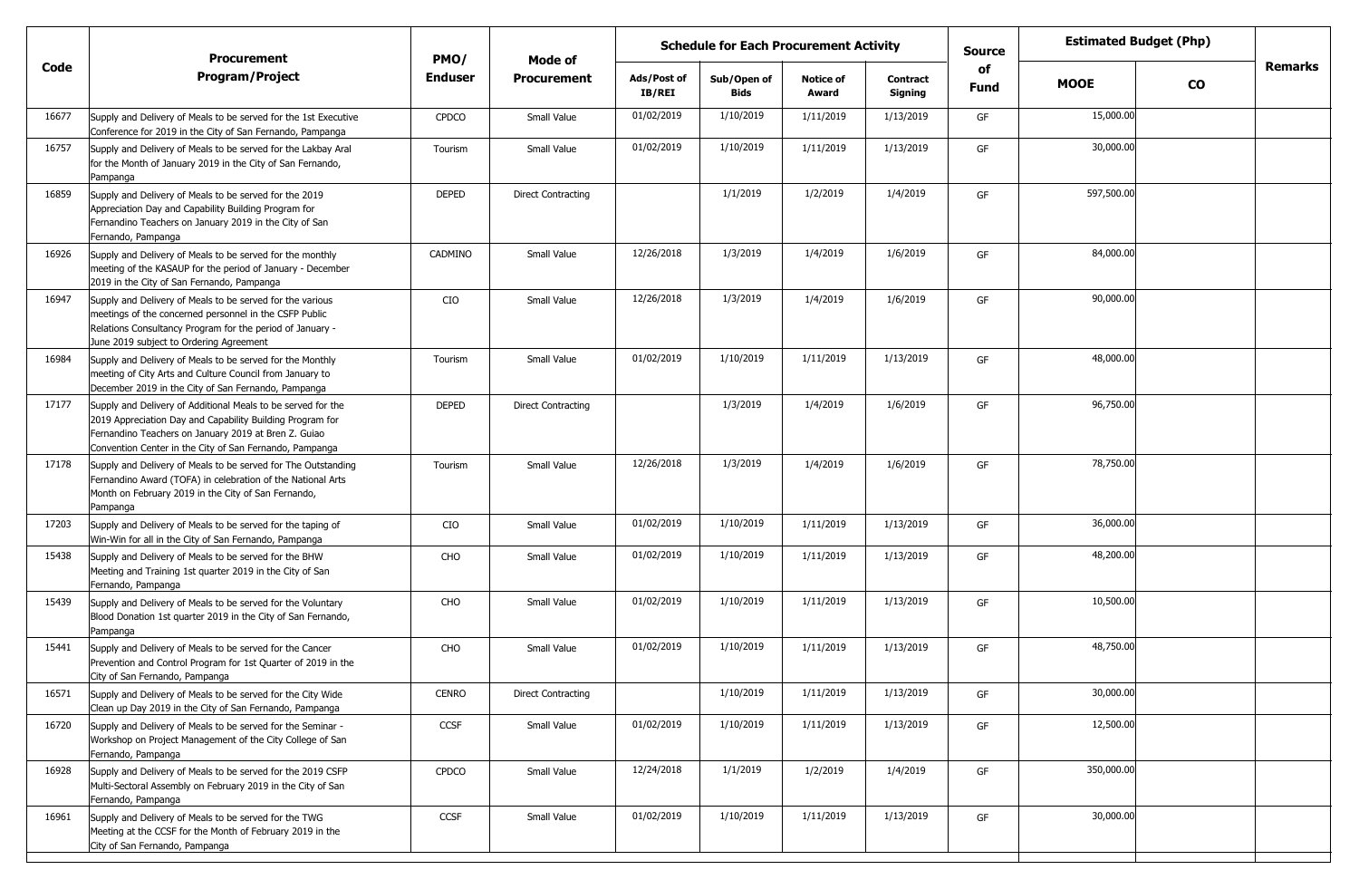| Code | Procurement Program/Project | PMO/ Enduser | Mode of Procurement | Schedule for Each Procurement Activity | | | | Source of Fund | Estimated Budget (Php) | | Remarks |
|---|---|---|---|---|---|---|---|---|---|---|---|
| | | | | Ads/Post of IB/REI | Sub/Open of Bids | Notice of Award | Contract Signing | | MOOE | CO | |
| 16677 | Supply and Delivery of Meals to be served for the 1st Executive Conference for 2019 in the City of San Fernando, Pampanga | CPDCO | Small Value | 01/02/2019 | 1/10/2019 | 1/11/2019 | 1/13/2019 | GF | 15,000.00 | | |
| 16757 | Supply and Delivery of Meals to be served for the Lakbay Aral for the Month of January 2019 in the City of San Fernando, Pampanga | Tourism | Small Value | 01/02/2019 | 1/10/2019 | 1/11/2019 | 1/13/2019 | GF | 30,000.00 | | |
| 16859 | Supply and Delivery of Meals to be served for the 2019 Appreciation Day and Capability Building Program for Fernandino Teachers on January 2019 in the City of San Fernando, Pampanga | DEPED | Direct Contracting | | 1/1/2019 | 1/2/2019 | 1/4/2019 | GF | 597,500.00 | | |
| 16926 | Supply and Delivery of Meals to be served for the monthly meeting of the KASAUP for the period of January - December 2019 in the City of San Fernando, Pampanga | CADMINO | Small Value | 12/26/2018 | 1/3/2019 | 1/4/2019 | 1/6/2019 | GF | 84,000.00 | | |
| 16947 | Supply and Delivery of Meals to be served for the various meetings of the concerned personnel in the CSFP Public Relations Consultancy Program for the period of January - June 2019 subject to Ordering Agreement | CIO | Small Value | 12/26/2018 | 1/3/2019 | 1/4/2019 | 1/6/2019 | GF | 90,000.00 | | |
| 16984 | Supply and Delivery of Meals to be served for the Monthly meeting of City Arts and Culture Council from January to December 2019 in the City of San Fernando, Pampanga | Tourism | Small Value | 01/02/2019 | 1/10/2019 | 1/11/2019 | 1/13/2019 | GF | 48,000.00 | | |
| 17177 | Supply and Delivery of Additional Meals to be served for the 2019 Appreciation Day and Capability Building Program for Fernandino Teachers on January 2019 at Bren Z. Guiao Convention Center in the City of San Fernando, Pampanga | DEPED | Direct Contracting | | 1/3/2019 | 1/4/2019 | 1/6/2019 | GF | 96,750.00 | | |
| 17178 | Supply and Delivery of Meals to be served for The Outstanding Fernandino Award (TOFA) in celebration of the National Arts Month on February 2019 in the City of San Fernando, Pampanga | Tourism | Small Value | 12/26/2018 | 1/3/2019 | 1/4/2019 | 1/6/2019 | GF | 78,750.00 | | |
| 17203 | Supply and Delivery of Meals to be served for the taping of Win-Win for all in the City of San Fernando, Pampanga | CIO | Small Value | 01/02/2019 | 1/10/2019 | 1/11/2019 | 1/13/2019 | GF | 36,000.00 | | |
| 15438 | Supply and Delivery of Meals to be served for the BHW Meeting and Training 1st quarter 2019 in the City of San Fernando, Pampanga | CHO | Small Value | 01/02/2019 | 1/10/2019 | 1/11/2019 | 1/13/2019 | GF | 48,200.00 | | |
| 15439 | Supply and Delivery of Meals to be served for the Voluntary Blood Donation 1st quarter 2019 in the City of San Fernando, Pampanga | CHO | Small Value | 01/02/2019 | 1/10/2019 | 1/11/2019 | 1/13/2019 | GF | 10,500.00 | | |
| 15441 | Supply and Delivery of Meals to be served for the Cancer Prevention and Control Program for 1st Quarter of 2019 in the City of San Fernando, Pampanga | CHO | Small Value | 01/02/2019 | 1/10/2019 | 1/11/2019 | 1/13/2019 | GF | 48,750.00 | | |
| 16571 | Supply and Delivery of Meals to be served for the City Wide Clean up Day 2019 in the City of San Fernando, Pampanga | CENRO | Direct Contracting | | 1/10/2019 | 1/11/2019 | 1/13/2019 | GF | 30,000.00 | | |
| 16720 | Supply and Delivery of Meals to be served for the Seminar - Workshop on Project Management of the City College of San Fernando, Pampanga | CCSF | Small Value | 01/02/2019 | 1/10/2019 | 1/11/2019 | 1/13/2019 | GF | 12,500.00 | | |
| 16928 | Supply and Delivery of Meals to be served for the 2019 CSFP Multi-Sectoral Assembly on February 2019 in the City of San Fernando, Pampanga | CPDCO | Small Value | 12/24/2018 | 1/1/2019 | 1/2/2019 | 1/4/2019 | GF | 350,000.00 | | |
| 16961 | Supply and Delivery of Meals to be served for the TWG Meeting at the CCSF for the Month of February 2019 in the City of San Fernando, Pampanga | CCSF | Small Value | 01/02/2019 | 1/10/2019 | 1/11/2019 | 1/13/2019 | GF | 30,000.00 | | |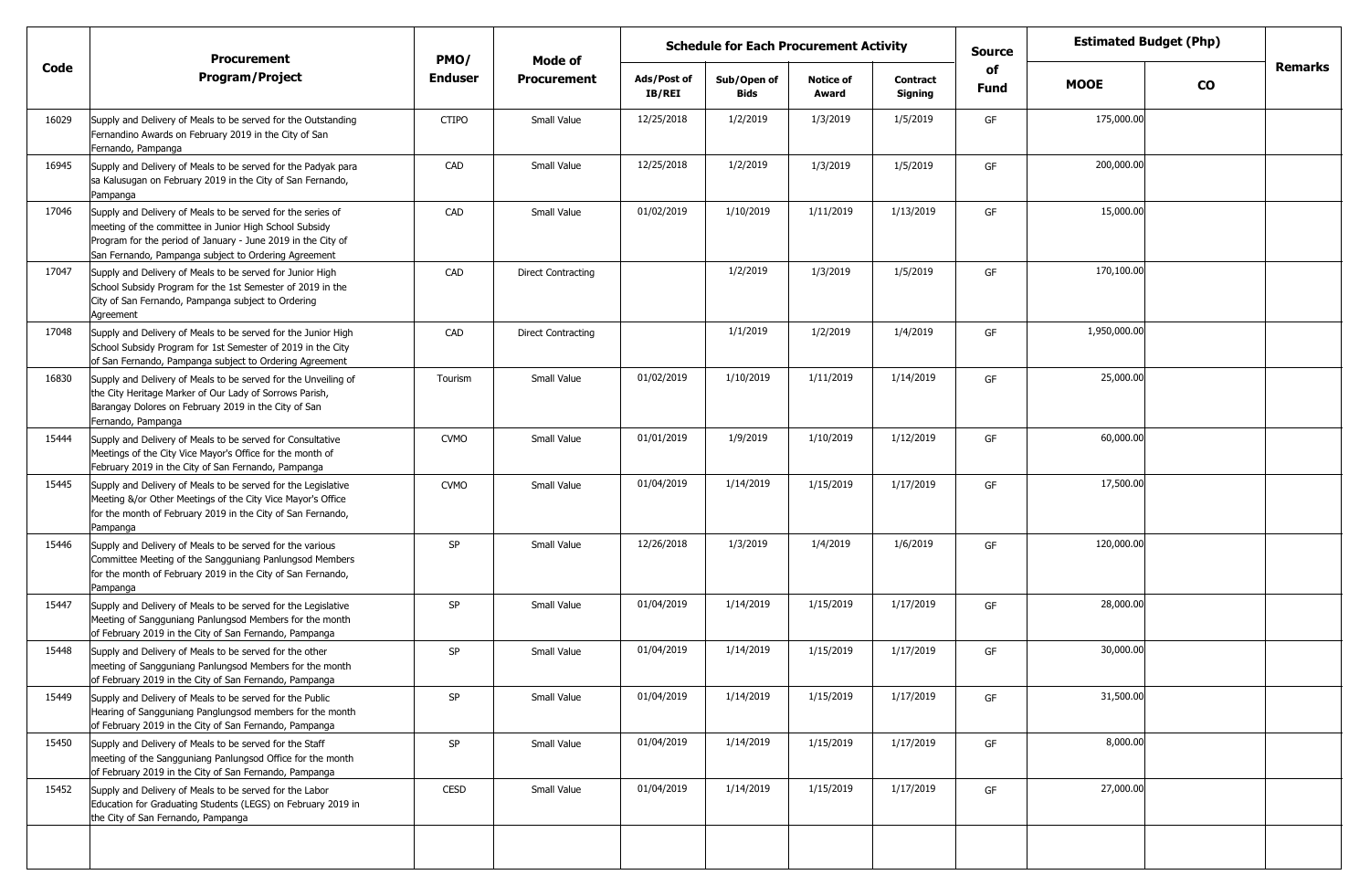| Code | Procurement Program/Project | PMO/ Enduser | Mode of Procurement | Schedule for Each Procurement Activity | | | | Source of Fund | Estimated Budget (Php) | | Remarks |
|---|---|---|---|---|---|---|---|---|---|---|---|
| | | | | Ads/Post of IB/REI | Sub/Open of Bids | Notice of Award | Contract Signing | | MOOE | CO | |
| 16029 | Supply and Delivery of Meals to be served for the Outstanding Fernandino Awards on February 2019 in the City of San Fernando, Pampanga | CTIPO | Small Value | 12/25/2018 | 1/2/2019 | 1/3/2019 | 1/5/2019 | GF | 175,000.00 | | |
| 16945 | Supply and Delivery of Meals to be served for the Padyak para sa Kalusugan on February 2019 in the City of San Fernando, Pampanga | CAD | Small Value | 12/25/2018 | 1/2/2019 | 1/3/2019 | 1/5/2019 | GF | 200,000.00 | | |
| 17046 | Supply and Delivery of Meals to be served for the series of meeting of the committee in Junior High School Subsidy Program for the period of January - June 2019 in the City of San Fernando, Pampanga subject to Ordering Agreement | CAD | Small Value | 01/02/2019 | 1/10/2019 | 1/11/2019 | 1/13/2019 | GF | 15,000.00 | | |
| 17047 | Supply and Delivery of Meals to be served for Junior High School Subsidy Program for the 1st Semester of 2019 in the City of San Fernando, Pampanga subject to Ordering Agreement | CAD | Direct Contracting | | 1/2/2019 | 1/3/2019 | 1/5/2019 | GF | 170,100.00 | | |
| 17048 | Supply and Delivery of Meals to be served for the Junior High School Subsidy Program for 1st Semester of 2019 in the City of San Fernando, Pampanga subject to Ordering Agreement | CAD | Direct Contracting | | 1/1/2019 | 1/2/2019 | 1/4/2019 | GF | 1,950,000.00 | | |
| 16830 | Supply and Delivery of Meals to be served for the Unveiling of the City Heritage Marker of Our Lady of Sorrows Parish, Barangay Dolores on February 2019 in the City of San Fernando, Pampanga | Tourism | Small Value | 01/02/2019 | 1/10/2019 | 1/11/2019 | 1/14/2019 | GF | 25,000.00 | | |
| 15444 | Supply and Delivery of Meals to be served for Consultative Meetings of the City Vice Mayor's Office for the month of February 2019 in the City of San Fernando, Pampanga | CVMO | Small Value | 01/01/2019 | 1/9/2019 | 1/10/2019 | 1/12/2019 | GF | 60,000.00 | | |
| 15445 | Supply and Delivery of Meals to be served for the Legislative Meeting &/or Other Meetings of the City Vice Mayor's Office for the month of February 2019 in the City of San Fernando, Pampanga | CVMO | Small Value | 01/04/2019 | 1/14/2019 | 1/15/2019 | 1/17/2019 | GF | 17,500.00 | | |
| 15446 | Supply and Delivery of Meals to be served for the various Committee Meeting of the Sangguniang Panlungsod Members for the month of February 2019 in the City of San Fernando, Pampanga | SP | Small Value | 12/26/2018 | 1/3/2019 | 1/4/2019 | 1/6/2019 | GF | 120,000.00 | | |
| 15447 | Supply and Delivery of Meals to be served for the Legislative Meeting of Sangguniang Panlungsod Members for the month of February 2019 in the City of San Fernando, Pampanga | SP | Small Value | 01/04/2019 | 1/14/2019 | 1/15/2019 | 1/17/2019 | GF | 28,000.00 | | |
| 15448 | Supply and Delivery of Meals to be served for the other meeting of Sangguniang Panlungsod Members for the month of February 2019 in the City of San Fernando, Pampanga | SP | Small Value | 01/04/2019 | 1/14/2019 | 1/15/2019 | 1/17/2019 | GF | 30,000.00 | | |
| 15449 | Supply and Delivery of Meals to be served for the Public Hearing of Sangguniang Panglungsod members for the month of February 2019 in the City of San Fernando, Pampanga | SP | Small Value | 01/04/2019 | 1/14/2019 | 1/15/2019 | 1/17/2019 | GF | 31,500.00 | | |
| 15450 | Supply and Delivery of Meals to be served for the Staff meeting of the Sangguniang Panlungsod Office for the month of February 2019 in the City of San Fernando, Pampanga | SP | Small Value | 01/04/2019 | 1/14/2019 | 1/15/2019 | 1/17/2019 | GF | 8,000.00 | | |
| 15452 | Supply and Delivery of Meals to be served for the Labor Education for Graduating Students (LEGS) on February 2019 in the City of San Fernando, Pampanga | CESD | Small Value | 01/04/2019 | 1/14/2019 | 1/15/2019 | 1/17/2019 | GF | 27,000.00 | | |
| | | | | | | | | | | | |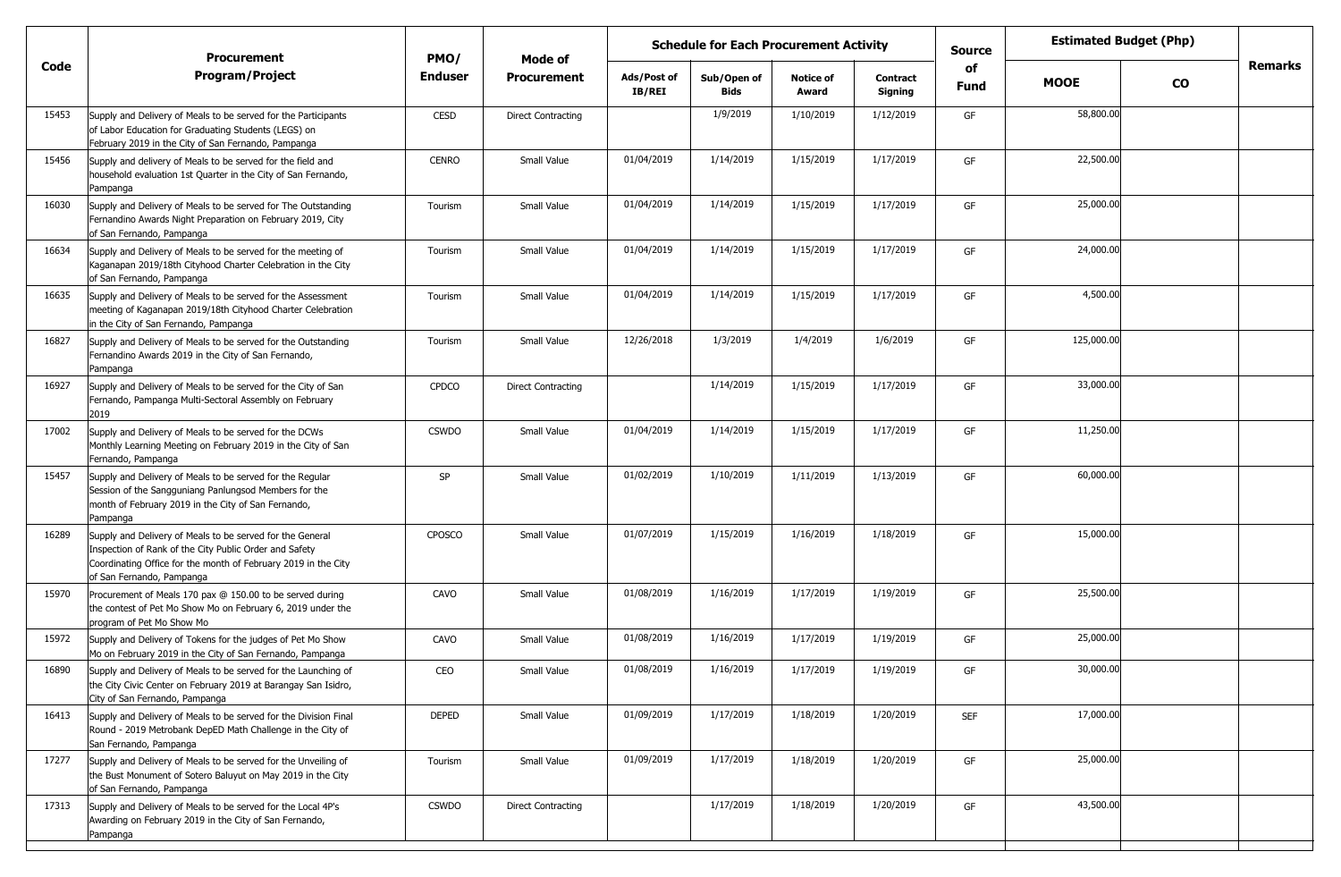| Code | Procurement Program/Project | PMO/ Enduser | Mode of Procurement | Schedule for Each Procurement Activity | | | | Source of Fund | Estimated Budget (Php) | | Remarks |
|---|---|---|---|---|---|---|---|---|---|---|---|
| | | | | Ads/Post of IB/REI | Sub/Open of Bids | Notice of Award | Contract Signing | | MOOE | CO | |
| 15453 | Supply and Delivery of Meals to be served for the Participants of Labor Education for Graduating Students (LEGS) on February 2019 in the City of San Fernando, Pampanga | CESD | Direct Contracting | | 1/9/2019 | 1/10/2019 | 1/12/2019 | GF | 58,800.00 | | |
| 15456 | Supply and delivery of Meals to be served for the field and household evaluation 1st Quarter in the City of San Fernando, Pampanga | CENRO | Small Value | 01/04/2019 | 1/14/2019 | 1/15/2019 | 1/17/2019 | GF | 22,500.00 | | |
| 16030 | Supply and Delivery of Meals to be served for The Outstanding Fernandino Awards Night Preparation on February 2019, City of San Fernando, Pampanga | Tourism | Small Value | 01/04/2019 | 1/14/2019 | 1/15/2019 | 1/17/2019 | GF | 25,000.00 | | |
| 16634 | Supply and Delivery of Meals to be served for the meeting of Kaganapan 2019/18th Cityhood Charter Celebration in the City of San Fernando, Pampanga | Tourism | Small Value | 01/04/2019 | 1/14/2019 | 1/15/2019 | 1/17/2019 | GF | 24,000.00 | | |
| 16635 | Supply and Delivery of Meals to be served for the Assessment meeting of Kaganapan 2019/18th Cityhood Charter Celebration in the City of San Fernando, Pampanga | Tourism | Small Value | 01/04/2019 | 1/14/2019 | 1/15/2019 | 1/17/2019 | GF | 4,500.00 | | |
| 16827 | Supply and Delivery of Meals to be served for the Outstanding Fernandino Awards 2019 in the City of San Fernando, Pampanga | Tourism | Small Value | 12/26/2018 | 1/3/2019 | 1/4/2019 | 1/6/2019 | GF | 125,000.00 | | |
| 16927 | Supply and Delivery of Meals to be served for the City of San Fernando, Pampanga Multi-Sectoral Assembly on February 2019 | CPDCO | Direct Contracting | | 1/14/2019 | 1/15/2019 | 1/17/2019 | GF | 33,000.00 | | |
| 17002 | Supply and Delivery of Meals to be served for the DCWs Monthly Learning Meeting on February 2019 in the City of San Fernando, Pampanga | CSWDO | Small Value | 01/04/2019 | 1/14/2019 | 1/15/2019 | 1/17/2019 | GF | 11,250.00 | | |
| 15457 | Supply and Delivery of Meals to be served for the Regular Session of the Sangguniang Panlungsod Members for the month of February 2019 in the City of San Fernando, Pampanga | SP | Small Value | 01/02/2019 | 1/10/2019 | 1/11/2019 | 1/13/2019 | GF | 60,000.00 | | |
| 16289 | Supply and Delivery of Meals to be served for the General Inspection of Rank of the City Public Order and Safety Coordinating Office for the month of February 2019 in the City of San Fernando, Pampanga | CPOSCO | Small Value | 01/07/2019 | 1/15/2019 | 1/16/2019 | 1/18/2019 | GF | 15,000.00 | | |
| 15970 | Procurement of Meals 170 pax @ 150.00 to be served during the contest of Pet Mo Show Mo on February 6, 2019 under the program of Pet Mo Show Mo | CAVO | Small Value | 01/08/2019 | 1/16/2019 | 1/17/2019 | 1/19/2019 | GF | 25,500.00 | | |
| 15972 | Supply and Delivery of Tokens for the judges of Pet Mo Show Mo on February 2019 in the City of San Fernando, Pampanga | CAVO | Small Value | 01/08/2019 | 1/16/2019 | 1/17/2019 | 1/19/2019 | GF | 25,000.00 | | |
| 16890 | Supply and Delivery of Meals to be served for the Launching of the City Civic Center on February 2019 at Barangay San Isidro, City of San Fernando, Pampanga | CEO | Small Value | 01/08/2019 | 1/16/2019 | 1/17/2019 | 1/19/2019 | GF | 30,000.00 | | |
| 16413 | Supply and Delivery of Meals to be served for the Division Final Round - 2019 Metrobank DepED Math Challenge in the City of San Fernando, Pampanga | DEPED | Small Value | 01/09/2019 | 1/17/2019 | 1/18/2019 | 1/20/2019 | SEF | 17,000.00 | | |
| 17277 | Supply and Delivery of Meals to be served for the Unveiling of the Bust Monument of Sotero Baluyut on May 2019 in the City of San Fernando, Pampanga | Tourism | Small Value | 01/09/2019 | 1/17/2019 | 1/18/2019 | 1/20/2019 | GF | 25,000.00 | | |
| 17313 | Supply and Delivery of Meals to be served for the Local 4P's Awarding on February 2019 in the City of San Fernando, Pampanga | CSWDO | Direct Contracting | | 1/17/2019 | 1/18/2019 | 1/20/2019 | GF | 43,500.00 | | |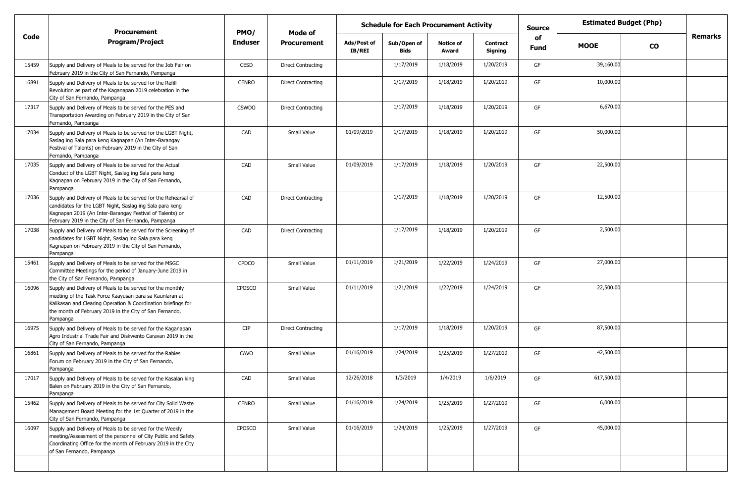| Code | Procurement Program/Project | PMO/ Enduser | Mode of Procurement | Schedule for Each Procurement Activity | | | | Source of Fund | Estimated Budget (Php) | | Remarks |
|---|---|---|---|---|---|---|---|---|---|---|---|
| | | | | Ads/Post of IB/REI | Sub/Open of Bids | Notice of Award | Contract Signing | | MOOE | CO | |
| 15459 | Supply and Delivery of Meals to be served for the Job Fair on February 2019 in the City of San Fernando, Pampanga | CESD | Direct Contracting | | 1/17/2019 | 1/18/2019 | 1/20/2019 | GF | 39,160.00 | | |
| 16891 | Supply and Delivery of Meals to be served for the Refill Revolution as part of the Kaganapan 2019 celebration in the City of San Fernando, Pampanga | CENRO | Direct Contracting | | 1/17/2019 | 1/18/2019 | 1/20/2019 | GF | 10,000.00 | | |
| 17317 | Supply and Delivery of Meals to be served for the PES and Transportation Awarding on February 2019 in the City of San Fernando, Pampanga | CSWDO | Direct Contracting | | 1/17/2019 | 1/18/2019 | 1/20/2019 | GF | 6,670.00 | | |
| 17034 | Supply and Delivery of Meals to be served for the LGBT Night, Saslag ing Sala para keng Kagnapan (An Inter-Barangay Festival of Talents) on February 2019 in the City of San Fernando, Pampanga | CAD | Small Value | 01/09/2019 | 1/17/2019 | 1/18/2019 | 1/20/2019 | GF | 50,000.00 | | |
| 17035 | Supply and Delivery of Meals to be served for the Actual Conduct of the LGBT Night, Saslag ing Sala para keng Kagnapan on February 2019 in the City of San Fernando, Pampanga | CAD | Small Value | 01/09/2019 | 1/17/2019 | 1/18/2019 | 1/20/2019 | GF | 22,500.00 | | |
| 17036 | Supply and Delivery of Meals to be served for the Rehearsal of candidates for the LGBT Night, Saslag ing Sala para keng Kagnapan 2019 (An Inter-Barangay Festival of Talents) on February 2019 in the City of San Fernando, Pampanga | CAD | Direct Contracting | | 1/17/2019 | 1/18/2019 | 1/20/2019 | GF | 12,500.00 | | |
| 17038 | Supply and Delivery of Meals to be served for the Screening of candidates for LGBT Night, Saslag ing Sala para keng Kagnapan on February 2019 in the City of San Fernando, Pampanga | CAD | Direct Contracting | | 1/17/2019 | 1/18/2019 | 1/20/2019 | GF | 2,500.00 | | |
| 15461 | Supply and Delivery of Meals to be served for the MSGC Committee Meetings for the period of January-June 2019 in the City of San Fernando, Pampanga | CPDCO | Small Value | 01/11/2019 | 1/21/2019 | 1/22/2019 | 1/24/2019 | GF | 27,000.00 | | |
| 16096 | Supply and Delivery of Meals to be served for the monthly meeting of the Task Force Kaayusan para sa Kaunlaran at Kalikasan and Clearing Operation & Coordination briefings for the month of February 2019 in the City of San Fernando, Pampanga | CPOSCO | Small Value | 01/11/2019 | 1/21/2019 | 1/22/2019 | 1/24/2019 | GF | 22,500.00 | | |
| 16975 | Supply and Delivery of Meals to be served for the Kaganapan Agro Industrial Trade Fair and Diskwento Caravan 2019 in the City of San Fernando, Pampanga | CIP | Direct Contracting | | 1/17/2019 | 1/18/2019 | 1/20/2019 | GF | 87,500.00 | | |
| 16861 | Supply and Delivery of Meals to be served for the Rabies Forum on February 2019 in the City of San Fernando, Pampanga | CAVO | Small Value | 01/16/2019 | 1/24/2019 | 1/25/2019 | 1/27/2019 | GF | 42,500.00 | | |
| 17017 | Supply and Delivery of Meals to be served for the Kasalan king Balen on February 2019 in the City of San Fernando, Pampanga | CAD | Small Value | 12/26/2018 | 1/3/2019 | 1/4/2019 | 1/6/2019 | GF | 617,500.00 | | |
| 15462 | Supply and Delivery of Meals to be served for City Solid Waste Management Board Meeting for the 1st Quarter of 2019 in the City of San Fernando, Pampanga | CENRO | Small Value | 01/16/2019 | 1/24/2019 | 1/25/2019 | 1/27/2019 | GF | 6,000.00 | | |
| 16097 | Supply and Delivery of Meals to be served for the Weekly meeting/Assessment of the personnel of City Public and Safety Coordinating Office for the month of February 2019 in the City of San Fernando, Pampanga | CPOSCO | Small Value | 01/16/2019 | 1/24/2019 | 1/25/2019 | 1/27/2019 | GF | 45,000.00 | | |
| | | | | | | | | | | | |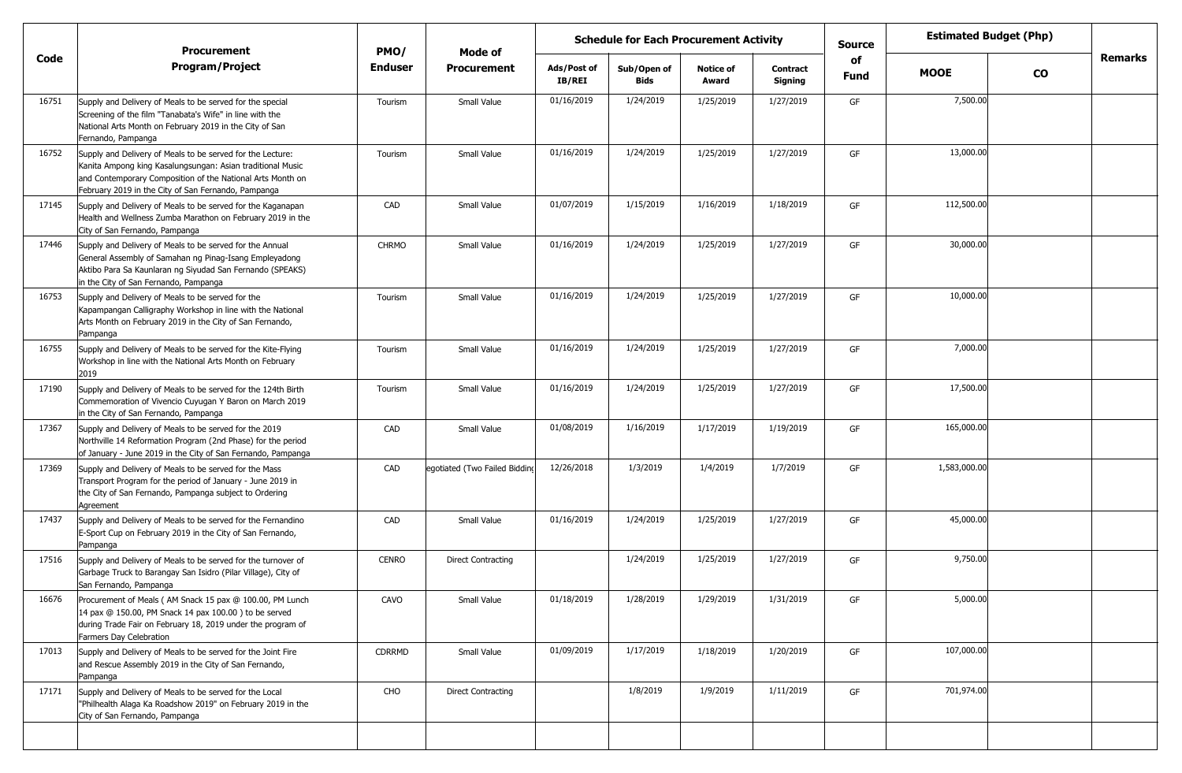| Code | Procurement Program/Project | PMO/ Enduser | Mode of Procurement | Schedule for Each Procurement Activity | | | | Source of Fund | Estimated Budget (Php) | | Remarks |
|---|---|---|---|---|---|---|---|---|---|---|---|
| | | | | Ads/Post of IB/REI | Sub/Open of Bids | Notice of Award | Contract Signing | | MOOE | CO | |
| 16751 | Supply and Delivery of Meals to be served for the special Screening of the film "Tanabata's Wife" in line with the National Arts Month on February 2019 in the City of San Fernando, Pampanga | Tourism | Small Value | 01/16/2019 | 1/24/2019 | 1/25/2019 | 1/27/2019 | GF | 7,500.00 | | |
| 16752 | Supply and Delivery of Meals to be served for the Lecture: Kanita Ampong king Kasalungsungan: Asian traditional Music and Contemporary Composition of the National Arts Month on February 2019 in the City of San Fernando, Pampanga | Tourism | Small Value | 01/16/2019 | 1/24/2019 | 1/25/2019 | 1/27/2019 | GF | 13,000.00 | | |
| 17145 | Supply and Delivery of Meals to be served for the Kaganapan Health and Wellness Zumba Marathon on February 2019 in the City of San Fernando, Pampanga | CAD | Small Value | 01/07/2019 | 1/15/2019 | 1/16/2019 | 1/18/2019 | GF | 112,500.00 | | |
| 17446 | Supply and Delivery of Meals to be served for the Annual General Assembly of Samahan ng Pinag-Isang Empleyadong Aktibo Para Sa Kaunlaran ng Siyudad San Fernando (SPEAKS) in the City of San Fernando, Pampanga | CHRMO | Small Value | 01/16/2019 | 1/24/2019 | 1/25/2019 | 1/27/2019 | GF | 30,000.00 | | |
| 16753 | Supply and Delivery of Meals to be served for the Kapampangan Calligraphy Workshop in line with the National Arts Month on February 2019 in the City of San Fernando, Pampanga | Tourism | Small Value | 01/16/2019 | 1/24/2019 | 1/25/2019 | 1/27/2019 | GF | 10,000.00 | | |
| 16755 | Supply and Delivery of Meals to be served for the Kite-Flying Workshop in line with the National Arts Month on February 2019 | Tourism | Small Value | 01/16/2019 | 1/24/2019 | 1/25/2019 | 1/27/2019 | GF | 7,000.00 | | |
| 17190 | Supply and Delivery of Meals to be served for the 124th Birth Commemoration of Vivencio Cuyugan Y Baron on March 2019 in the City of San Fernando, Pampanga | Tourism | Small Value | 01/16/2019 | 1/24/2019 | 1/25/2019 | 1/27/2019 | GF | 17,500.00 | | |
| 17367 | Supply and Delivery of Meals to be served for the 2019 Northville 14 Reformation Program (2nd Phase) for the period of January - June 2019 in the City of San Fernando, Pampanga | CAD | Small Value | 01/08/2019 | 1/16/2019 | 1/17/2019 | 1/19/2019 | GF | 165,000.00 | | |
| 17369 | Supply and Delivery of Meals to be served for the Mass Transport Program for the period of January - June 2019 in the City of San Fernando, Pampanga subject to Ordering Agreement | CAD | egotiated (Two Failed Bidding | 12/26/2018 | 1/3/2019 | 1/4/2019 | 1/7/2019 | GF | 1,583,000.00 | | |
| 17437 | Supply and Delivery of Meals to be served for the Fernandino E-Sport Cup on February 2019 in the City of San Fernando, Pampanga | CAD | Small Value | 01/16/2019 | 1/24/2019 | 1/25/2019 | 1/27/2019 | GF | 45,000.00 | | |
| 17516 | Supply and Delivery of Meals to be served for the turnover of Garbage Truck to Barangay San Isidro (Pilar Village), City of San Fernando, Pampanga | CENRO | Direct Contracting | | 1/24/2019 | 1/25/2019 | 1/27/2019 | GF | 9,750.00 | | |
| 16676 | Procurement of Meals ( AM Snack 15 pax @ 100.00, PM Lunch 14 pax @ 150.00, PM Snack 14 pax 100.00 ) to be served during Trade Fair on February 18, 2019 under the program of Farmers Day Celebration | CAVO | Small Value | 01/18/2019 | 1/28/2019 | 1/29/2019 | 1/31/2019 | GF | 5,000.00 | | |
| 17013 | Supply and Delivery of Meals to be served for the Joint Fire and Rescue Assembly 2019 in the City of San Fernando, Pampanga | CDRRMD | Small Value | 01/09/2019 | 1/17/2019 | 1/18/2019 | 1/20/2019 | GF | 107,000.00 | | |
| 17171 | Supply and Delivery of Meals to be served for the Local "Philhealth Alaga Ka Roadshow 2019" on February 2019 in the City of San Fernando, Pampanga | CHO | Direct Contracting | | 1/8/2019 | 1/9/2019 | 1/11/2019 | GF | 701,974.00 | | |
| | | | | | | | | | | | |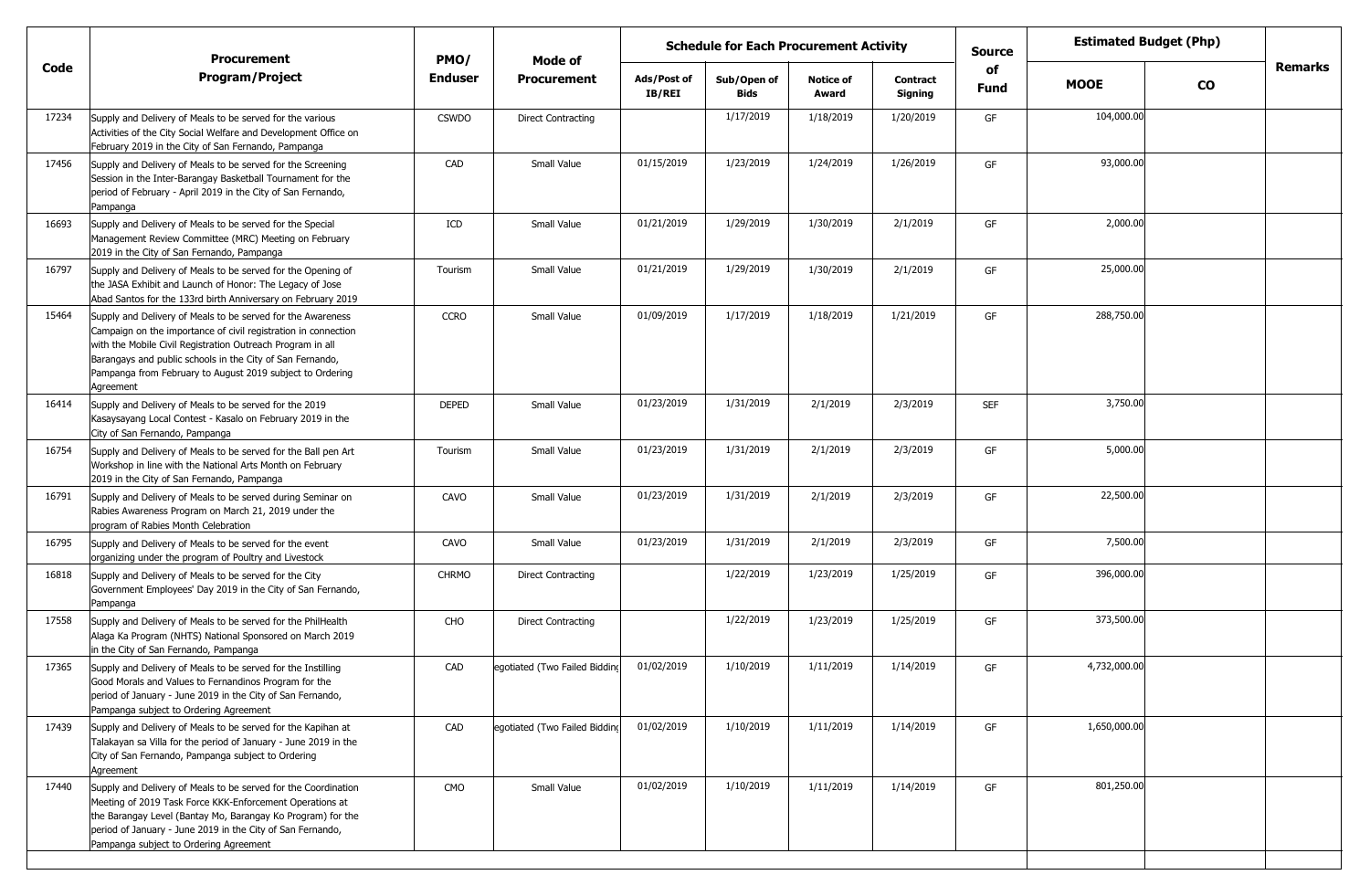| Code | Procurement Program/Project | PMO/ Enduser | Mode of Procurement | Schedule for Each Procurement Activity | | | | Source of Fund | Estimated Budget (Php) | | Remarks |
|---|---|---|---|---|---|---|---|---|---|---|---|
| | | | | Ads/Post of IB/REI | Sub/Open of Bids | Notice of Award | Contract Signing | | MOOE | CO | |
| 17234 | Supply and Delivery of Meals to be served for the various Activities of the City Social Welfare and Development Office on February 2019 in the City of San Fernando, Pampanga | CSWDO | Direct Contracting | | 1/17/2019 | 1/18/2019 | 1/20/2019 | GF | 104,000.00 | | |
| 17456 | Supply and Delivery of Meals to be served for the Screening Session in the Inter-Barangay Basketball Tournament for the period of February - April 2019 in the City of San Fernando, Pampanga | CAD | Small Value | 01/15/2019 | 1/23/2019 | 1/24/2019 | 1/26/2019 | GF | 93,000.00 | | |
| 16693 | Supply and Delivery of Meals to be served for the Special Management Review Committee (MRC) Meeting on February 2019 in the City of San Fernando, Pampanga | ICD | Small Value | 01/21/2019 | 1/29/2019 | 1/30/2019 | 2/1/2019 | GF | 2,000.00 | | |
| 16797 | Supply and Delivery of Meals to be served for the Opening of the JASA Exhibit and Launch of Honor: The Legacy of Jose Abad Santos for the 133rd birth Anniversary on February 2019 | Tourism | Small Value | 01/21/2019 | 1/29/2019 | 1/30/2019 | 2/1/2019 | GF | 25,000.00 | | |
| 15464 | Supply and Delivery of Meals to be served for the Awareness Campaign on the importance of civil registration in connection with the Mobile Civil Registration Outreach Program in all Barangays and public schools in the City of San Fernando, Pampanga from February to August 2019 subject to Ordering Agreement | CCRO | Small Value | 01/09/2019 | 1/17/2019 | 1/18/2019 | 1/21/2019 | GF | 288,750.00 | | |
| 16414 | Supply and Delivery of Meals to be served for the 2019 Kasaysayang Local Contest - Kasalo on February 2019 in the City of San Fernando, Pampanga | DEPED | Small Value | 01/23/2019 | 1/31/2019 | 2/1/2019 | 2/3/2019 | SEF | 3,750.00 | | |
| 16754 | Supply and Delivery of Meals to be served for the Ball pen Art Workshop in line with the National Arts Month on February 2019 in the City of San Fernando, Pampanga | Tourism | Small Value | 01/23/2019 | 1/31/2019 | 2/1/2019 | 2/3/2019 | GF | 5,000.00 | | |
| 16791 | Supply and Delivery of Meals to be served during Seminar on Rabies Awareness Program on March 21, 2019 under the program of Rabies Month Celebration | CAVO | Small Value | 01/23/2019 | 1/31/2019 | 2/1/2019 | 2/3/2019 | GF | 22,500.00 | | |
| 16795 | Supply and Delivery of Meals to be served for the event organizing under the program of Poultry and Livestock | CAVO | Small Value | 01/23/2019 | 1/31/2019 | 2/1/2019 | 2/3/2019 | GF | 7,500.00 | | |
| 16818 | Supply and Delivery of Meals to be served for the City Government Employees' Day 2019 in the City of San Fernando, Pampanga | CHRMO | Direct Contracting | | 1/22/2019 | 1/23/2019 | 1/25/2019 | GF | 396,000.00 | | |
| 17558 | Supply and Delivery of Meals to be served for the PhilHealth Alaga Ka Program (NHTS) National Sponsored on March 2019 in the City of San Fernando, Pampanga | CHO | Direct Contracting | | 1/22/2019 | 1/23/2019 | 1/25/2019 | GF | 373,500.00 | | |
| 17365 | Supply and Delivery of Meals to be served for the Instilling Good Morals and Values to Fernandinos Program for the period of January - June 2019 in the City of San Fernando, Pampanga subject to Ordering Agreement | CAD | egotiated (Two Failed Bidding | 01/02/2019 | 1/10/2019 | 1/11/2019 | 1/14/2019 | GF | 4,732,000.00 | | |
| 17439 | Supply and Delivery of Meals to be served for the Kapihan at Talakayan sa Villa for the period of January - June 2019 in the City of San Fernando, Pampanga subject to Ordering Agreement | CAD | egotiated (Two Failed Bidding | 01/02/2019 | 1/10/2019 | 1/11/2019 | 1/14/2019 | GF | 1,650,000.00 | | |
| 17440 | Supply and Delivery of Meals to be served for the Coordination Meeting of 2019 Task Force KKK-Enforcement Operations at the Barangay Level (Bantay Mo, Barangay Ko Program) for the period of January - June 2019 in the City of San Fernando, Pampanga subject to Ordering Agreement | CMO | Small Value | 01/02/2019 | 1/10/2019 | 1/11/2019 | 1/14/2019 | GF | 801,250.00 | | |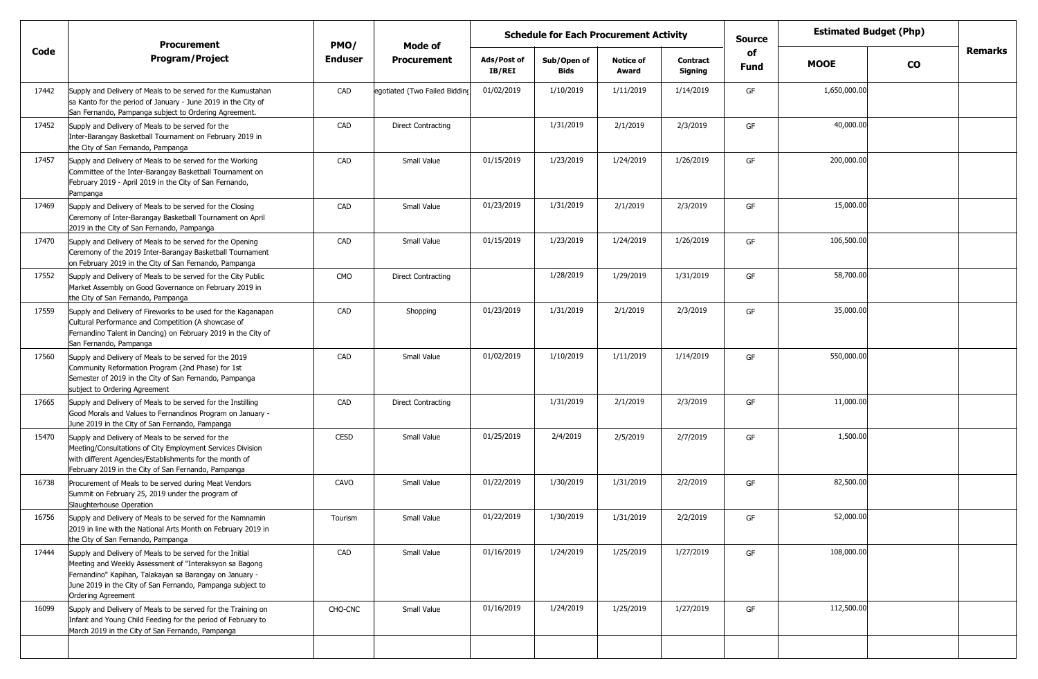| Code | Procurement Program/Project | PMO/ Enduser | Mode of Procurement | Schedule for Each Procurement Activity | | | | Source of Fund | Estimated Budget (Php) | | Remarks |
|---|---|---|---|---|---|---|---|---|---|---|---|
| | | | | Ads/Post of IB/REI | Sub/Open of Bids | Notice of Award | Contract Signing | | MOOE | CO | |
| 17442 | Supply and Delivery of Meals to be served for the Kumustahan sa Kanto for the period of January - June 2019 in the City of San Fernando, Pampanga subject to Ordering Agreement. | CAD | egotiated (Two Failed Biddinc | 01/02/2019 | 1/10/2019 | 1/11/2019 | 1/14/2019 | GF | 1,650,000.00 | | |
| 17452 | Supply and Delivery of Meals to be served for the Inter-Barangay Basketball Tournament on February 2019 in the City of San Fernando, Pampanga | CAD | Direct Contracting | | 1/31/2019 | 2/1/2019 | 2/3/2019 | GF | 40,000.00 | | |
| 17457 | Supply and Delivery of Meals to be served for the Working Committee of the Inter-Barangay Basketball Tournament on February 2019 - April 2019 in the City of San Fernando, Pampanga | CAD | Small Value | 01/15/2019 | 1/23/2019 | 1/24/2019 | 1/26/2019 | GF | 200,000.00 | | |
| 17469 | Supply and Delivery of Meals to be served for the Closing Ceremony of Inter-Barangay Basketball Tournament on April 2019 in the City of San Fernando, Pampanga | CAD | Small Value | 01/23/2019 | 1/31/2019 | 2/1/2019 | 2/3/2019 | GF | 15,000.00 | | |
| 17470 | Supply and Delivery of Meals to be served for the Opening Ceremony of the 2019 Inter-Barangay Basketball Tournament on February 2019 in the City of San Fernando, Pampanga | CAD | Small Value | 01/15/2019 | 1/23/2019 | 1/24/2019 | 1/26/2019 | GF | 106,500.00 | | |
| 17552 | Supply and Delivery of Meals to be served for the City Public Market Assembly on Good Governance on February 2019 in the City of San Fernando, Pampanga | CMO | Direct Contracting | | 1/28/2019 | 1/29/2019 | 1/31/2019 | GF | 58,700.00 | | |
| 17559 | Supply and Delivery of Fireworks to be used for the Kaganapan Cultural Performance and Competition (A showcase of Fernandino Talent in Dancing) on February 2019 in the City of San Fernando, Pampanga | CAD | Shopping | 01/23/2019 | 1/31/2019 | 2/1/2019 | 2/3/2019 | GF | 35,000.00 | | |
| 17560 | Supply and Delivery of Meals to be served for the 2019 Community Reformation Program (2nd Phase) for 1st Semester of 2019 in the City of San Fernando, Pampanga subject to Ordering Agreement | CAD | Small Value | 01/02/2019 | 1/10/2019 | 1/11/2019 | 1/14/2019 | GF | 550,000.00 | | |
| 17665 | Supply and Delivery of Meals to be served for the Instilling Good Morals and Values to Fernandinos Program on January - June 2019 in the City of San Fernando, Pampanga | CAD | Direct Contracting | | 1/31/2019 | 2/1/2019 | 2/3/2019 | GF | 11,000.00 | | |
| 15470 | Supply and Delivery of Meals to be served for the Meeting/Consultations of City Employment Services Division with different Agencies/Establishments for the month of February 2019 in the City of San Fernando, Pampanga | CESD | Small Value | 01/25/2019 | 2/4/2019 | 2/5/2019 | 2/7/2019 | GF | 1,500.00 | | |
| 16738 | Procurement of Meals to be served during Meat Vendors Summit on February 25, 2019 under the program of Slaughterhouse Operation | CAVO | Small Value | 01/22/2019 | 1/30/2019 | 1/31/2019 | 2/2/2019 | GF | 82,500.00 | | |
| 16756 | Supply and Delivery of Meals to be served for the Namnamin 2019 in line with the National Arts Month on February 2019 in the City of San Fernando, Pampanga | Tourism | Small Value | 01/22/2019 | 1/30/2019 | 1/31/2019 | 2/2/2019 | GF | 52,000.00 | | |
| 17444 | Supply and Delivery of Meals to be served for the Initial Meeting and Weekly Assessment of "Interaksyon sa Bagong Fernandino" Kapihan, Talakayan sa Barangay on January - June 2019 in the City of San Fernando, Pampanga subject to Ordering Agreement | CAD | Small Value | 01/16/2019 | 1/24/2019 | 1/25/2019 | 1/27/2019 | GF | 108,000.00 | | |
| 16099 | Supply and Delivery of Meals to be served for the Training on Infant and Young Child Feeding for the period of February to March 2019 in the City of San Fernando, Pampanga | CHO-CNC | Small Value | 01/16/2019 | 1/24/2019 | 1/25/2019 | 1/27/2019 | GF | 112,500.00 | | |
| | | | | | | | | | | | |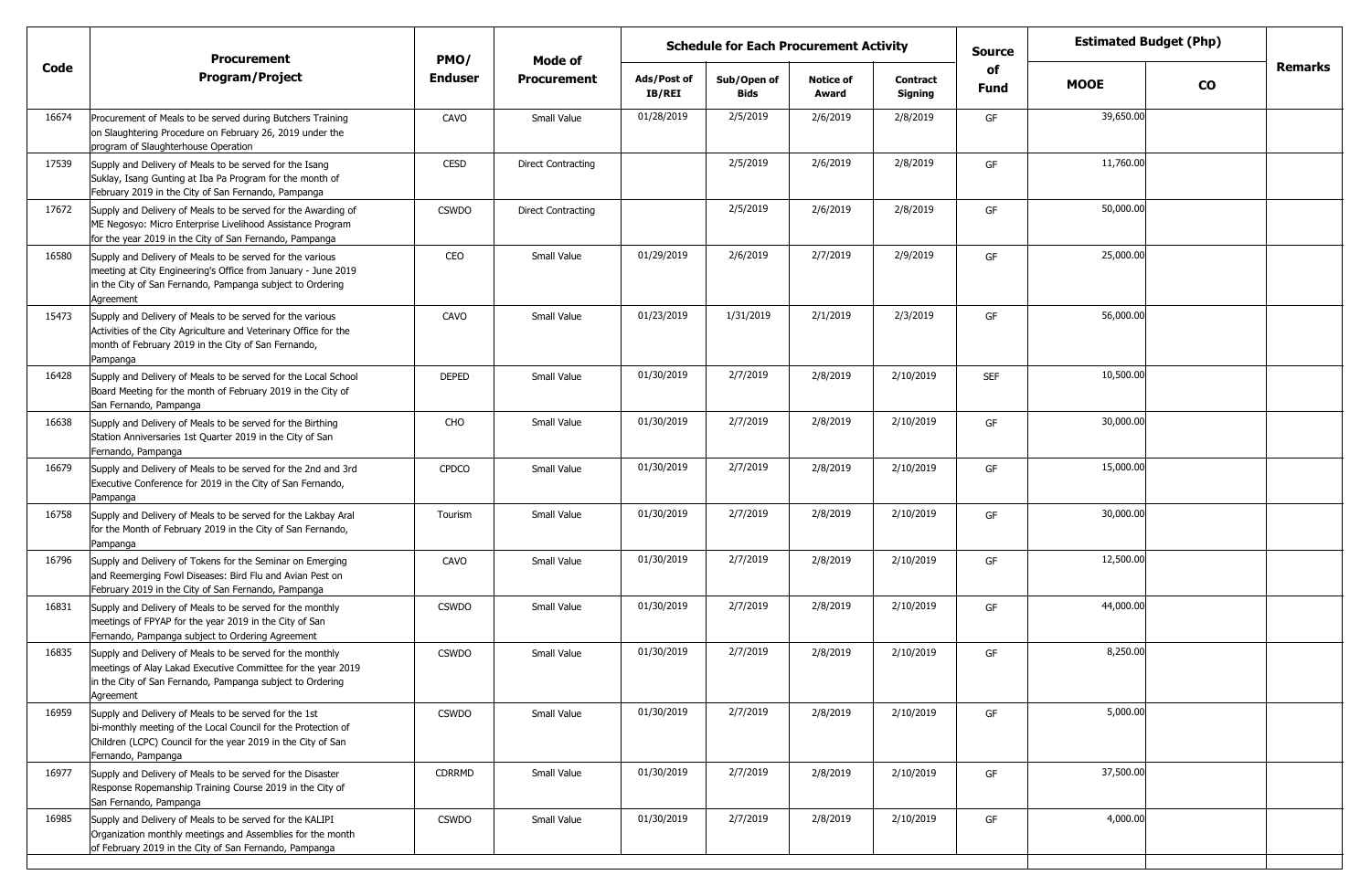| Code | Procurement Program/Project | PMO/ Enduser | Mode of Procurement | Schedule for Each Procurement Activity | | | | Source of Fund | Estimated Budget (Php) | | Remarks |
|---|---|---|---|---|---|---|---|---|---|---|---|
| | | | | Ads/Post of IB/REI | Sub/Open of Bids | Notice of Award | Contract Signing | | MOOE | CO | |
| 16674 | Procurement of Meals to be served during Butchers Training on Slaughtering Procedure on February 26, 2019 under the program of Slaughterhouse Operation | CAVO | Small Value | 01/28/2019 | 2/5/2019 | 2/6/2019 | 2/8/2019 | GF | 39,650.00 | | |
| 17539 | Supply and Delivery of Meals to be served for the Isang Suklay, Isang Gunting at Iba Pa Program for the month of February 2019 in the City of San Fernando, Pampanga | CESD | Direct Contracting | | 2/5/2019 | 2/6/2019 | 2/8/2019 | GF | 11,760.00 | | |
| 17672 | Supply and Delivery of Meals to be served for the Awarding of ME Negosyo: Micro Enterprise Livelihood Assistance Program for the year 2019 in the City of San Fernando, Pampanga | CSWDO | Direct Contracting | | 2/5/2019 | 2/6/2019 | 2/8/2019 | GF | 50,000.00 | | |
| 16580 | Supply and Delivery of Meals to be served for the various meeting at City Engineering's Office from January - June 2019 in the City of San Fernando, Pampanga subject to Ordering Agreement | CEO | Small Value | 01/29/2019 | 2/6/2019 | 2/7/2019 | 2/9/2019 | GF | 25,000.00 | | |
| 15473 | Supply and Delivery of Meals to be served for the various Activities of the City Agriculture and Veterinary Office for the month of February 2019 in the City of San Fernando, Pampanga | CAVO | Small Value | 01/23/2019 | 1/31/2019 | 2/1/2019 | 2/3/2019 | GF | 56,000.00 | | |
| 16428 | Supply and Delivery of Meals to be served for the Local School Board Meeting for the month of February 2019 in the City of San Fernando, Pampanga | DEPED | Small Value | 01/30/2019 | 2/7/2019 | 2/8/2019 | 2/10/2019 | SEF | 10,500.00 | | |
| 16638 | Supply and Delivery of Meals to be served for the Birthing Station Anniversaries 1st Quarter 2019 in the City of San Fernando, Pampanga | CHO | Small Value | 01/30/2019 | 2/7/2019 | 2/8/2019 | 2/10/2019 | GF | 30,000.00 | | |
| 16679 | Supply and Delivery of Meals to be served for the 2nd and 3rd Executive Conference for 2019 in the City of San Fernando, Pampanga | CPDCO | Small Value | 01/30/2019 | 2/7/2019 | 2/8/2019 | 2/10/2019 | GF | 15,000.00 | | |
| 16758 | Supply and Delivery of Meals to be served for the Lakbay Aral for the Month of February 2019 in the City of San Fernando, Pampanga | Tourism | Small Value | 01/30/2019 | 2/7/2019 | 2/8/2019 | 2/10/2019 | GF | 30,000.00 | | |
| 16796 | Supply and Delivery of Tokens for the Seminar on Emerging and Reemerging Fowl Diseases: Bird Flu and Avian Pest on February 2019 in the City of San Fernando, Pampanga | CAVO | Small Value | 01/30/2019 | 2/7/2019 | 2/8/2019 | 2/10/2019 | GF | 12,500.00 | | |
| 16831 | Supply and Delivery of Meals to be served for the monthly meetings of FPYAP for the year 2019 in the City of San Fernando, Pampanga subject to Ordering Agreement | CSWDO | Small Value | 01/30/2019 | 2/7/2019 | 2/8/2019 | 2/10/2019 | GF | 44,000.00 | | |
| 16835 | Supply and Delivery of Meals to be served for the monthly meetings of Alay Lakad Executive Committee for the year 2019 in the City of San Fernando, Pampanga subject to Ordering Agreement | CSWDO | Small Value | 01/30/2019 | 2/7/2019 | 2/8/2019 | 2/10/2019 | GF | 8,250.00 | | |
| 16959 | Supply and Delivery of Meals to be served for the 1st bi-monthly meeting of the Local Council for the Protection of Children (LCPC) Council for the year 2019 in the City of San Fernando, Pampanga | CSWDO | Small Value | 01/30/2019 | 2/7/2019 | 2/8/2019 | 2/10/2019 | GF | 5,000.00 | | |
| 16977 | Supply and Delivery of Meals to be served for the Disaster Response Ropemanship Training Course 2019 in the City of San Fernando, Pampanga | CDRRMD | Small Value | 01/30/2019 | 2/7/2019 | 2/8/2019 | 2/10/2019 | GF | 37,500.00 | | |
| 16985 | Supply and Delivery of Meals to be served for the KALIPI Organization monthly meetings and Assemblies for the month of February 2019 in the City of San Fernando, Pampanga | CSWDO | Small Value | 01/30/2019 | 2/7/2019 | 2/8/2019 | 2/10/2019 | GF | 4,000.00 | | |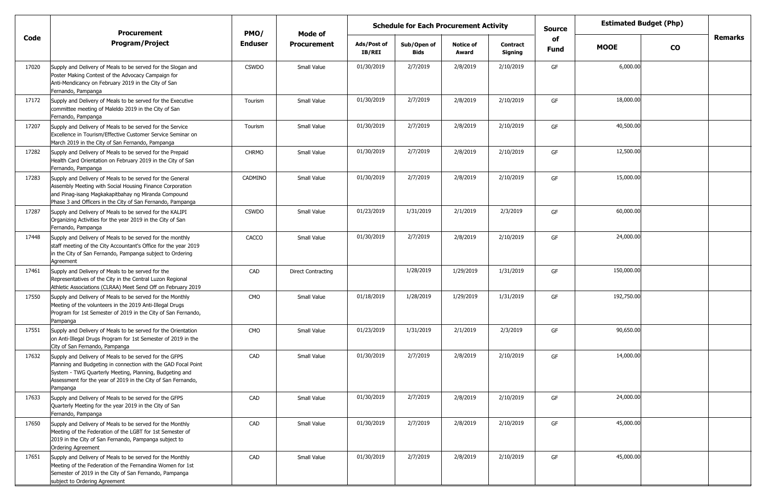| Code | Procurement Program/Project | PMO/ Enduser | Mode of Procurement | Schedule for Each Procurement Activity | | | | Source of Fund | Estimated Budget (Php) | | Remarks |
|---|---|---|---|---|---|---|---|---|---|---|---|
| | | | | Ads/Post of IB/REI | Sub/Open of Bids | Notice of Award | Contract Signing | | MOOE | CO | |
| 17020 | Supply and Delivery of Meals to be served for the Slogan and Poster Making Contest of the Advocacy Campaign for Anti-Mendicancy on February 2019 in the City of San Fernando, Pampanga | CSWDO | Small Value | 01/30/2019 | 2/7/2019 | 2/8/2019 | 2/10/2019 | GF | 6,000.00 | | |
| 17172 | Supply and Delivery of Meals to be served for the Executive committee meeting of Maleldo 2019 in the City of San Fernando, Pampanga | Tourism | Small Value | 01/30/2019 | 2/7/2019 | 2/8/2019 | 2/10/2019 | GF | 18,000.00 | | |
| 17207 | Supply and Delivery of Meals to be served for the Service Excellence in Tourism/Effective Customer Service Seminar on March 2019 in the City of San Fernando, Pampanga | Tourism | Small Value | 01/30/2019 | 2/7/2019 | 2/8/2019 | 2/10/2019 | GF | 40,500.00 | | |
| 17282 | Supply and Delivery of Meals to be served for the Prepaid Health Card Orientation on February 2019 in the City of San Fernando, Pampanga | CHRMO | Small Value | 01/30/2019 | 2/7/2019 | 2/8/2019 | 2/10/2019 | GF | 12,500.00 | | |
| 17283 | Supply and Delivery of Meals to be served for the General Assembly Meeting with Social Housing Finance Corporation and Pinag-isang Magkakapitbahay ng Miranda Compound Phase 3 and Officers in the City of San Fernando, Pampanga | CADMINO | Small Value | 01/30/2019 | 2/7/2019 | 2/8/2019 | 2/10/2019 | GF | 15,000.00 | | |
| 17287 | Supply and Delivery of Meals to be served for the KALIPI Organizing Activities for the year 2019 in the City of San Fernando, Pampanga | CSWDO | Small Value | 01/23/2019 | 1/31/2019 | 2/1/2019 | 2/3/2019 | GF | 60,000.00 | | |
| 17448 | Supply and Delivery of Meals to be served for the monthly staff meeting of the City Accountant's Office for the year 2019 in the City of San Fernando, Pampanga subject to Ordering Agreement | CACCO | Small Value | 01/30/2019 | 2/7/2019 | 2/8/2019 | 2/10/2019 | GF | 24,000.00 | | |
| 17461 | Supply and Delivery of Meals to be served for the Representatives of the City in the Central Luzon Regional Athletic Associations (CLRAA) Meet Send Off on February 2019 | CAD | Direct Contracting | | 1/28/2019 | 1/29/2019 | 1/31/2019 | GF | 150,000.00 | | |
| 17550 | Supply and Delivery of Meals to be served for the Monthly Meeting of the volunteers in the 2019 Anti-Illegal Drugs Program for 1st Semester of 2019 in the City of San Fernando, Pampanga | CMO | Small Value | 01/18/2019 | 1/28/2019 | 1/29/2019 | 1/31/2019 | GF | 192,750.00 | | |
| 17551 | Supply and Delivery of Meals to be served for the Orientation on Anti-Illegal Drugs Program for 1st Semester of 2019 in the City of San Fernando, Pampanga | CMO | Small Value | 01/23/2019 | 1/31/2019 | 2/1/2019 | 2/3/2019 | GF | 90,650.00 | | |
| 17632 | Supply and Delivery of Meals to be served for the GFPS Planning and Budgeting in connection with the GAD Focal Point System - TWG Quarterly Meeting, Planning, Budgeting and Assessment for the year of 2019 in the City of San Fernando, Pampanga | CAD | Small Value | 01/30/2019 | 2/7/2019 | 2/8/2019 | 2/10/2019 | GF | 14,000.00 | | |
| 17633 | Supply and Delivery of Meals to be served for the GFPS Quarterly Meeting for the year 2019 in the City of San Fernando, Pampanga | CAD | Small Value | 01/30/2019 | 2/7/2019 | 2/8/2019 | 2/10/2019 | GF | 24,000.00 | | |
| 17650 | Supply and Delivery of Meals to be served for the Monthly Meeting of the Federation of the LGBT for 1st Semester of 2019 in the City of San Fernando, Pampanga subject to Ordering Agreement | CAD | Small Value | 01/30/2019 | 2/7/2019 | 2/8/2019 | 2/10/2019 | GF | 45,000.00 | | |
| 17651 | Supply and Delivery of Meals to be served for the Monthly Meeting of the Federation of the Fernandina Women for 1st Semester of 2019 in the City of San Fernando, Pampanga subject to Ordering Agreement | CAD | Small Value | 01/30/2019 | 2/7/2019 | 2/8/2019 | 2/10/2019 | GF | 45,000.00 | | |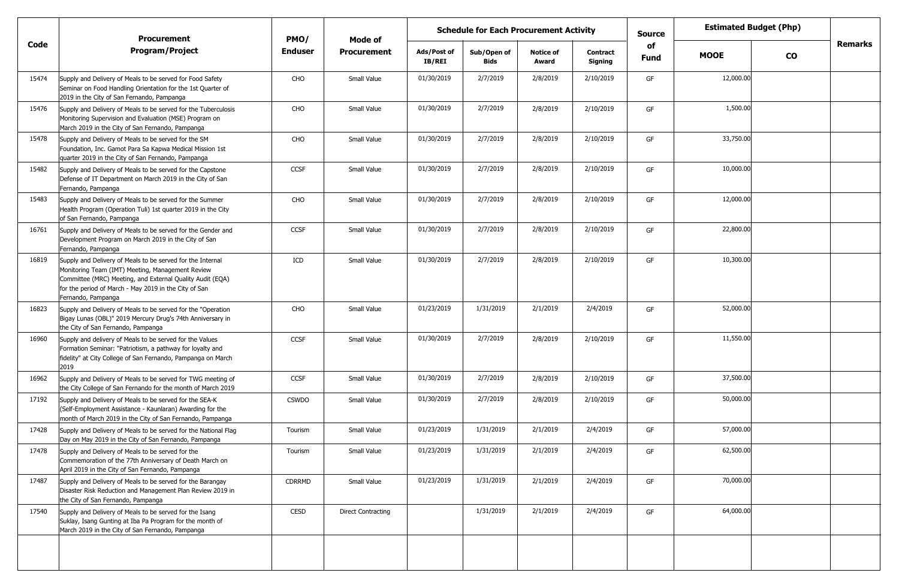| Code | Procurement Program/Project | PMO/ Enduser | Mode of Procurement | Schedule for Each Procurement Activity | | | | Source of Fund | Estimated Budget (Php) | | Remarks |
|---|---|---|---|---|---|---|---|---|---|---|---|
| | | | | Ads/Post of IB/REI | Sub/Open of Bids | Notice of Award | Contract Signing | | MOOE | CO | |
| 15474 | Supply and Delivery of Meals to be served for Food Safety Seminar on Food Handling Orientation for the 1st Quarter of 2019 in the City of San Fernando, Pampanga | CHO | Small Value | 01/30/2019 | 2/7/2019 | 2/8/2019 | 2/10/2019 | GF | 12,000.00 | | |
| 15476 | Supply and Delivery of Meals to be served for the Tuberculosis Monitoring Supervision and Evaluation (MSE) Program on March 2019 in the City of San Fernando, Pampanga | CHO | Small Value | 01/30/2019 | 2/7/2019 | 2/8/2019 | 2/10/2019 | GF | 1,500.00 | | |
| 15478 | Supply and Delivery of Meals to be served for the SM Foundation, Inc. Gamot Para Sa Kapwa Medical Mission 1st quarter 2019 in the City of San Fernando, Pampanga | CHO | Small Value | 01/30/2019 | 2/7/2019 | 2/8/2019 | 2/10/2019 | GF | 33,750.00 | | |
| 15482 | Supply and Delivery of Meals to be served for the Capstone Defense of IT Department on March 2019 in the City of San Fernando, Pampanga | CCSF | Small Value | 01/30/2019 | 2/7/2019 | 2/8/2019 | 2/10/2019 | GF | 10,000.00 | | |
| 15483 | Supply and Delivery of Meals to be served for the Summer Health Program (Operation Tuli) 1st quarter 2019 in the City of San Fernando, Pampanga | CHO | Small Value | 01/30/2019 | 2/7/2019 | 2/8/2019 | 2/10/2019 | GF | 12,000.00 | | |
| 16761 | Supply and Delivery of Meals to be served for the Gender and Development Program on March 2019 in the City of San Fernando, Pampanga | CCSF | Small Value | 01/30/2019 | 2/7/2019 | 2/8/2019 | 2/10/2019 | GF | 22,800.00 | | |
| 16819 | Supply and Delivery of Meals to be served for the Internal Monitoring Team (IMT) Meeting, Management Review Committee (MRC) Meeting, and External Quality Audit (EQA) for the period of March - May 2019 in the City of San Fernando, Pampanga | ICD | Small Value | 01/30/2019 | 2/7/2019 | 2/8/2019 | 2/10/2019 | GF | 10,300.00 | | |
| 16823 | Supply and Delivery of Meals to be served for the "Operation Bigay Lunas (OBL)" 2019 Mercury Drug's 74th Anniversary in the City of San Fernando, Pampanga | CHO | Small Value | 01/23/2019 | 1/31/2019 | 2/1/2019 | 2/4/2019 | GF | 52,000.00 | | |
| 16960 | Supply and delivery of Meals to be served for the Values Formation Seminar: "Patriotism, a pathway for loyalty and fidelity" at City College of San Fernando, Pampanga on March 2019 | CCSF | Small Value | 01/30/2019 | 2/7/2019 | 2/8/2019 | 2/10/2019 | GF | 11,550.00 | | |
| 16962 | Supply and Delivery of Meals to be served for TWG meeting of the City College of San Fernando for the month of March 2019 | CCSF | Small Value | 01/30/2019 | 2/7/2019 | 2/8/2019 | 2/10/2019 | GF | 37,500.00 | | |
| 17192 | Supply and Delivery of Meals to be served for the SEA-K (Self-Employment Assistance - Kaunlaran) Awarding for the month of March 2019 in the City of San Fernando, Pampanga | CSWDO | Small Value | 01/30/2019 | 2/7/2019 | 2/8/2019 | 2/10/2019 | GF | 50,000.00 | | |
| 17428 | Supply and Delivery of Meals to be served for the National Flag Day on May 2019 in the City of San Fernando, Pampanga | Tourism | Small Value | 01/23/2019 | 1/31/2019 | 2/1/2019 | 2/4/2019 | GF | 57,000.00 | | |
| 17478 | Supply and Delivery of Meals to be served for the Commemoration of the 77th Anniversary of Death March on April 2019 in the City of San Fernando, Pampanga | Tourism | Small Value | 01/23/2019 | 1/31/2019 | 2/1/2019 | 2/4/2019 | GF | 62,500.00 | | |
| 17487 | Supply and Delivery of Meals to be served for the Barangay Disaster Risk Reduction and Management Plan Review 2019 in the City of San Fernando, Pampanga | CDRRMD | Small Value | 01/23/2019 | 1/31/2019 | 2/1/2019 | 2/4/2019 | GF | 70,000.00 | | |
| 17540 | Supply and Delivery of Meals to be served for the Isang Suklay, Isang Gunting at Iba Pa Program for the month of March 2019 in the City of San Fernando, Pampanga | CESD | Direct Contracting | | 1/31/2019 | 2/1/2019 | 2/4/2019 | GF | 64,000.00 | | |
| | | | | | | | | | | | |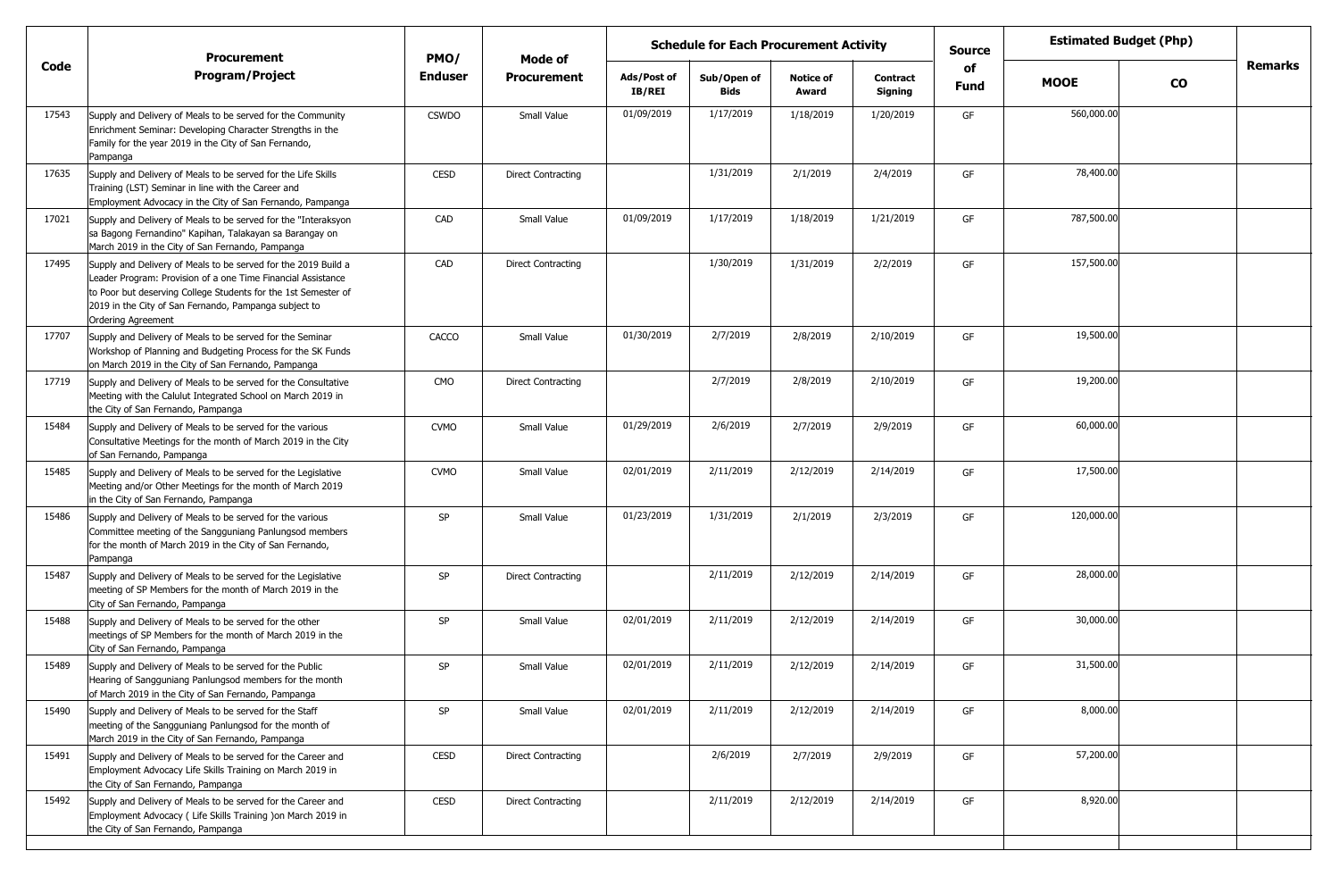| Code | Procurement Program/Project | PMO/ Enduser | Mode of Procurement | Schedule for Each Procurement Activity | | | | Source of Fund | Estimated Budget (Php) | | Remarks |
|---|---|---|---|---|---|---|---|---|---|---|---|
| | | | | Ads/Post of IB/REI | Sub/Open of Bids | Notice of Award | Contract Signing | | MOOE | CO | |
| 17543 | Supply and Delivery of Meals to be served for the Community Enrichment Seminar: Developing Character Strengths in the Family for the year 2019 in the City of San Fernando, Pampanga | CSWDO | Small Value | 01/09/2019 | 1/17/2019 | 1/18/2019 | 1/20/2019 | GF | 560,000.00 | | |
| 17635 | Supply and Delivery of Meals to be served for the Life Skills Training (LST) Seminar in line with the Career and Employment Advocacy in the City of San Fernando, Pampanga | CESD | Direct Contracting | | 1/31/2019 | 2/1/2019 | 2/4/2019 | GF | 78,400.00 | | |
| 17021 | Supply and Delivery of Meals to be served for the "Interaksyon sa Bagong Fernandino" Kapihan, Talakayan sa Barangay on March 2019 in the City of San Fernando, Pampanga | CAD | Small Value | 01/09/2019 | 1/17/2019 | 1/18/2019 | 1/21/2019 | GF | 787,500.00 | | |
| 17495 | Supply and Delivery of Meals to be served for the 2019 Build a Leader Program: Provision of a one Time Financial Assistance to Poor but deserving College Students for the 1st Semester of 2019 in the City of San Fernando, Pampanga subject to Ordering Agreement | CAD | Direct Contracting | | 1/30/2019 | 1/31/2019 | 2/2/2019 | GF | 157,500.00 | | |
| 17707 | Supply and Delivery of Meals to be served for the Seminar Workshop of Planning and Budgeting Process for the SK Funds on March 2019 in the City of San Fernando, Pampanga | CACCO | Small Value | 01/30/2019 | 2/7/2019 | 2/8/2019 | 2/10/2019 | GF | 19,500.00 | | |
| 17719 | Supply and Delivery of Meals to be served for the Consultative Meeting with the Calulut Integrated School on March 2019 in the City of San Fernando, Pampanga | CMO | Direct Contracting | | 2/7/2019 | 2/8/2019 | 2/10/2019 | GF | 19,200.00 | | |
| 15484 | Supply and Delivery of Meals to be served for the various Consultative Meetings for the month of March 2019 in the City of San Fernando, Pampanga | CVMO | Small Value | 01/29/2019 | 2/6/2019 | 2/7/2019 | 2/9/2019 | GF | 60,000.00 | | |
| 15485 | Supply and Delivery of Meals to be served for the Legislative Meeting and/or Other Meetings for the month of March 2019 in the City of San Fernando, Pampanga | CVMO | Small Value | 02/01/2019 | 2/11/2019 | 2/12/2019 | 2/14/2019 | GF | 17,500.00 | | |
| 15486 | Supply and Delivery of Meals to be served for the various Committee meeting of the Sangguniang Panlungsod members for the month of March 2019 in the City of San Fernando, Pampanga | SP | Small Value | 01/23/2019 | 1/31/2019 | 2/1/2019 | 2/3/2019 | GF | 120,000.00 | | |
| 15487 | Supply and Delivery of Meals to be served for the Legislative meeting of SP Members for the month of March 2019 in the City of San Fernando, Pampanga | SP | Direct Contracting | | 2/11/2019 | 2/12/2019 | 2/14/2019 | GF | 28,000.00 | | |
| 15488 | Supply and Delivery of Meals to be served for the other meetings of SP Members for the month of March 2019 in the City of San Fernando, Pampanga | SP | Small Value | 02/01/2019 | 2/11/2019 | 2/12/2019 | 2/14/2019 | GF | 30,000.00 | | |
| 15489 | Supply and Delivery of Meals to be served for the Public Hearing of Sangguniang Panlungsod members for the month of March 2019 in the City of San Fernando, Pampanga | SP | Small Value | 02/01/2019 | 2/11/2019 | 2/12/2019 | 2/14/2019 | GF | 31,500.00 | | |
| 15490 | Supply and Delivery of Meals to be served for the Staff meeting of the Sangguniang Panlungsod for the month of March 2019 in the City of San Fernando, Pampanga | SP | Small Value | 02/01/2019 | 2/11/2019 | 2/12/2019 | 2/14/2019 | GF | 8,000.00 | | |
| 15491 | Supply and Delivery of Meals to be served for the Career and Employment Advocacy Life Skills Training on March 2019 in the City of San Fernando, Pampanga | CESD | Direct Contracting | | 2/6/2019 | 2/7/2019 | 2/9/2019 | GF | 57,200.00 | | |
| 15492 | Supply and Delivery of Meals to be served for the Career and Employment Advocacy ( Life Skills Training )on March 2019 in the City of San Fernando, Pampanga | CESD | Direct Contracting | | 2/11/2019 | 2/12/2019 | 2/14/2019 | GF | 8,920.00 | | |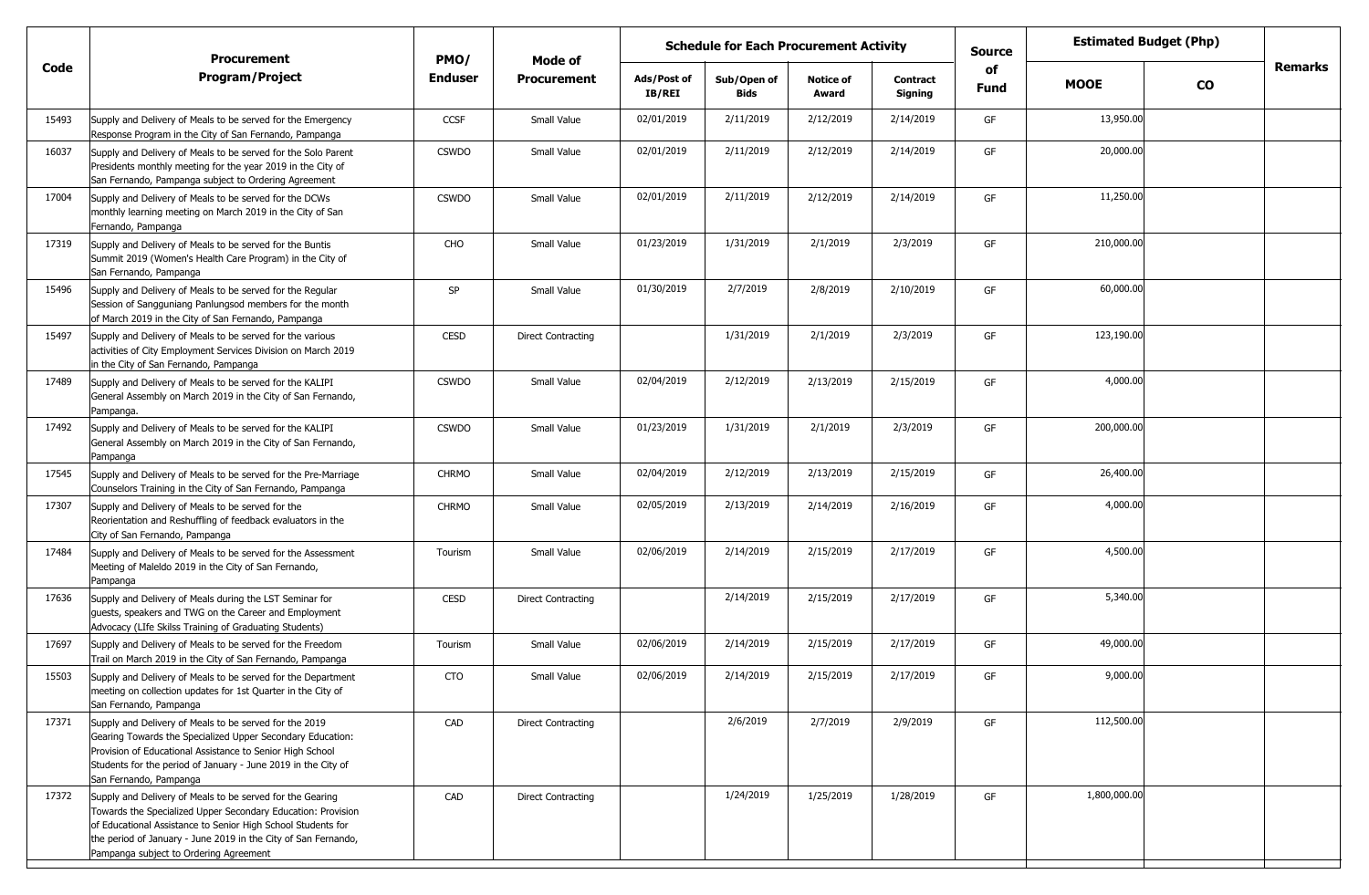| Code | Procurement Program/Project | PMO/ Enduser | Mode of Procurement | Schedule for Each Procurement Activity | | | | Source of Fund | Estimated Budget (Php) | | Remarks |
|---|---|---|---|---|---|---|---|---|---|---|---|
| | | | | Ads/Post of IB/REI | Sub/Open of Bids | Notice of Award | Contract Signing | | MOOE | CO | |
| 15493 | Supply and Delivery of Meals to be served for the Emergency Response Program in the City of San Fernando, Pampanga | CCSF | Small Value | 02/01/2019 | 2/11/2019 | 2/12/2019 | 2/14/2019 | GF | 13,950.00 | | |
| 16037 | Supply and Delivery of Meals to be served for the Solo Parent Presidents monthly meeting for the year 2019 in the City of San Fernando, Pampanga subject to Ordering Agreement | CSWDO | Small Value | 02/01/2019 | 2/11/2019 | 2/12/2019 | 2/14/2019 | GF | 20,000.00 | | |
| 17004 | Supply and Delivery of Meals to be served for the DCWs monthly learning meeting on March 2019 in the City of San Fernando, Pampanga | CSWDO | Small Value | 02/01/2019 | 2/11/2019 | 2/12/2019 | 2/14/2019 | GF | 11,250.00 | | |
| 17319 | Supply and Delivery of Meals to be served for the Buntis Summit 2019 (Women's Health Care Program) in the City of San Fernando, Pampanga | CHO | Small Value | 01/23/2019 | 1/31/2019 | 2/1/2019 | 2/3/2019 | GF | 210,000.00 | | |
| 15496 | Supply and Delivery of Meals to be served for the Regular Session of Sangguniang Panlungsod members for the month of March 2019 in the City of San Fernando, Pampanga | SP | Small Value | 01/30/2019 | 2/7/2019 | 2/8/2019 | 2/10/2019 | GF | 60,000.00 | | |
| 15497 | Supply and Delivery of Meals to be served for the various activities of City Employment Services Division on March 2019 in the City of San Fernando, Pampanga | CESD | Direct Contracting | | 1/31/2019 | 2/1/2019 | 2/3/2019 | GF | 123,190.00 | | |
| 17489 | Supply and Delivery of Meals to be served for the KALIPI General Assembly on March 2019 in the City of San Fernando, Pampanga. | CSWDO | Small Value | 02/04/2019 | 2/12/2019 | 2/13/2019 | 2/15/2019 | GF | 4,000.00 | | |
| 17492 | Supply and Delivery of Meals to be served for the KALIPI General Assembly on March 2019 in the City of San Fernando, Pampanga | CSWDO | Small Value | 01/23/2019 | 1/31/2019 | 2/1/2019 | 2/3/2019 | GF | 200,000.00 | | |
| 17545 | Supply and Delivery of Meals to be served for the Pre-Marriage Counselors Training in the City of San Fernando, Pampanga | CHRMO | Small Value | 02/04/2019 | 2/12/2019 | 2/13/2019 | 2/15/2019 | GF | 26,400.00 | | |
| 17307 | Supply and Delivery of Meals to be served for the Reorientation and Reshuffling of feedback evaluators in the City of San Fernando, Pampanga | CHRMO | Small Value | 02/05/2019 | 2/13/2019 | 2/14/2019 | 2/16/2019 | GF | 4,000.00 | | |
| 17484 | Supply and Delivery of Meals to be served for the Assessment Meeting of Maleldo 2019 in the City of San Fernando, Pampanga | Tourism | Small Value | 02/06/2019 | 2/14/2019 | 2/15/2019 | 2/17/2019 | GF | 4,500.00 | | |
| 17636 | Supply and Delivery of Meals during the LST Seminar for guests, speakers and TWG on the Career and Employment Advocacy (LIfe Skilss Training of Graduating Students) | CESD | Direct Contracting | | 2/14/2019 | 2/15/2019 | 2/17/2019 | GF | 5,340.00 | | |
| 17697 | Supply and Delivery of Meals to be served for the Freedom Trail on March 2019 in the City of San Fernando, Pampanga | Tourism | Small Value | 02/06/2019 | 2/14/2019 | 2/15/2019 | 2/17/2019 | GF | 49,000.00 | | |
| 15503 | Supply and Delivery of Meals to be served for the Department meeting on collection updates for 1st Quarter in the City of San Fernando, Pampanga | CTO | Small Value | 02/06/2019 | 2/14/2019 | 2/15/2019 | 2/17/2019 | GF | 9,000.00 | | |
| 17371 | Supply and Delivery of Meals to be served for the 2019 Gearing Towards the Specialized Upper Secondary Education: Provision of Educational Assistance to Senior High School Students for the period of January - June 2019 in the City of San Fernando, Pampanga | CAD | Direct Contracting | | 2/6/2019 | 2/7/2019 | 2/9/2019 | GF | 112,500.00 | | |
| 17372 | Supply and Delivery of Meals to be served for the Gearing Towards the Specialized Upper Secondary Education: Provision of Educational Assistance to Senior High School Students for the period of January - June 2019 in the City of San Fernando, Pampanga subject to Ordering Agreement | CAD | Direct Contracting | | 1/24/2019 | 1/25/2019 | 1/28/2019 | GF | 1,800,000.00 | | |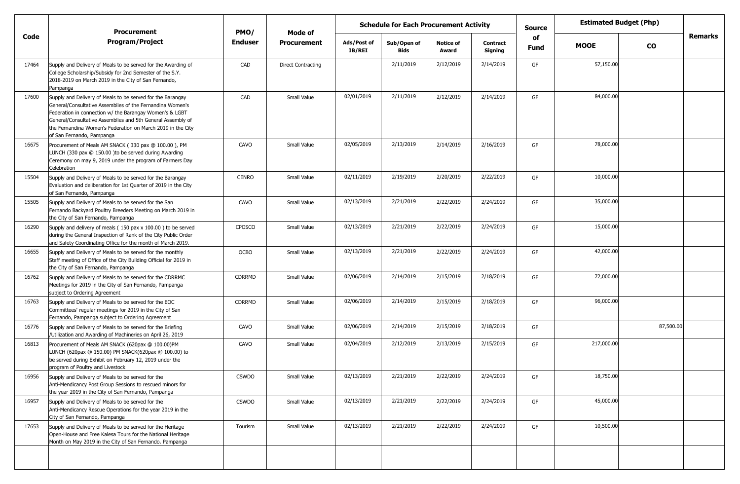| Code | Procurement Program/Project | PMO/ Enduser | Mode of Procurement | Schedule for Each Procurement Activity | | | | Source of Fund | Estimated Budget (Php) | | Remarks |
|---|---|---|---|---|---|---|---|---|---|---|---|
| | | | | Ads/Post of IB/REI | Sub/Open of Bids | Notice of Award | Contract Signing | | MOOE | CO | |
| 17464 | Supply and Delivery of Meals to be served for the Awarding of College Scholarship/Subsidy for 2nd Semester of the S.Y. 2018-2019 on March 2019 in the City of San Fernando, Pampanga | CAD | Direct Contracting | | 2/11/2019 | 2/12/2019 | 2/14/2019 | GF | 57,150.00 | | |
| 17600 | Supply and Delivery of Meals to be served for the Barangay General/Consultative Assemblies of the Fernandina Women's Federation in connection w/ the Barangay Women's & LGBT General/Consultative Assemblies and 5th General Assembly of the Fernandina Women's Federation on March 2019 in the City of San Fernando, Pampanga | CAD | Small Value | 02/01/2019 | 2/11/2019 | 2/12/2019 | 2/14/2019 | GF | 84,000.00 | | |
| 16675 | Procurement of Meals AM SNACK ( 330 pax @ 100.00 ), PM LUNCH (330 pax @ 150.00 )to be served during Awarding Ceremony on may 9, 2019 under the program of Farmers Day Celebration | CAVO | Small Value | 02/05/2019 | 2/13/2019 | 2/14/2019 | 2/16/2019 | GF | 78,000.00 | | |
| 15504 | Supply and Delivery of Meals to be served for the Barangay Evaluation and deliberation for 1st Quarter of 2019 in the City of San Fernando, Pampanga | CENRO | Small Value | 02/11/2019 | 2/19/2019 | 2/20/2019 | 2/22/2019 | GF | 10,000.00 | | |
| 15505 | Supply and Delivery of Meals to be served for the San Fernando Backyard Poultry Breeders Meeting on March 2019 in the City of San Fernando, Pampanga | CAVO | Small Value | 02/13/2019 | 2/21/2019 | 2/22/2019 | 2/24/2019 | GF | 35,000.00 | | |
| 16290 | Supply and delivery of meals ( 150 pax x 100.00 ) to be served during the General Inspection of Rank of the City Public Order and Safety Coordinating Office for the month of March 2019. | CPOSCO | Small Value | 02/13/2019 | 2/21/2019 | 2/22/2019 | 2/24/2019 | GF | 15,000.00 | | |
| 16655 | Supply and Delivery of Meals to be served for the monthly Staff meeting of Office of the City Building Official for 2019 in the City of San Fernando, Pampanga | OCBO | Small Value | 02/13/2019 | 2/21/2019 | 2/22/2019 | 2/24/2019 | GF | 42,000.00 | | |
| 16762 | Supply and Delivery of Meals to be served for the CDRRMC Meetings for 2019 in the City of San Fernando, Pampanga subject to Ordering Agreement | CDRRMD | Small Value | 02/06/2019 | 2/14/2019 | 2/15/2019 | 2/18/2019 | GF | 72,000.00 | | |
| 16763 | Supply and Delivery of Meals to be served for the EOC Committees' regular meetings for 2019 in the City of San Fernando, Pampanga subject to Ordering Agreement | CDRRMD | Small Value | 02/06/2019 | 2/14/2019 | 2/15/2019 | 2/18/2019 | GF | 96,000.00 | | |
| 16776 | Supply and Delivery of Meals to be served for the Briefing /Utilization and Awarding of Machineries on April 26, 2019 | CAVO | Small Value | 02/06/2019 | 2/14/2019 | 2/15/2019 | 2/18/2019 | GF | | 87,500.00 | |
| 16813 | Procurement of Meals AM SNACK (620pax @ 100.00)PM LUNCH (620pax @ 150.00) PM SNACK(620pax @ 100.00) to be served during Exhibit on February 12, 2019 under the program of Poultry and Livestock | CAVO | Small Value | 02/04/2019 | 2/12/2019 | 2/13/2019 | 2/15/2019 | GF | 217,000.00 | | |
| 16956 | Supply and Delivery of Meals to be served for the Anti-Mendicancy Post Group Sessions to rescued minors for the year 2019 in the City of San Fernando, Pampanga | CSWDO | Small Value | 02/13/2019 | 2/21/2019 | 2/22/2019 | 2/24/2019 | GF | 18,750.00 | | |
| 16957 | Supply and Delivery of Meals to be served for the Anti-Mendicancy Rescue Operations for the year 2019 in the City of San Fernando, Pampanga | CSWDO | Small Value | 02/13/2019 | 2/21/2019 | 2/22/2019 | 2/24/2019 | GF | 45,000.00 | | |
| 17653 | Supply and Delivery of Meals to be served for the Heritage Open-House and Free Kalesa Tours for the National Heritage Month on May 2019 in the City of San Fernando. Pampanga | Tourism | Small Value | 02/13/2019 | 2/21/2019 | 2/22/2019 | 2/24/2019 | GF | 10,500.00 | | |
| | | | | | | | | | | | |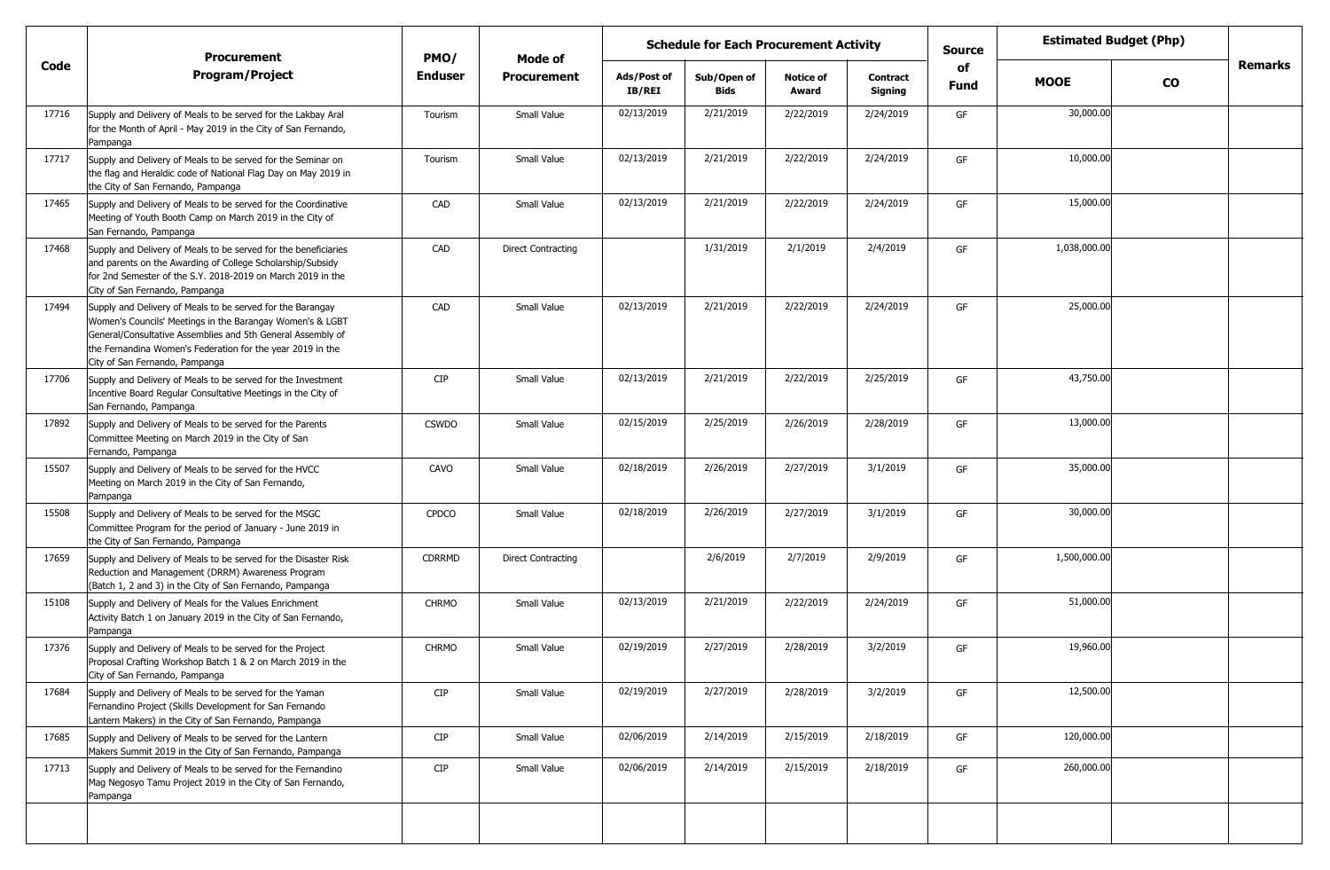| Code | Procurement Program/Project | PMO/ Enduser | Mode of Procurement | Schedule for Each Procurement Activity | | | | Source of Fund | Estimated Budget (Php) | | Remarks |
|---|---|---|---|---|---|---|---|---|---|---|---|
| | | | | Ads/Post of IB/REI | Sub/Open of Bids | Notice of Award | Contract Signing | | MOOE | CO | |
| 17716 | Supply and Delivery of Meals to be served for the Lakbay Aral for the Month of April - May 2019 in the City of San Fernando, Pampanga | Tourism | Small Value | 02/13/2019 | 2/21/2019 | 2/22/2019 | 2/24/2019 | GF | 30,000.00 | | |
| 17717 | Supply and Delivery of Meals to be served for the Seminar on the flag and Heraldic code of National Flag Day on May 2019 in the City of San Fernando, Pampanga | Tourism | Small Value | 02/13/2019 | 2/21/2019 | 2/22/2019 | 2/24/2019 | GF | 10,000.00 | | |
| 17465 | Supply and Delivery of Meals to be served for the Coordinative Meeting of Youth Booth Camp on March 2019 in the City of San Fernando, Pampanga | CAD | Small Value | 02/13/2019 | 2/21/2019 | 2/22/2019 | 2/24/2019 | GF | 15,000.00 | | |
| 17468 | Supply and Delivery of Meals to be served for the beneficiaries and parents on the Awarding of College Scholarship/Subsidy for 2nd Semester of the S.Y. 2018-2019 on March 2019 in the City of San Fernando, Pampanga | CAD | Direct Contracting | | 1/31/2019 | 2/1/2019 | 2/4/2019 | GF | 1,038,000.00 | | |
| 17494 | Supply and Delivery of Meals to be served for the Barangay Women's Councils' Meetings in the Barangay Women's & LGBT General/Consultative Assemblies and 5th General Assembly of the Fernandina Women's Federation for the year 2019 in the City of San Fernando, Pampanga | CAD | Small Value | 02/13/2019 | 2/21/2019 | 2/22/2019 | 2/24/2019 | GF | 25,000.00 | | |
| 17706 | Supply and Delivery of Meals to be served for the Investment Incentive Board Regular Consultative Meetings in the City of San Fernando, Pampanga | CIP | Small Value | 02/13/2019 | 2/21/2019 | 2/22/2019 | 2/25/2019 | GF | 43,750.00 | | |
| 17892 | Supply and Delivery of Meals to be served for the Parents Committee Meeting on March 2019 in the City of San Fernando, Pampanga | CSWDO | Small Value | 02/15/2019 | 2/25/2019 | 2/26/2019 | 2/28/2019 | GF | 13,000.00 | | |
| 15507 | Supply and Delivery of Meals to be served for the HVCC Meeting on March 2019 in the City of San Fernando, Pampanga | CAVO | Small Value | 02/18/2019 | 2/26/2019 | 2/27/2019 | 3/1/2019 | GF | 35,000.00 | | |
| 15508 | Supply and Delivery of Meals to be served for the MSGC Committee Program for the period of January - June 2019 in the City of San Fernando, Pampanga | CPDCO | Small Value | 02/18/2019 | 2/26/2019 | 2/27/2019 | 3/1/2019 | GF | 30,000.00 | | |
| 17659 | Supply and Delivery of Meals to be served for the Disaster Risk Reduction and Management (DRRM) Awareness Program (Batch 1, 2 and 3) in the City of San Fernando, Pampanga | CDRRMD | Direct Contracting | | 2/6/2019 | 2/7/2019 | 2/9/2019 | GF | 1,500,000.00 | | |
| 15108 | Supply and Delivery of Meals for the Values Enrichment Activity Batch 1 on January 2019 in the City of San Fernando, Pampanga | CHRMO | Small Value | 02/13/2019 | 2/21/2019 | 2/22/2019 | 2/24/2019 | GF | 51,000.00 | | |
| 17376 | Supply and Delivery of Meals to be served for the Project Proposal Crafting Workshop Batch 1 & 2 on March 2019 in the City of San Fernando, Pampanga | CHRMO | Small Value | 02/19/2019 | 2/27/2019 | 2/28/2019 | 3/2/2019 | GF | 19,960.00 | | |
| 17684 | Supply and Delivery of Meals to be served for the Yaman Fernandino Project (Skills Development for San Fernando Lantern Makers) in the City of San Fernando, Pampanga | CIP | Small Value | 02/19/2019 | 2/27/2019 | 2/28/2019 | 3/2/2019 | GF | 12,500.00 | | |
| 17685 | Supply and Delivery of Meals to be served for the Lantern Makers Summit 2019 in the City of San Fernando, Pampanga | CIP | Small Value | 02/06/2019 | 2/14/2019 | 2/15/2019 | 2/18/2019 | GF | 120,000.00 | | |
| 17713 | Supply and Delivery of Meals to be served for the Fernandino Mag Negosyo Tamu Project 2019 in the City of San Fernando, Pampanga | CIP | Small Value | 02/06/2019 | 2/14/2019 | 2/15/2019 | 2/18/2019 | GF | 260,000.00 | | |
| | | | | | | | | | | | |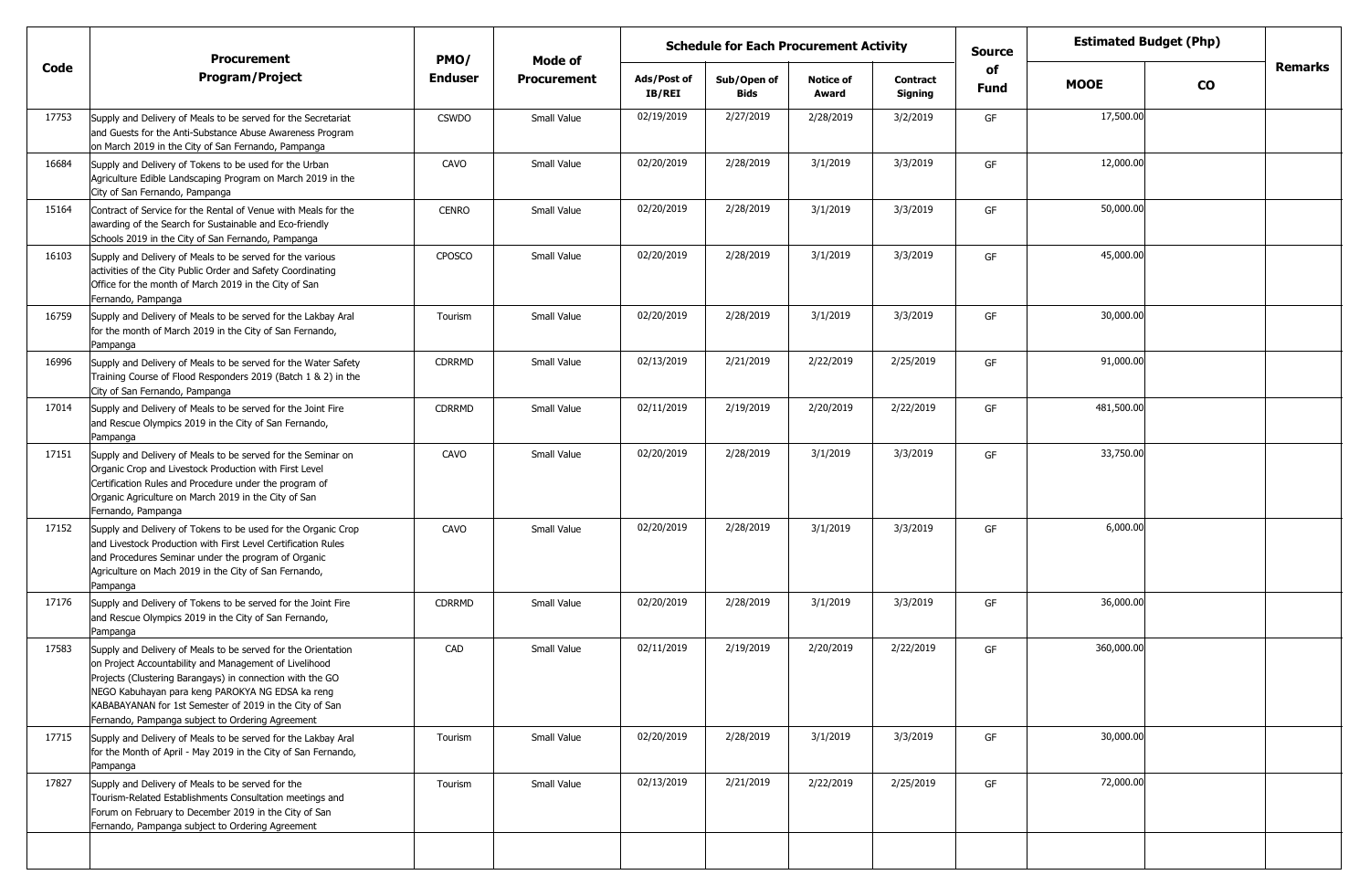| Code | Procurement Program/Project | PMO/ Enduser | Mode of Procurement | Schedule for Each Procurement Activity | | | | Source of Fund | Estimated Budget (Php) | | Remarks |
|---|---|---|---|---|---|---|---|---|---|---|---|
| | | | | Ads/Post of IB/REI | Sub/Open of Bids | Notice of Award | Contract Signing | | MOOE | CO | |
| 17753 | Supply and Delivery of Meals to be served for the Secretariat and Guests for the Anti-Substance Abuse Awareness Program on March 2019 in the City of San Fernando, Pampanga | CSWDO | Small Value | 02/19/2019 | 2/27/2019 | 2/28/2019 | 3/2/2019 | GF | 17,500.00 | | |
| 16684 | Supply and Delivery of Tokens to be used for the Urban Agriculture Edible Landscaping Program on March 2019 in the City of San Fernando, Pampanga | CAVO | Small Value | 02/20/2019 | 2/28/2019 | 3/1/2019 | 3/3/2019 | GF | 12,000.00 | | |
| 15164 | Contract of Service for the Rental of Venue with Meals for the awarding of the Search for Sustainable and Eco-friendly Schools 2019 in the City of San Fernando, Pampanga | CENRO | Small Value | 02/20/2019 | 2/28/2019 | 3/1/2019 | 3/3/2019 | GF | 50,000.00 | | |
| 16103 | Supply and Delivery of Meals to be served for the various activities of the City Public Order and Safety Coordinating Office for the month of March 2019 in the City of San Fernando, Pampanga | CPOSCO | Small Value | 02/20/2019 | 2/28/2019 | 3/1/2019 | 3/3/2019 | GF | 45,000.00 | | |
| 16759 | Supply and Delivery of Meals to be served for the Lakbay Aral for the month of March 2019 in the City of San Fernando, Pampanga | Tourism | Small Value | 02/20/2019 | 2/28/2019 | 3/1/2019 | 3/3/2019 | GF | 30,000.00 | | |
| 16996 | Supply and Delivery of Meals to be served for the Water Safety Training Course of Flood Responders 2019 (Batch 1 & 2) in the City of San Fernando, Pampanga | CDRRMD | Small Value | 02/13/2019 | 2/21/2019 | 2/22/2019 | 2/25/2019 | GF | 91,000.00 | | |
| 17014 | Supply and Delivery of Meals to be served for the Joint Fire and Rescue Olympics 2019 in the City of San Fernando, Pampanga | CDRRMD | Small Value | 02/11/2019 | 2/19/2019 | 2/20/2019 | 2/22/2019 | GF | 481,500.00 | | |
| 17151 | Supply and Delivery of Meals to be served for the Seminar on Organic Crop and Livestock Production with First Level Certification Rules and Procedure under the program of Organic Agriculture on March 2019 in the City of San Fernando, Pampanga | CAVO | Small Value | 02/20/2019 | 2/28/2019 | 3/1/2019 | 3/3/2019 | GF | 33,750.00 | | |
| 17152 | Supply and Delivery of Tokens to be used for the Organic Crop and Livestock Production with First Level Certification Rules and Procedures Seminar under the program of Organic Agriculture on Mach 2019 in the City of San Fernando, Pampanga | CAVO | Small Value | 02/20/2019 | 2/28/2019 | 3/1/2019 | 3/3/2019 | GF | 6,000.00 | | |
| 17176 | Supply and Delivery of Tokens to be served for the Joint Fire and Rescue Olympics 2019 in the City of San Fernando, Pampanga | CDRRMD | Small Value | 02/20/2019 | 2/28/2019 | 3/1/2019 | 3/3/2019 | GF | 36,000.00 | | |
| 17583 | Supply and Delivery of Meals to be served for the Orientation on Project Accountability and Management of Livelihood Projects (Clustering Barangays) in connection with the GO NEGO Kabuhayan para keng PAROKYA NG EDSA ka reng KABABAYANAN for 1st Semester of 2019 in the City of San Fernando, Pampanga subject to Ordering Agreement | CAD | Small Value | 02/11/2019 | 2/19/2019 | 2/20/2019 | 2/22/2019 | GF | 360,000.00 | | |
| 17715 | Supply and Delivery of Meals to be served for the Lakbay Aral for the Month of April - May 2019 in the City of San Fernando, Pampanga | Tourism | Small Value | 02/20/2019 | 2/28/2019 | 3/1/2019 | 3/3/2019 | GF | 30,000.00 | | |
| 17827 | Supply and Delivery of Meals to be served for the Tourism-Related Establishments Consultation meetings and Forum on February to December 2019 in the City of San Fernando, Pampanga subject to Ordering Agreement | Tourism | Small Value | 02/13/2019 | 2/21/2019 | 2/22/2019 | 2/25/2019 | GF | 72,000.00 | | |
| | | | | | | | | | | | |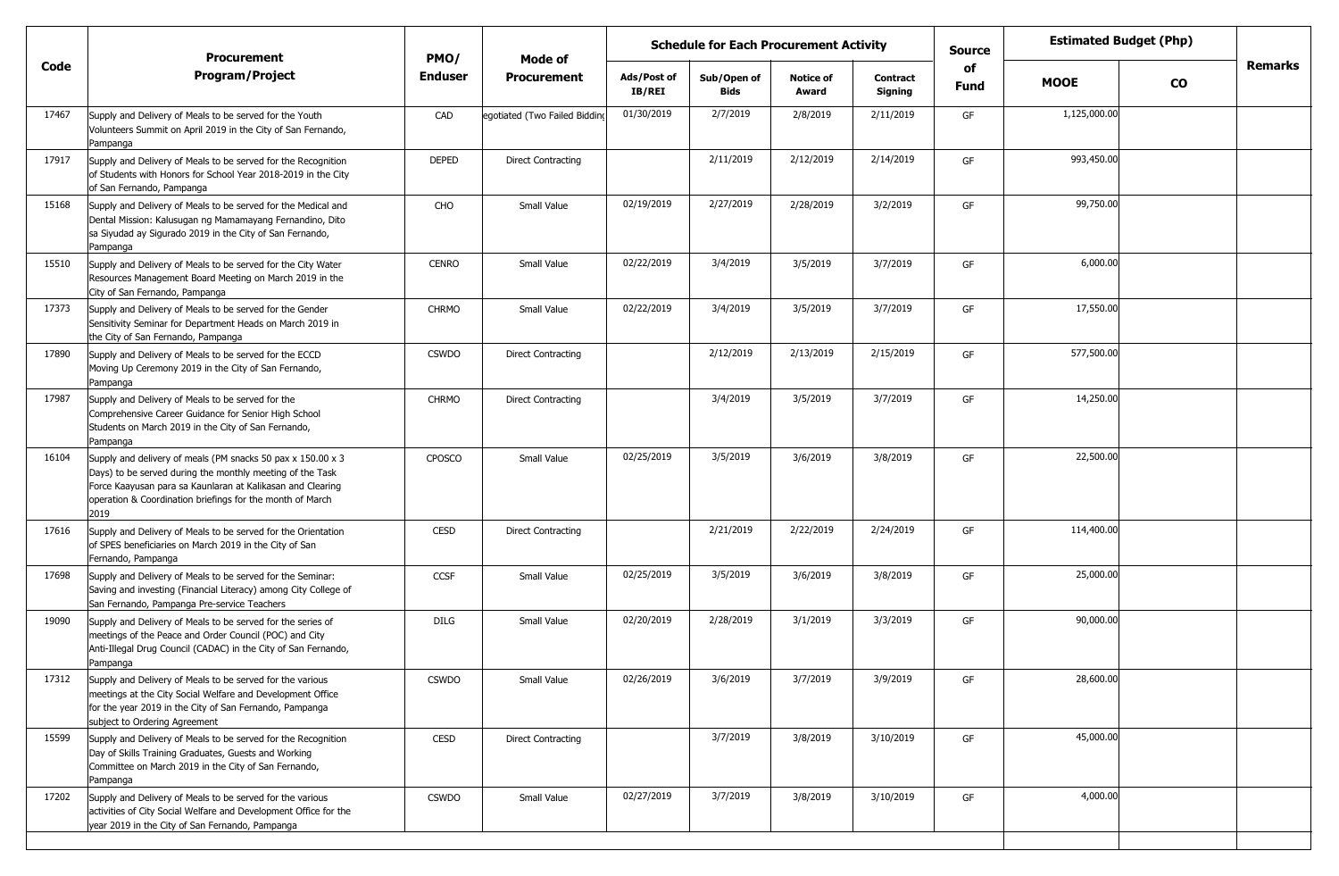| Code | Procurement Program/Project | PMO/ Enduser | Mode of Procurement | Schedule for Each Procurement Activity | | | | Source of Fund | Estimated Budget (Php) | | Remarks |
|---|---|---|---|---|---|---|---|---|---|---|---|
| | | | | Ads/Post of IB/REI | Sub/Open of Bids | Notice of Award | Contract Signing | | MOOE | CO | |
| 17467 | Supply and Delivery of Meals to be served for the Youth Volunteers Summit on April 2019 in the City of San Fernando, Pampanga | CAD | egotiated (Two Failed Bidding | 01/30/2019 | 2/7/2019 | 2/8/2019 | 2/11/2019 | GF | 1,125,000.00 | | |
| 17917 | Supply and Delivery of Meals to be served for the Recognition of Students with Honors for School Year 2018-2019 in the City of San Fernando, Pampanga | DEPED | Direct Contracting | | 2/11/2019 | 2/12/2019 | 2/14/2019 | GF | 993,450.00 | | |
| 15168 | Supply and Delivery of Meals to be served for the Medical and Dental Mission: Kalusugan ng Mamamayang Fernandino, Dito sa Siyudad ay Sigurado 2019 in the City of San Fernando, Pampanga | CHO | Small Value | 02/19/2019 | 2/27/2019 | 2/28/2019 | 3/2/2019 | GF | 99,750.00 | | |
| 15510 | Supply and Delivery of Meals to be served for the City Water Resources Management Board Meeting on March 2019 in the City of San Fernando, Pampanga | CENRO | Small Value | 02/22/2019 | 3/4/2019 | 3/5/2019 | 3/7/2019 | GF | 6,000.00 | | |
| 17373 | Supply and Delivery of Meals to be served for the Gender Sensitivity Seminar for Department Heads on March 2019 in the City of San Fernando, Pampanga | CHRMO | Small Value | 02/22/2019 | 3/4/2019 | 3/5/2019 | 3/7/2019 | GF | 17,550.00 | | |
| 17890 | Supply and Delivery of Meals to be served for the ECCD Moving Up Ceremony 2019 in the City of San Fernando, Pampanga | CSWDO | Direct Contracting | | 2/12/2019 | 2/13/2019 | 2/15/2019 | GF | 577,500.00 | | |
| 17987 | Supply and Delivery of Meals to be served for the Comprehensive Career Guidance for Senior High School Students on March 2019 in the City of San Fernando, Pampanga | CHRMO | Direct Contracting | | 3/4/2019 | 3/5/2019 | 3/7/2019 | GF | 14,250.00 | | |
| 16104 | Supply and delivery of meals (PM snacks 50 pax x 150.00 x 3 Days) to be served during the monthly meeting of the Task Force Kaayusan para sa Kaunlaran at Kalikasan and Clearing operation & Coordination briefings for the month of March 2019 | CPOSCO | Small Value | 02/25/2019 | 3/5/2019 | 3/6/2019 | 3/8/2019 | GF | 22,500.00 | | |
| 17616 | Supply and Delivery of Meals to be served for the Orientation of SPES beneficiaries on March 2019 in the City of San Fernando, Pampanga | CESD | Direct Contracting | | 2/21/2019 | 2/22/2019 | 2/24/2019 | GF | 114,400.00 | | |
| 17698 | Supply and Delivery of Meals to be served for the Seminar: Saving and investing (Financial Literacy) among City College of San Fernando, Pampanga Pre-service Teachers | CCSF | Small Value | 02/25/2019 | 3/5/2019 | 3/6/2019 | 3/8/2019 | GF | 25,000.00 | | |
| 19090 | Supply and Delivery of Meals to be served for the series of meetings of the Peace and Order Council (POC) and City Anti-Illegal Drug Council (CADAC) in the City of San Fernando, Pampanga | DILG | Small Value | 02/20/2019 | 2/28/2019 | 3/1/2019 | 3/3/2019 | GF | 90,000.00 | | |
| 17312 | Supply and Delivery of Meals to be served for the various meetings at the City Social Welfare and Development Office for the year 2019 in the City of San Fernando, Pampanga subject to Ordering Agreement | CSWDO | Small Value | 02/26/2019 | 3/6/2019 | 3/7/2019 | 3/9/2019 | GF | 28,600.00 | | |
| 15599 | Supply and Delivery of Meals to be served for the Recognition Day of Skills Training Graduates, Guests and Working Committee on March 2019 in the City of San Fernando, Pampanga | CESD | Direct Contracting | | 3/7/2019 | 3/8/2019 | 3/10/2019 | GF | 45,000.00 | | |
| 17202 | Supply and Delivery of Meals to be served for the various activities of City Social Welfare and Development Office for the year 2019 in the City of San Fernando, Pampanga | CSWDO | Small Value | 02/27/2019 | 3/7/2019 | 3/8/2019 | 3/10/2019 | GF | 4,000.00 | | |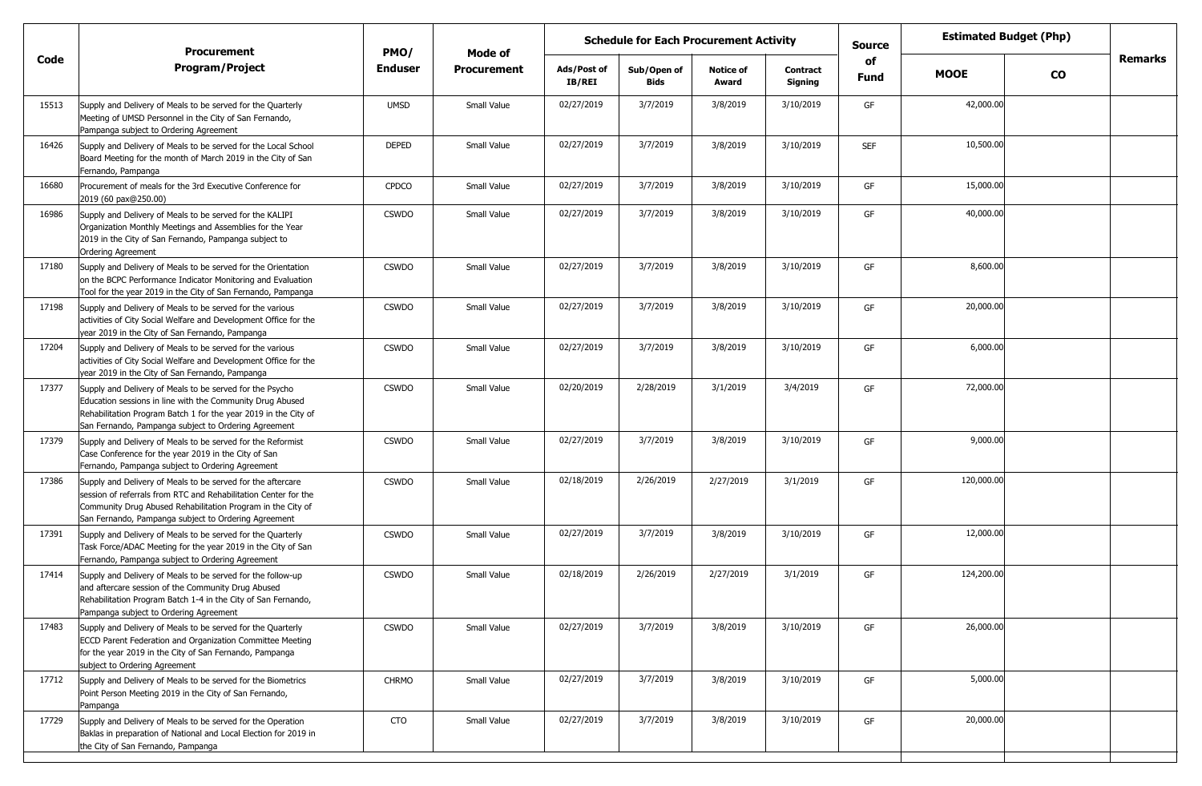| Code | Procurement Program/Project | PMO/ Enduser | Mode of Procurement | Schedule for Each Procurement Activity | | | | Source of Fund | Estimated Budget (Php) | | Remarks |
|---|---|---|---|---|---|---|---|---|---|---|---|
| | | | | Ads/Post of IB/REI | Sub/Open of Bids | Notice of Award | Contract Signing | | MOOE | CO | |
| 15513 | Supply and Delivery of Meals to be served for the Quarterly Meeting of UMSD Personnel in the City of San Fernando, Pampanga subject to Ordering Agreement | UMSD | Small Value | 02/27/2019 | 3/7/2019 | 3/8/2019 | 3/10/2019 | GF | 42,000.00 | | |
| 16426 | Supply and Delivery of Meals to be served for the Local School Board Meeting for the month of March 2019 in the City of San Fernando, Pampanga | DEPED | Small Value | 02/27/2019 | 3/7/2019 | 3/8/2019 | 3/10/2019 | SEF | 10,500.00 | | |
| 16680 | Procurement of meals for the 3rd Executive Conference for 2019 (60 pax@250.00) | CPDCO | Small Value | 02/27/2019 | 3/7/2019 | 3/8/2019 | 3/10/2019 | GF | 15,000.00 | | |
| 16986 | Supply and Delivery of Meals to be served for the KALIPI Organization Monthly Meetings and Assemblies for the Year 2019 in the City of San Fernando, Pampanga subject to Ordering Agreement | CSWDO | Small Value | 02/27/2019 | 3/7/2019 | 3/8/2019 | 3/10/2019 | GF | 40,000.00 | | |
| 17180 | Supply and Delivery of Meals to be served for the Orientation on the BCPC Performance Indicator Monitoring and Evaluation Tool for the year 2019 in the City of San Fernando, Pampanga | CSWDO | Small Value | 02/27/2019 | 3/7/2019 | 3/8/2019 | 3/10/2019 | GF | 8,600.00 | | |
| 17198 | Supply and Delivery of Meals to be served for the various activities of City Social Welfare and Development Office for the year 2019 in the City of San Fernando, Pampanga | CSWDO | Small Value | 02/27/2019 | 3/7/2019 | 3/8/2019 | 3/10/2019 | GF | 20,000.00 | | |
| 17204 | Supply and Delivery of Meals to be served for the various activities of City Social Welfare and Development Office for the year 2019 in the City of San Fernando, Pampanga | CSWDO | Small Value | 02/27/2019 | 3/7/2019 | 3/8/2019 | 3/10/2019 | GF | 6,000.00 | | |
| 17377 | Supply and Delivery of Meals to be served for the Psycho Education sessions in line with the Community Drug Abused Rehabilitation Program Batch 1 for the year 2019 in the City of San Fernando, Pampanga subject to Ordering Agreement | CSWDO | Small Value | 02/20/2019 | 2/28/2019 | 3/1/2019 | 3/4/2019 | GF | 72,000.00 | | |
| 17379 | Supply and Delivery of Meals to be served for the Reformist Case Conference for the year 2019 in the City of San Fernando, Pampanga subject to Ordering Agreement | CSWDO | Small Value | 02/27/2019 | 3/7/2019 | 3/8/2019 | 3/10/2019 | GF | 9,000.00 | | |
| 17386 | Supply and Delivery of Meals to be served for the aftercare session of referrals from RTC and Rehabilitation Center for the Community Drug Abused Rehabilitation Program in the City of San Fernando, Pampanga subject to Ordering Agreement | CSWDO | Small Value | 02/18/2019 | 2/26/2019 | 2/27/2019 | 3/1/2019 | GF | 120,000.00 | | |
| 17391 | Supply and Delivery of Meals to be served for the Quarterly Task Force/ADAC Meeting for the year 2019 in the City of San Fernando, Pampanga subject to Ordering Agreement | CSWDO | Small Value | 02/27/2019 | 3/7/2019 | 3/8/2019 | 3/10/2019 | GF | 12,000.00 | | |
| 17414 | Supply and Delivery of Meals to be served for the follow-up and aftercare session of the Community Drug Abused Rehabilitation Program Batch 1-4 in the City of San Fernando, Pampanga subject to Ordering Agreement | CSWDO | Small Value | 02/18/2019 | 2/26/2019 | 2/27/2019 | 3/1/2019 | GF | 124,200.00 | | |
| 17483 | Supply and Delivery of Meals to be served for the Quarterly ECCD Parent Federation and Organization Committee Meeting for the year 2019 in the City of San Fernando, Pampanga subject to Ordering Agreement | CSWDO | Small Value | 02/27/2019 | 3/7/2019 | 3/8/2019 | 3/10/2019 | GF | 26,000.00 | | |
| 17712 | Supply and Delivery of Meals to be served for the Biometrics Point Person Meeting 2019 in the City of San Fernando, Pampanga | CHRMO | Small Value | 02/27/2019 | 3/7/2019 | 3/8/2019 | 3/10/2019 | GF | 5,000.00 | | |
| 17729 | Supply and Delivery of Meals to be served for the Operation Baklas in preparation of National and Local Election for 2019 in the City of San Fernando, Pampanga | CTO | Small Value | 02/27/2019 | 3/7/2019 | 3/8/2019 | 3/10/2019 | GF | 20,000.00 | | |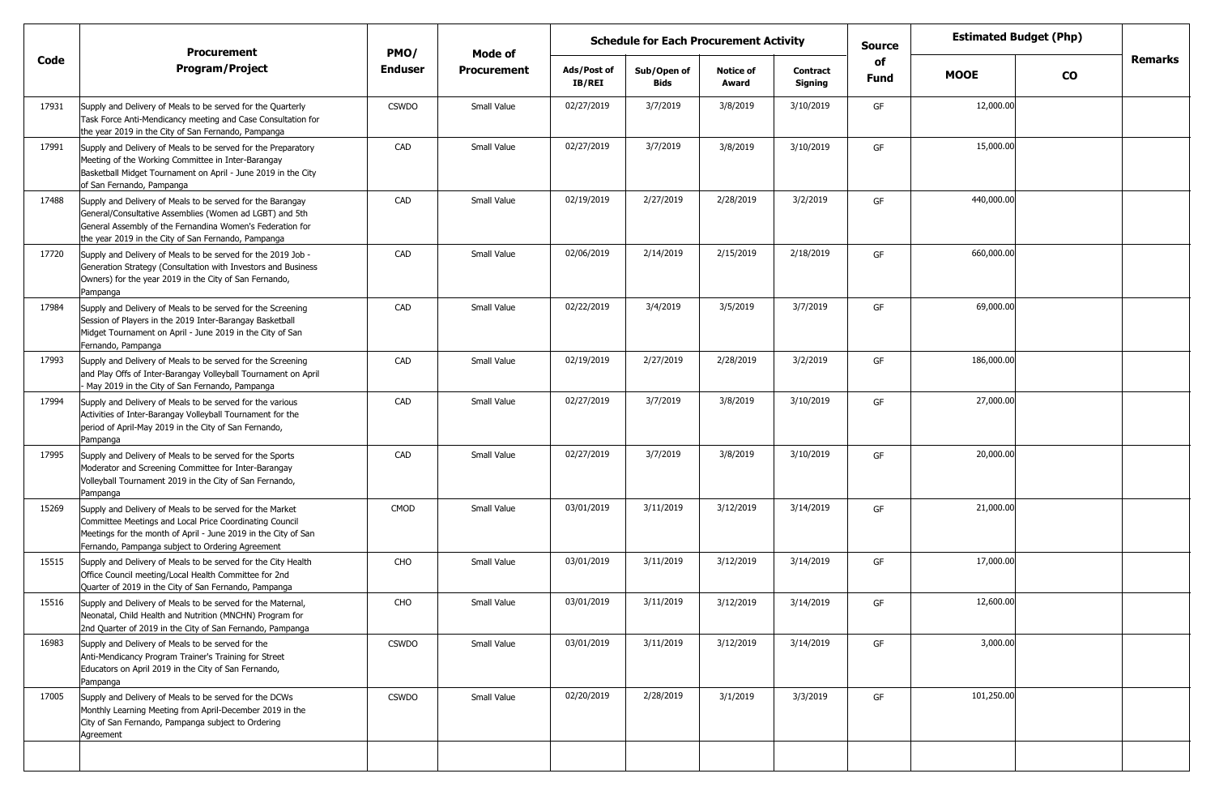| Code | Procurement Program/Project | PMO/ Enduser | Mode of Procurement | Schedule for Each Procurement Activity | | | | Source of Fund | Estimated Budget (Php) | | Remarks |
|---|---|---|---|---|---|---|---|---|---|---|---|
| | | | | Ads/Post of IB/REI | Sub/Open of Bids | Notice of Award | Contract Signing | | MOOE | CO | |
| 17931 | Supply and Delivery of Meals to be served for the Quarterly Task Force Anti-Mendicancy meeting and Case Consultation for the year 2019 in the City of San Fernando, Pampanga | CSWDO | Small Value | 02/27/2019 | 3/7/2019 | 3/8/2019 | 3/10/2019 | GF | 12,000.00 | | |
| 17991 | Supply and Delivery of Meals to be served for the Preparatory Meeting of the Working Committee in Inter-Barangay Basketball Midget Tournament on April - June 2019 in the City of San Fernando, Pampanga | CAD | Small Value | 02/27/2019 | 3/7/2019 | 3/8/2019 | 3/10/2019 | GF | 15,000.00 | | |
| 17488 | Supply and Delivery of Meals to be served for the Barangay General/Consultative Assemblies (Women ad LGBT) and 5th General Assembly of the Fernandina Women's Federation for the year 2019 in the City of San Fernando, Pampanga | CAD | Small Value | 02/19/2019 | 2/27/2019 | 2/28/2019 | 3/2/2019 | GF | 440,000.00 | | |
| 17720 | Supply and Delivery of Meals to be served for the 2019 Job - Generation Strategy (Consultation with Investors and Business Owners) for the year 2019 in the City of San Fernando, Pampanga | CAD | Small Value | 02/06/2019 | 2/14/2019 | 2/15/2019 | 2/18/2019 | GF | 660,000.00 | | |
| 17984 | Supply and Delivery of Meals to be served for the Screening Session of Players in the 2019 Inter-Barangay Basketball Midget Tournament on April - June 2019 in the City of San Fernando, Pampanga | CAD | Small Value | 02/22/2019 | 3/4/2019 | 3/5/2019 | 3/7/2019 | GF | 69,000.00 | | |
| 17993 | Supply and Delivery of Meals to be served for the Screening and Play Offs of Inter-Barangay Volleyball Tournament on April - May 2019 in the City of San Fernando, Pampanga | CAD | Small Value | 02/19/2019 | 2/27/2019 | 2/28/2019 | 3/2/2019 | GF | 186,000.00 | | |
| 17994 | Supply and Delivery of Meals to be served for the various Activities of Inter-Barangay Volleyball Tournament for the period of April-May 2019 in the City of San Fernando, Pampanga | CAD | Small Value | 02/27/2019 | 3/7/2019 | 3/8/2019 | 3/10/2019 | GF | 27,000.00 | | |
| 17995 | Supply and Delivery of Meals to be served for the Sports Moderator and Screening Committee for Inter-Barangay Volleyball Tournament 2019 in the City of San Fernando, Pampanga | CAD | Small Value | 02/27/2019 | 3/7/2019 | 3/8/2019 | 3/10/2019 | GF | 20,000.00 | | |
| 15269 | Supply and Delivery of Meals to be served for the Market Committee Meetings and Local Price Coordinating Council Meetings for the month of April - June 2019 in the City of San Fernando, Pampanga subject to Ordering Agreement | CMOD | Small Value | 03/01/2019 | 3/11/2019 | 3/12/2019 | 3/14/2019 | GF | 21,000.00 | | |
| 15515 | Supply and Delivery of Meals to be served for the City Health Office Council meeting/Local Health Committee for 2nd Quarter of 2019 in the City of San Fernando, Pampanga | CHO | Small Value | 03/01/2019 | 3/11/2019 | 3/12/2019 | 3/14/2019 | GF | 17,000.00 | | |
| 15516 | Supply and Delivery of Meals to be served for the Maternal, Neonatal, Child Health and Nutrition (MNCHN) Program for 2nd Quarter of 2019 in the City of San Fernando, Pampanga | CHO | Small Value | 03/01/2019 | 3/11/2019 | 3/12/2019 | 3/14/2019 | GF | 12,600.00 | | |
| 16983 | Supply and Delivery of Meals to be served for the Anti-Mendicancy Program Trainer's Training for Street Educators on April 2019 in the City of San Fernando, Pampanga | CSWDO | Small Value | 03/01/2019 | 3/11/2019 | 3/12/2019 | 3/14/2019 | GF | 3,000.00 | | |
| 17005 | Supply and Delivery of Meals to be served for the DCWs Monthly Learning Meeting from April-December 2019 in the City of San Fernando, Pampanga subject to Ordering Agreement | CSWDO | Small Value | 02/20/2019 | 2/28/2019 | 3/1/2019 | 3/3/2019 | GF | 101,250.00 | | |
| | | | | | | | | | | | |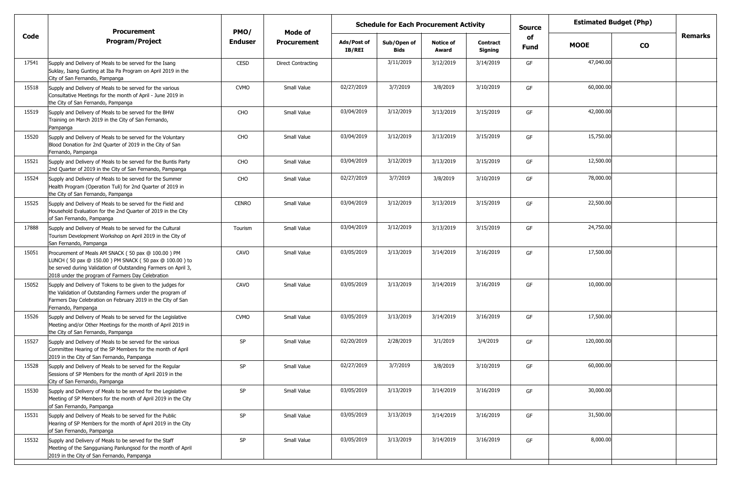| Code | Procurement Program/Project | PMO/ Enduser | Mode of Procurement | Schedule for Each Procurement Activity | | | | Source of Fund | Estimated Budget (Php) | | Remarks |
|---|---|---|---|---|---|---|---|---|---|---|---|
| | | | | Ads/Post of IB/REI | Sub/Open of Bids | Notice of Award | Contract Signing | | MOOE | CO | |
| 17541 | Supply and Delivery of Meals to be served for the Isang Suklay, Isang Gunting at Iba Pa Program on April 2019 in the City of San Fernando, Pampanga | CESD | Direct Contracting | | 3/11/2019 | 3/12/2019 | 3/14/2019 | GF | 47,040.00 | | |
| 15518 | Supply and Delivery of Meals to be served for the various Consultative Meetings for the month of April - June 2019 in the City of San Fernando, Pampanga | CVMO | Small Value | 02/27/2019 | 3/7/2019 | 3/8/2019 | 3/10/2019 | GF | 60,000.00 | | |
| 15519 | Supply and Delivery of Meals to be served for the BHW Training on March 2019 in the City of San Fernando, Pampanga | CHO | Small Value | 03/04/2019 | 3/12/2019 | 3/13/2019 | 3/15/2019 | GF | 42,000.00 | | |
| 15520 | Supply and Delivery of Meals to be served for the Voluntary Blood Donation for 2nd Quarter of 2019 in the City of San Fernando, Pampanga | CHO | Small Value | 03/04/2019 | 3/12/2019 | 3/13/2019 | 3/15/2019 | GF | 15,750.00 | | |
| 15521 | Supply and Delivery of Meals to be served for the Buntis Party 2nd Quarter of 2019 in the City of San Fernando, Pampanga | CHO | Small Value | 03/04/2019 | 3/12/2019 | 3/13/2019 | 3/15/2019 | GF | 12,500.00 | | |
| 15524 | Supply and Delivery of Meals to be served for the Summer Health Program (Operation Tuli) for 2nd Quarter of 2019 in the City of San Fernando, Pampanga | CHO | Small Value | 02/27/2019 | 3/7/2019 | 3/8/2019 | 3/10/2019 | GF | 78,000.00 | | |
| 15525 | Supply and Delivery of Meals to be served for the Field and Household Evaluation for the 2nd Quarter of 2019 in the City of San Fernando, Pampanga | CENRO | Small Value | 03/04/2019 | 3/12/2019 | 3/13/2019 | 3/15/2019 | GF | 22,500.00 | | |
| 17888 | Supply and Delivery of Meals to be served for the Cultural Tourism Development Workshop on April 2019 in the City of San Fernando, Pampanga | Tourism | Small Value | 03/04/2019 | 3/12/2019 | 3/13/2019 | 3/15/2019 | GF | 24,750.00 | | |
| 15051 | Procurement of Meals AM SNACK ( 50 pax @ 100.00 ) PM LUNCH ( 50 pax @ 150.00 ) PM SNACK ( 50 pax @ 100.00 ) to be served during Validation of Outstanding Farmers on April 3, 2018 under the program of Farmers Day Celebration | CAVO | Small Value | 03/05/2019 | 3/13/2019 | 3/14/2019 | 3/16/2019 | GF | 17,500.00 | | |
| 15052 | Supply and Delivery of Tokens to be given to the judges for the Validation of Outstanding Farmers under the program of Farmers Day Celebration on February 2019 in the City of San Fernando, Pampanga | CAVO | Small Value | 03/05/2019 | 3/13/2019 | 3/14/2019 | 3/16/2019 | GF | 10,000.00 | | |
| 15526 | Supply and Delivery of Meals to be served for the Legislative Meeting and/or Other Meetings for the month of April 2019 in the City of San Fernando, Pampanga | CVMO | Small Value | 03/05/2019 | 3/13/2019 | 3/14/2019 | 3/16/2019 | GF | 17,500.00 | | |
| 15527 | Supply and Delivery of Meals to be served for the various Committee Hearing of the SP Members for the month of April 2019 in the City of San Fernando, Pampanga | SP | Small Value | 02/20/2019 | 2/28/2019 | 3/1/2019 | 3/4/2019 | GF | 120,000.00 | | |
| 15528 | Supply and Delivery of Meals to be served for the Regular Sessions of SP Members for the month of April 2019 in the City of San Fernando, Pampanga | SP | Small Value | 02/27/2019 | 3/7/2019 | 3/8/2019 | 3/10/2019 | GF | 60,000.00 | | |
| 15530 | Supply and Delivery of Meals to be served for the Legislative Meeting of SP Members for the month of April 2019 in the City of San Fernando, Pampanga | SP | Small Value | 03/05/2019 | 3/13/2019 | 3/14/2019 | 3/16/2019 | GF | 30,000.00 | | |
| 15531 | Supply and Delivery of Meals to be served for the Public Hearing of SP Members for the month of April 2019 in the City of San Fernando, Pampanga | SP | Small Value | 03/05/2019 | 3/13/2019 | 3/14/2019 | 3/16/2019 | GF | 31,500.00 | | |
| 15532 | Supply and Delivery of Meals to be served for the Staff Meeting of the Sangguniang Panlungsod for the month of April 2019 in the City of San Fernando, Pampanga | SP | Small Value | 03/05/2019 | 3/13/2019 | 3/14/2019 | 3/16/2019 | GF | 8,000.00 | | |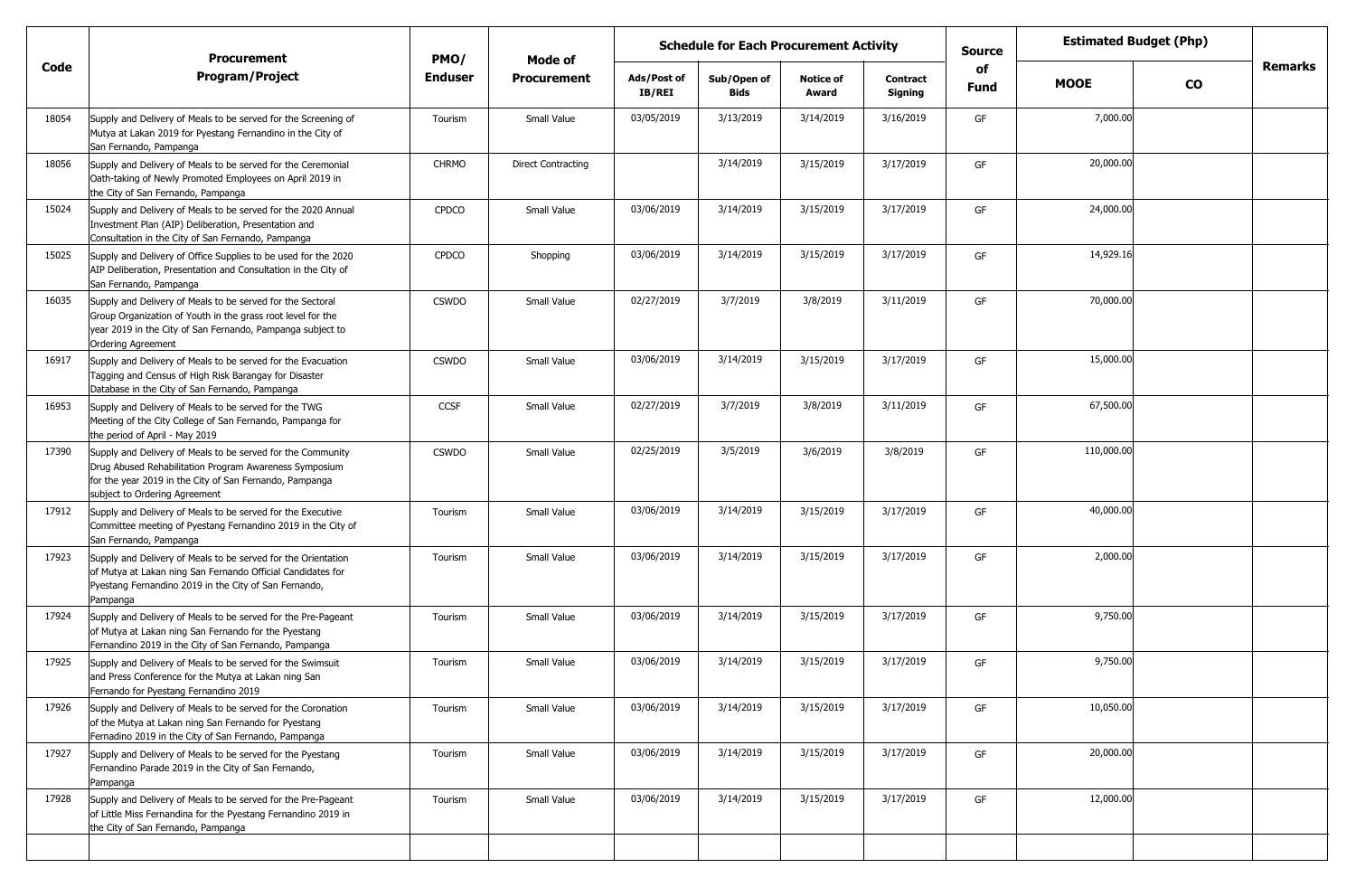| Code | Procurement Program/Project | PMO/ Enduser | Mode of Procurement | Schedule for Each Procurement Activity | | | | Source of Fund | Estimated Budget (Php) | | Remarks |
|---|---|---|---|---|---|---|---|---|---|---|---|
| | | | | Ads/Post of IB/REI | Sub/Open of Bids | Notice of Award | Contract Signing | | MOOE | CO | |
| 18054 | Supply and Delivery of Meals to be served for the Screening of Mutya at Lakan 2019 for Pyestang Fernandino in the City of San Fernando, Pampanga | Tourism | Small Value | 03/05/2019 | 3/13/2019 | 3/14/2019 | 3/16/2019 | GF | 7,000.00 | | |
| 18056 | Supply and Delivery of Meals to be served for the Ceremonial Oath-taking of Newly Promoted Employees on April 2019 in the City of San Fernando, Pampanga | CHRMO | Direct Contracting | | 3/14/2019 | 3/15/2019 | 3/17/2019 | GF | 20,000.00 | | |
| 15024 | Supply and Delivery of Meals to be served for the 2020 Annual Investment Plan (AIP) Deliberation, Presentation and Consultation in the City of San Fernando, Pampanga | CPDCO | Small Value | 03/06/2019 | 3/14/2019 | 3/15/2019 | 3/17/2019 | GF | 24,000.00 | | |
| 15025 | Supply and Delivery of Office Supplies to be used for the 2020 AIP Deliberation, Presentation and Consultation in the City of San Fernando, Pampanga | CPDCO | Shopping | 03/06/2019 | 3/14/2019 | 3/15/2019 | 3/17/2019 | GF | 14,929.16 | | |
| 16035 | Supply and Delivery of Meals to be served for the Sectoral Group Organization of Youth in the grass root level for the year 2019 in the City of San Fernando, Pampanga subject to Ordering Agreement | CSWDO | Small Value | 02/27/2019 | 3/7/2019 | 3/8/2019 | 3/11/2019 | GF | 70,000.00 | | |
| 16917 | Supply and Delivery of Meals to be served for the Evacuation Tagging and Census of High Risk Barangay for Disaster Database in the City of San Fernando, Pampanga | CSWDO | Small Value | 03/06/2019 | 3/14/2019 | 3/15/2019 | 3/17/2019 | GF | 15,000.00 | | |
| 16953 | Supply and Delivery of Meals to be served for the TWG Meeting of the City College of San Fernando, Pampanga for the period of April - May 2019 | CCSF | Small Value | 02/27/2019 | 3/7/2019 | 3/8/2019 | 3/11/2019 | GF | 67,500.00 | | |
| 17390 | Supply and Delivery of Meals to be served for the Community Drug Abused Rehabilitation Program Awareness Symposium for the year 2019 in the City of San Fernando, Pampanga subject to Ordering Agreement | CSWDO | Small Value | 02/25/2019 | 3/5/2019 | 3/6/2019 | 3/8/2019 | GF | 110,000.00 | | |
| 17912 | Supply and Delivery of Meals to be served for the Executive Committee meeting of Pyestang Fernandino 2019 in the City of San Fernando, Pampanga | Tourism | Small Value | 03/06/2019 | 3/14/2019 | 3/15/2019 | 3/17/2019 | GF | 40,000.00 | | |
| 17923 | Supply and Delivery of Meals to be served for the Orientation of Mutya at Lakan ning San Fernando Official Candidates for Pyestang Fernandino 2019 in the City of San Fernando, Pampanga | Tourism | Small Value | 03/06/2019 | 3/14/2019 | 3/15/2019 | 3/17/2019 | GF | 2,000.00 | | |
| 17924 | Supply and Delivery of Meals to be served for the Pre-Pageant of Mutya at Lakan ning San Fernando for the Pyestang Fernandino 2019 in the City of San Fernando, Pampanga | Tourism | Small Value | 03/06/2019 | 3/14/2019 | 3/15/2019 | 3/17/2019 | GF | 9,750.00 | | |
| 17925 | Supply and Delivery of Meals to be served for the Swimsuit and Press Conference for the Mutya at Lakan ning San Fernando for Pyestang Fernandino 2019 | Tourism | Small Value | 03/06/2019 | 3/14/2019 | 3/15/2019 | 3/17/2019 | GF | 9,750.00 | | |
| 17926 | Supply and Delivery of Meals to be served for the Coronation of the Mutya at Lakan ning San Fernando for Pyestang Fernadino 2019 in the City of San Fernando, Pampanga | Tourism | Small Value | 03/06/2019 | 3/14/2019 | 3/15/2019 | 3/17/2019 | GF | 10,050.00 | | |
| 17927 | Supply and Delivery of Meals to be served for the Pyestang Fernandino Parade 2019 in the City of San Fernando, Pampanga | Tourism | Small Value | 03/06/2019 | 3/14/2019 | 3/15/2019 | 3/17/2019 | GF | 20,000.00 | | |
| 17928 | Supply and Delivery of Meals to be served for the Pre-Pageant of Little Miss Fernandina for the Pyestang Fernandino 2019 in the City of San Fernando, Pampanga | Tourism | Small Value | 03/06/2019 | 3/14/2019 | 3/15/2019 | 3/17/2019 | GF | 12,000.00 | | |
| | | | | | | | | | | | |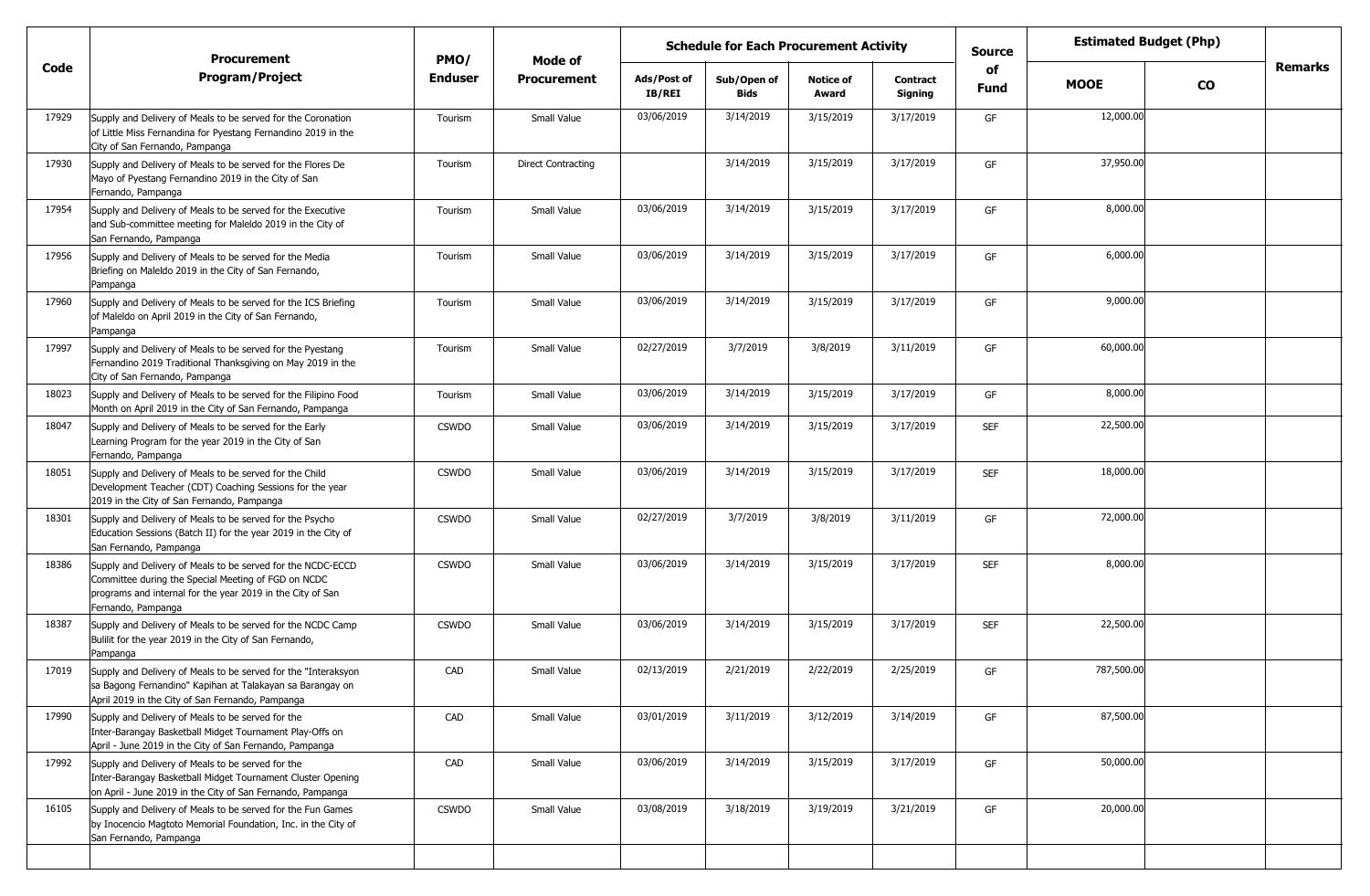| Code | Procurement Program/Project | PMO/ Enduser | Mode of Procurement | Schedule for Each Procurement Activity | | | | Source of Fund | Estimated Budget (Php) | | Remarks |
|---|---|---|---|---|---|---|---|---|---|---|---|
| | | | | Ads/Post of IB/REI | Sub/Open of Bids | Notice of Award | Contract Signing | | MOOE | CO | |
| 17929 | Supply and Delivery of Meals to be served for the Coronation of Little Miss Fernandina for Pyestang Fernandino 2019 in the City of San Fernando, Pampanga | Tourism | Small Value | 03/06/2019 | 3/14/2019 | 3/15/2019 | 3/17/2019 | GF | 12,000.00 | | |
| 17930 | Supply and Delivery of Meals to be served for the Flores De Mayo of Pyestang Fernandino 2019 in the City of San Fernando, Pampanga | Tourism | Direct Contracting | | 3/14/2019 | 3/15/2019 | 3/17/2019 | GF | 37,950.00 | | |
| 17954 | Supply and Delivery of Meals to be served for the Executive and Sub-committee meeting for Maleldo 2019 in the City of San Fernando, Pampanga | Tourism | Small Value | 03/06/2019 | 3/14/2019 | 3/15/2019 | 3/17/2019 | GF | 8,000.00 | | |
| 17956 | Supply and Delivery of Meals to be served for the Media Briefing on Maleldo 2019 in the City of San Fernando, Pampanga | Tourism | Small Value | 03/06/2019 | 3/14/2019 | 3/15/2019 | 3/17/2019 | GF | 6,000.00 | | |
| 17960 | Supply and Delivery of Meals to be served for the ICS Briefing of Maleldo on April 2019 in the City of San Fernando, Pampanga | Tourism | Small Value | 03/06/2019 | 3/14/2019 | 3/15/2019 | 3/17/2019 | GF | 9,000.00 | | |
| 17997 | Supply and Delivery of Meals to be served for the Pyestang Fernandino 2019 Traditional Thanksgiving on May 2019 in the City of San Fernando, Pampanga | Tourism | Small Value | 02/27/2019 | 3/7/2019 | 3/8/2019 | 3/11/2019 | GF | 60,000.00 | | |
| 18023 | Supply and Delivery of Meals to be served for the Filipino Food Month on April 2019 in the City of San Fernando, Pampanga | Tourism | Small Value | 03/06/2019 | 3/14/2019 | 3/15/2019 | 3/17/2019 | GF | 8,000.00 | | |
| 18047 | Supply and Delivery of Meals to be served for the Early Learning Program for the year 2019 in the City of San Fernando, Pampanga | CSWDO | Small Value | 03/06/2019 | 3/14/2019 | 3/15/2019 | 3/17/2019 | SEF | 22,500.00 | | |
| 18051 | Supply and Delivery of Meals to be served for the Child Development Teacher (CDT) Coaching Sessions for the year 2019 in the City of San Fernando, Pampanga | CSWDO | Small Value | 03/06/2019 | 3/14/2019 | 3/15/2019 | 3/17/2019 | SEF | 18,000.00 | | |
| 18301 | Supply and Delivery of Meals to be served for the Psycho Education Sessions (Batch II) for the year 2019 in the City of San Fernando, Pampanga | CSWDO | Small Value | 02/27/2019 | 3/7/2019 | 3/8/2019 | 3/11/2019 | GF | 72,000.00 | | |
| 18386 | Supply and Delivery of Meals to be served for the NCDC-ECCD Committee during the Special Meeting of FGD on NCDC programs and internal for the year 2019 in the City of San Fernando, Pampanga | CSWDO | Small Value | 03/06/2019 | 3/14/2019 | 3/15/2019 | 3/17/2019 | SEF | 8,000.00 | | |
| 18387 | Supply and Delivery of Meals to be served for the NCDC Camp Bulilit for the year 2019 in the City of San Fernando, Pampanga | CSWDO | Small Value | 03/06/2019 | 3/14/2019 | 3/15/2019 | 3/17/2019 | SEF | 22,500.00 | | |
| 17019 | Supply and Delivery of Meals to be served for the "Interaksyon sa Bagong Fernandino" Kapihan at Talakayan sa Barangay on April 2019 in the City of San Fernando, Pampanga | CAD | Small Value | 02/13/2019 | 2/21/2019 | 2/22/2019 | 2/25/2019 | GF | 787,500.00 | | |
| 17990 | Supply and Delivery of Meals to be served for the Inter-Barangay Basketball Midget Tournament Play-Offs on April - June 2019 in the City of San Fernando, Pampanga | CAD | Small Value | 03/01/2019 | 3/11/2019 | 3/12/2019 | 3/14/2019 | GF | 87,500.00 | | |
| 17992 | Supply and Delivery of Meals to be served for the Inter-Barangay Basketball Midget Tournament Cluster Opening on April - June 2019 in the City of San Fernando, Pampanga | CAD | Small Value | 03/06/2019 | 3/14/2019 | 3/15/2019 | 3/17/2019 | GF | 50,000.00 | | |
| 16105 | Supply and Delivery of Meals to be served for the Fun Games by Inocencio Magtoto Memorial Foundation, Inc. in the City of San Fernando, Pampanga | CSWDO | Small Value | 03/08/2019 | 3/18/2019 | 3/19/2019 | 3/21/2019 | GF | 20,000.00 | | |
| | | | | | | | | | | | |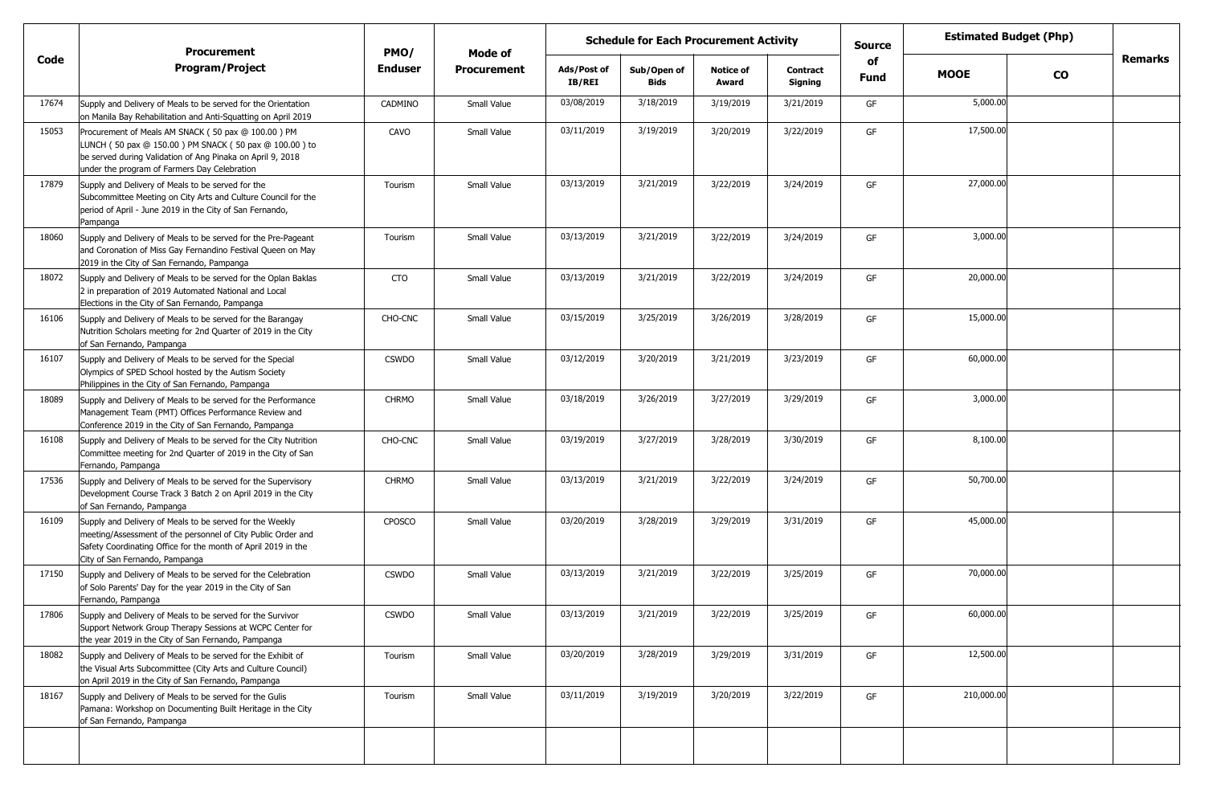| Code | Procurement Program/Project | PMO/ Enduser | Mode of Procurement | Schedule for Each Procurement Activity | | | | Source of Fund | Estimated Budget (Php) | | Remarks |
|---|---|---|---|---|---|---|---|---|---|---|---|
| | | | | Ads/Post of IB/REI | Sub/Open of Bids | Notice of Award | Contract Signing | | MOOE | CO | |
| 17674 | Supply and Delivery of Meals to be served for the Orientation on Manila Bay Rehabilitation and Anti-Squatting on April 2019 | CADMINO | Small Value | 03/08/2019 | 3/18/2019 | 3/19/2019 | 3/21/2019 | GF | 5,000.00 | | |
| 15053 | Procurement of Meals AM SNACK ( 50 pax @ 100.00 ) PM LUNCH ( 50 pax @ 150.00 ) PM SNACK ( 50 pax @ 100.00 ) to be served during Validation of Ang Pinaka on April 9, 2018 under the program of Farmers Day Celebration | CAVO | Small Value | 03/11/2019 | 3/19/2019 | 3/20/2019 | 3/22/2019 | GF | 17,500.00 | | |
| 17879 | Supply and Delivery of Meals to be served for the Subcommittee Meeting on City Arts and Culture Council for the period of April - June 2019 in the City of San Fernando, Pampanga | Tourism | Small Value | 03/13/2019 | 3/21/2019 | 3/22/2019 | 3/24/2019 | GF | 27,000.00 | | |
| 18060 | Supply and Delivery of Meals to be served for the Pre-Pageant and Coronation of Miss Gay Fernandino Festival Queen on May 2019 in the City of San Fernando, Pampanga | Tourism | Small Value | 03/13/2019 | 3/21/2019 | 3/22/2019 | 3/24/2019 | GF | 3,000.00 | | |
| 18072 | Supply and Delivery of Meals to be served for the Oplan Baklas 2 in preparation of 2019 Automated National and Local Elections in the City of San Fernando, Pampanga | CTO | Small Value | 03/13/2019 | 3/21/2019 | 3/22/2019 | 3/24/2019 | GF | 20,000.00 | | |
| 16106 | Supply and Delivery of Meals to be served for the Barangay Nutrition Scholars meeting for 2nd Quarter of 2019 in the City of San Fernando, Pampanga | CHO-CNC | Small Value | 03/15/2019 | 3/25/2019 | 3/26/2019 | 3/28/2019 | GF | 15,000.00 | | |
| 16107 | Supply and Delivery of Meals to be served for the Special Olympics of SPED School hosted by the Autism Society Philippines in the City of San Fernando, Pampanga | CSWDO | Small Value | 03/12/2019 | 3/20/2019 | 3/21/2019 | 3/23/2019 | GF | 60,000.00 | | |
| 18089 | Supply and Delivery of Meals to be served for the Performance Management Team (PMT) Offices Performance Review and Conference 2019 in the City of San Fernando, Pampanga | CHRMO | Small Value | 03/18/2019 | 3/26/2019 | 3/27/2019 | 3/29/2019 | GF | 3,000.00 | | |
| 16108 | Supply and Delivery of Meals to be served for the City Nutrition Committee meeting for 2nd Quarter of 2019 in the City of San Fernando, Pampanga | CHO-CNC | Small Value | 03/19/2019 | 3/27/2019 | 3/28/2019 | 3/30/2019 | GF | 8,100.00 | | |
| 17536 | Supply and Delivery of Meals to be served for the Supervisory Development Course Track 3 Batch 2 on April 2019 in the City of San Fernando, Pampanga | CHRMO | Small Value | 03/13/2019 | 3/21/2019 | 3/22/2019 | 3/24/2019 | GF | 50,700.00 | | |
| 16109 | Supply and Delivery of Meals to be served for the Weekly meeting/Assessment of the personnel of City Public Order and Safety Coordinating Office for the month of April 2019 in the City of San Fernando, Pampanga | CPOSCO | Small Value | 03/20/2019 | 3/28/2019 | 3/29/2019 | 3/31/2019 | GF | 45,000.00 | | |
| 17150 | Supply and Delivery of Meals to be served for the Celebration of Solo Parents' Day for the year 2019 in the City of San Fernando, Pampanga | CSWDO | Small Value | 03/13/2019 | 3/21/2019 | 3/22/2019 | 3/25/2019 | GF | 70,000.00 | | |
| 17806 | Supply and Delivery of Meals to be served for the Survivor Support Network Group Therapy Sessions at WCPC Center for the year 2019 in the City of San Fernando, Pampanga | CSWDO | Small Value | 03/13/2019 | 3/21/2019 | 3/22/2019 | 3/25/2019 | GF | 60,000.00 | | |
| 18082 | Supply and Delivery of Meals to be served for the Exhibit of the Visual Arts Subcommittee (City Arts and Culture Council) on April 2019 in the City of San Fernando, Pampanga | Tourism | Small Value | 03/20/2019 | 3/28/2019 | 3/29/2019 | 3/31/2019 | GF | 12,500.00 | | |
| 18167 | Supply and Delivery of Meals to be served for the Gulis Pamana: Workshop on Documenting Built Heritage in the City of San Fernando, Pampanga | Tourism | Small Value | 03/11/2019 | 3/19/2019 | 3/20/2019 | 3/22/2019 | GF | 210,000.00 | | |
| | | | | | | | | | | | |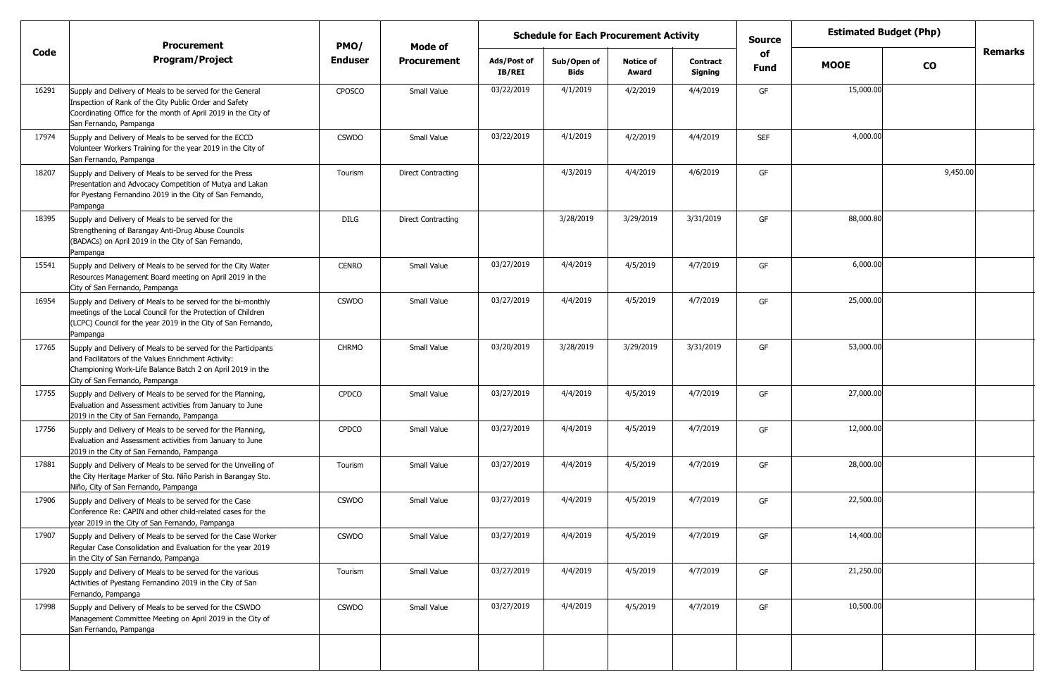| Code | Procurement Program/Project | PMO/ Enduser | Mode of Procurement | Schedule for Each Procurement Activity | | | | Source of Fund | Estimated Budget (Php) | | Remarks |
|---|---|---|---|---|---|---|---|---|---|---|---|
| | | | | Ads/Post of IB/REI | Sub/Open of Bids | Notice of Award | Contract Signing | | MOOE | CO | |
| 16291 | Supply and Delivery of Meals to be served for the General Inspection of Rank of the City Public Order and Safety Coordinating Office for the month of April 2019 in the City of San Fernando, Pampanga | CPOSCO | Small Value | 03/22/2019 | 4/1/2019 | 4/2/2019 | 4/4/2019 | GF | 15,000.00 | | |
| 17974 | Supply and Delivery of Meals to be served for the ECCD Volunteer Workers Training for the year 2019 in the City of San Fernando, Pampanga | CSWDO | Small Value | 03/22/2019 | 4/1/2019 | 4/2/2019 | 4/4/2019 | SEF | 4,000.00 | | |
| 18207 | Supply and Delivery of Meals to be served for the Press Presentation and Advocacy Competition of Mutya and Lakan for Pyestang Fernandino 2019 in the City of San Fernando, Pampanga | Tourism | Direct Contracting | | 4/3/2019 | 4/4/2019 | 4/6/2019 | GF | | 9,450.00 | |
| 18395 | Supply and Delivery of Meals to be served for the Strengthening of Barangay Anti-Drug Abuse Councils (BADACs) on April 2019 in the City of San Fernando, Pampanga | DILG | Direct Contracting | | 3/28/2019 | 3/29/2019 | 3/31/2019 | GF | 88,000.80 | | |
| 15541 | Supply and Delivery of Meals to be served for the City Water Resources Management Board meeting on April 2019 in the City of San Fernando, Pampanga | CENRO | Small Value | 03/27/2019 | 4/4/2019 | 4/5/2019 | 4/7/2019 | GF | 6,000.00 | | |
| 16954 | Supply and Delivery of Meals to be served for the bi-monthly meetings of the Local Council for the Protection of Children (LCPC) Council for the year 2019 in the City of San Fernando, Pampanga | CSWDO | Small Value | 03/27/2019 | 4/4/2019 | 4/5/2019 | 4/7/2019 | GF | 25,000.00 | | |
| 17765 | Supply and Delivery of Meals to be served for the Participants and Facilitators of the Values Enrichment Activity: Championing Work-Life Balance Batch 2 on April 2019 in the City of San Fernando, Pampanga | CHRMO | Small Value | 03/20/2019 | 3/28/2019 | 3/29/2019 | 3/31/2019 | GF | 53,000.00 | | |
| 17755 | Supply and Delivery of Meals to be served for the Planning, Evaluation and Assessment activities from January to June 2019 in the City of San Fernando, Pampanga | CPDCO | Small Value | 03/27/2019 | 4/4/2019 | 4/5/2019 | 4/7/2019 | GF | 27,000.00 | | |
| 17756 | Supply and Delivery of Meals to be served for the Planning, Evaluation and Assessment activities from January to June 2019 in the City of San Fernando, Pampanga | CPDCO | Small Value | 03/27/2019 | 4/4/2019 | 4/5/2019 | 4/7/2019 | GF | 12,000.00 | | |
| 17881 | Supply and Delivery of Meals to be served for the Unveiling of the City Heritage Marker of Sto. Niño Parish in Barangay Sto. Niño, City of San Fernando, Pampanga | Tourism | Small Value | 03/27/2019 | 4/4/2019 | 4/5/2019 | 4/7/2019 | GF | 28,000.00 | | |
| 17906 | Supply and Delivery of Meals to be served for the Case Conference Re: CAPIN and other child-related cases for the year 2019 in the City of San Fernando, Pampanga | CSWDO | Small Value | 03/27/2019 | 4/4/2019 | 4/5/2019 | 4/7/2019 | GF | 22,500.00 | | |
| 17907 | Supply and Delivery of Meals to be served for the Case Worker Regular Case Consolidation and Evaluation for the year 2019 in the City of San Fernando, Pampanga | CSWDO | Small Value | 03/27/2019 | 4/4/2019 | 4/5/2019 | 4/7/2019 | GF | 14,400.00 | | |
| 17920 | Supply and Delivery of Meals to be served for the various Activities of Pyestang Fernandino 2019 in the City of San Fernando, Pampanga | Tourism | Small Value | 03/27/2019 | 4/4/2019 | 4/5/2019 | 4/7/2019 | GF | 21,250.00 | | |
| 17998 | Supply and Delivery of Meals to be served for the CSWDO Management Committee Meeting on April 2019 in the City of San Fernando, Pampanga | CSWDO | Small Value | 03/27/2019 | 4/4/2019 | 4/5/2019 | 4/7/2019 | GF | 10,500.00 | | |
| | | | | | | | | | | | |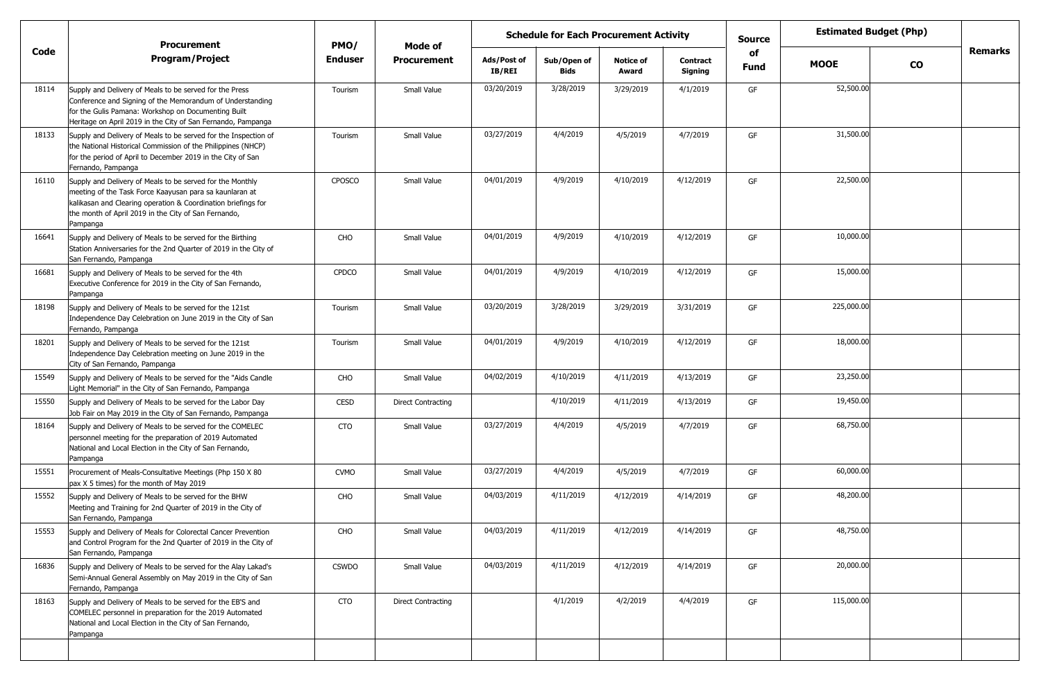| Code | Procurement Program/Project | PMO/ Enduser | Mode of Procurement | Schedule for Each Procurement Activity | | | | Source of Fund | Estimated Budget (Php) | | Remarks |
|---|---|---|---|---|---|---|---|---|---|---|---|
| | | | | Ads/Post of IB/REI | Sub/Open of Bids | Notice of Award | Contract Signing | | MOOE | CO | |
| 18114 | Supply and Delivery of Meals to be served for the Press Conference and Signing of the Memorandum of Understanding for the Gulis Pamana: Workshop on Documenting Built Heritage on April 2019 in the City of San Fernando, Pampanga | Tourism | Small Value | 03/20/2019 | 3/28/2019 | 3/29/2019 | 4/1/2019 | GF | 52,500.00 | | |
| 18133 | Supply and Delivery of Meals to be served for the Inspection of the National Historical Commission of the Philippines (NHCP) for the period of April to December 2019 in the City of San Fernando, Pampanga | Tourism | Small Value | 03/27/2019 | 4/4/2019 | 4/5/2019 | 4/7/2019 | GF | 31,500.00 | | |
| 16110 | Supply and Delivery of Meals to be served for the Monthly meeting of the Task Force Kaayusan para sa kaunlaran at kalikasan and Clearing operation & Coordination briefings for the month of April 2019 in the City of San Fernando, Pampanga | CPOSCO | Small Value | 04/01/2019 | 4/9/2019 | 4/10/2019 | 4/12/2019 | GF | 22,500.00 | | |
| 16641 | Supply and Delivery of Meals to be served for the Birthing Station Anniversaries for the 2nd Quarter of 2019 in the City of San Fernando, Pampanga | CHO | Small Value | 04/01/2019 | 4/9/2019 | 4/10/2019 | 4/12/2019 | GF | 10,000.00 | | |
| 16681 | Supply and Delivery of Meals to be served for the 4th Executive Conference for 2019 in the City of San Fernando, Pampanga | CPDCO | Small Value | 04/01/2019 | 4/9/2019 | 4/10/2019 | 4/12/2019 | GF | 15,000.00 | | |
| 18198 | Supply and Delivery of Meals to be served for the 121st Independence Day Celebration on June 2019 in the City of San Fernando, Pampanga | Tourism | Small Value | 03/20/2019 | 3/28/2019 | 3/29/2019 | 3/31/2019 | GF | 225,000.00 | | |
| 18201 | Supply and Delivery of Meals to be served for the 121st Independence Day Celebration meeting on June 2019 in the City of San Fernando, Pampanga | Tourism | Small Value | 04/01/2019 | 4/9/2019 | 4/10/2019 | 4/12/2019 | GF | 18,000.00 | | |
| 15549 | Supply and Delivery of Meals to be served for the "Aids Candle Light Memorial" in the City of San Fernando, Pampanga | CHO | Small Value | 04/02/2019 | 4/10/2019 | 4/11/2019 | 4/13/2019 | GF | 23,250.00 | | |
| 15550 | Supply and Delivery of Meals to be served for the Labor Day Job Fair on May 2019 in the City of San Fernando, Pampanga | CESD | Direct Contracting | | 4/10/2019 | 4/11/2019 | 4/13/2019 | GF | 19,450.00 | | |
| 18164 | Supply and Delivery of Meals to be served for the COMELEC personnel meeting for the preparation of 2019 Automated National and Local Election in the City of San Fernando, Pampanga | CTO | Small Value | 03/27/2019 | 4/4/2019 | 4/5/2019 | 4/7/2019 | GF | 68,750.00 | | |
| 15551 | Procurement of Meals-Consultative Meetings (Php 150 X 80 pax X 5 times) for the month of May 2019 | CVMO | Small Value | 03/27/2019 | 4/4/2019 | 4/5/2019 | 4/7/2019 | GF | 60,000.00 | | |
| 15552 | Supply and Delivery of Meals to be served for the BHW Meeting and Training for 2nd Quarter of 2019 in the City of San Fernando, Pampanga | CHO | Small Value | 04/03/2019 | 4/11/2019 | 4/12/2019 | 4/14/2019 | GF | 48,200.00 | | |
| 15553 | Supply and Delivery of Meals for Colorectal Cancer Prevention and Control Program for the 2nd Quarter of 2019 in the City of San Fernando, Pampanga | CHO | Small Value | 04/03/2019 | 4/11/2019 | 4/12/2019 | 4/14/2019 | GF | 48,750.00 | | |
| 16836 | Supply and Delivery of Meals to be served for the Alay Lakad's Semi-Annual General Assembly on May 2019 in the City of San Fernando, Pampanga | CSWDO | Small Value | 04/03/2019 | 4/11/2019 | 4/12/2019 | 4/14/2019 | GF | 20,000.00 | | |
| 18163 | Supply and Delivery of Meals to be served for the EB'S and COMELEC personnel in preparation for the 2019 Automated National and Local Election in the City of San Fernando, Pampanga | CTO | Direct Contracting | | 4/1/2019 | 4/2/2019 | 4/4/2019 | GF | 115,000.00 | | |
| | | | | | | | | | | | |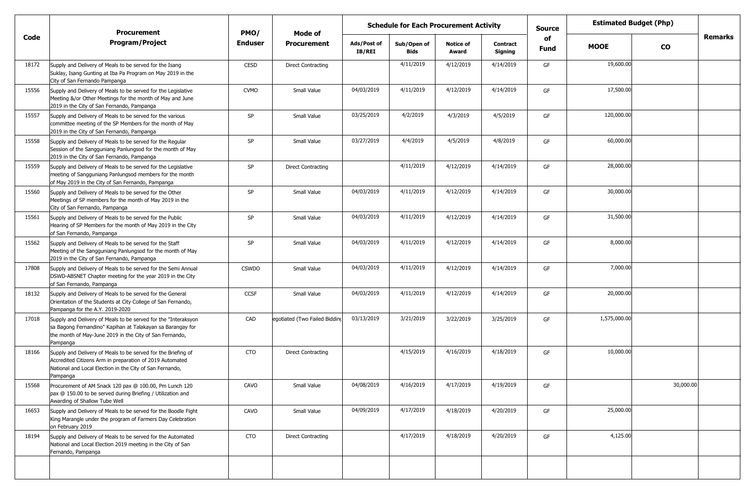| Code | Procurement Program/Project | PMO/ Enduser | Mode of Procurement | Schedule for Each Procurement Activity | | | | Source of Fund | Estimated Budget (Php) | | Remarks |
|---|---|---|---|---|---|---|---|---|---|---|---|
| | | | | Ads/Post of IB/REI | Sub/Open of Bids | Notice of Award | Contract Signing | | MOOE | CO | |
| 18172 | Supply and Delivery of Meals to be served for the Isang Suklay, Isang Gunting at Iba Pa Program on May 2019 in the City of San Fernando Pampanga | CESD | Direct Contracting | | 4/11/2019 | 4/12/2019 | 4/14/2019 | GF | 19,600.00 | | |
| 15556 | Supply and Delivery of Meals to be served for the Legislative Meeting &/or Other Meetings for the month of May and June 2019 in the City of San Fernando, Pampanga | CVMO | Small Value | 04/03/2019 | 4/11/2019 | 4/12/2019 | 4/14/2019 | GF | 17,500.00 | | |
| 15557 | Supply and Delivery of Meals to be served for the various committee meeting of the SP Members for the month of May 2019 in the City of San Fernando, Pampanga | SP | Small Value | 03/25/2019 | 4/2/2019 | 4/3/2019 | 4/5/2019 | GF | 120,000.00 | | |
| 15558 | Supply and Delivery of Meals to be served for the Regular Session of the Sangguniang Panlungsod for the month of May 2019 in the City of San Fernando, Pampanga | SP | Small Value | 03/27/2019 | 4/4/2019 | 4/5/2019 | 4/8/2019 | GF | 60,000.00 | | |
| 15559 | Supply and Delivery of Meals to be served for the Legislative meeting of Sangguniang Panlungsod members for the month of May 2019 in the City of San Fernando, Pampanga | SP | Direct Contracting | | 4/11/2019 | 4/12/2019 | 4/14/2019 | GF | 28,000.00 | | |
| 15560 | Supply and Delivery of Meals to be served for the Other Meetings of SP members for the month of May 2019 in the City of San Fernando, Pampanga | SP | Small Value | 04/03/2019 | 4/11/2019 | 4/12/2019 | 4/14/2019 | GF | 30,000.00 | | |
| 15561 | Supply and Delivery of Meals to be served for the Public Hearing of SP Members for the month of May 2019 in the City of San Fernando, Pampanga | SP | Small Value | 04/03/2019 | 4/11/2019 | 4/12/2019 | 4/14/2019 | GF | 31,500.00 | | |
| 15562 | Supply and Delivery of Meals to be served for the Staff Meeting of the Sangguniang Panlungsod for the month of May 2019 in the City of San Fernando, Pampanga | SP | Small Value | 04/03/2019 | 4/11/2019 | 4/12/2019 | 4/14/2019 | GF | 8,000.00 | | |
| 17808 | Supply and Delivery of Meals to be served for the Semi Annual DSWD-ABSNET Chapter meeting for the year 2019 in the City of San Fernando, Pampanga | CSWDO | Small Value | 04/03/2019 | 4/11/2019 | 4/12/2019 | 4/14/2019 | GF | 7,000.00 | | |
| 18132 | Supply and Delivery of Meals to be served for the General Orientation of the Students at City College of San Fernando, Pampanga for the A.Y. 2019-2020 | CCSF | Small Value | 04/03/2019 | 4/11/2019 | 4/12/2019 | 4/14/2019 | GF | 20,000.00 | | |
| 17018 | Supply and Delivery of Meals to be served for the "Interaksyon sa Bagong Fernandino" Kapihan at Talakayan sa Barangay for the month of May-June 2019 in the City of San Fernando, Pampanga | CAD | egotiated (Two Failed Bidding | 03/13/2019 | 3/21/2019 | 3/22/2019 | 3/25/2019 | GF | 1,575,000.00 | | |
| 18166 | Supply and Delivery of Meals to be served for the Briefing of Accredited Citizens Arm in preparation of 2019 Automated National and Local Election in the City of San Fernando, Pampanga | CTO | Direct Contracting | | 4/15/2019 | 4/16/2019 | 4/18/2019 | GF | 10,000.00 | | |
| 15568 | Procurement of AM Snack 120 pax @ 100.00, Pm Lunch 120 pax @ 150.00 to be served during Briefing / Utilization and Awarding of Shallow Tube Well | CAVO | Small Value | 04/08/2019 | 4/16/2019 | 4/17/2019 | 4/19/2019 | GF | | 30,000.00 | |
| 16653 | Supply and Delivery of Meals to be served for the Boodle Fight King Marangle under the program of Farmers Day Celebration on February 2019 | CAVO | Small Value | 04/09/2019 | 4/17/2019 | 4/18/2019 | 4/20/2019 | GF | 25,000.00 | | |
| 18194 | Supply and Delivery of Meals to be served for the Automated National and Local Election 2019 meeting in the City of San Fernando, Pampanga | CTO | Direct Contracting | | 4/17/2019 | 4/18/2019 | 4/20/2019 | GF | 4,125.00 | | |
| | | | | | | | | | | | |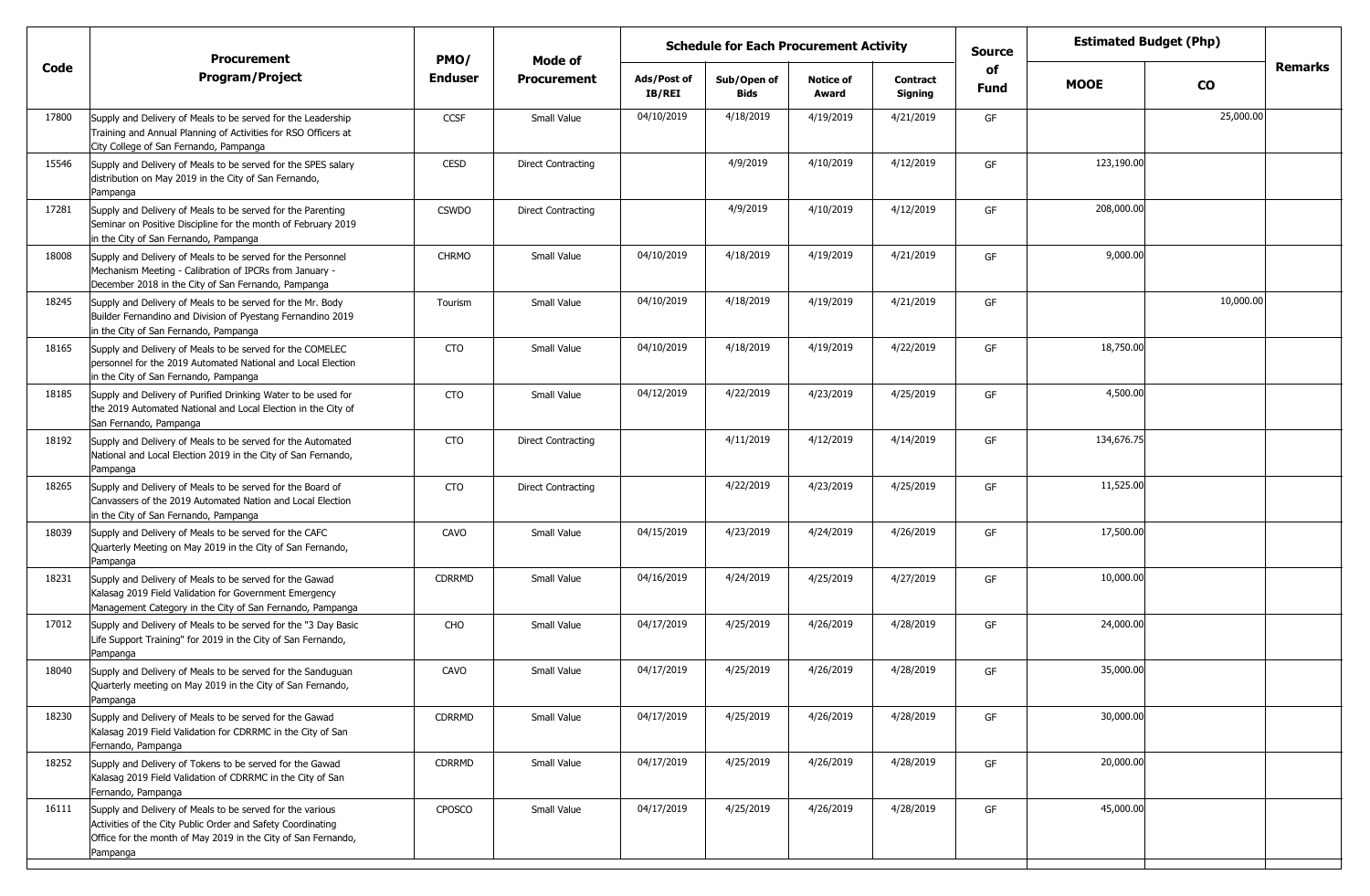| Code | Procurement Program/Project | PMO/ Enduser | Mode of Procurement | Schedule for Each Procurement Activity | | | | Source of Fund | Estimated Budget (Php) | | Remarks |
|---|---|---|---|---|---|---|---|---|---|---|---|
| | | | | Ads/Post of IB/REI | Sub/Open of Bids | Notice of Award | Contract Signing | | MOOE | CO | |
| 17800 | Supply and Delivery of Meals to be served for the Leadership Training and Annual Planning of Activities for RSO Officers at City College of San Fernando, Pampanga | CCSF | Small Value | 04/10/2019 | 4/18/2019 | 4/19/2019 | 4/21/2019 | GF | | 25,000.00 | |
| 15546 | Supply and Delivery of Meals to be served for the SPES salary distribution on May 2019 in the City of San Fernando, Pampanga | CESD | Direct Contracting | | 4/9/2019 | 4/10/2019 | 4/12/2019 | GF | 123,190.00 | | |
| 17281 | Supply and Delivery of Meals to be served for the Parenting Seminar on Positive Discipline for the month of February 2019 in the City of San Fernando, Pampanga | CSWDO | Direct Contracting | | 4/9/2019 | 4/10/2019 | 4/12/2019 | GF | 208,000.00 | | |
| 18008 | Supply and Delivery of Meals to be served for the Personnel Mechanism Meeting - Calibration of IPCRs from January - December 2018 in the City of San Fernando, Pampanga | CHRMO | Small Value | 04/10/2019 | 4/18/2019 | 4/19/2019 | 4/21/2019 | GF | 9,000.00 | | |
| 18245 | Supply and Delivery of Meals to be served for the Mr. Body Builder Fernandino and Division of Pyestang Fernandino 2019 in the City of San Fernando, Pampanga | Tourism | Small Value | 04/10/2019 | 4/18/2019 | 4/19/2019 | 4/21/2019 | GF | | 10,000.00 | |
| 18165 | Supply and Delivery of Meals to be served for the COMELEC personnel for the 2019 Automated National and Local Election in the City of San Fernando, Pampanga | CTO | Small Value | 04/10/2019 | 4/18/2019 | 4/19/2019 | 4/22/2019 | GF | 18,750.00 | | |
| 18185 | Supply and Delivery of Purified Drinking Water to be used for the 2019 Automated National and Local Election in the City of San Fernando, Pampanga | CTO | Small Value | 04/12/2019 | 4/22/2019 | 4/23/2019 | 4/25/2019 | GF | 4,500.00 | | |
| 18192 | Supply and Delivery of Meals to be served for the Automated National and Local Election 2019 in the City of San Fernando, Pampanga | CTO | Direct Contracting | | 4/11/2019 | 4/12/2019 | 4/14/2019 | GF | 134,676.75 | | |
| 18265 | Supply and Delivery of Meals to be served for the Board of Canvassers of the 2019 Automated Nation and Local Election in the City of San Fernando, Pampanga | CTO | Direct Contracting | | 4/22/2019 | 4/23/2019 | 4/25/2019 | GF | 11,525.00 | | |
| 18039 | Supply and Delivery of Meals to be served for the CAFC Quarterly Meeting on May 2019 in the City of San Fernando, Pampanga | CAVO | Small Value | 04/15/2019 | 4/23/2019 | 4/24/2019 | 4/26/2019 | GF | 17,500.00 | | |
| 18231 | Supply and Delivery of Meals to be served for the Gawad Kalasag 2019 Field Validation for Government Emergency Management Category in the City of San Fernando, Pampanga | CDRRMD | Small Value | 04/16/2019 | 4/24/2019 | 4/25/2019 | 4/27/2019 | GF | 10,000.00 | | |
| 17012 | Supply and Delivery of Meals to be served for the "3 Day Basic Life Support Training" for 2019 in the City of San Fernando, Pampanga | CHO | Small Value | 04/17/2019 | 4/25/2019 | 4/26/2019 | 4/28/2019 | GF | 24,000.00 | | |
| 18040 | Supply and Delivery of Meals to be served for the Sanduguan Quarterly meeting on May 2019 in the City of San Fernando, Pampanga | CAVO | Small Value | 04/17/2019 | 4/25/2019 | 4/26/2019 | 4/28/2019 | GF | 35,000.00 | | |
| 18230 | Supply and Delivery of Meals to be served for the Gawad Kalasag 2019 Field Validation for CDRRMC in the City of San Fernando, Pampanga | CDRRMD | Small Value | 04/17/2019 | 4/25/2019 | 4/26/2019 | 4/28/2019 | GF | 30,000.00 | | |
| 18252 | Supply and Delivery of Tokens to be served for the Gawad Kalasag 2019 Field Validation of CDRRMC in the City of San Fernando, Pampanga | CDRRMD | Small Value | 04/17/2019 | 4/25/2019 | 4/26/2019 | 4/28/2019 | GF | 20,000.00 | | |
| 16111 | Supply and Delivery of Meals to be served for the various Activities of the City Public Order and Safety Coordinating Office for the month of May 2019 in the City of San Fernando, Pampanga | CPOSCO | Small Value | 04/17/2019 | 4/25/2019 | 4/26/2019 | 4/28/2019 | GF | 45,000.00 | | |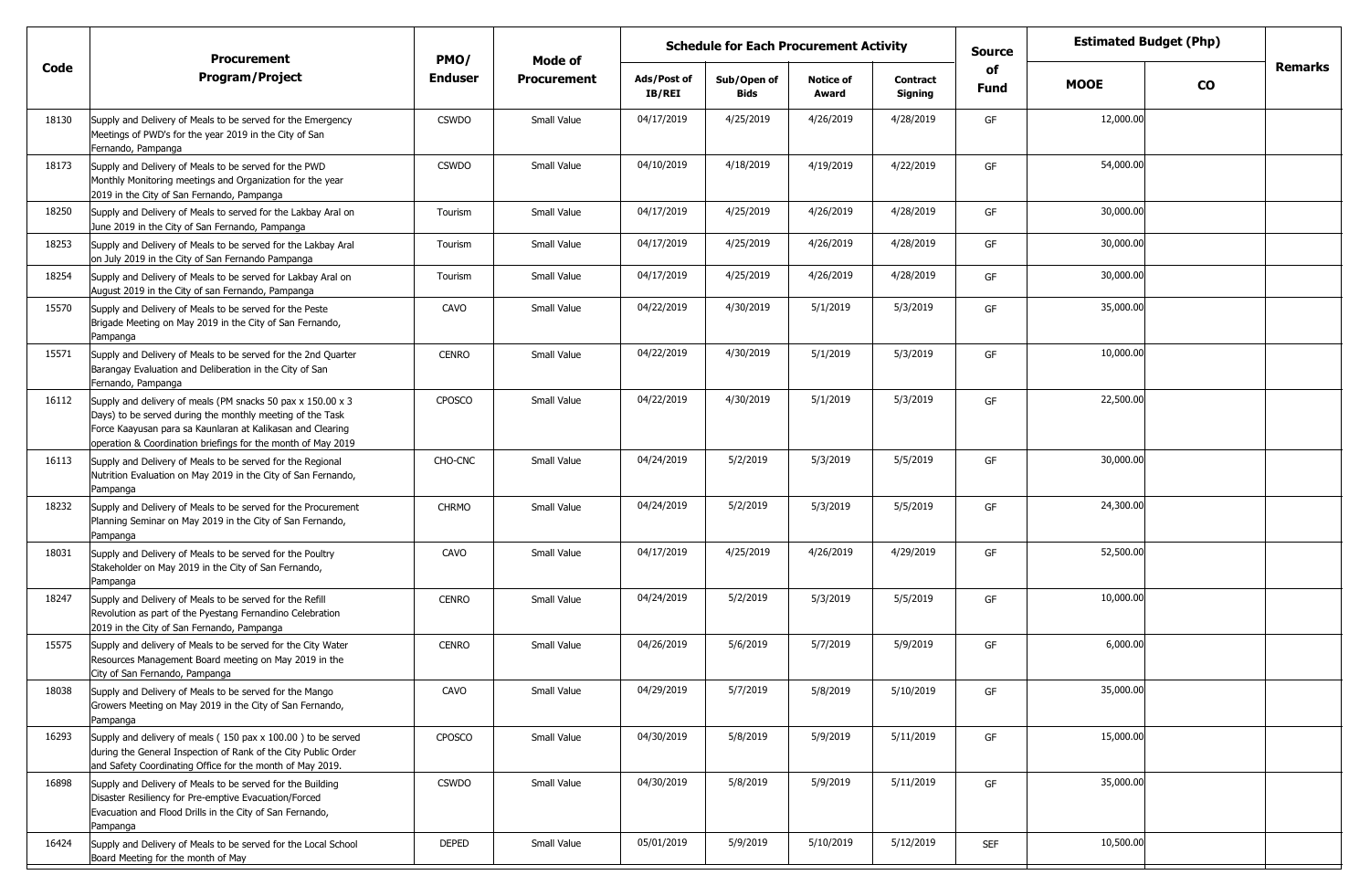| Code | Procurement Program/Project | PMO/ Enduser | Mode of Procurement | Schedule for Each Procurement Activity | | | | Source of Fund | Estimated Budget (Php) | | Remarks |
|---|---|---|---|---|---|---|---|---|---|---|---|
| | | | | Ads/Post of IB/REI | Sub/Open of Bids | Notice of Award | Contract Signing | | MOOE | CO | |
| 18130 | Supply and Delivery of Meals to be served for the Emergency Meetings of PWD's for the year 2019 in the City of San Fernando, Pampanga | CSWDO | Small Value | 04/17/2019 | 4/25/2019 | 4/26/2019 | 4/28/2019 | GF | 12,000.00 | | |
| 18173 | Supply and Delivery of Meals to be served for the PWD Monthly Monitoring meetings and Organization for the year 2019 in the City of San Fernando, Pampanga | CSWDO | Small Value | 04/10/2019 | 4/18/2019 | 4/19/2019 | 4/22/2019 | GF | 54,000.00 | | |
| 18250 | Supply and Delivery of Meals to served for the Lakbay Aral on June 2019 in the City of San Fernando, Pampanga | Tourism | Small Value | 04/17/2019 | 4/25/2019 | 4/26/2019 | 4/28/2019 | GF | 30,000.00 | | |
| 18253 | Supply and Delivery of Meals to be served for the Lakbay Aral on July 2019 in the City of San Fernando Pampanga | Tourism | Small Value | 04/17/2019 | 4/25/2019 | 4/26/2019 | 4/28/2019 | GF | 30,000.00 | | |
| 18254 | Supply and Delivery of Meals to be served for Lakbay Aral on August 2019 in the City of san Fernando, Pampanga | Tourism | Small Value | 04/17/2019 | 4/25/2019 | 4/26/2019 | 4/28/2019 | GF | 30,000.00 | | |
| 15570 | Supply and Delivery of Meals to be served for the Peste Brigade Meeting on May 2019 in the City of San Fernando, Pampanga | CAVO | Small Value | 04/22/2019 | 4/30/2019 | 5/1/2019 | 5/3/2019 | GF | 35,000.00 | | |
| 15571 | Supply and Delivery of Meals to be served for the 2nd Quarter Barangay Evaluation and Deliberation in the City of San Fernando, Pampanga | CENRO | Small Value | 04/22/2019 | 4/30/2019 | 5/1/2019 | 5/3/2019 | GF | 10,000.00 | | |
| 16112 | Supply and delivery of meals (PM snacks 50 pax x 150.00 x 3 Days) to be served during the monthly meeting of the Task Force Kaayusan para sa Kaunlaran at Kalikasan and Clearing operation & Coordination briefings for the month of May 2019 | CPOSCO | Small Value | 04/22/2019 | 4/30/2019 | 5/1/2019 | 5/3/2019 | GF | 22,500.00 | | |
| 16113 | Supply and Delivery of Meals to be served for the Regional Nutrition Evaluation on May 2019 in the City of San Fernando, Pampanga | CHO-CNC | Small Value | 04/24/2019 | 5/2/2019 | 5/3/2019 | 5/5/2019 | GF | 30,000.00 | | |
| 18232 | Supply and Delivery of Meals to be served for the Procurement Planning Seminar on May 2019 in the City of San Fernando, Pampanga | CHRMO | Small Value | 04/24/2019 | 5/2/2019 | 5/3/2019 | 5/5/2019 | GF | 24,300.00 | | |
| 18031 | Supply and Delivery of Meals to be served for the Poultry Stakeholder on May 2019 in the City of San Fernando, Pampanga | CAVO | Small Value | 04/17/2019 | 4/25/2019 | 4/26/2019 | 4/29/2019 | GF | 52,500.00 | | |
| 18247 | Supply and Delivery of Meals to be served for the Refill Revolution as part of the Pyestang Fernandino Celebration 2019 in the City of San Fernando, Pampanga | CENRO | Small Value | 04/24/2019 | 5/2/2019 | 5/3/2019 | 5/5/2019 | GF | 10,000.00 | | |
| 15575 | Supply and delivery of Meals to be served for the City Water Resources Management Board meeting on May 2019 in the City of San Fernando, Pampanga | CENRO | Small Value | 04/26/2019 | 5/6/2019 | 5/7/2019 | 5/9/2019 | GF | 6,000.00 | | |
| 18038 | Supply and Delivery of Meals to be served for the Mango Growers Meeting on May 2019 in the City of San Fernando, Pampanga | CAVO | Small Value | 04/29/2019 | 5/7/2019 | 5/8/2019 | 5/10/2019 | GF | 35,000.00 | | |
| 16293 | Supply and delivery of meals ( 150 pax x 100.00 ) to be served during the General Inspection of Rank of the City Public Order and Safety Coordinating Office for the month of May 2019. | CPOSCO | Small Value | 04/30/2019 | 5/8/2019 | 5/9/2019 | 5/11/2019 | GF | 15,000.00 | | |
| 16898 | Supply and Delivery of Meals to be served for the Building Disaster Resiliency for Pre-emptive Evacuation/Forced Evacuation and Flood Drills in the City of San Fernando, Pampanga | CSWDO | Small Value | 04/30/2019 | 5/8/2019 | 5/9/2019 | 5/11/2019 | GF | 35,000.00 | | |
| 16424 | Supply and Delivery of Meals to be served for the Local School Board Meeting for the month of May | DEPED | Small Value | 05/01/2019 | 5/9/2019 | 5/10/2019 | 5/12/2019 | SEF | 10,500.00 | | |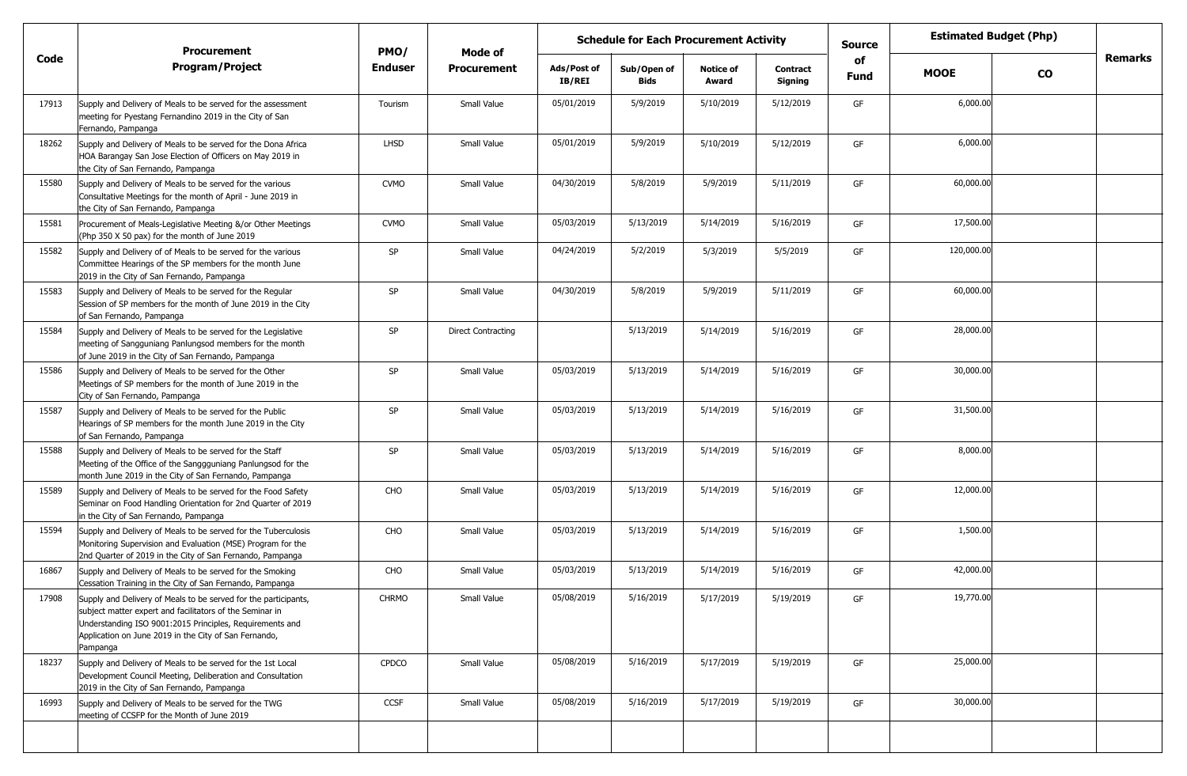| Code | Procurement Program/Project | PMO/ Enduser | Mode of Procurement | Schedule for Each Procurement Activity | | | | Source of Fund | Estimated Budget (Php) | | Remarks |
|---|---|---|---|---|---|---|---|---|---|---|---|
| | | | | Ads/Post of IB/REI | Sub/Open of Bids | Notice of Award | Contract Signing | | MOOE | CO | |
| 17913 | Supply and Delivery of Meals to be served for the assessment meeting for Pyestang Fernandino 2019 in the City of San Fernando, Pampanga | Tourism | Small Value | 05/01/2019 | 5/9/2019 | 5/10/2019 | 5/12/2019 | GF | 6,000.00 | | |
| 18262 | Supply and Delivery of Meals to be served for the Dona Africa HOA Barangay San Jose Election of Officers on May 2019 in the City of San Fernando, Pampanga | LHSD | Small Value | 05/01/2019 | 5/9/2019 | 5/10/2019 | 5/12/2019 | GF | 6,000.00 | | |
| 15580 | Supply and Delivery of Meals to be served for the various Consultative Meetings for the month of April - June 2019 in the City of San Fernando, Pampanga | CVMO | Small Value | 04/30/2019 | 5/8/2019 | 5/9/2019 | 5/11/2019 | GF | 60,000.00 | | |
| 15581 | Procurement of Meals-Legislative Meeting &/or Other Meetings (Php 350 X 50 pax) for the month of June 2019 | CVMO | Small Value | 05/03/2019 | 5/13/2019 | 5/14/2019 | 5/16/2019 | GF | 17,500.00 | | |
| 15582 | Supply and Delivery of of Meals to be served for the various Committee Hearings of the SP members for the month June 2019 in the City of San Fernando, Pampanga | SP | Small Value | 04/24/2019 | 5/2/2019 | 5/3/2019 | 5/5/2019 | GF | 120,000.00 | | |
| 15583 | Supply and Delivery of Meals to be served for the Regular Session of SP members for the month of June 2019 in the City of San Fernando, Pampanga | SP | Small Value | 04/30/2019 | 5/8/2019 | 5/9/2019 | 5/11/2019 | GF | 60,000.00 | | |
| 15584 | Supply and Delivery of Meals to be served for the Legislative meeting of Sangguniang Panlungsod members for the month of June 2019 in the City of San Fernando, Pampanga | SP | Direct Contracting | | 5/13/2019 | 5/14/2019 | 5/16/2019 | GF | 28,000.00 | | |
| 15586 | Supply and Delivery of Meals to be served for the Other Meetings of SP members for the month of June 2019 in the City of San Fernando, Pampanga | SP | Small Value | 05/03/2019 | 5/13/2019 | 5/14/2019 | 5/16/2019 | GF | 30,000.00 | | |
| 15587 | Supply and Delivery of Meals to be served for the Public Hearings of SP members for the month June 2019 in the City of San Fernando, Pampanga | SP | Small Value | 05/03/2019 | 5/13/2019 | 5/14/2019 | 5/16/2019 | GF | 31,500.00 | | |
| 15588 | Supply and Delivery of Meals to be served for the Staff Meeting of the Office of the Sanggguniang Panlungsod for the month June 2019 in the City of San Fernando, Pampanga | SP | Small Value | 05/03/2019 | 5/13/2019 | 5/14/2019 | 5/16/2019 | GF | 8,000.00 | | |
| 15589 | Supply and Delivery of Meals to be served for the Food Safety Seminar on Food Handling Orientation for 2nd Quarter of 2019 in the City of San Fernando, Pampanga | CHO | Small Value | 05/03/2019 | 5/13/2019 | 5/14/2019 | 5/16/2019 | GF | 12,000.00 | | |
| 15594 | Supply and Delivery of Meals to be served for the Tuberculosis Monitoring Supervision and Evaluation (MSE) Program for the 2nd Quarter of 2019 in the City of San Fernando, Pampanga | CHO | Small Value | 05/03/2019 | 5/13/2019 | 5/14/2019 | 5/16/2019 | GF | 1,500.00 | | |
| 16867 | Supply and Delivery of Meals to be served for the Smoking Cessation Training in the City of San Fernando, Pampanga | CHO | Small Value | 05/03/2019 | 5/13/2019 | 5/14/2019 | 5/16/2019 | GF | 42,000.00 | | |
| 17908 | Supply and Delivery of Meals to be served for the participants, subject matter expert and facilitators of the Seminar in Understanding ISO 9001:2015 Principles, Requirements and Application on June 2019 in the City of San Fernando, Pampanga | CHRMO | Small Value | 05/08/2019 | 5/16/2019 | 5/17/2019 | 5/19/2019 | GF | 19,770.00 | | |
| 18237 | Supply and Delivery of Meals to be served for the 1st Local Development Council Meeting, Deliberation and Consultation 2019 in the City of San Fernando, Pampanga | CPDCO | Small Value | 05/08/2019 | 5/16/2019 | 5/17/2019 | 5/19/2019 | GF | 25,000.00 | | |
| 16993 | Supply and Delivery of Meals to be served for the TWG meeting of CCSFP for the Month of June 2019 | CCSF | Small Value | 05/08/2019 | 5/16/2019 | 5/17/2019 | 5/19/2019 | GF | 30,000.00 | | |
| | | | | | | | | | | | |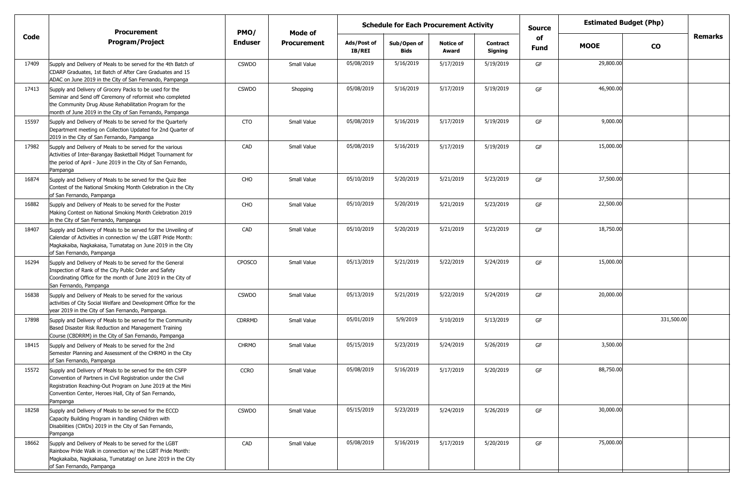| Code | Procurement Program/Project | PMO/ Enduser | Mode of Procurement | Schedule for Each Procurement Activity | | | | Source of Fund | Estimated Budget (Php) | | Remarks |
|---|---|---|---|---|---|---|---|---|---|---|---|
| | | | | Ads/Post of IB/REI | Sub/Open of Bids | Notice of Award | Contract Signing | | MOOE | CO | |
| 17409 | Supply and Delivery of Meals to be served for the 4th Batch of CDARP Graduates, 1st Batch of After Care Graduates and 15 ADAC on June 2019 in the City of San Fernando, Pampanga | CSWDO | Small Value | 05/08/2019 | 5/16/2019 | 5/17/2019 | 5/19/2019 | GF | 29,800.00 | | |
| 17413 | Supply and Delivery of Grocery Packs to be used for the Seminar and Send off Ceremony of reformist who completed the Community Drug Abuse Rehabilitation Program for the month of June 2019 in the City of San Fernando, Pampanga | CSWDO | Shopping | 05/08/2019 | 5/16/2019 | 5/17/2019 | 5/19/2019 | GF | 46,900.00 | | |
| 15597 | Supply and Delivery of Meals to be served for the Quarterly Department meeting on Collection Updated for 2nd Quarter of 2019 in the City of San Fernando, Pampanga | CTO | Small Value | 05/08/2019 | 5/16/2019 | 5/17/2019 | 5/19/2019 | GF | 9,000.00 | | |
| 17982 | Supply and Delivery of Meals to be served for the various Activities of Inter-Barangay Basketball Midget Tournament for the period of April - June 2019 in the City of San Fernando, Pampanga | CAD | Small Value | 05/08/2019 | 5/16/2019 | 5/17/2019 | 5/19/2019 | GF | 15,000.00 | | |
| 16874 | Supply and Delivery of Meals to be served for the Quiz Bee Contest of the National Smoking Month Celebration in the City of San Fernando, Pampanga | CHO | Small Value | 05/10/2019 | 5/20/2019 | 5/21/2019 | 5/23/2019 | GF | 37,500.00 | | |
| 16882 | Supply and Delivery of Meals to be served for the Poster Making Contest on National Smoking Month Celebration 2019 in the City of San Fernando, Pampanga | CHO | Small Value | 05/10/2019 | 5/20/2019 | 5/21/2019 | 5/23/2019 | GF | 22,500.00 | | |
| 18407 | Supply and Delivery of Meals to be served for the Unveiling of Calendar of Activities in connection w/ the LGBT Pride Month: Magkakaiba, Nagkakaisa, Tumatatag on June 2019 in the City of San Fernando, Pampanga | CAD | Small Value | 05/10/2019 | 5/20/2019 | 5/21/2019 | 5/23/2019 | GF | 18,750.00 | | |
| 16294 | Supply and Delivery of Meals to be served for the General Inspection of Rank of the City Public Order and Safety Coordinating Office for the month of June 2019 in the City of San Fernando, Pampanga | CPOSCO | Small Value | 05/13/2019 | 5/21/2019 | 5/22/2019 | 5/24/2019 | GF | 15,000.00 | | |
| 16838 | Supply and Delivery of Meals to be served for the various activities of City Social Welfare and Development Office for the year 2019 in the City of San Fernando, Pampanga. | CSWDO | Small Value | 05/13/2019 | 5/21/2019 | 5/22/2019 | 5/24/2019 | GF | 20,000.00 | | |
| 17898 | Supply and Delivery of Meals to be served for the Community Based Disaster Risk Reduction and Management Training Course (CBDRRM) in the City of San Fernando, Pampanga | CDRRMD | Small Value | 05/01/2019 | 5/9/2019 | 5/10/2019 | 5/13/2019 | GF | | 331,500.00 | |
| 18415 | Supply and Delivery of Meals to be served for the 2nd Semester Planning and Assessment of the CHRMO in the City of San Fernando, Pampanga | CHRMO | Small Value | 05/15/2019 | 5/23/2019 | 5/24/2019 | 5/26/2019 | GF | 3,500.00 | | |
| 15572 | Supply and Delivery of Meals to be served for the 6th CSFP Convention of Partners in Civil Registration under the Civil Registration Reaching-Out Program on June 2019 at the Mini Convention Center, Heroes Hall, City of San Fernando, Pampanga | CCRO | Small Value | 05/08/2019 | 5/16/2019 | 5/17/2019 | 5/20/2019 | GF | 88,750.00 | | |
| 18258 | Supply and Delivery of Meals to be served for the ECCD Capacity Building Program in handling Children with Disabilities (CWDs) 2019 in the City of San Fernando, Pampanga | CSWDO | Small Value | 05/15/2019 | 5/23/2019 | 5/24/2019 | 5/26/2019 | GF | 30,000.00 | | |
| 18662 | Supply and Delivery of Meals to be served for the LGBT Rainbow Pride Walk in connection w/ the LGBT Pride Month: Magkakaiba, Nagkakaisa, Tumatatag! on June 2019 in the City of San Fernando, Pampanga | CAD | Small Value | 05/08/2019 | 5/16/2019 | 5/17/2019 | 5/20/2019 | GF | 75,000.00 | | |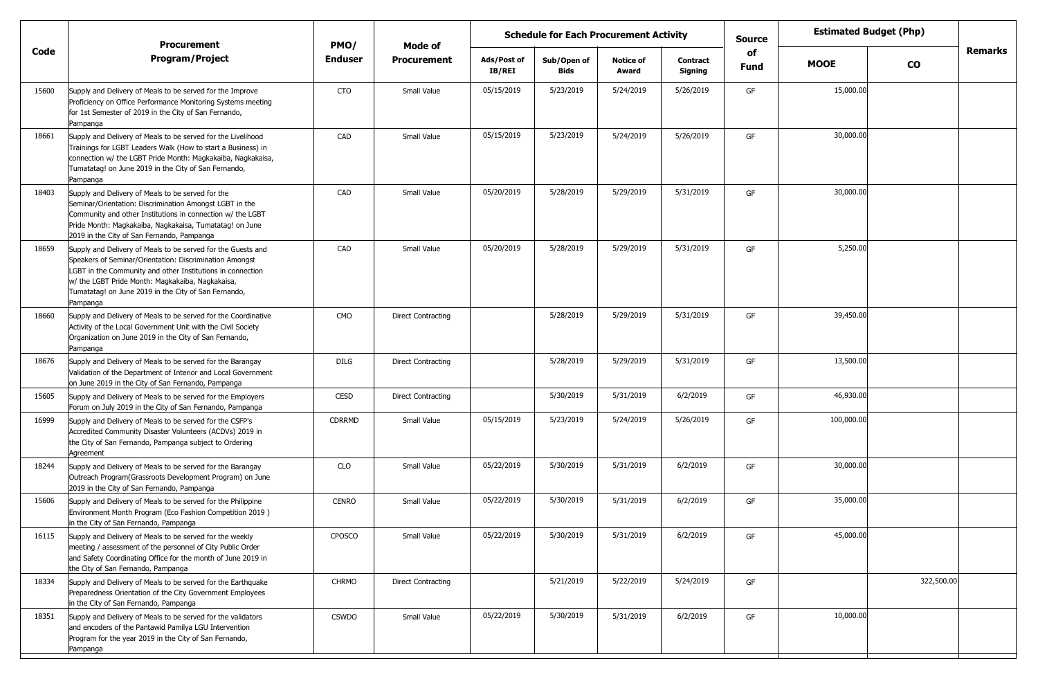| Code | Procurement Program/Project | PMO/ Enduser | Mode of Procurement | Schedule for Each Procurement Activity | | | | Source of Fund | Estimated Budget (Php) | | Remarks |
|---|---|---|---|---|---|---|---|---|---|---|---|
| | | | | Ads/Post of IB/REI | Sub/Open of Bids | Notice of Award | Contract Signing | | MOOE | CO | |
| 15600 | Supply and Delivery of Meals to be served for the Improve Proficiency on Office Performance Monitoring Systems meeting for 1st Semester of 2019 in the City of San Fernando, Pampanga | CTO | Small Value | 05/15/2019 | 5/23/2019 | 5/24/2019 | 5/26/2019 | GF | 15,000.00 | | |
| 18661 | Supply and Delivery of Meals to be served for the Livelihood Trainings for LGBT Leaders Walk (How to start a Business) in connection w/ the LGBT Pride Month: Magkakaiba, Nagkakaisa, Tumatatag! on June 2019 in the City of San Fernando, Pampanga | CAD | Small Value | 05/15/2019 | 5/23/2019 | 5/24/2019 | 5/26/2019 | GF | 30,000.00 | | |
| 18403 | Supply and Delivery of Meals to be served for the Seminar/Orientation: Discrimination Amongst LGBT in the Community and other Institutions in connection w/ the LGBT Pride Month: Magkakaiba, Nagkakaisa, Tumatatag! on June 2019 in the City of San Fernando, Pampanga | CAD | Small Value | 05/20/2019 | 5/28/2019 | 5/29/2019 | 5/31/2019 | GF | 30,000.00 | | |
| 18659 | Supply and Delivery of Meals to be served for the Guests and Speakers of Seminar/Orientation: Discrimination Amongst LGBT in the Community and other Institutions in connection w/ the LGBT Pride Month: Magkakaiba, Nagkakaisa, Tumatatag! on June 2019 in the City of San Fernando, Pampanga | CAD | Small Value | 05/20/2019 | 5/28/2019 | 5/29/2019 | 5/31/2019 | GF | 5,250.00 | | |
| 18660 | Supply and Delivery of Meals to be served for the Coordinative Activity of the Local Government Unit with the Civil Society Organization on June 2019 in the City of San Fernando, Pampanga | CMO | Direct Contracting | | 5/28/2019 | 5/29/2019 | 5/31/2019 | GF | 39,450.00 | | |
| 18676 | Supply and Delivery of Meals to be served for the Barangay Validation of the Department of Interior and Local Government on June 2019 in the City of San Fernando, Pampanga | DILG | Direct Contracting | | 5/28/2019 | 5/29/2019 | 5/31/2019 | GF | 13,500.00 | | |
| 15605 | Supply and Delivery of Meals to be served for the Employers Forum on July 2019 in the City of San Fernando, Pampanga | CESD | Direct Contracting | | 5/30/2019 | 5/31/2019 | 6/2/2019 | GF | 46,930.00 | | |
| 16999 | Supply and Delivery of Meals to be served for the CSFP's Accredited Community Disaster Volunteers (ACDVs) 2019 in the City of San Fernando, Pampanga subject to Ordering Agreement | CDRRMD | Small Value | 05/15/2019 | 5/23/2019 | 5/24/2019 | 5/26/2019 | GF | 100,000.00 | | |
| 18244 | Supply and Delivery of Meals to be served for the Barangay Outreach Program(Grassroots Development Program) on June 2019 in the City of San Fernando, Pampanga | CLO | Small Value | 05/22/2019 | 5/30/2019 | 5/31/2019 | 6/2/2019 | GF | 30,000.00 | | |
| 15606 | Supply and Delivery of Meals to be served for the Philippine Environment Month Program (Eco Fashion Competition 2019 ) in the City of San Fernando, Pampanga | CENRO | Small Value | 05/22/2019 | 5/30/2019 | 5/31/2019 | 6/2/2019 | GF | 35,000.00 | | |
| 16115 | Supply and Delivery of Meals to be served for the weekly meeting / assessment of the personnel of City Public Order and Safety Coordinating Office for the month of June 2019 in the City of San Fernando, Pampanga | CPOSCO | Small Value | 05/22/2019 | 5/30/2019 | 5/31/2019 | 6/2/2019 | GF | 45,000.00 | | |
| 18334 | Supply and Delivery of Meals to be served for the Earthquake Preparedness Orientation of the City Government Employees in the City of San Fernando, Pampanga | CHRMO | Direct Contracting | | 5/21/2019 | 5/22/2019 | 5/24/2019 | GF | | 322,500.00 | |
| 18351 | Supply and Delivery of Meals to be served for the validators and encoders of the Pantawid Pamilya LGU Intervention Program for the year 2019 in the City of San Fernando, Pampanga | CSWDO | Small Value | 05/22/2019 | 5/30/2019 | 5/31/2019 | 6/2/2019 | GF | 10,000.00 | | |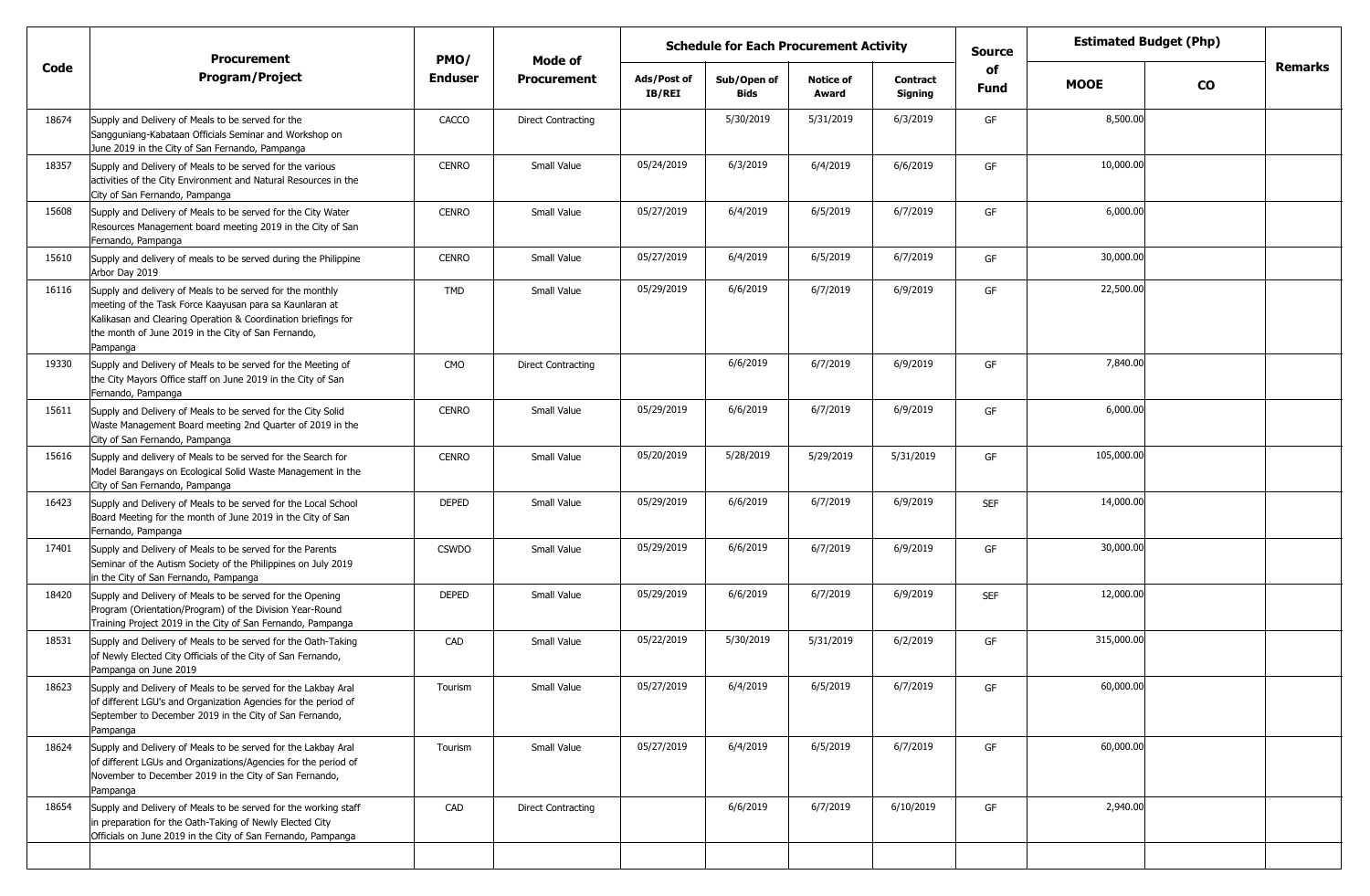| Code | Procurement Program/Project | PMO/ Enduser | Mode of Procurement | Schedule for Each Procurement Activity | | | | Source of Fund | Estimated Budget (Php) | | Remarks |
|---|---|---|---|---|---|---|---|---|---|---|---|
| | | | | Ads/Post of IB/REI | Sub/Open of Bids | Notice of Award | Contract Signing | | MOOE | CO | |
| 18674 | Supply and Delivery of Meals to be served for the Sangguniang-Kabataan Officials Seminar and Workshop on June 2019 in the City of San Fernando, Pampanga | CACCO | Direct Contracting | | 5/30/2019 | 5/31/2019 | 6/3/2019 | GF | 8,500.00 | | |
| 18357 | Supply and Delivery of Meals to be served for the various activities of the City Environment and Natural Resources in the City of San Fernando, Pampanga | CENRO | Small Value | 05/24/2019 | 6/3/2019 | 6/4/2019 | 6/6/2019 | GF | 10,000.00 | | |
| 15608 | Supply and Delivery of Meals to be served for the City Water Resources Management board meeting 2019 in the City of San Fernando, Pampanga | CENRO | Small Value | 05/27/2019 | 6/4/2019 | 6/5/2019 | 6/7/2019 | GF | 6,000.00 | | |
| 15610 | Supply and delivery of meals to be served during the Philippine Arbor Day 2019 | CENRO | Small Value | 05/27/2019 | 6/4/2019 | 6/5/2019 | 6/7/2019 | GF | 30,000.00 | | |
| 16116 | Supply and delivery of Meals to be served for the monthly meeting of the Task Force Kaayusan para sa Kaunlaran at Kalikasan and Clearing Operation & Coordination briefings for the month of June 2019 in the City of San Fernando, Pampanga | TMD | Small Value | 05/29/2019 | 6/6/2019 | 6/7/2019 | 6/9/2019 | GF | 22,500.00 | | |
| 19330 | Supply and Delivery of Meals to be served for the Meeting of the City Mayors Office staff on June 2019 in the City of San Fernando, Pampanga | CMO | Direct Contracting | | 6/6/2019 | 6/7/2019 | 6/9/2019 | GF | 7,840.00 | | |
| 15611 | Supply and Delivery of Meals to be served for the City Solid Waste Management Board meeting 2nd Quarter of 2019 in the City of San Fernando, Pampanga | CENRO | Small Value | 05/29/2019 | 6/6/2019 | 6/7/2019 | 6/9/2019 | GF | 6,000.00 | | |
| 15616 | Supply and delivery of Meals to be served for the Search for Model Barangays on Ecological Solid Waste Management in the City of San Fernando, Pampanga | CENRO | Small Value | 05/20/2019 | 5/28/2019 | 5/29/2019 | 5/31/2019 | GF | 105,000.00 | | |
| 16423 | Supply and Delivery of Meals to be served for the Local School Board Meeting for the month of June 2019 in the City of San Fernando, Pampanga | DEPED | Small Value | 05/29/2019 | 6/6/2019 | 6/7/2019 | 6/9/2019 | SEF | 14,000.00 | | |
| 17401 | Supply and Delivery of Meals to be served for the Parents Seminar of the Autism Society of the Philippines on July 2019 in the City of San Fernando, Pampanga | CSWDO | Small Value | 05/29/2019 | 6/6/2019 | 6/7/2019 | 6/9/2019 | GF | 30,000.00 | | |
| 18420 | Supply and Delivery of Meals to be served for the Opening Program (Orientation/Program) of the Division Year-Round Training Project 2019 in the City of San Fernando, Pampanga | DEPED | Small Value | 05/29/2019 | 6/6/2019 | 6/7/2019 | 6/9/2019 | SEF | 12,000.00 | | |
| 18531 | Supply and Delivery of Meals to be served for the Oath-Taking of Newly Elected City Officials of the City of San Fernando, Pampanga on June 2019 | CAD | Small Value | 05/22/2019 | 5/30/2019 | 5/31/2019 | 6/2/2019 | GF | 315,000.00 | | |
| 18623 | Supply and Delivery of Meals to be served for the Lakbay Aral of different LGU's and Organization Agencies for the period of September to December 2019 in the City of San Fernando, Pampanga | Tourism | Small Value | 05/27/2019 | 6/4/2019 | 6/5/2019 | 6/7/2019 | GF | 60,000.00 | | |
| 18624 | Supply and Delivery of Meals to be served for the Lakbay Aral of different LGUs and Organizations/Agencies for the period of November to December 2019 in the City of San Fernando, Pampanga | Tourism | Small Value | 05/27/2019 | 6/4/2019 | 6/5/2019 | 6/7/2019 | GF | 60,000.00 | | |
| 18654 | Supply and Delivery of Meals to be served for the working staff in preparation for the Oath-Taking of Newly Elected City Officials on June 2019 in the City of San Fernando, Pampanga | CAD | Direct Contracting | | 6/6/2019 | 6/7/2019 | 6/10/2019 | GF | 2,940.00 | | |
| | | | | | | | | | | | |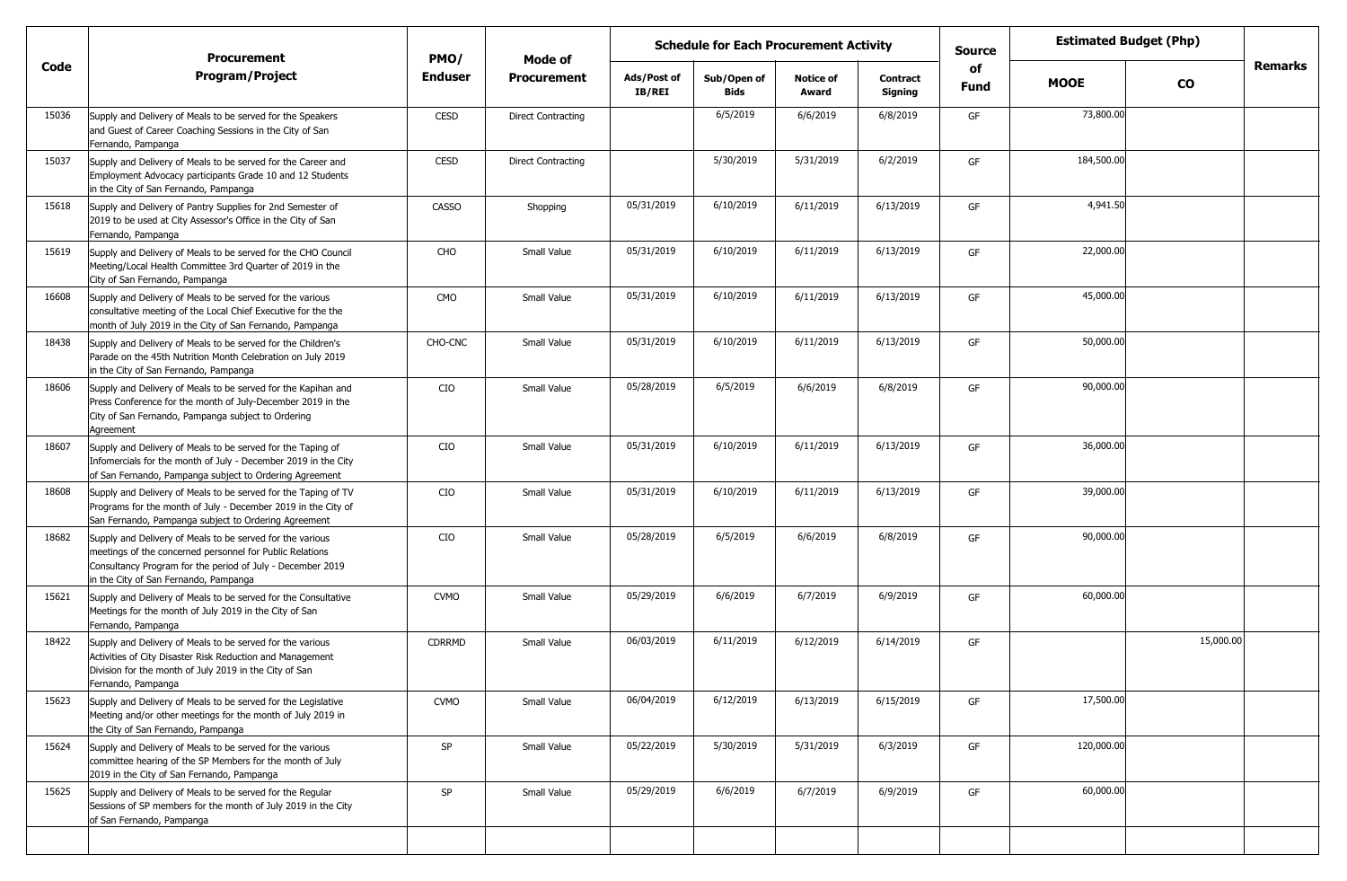| Code | Procurement Program/Project | PMO/ Enduser | Mode of Procurement | Schedule for Each Procurement Activity | | | | Source of Fund | Estimated Budget (Php) | | Remarks |
|---|---|---|---|---|---|---|---|---|---|---|---|
| | | | | Ads/Post of IB/REI | Sub/Open of Bids | Notice of Award | Contract Signing | | MOOE | CO | |
| 15036 | Supply and Delivery of Meals to be served for the Speakers and Guest of Career Coaching Sessions in the City of San Fernando, Pampanga | CESD | Direct Contracting | | 6/5/2019 | 6/6/2019 | 6/8/2019 | GF | 73,800.00 | | |
| 15037 | Supply and Delivery of Meals to be served for the Career and Employment Advocacy participants Grade 10 and 12 Students in the City of San Fernando, Pampanga | CESD | Direct Contracting | | 5/30/2019 | 5/31/2019 | 6/2/2019 | GF | 184,500.00 | | |
| 15618 | Supply and Delivery of Pantry Supplies for 2nd Semester of 2019 to be used at City Assessor's Office in the City of San Fernando, Pampanga | CASSO | Shopping | 05/31/2019 | 6/10/2019 | 6/11/2019 | 6/13/2019 | GF | 4,941.50 | | |
| 15619 | Supply and Delivery of Meals to be served for the CHO Council Meeting/Local Health Committee 3rd Quarter of 2019 in the City of San Fernando, Pampanga | CHO | Small Value | 05/31/2019 | 6/10/2019 | 6/11/2019 | 6/13/2019 | GF | 22,000.00 | | |
| 16608 | Supply and Delivery of Meals to be served for the various consultative meeting of the Local Chief Executive for the the month of July 2019 in the City of San Fernando, Pampanga | CMO | Small Value | 05/31/2019 | 6/10/2019 | 6/11/2019 | 6/13/2019 | GF | 45,000.00 | | |
| 18438 | Supply and Delivery of Meals to be served for the Children's Parade on the 45th Nutrition Month Celebration on July 2019 in the City of San Fernando, Pampanga | CHO-CNC | Small Value | 05/31/2019 | 6/10/2019 | 6/11/2019 | 6/13/2019 | GF | 50,000.00 | | |
| 18606 | Supply and Delivery of Meals to be served for the Kapihan and Press Conference for the month of July-December 2019 in the City of San Fernando, Pampanga subject to Ordering Agreement | CIO | Small Value | 05/28/2019 | 6/5/2019 | 6/6/2019 | 6/8/2019 | GF | 90,000.00 | | |
| 18607 | Supply and Delivery of Meals to be served for the Taping of Infomercials for the month of July - December 2019 in the City of San Fernando, Pampanga subject to Ordering Agreement | CIO | Small Value | 05/31/2019 | 6/10/2019 | 6/11/2019 | 6/13/2019 | GF | 36,000.00 | | |
| 18608 | Supply and Delivery of Meals to be served for the Taping of TV Programs for the month of July - December 2019 in the City of San Fernando, Pampanga subject to Ordering Agreement | CIO | Small Value | 05/31/2019 | 6/10/2019 | 6/11/2019 | 6/13/2019 | GF | 39,000.00 | | |
| 18682 | Supply and Delivery of Meals to be served for the various meetings of the concerned personnel for Public Relations Consultancy Program for the period of July - December 2019 in the City of San Fernando, Pampanga | CIO | Small Value | 05/28/2019 | 6/5/2019 | 6/6/2019 | 6/8/2019 | GF | 90,000.00 | | |
| 15621 | Supply and Delivery of Meals to be served for the Consultative Meetings for the month of July 2019 in the City of San Fernando, Pampanga | CVMO | Small Value | 05/29/2019 | 6/6/2019 | 6/7/2019 | 6/9/2019 | GF | 60,000.00 | | |
| 18422 | Supply and Delivery of Meals to be served for the various Activities of City Disaster Risk Reduction and Management Division for the month of July 2019 in the City of San Fernando, Pampanga | CDRRMD | Small Value | 06/03/2019 | 6/11/2019 | 6/12/2019 | 6/14/2019 | GF | | 15,000.00 | |
| 15623 | Supply and Delivery of Meals to be served for the Legislative Meeting and/or other meetings for the month of July 2019 in the City of San Fernando, Pampanga | CVMO | Small Value | 06/04/2019 | 6/12/2019 | 6/13/2019 | 6/15/2019 | GF | 17,500.00 | | |
| 15624 | Supply and Delivery of Meals to be served for the various committee hearing of the SP Members for the month of July 2019 in the City of San Fernando, Pampanga | SP | Small Value | 05/22/2019 | 5/30/2019 | 5/31/2019 | 6/3/2019 | GF | 120,000.00 | | |
| 15625 | Supply and Delivery of Meals to be served for the Regular Sessions of SP members for the month of July 2019 in the City of San Fernando, Pampanga | SP | Small Value | 05/29/2019 | 6/6/2019 | 6/7/2019 | 6/9/2019 | GF | 60,000.00 | | |
| | | | | | | | | | | | |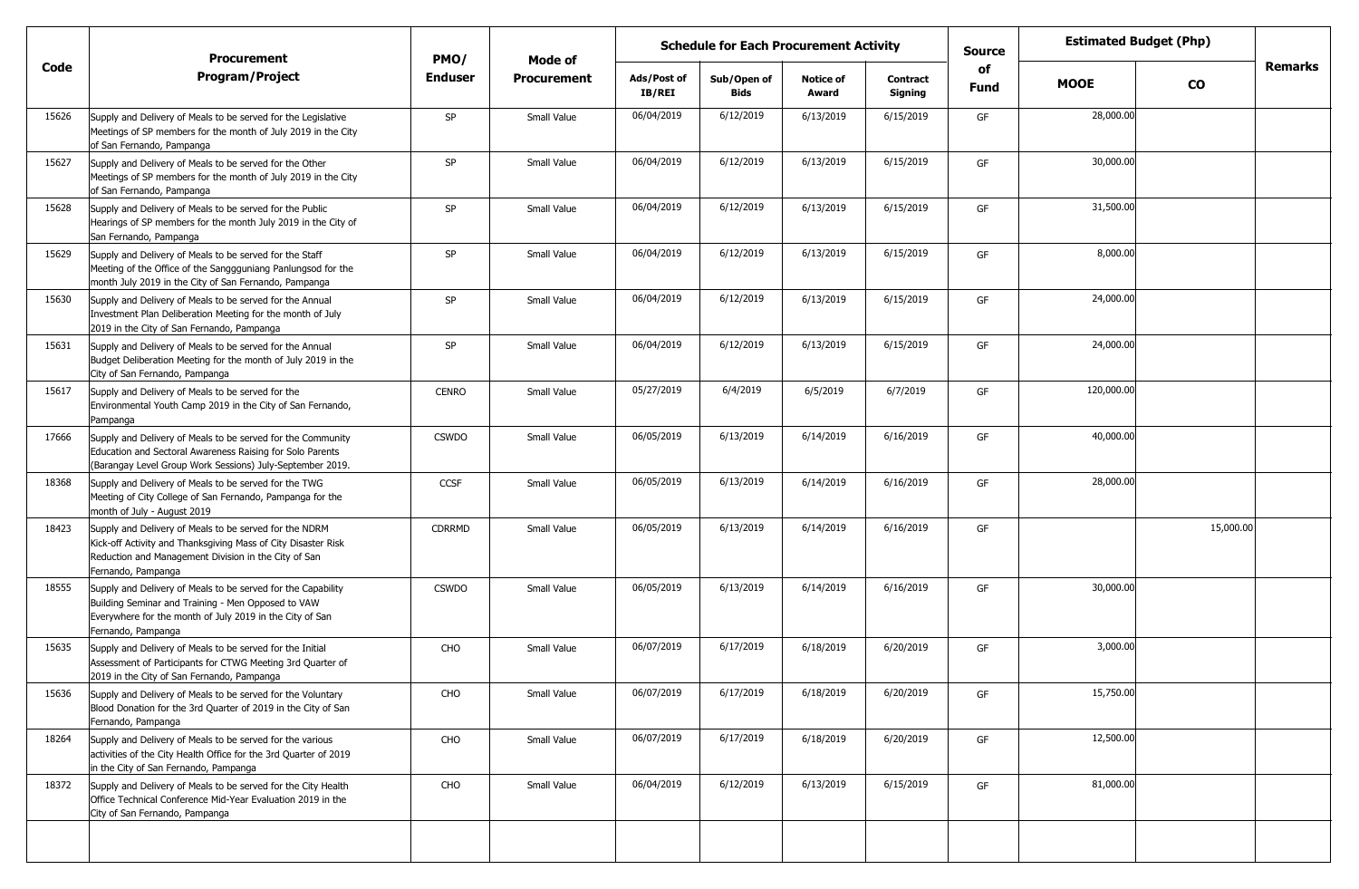| Code | Procurement Program/Project | PMO/ Enduser | Mode of Procurement | Schedule for Each Procurement Activity | | | | Source of Fund | Estimated Budget (Php) | | Remarks |
|---|---|---|---|---|---|---|---|---|---|---|---|
| | | | | Ads/Post of IB/REI | Sub/Open of Bids | Notice of Award | Contract Signing | | MOOE | CO | |
| 15626 | Supply and Delivery of Meals to be served for the Legislative Meetings of SP members for the month of July 2019 in the City of San Fernando, Pampanga | SP | Small Value | 06/04/2019 | 6/12/2019 | 6/13/2019 | 6/15/2019 | GF | 28,000.00 | | |
| 15627 | Supply and Delivery of Meals to be served for the Other Meetings of SP members for the month of July 2019 in the City of San Fernando, Pampanga | SP | Small Value | 06/04/2019 | 6/12/2019 | 6/13/2019 | 6/15/2019 | GF | 30,000.00 | | |
| 15628 | Supply and Delivery of Meals to be served for the Public Hearings of SP members for the month July 2019 in the City of San Fernando, Pampanga | SP | Small Value | 06/04/2019 | 6/12/2019 | 6/13/2019 | 6/15/2019 | GF | 31,500.00 | | |
| 15629 | Supply and Delivery of Meals to be served for the Staff Meeting of the Office of the Sanggguniang Panlungsod for the month July 2019 in the City of San Fernando, Pampanga | SP | Small Value | 06/04/2019 | 6/12/2019 | 6/13/2019 | 6/15/2019 | GF | 8,000.00 | | |
| 15630 | Supply and Delivery of Meals to be served for the Annual Investment Plan Deliberation Meeting for the month of July 2019 in the City of San Fernando, Pampanga | SP | Small Value | 06/04/2019 | 6/12/2019 | 6/13/2019 | 6/15/2019 | GF | 24,000.00 | | |
| 15631 | Supply and Delivery of Meals to be served for the Annual Budget Deliberation Meeting for the month of July 2019 in the City of San Fernando, Pampanga | SP | Small Value | 06/04/2019 | 6/12/2019 | 6/13/2019 | 6/15/2019 | GF | 24,000.00 | | |
| 15617 | Supply and Delivery of Meals to be served for the Environmental Youth Camp 2019 in the City of San Fernando, Pampanga | CENRO | Small Value | 05/27/2019 | 6/4/2019 | 6/5/2019 | 6/7/2019 | GF | 120,000.00 | | |
| 17666 | Supply and Delivery of Meals to be served for the Community Education and Sectoral Awareness Raising for Solo Parents (Barangay Level Group Work Sessions) July-September 2019. | CSWDO | Small Value | 06/05/2019 | 6/13/2019 | 6/14/2019 | 6/16/2019 | GF | 40,000.00 | | |
| 18368 | Supply and Delivery of Meals to be served for the TWG Meeting of City College of San Fernando, Pampanga for the month of July - August 2019 | CCSF | Small Value | 06/05/2019 | 6/13/2019 | 6/14/2019 | 6/16/2019 | GF | 28,000.00 | | |
| 18423 | Supply and Delivery of Meals to be served for the NDRM Kick-off Activity and Thanksgiving Mass of City Disaster Risk Reduction and Management Division in the City of San Fernando, Pampanga | CDRRMD | Small Value | 06/05/2019 | 6/13/2019 | 6/14/2019 | 6/16/2019 | GF | | 15,000.00 | |
| 18555 | Supply and Delivery of Meals to be served for the Capability Building Seminar and Training - Men Opposed to VAW Everywhere for the month of July 2019 in the City of San Fernando, Pampanga | CSWDO | Small Value | 06/05/2019 | 6/13/2019 | 6/14/2019 | 6/16/2019 | GF | 30,000.00 | | |
| 15635 | Supply and Delivery of Meals to be served for the Initial Assessment of Participants for CTWG Meeting 3rd Quarter of 2019 in the City of San Fernando, Pampanga | CHO | Small Value | 06/07/2019 | 6/17/2019 | 6/18/2019 | 6/20/2019 | GF | 3,000.00 | | |
| 15636 | Supply and Delivery of Meals to be served for the Voluntary Blood Donation for the 3rd Quarter of 2019 in the City of San Fernando, Pampanga | CHO | Small Value | 06/07/2019 | 6/17/2019 | 6/18/2019 | 6/20/2019 | GF | 15,750.00 | | |
| 18264 | Supply and Delivery of Meals to be served for the various activities of the City Health Office for the 3rd Quarter of 2019 in the City of San Fernando, Pampanga | CHO | Small Value | 06/07/2019 | 6/17/2019 | 6/18/2019 | 6/20/2019 | GF | 12,500.00 | | |
| 18372 | Supply and Delivery of Meals to be served for the City Health Office Technical Conference Mid-Year Evaluation 2019 in the City of San Fernando, Pampanga | CHO | Small Value | 06/04/2019 | 6/12/2019 | 6/13/2019 | 6/15/2019 | GF | 81,000.00 | | |
| | | | | | | | | | | | |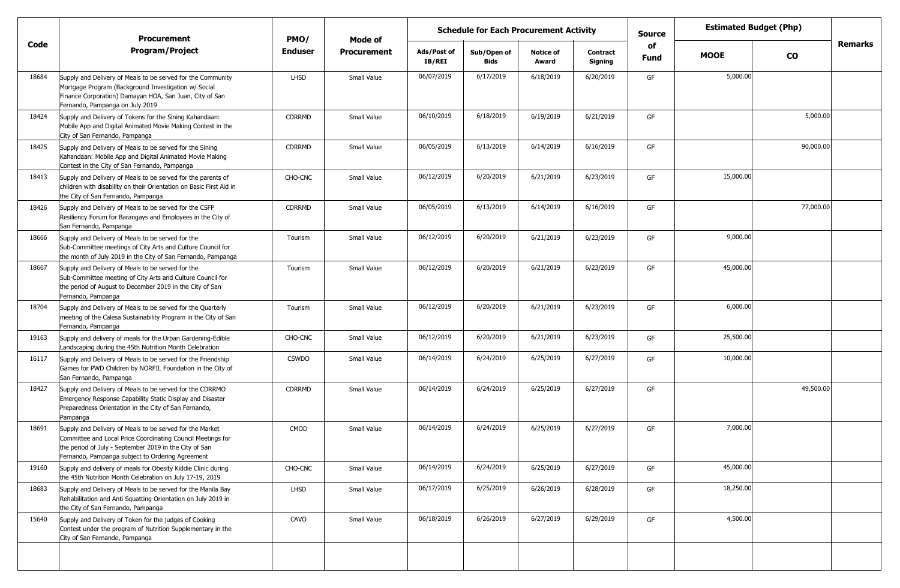| Code | Procurement Program/Project | PMO/ Enduser | Mode of Procurement | Schedule for Each Procurement Activity | | | | Source of Fund | Estimated Budget (Php) | | Remarks |
|---|---|---|---|---|---|---|---|---|---|---|---|
| | | | | Ads/Post of IB/REI | Sub/Open of Bids | Notice of Award | Contract Signing | | MOOE | CO | |
| 18684 | Supply and Delivery of Meals to be served for the Community Mortgage Program (Background Investigation w/ Social Finance Corporation) Damayan HOA, San Juan, City of San Fernando, Pampanga on July 2019 | LHSD | Small Value | 06/07/2019 | 6/17/2019 | 6/18/2019 | 6/20/2019 | GF | 5,000.00 | | |
| 18424 | Supply and Delivery of Tokens for the Sining Kahandaan: Mobile App and Digital Animated Movie Making Contest in the City of San Fernando, Pampanga | CDRRMD | Small Value | 06/10/2019 | 6/18/2019 | 6/19/2019 | 6/21/2019 | GF | | 5,000.00 | |
| 18425 | Supply and Delivery of Meals to be served for the Sining Kahandaan: Mobile App and Digital Animated Movie Making Contest in the City of San Fernando, Pampanga | CDRRMD | Small Value | 06/05/2019 | 6/13/2019 | 6/14/2019 | 6/16/2019 | GF | | 90,000.00 | |
| 18413 | Supply and Delivery of Meals to be served for the parents of children with disability on their Orientation on Basic First Aid in the City of San Fernando, Pampanga | CHO-CNC | Small Value | 06/12/2019 | 6/20/2019 | 6/21/2019 | 6/23/2019 | GF | 15,000.00 | | |
| 18426 | Supply and Delivery of Meals to be served for the CSFP Resiliency Forum for Barangays and Employees in the City of San Fernando, Pampanga | CDRRMD | Small Value | 06/05/2019 | 6/13/2019 | 6/14/2019 | 6/16/2019 | GF | | 77,000.00 | |
| 18666 | Supply and Delivery of Meals to be served for the Sub-Committee meetings of City Arts and Culture Council for the month of July 2019 in the City of San Fernando, Pampanga | Tourism | Small Value | 06/12/2019 | 6/20/2019 | 6/21/2019 | 6/23/2019 | GF | 9,000.00 | | |
| 18667 | Supply and Delivery of Meals to be served for the Sub-Committee meeting of City Arts and Culture Council for the period of August to December 2019 in the City of San Fernando, Pampanga | Tourism | Small Value | 06/12/2019 | 6/20/2019 | 6/21/2019 | 6/23/2019 | GF | 45,000.00 | | |
| 18704 | Supply and Delivery of Meals to be served for the Quarterly meeting of the Calesa Sustainability Program in the City of San Fernando, Pampanga | Tourism | Small Value | 06/12/2019 | 6/20/2019 | 6/21/2019 | 6/23/2019 | GF | 6,000.00 | | |
| 19163 | Supply and delivery of meals for the Urban Gardening-Edible Landscaping during the 45th Nutrition Month Celebration | CHO-CNC | Small Value | 06/12/2019 | 6/20/2019 | 6/21/2019 | 6/23/2019 | GF | 25,500.00 | | |
| 16117 | Supply and Delivery of Meals to be served for the Friendship Games for PWD Children by NORFIL Foundation in the City of San Fernando, Pampanga | CSWDO | Small Value | 06/14/2019 | 6/24/2019 | 6/25/2019 | 6/27/2019 | GF | 10,000.00 | | |
| 18427 | Supply and Delivery of Meals to be served for the CDRRMO Emergency Response Capability Static Display and Disaster Preparedness Orientation in the City of San Fernando, Pampanga | CDRRMD | Small Value | 06/14/2019 | 6/24/2019 | 6/25/2019 | 6/27/2019 | GF | | 49,500.00 | |
| 18691 | Supply and Delivery of Meals to be served for the Market Committee and Local Price Coordinating Council Meetings for the period of July - September 2019 in the City of San Fernando, Pampanga subject to Ordering Agreement | CMOD | Small Value | 06/14/2019 | 6/24/2019 | 6/25/2019 | 6/27/2019 | GF | 7,000.00 | | |
| 19160 | Supply and delivery of meals for Obesity Kiddie Clinic during the 45th Nutrition Month Celebration on July 17-19, 2019 | CHO-CNC | Small Value | 06/14/2019 | 6/24/2019 | 6/25/2019 | 6/27/2019 | GF | 45,000.00 | | |
| 18683 | Supply and Delivery of Meals to be served for the Manila Bay Rehabilitation and Anti Squatting Orientation on July 2019 in the City of San Fernando, Pampanga | LHSD | Small Value | 06/17/2019 | 6/25/2019 | 6/26/2019 | 6/28/2019 | GF | 18,250.00 | | |
| 15640 | Supply and Delivery of Token for the judges of Cooking Contest under the program of Nutrition Supplementary in the City of San Fernando, Pampanga | CAVO | Small Value | 06/18/2019 | 6/26/2019 | 6/27/2019 | 6/29/2019 | GF | 4,500.00 | | |
| | | | | | | | | | | | |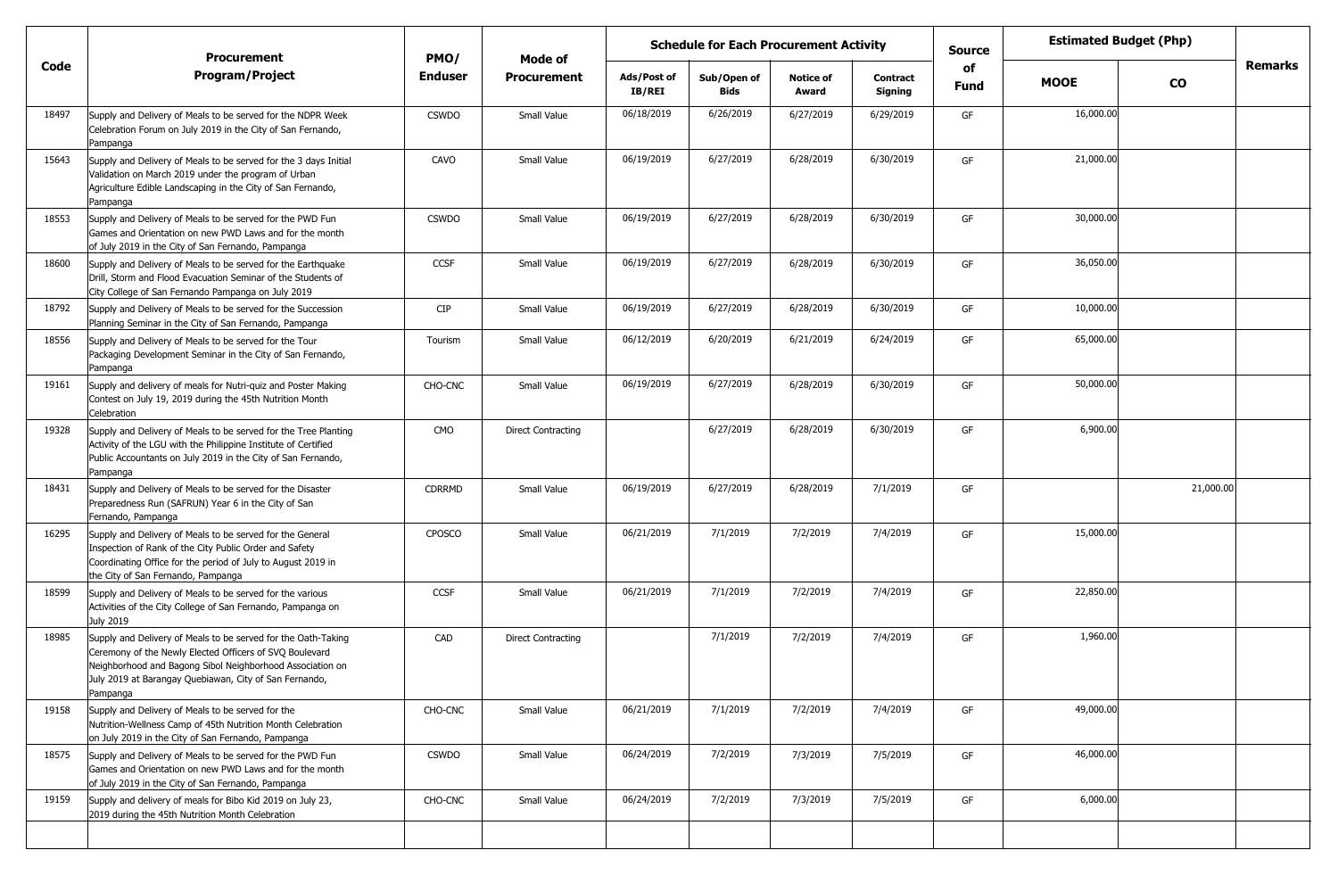| Code | Procurement Program/Project | PMO/ Enduser | Mode of Procurement | Schedule for Each Procurement Activity | | | | Source of Fund | Estimated Budget (Php) | | Remarks |
|---|---|---|---|---|---|---|---|---|---|---|---|
| | | | | Ads/Post of IB/REI | Sub/Open of Bids | Notice of Award | Contract Signing | | MOOE | CO | |
| 18497 | Supply and Delivery of Meals to be served for the NDPR Week Celebration Forum on July 2019 in the City of San Fernando, Pampanga | CSWDO | Small Value | 06/18/2019 | 6/26/2019 | 6/27/2019 | 6/29/2019 | GF | 16,000.00 | | |
| 15643 | Supply and Delivery of Meals to be served for the 3 days Initial Validation on March 2019 under the program of Urban Agriculture Edible Landscaping in the City of San Fernando, Pampanga | CAVO | Small Value | 06/19/2019 | 6/27/2019 | 6/28/2019 | 6/30/2019 | GF | 21,000.00 | | |
| 18553 | Supply and Delivery of Meals to be served for the PWD Fun Games and Orientation on new PWD Laws and for the month of July 2019 in the City of San Fernando, Pampanga | CSWDO | Small Value | 06/19/2019 | 6/27/2019 | 6/28/2019 | 6/30/2019 | GF | 30,000.00 | | |
| 18600 | Supply and Delivery of Meals to be served for the Earthquake Drill, Storm and Flood Evacuation Seminar of the Students of City College of San Fernando Pampanga on July 2019 | CCSF | Small Value | 06/19/2019 | 6/27/2019 | 6/28/2019 | 6/30/2019 | GF | 36,050.00 | | |
| 18792 | Supply and Delivery of Meals to be served for the Succession Planning Seminar in the City of San Fernando, Pampanga | CIP | Small Value | 06/19/2019 | 6/27/2019 | 6/28/2019 | 6/30/2019 | GF | 10,000.00 | | |
| 18556 | Supply and Delivery of Meals to be served for the Tour Packaging Development Seminar in the City of San Fernando, Pampanga | Tourism | Small Value | 06/12/2019 | 6/20/2019 | 6/21/2019 | 6/24/2019 | GF | 65,000.00 | | |
| 19161 | Supply and delivery of meals for Nutri-quiz and Poster Making Contest on July 19, 2019 during the 45th Nutrition Month Celebration | CHO-CNC | Small Value | 06/19/2019 | 6/27/2019 | 6/28/2019 | 6/30/2019 | GF | 50,000.00 | | |
| 19328 | Supply and Delivery of Meals to be served for the Tree Planting Activity of the LGU with the Philippine Institute of Certified Public Accountants on July 2019 in the City of San Fernando, Pampanga | CMO | Direct Contracting | | 6/27/2019 | 6/28/2019 | 6/30/2019 | GF | 6,900.00 | | |
| 18431 | Supply and Delivery of Meals to be served for the Disaster Preparedness Run (SAFRUN) Year 6 in the City of San Fernando, Pampanga | CDRRMD | Small Value | 06/19/2019 | 6/27/2019 | 6/28/2019 | 7/1/2019 | GF | | 21,000.00 | |
| 16295 | Supply and Delivery of Meals to be served for the General Inspection of Rank of the City Public Order and Safety Coordinating Office for the period of July to August 2019 in the City of San Fernando, Pampanga | CPOSCO | Small Value | 06/21/2019 | 7/1/2019 | 7/2/2019 | 7/4/2019 | GF | 15,000.00 | | |
| 18599 | Supply and Delivery of Meals to be served for the various Activities of the City College of San Fernando, Pampanga on July 2019 | CCSF | Small Value | 06/21/2019 | 7/1/2019 | 7/2/2019 | 7/4/2019 | GF | 22,850.00 | | |
| 18985 | Supply and Delivery of Meals to be served for the Oath-Taking Ceremony of the Newly Elected Officers of SVQ Boulevard Neighborhood and Bagong Sibol Neighborhood Association on July 2019 at Barangay Quebiawan, City of San Fernando, Pampanga | CAD | Direct Contracting | | 7/1/2019 | 7/2/2019 | 7/4/2019 | GF | 1,960.00 | | |
| 19158 | Supply and Delivery of Meals to be served for the Nutrition-Wellness Camp of 45th Nutrition Month Celebration on July 2019 in the City of San Fernando, Pampanga | CHO-CNC | Small Value | 06/21/2019 | 7/1/2019 | 7/2/2019 | 7/4/2019 | GF | 49,000.00 | | |
| 18575 | Supply and Delivery of Meals to be served for the PWD Fun Games and Orientation on new PWD Laws and for the month of July 2019 in the City of San Fernando, Pampanga | CSWDO | Small Value | 06/24/2019 | 7/2/2019 | 7/3/2019 | 7/5/2019 | GF | 46,000.00 | | |
| 19159 | Supply and delivery of meals for Bibo Kid 2019 on July 23, 2019 during the 45th Nutrition Month Celebration | CHO-CNC | Small Value | 06/24/2019 | 7/2/2019 | 7/3/2019 | 7/5/2019 | GF | 6,000.00 | | |
| | | | | | | | | | | | |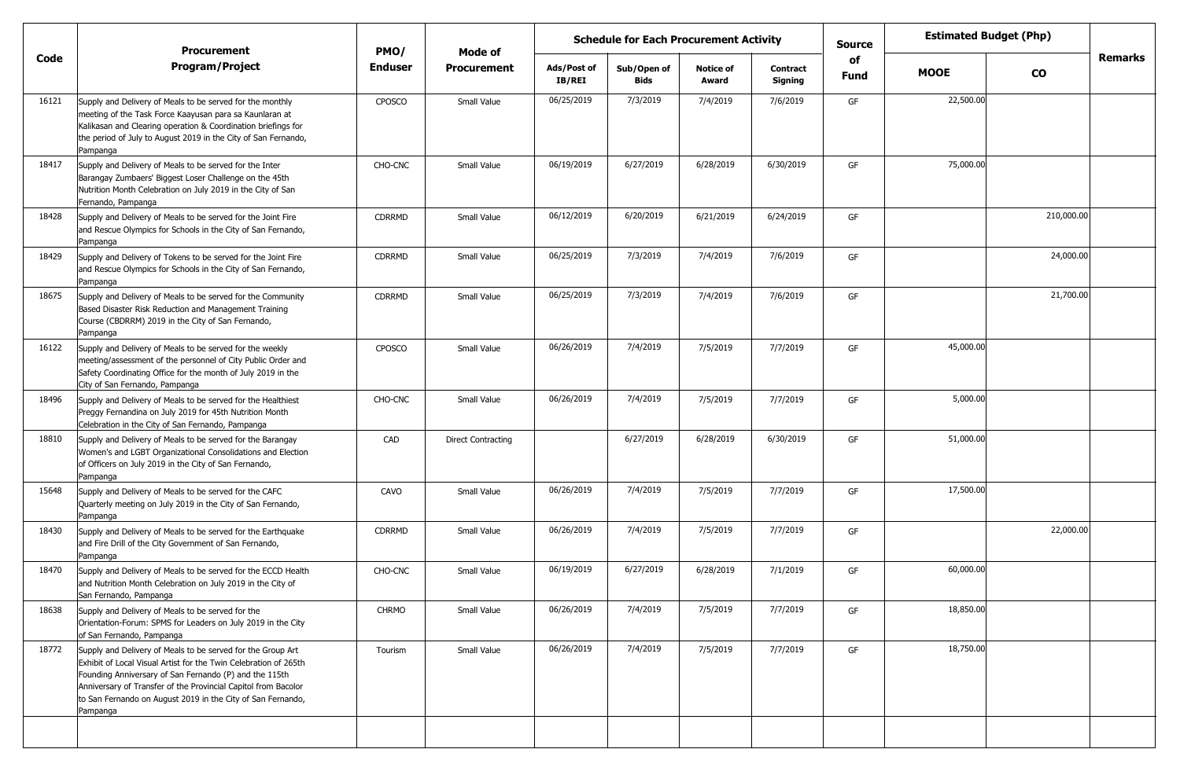| Code | Procurement Program/Project | PMO/ Enduser | Mode of Procurement | Schedule for Each Procurement Activity | | | | Source of Fund | Estimated Budget (Php) | | Remarks |
|---|---|---|---|---|---|---|---|---|---|---|---|
| | | | | Ads/Post of IB/REI | Sub/Open of Bids | Notice of Award | Contract Signing | | MOOE | CO | |
| 16121 | Supply and Delivery of Meals to be served for the monthly meeting of the Task Force Kaayusan para sa Kaunlaran at Kalikasan and Clearing operation & Coordination briefings for the period of July to August 2019 in the City of San Fernando, Pampanga | CPOSCO | Small Value | 06/25/2019 | 7/3/2019 | 7/4/2019 | 7/6/2019 | GF | 22,500.00 | | |
| 18417 | Supply and Delivery of Meals to be served for the Inter Barangay Zumbaers' Biggest Loser Challenge on the 45th Nutrition Month Celebration on July 2019 in the City of San Fernando, Pampanga | CHO-CNC | Small Value | 06/19/2019 | 6/27/2019 | 6/28/2019 | 6/30/2019 | GF | 75,000.00 | | |
| 18428 | Supply and Delivery of Meals to be served for the Joint Fire and Rescue Olympics for Schools in the City of San Fernando, Pampanga | CDRRMD | Small Value | 06/12/2019 | 6/20/2019 | 6/21/2019 | 6/24/2019 | GF | | 210,000.00 | |
| 18429 | Supply and Delivery of Tokens to be served for the Joint Fire and Rescue Olympics for Schools in the City of San Fernando, Pampanga | CDRRMD | Small Value | 06/25/2019 | 7/3/2019 | 7/4/2019 | 7/6/2019 | GF | | 24,000.00 | |
| 18675 | Supply and Delivery of Meals to be served for the Community Based Disaster Risk Reduction and Management Training Course (CBDRRM) 2019 in the City of San Fernando, Pampanga | CDRRMD | Small Value | 06/25/2019 | 7/3/2019 | 7/4/2019 | 7/6/2019 | GF | | 21,700.00 | |
| 16122 | Supply and Delivery of Meals to be served for the weekly meeting/assessment of the personnel of City Public Order and Safety Coordinating Office for the month of July 2019 in the City of San Fernando, Pampanga | CPOSCO | Small Value | 06/26/2019 | 7/4/2019 | 7/5/2019 | 7/7/2019 | GF | 45,000.00 | | |
| 18496 | Supply and Delivery of Meals to be served for the Healthiest Preggy Fernandina on July 2019 for 45th Nutrition Month Celebration in the City of San Fernando, Pampanga | CHO-CNC | Small Value | 06/26/2019 | 7/4/2019 | 7/5/2019 | 7/7/2019 | GF | 5,000.00 | | |
| 18810 | Supply and Delivery of Meals to be served for the Barangay Women's and LGBT Organizational Consolidations and Election of Officers on July 2019 in the City of San Fernando, Pampanga | CAD | Direct Contracting | | 6/27/2019 | 6/28/2019 | 6/30/2019 | GF | 51,000.00 | | |
| 15648 | Supply and Delivery of Meals to be served for the CAFC Quarterly meeting on July 2019 in the City of San Fernando, Pampanga | CAVO | Small Value | 06/26/2019 | 7/4/2019 | 7/5/2019 | 7/7/2019 | GF | 17,500.00 | | |
| 18430 | Supply and Delivery of Meals to be served for the Earthquake and Fire Drill of the City Government of San Fernando, Pampanga | CDRRMD | Small Value | 06/26/2019 | 7/4/2019 | 7/5/2019 | 7/7/2019 | GF | | 22,000.00 | |
| 18470 | Supply and Delivery of Meals to be served for the ECCD Health and Nutrition Month Celebration on July 2019 in the City of San Fernando, Pampanga | CHO-CNC | Small Value | 06/19/2019 | 6/27/2019 | 6/28/2019 | 7/1/2019 | GF | 60,000.00 | | |
| 18638 | Supply and Delivery of Meals to be served for the Orientation-Forum: SPMS for Leaders on July 2019 in the City of San Fernando, Pampanga | CHRMO | Small Value | 06/26/2019 | 7/4/2019 | 7/5/2019 | 7/7/2019 | GF | 18,850.00 | | |
| 18772 | Supply and Delivery of Meals to be served for the Group Art Exhibit of Local Visual Artist for the Twin Celebration of 265th Founding Anniversary of San Fernando (P) and the 115th Anniversary of Transfer of the Provincial Capitol from Bacolor to San Fernando on August 2019 in the City of San Fernando, Pampanga | Tourism | Small Value | 06/26/2019 | 7/4/2019 | 7/5/2019 | 7/7/2019 | GF | 18,750.00 | | |
| | | | | | | | | | | | |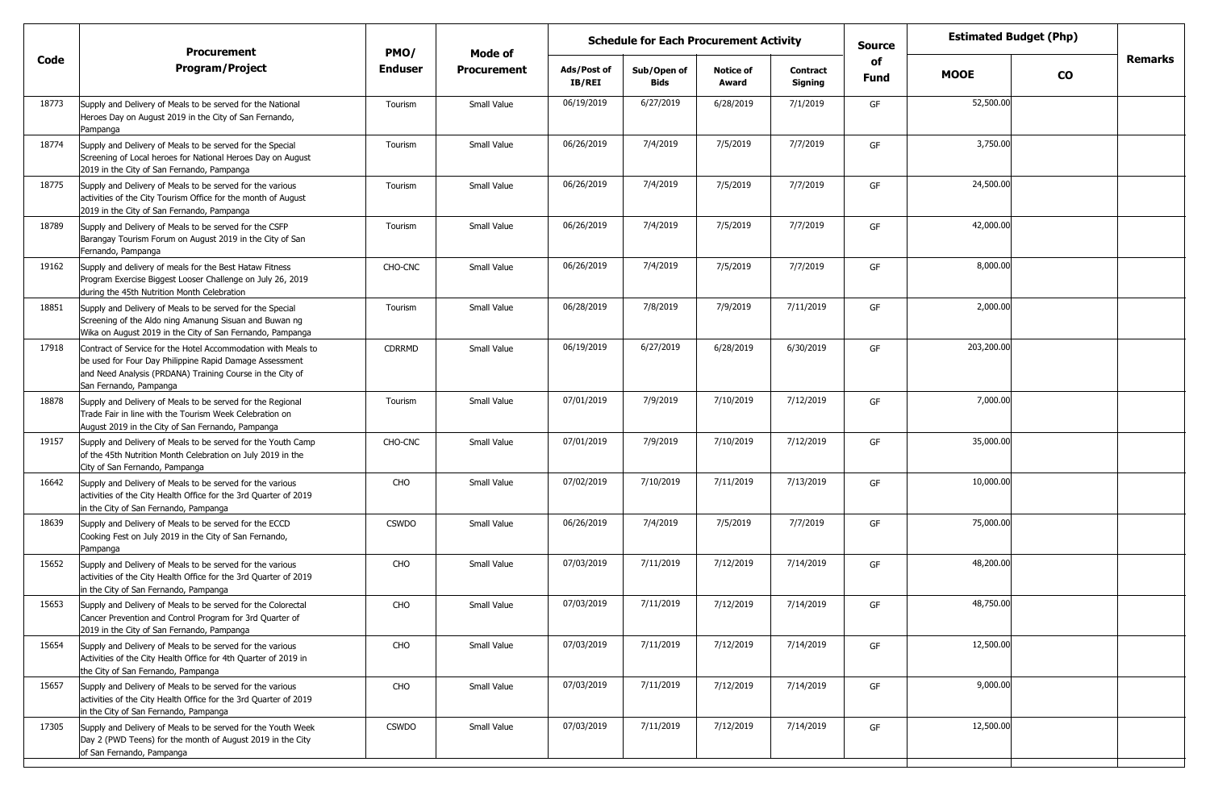| Code | Procurement Program/Project | PMO/ Enduser | Mode of Procurement | Schedule for Each Procurement Activity | | | | Source of Fund | Estimated Budget (Php) | | Remarks |
|---|---|---|---|---|---|---|---|---|---|---|---|
| | | | | Ads/Post of IB/REI | Sub/Open of Bids | Notice of Award | Contract Signing | | MOOE | CO | |
| 18773 | Supply and Delivery of Meals to be served for the National Heroes Day on August 2019 in the City of San Fernando, Pampanga | Tourism | Small Value | 06/19/2019 | 6/27/2019 | 6/28/2019 | 7/1/2019 | GF | 52,500.00 | | |
| 18774 | Supply and Delivery of Meals to be served for the Special Screening of Local heroes for National Heroes Day on August 2019 in the City of San Fernando, Pampanga | Tourism | Small Value | 06/26/2019 | 7/4/2019 | 7/5/2019 | 7/7/2019 | GF | 3,750.00 | | |
| 18775 | Supply and Delivery of Meals to be served for the various activities of the City Tourism Office for the month of August 2019 in the City of San Fernando, Pampanga | Tourism | Small Value | 06/26/2019 | 7/4/2019 | 7/5/2019 | 7/7/2019 | GF | 24,500.00 | | |
| 18789 | Supply and Delivery of Meals to be served for the CSFP Barangay Tourism Forum on August 2019 in the City of San Fernando, Pampanga | Tourism | Small Value | 06/26/2019 | 7/4/2019 | 7/5/2019 | 7/7/2019 | GF | 42,000.00 | | |
| 19162 | Supply and delivery of meals for the Best Hataw Fitness Program Exercise Biggest Looser Challenge on July 26, 2019 during the 45th Nutrition Month Celebration | CHO-CNC | Small Value | 06/26/2019 | 7/4/2019 | 7/5/2019 | 7/7/2019 | GF | 8,000.00 | | |
| 18851 | Supply and Delivery of Meals to be served for the Special Screening of the Aldo ning Amanung Sisuan and Buwan ng Wika on August 2019 in the City of San Fernando, Pampanga | Tourism | Small Value | 06/28/2019 | 7/8/2019 | 7/9/2019 | 7/11/2019 | GF | 2,000.00 | | |
| 17918 | Contract of Service for the Hotel Accommodation with Meals to be used for Four Day Philippine Rapid Damage Assessment and Need Analysis (PRDANA) Training Course in the City of San Fernando, Pampanga | CDRRMD | Small Value | 06/19/2019 | 6/27/2019 | 6/28/2019 | 6/30/2019 | GF | 203,200.00 | | |
| 18878 | Supply and Delivery of Meals to be served for the Regional Trade Fair in line with the Tourism Week Celebration on August 2019 in the City of San Fernando, Pampanga | Tourism | Small Value | 07/01/2019 | 7/9/2019 | 7/10/2019 | 7/12/2019 | GF | 7,000.00 | | |
| 19157 | Supply and Delivery of Meals to be served for the Youth Camp of the 45th Nutrition Month Celebration on July 2019 in the City of San Fernando, Pampanga | CHO-CNC | Small Value | 07/01/2019 | 7/9/2019 | 7/10/2019 | 7/12/2019 | GF | 35,000.00 | | |
| 16642 | Supply and Delivery of Meals to be served for the various activities of the City Health Office for the 3rd Quarter of 2019 in the City of San Fernando, Pampanga | CHO | Small Value | 07/02/2019 | 7/10/2019 | 7/11/2019 | 7/13/2019 | GF | 10,000.00 | | |
| 18639 | Supply and Delivery of Meals to be served for the ECCD Cooking Fest on July 2019 in the City of San Fernando, Pampanga | CSWDO | Small Value | 06/26/2019 | 7/4/2019 | 7/5/2019 | 7/7/2019 | GF | 75,000.00 | | |
| 15652 | Supply and Delivery of Meals to be served for the various activities of the City Health Office for the 3rd Quarter of 2019 in the City of San Fernando, Pampanga | CHO | Small Value | 07/03/2019 | 7/11/2019 | 7/12/2019 | 7/14/2019 | GF | 48,200.00 | | |
| 15653 | Supply and Delivery of Meals to be served for the Colorectal Cancer Prevention and Control Program for 3rd Quarter of 2019 in the City of San Fernando, Pampanga | CHO | Small Value | 07/03/2019 | 7/11/2019 | 7/12/2019 | 7/14/2019 | GF | 48,750.00 | | |
| 15654 | Supply and Delivery of Meals to be served for the various Activities of the City Health Office for 4th Quarter of 2019 in the City of San Fernando, Pampanga | CHO | Small Value | 07/03/2019 | 7/11/2019 | 7/12/2019 | 7/14/2019 | GF | 12,500.00 | | |
| 15657 | Supply and Delivery of Meals to be served for the various activities of the City Health Office for the 3rd Quarter of 2019 in the City of San Fernando, Pampanga | CHO | Small Value | 07/03/2019 | 7/11/2019 | 7/12/2019 | 7/14/2019 | GF | 9,000.00 | | |
| 17305 | Supply and Delivery of Meals to be served for the Youth Week Day 2 (PWD Teens) for the month of August 2019 in the City of San Fernando, Pampanga | CSWDO | Small Value | 07/03/2019 | 7/11/2019 | 7/12/2019 | 7/14/2019 | GF | 12,500.00 | | |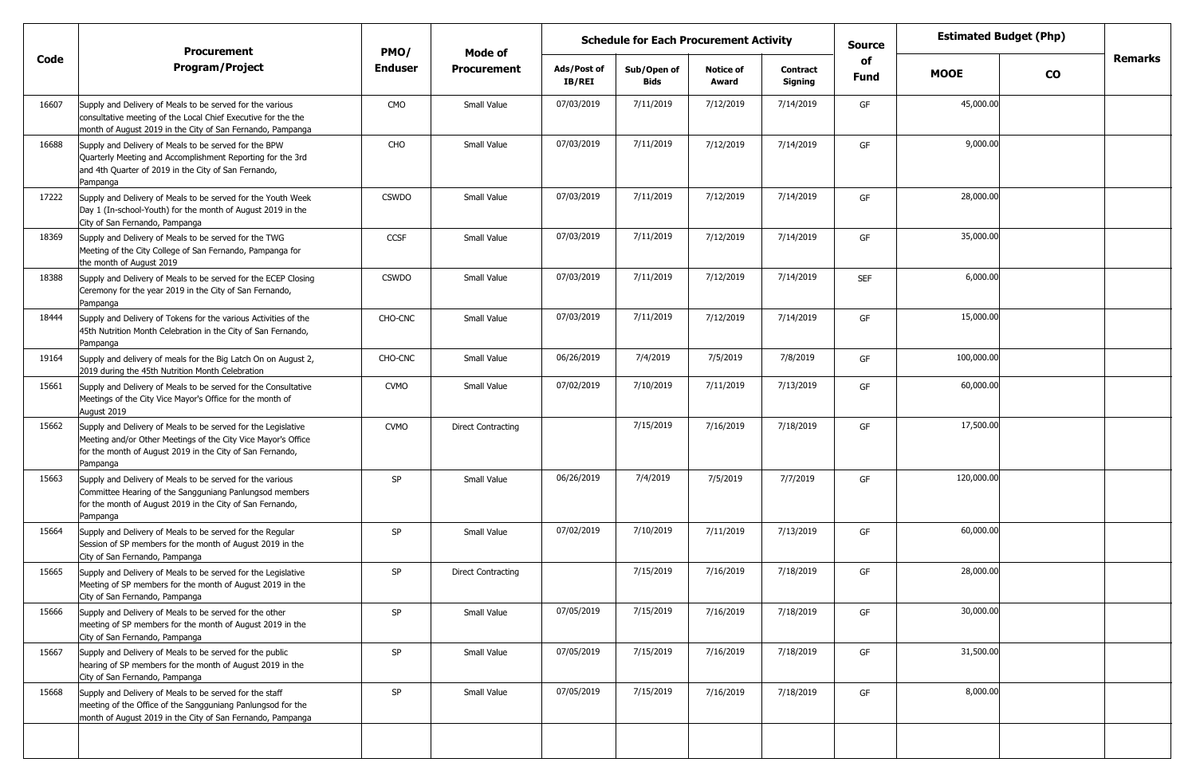| Code | Procurement Program/Project | PMO/ Enduser | Mode of Procurement | Schedule for Each Procurement Activity | | | | Source of Fund | Estimated Budget (Php) | | Remarks |
|---|---|---|---|---|---|---|---|---|---|---|---|
| | | | | Ads/Post of IB/REI | Sub/Open of Bids | Notice of Award | Contract Signing | | MOOE | CO | |
| 16607 | Supply and Delivery of Meals to be served for the various consultative meeting of the Local Chief Executive for the the month of August 2019 in the City of San Fernando, Pampanga | CMO | Small Value | 07/03/2019 | 7/11/2019 | 7/12/2019 | 7/14/2019 | GF | 45,000.00 | | |
| 16688 | Supply and Delivery of Meals to be served for the BPW Quarterly Meeting and Accomplishment Reporting for the 3rd and 4th Quarter of 2019 in the City of San Fernando, Pampanga | CHO | Small Value | 07/03/2019 | 7/11/2019 | 7/12/2019 | 7/14/2019 | GF | 9,000.00 | | |
| 17222 | Supply and Delivery of Meals to be served for the Youth Week Day 1 (In-school-Youth) for the month of August 2019 in the City of San Fernando, Pampanga | CSWDO | Small Value | 07/03/2019 | 7/11/2019 | 7/12/2019 | 7/14/2019 | GF | 28,000.00 | | |
| 18369 | Supply and Delivery of Meals to be served for the TWG Meeting of the City College of San Fernando, Pampanga for the month of August 2019 | CCSF | Small Value | 07/03/2019 | 7/11/2019 | 7/12/2019 | 7/14/2019 | GF | 35,000.00 | | |
| 18388 | Supply and Delivery of Meals to be served for the ECEP Closing Ceremony for the year 2019 in the City of San Fernando, Pampanga | CSWDO | Small Value | 07/03/2019 | 7/11/2019 | 7/12/2019 | 7/14/2019 | SEF | 6,000.00 | | |
| 18444 | Supply and Delivery of Tokens for the various Activities of the 45th Nutrition Month Celebration in the City of San Fernando, Pampanga | CHO-CNC | Small Value | 07/03/2019 | 7/11/2019 | 7/12/2019 | 7/14/2019 | GF | 15,000.00 | | |
| 19164 | Supply and delivery of meals for the Big Latch On on August 2, 2019 during the 45th Nutrition Month Celebration | CHO-CNC | Small Value | 06/26/2019 | 7/4/2019 | 7/5/2019 | 7/8/2019 | GF | 100,000.00 | | |
| 15661 | Supply and Delivery of Meals to be served for the Consultative Meetings of the City Vice Mayor's Office for the month of August 2019 | CVMO | Small Value | 07/02/2019 | 7/10/2019 | 7/11/2019 | 7/13/2019 | GF | 60,000.00 | | |
| 15662 | Supply and Delivery of Meals to be served for the Legislative Meeting and/or Other Meetings of the City Vice Mayor's Office for the month of August 2019 in the City of San Fernando, Pampanga | CVMO | Direct Contracting | | 7/15/2019 | 7/16/2019 | 7/18/2019 | GF | 17,500.00 | | |
| 15663 | Supply and Delivery of Meals to be served for the various Committee Hearing of the Sangguniang Panlungsod members for the month of August 2019 in the City of San Fernando, Pampanga | SP | Small Value | 06/26/2019 | 7/4/2019 | 7/5/2019 | 7/7/2019 | GF | 120,000.00 | | |
| 15664 | Supply and Delivery of Meals to be served for the Regular Session of SP members for the month of August 2019 in the City of San Fernando, Pampanga | SP | Small Value | 07/02/2019 | 7/10/2019 | 7/11/2019 | 7/13/2019 | GF | 60,000.00 | | |
| 15665 | Supply and Delivery of Meals to be served for the Legislative Meeting of SP members for the month of August 2019 in the City of San Fernando, Pampanga | SP | Direct Contracting | | 7/15/2019 | 7/16/2019 | 7/18/2019 | GF | 28,000.00 | | |
| 15666 | Supply and Delivery of Meals to be served for the other meeting of SP members for the month of August 2019 in the City of San Fernando, Pampanga | SP | Small Value | 07/05/2019 | 7/15/2019 | 7/16/2019 | 7/18/2019 | GF | 30,000.00 | | |
| 15667 | Supply and Delivery of Meals to be served for the public hearing of SP members for the month of August 2019 in the City of San Fernando, Pampanga | SP | Small Value | 07/05/2019 | 7/15/2019 | 7/16/2019 | 7/18/2019 | GF | 31,500.00 | | |
| 15668 | Supply and Delivery of Meals to be served for the staff meeting of the Office of the Sangguniang Panlungsod for the month of August 2019 in the City of San Fernando, Pampanga | SP | Small Value | 07/05/2019 | 7/15/2019 | 7/16/2019 | 7/18/2019 | GF | 8,000.00 | | |
| | | | | | | | | | | | |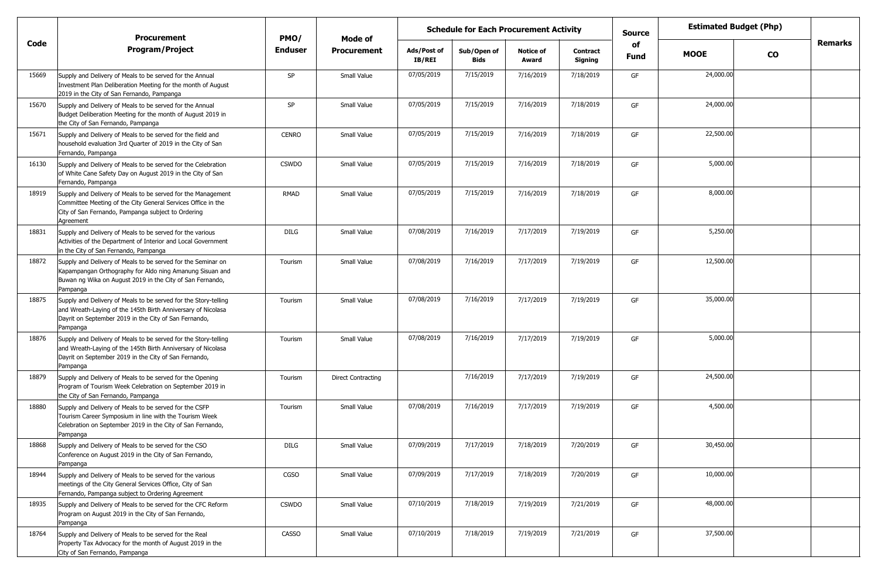| Code | Procurement Program/Project | PMO/ Enduser | Mode of Procurement | Schedule for Each Procurement Activity | | | | Source of Fund | Estimated Budget (Php) | | Remarks |
|---|---|---|---|---|---|---|---|---|---|---|---|
| | | | | Ads/Post of IB/REI | Sub/Open of Bids | Notice of Award | Contract Signing | | MOOE | CO | |
| 15669 | Supply and Delivery of Meals to be served for the Annual Investment Plan Deliberation Meeting for the month of August 2019 in the City of San Fernando, Pampanga | SP | Small Value | 07/05/2019 | 7/15/2019 | 7/16/2019 | 7/18/2019 | GF | 24,000.00 | | |
| 15670 | Supply and Delivery of Meals to be served for the Annual Budget Deliberation Meeting for the month of August 2019 in the City of San Fernando, Pampanga | SP | Small Value | 07/05/2019 | 7/15/2019 | 7/16/2019 | 7/18/2019 | GF | 24,000.00 | | |
| 15671 | Supply and Delivery of Meals to be served for the field and household evaluation 3rd Quarter of 2019 in the City of San Fernando, Pampanga | CENRO | Small Value | 07/05/2019 | 7/15/2019 | 7/16/2019 | 7/18/2019 | GF | 22,500.00 | | |
| 16130 | Supply and Delivery of Meals to be served for the Celebration of White Cane Safety Day on August 2019 in the City of San Fernando, Pampanga | CSWDO | Small Value | 07/05/2019 | 7/15/2019 | 7/16/2019 | 7/18/2019 | GF | 5,000.00 | | |
| 18919 | Supply and Delivery of Meals to be served for the Management Committee Meeting of the City General Services Office in the City of San Fernando, Pampanga subject to Ordering Agreement | RMAD | Small Value | 07/05/2019 | 7/15/2019 | 7/16/2019 | 7/18/2019 | GF | 8,000.00 | | |
| 18831 | Supply and Delivery of Meals to be served for the various Activities of the Department of Interior and Local Government in the City of San Fernando, Pampanga | DILG | Small Value | 07/08/2019 | 7/16/2019 | 7/17/2019 | 7/19/2019 | GF | 5,250.00 | | |
| 18872 | Supply and Delivery of Meals to be served for the Seminar on Kapampangan Orthography for Aldo ning Amanung Sisuan and Buwan ng Wika on August 2019 in the City of San Fernando, Pampanga | Tourism | Small Value | 07/08/2019 | 7/16/2019 | 7/17/2019 | 7/19/2019 | GF | 12,500.00 | | |
| 18875 | Supply and Delivery of Meals to be served for the Story-telling and Wreath-Laying of the 145th Birth Anniversary of Nicolasa Dayrit on September 2019 in the City of San Fernando, Pampanga | Tourism | Small Value | 07/08/2019 | 7/16/2019 | 7/17/2019 | 7/19/2019 | GF | 35,000.00 | | |
| 18876 | Supply and Delivery of Meals to be served for the Story-telling and Wreath-Laying of the 145th Birth Anniversary of Nicolasa Dayrit on September 2019 in the City of San Fernando, Pampanga | Tourism | Small Value | 07/08/2019 | 7/16/2019 | 7/17/2019 | 7/19/2019 | GF | 5,000.00 | | |
| 18879 | Supply and Delivery of Meals to be served for the Opening Program of Tourism Week Celebration on September 2019 in the City of San Fernando, Pampanga | Tourism | Direct Contracting | | 7/16/2019 | 7/17/2019 | 7/19/2019 | GF | 24,500.00 | | |
| 18880 | Supply and Delivery of Meals to be served for the CSFP Tourism Career Symposium in line with the Tourism Week Celebration on September 2019 in the City of San Fernando, Pampanga | Tourism | Small Value | 07/08/2019 | 7/16/2019 | 7/17/2019 | 7/19/2019 | GF | 4,500.00 | | |
| 18868 | Supply and Delivery of Meals to be served for the CSO Conference on August 2019 in the City of San Fernando, Pampanga | DILG | Small Value | 07/09/2019 | 7/17/2019 | 7/18/2019 | 7/20/2019 | GF | 30,450.00 | | |
| 18944 | Supply and Delivery of Meals to be served for the various meetings of the City General Services Office, City of San Fernando, Pampanga subject to Ordering Agreement | CGSO | Small Value | 07/09/2019 | 7/17/2019 | 7/18/2019 | 7/20/2019 | GF | 10,000.00 | | |
| 18935 | Supply and Delivery of Meals to be served for the CFC Reform Program on August 2019 in the City of San Fernando, Pampanga | CSWDO | Small Value | 07/10/2019 | 7/18/2019 | 7/19/2019 | 7/21/2019 | GF | 48,000.00 | | |
| 18764 | Supply and Delivery of Meals to be served for the Real Property Tax Advocacy for the month of August 2019 in the City of San Fernando, Pampanga | CASSO | Small Value | 07/10/2019 | 7/18/2019 | 7/19/2019 | 7/21/2019 | GF | 37,500.00 | | |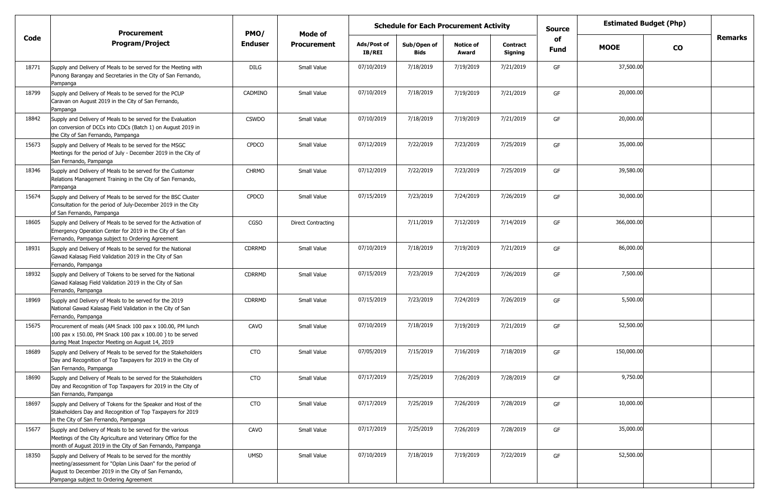| Code | Procurement Program/Project | PMO/ Enduser | Mode of Procurement | Schedule for Each Procurement Activity | | | | Source of Fund | Estimated Budget (Php) | | Remarks |
|---|---|---|---|---|---|---|---|---|---|---|---|
| | | | | Ads/Post of IB/REI | Sub/Open of Bids | Notice of Award | Contract Signing | | MOOE | CO | |
| 18771 | Supply and Delivery of Meals to be served for the Meeting with Punong Barangay and Secretaries in the City of San Fernando, Pampanga | DILG | Small Value | 07/10/2019 | 7/18/2019 | 7/19/2019 | 7/21/2019 | GF | 37,500.00 | | |
| 18799 | Supply and Delivery of Meals to be served for the PCUP Caravan on August 2019 in the City of San Fernando, Pampanga | CADMINO | Small Value | 07/10/2019 | 7/18/2019 | 7/19/2019 | 7/21/2019 | GF | 20,000.00 | | |
| 18842 | Supply and Delivery of Meals to be served for the Evaluation on conversion of DCCs into CDCs (Batch 1) on August 2019 in the City of San Fernando, Pampanga | CSWDO | Small Value | 07/10/2019 | 7/18/2019 | 7/19/2019 | 7/21/2019 | GF | 20,000.00 | | |
| 15673 | Supply and Delivery of Meals to be served for the MSGC Meetings for the period of July - December 2019 in the City of San Fernando, Pampanga | CPDCO | Small Value | 07/12/2019 | 7/22/2019 | 7/23/2019 | 7/25/2019 | GF | 35,000.00 | | |
| 18346 | Supply and Delivery of Meals to be served for the Customer Relations Management Training in the City of San Fernando, Pampanga | CHRMO | Small Value | 07/12/2019 | 7/22/2019 | 7/23/2019 | 7/25/2019 | GF | 39,580.00 | | |
| 15674 | Supply and Delivery of Meals to be served for the BSC Cluster Consultation for the period of July-December 2019 in the City of San Fernando, Pampanga | CPDCO | Small Value | 07/15/2019 | 7/23/2019 | 7/24/2019 | 7/26/2019 | GF | 30,000.00 | | |
| 18605 | Supply and Delivery of Meals to be served for the Activation of Emergency Operation Center for 2019 in the City of San Fernando, Pampanga subject to Ordering Agreement | CGSO | Direct Contracting | | 7/11/2019 | 7/12/2019 | 7/14/2019 | GF | 366,000.00 | | |
| 18931 | Supply and Delivery of Meals to be served for the National Gawad Kalasag Field Validation 2019 in the City of San Fernando, Pampanga | CDRRMD | Small Value | 07/10/2019 | 7/18/2019 | 7/19/2019 | 7/21/2019 | GF | 86,000.00 | | |
| 18932 | Supply and Delivery of Tokens to be served for the National Gawad Kalasag Field Validation 2019 in the City of San Fernando, Pampanga | CDRRMD | Small Value | 07/15/2019 | 7/23/2019 | 7/24/2019 | 7/26/2019 | GF | 7,500.00 | | |
| 18969 | Supply and Delivery of Meals to be served for the 2019 National Gawad Kalasag Field Validation in the City of San Fernando, Pampanga | CDRRMD | Small Value | 07/15/2019 | 7/23/2019 | 7/24/2019 | 7/26/2019 | GF | 5,500.00 | | |
| 15675 | Procurement of meals (AM Snack 100 pax x 100.00, PM lunch 100 pax x 150.00, PM Snack 100 pax x 100.00 ) to be served during Meat Inspector Meeting on August 14, 2019 | CAVO | Small Value | 07/10/2019 | 7/18/2019 | 7/19/2019 | 7/21/2019 | GF | 52,500.00 | | |
| 18689 | Supply and Delivery of Meals to be served for the Stakeholders Day and Recognition of Top Taxpayers for 2019 in the City of San Fernando, Pampanga | CTO | Small Value | 07/05/2019 | 7/15/2019 | 7/16/2019 | 7/18/2019 | GF | 150,000.00 | | |
| 18690 | Supply and Delivery of Meals to be served for the Stakeholders Day and Recognition of Top Taxpayers for 2019 in the City of San Fernando, Pampanga | CTO | Small Value | 07/17/2019 | 7/25/2019 | 7/26/2019 | 7/28/2019 | GF | 9,750.00 | | |
| 18697 | Supply and Delivery of Tokens for the Speaker and Host of the Stakeholders Day and Recognition of Top Taxpayers for 2019 in the City of San Fernando, Pampanga | CTO | Small Value | 07/17/2019 | 7/25/2019 | 7/26/2019 | 7/28/2019 | GF | 10,000.00 | | |
| 15677 | Supply and Delivery of Meals to be served for the various Meetings of the City Agriculture and Veterinary Office for the month of August 2019 in the City of San Fernando, Pampanga | CAVO | Small Value | 07/17/2019 | 7/25/2019 | 7/26/2019 | 7/28/2019 | GF | 35,000.00 | | |
| 18350 | Supply and Delivery of Meals to be served for the monthly meeting/assessment for "Oplan Linis Daan" for the period of August to December 2019 in the City of San Fernando, Pampanga subject to Ordering Agreement | UMSD | Small Value | 07/10/2019 | 7/18/2019 | 7/19/2019 | 7/22/2019 | GF | 52,500.00 | | |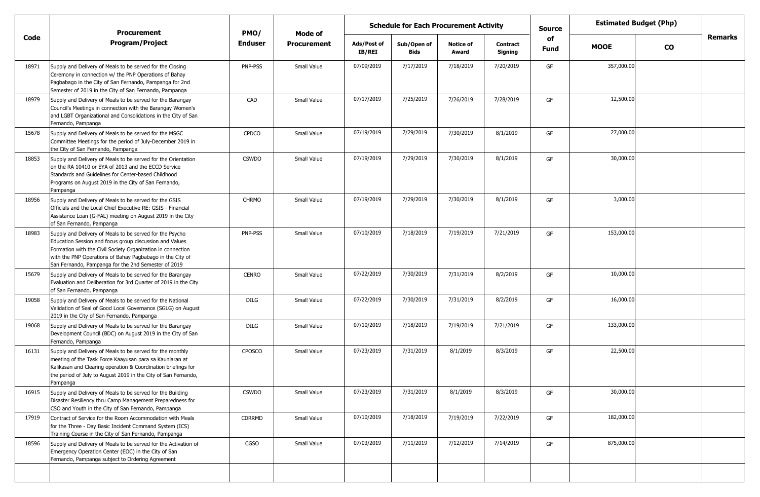| Code | Procurement Program/Project | PMO/ Enduser | Mode of Procurement | Schedule for Each Procurement Activity | | | | Source of Fund | Estimated Budget (Php) | | Remarks |
|---|---|---|---|---|---|---|---|---|---|---|---|
| | | | | Ads/Post of IB/REI | Sub/Open of Bids | Notice of Award | Contract Signing | | MOOE | CO | |
| 18971 | Supply and Delivery of Meals to be served for the Closing Ceremony in connection w/ the PNP Operations of Bahay Pagbabago in the City of San Fernando, Pampanga for 2nd Semester of 2019 in the City of San Fernando, Pampanga | PNP-PSS | Small Value | 07/09/2019 | 7/17/2019 | 7/18/2019 | 7/20/2019 | GF | 357,000.00 | | |
| 18979 | Supply and Delivery of Meals to be served for the Barangay Council's Meetings in connection with the Barangay Women's and LGBT Organizational and Consolidations in the City of San Fernando, Pampanga | CAD | Small Value | 07/17/2019 | 7/25/2019 | 7/26/2019 | 7/28/2019 | GF | 12,500.00 | | |
| 15678 | Supply and Delivery of Meals to be served for the MSGC Committee Meetings for the period of July-December 2019 in the City of San Fernando, Pampanga | CPDCO | Small Value | 07/19/2019 | 7/29/2019 | 7/30/2019 | 8/1/2019 | GF | 27,000.00 | | |
| 18853 | Supply and Delivery of Meals to be served for the Orientation on the RA 10410 or EYA of 2013 and the ECCD Service Standards and Guidelines for Center-based Childhood Programs on August 2019 in the City of San Fernando, Pampanga | CSWDO | Small Value | 07/19/2019 | 7/29/2019 | 7/30/2019 | 8/1/2019 | GF | 30,000.00 | | |
| 18956 | Supply and Delivery of Meals to be served for the GSIS Officials and the Local Chief Executive RE: GSIS - Financial Assistance Loan (G-FAL) meeting on August 2019 in the City of San Fernando, Pampanga | CHRMO | Small Value | 07/19/2019 | 7/29/2019 | 7/30/2019 | 8/1/2019 | GF | 3,000.00 | | |
| 18983 | Supply and Delivery of Meals to be served for the Psycho Education Session and focus group discussion and Values Formation with the Civil Society Organization in connection with the PNP Operations of Bahay Pagbabago in the City of San Fernando, Pampanga for the 2nd Semester of 2019 | PNP-PSS | Small Value | 07/10/2019 | 7/18/2019 | 7/19/2019 | 7/21/2019 | GF | 153,000.00 | | |
| 15679 | Supply and Delivery of Meals to be served for the Barangay Evaluation and Deliberation for 3rd Quarter of 2019 in the City of San Fernando, Pampanga | CENRO | Small Value | 07/22/2019 | 7/30/2019 | 7/31/2019 | 8/2/2019 | GF | 10,000.00 | | |
| 19058 | Supply and Delivery of Meals to be served for the National Validation of Seal of Good Local Governance (SGLG) on August 2019 in the City of San Fernando, Pampanga | DILG | Small Value | 07/22/2019 | 7/30/2019 | 7/31/2019 | 8/2/2019 | GF | 16,000.00 | | |
| 19068 | Supply and Delivery of Meals to be served for the Barangay Development Council (BDC) on August 2019 in the City of San Fernando, Pampanga | DILG | Small Value | 07/10/2019 | 7/18/2019 | 7/19/2019 | 7/21/2019 | GF | 133,000.00 | | |
| 16131 | Supply and Delivery of Meals to be served for the monthly meeting of the Task Force Kaayusan para sa Kaunlaran at Kalikasan and Clearing operation & Coordination briefings for the period of July to August 2019 in the City of San Fernando, Pampanga | CPOSCO | Small Value | 07/23/2019 | 7/31/2019 | 8/1/2019 | 8/3/2019 | GF | 22,500.00 | | |
| 16915 | Supply and Delivery of Meals to be served for the Building Disaster Resiliency thru Camp Management Preparedness for CSO and Youth in the City of San Fernando, Pampanga | CSWDO | Small Value | 07/23/2019 | 7/31/2019 | 8/1/2019 | 8/3/2019 | GF | 30,000.00 | | |
| 17919 | Contract of Service for the Room Accommodation with Meals for the Three - Day Basic Incident Command System (ICS) Training Course in the City of San Fernando, Pampanga | CDRRMD | Small Value | 07/10/2019 | 7/18/2019 | 7/19/2019 | 7/22/2019 | GF | 182,000.00 | | |
| 18596 | Supply and Delivery of Meals to be served for the Activation of Emergency Operation Center (EOC) in the City of San Fernando, Pampanga subject to Ordering Agreement | CGSO | Small Value | 07/03/2019 | 7/11/2019 | 7/12/2019 | 7/14/2019 | GF | 875,000.00 | | |
| | | | | | | | | | | | |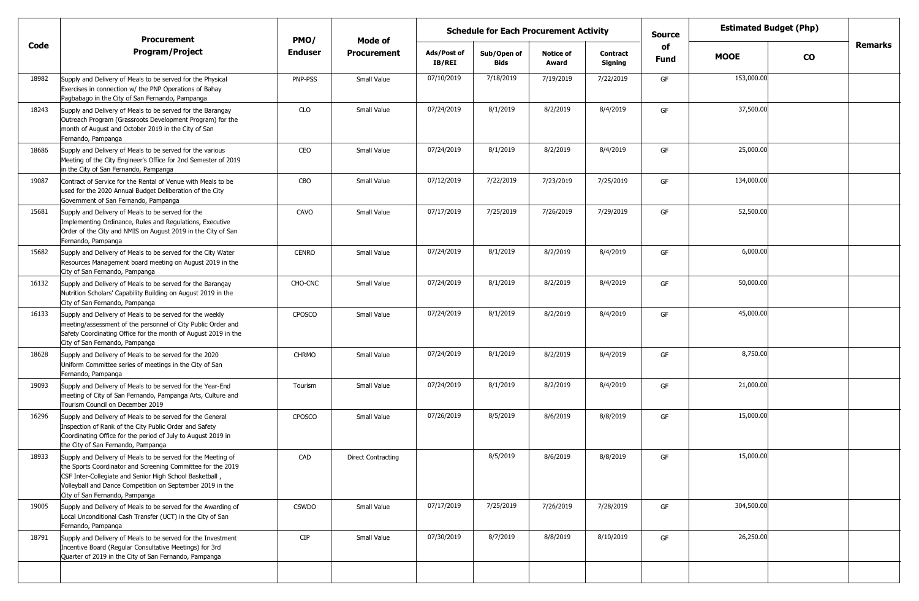| Code | Procurement Program/Project | PMO/ Enduser | Mode of Procurement | Schedule for Each Procurement Activity | | | | Source of Fund | Estimated Budget (Php) | | Remarks |
|---|---|---|---|---|---|---|---|---|---|---|---|
| | | | | Ads/Post of IB/REI | Sub/Open of Bids | Notice of Award | Contract Signing | | MOOE | CO | |
| 18982 | Supply and Delivery of Meals to be served for the Physical Exercises in connection w/ the PNP Operations of Bahay Pagbabago in the City of San Fernando, Pampanga | PNP-PSS | Small Value | 07/10/2019 | 7/18/2019 | 7/19/2019 | 7/22/2019 | GF | 153,000.00 | | |
| 18243 | Supply and Delivery of Meals to be served for the Barangay Outreach Program (Grassroots Development Program) for the month of August and October 2019 in the City of San Fernando, Pampanga | CLO | Small Value | 07/24/2019 | 8/1/2019 | 8/2/2019 | 8/4/2019 | GF | 37,500.00 | | |
| 18686 | Supply and Delivery of Meals to be served for the various Meeting of the City Engineer's Office for 2nd Semester of 2019 in the City of San Fernando, Pampanga | CEO | Small Value | 07/24/2019 | 8/1/2019 | 8/2/2019 | 8/4/2019 | GF | 25,000.00 | | |
| 19087 | Contract of Service for the Rental of Venue with Meals to be used for the 2020 Annual Budget Deliberation of the City Government of San Fernando, Pampanga | CBO | Small Value | 07/12/2019 | 7/22/2019 | 7/23/2019 | 7/25/2019 | GF | 134,000.00 | | |
| 15681 | Supply and Delivery of Meals to be served for the Implementing Ordinance, Rules and Regulations, Executive Order of the City and NMIS on August 2019 in the City of San Fernando, Pampanga | CAVO | Small Value | 07/17/2019 | 7/25/2019 | 7/26/2019 | 7/29/2019 | GF | 52,500.00 | | |
| 15682 | Supply and Delivery of Meals to be served for the City Water Resources Management board meeting on August 2019 in the City of San Fernando, Pampanga | CENRO | Small Value | 07/24/2019 | 8/1/2019 | 8/2/2019 | 8/4/2019 | GF | 6,000.00 | | |
| 16132 | Supply and Delivery of Meals to be served for the Barangay Nutrition Scholars' Capability Building on August 2019 in the City of San Fernando, Pampanga | CHO-CNC | Small Value | 07/24/2019 | 8/1/2019 | 8/2/2019 | 8/4/2019 | GF | 50,000.00 | | |
| 16133 | Supply and Delivery of Meals to be served for the weekly meeting/assessment of the personnel of City Public Order and Safety Coordinating Office for the month of August 2019 in the City of San Fernando, Pampanga | CPOSCO | Small Value | 07/24/2019 | 8/1/2019 | 8/2/2019 | 8/4/2019 | GF | 45,000.00 | | |
| 18628 | Supply and Delivery of Meals to be served for the 2020 Uniform Committee series of meetings in the City of San Fernando, Pampanga | CHRMO | Small Value | 07/24/2019 | 8/1/2019 | 8/2/2019 | 8/4/2019 | GF | 8,750.00 | | |
| 19093 | Supply and Delivery of Meals to be served for the Year-End meeting of City of San Fernando, Pampanga Arts, Culture and Tourism Council on December 2019 | Tourism | Small Value | 07/24/2019 | 8/1/2019 | 8/2/2019 | 8/4/2019 | GF | 21,000.00 | | |
| 16296 | Supply and Delivery of Meals to be served for the General Inspection of Rank of the City Public Order and Safety Coordinating Office for the period of July to August 2019 in the City of San Fernando, Pampanga | CPOSCO | Small Value | 07/26/2019 | 8/5/2019 | 8/6/2019 | 8/8/2019 | GF | 15,000.00 | | |
| 18933 | Supply and Delivery of Meals to be served for the Meeting of the Sports Coordinator and Screening Committee for the 2019 CSF Inter-Collegiate and Senior High School Basketball , Volleyball and Dance Competition on September 2019 in the City of San Fernando, Pampanga | CAD | Direct Contracting | | 8/5/2019 | 8/6/2019 | 8/8/2019 | GF | 15,000.00 | | |
| 19005 | Supply and Delivery of Meals to be served for the Awarding of Local Unconditional Cash Transfer (UCT) in the City of San Fernando, Pampanga | CSWDO | Small Value | 07/17/2019 | 7/25/2019 | 7/26/2019 | 7/28/2019 | GF | 304,500.00 | | |
| 18791 | Supply and Delivery of Meals to be served for the Investment Incentive Board (Regular Consultative Meetings) for 3rd Quarter of 2019 in the City of San Fernando, Pampanga | CIP | Small Value | 07/30/2019 | 8/7/2019 | 8/8/2019 | 8/10/2019 | GF | 26,250.00 | | |
| | | | | | | | | | | | |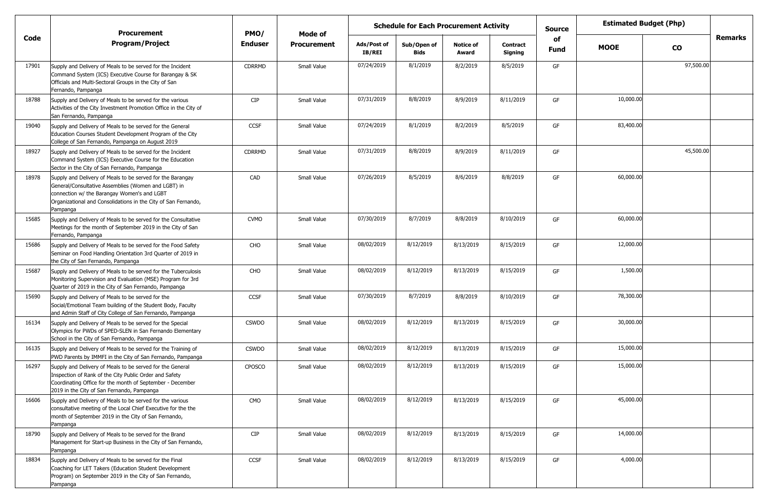| Code | Procurement Program/Project | PMO/ Enduser | Mode of Procurement | Schedule for Each Procurement Activity | | | | Source of Fund | Estimated Budget (Php) | | Remarks |
|---|---|---|---|---|---|---|---|---|---|---|---|
| | | | | Ads/Post of IB/REI | Sub/Open of Bids | Notice of Award | Contract Signing | | MOOE | CO | |
| 17901 | Supply and Delivery of Meals to be served for the Incident Command System (ICS) Executive Course for Barangay & SK Officials and Multi-Sectoral Groups in the City of San Fernando, Pampanga | CDRRMD | Small Value | 07/24/2019 | 8/1/2019 | 8/2/2019 | 8/5/2019 | GF | | 97,500.00 | |
| 18788 | Supply and Delivery of Meals to be served for the various Activities of the City Investment Promotion Office in the City of San Fernando, Pampanga | CIP | Small Value | 07/31/2019 | 8/8/2019 | 8/9/2019 | 8/11/2019 | GF | 10,000.00 | | |
| 19040 | Supply and Delivery of Meals to be served for the General Education Courses Student Development Program of the City College of San Fernando, Pampanga on August 2019 | CCSF | Small Value | 07/24/2019 | 8/1/2019 | 8/2/2019 | 8/5/2019 | GF | 83,400.00 | | |
| 18927 | Supply and Delivery of Meals to be served for the Incident Command System (ICS) Executive Course for the Education Sector in the City of San Fernando, Pampanga | CDRRMD | Small Value | 07/31/2019 | 8/8/2019 | 8/9/2019 | 8/11/2019 | GF | | 45,500.00 | |
| 18978 | Supply and Delivery of Meals to be served for the Barangay General/Consultative Assemblies (Women and LGBT) in connection w/ the Barangay Women's and LGBT Organizational and Consolidations in the City of San Fernando, Pampanga | CAD | Small Value | 07/26/2019 | 8/5/2019 | 8/6/2019 | 8/8/2019 | GF | 60,000.00 | | |
| 15685 | Supply and Delivery of Meals to be served for the Consultative Meetings for the month of September 2019 in the City of San Fernando, Pampanga | CVMO | Small Value | 07/30/2019 | 8/7/2019 | 8/8/2019 | 8/10/2019 | GF | 60,000.00 | | |
| 15686 | Supply and Delivery of Meals to be served for the Food Safety Seminar on Food Handling Orientation 3rd Quarter of 2019 in the City of San Fernando, Pampanga | CHO | Small Value | 08/02/2019 | 8/12/2019 | 8/13/2019 | 8/15/2019 | GF | 12,000.00 | | |
| 15687 | Supply and Delivery of Meals to be served for the Tuberculosis Monitoring Supervision and Evaluation (MSE) Program for 3rd Quarter of 2019 in the City of San Fernando, Pampanga | CHO | Small Value | 08/02/2019 | 8/12/2019 | 8/13/2019 | 8/15/2019 | GF | 1,500.00 | | |
| 15690 | Supply and Delivery of Meals to be served for the Social/Emotional Team building of the Student Body, Faculty and Admin Staff of City College of San Fernando, Pampanga | CCSF | Small Value | 07/30/2019 | 8/7/2019 | 8/8/2019 | 8/10/2019 | GF | 78,300.00 | | |
| 16134 | Supply and Delivery of Meals to be served for the Special Olympics for PWDs of SPED-SLEN in San Fernando Elementary School in the City of San Fernando, Pampanga | CSWDO | Small Value | 08/02/2019 | 8/12/2019 | 8/13/2019 | 8/15/2019 | GF | 30,000.00 | | |
| 16135 | Supply and Delivery of Meals to be served for the Training of PWD Parents by IMMFI in the City of San Fernando, Pampanga | CSWDO | Small Value | 08/02/2019 | 8/12/2019 | 8/13/2019 | 8/15/2019 | GF | 15,000.00 | | |
| 16297 | Supply and Delivery of Meals to be served for the General Inspection of Rank of the City Public Order and Safety Coordinating Office for the month of September - December 2019 in the City of San Fernando, Pampanga | CPOSCO | Small Value | 08/02/2019 | 8/12/2019 | 8/13/2019 | 8/15/2019 | GF | 15,000.00 | | |
| 16606 | Supply and Delivery of Meals to be served for the various consultative meeting of the Local Chief Executive for the the month of September 2019 in the City of San Fernando, Pampanga | CMO | Small Value | 08/02/2019 | 8/12/2019 | 8/13/2019 | 8/15/2019 | GF | 45,000.00 | | |
| 18790 | Supply and Delivery of Meals to be served for the Brand Management for Start-up Business in the City of San Fernando, Pampanga | CIP | Small Value | 08/02/2019 | 8/12/2019 | 8/13/2019 | 8/15/2019 | GF | 14,000.00 | | |
| 18834 | Supply and Delivery of Meals to be served for the Final Coaching for LET Takers (Education Student Development Program) on September 2019 in the City of San Fernando, Pampanga | CCSF | Small Value | 08/02/2019 | 8/12/2019 | 8/13/2019 | 8/15/2019 | GF | 4,000.00 | | |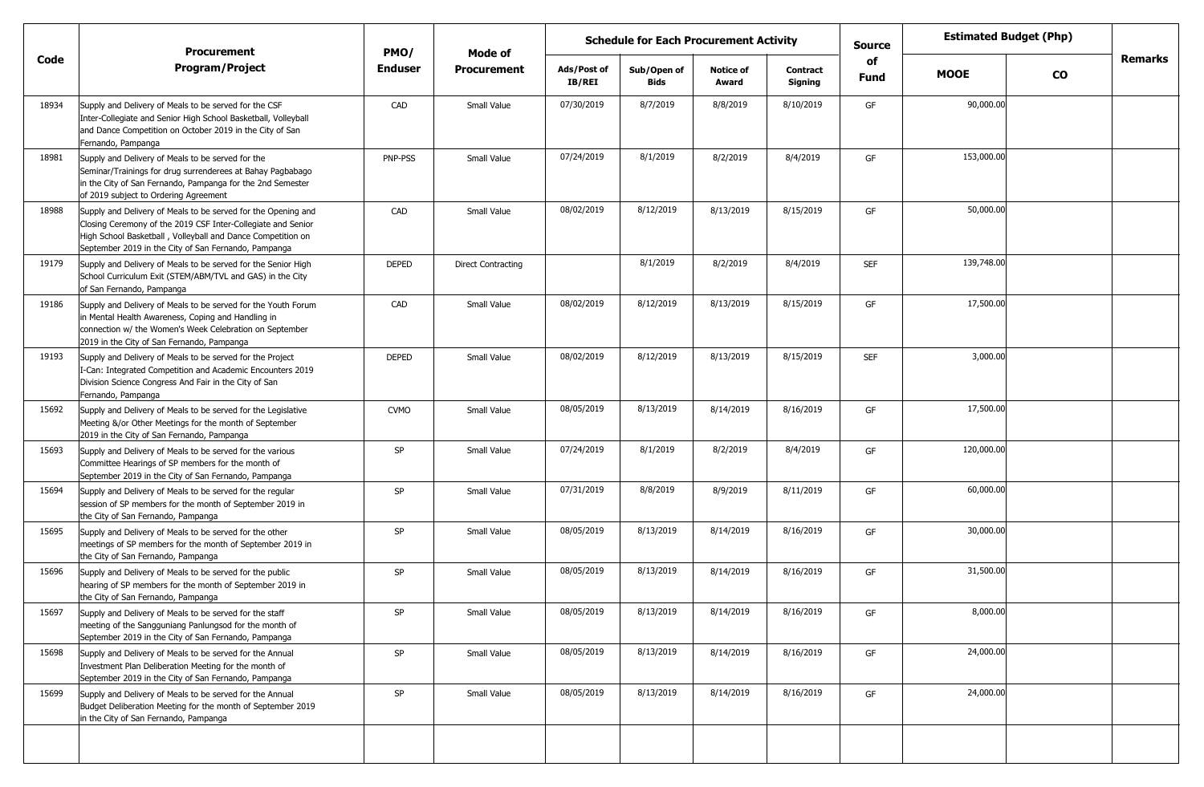| Code | Procurement Program/Project | PMO/ Enduser | Mode of Procurement | Schedule for Each Procurement Activity | | | | Source of Fund | Estimated Budget (Php) | | Remarks |
|---|---|---|---|---|---|---|---|---|---|---|---|
| | | | | Ads/Post of IB/REI | Sub/Open of Bids | Notice of Award | Contract Signing | | MOOE | CO | |
| 18934 | Supply and Delivery of Meals to be served for the CSF Inter-Collegiate and Senior High School Basketball, Volleyball and Dance Competition on October 2019 in the City of San Fernando, Pampanga | CAD | Small Value | 07/30/2019 | 8/7/2019 | 8/8/2019 | 8/10/2019 | GF | 90,000.00 | | |
| 18981 | Supply and Delivery of Meals to be served for the Seminar/Trainings for drug surrenderees at Bahay Pagbabago in the City of San Fernando, Pampanga for the 2nd Semester of 2019 subject to Ordering Agreement | PNP-PSS | Small Value | 07/24/2019 | 8/1/2019 | 8/2/2019 | 8/4/2019 | GF | 153,000.00 | | |
| 18988 | Supply and Delivery of Meals to be served for the Opening and Closing Ceremony of the 2019 CSF Inter-Collegiate and Senior High School Basketball , Volleyball and Dance Competition on September 2019 in the City of San Fernando, Pampanga | CAD | Small Value | 08/02/2019 | 8/12/2019 | 8/13/2019 | 8/15/2019 | GF | 50,000.00 | | |
| 19179 | Supply and Delivery of Meals to be served for the Senior High School Curriculum Exit (STEM/ABM/TVL and GAS) in the City of San Fernando, Pampanga | DEPED | Direct Contracting | | 8/1/2019 | 8/2/2019 | 8/4/2019 | SEF | 139,748.00 | | |
| 19186 | Supply and Delivery of Meals to be served for the Youth Forum in Mental Health Awareness, Coping and Handling in connection w/ the Women's Week Celebration on September 2019 in the City of San Fernando, Pampanga | CAD | Small Value | 08/02/2019 | 8/12/2019 | 8/13/2019 | 8/15/2019 | GF | 17,500.00 | | |
| 19193 | Supply and Delivery of Meals to be served for the Project I-Can: Integrated Competition and Academic Encounters 2019 Division Science Congress And Fair in the City of San Fernando, Pampanga | DEPED | Small Value | 08/02/2019 | 8/12/2019 | 8/13/2019 | 8/15/2019 | SEF | 3,000.00 | | |
| 15692 | Supply and Delivery of Meals to be served for the Legislative Meeting &/or Other Meetings for the month of September 2019 in the City of San Fernando, Pampanga | CVMO | Small Value | 08/05/2019 | 8/13/2019 | 8/14/2019 | 8/16/2019 | GF | 17,500.00 | | |
| 15693 | Supply and Delivery of Meals to be served for the various Committee Hearings of SP members for the month of September 2019 in the City of San Fernando, Pampanga | SP | Small Value | 07/24/2019 | 8/1/2019 | 8/2/2019 | 8/4/2019 | GF | 120,000.00 | | |
| 15694 | Supply and Delivery of Meals to be served for the regular session of SP members for the month of September 2019 in the City of San Fernando, Pampanga | SP | Small Value | 07/31/2019 | 8/8/2019 | 8/9/2019 | 8/11/2019 | GF | 60,000.00 | | |
| 15695 | Supply and Delivery of Meals to be served for the other meetings of SP members for the month of September 2019 in the City of San Fernando, Pampanga | SP | Small Value | 08/05/2019 | 8/13/2019 | 8/14/2019 | 8/16/2019 | GF | 30,000.00 | | |
| 15696 | Supply and Delivery of Meals to be served for the public hearing of SP members for the month of September 2019 in the City of San Fernando, Pampanga | SP | Small Value | 08/05/2019 | 8/13/2019 | 8/14/2019 | 8/16/2019 | GF | 31,500.00 | | |
| 15697 | Supply and Delivery of Meals to be served for the staff meeting of the Sangguniang Panlungsod for the month of September 2019 in the City of San Fernando, Pampanga | SP | Small Value | 08/05/2019 | 8/13/2019 | 8/14/2019 | 8/16/2019 | GF | 8,000.00 | | |
| 15698 | Supply and Delivery of Meals to be served for the Annual Investment Plan Deliberation Meeting for the month of September 2019 in the City of San Fernando, Pampanga | SP | Small Value | 08/05/2019 | 8/13/2019 | 8/14/2019 | 8/16/2019 | GF | 24,000.00 | | |
| 15699 | Supply and Delivery of Meals to be served for the Annual Budget Deliberation Meeting for the month of September 2019 in the City of San Fernando, Pampanga | SP | Small Value | 08/05/2019 | 8/13/2019 | 8/14/2019 | 8/16/2019 | GF | 24,000.00 | | |
| | | | | | | | | | | | |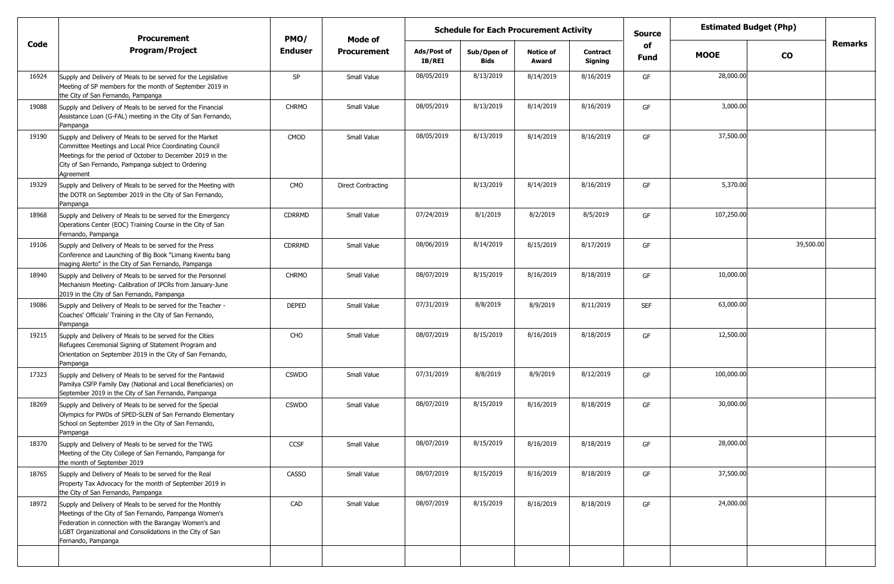| Code | Procurement Program/Project | PMO/ Enduser | Mode of Procurement | Schedule for Each Procurement Activity | | | | Source of Fund | Estimated Budget (Php) | | Remarks |
|---|---|---|---|---|---|---|---|---|---|---|---|
| | | | | Ads/Post of IB/REI | Sub/Open of Bids | Notice of Award | Contract Signing | | MOOE | CO | |
| 16924 | Supply and Delivery of Meals to be served for the Legislative Meeting of SP members for the month of September 2019 in the City of San Fernando, Pampanga | SP | Small Value | 08/05/2019 | 8/13/2019 | 8/14/2019 | 8/16/2019 | GF | 28,000.00 | | |
| 19088 | Supply and Delivery of Meals to be served for the Financial Assistance Loan (G-FAL) meeting in the City of San Fernando, Pampanga | CHRMO | Small Value | 08/05/2019 | 8/13/2019 | 8/14/2019 | 8/16/2019 | GF | 3,000.00 | | |
| 19190 | Supply and Delivery of Meals to be served for the Market Committee Meetings and Local Price Coordinating Council Meetings for the period of October to December 2019 in the City of San Fernando, Pampanga subject to Ordering Agreement | CMOD | Small Value | 08/05/2019 | 8/13/2019 | 8/14/2019 | 8/16/2019 | GF | 37,500.00 | | |
| 19329 | Supply and Delivery of Meals to be served for the Meeting with the DOTR on September 2019 in the City of San Fernando, Pampanga | CMO | Direct Contracting | | 8/13/2019 | 8/14/2019 | 8/16/2019 | GF | 5,370.00 | | |
| 18968 | Supply and Delivery of Meals to be served for the Emergency Operations Center (EOC) Training Course in the City of San Fernando, Pampanga | CDRRMD | Small Value | 07/24/2019 | 8/1/2019 | 8/2/2019 | 8/5/2019 | GF | 107,250.00 | | |
| 19106 | Supply and Delivery of Meals to be served for the Press Conference and Launching of Big Book "Limang Kwentu bang maging Alerto" in the City of San Fernando, Pampanga | CDRRMD | Small Value | 08/06/2019 | 8/14/2019 | 8/15/2019 | 8/17/2019 | GF | | 39,500.00 | |
| 18940 | Supply and Delivery of Meals to be served for the Personnel Mechanism Meeting- Calibration of IPCRs from January-June 2019 in the City of San Fernando, Pampanga | CHRMO | Small Value | 08/07/2019 | 8/15/2019 | 8/16/2019 | 8/18/2019 | GF | 10,000.00 | | |
| 19086 | Supply and Delivery of Meals to be served for the Teacher - Coaches' Officials' Training in the City of San Fernando, Pampanga | DEPED | Small Value | 07/31/2019 | 8/8/2019 | 8/9/2019 | 8/11/2019 | SEF | 63,000.00 | | |
| 19215 | Supply and Delivery of Meals to be served for the Cities Refugees Ceremonial Signing of Statement Program and Orientation on September 2019 in the City of San Fernando, Pampanga | CHO | Small Value | 08/07/2019 | 8/15/2019 | 8/16/2019 | 8/18/2019 | GF | 12,500.00 | | |
| 17323 | Supply and Delivery of Meals to be served for the Pantawid Pamilya CSFP Family Day (National and Local Beneficiaries) on September 2019 in the City of San Fernando, Pampanga | CSWDO | Small Value | 07/31/2019 | 8/8/2019 | 8/9/2019 | 8/12/2019 | GF | 100,000.00 | | |
| 18269 | Supply and Delivery of Meals to be served for the Special Olympics for PWDs of SPED-SLEN of San Fernando Elementary School on September 2019 in the City of San Fernando, Pampanga | CSWDO | Small Value | 08/07/2019 | 8/15/2019 | 8/16/2019 | 8/18/2019 | GF | 30,000.00 | | |
| 18370 | Supply and Delivery of Meals to be served for the TWG Meeting of the City College of San Fernando, Pampanga for the month of September 2019 | CCSF | Small Value | 08/07/2019 | 8/15/2019 | 8/16/2019 | 8/18/2019 | GF | 28,000.00 | | |
| 18765 | Supply and Delivery of Meals to be served for the Real Property Tax Advocacy for the month of September 2019 in the City of San Fernando, Pampanga | CASSO | Small Value | 08/07/2019 | 8/15/2019 | 8/16/2019 | 8/18/2019 | GF | 37,500.00 | | |
| 18972 | Supply and Delivery of Meals to be served for the Monthly Meetings of the City of San Fernando, Pampanga Women's Federation in connection with the Barangay Women's and LGBT Organizational and Consolidations in the City of San Fernando, Pampanga | CAD | Small Value | 08/07/2019 | 8/15/2019 | 8/16/2019 | 8/18/2019 | GF | 24,000.00 | | |
| | | | | | | | | | | | |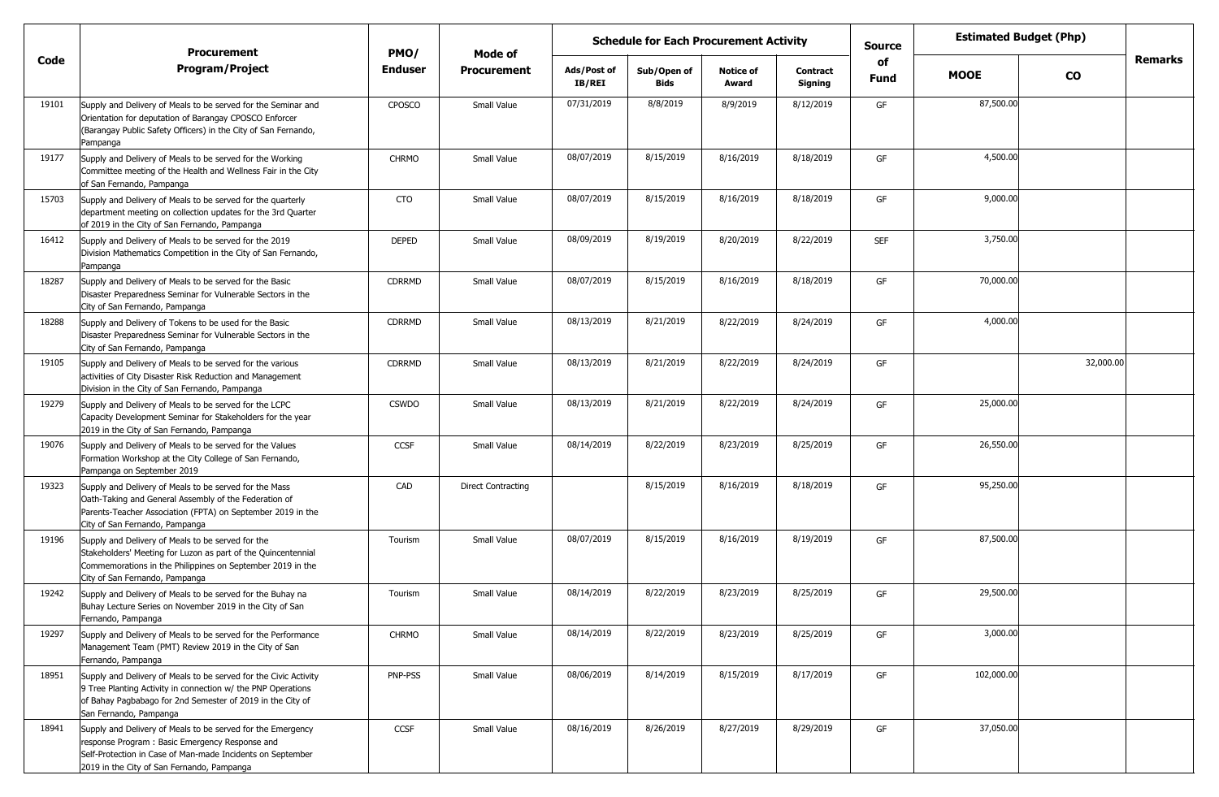| Code | Procurement Program/Project | PMO/ Enduser | Mode of Procurement | Schedule for Each Procurement Activity | | | | Source of Fund | Estimated Budget (Php) | | Remarks |
|---|---|---|---|---|---|---|---|---|---|---|---|
| | | | | Ads/Post of IB/REI | Sub/Open of Bids | Notice of Award | Contract Signing | | MOOE | CO | |
| 19101 | Supply and Delivery of Meals to be served for the Seminar and Orientation for deputation of Barangay CPOSCO Enforcer (Barangay Public Safety Officers) in the City of San Fernando, Pampanga | CPOSCO | Small Value | 07/31/2019 | 8/8/2019 | 8/9/2019 | 8/12/2019 | GF | 87,500.00 | | |
| 19177 | Supply and Delivery of Meals to be served for the Working Committee meeting of the Health and Wellness Fair in the City of San Fernando, Pampanga | CHRMO | Small Value | 08/07/2019 | 8/15/2019 | 8/16/2019 | 8/18/2019 | GF | 4,500.00 | | |
| 15703 | Supply and Delivery of Meals to be served for the quarterly department meeting on collection updates for the 3rd Quarter of 2019 in the City of San Fernando, Pampanga | CTO | Small Value | 08/07/2019 | 8/15/2019 | 8/16/2019 | 8/18/2019 | GF | 9,000.00 | | |
| 16412 | Supply and Delivery of Meals to be served for the 2019 Division Mathematics Competition in the City of San Fernando, Pampanga | DEPED | Small Value | 08/09/2019 | 8/19/2019 | 8/20/2019 | 8/22/2019 | SEF | 3,750.00 | | |
| 18287 | Supply and Delivery of Meals to be served for the Basic Disaster Preparedness Seminar for Vulnerable Sectors in the City of San Fernando, Pampanga | CDRRMD | Small Value | 08/07/2019 | 8/15/2019 | 8/16/2019 | 8/18/2019 | GF | 70,000.00 | | |
| 18288 | Supply and Delivery of Tokens to be used for the Basic Disaster Preparedness Seminar for Vulnerable Sectors in the City of San Fernando, Pampanga | CDRRMD | Small Value | 08/13/2019 | 8/21/2019 | 8/22/2019 | 8/24/2019 | GF | 4,000.00 | | |
| 19105 | Supply and Delivery of Meals to be served for the various activities of City Disaster Risk Reduction and Management Division in the City of San Fernando, Pampanga | CDRRMD | Small Value | 08/13/2019 | 8/21/2019 | 8/22/2019 | 8/24/2019 | GF | | 32,000.00 | |
| 19279 | Supply and Delivery of Meals to be served for the LCPC Capacity Development Seminar for Stakeholders for the year 2019 in the City of San Fernando, Pampanga | CSWDO | Small Value | 08/13/2019 | 8/21/2019 | 8/22/2019 | 8/24/2019 | GF | 25,000.00 | | |
| 19076 | Supply and Delivery of Meals to be served for the Values Formation Workshop at the City College of San Fernando, Pampanga on September 2019 | CCSF | Small Value | 08/14/2019 | 8/22/2019 | 8/23/2019 | 8/25/2019 | GF | 26,550.00 | | |
| 19323 | Supply and Delivery of Meals to be served for the Mass Oath-Taking and General Assembly of the Federation of Parents-Teacher Association (FPTA) on September 2019 in the City of San Fernando, Pampanga | CAD | Direct Contracting | | 8/15/2019 | 8/16/2019 | 8/18/2019 | GF | 95,250.00 | | |
| 19196 | Supply and Delivery of Meals to be served for the Stakeholders' Meeting for Luzon as part of the Quincentennial Commemorations in the Philippines on September 2019 in the City of San Fernando, Pampanga | Tourism | Small Value | 08/07/2019 | 8/15/2019 | 8/16/2019 | 8/19/2019 | GF | 87,500.00 | | |
| 19242 | Supply and Delivery of Meals to be served for the Buhay na Buhay Lecture Series on November 2019 in the City of San Fernando, Pampanga | Tourism | Small Value | 08/14/2019 | 8/22/2019 | 8/23/2019 | 8/25/2019 | GF | 29,500.00 | | |
| 19297 | Supply and Delivery of Meals to be served for the Performance Management Team (PMT) Review 2019 in the City of San Fernando, Pampanga | CHRMO | Small Value | 08/14/2019 | 8/22/2019 | 8/23/2019 | 8/25/2019 | GF | 3,000.00 | | |
| 18951 | Supply and Delivery of Meals to be served for the Civic Activity 9 Tree Planting Activity in connection w/ the PNP Operations of Bahay Pagbabago for 2nd Semester of 2019 in the City of San Fernando, Pampanga | PNP-PSS | Small Value | 08/06/2019 | 8/14/2019 | 8/15/2019 | 8/17/2019 | GF | 102,000.00 | | |
| 18941 | Supply and Delivery of Meals to be served for the Emergency response Program : Basic Emergency Response and Self-Protection in Case of Man-made Incidents on September 2019 in the City of San Fernando, Pampanga | CCSF | Small Value | 08/16/2019 | 8/26/2019 | 8/27/2019 | 8/29/2019 | GF | 37,050.00 | | |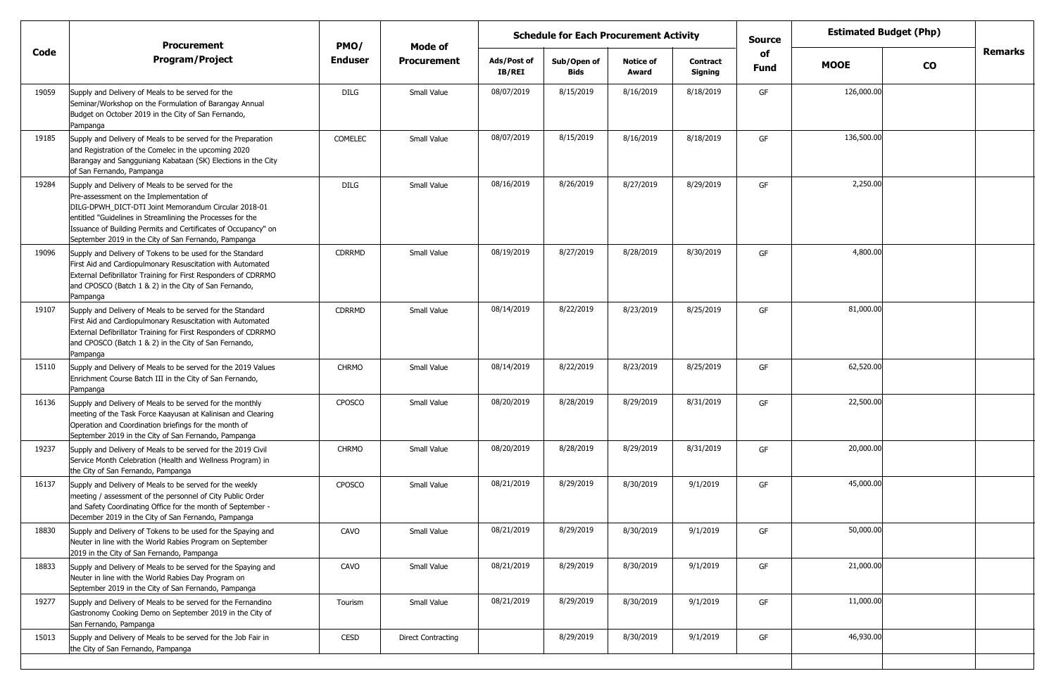| Code | Procurement Program/Project | PMO/ Enduser | Mode of Procurement | Schedule for Each Procurement Activity | | | | Source of Fund | Estimated Budget (Php) | | Remarks |
|---|---|---|---|---|---|---|---|---|---|---|---|
| | | | | Ads/Post of IB/REI | Sub/Open of Bids | Notice of Award | Contract Signing | | MOOE | CO | |
| 19059 | Supply and Delivery of Meals to be served for the Seminar/Workshop on the Formulation of Barangay Annual Budget on October 2019 in the City of San Fernando, Pampanga | DILG | Small Value | 08/07/2019 | 8/15/2019 | 8/16/2019 | 8/18/2019 | GF | 126,000.00 | | |
| 19185 | Supply and Delivery of Meals to be served for the Preparation and Registration of the Comelec in the upcoming 2020 Barangay and Sangguniang Kabataan (SK) Elections in the City of San Fernando, Pampanga | COMELEC | Small Value | 08/07/2019 | 8/15/2019 | 8/16/2019 | 8/18/2019 | GF | 136,500.00 | | |
| 19284 | Supply and Delivery of Meals to be served for the Pre-assessment on the Implementation of DILG-DPWH_DICT-DTI Joint Memorandum Circular 2018-01 entitled "Guidelines in Streamlining the Processes for the Issuance of Building Permits and Certificates of Occupancy" on September 2019 in the City of San Fernando, Pampanga | DILG | Small Value | 08/16/2019 | 8/26/2019 | 8/27/2019 | 8/29/2019 | GF | 2,250.00 | | |
| 19096 | Supply and Delivery of Tokens to be used for the Standard First Aid and Cardiopulmonary Resuscitation with Automated External Defibrillator Training for First Responders of CDRRMO and CPOSCO (Batch 1 & 2) in the City of San Fernando, Pampanga | CDRRMD | Small Value | 08/19/2019 | 8/27/2019 | 8/28/2019 | 8/30/2019 | GF | 4,800.00 | | |
| 19107 | Supply and Delivery of Meals to be served for the Standard First Aid and Cardiopulmonary Resuscitation with Automated External Defibrillator Training for First Responders of CDRRMO and CPOSCO (Batch 1 & 2) in the City of San Fernando, Pampanga | CDRRMD | Small Value | 08/14/2019 | 8/22/2019 | 8/23/2019 | 8/25/2019 | GF | 81,000.00 | | |
| 15110 | Supply and Delivery of Meals to be served for the 2019 Values Enrichment Course Batch III in the City of San Fernando, Pampanga | CHRMO | Small Value | 08/14/2019 | 8/22/2019 | 8/23/2019 | 8/25/2019 | GF | 62,520.00 | | |
| 16136 | Supply and Delivery of Meals to be served for the monthly meeting of the Task Force Kaayusan at Kalinisan and Clearing Operation and Coordination briefings for the month of September 2019 in the City of San Fernando, Pampanga | CPOSCO | Small Value | 08/20/2019 | 8/28/2019 | 8/29/2019 | 8/31/2019 | GF | 22,500.00 | | |
| 19237 | Supply and Delivery of Meals to be served for the 2019 Civil Service Month Celebration (Health and Wellness Program) in the City of San Fernando, Pampanga | CHRMO | Small Value | 08/20/2019 | 8/28/2019 | 8/29/2019 | 8/31/2019 | GF | 20,000.00 | | |
| 16137 | Supply and Delivery of Meals to be served for the weekly meeting / assessment of the personnel of City Public Order and Safety Coordinating Office for the month of September - December 2019 in the City of San Fernando, Pampanga | CPOSCO | Small Value | 08/21/2019 | 8/29/2019 | 8/30/2019 | 9/1/2019 | GF | 45,000.00 | | |
| 18830 | Supply and Delivery of Tokens to be used for the Spaying and Neuter in line with the World Rabies Program on September 2019 in the City of San Fernando, Pampanga | CAVO | Small Value | 08/21/2019 | 8/29/2019 | 8/30/2019 | 9/1/2019 | GF | 50,000.00 | | |
| 18833 | Supply and Delivery of Meals to be served for the Spaying and Neuter in line with the World Rabies Day Program on September 2019 in the City of San Fernando, Pampanga | CAVO | Small Value | 08/21/2019 | 8/29/2019 | 8/30/2019 | 9/1/2019 | GF | 21,000.00 | | |
| 19277 | Supply and Delivery of Meals to be served for the Fernandino Gastronomy Cooking Demo on September 2019 in the City of San Fernando, Pampanga | Tourism | Small Value | 08/21/2019 | 8/29/2019 | 8/30/2019 | 9/1/2019 | GF | 11,000.00 | | |
| 15013 | Supply and Delivery of Meals to be served for the Job Fair in the City of San Fernando, Pampanga | CESD | Direct Contracting | | 8/29/2019 | 8/30/2019 | 9/1/2019 | GF | 46,930.00 | | |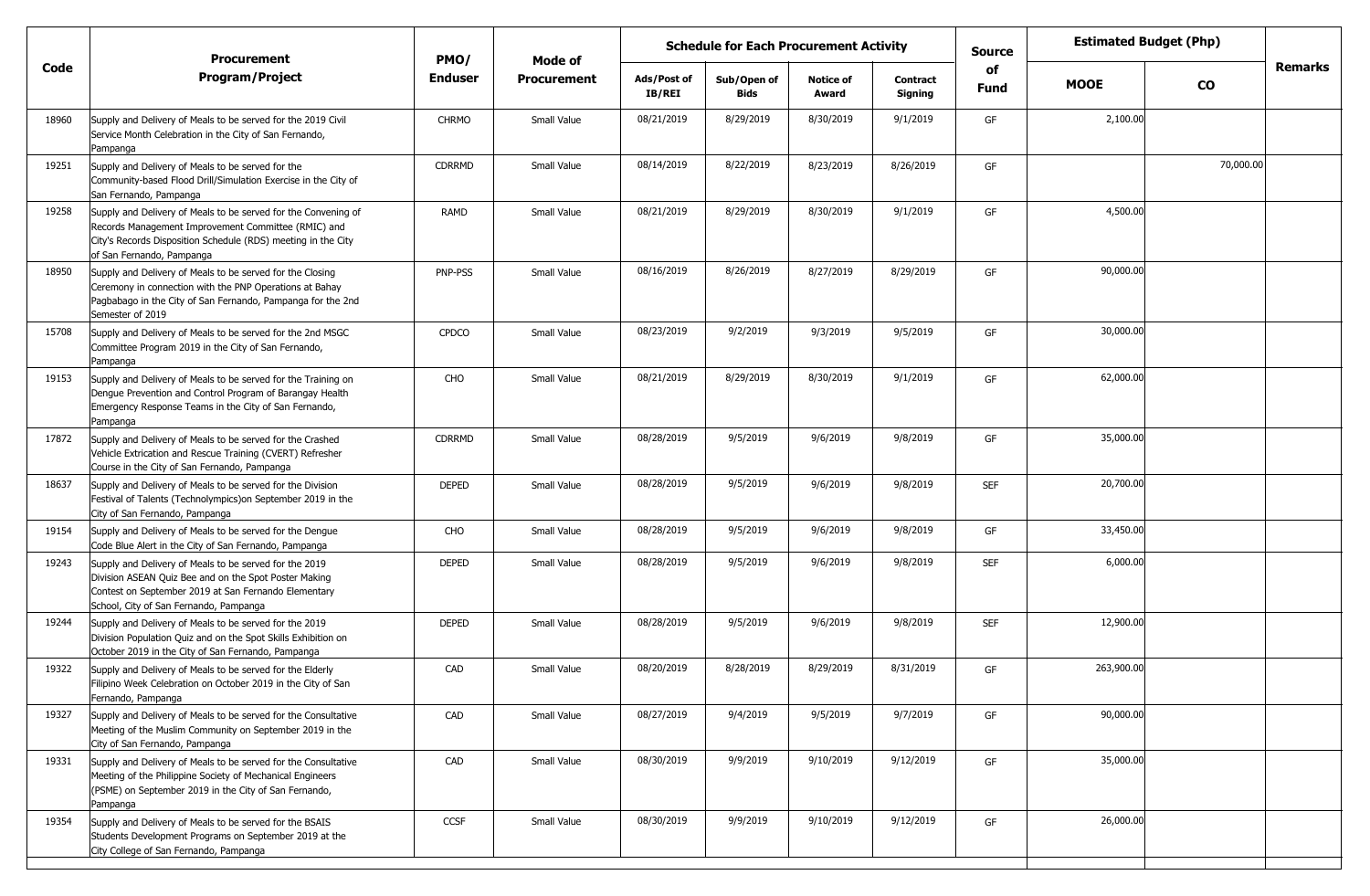| Code | Procurement Program/Project | PMO/ Enduser | Mode of Procurement | Schedule for Each Procurement Activity | | | | Source of Fund | Estimated Budget (Php) | | Remarks |
|---|---|---|---|---|---|---|---|---|---|---|---|
| | | | | Ads/Post of IB/REI | Sub/Open of Bids | Notice of Award | Contract Signing | | MOOE | CO | |
| 18960 | Supply and Delivery of Meals to be served for the 2019 Civil Service Month Celebration in the City of San Fernando, Pampanga | CHRMO | Small Value | 08/21/2019 | 8/29/2019 | 8/30/2019 | 9/1/2019 | GF | 2,100.00 | | |
| 19251 | Supply and Delivery of Meals to be served for the Community-based Flood Drill/Simulation Exercise in the City of San Fernando, Pampanga | CDRRMD | Small Value | 08/14/2019 | 8/22/2019 | 8/23/2019 | 8/26/2019 | GF | | 70,000.00 | |
| 19258 | Supply and Delivery of Meals to be served for the Convening of Records Management Improvement Committee (RMIC) and City's Records Disposition Schedule (RDS) meeting in the City of San Fernando, Pampanga | RAMD | Small Value | 08/21/2019 | 8/29/2019 | 8/30/2019 | 9/1/2019 | GF | 4,500.00 | | |
| 18950 | Supply and Delivery of Meals to be served for the Closing Ceremony in connection with the PNP Operations at Bahay Pagbabago in the City of San Fernando, Pampanga for the 2nd Semester of 2019 | PNP-PSS | Small Value | 08/16/2019 | 8/26/2019 | 8/27/2019 | 8/29/2019 | GF | 90,000.00 | | |
| 15708 | Supply and Delivery of Meals to be served for the 2nd MSGC Committee Program 2019 in the City of San Fernando, Pampanga | CPDCO | Small Value | 08/23/2019 | 9/2/2019 | 9/3/2019 | 9/5/2019 | GF | 30,000.00 | | |
| 19153 | Supply and Delivery of Meals to be served for the Training on Dengue Prevention and Control Program of Barangay Health Emergency Response Teams in the City of San Fernando, Pampanga | CHO | Small Value | 08/21/2019 | 8/29/2019 | 8/30/2019 | 9/1/2019 | GF | 62,000.00 | | |
| 17872 | Supply and Delivery of Meals to be served for the Crashed Vehicle Extrication and Rescue Training (CVERT) Refresher Course in the City of San Fernando, Pampanga | CDRRMD | Small Value | 08/28/2019 | 9/5/2019 | 9/6/2019 | 9/8/2019 | GF | 35,000.00 | | |
| 18637 | Supply and Delivery of Meals to be served for the Division Festival of Talents (Technolympics)on September 2019 in the City of San Fernando, Pampanga | DEPED | Small Value | 08/28/2019 | 9/5/2019 | 9/6/2019 | 9/8/2019 | SEF | 20,700.00 | | |
| 19154 | Supply and Delivery of Meals to be served for the Dengue Code Blue Alert in the City of San Fernando, Pampanga | CHO | Small Value | 08/28/2019 | 9/5/2019 | 9/6/2019 | 9/8/2019 | GF | 33,450.00 | | |
| 19243 | Supply and Delivery of Meals to be served for the 2019 Division ASEAN Quiz Bee and on the Spot Poster Making Contest on September 2019 at San Fernando Elementary School, City of San Fernando, Pampanga | DEPED | Small Value | 08/28/2019 | 9/5/2019 | 9/6/2019 | 9/8/2019 | SEF | 6,000.00 | | |
| 19244 | Supply and Delivery of Meals to be served for the 2019 Division Population Quiz and on the Spot Skills Exhibition on October 2019 in the City of San Fernando, Pampanga | DEPED | Small Value | 08/28/2019 | 9/5/2019 | 9/6/2019 | 9/8/2019 | SEF | 12,900.00 | | |
| 19322 | Supply and Delivery of Meals to be served for the Elderly Filipino Week Celebration on October 2019 in the City of San Fernando, Pampanga | CAD | Small Value | 08/20/2019 | 8/28/2019 | 8/29/2019 | 8/31/2019 | GF | 263,900.00 | | |
| 19327 | Supply and Delivery of Meals to be served for the Consultative Meeting of the Muslim Community on September 2019 in the City of San Fernando, Pampanga | CAD | Small Value | 08/27/2019 | 9/4/2019 | 9/5/2019 | 9/7/2019 | GF | 90,000.00 | | |
| 19331 | Supply and Delivery of Meals to be served for the Consultative Meeting of the Philippine Society of Mechanical Engineers (PSME) on September 2019 in the City of San Fernando, Pampanga | CAD | Small Value | 08/30/2019 | 9/9/2019 | 9/10/2019 | 9/12/2019 | GF | 35,000.00 | | |
| 19354 | Supply and Delivery of Meals to be served for the BSAIS Students Development Programs on September 2019 at the City College of San Fernando, Pampanga | CCSF | Small Value | 08/30/2019 | 9/9/2019 | 9/10/2019 | 9/12/2019 | GF | 26,000.00 | | |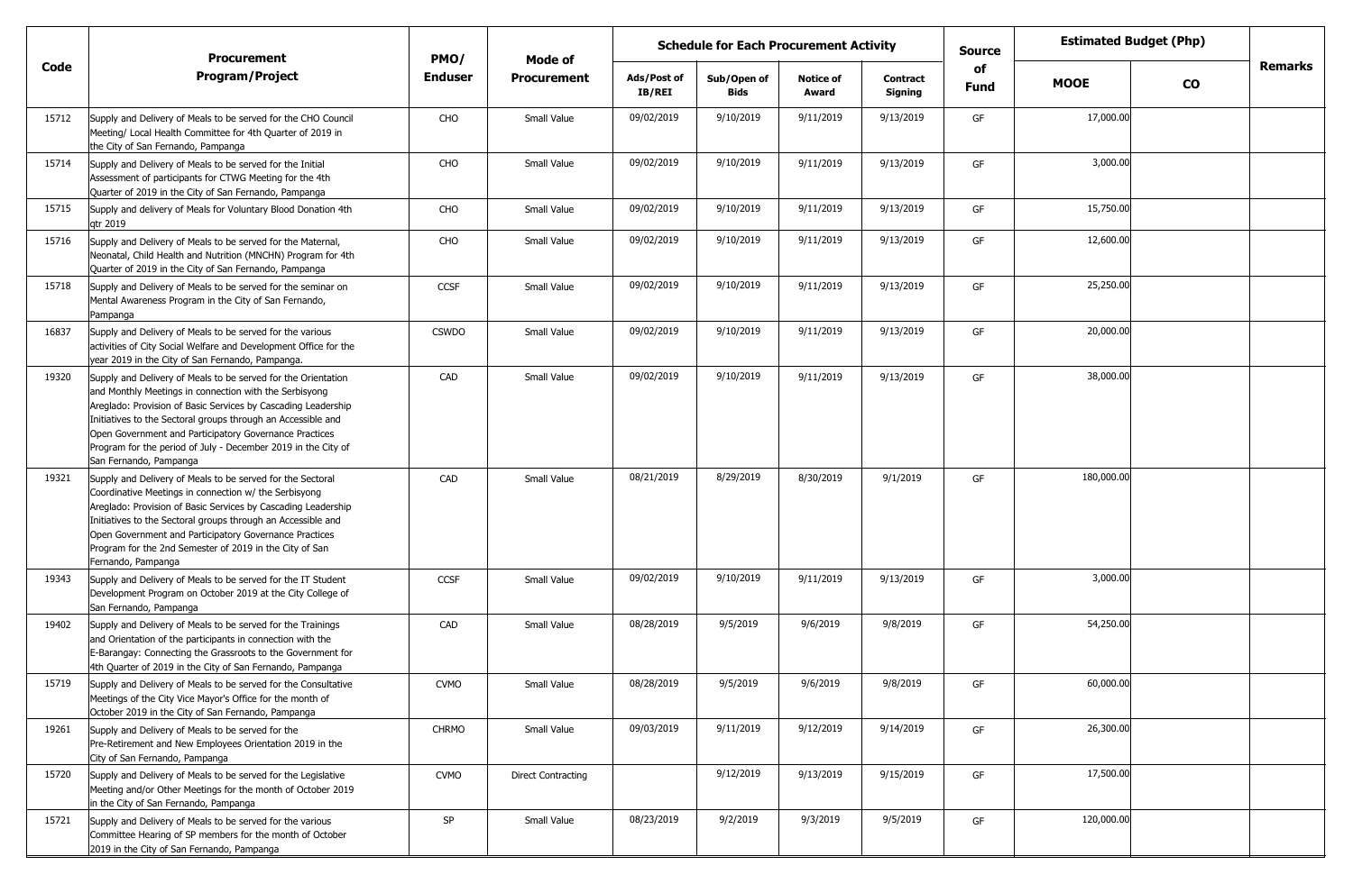| Code | Procurement Program/Project | PMO/ Enduser | Mode of Procurement | Schedule for Each Procurement Activity | | | | Source of Fund | Estimated Budget (Php) | | Remarks |
|---|---|---|---|---|---|---|---|---|---|---|---|
| | | | | Ads/Post of IB/REI | Sub/Open of Bids | Notice of Award | Contract Signing | | MOOE | CO | |
| 15712 | Supply and Delivery of Meals to be served for the CHO Council Meeting/ Local Health Committee for 4th Quarter of 2019 in the City of San Fernando, Pampanga | CHO | Small Value | 09/02/2019 | 9/10/2019 | 9/11/2019 | 9/13/2019 | GF | 17,000.00 | | |
| 15714 | Supply and Delivery of Meals to be served for the Initial Assessment of participants for CTWG Meeting for the 4th Quarter of 2019 in the City of San Fernando, Pampanga | CHO | Small Value | 09/02/2019 | 9/10/2019 | 9/11/2019 | 9/13/2019 | GF | 3,000.00 | | |
| 15715 | Supply and delivery of Meals for Voluntary Blood Donation 4th qtr 2019 | CHO | Small Value | 09/02/2019 | 9/10/2019 | 9/11/2019 | 9/13/2019 | GF | 15,750.00 | | |
| 15716 | Supply and Delivery of Meals to be served for the Maternal, Neonatal, Child Health and Nutrition (MNCHN) Program for 4th Quarter of 2019 in the City of San Fernando, Pampanga | CHO | Small Value | 09/02/2019 | 9/10/2019 | 9/11/2019 | 9/13/2019 | GF | 12,600.00 | | |
| 15718 | Supply and Delivery of Meals to be served for the seminar on Mental Awareness Program in the City of San Fernando, Pampanga | CCSF | Small Value | 09/02/2019 | 9/10/2019 | 9/11/2019 | 9/13/2019 | GF | 25,250.00 | | |
| 16837 | Supply and Delivery of Meals to be served for the various activities of City Social Welfare and Development Office for the year 2019 in the City of San Fernando, Pampanga. | CSWDO | Small Value | 09/02/2019 | 9/10/2019 | 9/11/2019 | 9/13/2019 | GF | 20,000.00 | | |
| 19320 | Supply and Delivery of Meals to be served for the Orientation and Monthly Meetings in connection with the Serbisyong Areglado: Provision of Basic Services by Cascading Leadership Initiatives to the Sectoral groups through an Accessible and Open Government and Participatory Governance Practices Program for the period of July - December 2019 in the City of San Fernando, Pampanga | CAD | Small Value | 09/02/2019 | 9/10/2019 | 9/11/2019 | 9/13/2019 | GF | 38,000.00 | | |
| 19321 | Supply and Delivery of Meals to be served for the Sectoral Coordinative Meetings in connection w/ the Serbisyong Areglado: Provision of Basic Services by Cascading Leadership Initiatives to the Sectoral groups through an Accessible and Open Government and Participatory Governance Practices Program for the 2nd Semester of 2019 in the City of San Fernando, Pampanga | CAD | Small Value | 08/21/2019 | 8/29/2019 | 8/30/2019 | 9/1/2019 | GF | 180,000.00 | | |
| 19343 | Supply and Delivery of Meals to be served for the IT Student Development Program on October 2019 at the City College of San Fernando, Pampanga | CCSF | Small Value | 09/02/2019 | 9/10/2019 | 9/11/2019 | 9/13/2019 | GF | 3,000.00 | | |
| 19402 | Supply and Delivery of Meals to be served for the Trainings and Orientation of the participants in connection with the E-Barangay: Connecting the Grassroots to the Government for 4th Quarter of 2019 in the City of San Fernando, Pampanga | CAD | Small Value | 08/28/2019 | 9/5/2019 | 9/6/2019 | 9/8/2019 | GF | 54,250.00 | | |
| 15719 | Supply and Delivery of Meals to be served for the Consultative Meetings of the City Vice Mayor's Office for the month of October 2019 in the City of San Fernando, Pampanga | CVMO | Small Value | 08/28/2019 | 9/5/2019 | 9/6/2019 | 9/8/2019 | GF | 60,000.00 | | |
| 19261 | Supply and Delivery of Meals to be served for the Pre-Retirement and New Employees Orientation 2019 in the City of San Fernando, Pampanga | CHRMO | Small Value | 09/03/2019 | 9/11/2019 | 9/12/2019 | 9/14/2019 | GF | 26,300.00 | | |
| 15720 | Supply and Delivery of Meals to be served for the Legislative Meeting and/or Other Meetings for the month of October 2019 in the City of San Fernando, Pampanga | CVMO | Direct Contracting | | 9/12/2019 | 9/13/2019 | 9/15/2019 | GF | 17,500.00 | | |
| 15721 | Supply and Delivery of Meals to be served for the various Committee Hearing of SP members for the month of October 2019 in the City of San Fernando, Pampanga | SP | Small Value | 08/23/2019 | 9/2/2019 | 9/3/2019 | 9/5/2019 | GF | 120,000.00 | | |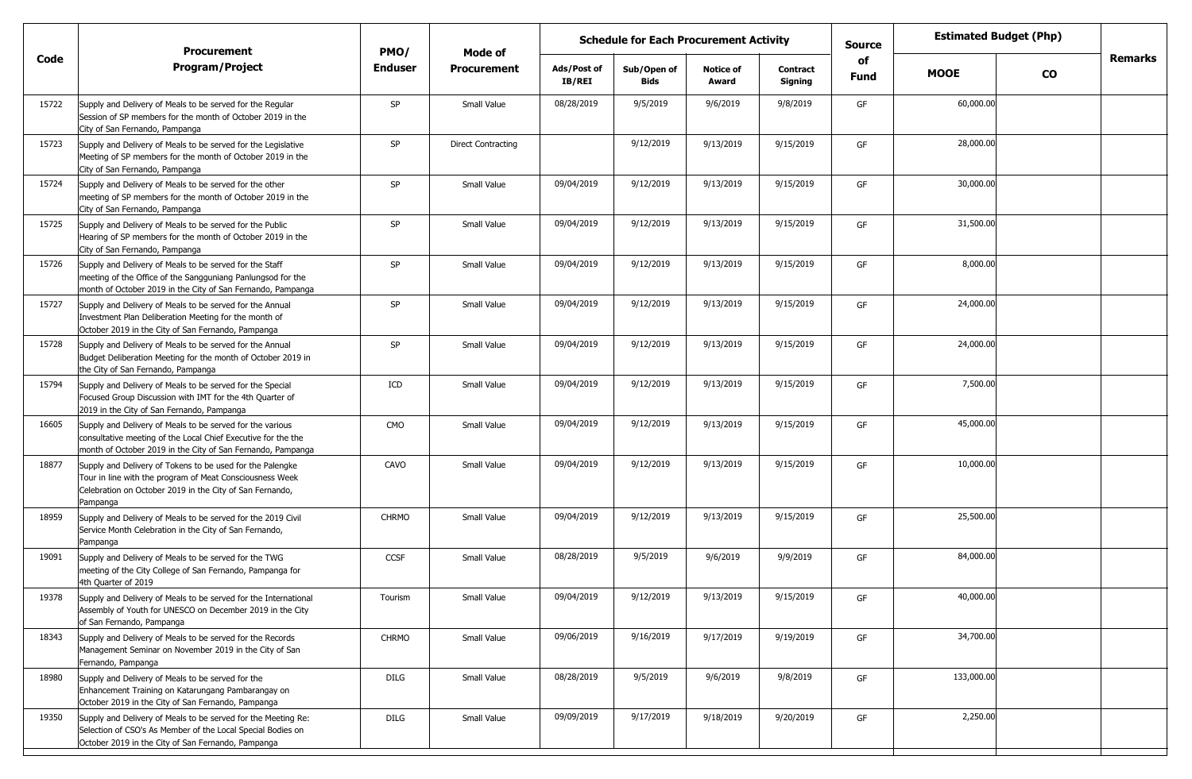| Code | Procurement Program/Project | PMO/ Enduser | Mode of Procurement | Schedule for Each Procurement Activity | | | | Source of Fund | Estimated Budget (Php) | | Remarks |
|---|---|---|---|---|---|---|---|---|---|---|---|
| | | | | Ads/Post of IB/REI | Sub/Open of Bids | Notice of Award | Contract Signing | | MOOE | CO | |
| 15722 | Supply and Delivery of Meals to be served for the Regular Session of SP members for the month of October 2019 in the City of San Fernando, Pampanga | SP | Small Value | 08/28/2019 | 9/5/2019 | 9/6/2019 | 9/8/2019 | GF | 60,000.00 | | |
| 15723 | Supply and Delivery of Meals to be served for the Legislative Meeting of SP members for the month of October 2019 in the City of San Fernando, Pampanga | SP | Direct Contracting | | 9/12/2019 | 9/13/2019 | 9/15/2019 | GF | 28,000.00 | | |
| 15724 | Supply and Delivery of Meals to be served for the other meeting of SP members for the month of October 2019 in the City of San Fernando, Pampanga | SP | Small Value | 09/04/2019 | 9/12/2019 | 9/13/2019 | 9/15/2019 | GF | 30,000.00 | | |
| 15725 | Supply and Delivery of Meals to be served for the Public Hearing of SP members for the month of October 2019 in the City of San Fernando, Pampanga | SP | Small Value | 09/04/2019 | 9/12/2019 | 9/13/2019 | 9/15/2019 | GF | 31,500.00 | | |
| 15726 | Supply and Delivery of Meals to be served for the Staff meeting of the Office of the Sangguniang Panlungsod for the month of October 2019 in the City of San Fernando, Pampanga | SP | Small Value | 09/04/2019 | 9/12/2019 | 9/13/2019 | 9/15/2019 | GF | 8,000.00 | | |
| 15727 | Supply and Delivery of Meals to be served for the Annual Investment Plan Deliberation Meeting for the month of October 2019 in the City of San Fernando, Pampanga | SP | Small Value | 09/04/2019 | 9/12/2019 | 9/13/2019 | 9/15/2019 | GF | 24,000.00 | | |
| 15728 | Supply and Delivery of Meals to be served for the Annual Budget Deliberation Meeting for the month of October 2019 in the City of San Fernando, Pampanga | SP | Small Value | 09/04/2019 | 9/12/2019 | 9/13/2019 | 9/15/2019 | GF | 24,000.00 | | |
| 15794 | Supply and Delivery of Meals to be served for the Special Focused Group Discussion with IMT for the 4th Quarter of 2019 in the City of San Fernando, Pampanga | ICD | Small Value | 09/04/2019 | 9/12/2019 | 9/13/2019 | 9/15/2019 | GF | 7,500.00 | | |
| 16605 | Supply and Delivery of Meals to be served for the various consultative meeting of the Local Chief Executive for the the month of October 2019 in the City of San Fernando, Pampanga | CMO | Small Value | 09/04/2019 | 9/12/2019 | 9/13/2019 | 9/15/2019 | GF | 45,000.00 | | |
| 18877 | Supply and Delivery of Tokens to be used for the Palengke Tour in line with the program of Meat Consciousness Week Celebration on October 2019 in the City of San Fernando, Pampanga | CAVO | Small Value | 09/04/2019 | 9/12/2019 | 9/13/2019 | 9/15/2019 | GF | 10,000.00 | | |
| 18959 | Supply and Delivery of Meals to be served for the 2019 Civil Service Month Celebration in the City of San Fernando, Pampanga | CHRMO | Small Value | 09/04/2019 | 9/12/2019 | 9/13/2019 | 9/15/2019 | GF | 25,500.00 | | |
| 19091 | Supply and Delivery of Meals to be served for the TWG meeting of the City College of San Fernando, Pampanga for 4th Quarter of 2019 | CCSF | Small Value | 08/28/2019 | 9/5/2019 | 9/6/2019 | 9/9/2019 | GF | 84,000.00 | | |
| 19378 | Supply and Delivery of Meals to be served for the International Assembly of Youth for UNESCO on December 2019 in the City of San Fernando, Pampanga | Tourism | Small Value | 09/04/2019 | 9/12/2019 | 9/13/2019 | 9/15/2019 | GF | 40,000.00 | | |
| 18343 | Supply and Delivery of Meals to be served for the Records Management Seminar on November 2019 in the City of San Fernando, Pampanga | CHRMO | Small Value | 09/06/2019 | 9/16/2019 | 9/17/2019 | 9/19/2019 | GF | 34,700.00 | | |
| 18980 | Supply and Delivery of Meals to be served for the Enhancement Training on Katarungang Pambarangay on October 2019 in the City of San Fernando, Pampanga | DILG | Small Value | 08/28/2019 | 9/5/2019 | 9/6/2019 | 9/8/2019 | GF | 133,000.00 | | |
| 19350 | Supply and Delivery of Meals to be served for the Meeting Re: Selection of CSO's As Member of the Local Special Bodies on October 2019 in the City of San Fernando, Pampanga | DILG | Small Value | 09/09/2019 | 9/17/2019 | 9/18/2019 | 9/20/2019 | GF | 2,250.00 | | |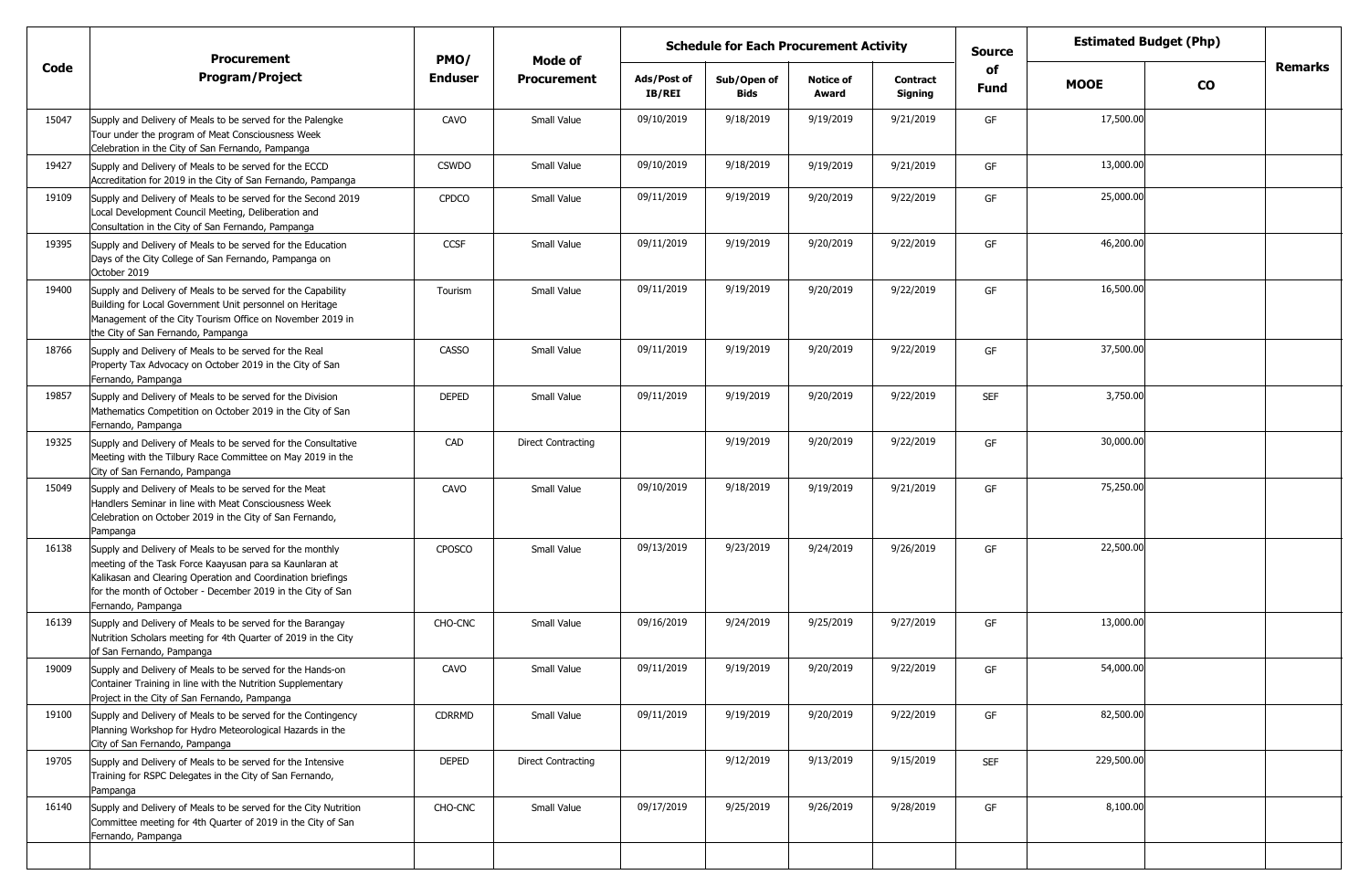| Code | Procurement Program/Project | PMO/ Enduser | Mode of Procurement | Schedule for Each Procurement Activity | | | | Source of Fund | Estimated Budget (Php) | | Remarks |
|---|---|---|---|---|---|---|---|---|---|---|---|
| | | | | Ads/Post of IB/REI | Sub/Open of Bids | Notice of Award | Contract Signing | | MOOE | CO | |
| 15047 | Supply and Delivery of Meals to be served for the Palengke Tour under the program of Meat Consciousness Week Celebration in the City of San Fernando, Pampanga | CAVO | Small Value | 09/10/2019 | 9/18/2019 | 9/19/2019 | 9/21/2019 | GF | 17,500.00 | | |
| 19427 | Supply and Delivery of Meals to be served for the ECCD Accreditation for 2019 in the City of San Fernando, Pampanga | CSWDO | Small Value | 09/10/2019 | 9/18/2019 | 9/19/2019 | 9/21/2019 | GF | 13,000.00 | | |
| 19109 | Supply and Delivery of Meals to be served for the Second 2019 Local Development Council Meeting, Deliberation and Consultation in the City of San Fernando, Pampanga | CPDCO | Small Value | 09/11/2019 | 9/19/2019 | 9/20/2019 | 9/22/2019 | GF | 25,000.00 | | |
| 19395 | Supply and Delivery of Meals to be served for the Education Days of the City College of San Fernando, Pampanga on October 2019 | CCSF | Small Value | 09/11/2019 | 9/19/2019 | 9/20/2019 | 9/22/2019 | GF | 46,200.00 | | |
| 19400 | Supply and Delivery of Meals to be served for the Capability Building for Local Government Unit personnel on Heritage Management of the City Tourism Office on November 2019 in the City of San Fernando, Pampanga | Tourism | Small Value | 09/11/2019 | 9/19/2019 | 9/20/2019 | 9/22/2019 | GF | 16,500.00 | | |
| 18766 | Supply and Delivery of Meals to be served for the Real Property Tax Advocacy on October 2019 in the City of San Fernando, Pampanga | CASSO | Small Value | 09/11/2019 | 9/19/2019 | 9/20/2019 | 9/22/2019 | GF | 37,500.00 | | |
| 19857 | Supply and Delivery of Meals to be served for the Division Mathematics Competition on October 2019 in the City of San Fernando, Pampanga | DEPED | Small Value | 09/11/2019 | 9/19/2019 | 9/20/2019 | 9/22/2019 | SEF | 3,750.00 | | |
| 19325 | Supply and Delivery of Meals to be served for the Consultative Meeting with the Tilbury Race Committee on May 2019 in the City of San Fernando, Pampanga | CAD | Direct Contracting | | 9/19/2019 | 9/20/2019 | 9/22/2019 | GF | 30,000.00 | | |
| 15049 | Supply and Delivery of Meals to be served for the Meat Handlers Seminar in line with Meat Consciousness Week Celebration on October 2019 in the City of San Fernando, Pampanga | CAVO | Small Value | 09/10/2019 | 9/18/2019 | 9/19/2019 | 9/21/2019 | GF | 75,250.00 | | |
| 16138 | Supply and Delivery of Meals to be served for the monthly meeting of the Task Force Kaayusan para sa Kaunlaran at Kalikasan and Clearing Operation and Coordination briefings for the month of October - December 2019 in the City of San Fernando, Pampanga | CPOSCO | Small Value | 09/13/2019 | 9/23/2019 | 9/24/2019 | 9/26/2019 | GF | 22,500.00 | | |
| 16139 | Supply and Delivery of Meals to be served for the Barangay Nutrition Scholars meeting for 4th Quarter of 2019 in the City of San Fernando, Pampanga | CHO-CNC | Small Value | 09/16/2019 | 9/24/2019 | 9/25/2019 | 9/27/2019 | GF | 13,000.00 | | |
| 19009 | Supply and Delivery of Meals to be served for the Hands-on Container Training in line with the Nutrition Supplementary Project in the City of San Fernando, Pampanga | CAVO | Small Value | 09/11/2019 | 9/19/2019 | 9/20/2019 | 9/22/2019 | GF | 54,000.00 | | |
| 19100 | Supply and Delivery of Meals to be served for the Contingency Planning Workshop for Hydro Meteorological Hazards in the City of San Fernando, Pampanga | CDRRMD | Small Value | 09/11/2019 | 9/19/2019 | 9/20/2019 | 9/22/2019 | GF | 82,500.00 | | |
| 19705 | Supply and Delivery of Meals to be served for the Intensive Training for RSPC Delegates in the City of San Fernando, Pampanga | DEPED | Direct Contracting | | 9/12/2019 | 9/13/2019 | 9/15/2019 | SEF | 229,500.00 | | |
| 16140 | Supply and Delivery of Meals to be served for the City Nutrition Committee meeting for 4th Quarter of 2019 in the City of San Fernando, Pampanga | CHO-CNC | Small Value | 09/17/2019 | 9/25/2019 | 9/26/2019 | 9/28/2019 | GF | 8,100.00 | | |
| | | | | | | | | | | | |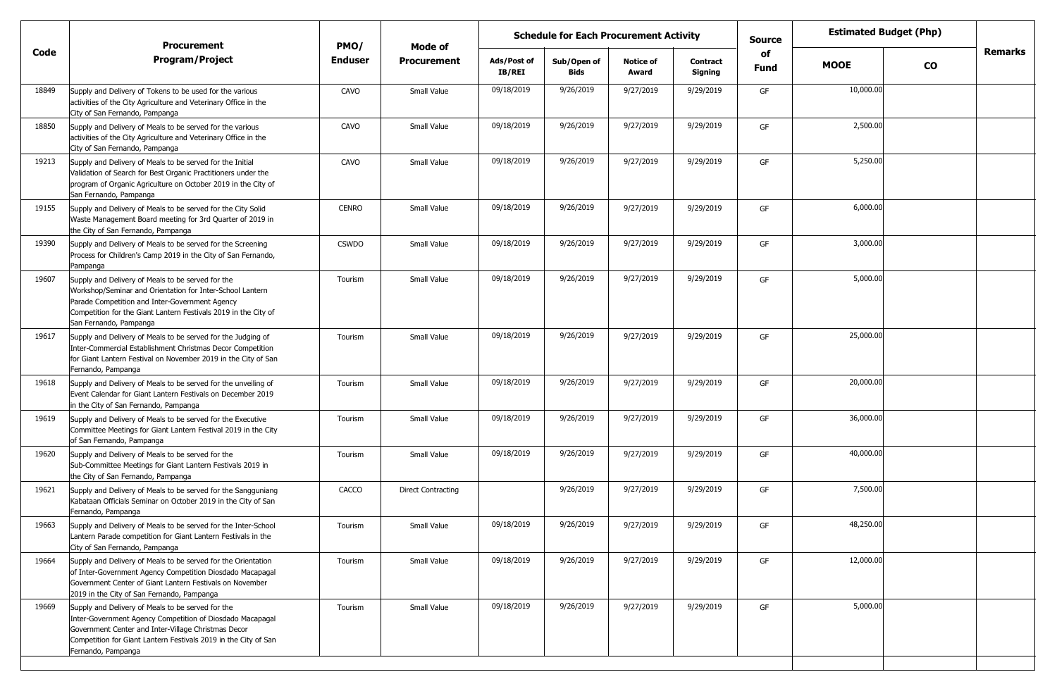| Code | Procurement Program/Project | PMO/ Enduser | Mode of Procurement | Schedule for Each Procurement Activity | | | | Source of Fund | Estimated Budget (Php) | | Remarks |
|---|---|---|---|---|---|---|---|---|---|---|---|
| | | | | Ads/Post of IB/REI | Sub/Open of Bids | Notice of Award | Contract Signing | | MOOE | CO | |
| 18849 | Supply and Delivery of Tokens to be used for the various activities of the City Agriculture and Veterinary Office in the City of San Fernando, Pampanga | CAVO | Small Value | 09/18/2019 | 9/26/2019 | 9/27/2019 | 9/29/2019 | GF | 10,000.00 | | |
| 18850 | Supply and Delivery of Meals to be served for the various activities of the City Agriculture and Veterinary Office in the City of San Fernando, Pampanga | CAVO | Small Value | 09/18/2019 | 9/26/2019 | 9/27/2019 | 9/29/2019 | GF | 2,500.00 | | |
| 19213 | Supply and Delivery of Meals to be served for the Initial Validation of Search for Best Organic Practitioners under the program of Organic Agriculture on October 2019 in the City of San Fernando, Pampanga | CAVO | Small Value | 09/18/2019 | 9/26/2019 | 9/27/2019 | 9/29/2019 | GF | 5,250.00 | | |
| 19155 | Supply and Delivery of Meals to be served for the City Solid Waste Management Board meeting for 3rd Quarter of 2019 in the City of San Fernando, Pampanga | CENRO | Small Value | 09/18/2019 | 9/26/2019 | 9/27/2019 | 9/29/2019 | GF | 6,000.00 | | |
| 19390 | Supply and Delivery of Meals to be served for the Screening Process for Children's Camp 2019 in the City of San Fernando, Pampanga | CSWDO | Small Value | 09/18/2019 | 9/26/2019 | 9/27/2019 | 9/29/2019 | GF | 3,000.00 | | |
| 19607 | Supply and Delivery of Meals to be served for the Workshop/Seminar and Orientation for Inter-School Lantern Parade Competition and Inter-Government Agency Competition for the Giant Lantern Festivals 2019 in the City of San Fernando, Pampanga | Tourism | Small Value | 09/18/2019 | 9/26/2019 | 9/27/2019 | 9/29/2019 | GF | 5,000.00 | | |
| 19617 | Supply and Delivery of Meals to be served for the Judging of Inter-Commercial Establishment Christmas Decor Competition for Giant Lantern Festival on November 2019 in the City of San Fernando, Pampanga | Tourism | Small Value | 09/18/2019 | 9/26/2019 | 9/27/2019 | 9/29/2019 | GF | 25,000.00 | | |
| 19618 | Supply and Delivery of Meals to be served for the unveiling of Event Calendar for Giant Lantern Festivals on December 2019 in the City of San Fernando, Pampanga | Tourism | Small Value | 09/18/2019 | 9/26/2019 | 9/27/2019 | 9/29/2019 | GF | 20,000.00 | | |
| 19619 | Supply and Delivery of Meals to be served for the Executive Committee Meetings for Giant Lantern Festival 2019 in the City of San Fernando, Pampanga | Tourism | Small Value | 09/18/2019 | 9/26/2019 | 9/27/2019 | 9/29/2019 | GF | 36,000.00 | | |
| 19620 | Supply and Delivery of Meals to be served for the Sub-Committee Meetings for Giant Lantern Festivals 2019 in the City of San Fernando, Pampanga | Tourism | Small Value | 09/18/2019 | 9/26/2019 | 9/27/2019 | 9/29/2019 | GF | 40,000.00 | | |
| 19621 | Supply and Delivery of Meals to be served for the Sangguniang Kabataan Officials Seminar on October 2019 in the City of San Fernando, Pampanga | CACCO | Direct Contracting | | 9/26/2019 | 9/27/2019 | 9/29/2019 | GF | 7,500.00 | | |
| 19663 | Supply and Delivery of Meals to be served for the Inter-School Lantern Parade competition for Giant Lantern Festivals in the City of San Fernando, Pampanga | Tourism | Small Value | 09/18/2019 | 9/26/2019 | 9/27/2019 | 9/29/2019 | GF | 48,250.00 | | |
| 19664 | Supply and Delivery of Meals to be served for the Orientation of Inter-Government Agency Competition Diosdado Macapagal Government Center of Giant Lantern Festivals on November 2019 in the City of San Fernando, Pampanga | Tourism | Small Value | 09/18/2019 | 9/26/2019 | 9/27/2019 | 9/29/2019 | GF | 12,000.00 | | |
| 19669 | Supply and Delivery of Meals to be served for the Inter-Government Agency Competition of Diosdado Macapagal Government Center and Inter-Village Christmas Decor Competition for Giant Lantern Festivals 2019 in the City of San Fernando, Pampanga | Tourism | Small Value | 09/18/2019 | 9/26/2019 | 9/27/2019 | 9/29/2019 | GF | 5,000.00 | | |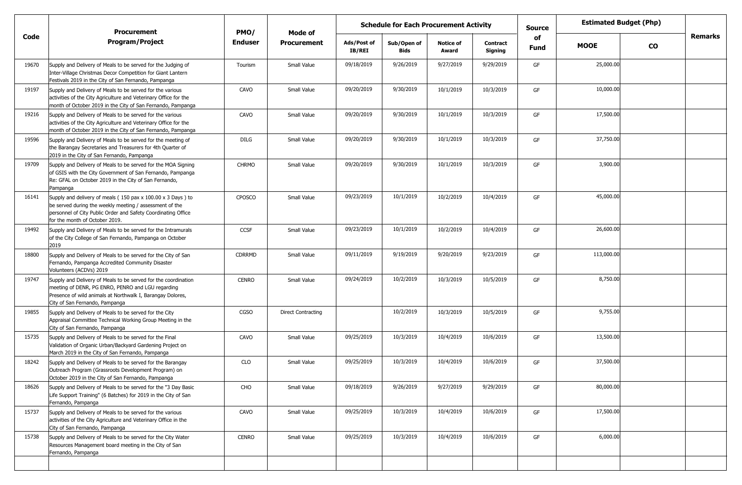| Code | Procurement Program/Project | PMO/ Enduser | Mode of Procurement | Schedule for Each Procurement Activity | | | | Source of Fund | Estimated Budget (Php) | | Remarks |
|---|---|---|---|---|---|---|---|---|---|---|---|
| | | | | Ads/Post of IB/REI | Sub/Open of Bids | Notice of Award | Contract Signing | | MOOE | CO | |
| 19670 | Supply and Delivery of Meals to be served for the Judging of Inter-Village Christmas Decor Competition for Giant Lantern Festivals 2019 in the City of San Fernando, Pampanga | Tourism | Small Value | 09/18/2019 | 9/26/2019 | 9/27/2019 | 9/29/2019 | GF | 25,000.00 | | |
| 19197 | Supply and Delivery of Meals to be served for the various activities of the City Agriculture and Veterinary Office for the month of October 2019 in the City of San Fernando, Pampanga | CAVO | Small Value | 09/20/2019 | 9/30/2019 | 10/1/2019 | 10/3/2019 | GF | 10,000.00 | | |
| 19216 | Supply and Delivery of Meals to be served for the various activities of the City Agriculture and Veterinary Office for the month of October 2019 in the City of San Fernando, Pampanga | CAVO | Small Value | 09/20/2019 | 9/30/2019 | 10/1/2019 | 10/3/2019 | GF | 17,500.00 | | |
| 19596 | Supply and Delivery of Meals to be served for the meeting of the Barangay Secretaries and Treasurers for 4th Quarter of 2019 in the City of San Fernando, Pampanga | DILG | Small Value | 09/20/2019 | 9/30/2019 | 10/1/2019 | 10/3/2019 | GF | 37,750.00 | | |
| 19709 | Supply and Delivery of Meals to be served for the MOA Signing of GSIS with the City Government of San Fernando, Pampanga Re: GFAL on October 2019 in the City of San Fernando, Pampanga | CHRMO | Small Value | 09/20/2019 | 9/30/2019 | 10/1/2019 | 10/3/2019 | GF | 3,900.00 | | |
| 16141 | Supply and delivery of meals ( 150 pax x 100.00 x 3 Days ) to be served during the weekly meeting / assessment of the personnel of City Public Order and Safety Coordinating Office for the month of October 2019. | CPOSCO | Small Value | 09/23/2019 | 10/1/2019 | 10/2/2019 | 10/4/2019 | GF | 45,000.00 | | |
| 19492 | Supply and Delivery of Meals to be served for the Intramurals of the City College of San Fernando, Pampanga on October 2019 | CCSF | Small Value | 09/23/2019 | 10/1/2019 | 10/2/2019 | 10/4/2019 | GF | 26,600.00 | | |
| 18800 | Supply and Delivery of Meals to be served for the City of San Fernando, Pampanga Accredited Community Disaster Volunteers (ACDVs) 2019 | CDRRMD | Small Value | 09/11/2019 | 9/19/2019 | 9/20/2019 | 9/23/2019 | GF | 113,000.00 | | |
| 19747 | Supply and Delivery of Meals to be served for the coordination meeting of DENR, PG ENRO, PENRO and LGU regarding Presence of wild animals at Northwalk I, Barangay Dolores, City of San Fernando, Pampanga | CENRO | Small Value | 09/24/2019 | 10/2/2019 | 10/3/2019 | 10/5/2019 | GF | 8,750.00 | | |
| 19855 | Supply and Delivery of Meals to be served for the City Appraisal Committee Technical Working Group Meeting in the City of San Fernando, Pampanga | CGSO | Direct Contracting | | 10/2/2019 | 10/3/2019 | 10/5/2019 | GF | 9,755.00 | | |
| 15735 | Supply and Delivery of Meals to be served for the Final Validation of Organic Urban/Backyard Gardening Project on March 2019 in the City of San Fernando, Pampanga | CAVO | Small Value | 09/25/2019 | 10/3/2019 | 10/4/2019 | 10/6/2019 | GF | 13,500.00 | | |
| 18242 | Supply and Delivery of Meals to be served for the Barangay Outreach Program (Grassroots Development Program) on October 2019 in the City of San Fernando, Pampanga | CLO | Small Value | 09/25/2019 | 10/3/2019 | 10/4/2019 | 10/6/2019 | GF | 37,500.00 | | |
| 18626 | Supply and Delivery of Meals to be served for the "3 Day Basic Life Support Training" (6 Batches) for 2019 in the City of San Fernando, Pampanga | CHO | Small Value | 09/18/2019 | 9/26/2019 | 9/27/2019 | 9/29/2019 | GF | 80,000.00 | | |
| 15737 | Supply and Delivery of Meals to be served for the various activities of the City Agriculture and Veterinary Office in the City of San Fernando, Pampanga | CAVO | Small Value | 09/25/2019 | 10/3/2019 | 10/4/2019 | 10/6/2019 | GF | 17,500.00 | | |
| 15738 | Supply and Delivery of Meals to be served for the City Water Resources Management board meeting in the City of San Fernando, Pampanga | CENRO | Small Value | 09/25/2019 | 10/3/2019 | 10/4/2019 | 10/6/2019 | GF | 6,000.00 | | |
| | | | | | | | | | | | |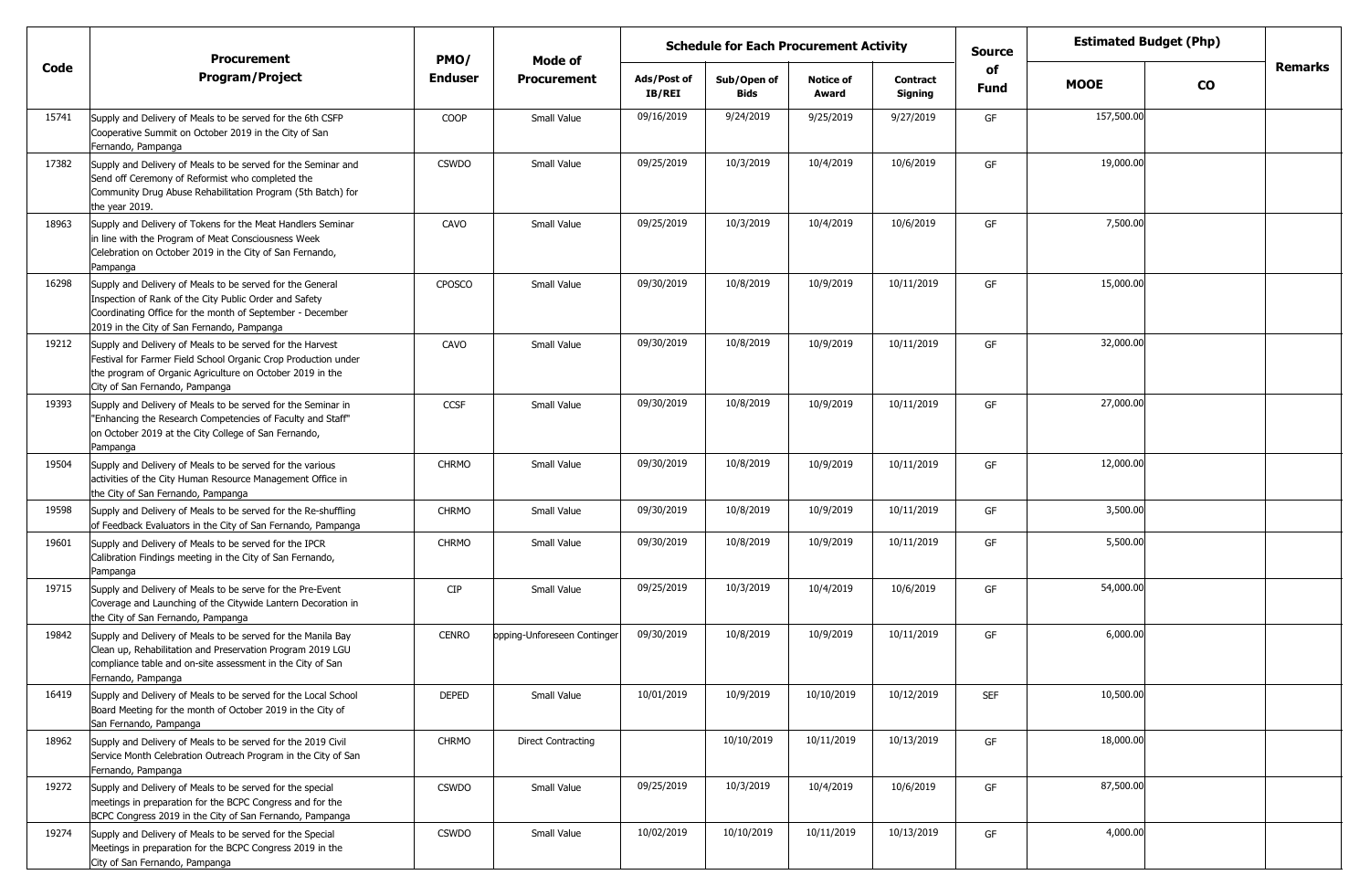| Code | Procurement Program/Project | PMO/ Enduser | Mode of Procurement | Schedule for Each Procurement Activity | | | | Source of Fund | Estimated Budget (Php) | | Remarks |
|---|---|---|---|---|---|---|---|---|---|---|---|
| | | | | Ads/Post of IB/REI | Sub/Open of Bids | Notice of Award | Contract Signing | | MOOE | CO | |
| 15741 | Supply and Delivery of Meals to be served for the 6th CSFP Cooperative Summit on October 2019 in the City of San Fernando, Pampanga | COOP | Small Value | 09/16/2019 | 9/24/2019 | 9/25/2019 | 9/27/2019 | GF | 157,500.00 | | |
| 17382 | Supply and Delivery of Meals to be served for the Seminar and Send off Ceremony of Reformist who completed the Community Drug Abuse Rehabilitation Program (5th Batch) for the year 2019. | CSWDO | Small Value | 09/25/2019 | 10/3/2019 | 10/4/2019 | 10/6/2019 | GF | 19,000.00 | | |
| 18963 | Supply and Delivery of Tokens for the Meat Handlers Seminar in line with the Program of Meat Consciousness Week Celebration on October 2019 in the City of San Fernando, Pampanga | CAVO | Small Value | 09/25/2019 | 10/3/2019 | 10/4/2019 | 10/6/2019 | GF | 7,500.00 | | |
| 16298 | Supply and Delivery of Meals to be served for the General Inspection of Rank of the City Public Order and Safety Coordinating Office for the month of September - December 2019 in the City of San Fernando, Pampanga | CPOSCO | Small Value | 09/30/2019 | 10/8/2019 | 10/9/2019 | 10/11/2019 | GF | 15,000.00 | | |
| 19212 | Supply and Delivery of Meals to be served for the Harvest Festival for Farmer Field School Organic Crop Production under the program of Organic Agriculture on October 2019 in the City of San Fernando, Pampanga | CAVO | Small Value | 09/30/2019 | 10/8/2019 | 10/9/2019 | 10/11/2019 | GF | 32,000.00 | | |
| 19393 | Supply and Delivery of Meals to be served for the Seminar in "Enhancing the Research Competencies of Faculty and Staff" on October 2019 at the City College of San Fernando, Pampanga | CCSF | Small Value | 09/30/2019 | 10/8/2019 | 10/9/2019 | 10/11/2019 | GF | 27,000.00 | | |
| 19504 | Supply and Delivery of Meals to be served for the various activities of the City Human Resource Management Office in the City of San Fernando, Pampanga | CHRMO | Small Value | 09/30/2019 | 10/8/2019 | 10/9/2019 | 10/11/2019 | GF | 12,000.00 | | |
| 19598 | Supply and Delivery of Meals to be served for the Re-shuffling of Feedback Evaluators in the City of San Fernando, Pampanga | CHRMO | Small Value | 09/30/2019 | 10/8/2019 | 10/9/2019 | 10/11/2019 | GF | 3,500.00 | | |
| 19601 | Supply and Delivery of Meals to be served for the IPCR Calibration Findings meeting in the City of San Fernando, Pampanga | CHRMO | Small Value | 09/30/2019 | 10/8/2019 | 10/9/2019 | 10/11/2019 | GF | 5,500.00 | | |
| 19715 | Supply and Delivery of Meals to be serve for the Pre-Event Coverage and Launching of the Citywide Lantern Decoration in the City of San Fernando, Pampanga | CIP | Small Value | 09/25/2019 | 10/3/2019 | 10/4/2019 | 10/6/2019 | GF | 54,000.00 | | |
| 19842 | Supply and Delivery of Meals to be served for the Manila Bay Clean up, Rehabilitation and Preservation Program 2019 LGU compliance table and on-site assessment in the City of San Fernando, Pampanga | CENRO | opping-Unforeseen Continger | 09/30/2019 | 10/8/2019 | 10/9/2019 | 10/11/2019 | GF | 6,000.00 | | |
| 16419 | Supply and Delivery of Meals to be served for the Local School Board Meeting for the month of October 2019 in the City of San Fernando, Pampanga | DEPED | Small Value | 10/01/2019 | 10/9/2019 | 10/10/2019 | 10/12/2019 | SEF | 10,500.00 | | |
| 18962 | Supply and Delivery of Meals to be served for the 2019 Civil Service Month Celebration Outreach Program in the City of San Fernando, Pampanga | CHRMO | Direct Contracting | | 10/10/2019 | 10/11/2019 | 10/13/2019 | GF | 18,000.00 | | |
| 19272 | Supply and Delivery of Meals to be served for the special meetings in preparation for the BCPC Congress and for the BCPC Congress 2019 in the City of San Fernando, Pampanga | CSWDO | Small Value | 09/25/2019 | 10/3/2019 | 10/4/2019 | 10/6/2019 | GF | 87,500.00 | | |
| 19274 | Supply and Delivery of Meals to be served for the Special Meetings in preparation for the BCPC Congress 2019 in the City of San Fernando, Pampanga | CSWDO | Small Value | 10/02/2019 | 10/10/2019 | 10/11/2019 | 10/13/2019 | GF | 4,000.00 | | |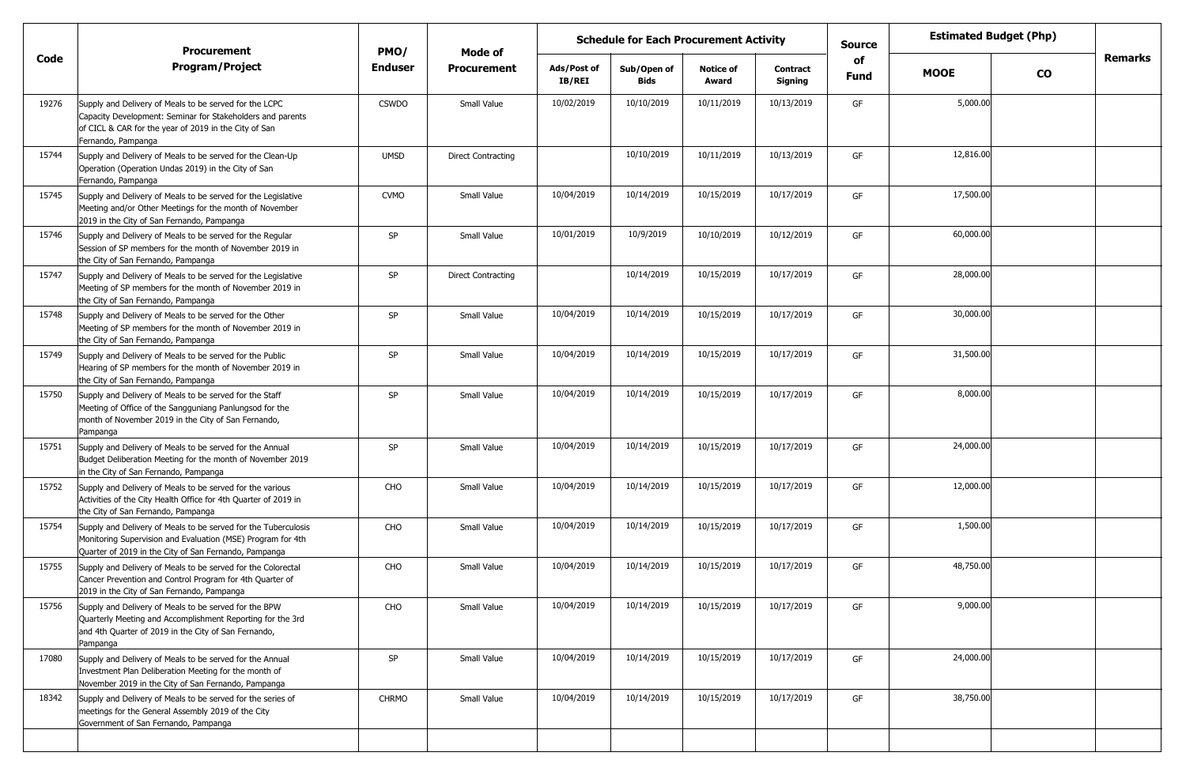| Code | Procurement Program/Project | PMO/ Enduser | Mode of Procurement | Schedule for Each Procurement Activity | | | | Source of Fund | Estimated Budget (Php) | | Remarks |
|---|---|---|---|---|---|---|---|---|---|---|---|
| | | | | Ads/Post of IB/REI | Sub/Open of Bids | Notice of Award | Contract Signing | | MOOE | CO | |
| 19276 | Supply and Delivery of Meals to be served for the LCPC Capacity Development: Seminar for Stakeholders and parents of CICL & CAR for the year of 2019 in the City of San Fernando, Pampanga | CSWDO | Small Value | 10/02/2019 | 10/10/2019 | 10/11/2019 | 10/13/2019 | GF | 5,000.00 | | |
| 15744 | Supply and Delivery of Meals to be served for the Clean-Up Operation (Operation Undas 2019) in the City of San Fernando, Pampanga | UMSD | Direct Contracting | | 10/10/2019 | 10/11/2019 | 10/13/2019 | GF | 12,816.00 | | |
| 15745 | Supply and Delivery of Meals to be served for the Legislative Meeting and/or Other Meetings for the month of November 2019 in the City of San Fernando, Pampanga | CVMO | Small Value | 10/04/2019 | 10/14/2019 | 10/15/2019 | 10/17/2019 | GF | 17,500.00 | | |
| 15746 | Supply and Delivery of Meals to be served for the Regular Session of SP members for the month of November 2019 in the City of San Fernando, Pampanga | SP | Small Value | 10/01/2019 | 10/9/2019 | 10/10/2019 | 10/12/2019 | GF | 60,000.00 | | |
| 15747 | Supply and Delivery of Meals to be served for the Legislative Meeting of SP members for the month of November 2019 in the City of San Fernando, Pampanga | SP | Direct Contracting | | 10/14/2019 | 10/15/2019 | 10/17/2019 | GF | 28,000.00 | | |
| 15748 | Supply and Delivery of Meals to be served for the Other Meeting of SP members for the month of November 2019 in the City of San Fernando, Pampanga | SP | Small Value | 10/04/2019 | 10/14/2019 | 10/15/2019 | 10/17/2019 | GF | 30,000.00 | | |
| 15749 | Supply and Delivery of Meals to be served for the Public Hearing of SP members for the month of November 2019 in the City of San Fernando, Pampanga | SP | Small Value | 10/04/2019 | 10/14/2019 | 10/15/2019 | 10/17/2019 | GF | 31,500.00 | | |
| 15750 | Supply and Delivery of Meals to be served for the Staff Meeting of Office of the Sangguniang Panlungsod for the month of November 2019 in the City of San Fernando, Pampanga | SP | Small Value | 10/04/2019 | 10/14/2019 | 10/15/2019 | 10/17/2019 | GF | 8,000.00 | | |
| 15751 | Supply and Delivery of Meals to be served for the Annual Budget Deliberation Meeting for the month of November 2019 in the City of San Fernando, Pampanga | SP | Small Value | 10/04/2019 | 10/14/2019 | 10/15/2019 | 10/17/2019 | GF | 24,000.00 | | |
| 15752 | Supply and Delivery of Meals to be served for the various Activities of the City Health Office for 4th Quarter of 2019 in the City of San Fernando, Pampanga | CHO | Small Value | 10/04/2019 | 10/14/2019 | 10/15/2019 | 10/17/2019 | GF | 12,000.00 | | |
| 15754 | Supply and Delivery of Meals to be served for the Tuberculosis Monitoring Supervision and Evaluation (MSE) Program for 4th Quarter of 2019 in the City of San Fernando, Pampanga | CHO | Small Value | 10/04/2019 | 10/14/2019 | 10/15/2019 | 10/17/2019 | GF | 1,500.00 | | |
| 15755 | Supply and Delivery of Meals to be served for the Colorectal Cancer Prevention and Control Program for 4th Quarter of 2019 in the City of San Fernando, Pampanga | CHO | Small Value | 10/04/2019 | 10/14/2019 | 10/15/2019 | 10/17/2019 | GF | 48,750.00 | | |
| 15756 | Supply and Delivery of Meals to be served for the BPW Quarterly Meeting and Accomplishment Reporting for the 3rd and 4th Quarter of 2019 in the City of San Fernando, Pampanga | CHO | Small Value | 10/04/2019 | 10/14/2019 | 10/15/2019 | 10/17/2019 | GF | 9,000.00 | | |
| 17080 | Supply and Delivery of Meals to be served for the Annual Investment Plan Deliberation Meeting for the month of November 2019 in the City of San Fernando, Pampanga | SP | Small Value | 10/04/2019 | 10/14/2019 | 10/15/2019 | 10/17/2019 | GF | 24,000.00 | | |
| 18342 | Supply and Delivery of Meals to be served for the series of meetings for the General Assembly 2019 of the City Government of San Fernando, Pampanga | CHRMO | Small Value | 10/04/2019 | 10/14/2019 | 10/15/2019 | 10/17/2019 | GF | 38,750.00 | | |
| | | | | | | | | | | | |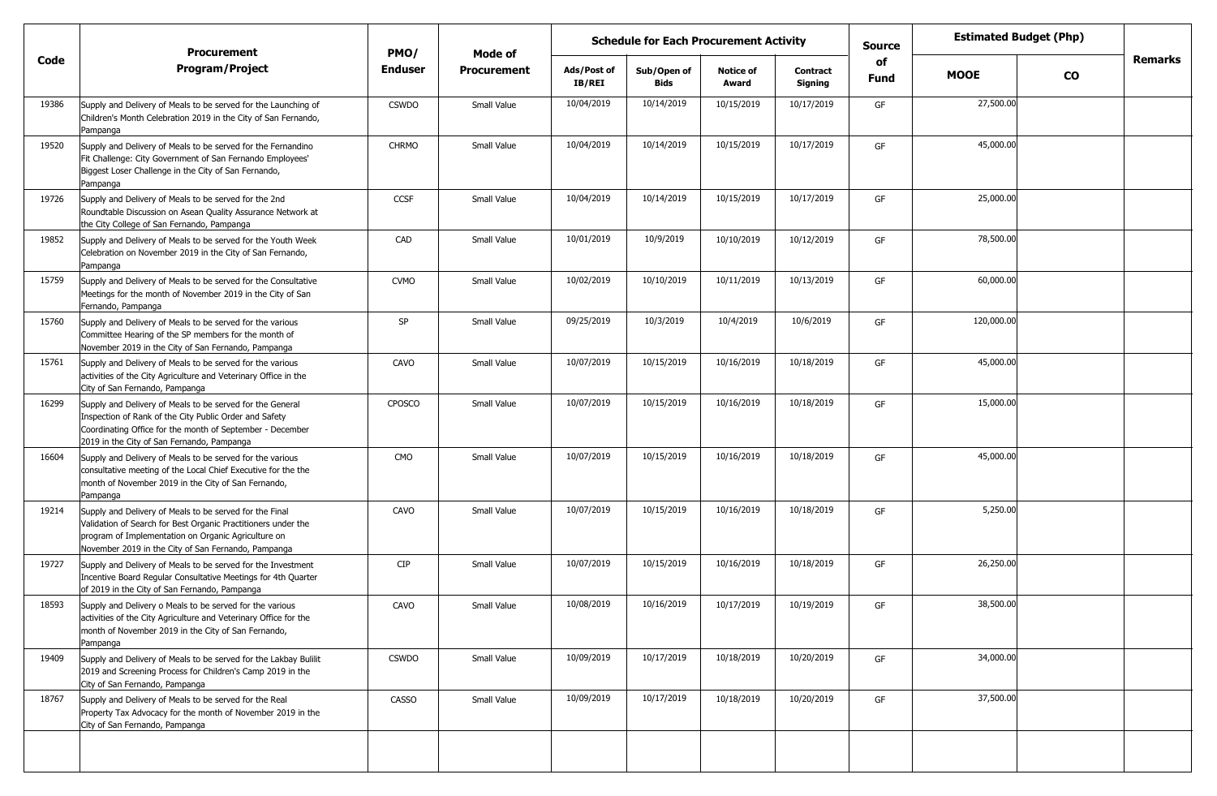| Code | Procurement Program/Project | PMO/ Enduser | Mode of Procurement | Schedule for Each Procurement Activity | | | | Source of Fund | Estimated Budget (Php) | | Remarks |
|---|---|---|---|---|---|---|---|---|---|---|---|
| | | | | Ads/Post of IB/REI | Sub/Open of Bids | Notice of Award | Contract Signing | | MOOE | CO | |
| 19386 | Supply and Delivery of Meals to be served for the Launching of Children's Month Celebration 2019 in the City of San Fernando, Pampanga | CSWDO | Small Value | 10/04/2019 | 10/14/2019 | 10/15/2019 | 10/17/2019 | GF | 27,500.00 | | |
| 19520 | Supply and Delivery of Meals to be served for the Fernandino Fit Challenge: City Government of San Fernando Employees' Biggest Loser Challenge in the City of San Fernando, Pampanga | CHRMO | Small Value | 10/04/2019 | 10/14/2019 | 10/15/2019 | 10/17/2019 | GF | 45,000.00 | | |
| 19726 | Supply and Delivery of Meals to be served for the 2nd Roundtable Discussion on Asean Quality Assurance Network at the City College of San Fernando, Pampanga | CCSF | Small Value | 10/04/2019 | 10/14/2019 | 10/15/2019 | 10/17/2019 | GF | 25,000.00 | | |
| 19852 | Supply and Delivery of Meals to be served for the Youth Week Celebration on November 2019 in the City of San Fernando, Pampanga | CAD | Small Value | 10/01/2019 | 10/9/2019 | 10/10/2019 | 10/12/2019 | GF | 78,500.00 | | |
| 15759 | Supply and Delivery of Meals to be served for the Consultative Meetings for the month of November 2019 in the City of San Fernando, Pampanga | CVMO | Small Value | 10/02/2019 | 10/10/2019 | 10/11/2019 | 10/13/2019 | GF | 60,000.00 | | |
| 15760 | Supply and Delivery of Meals to be served for the various Committee Hearing of the SP members for the month of November 2019 in the City of San Fernando, Pampanga | SP | Small Value | 09/25/2019 | 10/3/2019 | 10/4/2019 | 10/6/2019 | GF | 120,000.00 | | |
| 15761 | Supply and Delivery of Meals to be served for the various activities of the City Agriculture and Veterinary Office in the City of San Fernando, Pampanga | CAVO | Small Value | 10/07/2019 | 10/15/2019 | 10/16/2019 | 10/18/2019 | GF | 45,000.00 | | |
| 16299 | Supply and Delivery of Meals to be served for the General Inspection of Rank of the City Public Order and Safety Coordinating Office for the month of September - December 2019 in the City of San Fernando, Pampanga | CPOSCO | Small Value | 10/07/2019 | 10/15/2019 | 10/16/2019 | 10/18/2019 | GF | 15,000.00 | | |
| 16604 | Supply and Delivery of Meals to be served for the various consultative meeting of the Local Chief Executive for the the month of November 2019 in the City of San Fernando, Pampanga | CMO | Small Value | 10/07/2019 | 10/15/2019 | 10/16/2019 | 10/18/2019 | GF | 45,000.00 | | |
| 19214 | Supply and Delivery of Meals to be served for the Final Validation of Search for Best Organic Practitioners under the program of Implementation on Organic Agriculture on November 2019 in the City of San Fernando, Pampanga | CAVO | Small Value | 10/07/2019 | 10/15/2019 | 10/16/2019 | 10/18/2019 | GF | 5,250.00 | | |
| 19727 | Supply and Delivery of Meals to be served for the Investment Incentive Board Regular Consultative Meetings for 4th Quarter of 2019 in the City of San Fernando, Pampanga | CIP | Small Value | 10/07/2019 | 10/15/2019 | 10/16/2019 | 10/18/2019 | GF | 26,250.00 | | |
| 18593 | Supply and Delivery o Meals to be served for the various activities of the City Agriculture and Veterinary Office for the month of November 2019 in the City of San Fernando, Pampanga | CAVO | Small Value | 10/08/2019 | 10/16/2019 | 10/17/2019 | 10/19/2019 | GF | 38,500.00 | | |
| 19409 | Supply and Delivery of Meals to be served for the Lakbay Bulilit 2019 and Screening Process for Children's Camp 2019 in the City of San Fernando, Pampanga | CSWDO | Small Value | 10/09/2019 | 10/17/2019 | 10/18/2019 | 10/20/2019 | GF | 34,000.00 | | |
| 18767 | Supply and Delivery of Meals to be served for the Real Property Tax Advocacy for the month of November 2019 in the City of San Fernando, Pampanga | CASSO | Small Value | 10/09/2019 | 10/17/2019 | 10/18/2019 | 10/20/2019 | GF | 37,500.00 | | |
| | | | | | | | | | | | |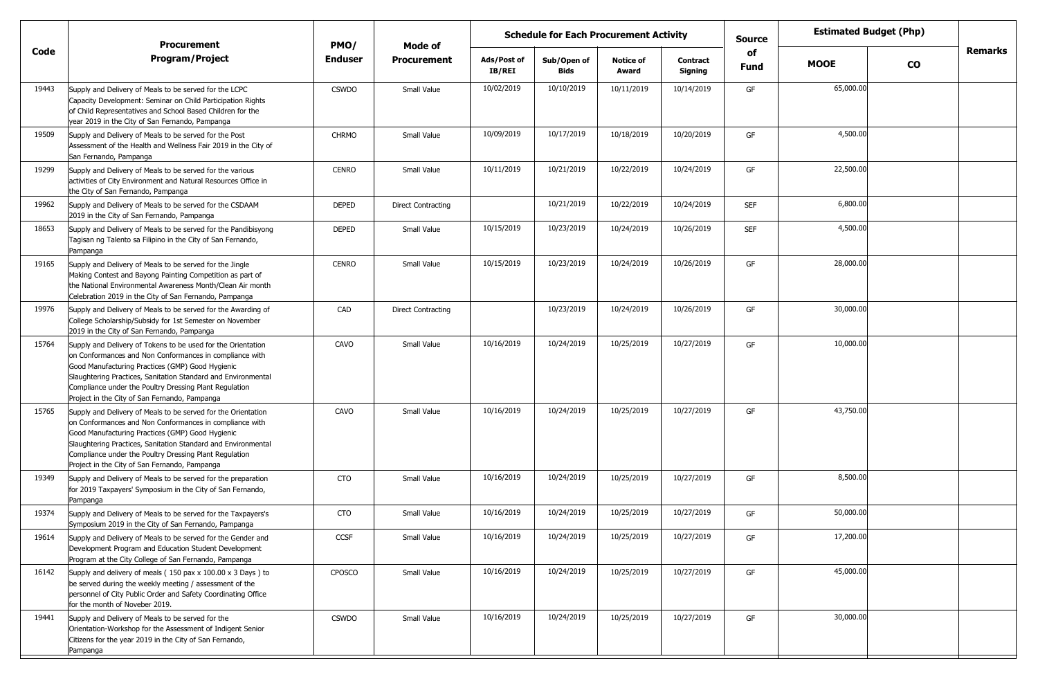| Code | Procurement Program/Project | PMO/ Enduser | Mode of Procurement | Schedule for Each Procurement Activity | | | | Source of Fund | Estimated Budget (Php) | | Remarks |
|---|---|---|---|---|---|---|---|---|---|---|---|
| | | | | Ads/Post of IB/REI | Sub/Open of Bids | Notice of Award | Contract Signing | | MOOE | CO | |
| 19443 | Supply and Delivery of Meals to be served for the LCPC Capacity Development: Seminar on Child Participation Rights of Child Representatives and School Based Children for the year 2019 in the City of San Fernando, Pampanga | CSWDO | Small Value | 10/02/2019 | 10/10/2019 | 10/11/2019 | 10/14/2019 | GF | 65,000.00 | | |
| 19509 | Supply and Delivery of Meals to be served for the Post Assessment of the Health and Wellness Fair 2019 in the City of San Fernando, Pampanga | CHRMO | Small Value | 10/09/2019 | 10/17/2019 | 10/18/2019 | 10/20/2019 | GF | 4,500.00 | | |
| 19299 | Supply and Delivery of Meals to be served for the various activities of City Environment and Natural Resources Office in the City of San Fernando, Pampanga | CENRO | Small Value | 10/11/2019 | 10/21/2019 | 10/22/2019 | 10/24/2019 | GF | 22,500.00 | | |
| 19962 | Supply and Delivery of Meals to be served for the CSDAAM 2019 in the City of San Fernando, Pampanga | DEPED | Direct Contracting | | 10/21/2019 | 10/22/2019 | 10/24/2019 | SEF | 6,800.00 | | |
| 18653 | Supply and Delivery of Meals to be served for the Pandibisyong Tagisan ng Talento sa Filipino in the City of San Fernando, Pampanga | DEPED | Small Value | 10/15/2019 | 10/23/2019 | 10/24/2019 | 10/26/2019 | SEF | 4,500.00 | | |
| 19165 | Supply and Delivery of Meals to be served for the Jingle Making Contest and Bayong Painting Competition as part of the National Environmental Awareness Month/Clean Air month Celebration 2019 in the City of San Fernando, Pampanga | CENRO | Small Value | 10/15/2019 | 10/23/2019 | 10/24/2019 | 10/26/2019 | GF | 28,000.00 | | |
| 19976 | Supply and Delivery of Meals to be served for the Awarding of College Scholarship/Subsidy for 1st Semester on November 2019 in the City of San Fernando, Pampanga | CAD | Direct Contracting | | 10/23/2019 | 10/24/2019 | 10/26/2019 | GF | 30,000.00 | | |
| 15764 | Supply and Delivery of Tokens to be used for the Orientation on Conformances and Non Conformances in compliance with Good Manufacturing Practices (GMP) Good Hygienic Slaughtering Practices, Sanitation Standard and Environmental Compliance under the Poultry Dressing Plant Regulation Project in the City of San Fernando, Pampanga | CAVO | Small Value | 10/16/2019 | 10/24/2019 | 10/25/2019 | 10/27/2019 | GF | 10,000.00 | | |
| 15765 | Supply and Delivery of Meals to be served for the Orientation on Conformances and Non Conformances in compliance with Good Manufacturing Practices (GMP) Good Hygienic Slaughtering Practices, Sanitation Standard and Environmental Compliance under the Poultry Dressing Plant Regulation Project in the City of San Fernando, Pampanga | CAVO | Small Value | 10/16/2019 | 10/24/2019 | 10/25/2019 | 10/27/2019 | GF | 43,750.00 | | |
| 19349 | Supply and Delivery of Meals to be served for the preparation for 2019 Taxpayers' Symposium in the City of San Fernando, Pampanga | CTO | Small Value | 10/16/2019 | 10/24/2019 | 10/25/2019 | 10/27/2019 | GF | 8,500.00 | | |
| 19374 | Supply and Delivery of Meals to be served for the Taxpayers's Symposium 2019 in the City of San Fernando, Pampanga | CTO | Small Value | 10/16/2019 | 10/24/2019 | 10/25/2019 | 10/27/2019 | GF | 50,000.00 | | |
| 19614 | Supply and Delivery of Meals to be served for the Gender and Development Program and Education Student Development Program at the City College of San Fernando, Pampanga | CCSF | Small Value | 10/16/2019 | 10/24/2019 | 10/25/2019 | 10/27/2019 | GF | 17,200.00 | | |
| 16142 | Supply and delivery of meals ( 150 pax x 100.00 x 3 Days ) to be served during the weekly meeting / assessment of the personnel of City Public Order and Safety Coordinating Office for the month of Noveber 2019. | CPOSCO | Small Value | 10/16/2019 | 10/24/2019 | 10/25/2019 | 10/27/2019 | GF | 45,000.00 | | |
| 19441 | Supply and Delivery of Meals to be served for the Orientation-Workshop for the Assessment of Indigent Senior Citizens for the year 2019 in the City of San Fernando, Pampanga | CSWDO | Small Value | 10/16/2019 | 10/24/2019 | 10/25/2019 | 10/27/2019 | GF | 30,000.00 | | |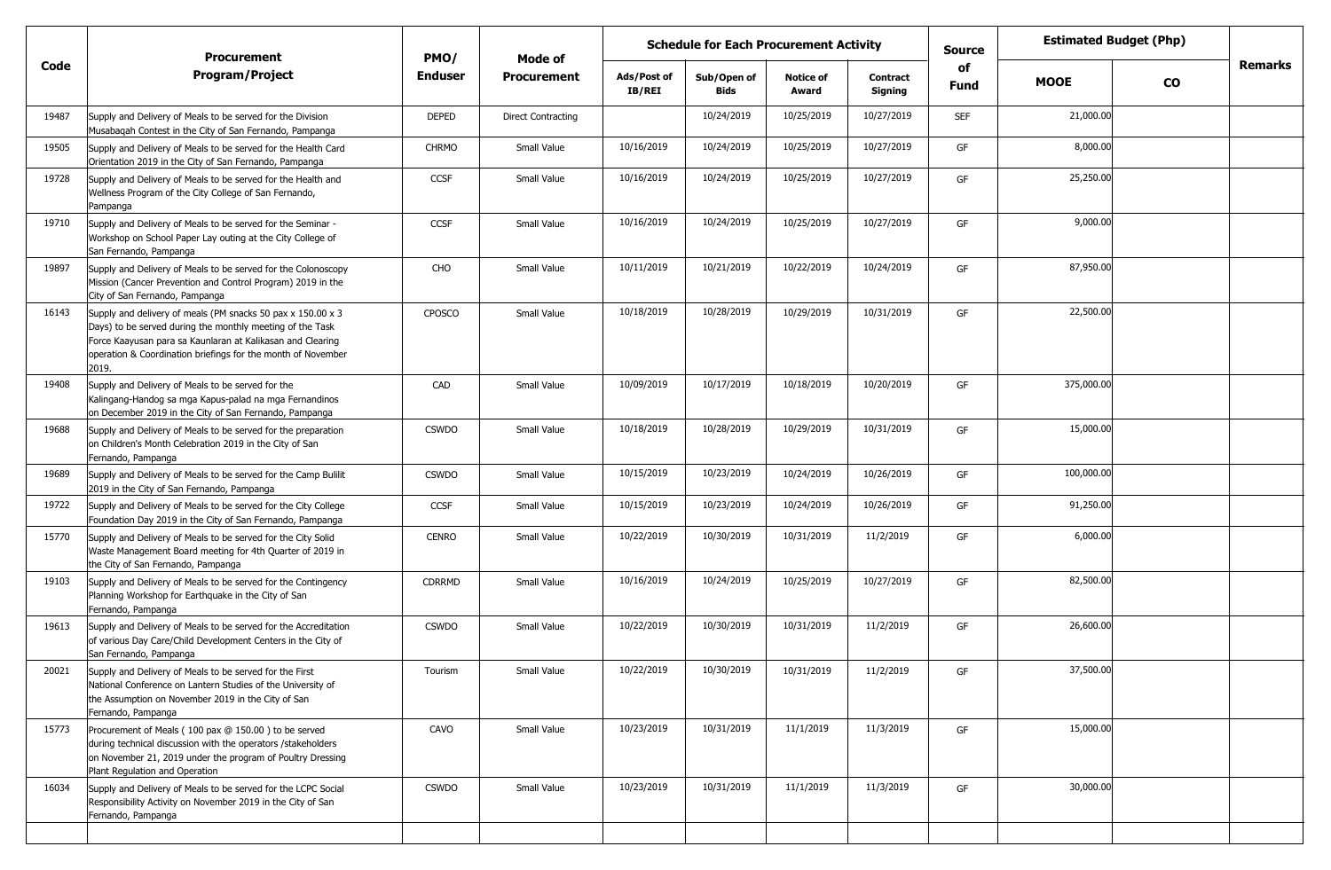| Code | Procurement Program/Project | PMO/ Enduser | Mode of Procurement | Schedule for Each Procurement Activity | | | | Source of Fund | Estimated Budget (Php) | | Remarks |
|---|---|---|---|---|---|---|---|---|---|---|---|
| | | | | Ads/Post of IB/REI | Sub/Open of Bids | Notice of Award | Contract Signing | | MOOE | CO | |
| 19487 | Supply and Delivery of Meals to be served for the Division Musabaqah Contest in the City of San Fernando, Pampanga | DEPED | Direct Contracting | | 10/24/2019 | 10/25/2019 | 10/27/2019 | SEF | 21,000.00 | | |
| 19505 | Supply and Delivery of Meals to be served for the Health Card Orientation 2019 in the City of San Fernando, Pampanga | CHRMO | Small Value | 10/16/2019 | 10/24/2019 | 10/25/2019 | 10/27/2019 | GF | 8,000.00 | | |
| 19728 | Supply and Delivery of Meals to be served for the Health and Wellness Program of the City College of San Fernando, Pampanga | CCSF | Small Value | 10/16/2019 | 10/24/2019 | 10/25/2019 | 10/27/2019 | GF | 25,250.00 | | |
| 19710 | Supply and Delivery of Meals to be served for the Seminar - Workshop on School Paper Lay outing at the City College of San Fernando, Pampanga | CCSF | Small Value | 10/16/2019 | 10/24/2019 | 10/25/2019 | 10/27/2019 | GF | 9,000.00 | | |
| 19897 | Supply and Delivery of Meals to be served for the Colonoscopy Mission (Cancer Prevention and Control Program) 2019 in the City of San Fernando, Pampanga | CHO | Small Value | 10/11/2019 | 10/21/2019 | 10/22/2019 | 10/24/2019 | GF | 87,950.00 | | |
| 16143 | Supply and delivery of meals (PM snacks 50 pax x 150.00 x 3 Days) to be served during the monthly meeting of the Task Force Kaayusan para sa Kaunlaran at Kalikasan and Clearing operation & Coordination briefings for the month of November 2019. | CPOSCO | Small Value | 10/18/2019 | 10/28/2019 | 10/29/2019 | 10/31/2019 | GF | 22,500.00 | | |
| 19408 | Supply and Delivery of Meals to be served for the Kalingang-Handog sa mga Kapus-palad na mga Fernandinos on December 2019 in the City of San Fernando, Pampanga | CAD | Small Value | 10/09/2019 | 10/17/2019 | 10/18/2019 | 10/20/2019 | GF | 375,000.00 | | |
| 19688 | Supply and Delivery of Meals to be served for the preparation on Children's Month Celebration 2019 in the City of San Fernando, Pampanga | CSWDO | Small Value | 10/18/2019 | 10/28/2019 | 10/29/2019 | 10/31/2019 | GF | 15,000.00 | | |
| 19689 | Supply and Delivery of Meals to be served for the Camp Bulilit 2019 in the City of San Fernando, Pampanga | CSWDO | Small Value | 10/15/2019 | 10/23/2019 | 10/24/2019 | 10/26/2019 | GF | 100,000.00 | | |
| 19722 | Supply and Delivery of Meals to be served for the City College Foundation Day 2019 in the City of San Fernando, Pampanga | CCSF | Small Value | 10/15/2019 | 10/23/2019 | 10/24/2019 | 10/26/2019 | GF | 91,250.00 | | |
| 15770 | Supply and Delivery of Meals to be served for the City Solid Waste Management Board meeting for 4th Quarter of 2019 in the City of San Fernando, Pampanga | CENRO | Small Value | 10/22/2019 | 10/30/2019 | 10/31/2019 | 11/2/2019 | GF | 6,000.00 | | |
| 19103 | Supply and Delivery of Meals to be served for the Contingency Planning Workshop for Earthquake in the City of San Fernando, Pampanga | CDRRMD | Small Value | 10/16/2019 | 10/24/2019 | 10/25/2019 | 10/27/2019 | GF | 82,500.00 | | |
| 19613 | Supply and Delivery of Meals to be served for the Accreditation of various Day Care/Child Development Centers in the City of San Fernando, Pampanga | CSWDO | Small Value | 10/22/2019 | 10/30/2019 | 10/31/2019 | 11/2/2019 | GF | 26,600.00 | | |
| 20021 | Supply and Delivery of Meals to be served for the First National Conference on Lantern Studies of the University of the Assumption on November 2019 in the City of San Fernando, Pampanga | Tourism | Small Value | 10/22/2019 | 10/30/2019 | 10/31/2019 | 11/2/2019 | GF | 37,500.00 | | |
| 15773 | Procurement of Meals ( 100 pax @ 150.00 ) to be served during technical discussion with the operators /stakeholders on November 21, 2019 under the program of Poultry Dressing Plant Regulation and Operation | CAVO | Small Value | 10/23/2019 | 10/31/2019 | 11/1/2019 | 11/3/2019 | GF | 15,000.00 | | |
| 16034 | Supply and Delivery of Meals to be served for the LCPC Social Responsibility Activity on November 2019 in the City of San Fernando, Pampanga | CSWDO | Small Value | 10/23/2019 | 10/31/2019 | 11/1/2019 | 11/3/2019 | GF | 30,000.00 | | |
| | | | | | | | | | | | |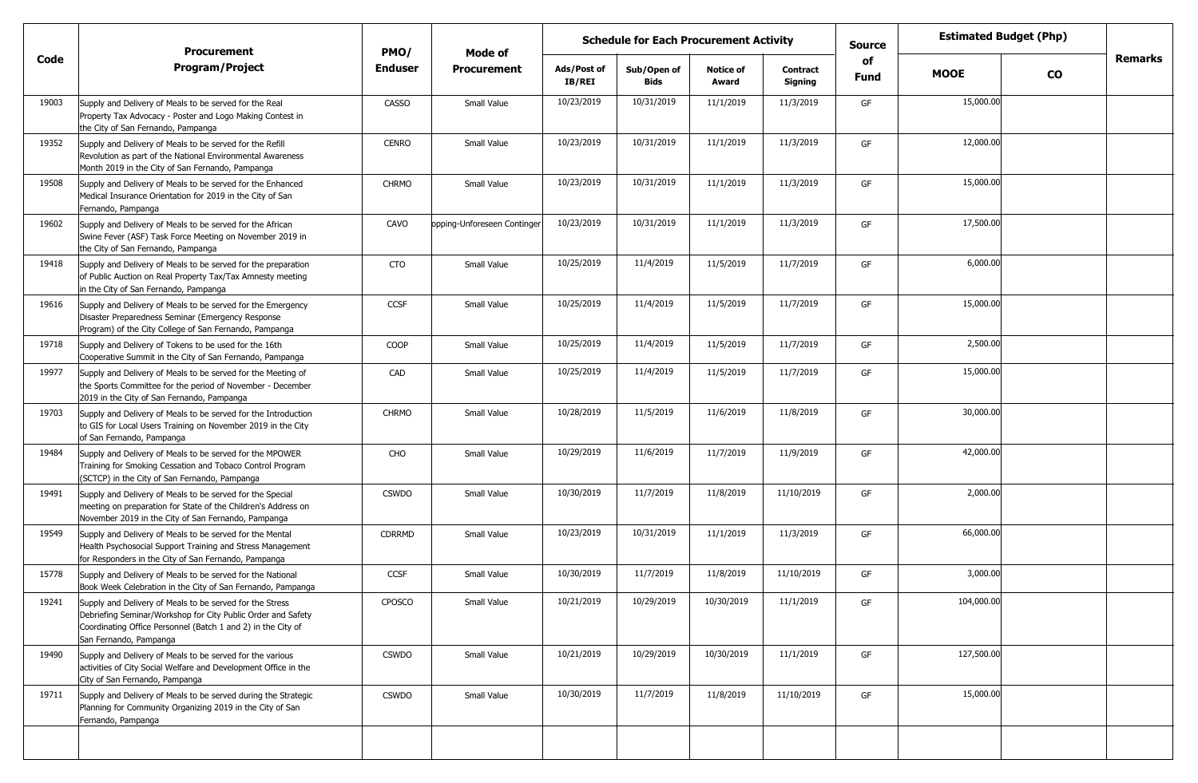| Code | Procurement Program/Project | PMO/ Enduser | Mode of Procurement | Schedule for Each Procurement Activity | | | | Source of Fund | Estimated Budget (Php) | | Remarks |
|---|---|---|---|---|---|---|---|---|---|---|---|
| | | | | Ads/Post of IB/REI | Sub/Open of Bids | Notice of Award | Contract Signing | | MOOE | CO | |
| 19003 | Supply and Delivery of Meals to be served for the Real Property Tax Advocacy - Poster and Logo Making Contest in the City of San Fernando, Pampanga | CASSO | Small Value | 10/23/2019 | 10/31/2019 | 11/1/2019 | 11/3/2019 | GF | 15,000.00 | | |
| 19352 | Supply and Delivery of Meals to be served for the Refill Revolution as part of the National Environmental Awareness Month 2019 in the City of San Fernando, Pampanga | CENRO | Small Value | 10/23/2019 | 10/31/2019 | 11/1/2019 | 11/3/2019 | GF | 12,000.00 | | |
| 19508 | Supply and Delivery of Meals to be served for the Enhanced Medical Insurance Orientation for 2019 in the City of San Fernando, Pampanga | CHRMO | Small Value | 10/23/2019 | 10/31/2019 | 11/1/2019 | 11/3/2019 | GF | 15,000.00 | | |
| 19602 | Supply and Delivery of Meals to be served for the African Swine Fever (ASF) Task Force Meeting on November 2019 in the City of San Fernando, Pampanga | CAVO | opping-Unforeseen Continger | 10/23/2019 | 10/31/2019 | 11/1/2019 | 11/3/2019 | GF | 17,500.00 | | |
| 19418 | Supply and Delivery of Meals to be served for the preparation of Public Auction on Real Property Tax/Tax Amnesty meeting in the City of San Fernando, Pampanga | CTO | Small Value | 10/25/2019 | 11/4/2019 | 11/5/2019 | 11/7/2019 | GF | 6,000.00 | | |
| 19616 | Supply and Delivery of Meals to be served for the Emergency Disaster Preparedness Seminar (Emergency Response Program) of the City College of San Fernando, Pampanga | CCSF | Small Value | 10/25/2019 | 11/4/2019 | 11/5/2019 | 11/7/2019 | GF | 15,000.00 | | |
| 19718 | Supply and Delivery of Tokens to be used for the 16th Cooperative Summit in the City of San Fernando, Pampanga | COOP | Small Value | 10/25/2019 | 11/4/2019 | 11/5/2019 | 11/7/2019 | GF | 2,500.00 | | |
| 19977 | Supply and Delivery of Meals to be served for the Meeting of the Sports Committee for the period of November - December 2019 in the City of San Fernando, Pampanga | CAD | Small Value | 10/25/2019 | 11/4/2019 | 11/5/2019 | 11/7/2019 | GF | 15,000.00 | | |
| 19703 | Supply and Delivery of Meals to be served for the Introduction to GIS for Local Users Training on November 2019 in the City of San Fernando, Pampanga | CHRMO | Small Value | 10/28/2019 | 11/5/2019 | 11/6/2019 | 11/8/2019 | GF | 30,000.00 | | |
| 19484 | Supply and Delivery of Meals to be served for the MPOWER Training for Smoking Cessation and Tobaco Control Program (SCTCP) in the City of San Fernando, Pampanga | CHO | Small Value | 10/29/2019 | 11/6/2019 | 11/7/2019 | 11/9/2019 | GF | 42,000.00 | | |
| 19491 | Supply and Delivery of Meals to be served for the Special meeting on preparation for State of the Children's Address on November 2019 in the City of San Fernando, Pampanga | CSWDO | Small Value | 10/30/2019 | 11/7/2019 | 11/8/2019 | 11/10/2019 | GF | 2,000.00 | | |
| 19549 | Supply and Delivery of Meals to be served for the Mental Health Psychosocial Support Training and Stress Management for Responders in the City of San Fernando, Pampanga | CDRRMD | Small Value | 10/23/2019 | 10/31/2019 | 11/1/2019 | 11/3/2019 | GF | 66,000.00 | | |
| 15778 | Supply and Delivery of Meals to be served for the National Book Week Celebration in the City of San Fernando, Pampanga | CCSF | Small Value | 10/30/2019 | 11/7/2019 | 11/8/2019 | 11/10/2019 | GF | 3,000.00 | | |
| 19241 | Supply and Delivery of Meals to be served for the Stress Debriefing Seminar/Workshop for City Public Order and Safety Coordinating Office Personnel (Batch 1 and 2) in the City of San Fernando, Pampanga | CPOSCO | Small Value | 10/21/2019 | 10/29/2019 | 10/30/2019 | 11/1/2019 | GF | 104,000.00 | | |
| 19490 | Supply and Delivery of Meals to be served for the various activities of City Social Welfare and Development Office in the City of San Fernando, Pampanga | CSWDO | Small Value | 10/21/2019 | 10/29/2019 | 10/30/2019 | 11/1/2019 | GF | 127,500.00 | | |
| 19711 | Supply and Delivery of Meals to be served during the Strategic Planning for Community Organizing 2019 in the City of San Fernando, Pampanga | CSWDO | Small Value | 10/30/2019 | 11/7/2019 | 11/8/2019 | 11/10/2019 | GF | 15,000.00 | | |
| | | | | | | | | | | | |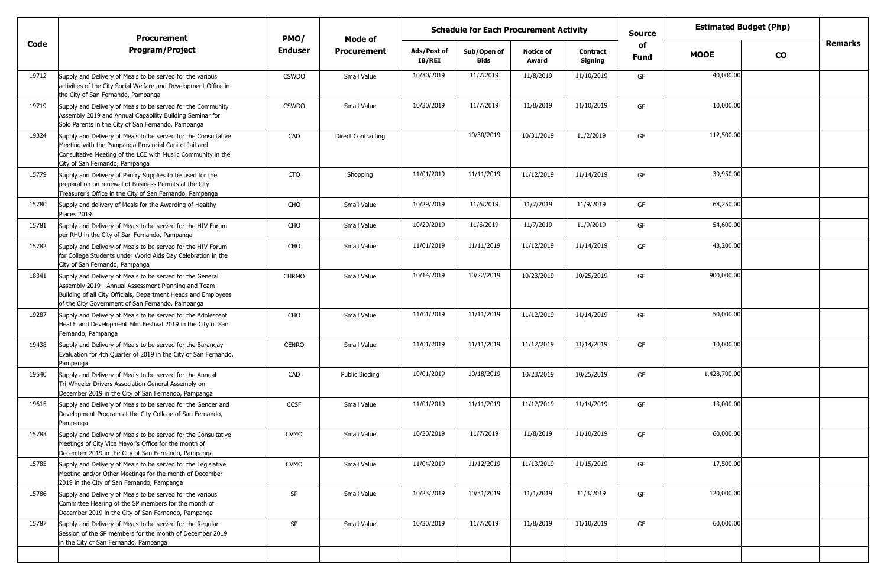| Code | Procurement Program/Project | PMO/ Enduser | Mode of Procurement | Schedule for Each Procurement Activity | | | | Source of Fund | Estimated Budget (Php) | | Remarks |
|---|---|---|---|---|---|---|---|---|---|---|---|
| | | | | Ads/Post of IB/REI | Sub/Open of Bids | Notice of Award | Contract Signing | | MOOE | CO | |
| 19712 | Supply and Delivery of Meals to be served for the various activities of the City Social Welfare and Development Office in the City of San Fernando, Pampanga | CSWDO | Small Value | 10/30/2019 | 11/7/2019 | 11/8/2019 | 11/10/2019 | GF | 40,000.00 | | |
| 19719 | Supply and Delivery of Meals to be served for the Community Assembly 2019 and Annual Capability Building Seminar for Solo Parents in the City of San Fernando, Pampanga | CSWDO | Small Value | 10/30/2019 | 11/7/2019 | 11/8/2019 | 11/10/2019 | GF | 10,000.00 | | |
| 19324 | Supply and Delivery of Meals to be served for the Consultative Meeting with the Pampanga Provincial Capitol Jail and Consultative Meeting of the LCE with Muslic Community in the City of San Fernando, Pampanga | CAD | Direct Contracting | | 10/30/2019 | 10/31/2019 | 11/2/2019 | GF | 112,500.00 | | |
| 15779 | Supply and Delivery of Pantry Supplies to be used for the preparation on renewal of Business Permits at the City Treasurer's Office in the City of San Fernando, Pampanga | CTO | Shopping | 11/01/2019 | 11/11/2019 | 11/12/2019 | 11/14/2019 | GF | 39,950.00 | | |
| 15780 | Supply and delivery of Meals for the Awarding of Healthy Places 2019 | CHO | Small Value | 10/29/2019 | 11/6/2019 | 11/7/2019 | 11/9/2019 | GF | 68,250.00 | | |
| 15781 | Supply and Delivery of Meals to be served for the HIV Forum per RHU in the City of San Fernando, Pampanga | CHO | Small Value | 10/29/2019 | 11/6/2019 | 11/7/2019 | 11/9/2019 | GF | 54,600.00 | | |
| 15782 | Supply and Delivery of Meals to be served for the HIV Forum for College Students under World Aids Day Celebration in the City of San Fernando, Pampanga | CHO | Small Value | 11/01/2019 | 11/11/2019 | 11/12/2019 | 11/14/2019 | GF | 43,200.00 | | |
| 18341 | Supply and Delivery of Meals to be served for the General Assembly 2019 - Annual Assessment Planning and Team Building of all City Officials, Department Heads and Employees of the City Government of San Fernando, Pampanga | CHRMO | Small Value | 10/14/2019 | 10/22/2019 | 10/23/2019 | 10/25/2019 | GF | 900,000.00 | | |
| 19287 | Supply and Delivery of Meals to be served for the Adolescent Health and Development Film Festival 2019 in the City of San Fernando, Pampanga | CHO | Small Value | 11/01/2019 | 11/11/2019 | 11/12/2019 | 11/14/2019 | GF | 50,000.00 | | |
| 19438 | Supply and Delivery of Meals to be served for the Barangay Evaluation for 4th Quarter of 2019 in the City of San Fernando, Pampanga | CENRO | Small Value | 11/01/2019 | 11/11/2019 | 11/12/2019 | 11/14/2019 | GF | 10,000.00 | | |
| 19540 | Supply and Delivery of Meals to be served for the Annual Tri-Wheeler Drivers Association General Assembly on December 2019 in the City of San Fernando, Pampanga | CAD | Public Bidding | 10/01/2019 | 10/18/2019 | 10/23/2019 | 10/25/2019 | GF | 1,428,700.00 | | |
| 19615 | Supply and Delivery of Meals to be served for the Gender and Development Program at the City College of San Fernando, Pampanga | CCSF | Small Value | 11/01/2019 | 11/11/2019 | 11/12/2019 | 11/14/2019 | GF | 13,000.00 | | |
| 15783 | Supply and Delivery of Meals to be served for the Consultative Meetings of City Vice Mayor's Office for the month of December 2019 in the City of San Fernando, Pampanga | CVMO | Small Value | 10/30/2019 | 11/7/2019 | 11/8/2019 | 11/10/2019 | GF | 60,000.00 | | |
| 15785 | Supply and Delivery of Meals to be served for the Legislative Meeting and/or Other Meetings for the month of December 2019 in the City of San Fernando, Pampanga | CVMO | Small Value | 11/04/2019 | 11/12/2019 | 11/13/2019 | 11/15/2019 | GF | 17,500.00 | | |
| 15786 | Supply and Delivery of Meals to be served for the various Committee Hearing of the SP members for the month of December 2019 in the City of San Fernando, Pampanga | SP | Small Value | 10/23/2019 | 10/31/2019 | 11/1/2019 | 11/3/2019 | GF | 120,000.00 | | |
| 15787 | Supply and Delivery of Meals to be served for the Regular Session of the SP members for the month of December 2019 in the City of San Fernando, Pampanga | SP | Small Value | 10/30/2019 | 11/7/2019 | 11/8/2019 | 11/10/2019 | GF | 60,000.00 | | |
| | | | | | | | | | | | |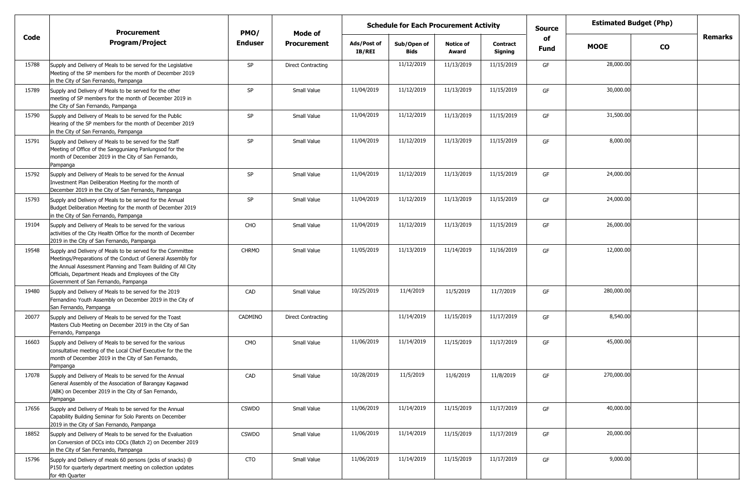| Code | Procurement Program/Project | PMO/ Enduser | Mode of Procurement | Schedule for Each Procurement Activity | | | | Source of Fund | Estimated Budget (Php) | | Remarks |
|---|---|---|---|---|---|---|---|---|---|---|---|
| | | | | Ads/Post of IB/REI | Sub/Open of Bids | Notice of Award | Contract Signing | | MOOE | CO | |
| 15788 | Supply and Delivery of Meals to be served for the Legislative Meeting of the SP members for the month of December 2019 in the City of San Fernando, Pampanga | SP | Direct Contracting | | 11/12/2019 | 11/13/2019 | 11/15/2019 | GF | 28,000.00 | | |
| 15789 | Supply and Delivery of Meals to be served for the other meeting of SP members for the month of December 2019 in the City of San Fernando, Pampanga | SP | Small Value | 11/04/2019 | 11/12/2019 | 11/13/2019 | 11/15/2019 | GF | 30,000.00 | | |
| 15790 | Supply and Delivery of Meals to be served for the Public Hearing of the SP members for the month of December 2019 in the City of San Fernando, Pampanga | SP | Small Value | 11/04/2019 | 11/12/2019 | 11/13/2019 | 11/15/2019 | GF | 31,500.00 | | |
| 15791 | Supply and Delivery of Meals to be served for the Staff Meeting of Office of the Sangguniang Panlungsod for the month of December 2019 in the City of San Fernando, Pampanga | SP | Small Value | 11/04/2019 | 11/12/2019 | 11/13/2019 | 11/15/2019 | GF | 8,000.00 | | |
| 15792 | Supply and Delivery of Meals to be served for the Annual Investment Plan Deliberation Meeting for the month of December 2019 in the City of San Fernando, Pampanga | SP | Small Value | 11/04/2019 | 11/12/2019 | 11/13/2019 | 11/15/2019 | GF | 24,000.00 | | |
| 15793 | Supply and Delivery of Meals to be served for the Annual Budget Deliberation Meeting for the month of December 2019 in the City of San Fernando, Pampanga | SP | Small Value | 11/04/2019 | 11/12/2019 | 11/13/2019 | 11/15/2019 | GF | 24,000.00 | | |
| 19104 | Supply and Delivery of Meals to be served for the various activities of the City Health Office for the month of December 2019 in the City of San Fernando, Pampanga | CHO | Small Value | 11/04/2019 | 11/12/2019 | 11/13/2019 | 11/15/2019 | GF | 26,000.00 | | |
| 19548 | Supply and Delivery of Meals to be served for the Committee Meetings/Preparations of the Conduct of General Assembly for the Annual Assessment Planning and Team Building of All City Officials, Department Heads and Employees of the City Government of San Fernando, Pampanga | CHRMO | Small Value | 11/05/2019 | 11/13/2019 | 11/14/2019 | 11/16/2019 | GF | 12,000.00 | | |
| 19480 | Supply and Delivery of Meals to be served for the 2019 Fernandino Youth Assembly on December 2019 in the City of San Fernando, Pampanga | CAD | Small Value | 10/25/2019 | 11/4/2019 | 11/5/2019 | 11/7/2019 | GF | 280,000.00 | | |
| 20077 | Supply and Delivery of Meals to be served for the Toast Masters Club Meeting on December 2019 in the City of San Fernando, Pampanga | CADMINO | Direct Contracting | | 11/14/2019 | 11/15/2019 | 11/17/2019 | GF | 8,540.00 | | |
| 16603 | Supply and Delivery of Meals to be served for the various consultative meeting of the Local Chief Executive for the the month of December 2019 in the City of San Fernando, Pampanga | CMO | Small Value | 11/06/2019 | 11/14/2019 | 11/15/2019 | 11/17/2019 | GF | 45,000.00 | | |
| 17078 | Supply and Delivery of Meals to be served for the Annual General Assembly of the Association of Barangay Kagawad (ABK) on December 2019 in the City of San Fernando, Pampanga | CAD | Small Value | 10/28/2019 | 11/5/2019 | 11/6/2019 | 11/8/2019 | GF | 270,000.00 | | |
| 17656 | Supply and Delivery of Meals to be served for the Annual Capability Building Seminar for Solo Parents on December 2019 in the City of San Fernando, Pampanga | CSWDO | Small Value | 11/06/2019 | 11/14/2019 | 11/15/2019 | 11/17/2019 | GF | 40,000.00 | | |
| 18852 | Supply and Delivery of Meals to be served for the Evaluation on Conversion of DCCs into CDCs (Batch 2) on December 2019 in the City of San Fernando, Pampanga | CSWDO | Small Value | 11/06/2019 | 11/14/2019 | 11/15/2019 | 11/17/2019 | GF | 20,000.00 | | |
| 15796 | Supply and Delivery of meals 60 persons (pcks of snacks) @ P150 for quarterly department meeting on collection updates for 4th Quarter | CTO | Small Value | 11/06/2019 | 11/14/2019 | 11/15/2019 | 11/17/2019 | GF | 9,000.00 | | |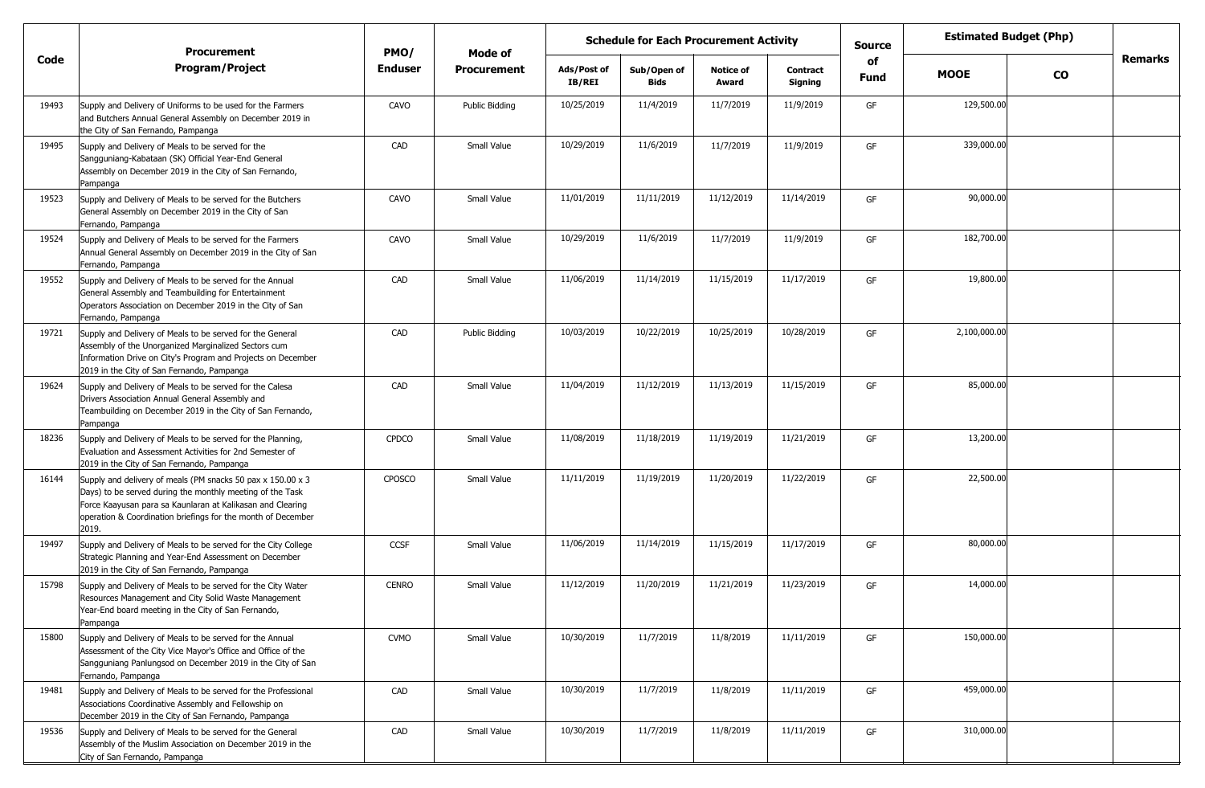| Code | Procurement Program/Project | PMO/ Enduser | Mode of Procurement | Schedule for Each Procurement Activity | | | | Source of Fund | Estimated Budget (Php) | | Remarks |
|---|---|---|---|---|---|---|---|---|---|---|---|
| | | | | Ads/Post of IB/REI | Sub/Open of Bids | Notice of Award | Contract Signing | | MOOE | CO | |
| 19493 | Supply and Delivery of Uniforms to be used for the Farmers and Butchers Annual General Assembly on December 2019 in the City of San Fernando, Pampanga | CAVO | Public Bidding | 10/25/2019 | 11/4/2019 | 11/7/2019 | 11/9/2019 | GF | 129,500.00 | | |
| 19495 | Supply and Delivery of Meals to be served for the Sangguniang-Kabataan (SK) Official Year-End General Assembly on December 2019 in the City of San Fernando, Pampanga | CAD | Small Value | 10/29/2019 | 11/6/2019 | 11/7/2019 | 11/9/2019 | GF | 339,000.00 | | |
| 19523 | Supply and Delivery of Meals to be served for the Butchers General Assembly on December 2019 in the City of San Fernando, Pampanga | CAVO | Small Value | 11/01/2019 | 11/11/2019 | 11/12/2019 | 11/14/2019 | GF | 90,000.00 | | |
| 19524 | Supply and Delivery of Meals to be served for the Farmers Annual General Assembly on December 2019 in the City of San Fernando, Pampanga | CAVO | Small Value | 10/29/2019 | 11/6/2019 | 11/7/2019 | 11/9/2019 | GF | 182,700.00 | | |
| 19552 | Supply and Delivery of Meals to be served for the Annual General Assembly and Teambuilding for Entertainment Operators Association on December 2019 in the City of San Fernando, Pampanga | CAD | Small Value | 11/06/2019 | 11/14/2019 | 11/15/2019 | 11/17/2019 | GF | 19,800.00 | | |
| 19721 | Supply and Delivery of Meals to be served for the General Assembly of the Unorganized Marginalized Sectors cum Information Drive on City's Program and Projects on December 2019 in the City of San Fernando, Pampanga | CAD | Public Bidding | 10/03/2019 | 10/22/2019 | 10/25/2019 | 10/28/2019 | GF | 2,100,000.00 | | |
| 19624 | Supply and Delivery of Meals to be served for the Calesa Drivers Association Annual General Assembly and Teambuilding on December 2019 in the City of San Fernando, Pampanga | CAD | Small Value | 11/04/2019 | 11/12/2019 | 11/13/2019 | 11/15/2019 | GF | 85,000.00 | | |
| 18236 | Supply and Delivery of Meals to be served for the Planning, Evaluation and Assessment Activities for 2nd Semester of 2019 in the City of San Fernando, Pampanga | CPDCO | Small Value | 11/08/2019 | 11/18/2019 | 11/19/2019 | 11/21/2019 | GF | 13,200.00 | | |
| 16144 | Supply and delivery of meals (PM snacks 50 pax x 150.00 x 3 Days) to be served during the monthly meeting of the Task Force Kaayusan para sa Kaunlaran at Kalikasan and Clearing operation & Coordination briefings for the month of December 2019. | CPOSCO | Small Value | 11/11/2019 | 11/19/2019 | 11/20/2019 | 11/22/2019 | GF | 22,500.00 | | |
| 19497 | Supply and Delivery of Meals to be served for the City College Strategic Planning and Year-End Assessment on December 2019 in the City of San Fernando, Pampanga | CCSF | Small Value | 11/06/2019 | 11/14/2019 | 11/15/2019 | 11/17/2019 | GF | 80,000.00 | | |
| 15798 | Supply and Delivery of Meals to be served for the City Water Resources Management and City Solid Waste Management Year-End board meeting in the City of San Fernando, Pampanga | CENRO | Small Value | 11/12/2019 | 11/20/2019 | 11/21/2019 | 11/23/2019 | GF | 14,000.00 | | |
| 15800 | Supply and Delivery of Meals to be served for the Annual Assessment of the City Vice Mayor's Office and Office of the Sangguniang Panlungsod on December 2019 in the City of San Fernando, Pampanga | CVMO | Small Value | 10/30/2019 | 11/7/2019 | 11/8/2019 | 11/11/2019 | GF | 150,000.00 | | |
| 19481 | Supply and Delivery of Meals to be served for the Professional Associations Coordinative Assembly and Fellowship on December 2019 in the City of San Fernando, Pampanga | CAD | Small Value | 10/30/2019 | 11/7/2019 | 11/8/2019 | 11/11/2019 | GF | 459,000.00 | | |
| 19536 | Supply and Delivery of Meals to be served for the General Assembly of the Muslim Association on December 2019 in the City of San Fernando, Pampanga | CAD | Small Value | 10/30/2019 | 11/7/2019 | 11/8/2019 | 11/11/2019 | GF | 310,000.00 | | |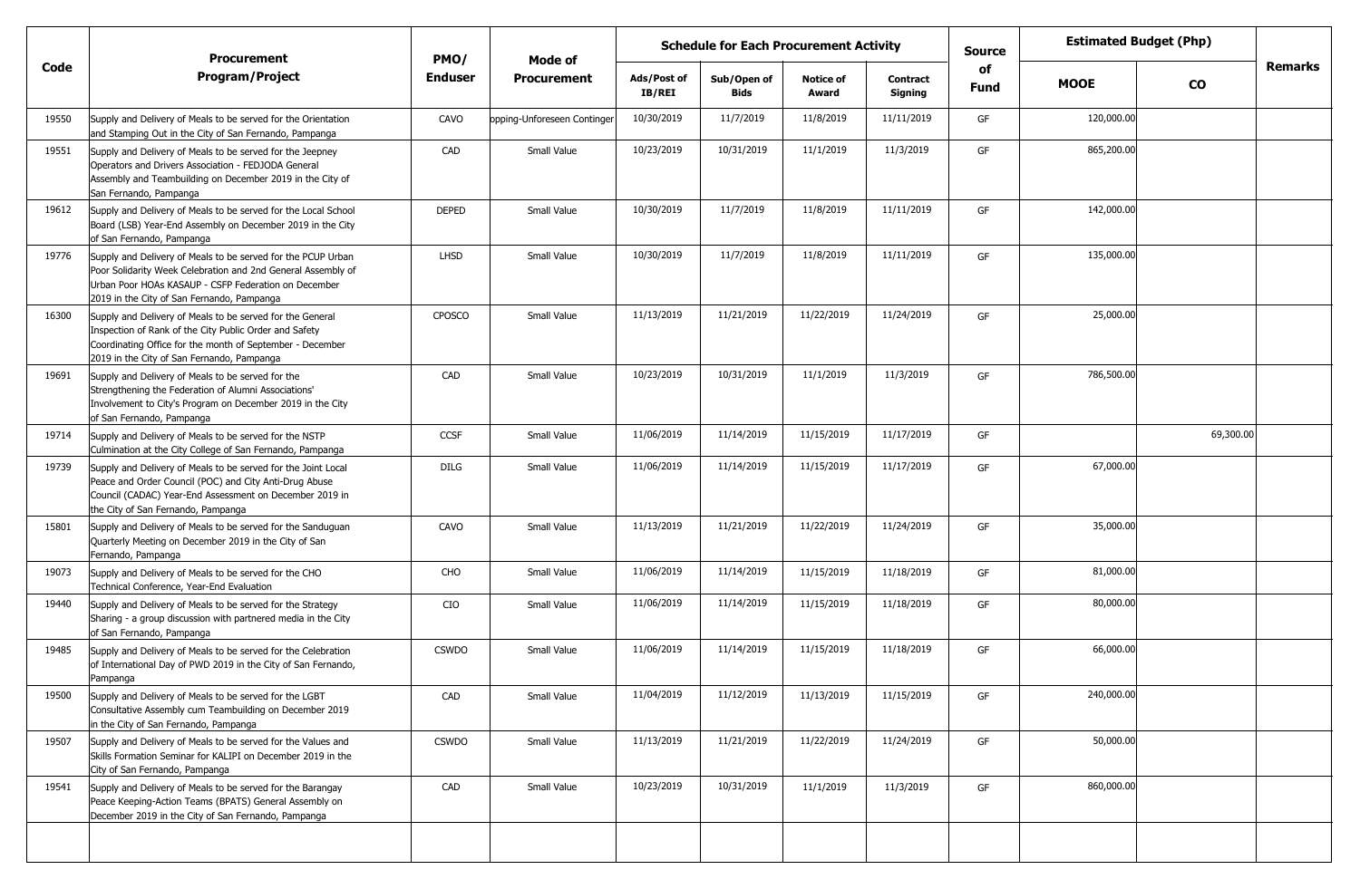| Code | Procurement Program/Project | PMO/ Enduser | Mode of Procurement | Schedule for Each Procurement Activity | | | | Source of Fund | Estimated Budget (Php) | | Remarks |
|---|---|---|---|---|---|---|---|---|---|---|---|
| | | | | Ads/Post of IB/REI | Sub/Open of Bids | Notice of Award | Contract Signing | | MOOE | CO | |
| 19550 | Supply and Delivery of Meals to be served for the Orientation and Stamping Out in the City of San Fernando, Pampanga | CAVO | opping-Unforeseen Continger | 10/30/2019 | 11/7/2019 | 11/8/2019 | 11/11/2019 | GF | 120,000.00 | | |
| 19551 | Supply and Delivery of Meals to be served for the Jeepney Operators and Drivers Association - FEDJODA General Assembly and Teambuilding on December 2019 in the City of San Fernando, Pampanga | CAD | Small Value | 10/23/2019 | 10/31/2019 | 11/1/2019 | 11/3/2019 | GF | 865,200.00 | | |
| 19612 | Supply and Delivery of Meals to be served for the Local School Board (LSB) Year-End Assembly on December 2019 in the City of San Fernando, Pampanga | DEPED | Small Value | 10/30/2019 | 11/7/2019 | 11/8/2019 | 11/11/2019 | GF | 142,000.00 | | |
| 19776 | Supply and Delivery of Meals to be served for the PCUP Urban Poor Solidarity Week Celebration and 2nd General Assembly of Urban Poor HOAs KASAUP - CSFP Federation on December 2019 in the City of San Fernando, Pampanga | LHSD | Small Value | 10/30/2019 | 11/7/2019 | 11/8/2019 | 11/11/2019 | GF | 135,000.00 | | |
| 16300 | Supply and Delivery of Meals to be served for the General Inspection of Rank of the City Public Order and Safety Coordinating Office for the month of September - December 2019 in the City of San Fernando, Pampanga | CPOSCO | Small Value | 11/13/2019 | 11/21/2019 | 11/22/2019 | 11/24/2019 | GF | 25,000.00 | | |
| 19691 | Supply and Delivery of Meals to be served for the Strengthening the Federation of Alumni Associations' Involvement to City's Program on December 2019 in the City of San Fernando, Pampanga | CAD | Small Value | 10/23/2019 | 10/31/2019 | 11/1/2019 | 11/3/2019 | GF | 786,500.00 | | |
| 19714 | Supply and Delivery of Meals to be served for the NSTP Culmination at the City College of San Fernando, Pampanga | CCSF | Small Value | 11/06/2019 | 11/14/2019 | 11/15/2019 | 11/17/2019 | GF | | 69,300.00 | |
| 19739 | Supply and Delivery of Meals to be served for the Joint Local Peace and Order Council (POC) and City Anti-Drug Abuse Council (CADAC) Year-End Assessment on December 2019 in the City of San Fernando, Pampanga | DILG | Small Value | 11/06/2019 | 11/14/2019 | 11/15/2019 | 11/17/2019 | GF | 67,000.00 | | |
| 15801 | Supply and Delivery of Meals to be served for the Sanduguan Quarterly Meeting on December 2019 in the City of San Fernando, Pampanga | CAVO | Small Value | 11/13/2019 | 11/21/2019 | 11/22/2019 | 11/24/2019 | GF | 35,000.00 | | |
| 19073 | Supply and Delivery of Meals to be served for the CHO Technical Conference, Year-End Evaluation | CHO | Small Value | 11/06/2019 | 11/14/2019 | 11/15/2019 | 11/18/2019 | GF | 81,000.00 | | |
| 19440 | Supply and Delivery of Meals to be served for the Strategy Sharing - a group discussion with partnered media in the City of San Fernando, Pampanga | CIO | Small Value | 11/06/2019 | 11/14/2019 | 11/15/2019 | 11/18/2019 | GF | 80,000.00 | | |
| 19485 | Supply and Delivery of Meals to be served for the Celebration of International Day of PWD 2019 in the City of San Fernando, Pampanga | CSWDO | Small Value | 11/06/2019 | 11/14/2019 | 11/15/2019 | 11/18/2019 | GF | 66,000.00 | | |
| 19500 | Supply and Delivery of Meals to be served for the LGBT Consultative Assembly cum Teambuilding on December 2019 in the City of San Fernando, Pampanga | CAD | Small Value | 11/04/2019 | 11/12/2019 | 11/13/2019 | 11/15/2019 | GF | 240,000.00 | | |
| 19507 | Supply and Delivery of Meals to be served for the Values and Skills Formation Seminar for KALIPI on December 2019 in the City of San Fernando, Pampanga | CSWDO | Small Value | 11/13/2019 | 11/21/2019 | 11/22/2019 | 11/24/2019 | GF | 50,000.00 | | |
| 19541 | Supply and Delivery of Meals to be served for the Barangay Peace Keeping-Action Teams (BPATS) General Assembly on December 2019 in the City of San Fernando, Pampanga | CAD | Small Value | 10/23/2019 | 10/31/2019 | 11/1/2019 | 11/3/2019 | GF | 860,000.00 | | |
| | | | | | | | | | | | |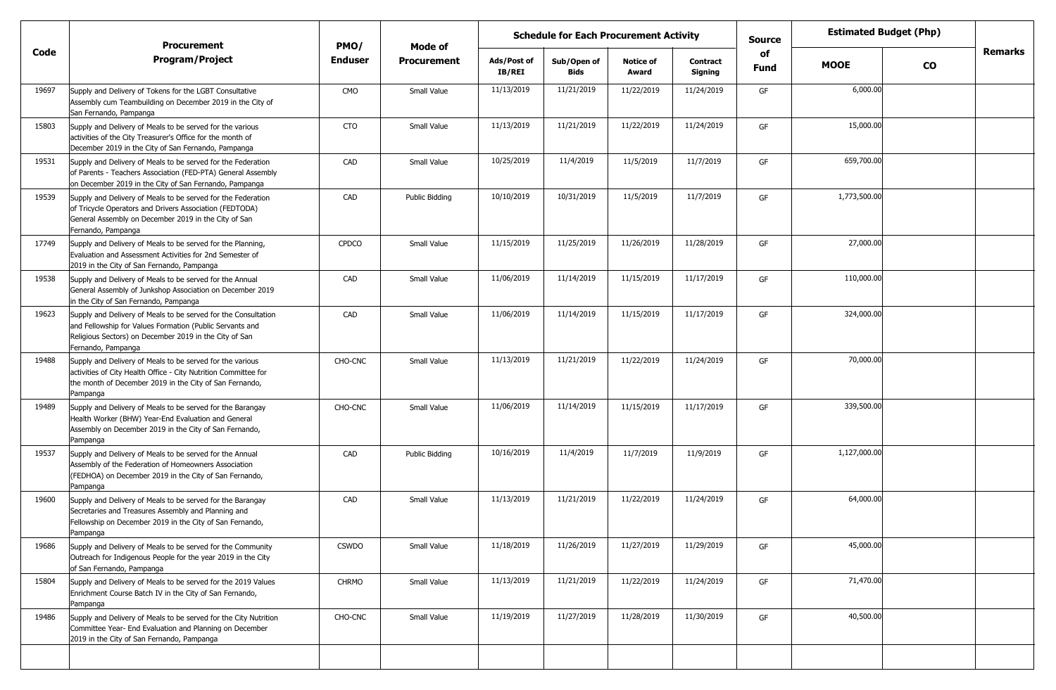| Code | Procurement Program/Project | PMO/ Enduser | Mode of Procurement | Schedule for Each Procurement Activity | | | | Source of Fund | Estimated Budget (Php) | | Remarks |
|---|---|---|---|---|---|---|---|---|---|---|---|
| | | | | Ads/Post of IB/REI | Sub/Open of Bids | Notice of Award | Contract Signing | | MOOE | CO | |
| 19697 | Supply and Delivery of Tokens for the LGBT Consultative Assembly cum Teambuilding on December 2019 in the City of San Fernando, Pampanga | CMO | Small Value | 11/13/2019 | 11/21/2019 | 11/22/2019 | 11/24/2019 | GF | 6,000.00 | | |
| 15803 | Supply and Delivery of Meals to be served for the various activities of the City Treasurer's Office for the month of December 2019 in the City of San Fernando, Pampanga | CTO | Small Value | 11/13/2019 | 11/21/2019 | 11/22/2019 | 11/24/2019 | GF | 15,000.00 | | |
| 19531 | Supply and Delivery of Meals to be served for the Federation of Parents - Teachers Association (FED-PTA) General Assembly on December 2019 in the City of San Fernando, Pampanga | CAD | Small Value | 10/25/2019 | 11/4/2019 | 11/5/2019 | 11/7/2019 | GF | 659,700.00 | | |
| 19539 | Supply and Delivery of Meals to be served for the Federation of Tricycle Operators and Drivers Association (FEDTODA) General Assembly on December 2019 in the City of San Fernando, Pampanga | CAD | Public Bidding | 10/10/2019 | 10/31/2019 | 11/5/2019 | 11/7/2019 | GF | 1,773,500.00 | | |
| 17749 | Supply and Delivery of Meals to be served for the Planning, Evaluation and Assessment Activities for 2nd Semester of 2019 in the City of San Fernando, Pampanga | CPDCO | Small Value | 11/15/2019 | 11/25/2019 | 11/26/2019 | 11/28/2019 | GF | 27,000.00 | | |
| 19538 | Supply and Delivery of Meals to be served for the Annual General Assembly of Junkshop Association on December 2019 in the City of San Fernando, Pampanga | CAD | Small Value | 11/06/2019 | 11/14/2019 | 11/15/2019 | 11/17/2019 | GF | 110,000.00 | | |
| 19623 | Supply and Delivery of Meals to be served for the Consultation and Fellowship for Values Formation (Public Servants and Religious Sectors) on December 2019 in the City of San Fernando, Pampanga | CAD | Small Value | 11/06/2019 | 11/14/2019 | 11/15/2019 | 11/17/2019 | GF | 324,000.00 | | |
| 19488 | Supply and Delivery of Meals to be served for the various activities of City Health Office - City Nutrition Committee for the month of December 2019 in the City of San Fernando, Pampanga | CHO-CNC | Small Value | 11/13/2019 | 11/21/2019 | 11/22/2019 | 11/24/2019 | GF | 70,000.00 | | |
| 19489 | Supply and Delivery of Meals to be served for the Barangay Health Worker (BHW) Year-End Evaluation and General Assembly on December 2019 in the City of San Fernando, Pampanga | CHO-CNC | Small Value | 11/06/2019 | 11/14/2019 | 11/15/2019 | 11/17/2019 | GF | 339,500.00 | | |
| 19537 | Supply and Delivery of Meals to be served for the Annual Assembly of the Federation of Homeowners Association (FEDHOA) on December 2019 in the City of San Fernando, Pampanga | CAD | Public Bidding | 10/16/2019 | 11/4/2019 | 11/7/2019 | 11/9/2019 | GF | 1,127,000.00 | | |
| 19600 | Supply and Delivery of Meals to be served for the Barangay Secretaries and Treasures Assembly and Planning and Fellowship on December 2019 in the City of San Fernando, Pampanga | CAD | Small Value | 11/13/2019 | 11/21/2019 | 11/22/2019 | 11/24/2019 | GF | 64,000.00 | | |
| 19686 | Supply and Delivery of Meals to be served for the Community Outreach for Indigenous People for the year 2019 in the City of San Fernando, Pampanga | CSWDO | Small Value | 11/18/2019 | 11/26/2019 | 11/27/2019 | 11/29/2019 | GF | 45,000.00 | | |
| 15804 | Supply and Delivery of Meals to be served for the 2019 Values Enrichment Course Batch IV in the City of San Fernando, Pampanga | CHRMO | Small Value | 11/13/2019 | 11/21/2019 | 11/22/2019 | 11/24/2019 | GF | 71,470.00 | | |
| 19486 | Supply and Delivery of Meals to be served for the City Nutrition Committee Year- End Evaluation and Planning on December 2019 in the City of San Fernando, Pampanga | CHO-CNC | Small Value | 11/19/2019 | 11/27/2019 | 11/28/2019 | 11/30/2019 | GF | 40,500.00 | | |
| | | | | | | | | | | | |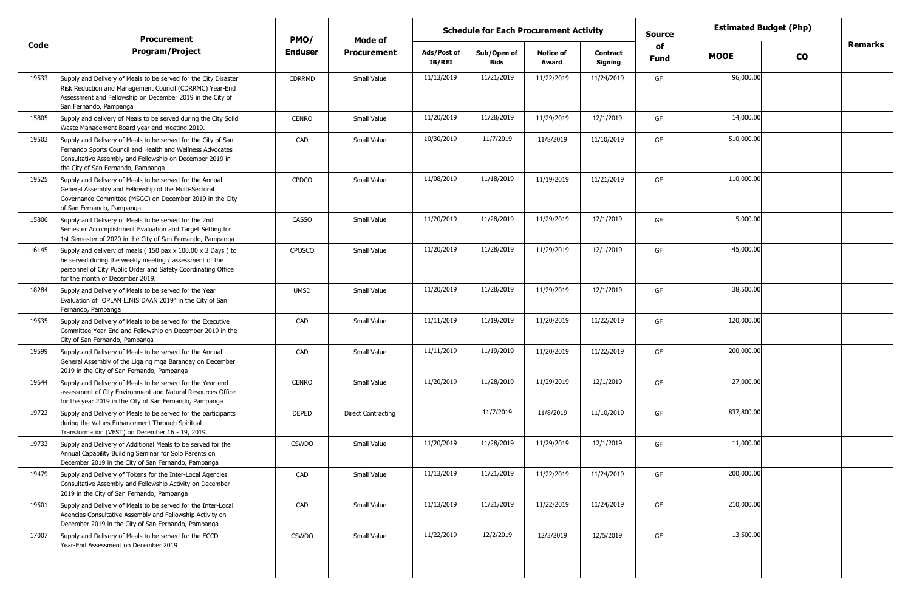| Code | Procurement Program/Project | PMO/ Enduser | Mode of Procurement | Schedule for Each Procurement Activity | | | | Source of Fund | Estimated Budget (Php) | | Remarks |
|---|---|---|---|---|---|---|---|---|---|---|---|
| | | | | Ads/Post of IB/REI | Sub/Open of Bids | Notice of Award | Contract Signing | | MOOE | CO | |
| 19533 | Supply and Delivery of Meals to be served for the City Disaster Risk Reduction and Management Council (CDRRMC) Year-End Assessment and Fellowship on December 2019 in the City of San Fernando, Pampanga | CDRRMD | Small Value | 11/13/2019 | 11/21/2019 | 11/22/2019 | 11/24/2019 | GF | 96,000.00 | | |
| 15805 | Supply and delivery of Meals to be served during the City Solid Waste Management Board year end meeting 2019. | CENRO | Small Value | 11/20/2019 | 11/28/2019 | 11/29/2019 | 12/1/2019 | GF | 14,000.00 | | |
| 19503 | Supply and Delivery of Meals to be served for the City of San Fernando Sports Council and Health and Wellness Advocates Consultative Assembly and Fellowship on December 2019 in the City of San Fernando, Pampanga | CAD | Small Value | 10/30/2019 | 11/7/2019 | 11/8/2019 | 11/10/2019 | GF | 510,000.00 | | |
| 19525 | Supply and Delivery of Meals to be served for the Annual General Assembly and Fellowship of the Multi-Sectoral Governance Committee (MSGC) on December 2019 in the City of San Fernando, Pampanga | CPDCO | Small Value | 11/08/2019 | 11/18/2019 | 11/19/2019 | 11/21/2019 | GF | 110,000.00 | | |
| 15806 | Supply and Delivery of Meals to be served for the 2nd Semester Accomplishment Evaluation and Target Setting for 1st Semester of 2020 in the City of San Fernando, Pampanga | CASSO | Small Value | 11/20/2019 | 11/28/2019 | 11/29/2019 | 12/1/2019 | GF | 5,000.00 | | |
| 16145 | Supply and delivery of meals ( 150 pax x 100.00 x 3 Days ) to be served during the weekly meeting / assessment of the personnel of City Public Order and Safety Coordinating Office for the month of December 2019. | CPOSCO | Small Value | 11/20/2019 | 11/28/2019 | 11/29/2019 | 12/1/2019 | GF | 45,000.00 | | |
| 18284 | Supply and Delivery of Meals to be served for the Year Evaluation of "OPLAN LINIS DAAN 2019" in the City of San Fernando, Pampanga | UMSD | Small Value | 11/20/2019 | 11/28/2019 | 11/29/2019 | 12/1/2019 | GF | 38,500.00 | | |
| 19535 | Supply and Delivery of Meals to be served for the Executive Committee Year-End and Fellowship on December 2019 in the City of San Fernando, Pampanga | CAD | Small Value | 11/11/2019 | 11/19/2019 | 11/20/2019 | 11/22/2019 | GF | 120,000.00 | | |
| 19599 | Supply and Delivery of Meals to be served for the Annual General Assembly of the Liga ng mga Barangay on December 2019 in the City of San Fernando, Pampanga | CAD | Small Value | 11/11/2019 | 11/19/2019 | 11/20/2019 | 11/22/2019 | GF | 200,000.00 | | |
| 19644 | Supply and Delivery of Meals to be served for the Year-end assessment of City Environment and Natural Resources Office for the year 2019 in the City of San Fernando, Pampanga | CENRO | Small Value | 11/20/2019 | 11/28/2019 | 11/29/2019 | 12/1/2019 | GF | 27,000.00 | | |
| 19723 | Supply and Delivery of Meals to be served for the participants during the Values Enhancement Through Spiritual Transformation (VEST) on December 16 - 19, 2019. | DEPED | Direct Contracting | | 11/7/2019 | 11/8/2019 | 11/10/2019 | GF | 837,800.00 | | |
| 19733 | Supply and Delivery of Additional Meals to be served for the Annual Capability Building Seminar for Solo Parents on December 2019 in the City of San Fernando, Pampanga | CSWDO | Small Value | 11/20/2019 | 11/28/2019 | 11/29/2019 | 12/1/2019 | GF | 11,000.00 | | |
| 19479 | Supply and Delivery of Tokens for the Inter-Local Agencies Consultative Assembly and Fellowship Activity on December 2019 in the City of San Fernando, Pampanga | CAD | Small Value | 11/13/2019 | 11/21/2019 | 11/22/2019 | 11/24/2019 | GF | 200,000.00 | | |
| 19501 | Supply and Delivery of Meals to be served for the Inter-Local Agencies Consultative Assembly and Fellowship Activity on December 2019 in the City of San Fernando, Pampanga | CAD | Small Value | 11/13/2019 | 11/21/2019 | 11/22/2019 | 11/24/2019 | GF | 210,000.00 | | |
| 17007 | Supply and Delivery of Meals to be served for the ECCD Year-End Assessment on December 2019 | CSWDO | Small Value | 11/22/2019 | 12/2/2019 | 12/3/2019 | 12/5/2019 | GF | 13,500.00 | | |
| | | | | | | | | | | | |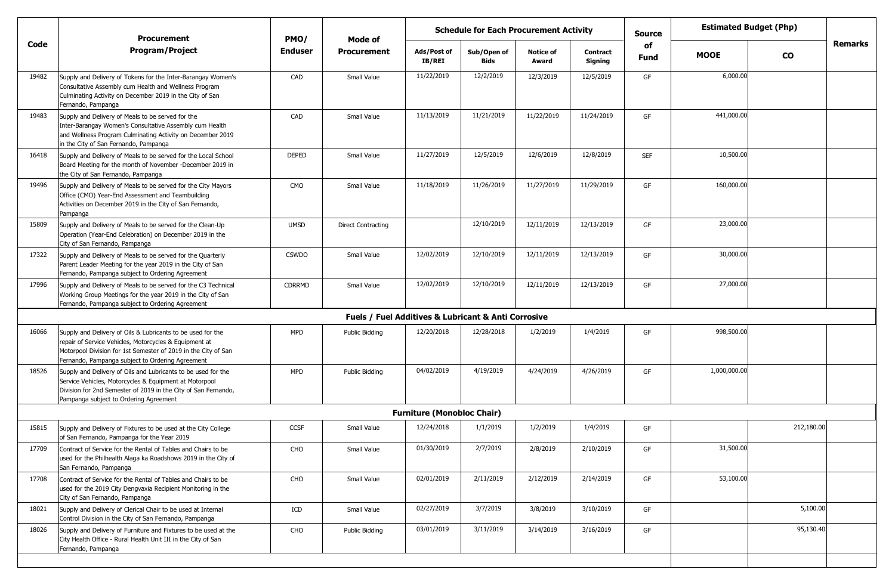| Code | Procurement Program/Project | PMO/ Enduser | Mode of Procurement | Schedule for Each Procurement Activity | | | | Source of Fund | Estimated Budget (Php) | | Remarks |
|---|---|---|---|---|---|---|---|---|---|---|---|
| | | | | Ads/Post of IB/REI | Sub/Open of Bids | Notice of Award | Contract Signing | | MOOE | CO | |
| 19482 | Supply and Delivery of Tokens for the Inter-Barangay Women's Consultative Assembly cum Health and Wellness Program Culminating Activity on December 2019 in the City of San Fernando, Pampanga | CAD | Small Value | 11/22/2019 | 12/2/2019 | 12/3/2019 | 12/5/2019 | GF | 6,000.00 | | |
| 19483 | Supply and Delivery of Meals to be served for the Inter-Barangay Women's Consultative Assembly cum Health and Wellness Program Culminating Activity on December 2019 in the City of San Fernando, Pampanga | CAD | Small Value | 11/13/2019 | 11/21/2019 | 11/22/2019 | 11/24/2019 | GF | 441,000.00 | | |
| 16418 | Supply and Delivery of Meals to be served for the Local School Board Meeting for the month of November -December 2019 in the City of San Fernando, Pampanga | DEPED | Small Value | 11/27/2019 | 12/5/2019 | 12/6/2019 | 12/8/2019 | SEF | 10,500.00 | | |
| 19496 | Supply and Delivery of Meals to be served for the City Mayors Office (CMO) Year-End Assessment and Teambuilding Activities on December 2019 in the City of San Fernando, Pampanga | CMO | Small Value | 11/18/2019 | 11/26/2019 | 11/27/2019 | 11/29/2019 | GF | 160,000.00 | | |
| 15809 | Supply and Delivery of Meals to be served for the Clean-Up Operation (Year-End Celebration) on December 2019 in the City of San Fernando, Pampanga | UMSD | Direct Contracting | | 12/10/2019 | 12/11/2019 | 12/13/2019 | GF | 23,000.00 | | |
| 17322 | Supply and Delivery of Meals to be served for the Quarterly Parent Leader Meeting for the year 2019 in the City of San Fernando, Pampanga subject to Ordering Agreement | CSWDO | Small Value | 12/02/2019 | 12/10/2019 | 12/11/2019 | 12/13/2019 | GF | 30,000.00 | | |
| 17996 | Supply and Delivery of Meals to be served for the C3 Technical Working Group Meetings for the year 2019 in the City of San Fernando, Pampanga subject to Ordering Agreement | CDRRMD | Small Value | 12/02/2019 | 12/10/2019 | 12/11/2019 | 12/13/2019 | GF | 27,000.00 | | |
| | **Fuels / Fuel Additives & Lubricant & Anti Corrosive** | | | | | | | | | | |
| 16066 | Supply and Delivery of Oils & Lubricants to be used for the repair of Service Vehicles, Motorcycles & Equipment at Motorpool Division for 1st Semester of 2019 in the City of San Fernando, Pampanga subject to Ordering Agreement | MPD | Public Bidding | 12/20/2018 | 12/28/2018 | 1/2/2019 | 1/4/2019 | GF | 998,500.00 | | |
| 18526 | Supply and Delivery of Oils and Lubricants to be used for the Service Vehicles, Motorcycles & Equipment at Motorpool Division for 2nd Semester of 2019 in the City of San Fernando, Pampanga subject to Ordering Agreement | MPD | Public Bidding | 04/02/2019 | 4/19/2019 | 4/24/2019 | 4/26/2019 | GF | 1,000,000.00 | | |
| | **Furniture (Monobloc Chair)** | | | | | | | | | | |
| 15815 | Supply and Delivery of Fixtures to be used at the City College of San Fernando, Pampanga for the Year 2019 | CCSF | Small Value | 12/24/2018 | 1/1/2019 | 1/2/2019 | 1/4/2019 | GF | | 212,180.00 | |
| 17709 | Contract of Service for the Rental of Tables and Chairs to be used for the Philhealth Alaga ka Roadshows 2019 in the City of San Fernando, Pampanga | CHO | Small Value | 01/30/2019 | 2/7/2019 | 2/8/2019 | 2/10/2019 | GF | 31,500.00 | | |
| 17708 | Contract of Service for the Rental of Tables and Chairs to be used for the 2019 City Dengvaxia Recipient Monitoring in the City of San Fernando, Pampanga | CHO | Small Value | 02/01/2019 | 2/11/2019 | 2/12/2019 | 2/14/2019 | GF | 53,100.00 | | |
| 18021 | Supply and Delivery of Clerical Chair to be used at Internal Control Division in the City of San Fernando, Pampanga | ICD | Small Value | 02/27/2019 | 3/7/2019 | 3/8/2019 | 3/10/2019 | GF | | 5,100.00 | |
| 18026 | Supply and Delivery of Furniture and Fixtures to be used at the City Health Office - Rural Health Unit III in the City of San Fernando, Pampanga | CHO | Public Bidding | 03/01/2019 | 3/11/2019 | 3/14/2019 | 3/16/2019 | GF | | 95,130.40 | |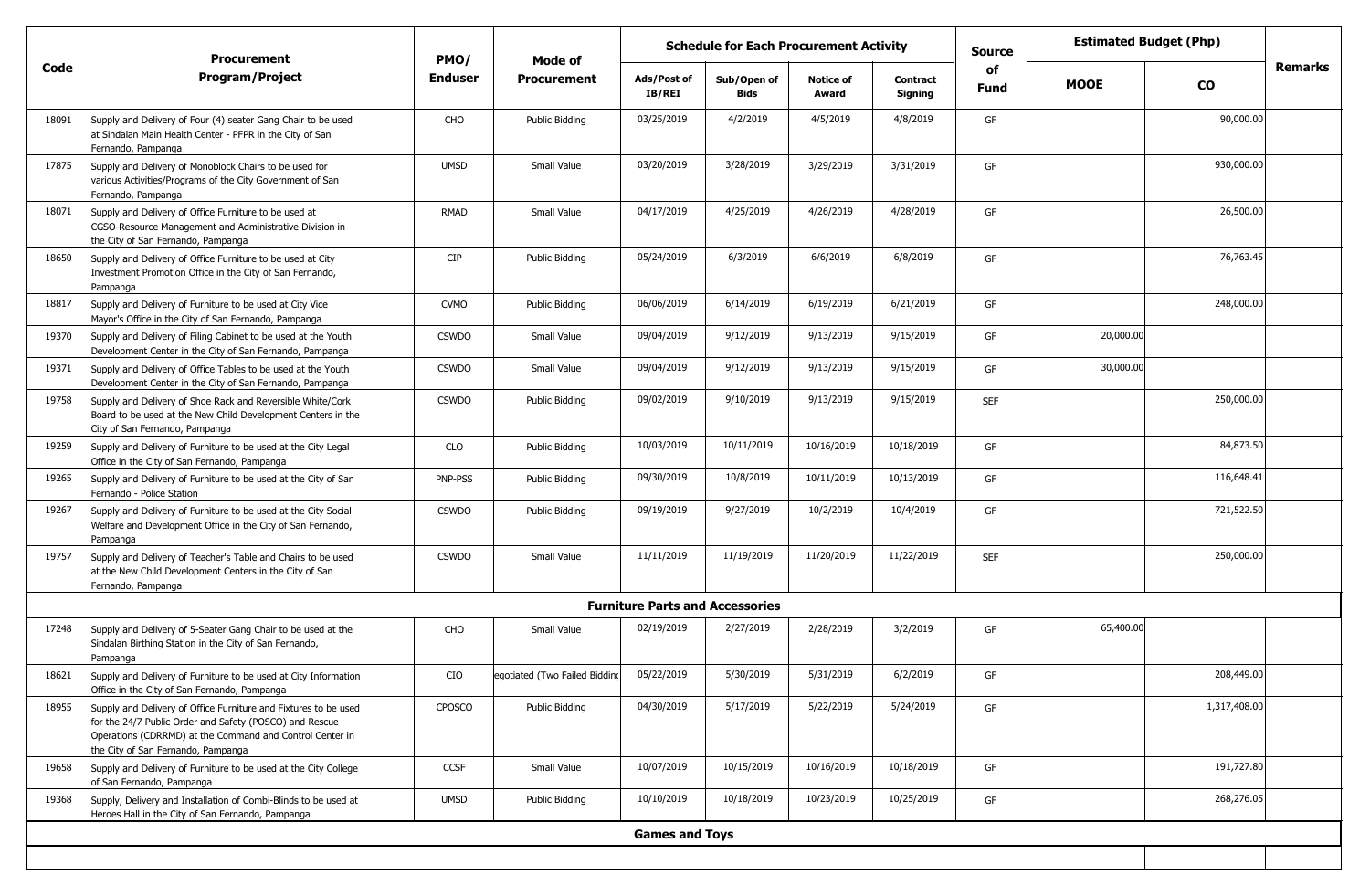| Code | Procurement Program/Project | PMO/ Enduser | Mode of Procurement | Schedule for Each Procurement Activity | | | | Source of Fund | Estimated Budget (Php) | | Remarks |
|---|---|---|---|---|---|---|---|---|---|---|---|
| | | | | Ads/Post of IB/REI | Sub/Open of Bids | Notice of Award | Contract Signing | | MOOE | CO | |
| 18091 | Supply and Delivery of Four (4) seater Gang Chair to be used at Sindalan Main Health Center - PFPR in the City of San Fernando, Pampanga | CHO | Public Bidding | 03/25/2019 | 4/2/2019 | 4/5/2019 | 4/8/2019 | GF | | 90,000.00 | |
| 17875 | Supply and Delivery of Monoblock Chairs to be used for various Activities/Programs of the City Government of San Fernando, Pampanga | UMSD | Small Value | 03/20/2019 | 3/28/2019 | 3/29/2019 | 3/31/2019 | GF | | 930,000.00 | |
| 18071 | Supply and Delivery of Office Furniture to be used at CGSO-Resource Management and Administrative Division in the City of San Fernando, Pampanga | RMAD | Small Value | 04/17/2019 | 4/25/2019 | 4/26/2019 | 4/28/2019 | GF | | 26,500.00 | |
| 18650 | Supply and Delivery of Office Furniture to be used at City Investment Promotion Office in the City of San Fernando, Pampanga | CIP | Public Bidding | 05/24/2019 | 6/3/2019 | 6/6/2019 | 6/8/2019 | GF | | 76,763.45 | |
| 18817 | Supply and Delivery of Furniture to be used at City Vice Mayor's Office in the City of San Fernando, Pampanga | CVMO | Public Bidding | 06/06/2019 | 6/14/2019 | 6/19/2019 | 6/21/2019 | GF | | 248,000.00 | |
| 19370 | Supply and Delivery of Filing Cabinet to be used at the Youth Development Center in the City of San Fernando, Pampanga | CSWDO | Small Value | 09/04/2019 | 9/12/2019 | 9/13/2019 | 9/15/2019 | GF | 20,000.00 | | |
| 19371 | Supply and Delivery of Office Tables to be used at the Youth Development Center in the City of San Fernando, Pampanga | CSWDO | Small Value | 09/04/2019 | 9/12/2019 | 9/13/2019 | 9/15/2019 | GF | 30,000.00 | | |
| 19758 | Supply and Delivery of Shoe Rack and Reversible White/Cork Board to be used at the New Child Development Centers in the City of San Fernando, Pampanga | CSWDO | Public Bidding | 09/02/2019 | 9/10/2019 | 9/13/2019 | 9/15/2019 | SEF | | 250,000.00 | |
| 19259 | Supply and Delivery of Furniture to be used at the City Legal Office in the City of San Fernando, Pampanga | CLO | Public Bidding | 10/03/2019 | 10/11/2019 | 10/16/2019 | 10/18/2019 | GF | | 84,873.50 | |
| 19265 | Supply and Delivery of Furniture to be used at the City of San Fernando - Police Station | PNP-PSS | Public Bidding | 09/30/2019 | 10/8/2019 | 10/11/2019 | 10/13/2019 | GF | | 116,648.41 | |
| 19267 | Supply and Delivery of Furniture to be used at the City Social Welfare and Development Office in the City of San Fernando, Pampanga | CSWDO | Public Bidding | 09/19/2019 | 9/27/2019 | 10/2/2019 | 10/4/2019 | GF | | 721,522.50 | |
| 19757 | Supply and Delivery of Teacher's Table and Chairs to be used at the New Child Development Centers in the City of San Fernando, Pampanga | CSWDO | Small Value | 11/11/2019 | 11/19/2019 | 11/20/2019 | 11/22/2019 | SEF | | 250,000.00 | |
| | **Furniture Parts and Accessories** | | | | | | | | | | |
| 17248 | Supply and Delivery of 5-Seater Gang Chair to be used at the Sindalan Birthing Station in the City of San Fernando, Pampanga | CHO | Small Value | 02/19/2019 | 2/27/2019 | 2/28/2019 | 3/2/2019 | GF | 65,400.00 | | |
| 18621 | Supply and Delivery of Furniture to be used at City Information Office in the City of San Fernando, Pampanga | CIO | egotiated (Two Failed Bidding | 05/22/2019 | 5/30/2019 | 5/31/2019 | 6/2/2019 | GF | | 208,449.00 | |
| 18955 | Supply and Delivery of Office Furniture and Fixtures to be used for the 24/7 Public Order and Safety (POSCO) and Rescue Operations (CDRRMD) at the Command and Control Center in the City of San Fernando, Pampanga | CPOSCO | Public Bidding | 04/30/2019 | 5/17/2019 | 5/22/2019 | 5/24/2019 | GF | | 1,317,408.00 | |
| 19658 | Supply and Delivery of Furniture to be used at the City College of San Fernando, Pampanga | CCSF | Small Value | 10/07/2019 | 10/15/2019 | 10/16/2019 | 10/18/2019 | GF | | 191,727.80 | |
| 19368 | Supply, Delivery and Installation of Combi-Blinds to be used at Heroes Hall in the City of San Fernando, Pampanga | UMSD | Public Bidding | 10/10/2019 | 10/18/2019 | 10/23/2019 | 10/25/2019 | GF | | 268,276.05 | |
| | **Games and Toys** | | | | | | | | | | |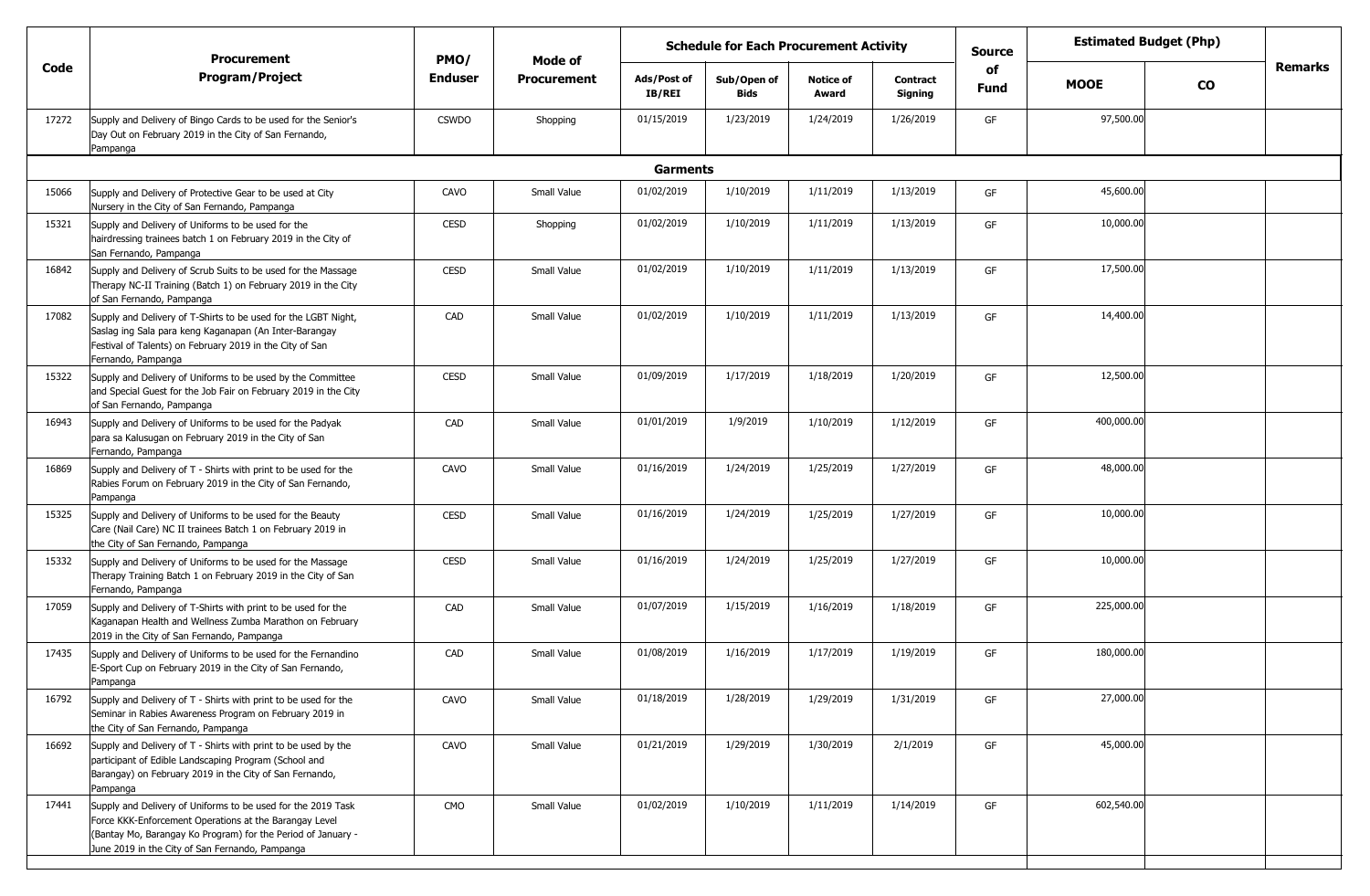| Code | Procurement Program/Project | PMO/ Enduser | Mode of Procurement | Schedule for Each Procurement Activity | | | | Source of Fund | Estimated Budget (Php) | | Remarks |
|---|---|---|---|---|---|---|---|---|---|---|---|
| | | | | Ads/Post of IB/REI | Sub/Open of Bids | Notice of Award | Contract Signing | | MOOE | CO | |
| 17272 | Supply and Delivery of Bingo Cards to be used for the Senior's Day Out on February 2019 in the City of San Fernando, Pampanga | CSWDO | Shopping | 01/15/2019 | 1/23/2019 | 1/24/2019 | 1/26/2019 | GF | 97,500.00 | | |
| | **Garments** | | | | | | | | | | |
| 15066 | Supply and Delivery of Protective Gear to be used at City Nursery in the City of San Fernando, Pampanga | CAVO | Small Value | 01/02/2019 | 1/10/2019 | 1/11/2019 | 1/13/2019 | GF | 45,600.00 | | |
| 15321 | Supply and Delivery of Uniforms to be used for the hairdressing trainees batch 1 on February 2019 in the City of San Fernando, Pampanga | CESD | Shopping | 01/02/2019 | 1/10/2019 | 1/11/2019 | 1/13/2019 | GF | 10,000.00 | | |
| 16842 | Supply and Delivery of Scrub Suits to be used for the Massage Therapy NC-II Training (Batch 1) on February 2019 in the City of San Fernando, Pampanga | CESD | Small Value | 01/02/2019 | 1/10/2019 | 1/11/2019 | 1/13/2019 | GF | 17,500.00 | | |
| 17082 | Supply and Delivery of T-Shirts to be used for the LGBT Night, Saslag ing Sala para keng Kaganapan (An Inter-Barangay Festival of Talents) on February 2019 in the City of San Fernando, Pampanga | CAD | Small Value | 01/02/2019 | 1/10/2019 | 1/11/2019 | 1/13/2019 | GF | 14,400.00 | | |
| 15322 | Supply and Delivery of Uniforms to be used by the Committee and Special Guest for the Job Fair on February 2019 in the City of San Fernando, Pampanga | CESD | Small Value | 01/09/2019 | 1/17/2019 | 1/18/2019 | 1/20/2019 | GF | 12,500.00 | | |
| 16943 | Supply and Delivery of Uniforms to be used for the Padyak para sa Kalusugan on February 2019 in the City of San Fernando, Pampanga | CAD | Small Value | 01/01/2019 | 1/9/2019 | 1/10/2019 | 1/12/2019 | GF | 400,000.00 | | |
| 16869 | Supply and Delivery of T - Shirts with print to be used for the Rabies Forum on February 2019 in the City of San Fernando, Pampanga | CAVO | Small Value | 01/16/2019 | 1/24/2019 | 1/25/2019 | 1/27/2019 | GF | 48,000.00 | | |
| 15325 | Supply and Delivery of Uniforms to be used for the Beauty Care (Nail Care) NC II trainees Batch 1 on February 2019 in the City of San Fernando, Pampanga | CESD | Small Value | 01/16/2019 | 1/24/2019 | 1/25/2019 | 1/27/2019 | GF | 10,000.00 | | |
| 15332 | Supply and Delivery of Uniforms to be used for the Massage Therapy Training Batch 1 on February 2019 in the City of San Fernando, Pampanga | CESD | Small Value | 01/16/2019 | 1/24/2019 | 1/25/2019 | 1/27/2019 | GF | 10,000.00 | | |
| 17059 | Supply and Delivery of T-Shirts with print to be used for the Kaganapan Health and Wellness Zumba Marathon on February 2019 in the City of San Fernando, Pampanga | CAD | Small Value | 01/07/2019 | 1/15/2019 | 1/16/2019 | 1/18/2019 | GF | 225,000.00 | | |
| 17435 | Supply and Delivery of Uniforms to be used for the Fernandino E-Sport Cup on February 2019 in the City of San Fernando, Pampanga | CAD | Small Value | 01/08/2019 | 1/16/2019 | 1/17/2019 | 1/19/2019 | GF | 180,000.00 | | |
| 16792 | Supply and Delivery of T - Shirts with print to be used for the Seminar in Rabies Awareness Program on February 2019 in the City of San Fernando, Pampanga | CAVO | Small Value | 01/18/2019 | 1/28/2019 | 1/29/2019 | 1/31/2019 | GF | 27,000.00 | | |
| 16692 | Supply and Delivery of T - Shirts with print to be used by the participant of Edible Landscaping Program (School and Barangay) on February 2019 in the City of San Fernando, Pampanga | CAVO | Small Value | 01/21/2019 | 1/29/2019 | 1/30/2019 | 2/1/2019 | GF | 45,000.00 | | |
| 17441 | Supply and Delivery of Uniforms to be used for the 2019 Task Force KKK-Enforcement Operations at the Barangay Level (Bantay Mo, Barangay Ko Program) for the Period of January - June 2019 in the City of San Fernando, Pampanga | CMO | Small Value | 01/02/2019 | 1/10/2019 | 1/11/2019 | 1/14/2019 | GF | 602,540.00 | | |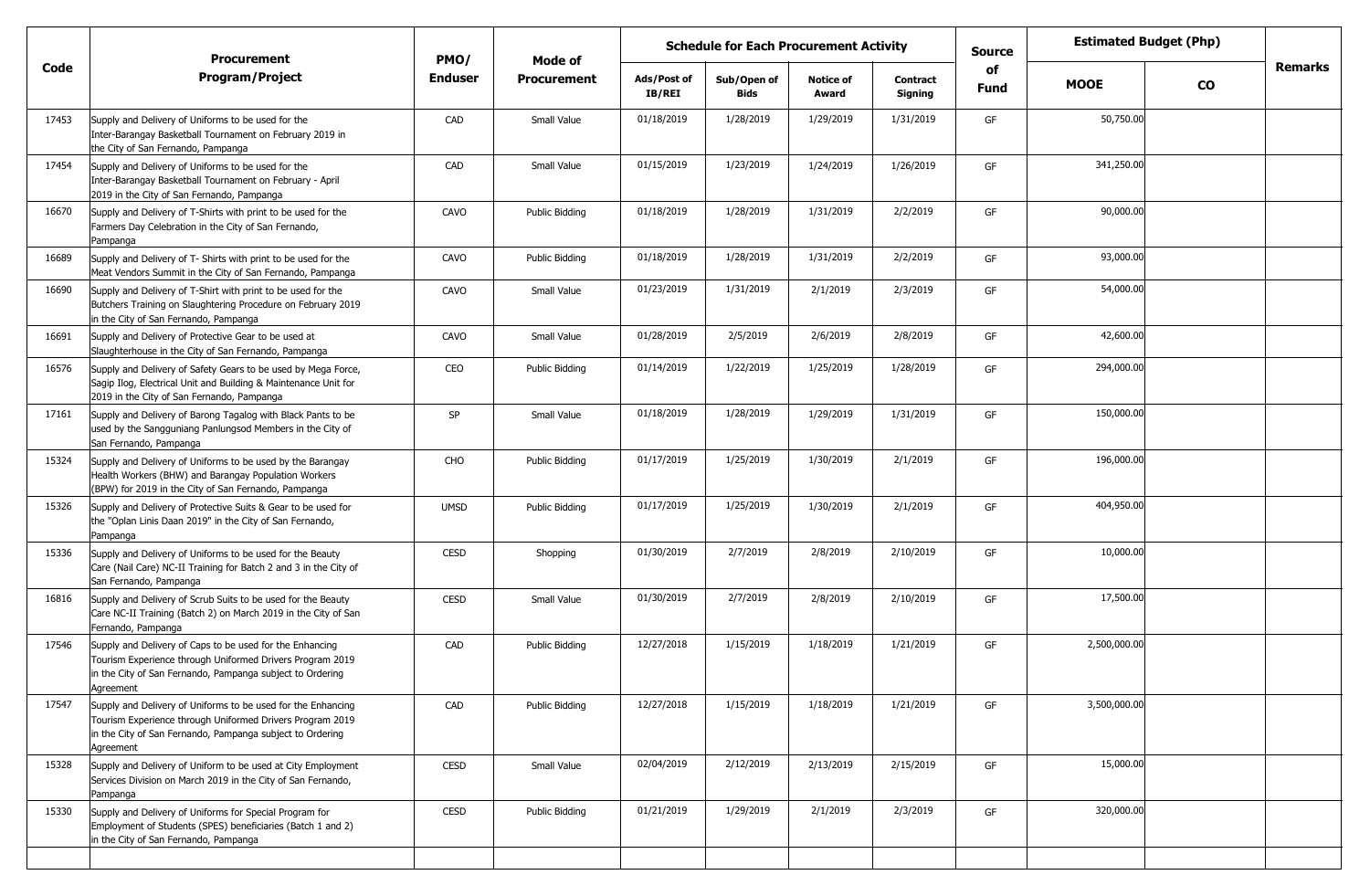| Code | Procurement Program/Project | PMO/ Enduser | Mode of Procurement | Schedule for Each Procurement Activity | | | | Source of Fund | Estimated Budget (Php) | | Remarks |
|---|---|---|---|---|---|---|---|---|---|---|---|
| | | | | Ads/Post of IB/REI | Sub/Open of Bids | Notice of Award | Contract Signing | | MOOE | CO | |
| 17453 | Supply and Delivery of Uniforms to be used for the Inter-Barangay Basketball Tournament on February 2019 in the City of San Fernando, Pampanga | CAD | Small Value | 01/18/2019 | 1/28/2019 | 1/29/2019 | 1/31/2019 | GF | 50,750.00 | | |
| 17454 | Supply and Delivery of Uniforms to be used for the Inter-Barangay Basketball Tournament on February - April 2019 in the City of San Fernando, Pampanga | CAD | Small Value | 01/15/2019 | 1/23/2019 | 1/24/2019 | 1/26/2019 | GF | 341,250.00 | | |
| 16670 | Supply and Delivery of T-Shirts with print to be used for the Farmers Day Celebration in the City of San Fernando, Pampanga | CAVO | Public Bidding | 01/18/2019 | 1/28/2019 | 1/31/2019 | 2/2/2019 | GF | 90,000.00 | | |
| 16689 | Supply and Delivery of T- Shirts with print to be used for the Meat Vendors Summit in the City of San Fernando, Pampanga | CAVO | Public Bidding | 01/18/2019 | 1/28/2019 | 1/31/2019 | 2/2/2019 | GF | 93,000.00 | | |
| 16690 | Supply and Delivery of T-Shirt with print to be used for the Butchers Training on Slaughtering Procedure on February 2019 in the City of San Fernando, Pampanga | CAVO | Small Value | 01/23/2019 | 1/31/2019 | 2/1/2019 | 2/3/2019 | GF | 54,000.00 | | |
| 16691 | Supply and Delivery of Protective Gear to be used at Slaughterhouse in the City of San Fernando, Pampanga | CAVO | Small Value | 01/28/2019 | 2/5/2019 | 2/6/2019 | 2/8/2019 | GF | 42,600.00 | | |
| 16576 | Supply and Delivery of Safety Gears to be used by Mega Force, Sagip Ilog, Electrical Unit and Building & Maintenance Unit for 2019 in the City of San Fernando, Pampanga | CEO | Public Bidding | 01/14/2019 | 1/22/2019 | 1/25/2019 | 1/28/2019 | GF | 294,000.00 | | |
| 17161 | Supply and Delivery of Barong Tagalog with Black Pants to be used by the Sangguniang Panlungsod Members in the City of San Fernando, Pampanga | SP | Small Value | 01/18/2019 | 1/28/2019 | 1/29/2019 | 1/31/2019 | GF | 150,000.00 | | |
| 15324 | Supply and Delivery of Uniforms to be used by the Barangay Health Workers (BHW) and Barangay Population Workers (BPW) for 2019 in the City of San Fernando, Pampanga | CHO | Public Bidding | 01/17/2019 | 1/25/2019 | 1/30/2019 | 2/1/2019 | GF | 196,000.00 | | |
| 15326 | Supply and Delivery of Protective Suits & Gear to be used for the "Oplan Linis Daan 2019" in the City of San Fernando, Pampanga | UMSD | Public Bidding | 01/17/2019 | 1/25/2019 | 1/30/2019 | 2/1/2019 | GF | 404,950.00 | | |
| 15336 | Supply and Delivery of Uniforms to be used for the Beauty Care (Nail Care) NC-II Training for Batch 2 and 3 in the City of San Fernando, Pampanga | CESD | Shopping | 01/30/2019 | 2/7/2019 | 2/8/2019 | 2/10/2019 | GF | 10,000.00 | | |
| 16816 | Supply and Delivery of Scrub Suits to be used for the Beauty Care NC-II Training (Batch 2) on March 2019 in the City of San Fernando, Pampanga | CESD | Small Value | 01/30/2019 | 2/7/2019 | 2/8/2019 | 2/10/2019 | GF | 17,500.00 | | |
| 17546 | Supply and Delivery of Caps to be used for the Enhancing Tourism Experience through Uniformed Drivers Program 2019 in the City of San Fernando, Pampanga subject to Ordering Agreement | CAD | Public Bidding | 12/27/2018 | 1/15/2019 | 1/18/2019 | 1/21/2019 | GF | 2,500,000.00 | | |
| 17547 | Supply and Delivery of Uniforms to be used for the Enhancing Tourism Experience through Uniformed Drivers Program 2019 in the City of San Fernando, Pampanga subject to Ordering Agreement | CAD | Public Bidding | 12/27/2018 | 1/15/2019 | 1/18/2019 | 1/21/2019 | GF | 3,500,000.00 | | |
| 15328 | Supply and Delivery of Uniform to be used at City Employment Services Division on March 2019 in the City of San Fernando, Pampanga | CESD | Small Value | 02/04/2019 | 2/12/2019 | 2/13/2019 | 2/15/2019 | GF | 15,000.00 | | |
| 15330 | Supply and Delivery of Uniforms for Special Program for Employment of Students (SPES) beneficiaries (Batch 1 and 2) in the City of San Fernando, Pampanga | CESD | Public Bidding | 01/21/2019 | 1/29/2019 | 2/1/2019 | 2/3/2019 | GF | 320,000.00 | | |
| | | | | | | | | | | | |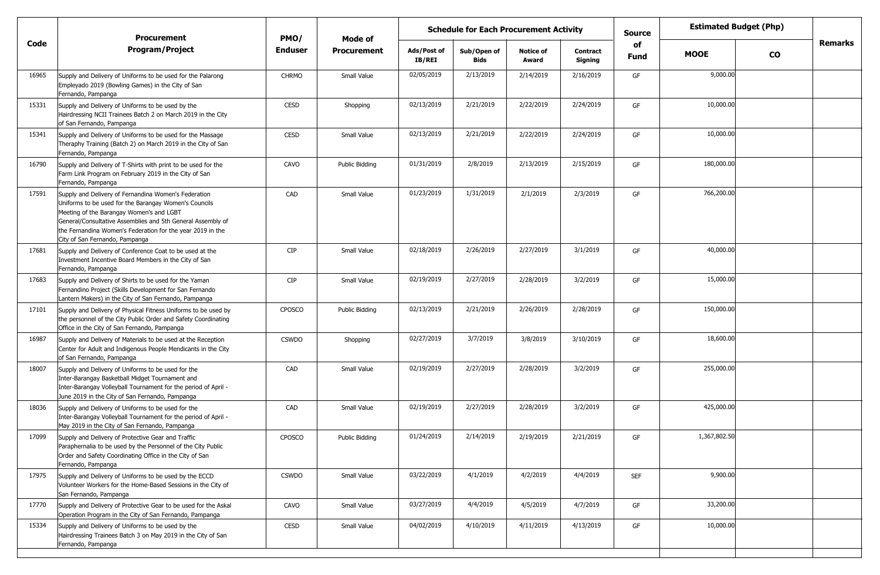| Code | Procurement Program/Project | PMO/ Enduser | Mode of Procurement | Schedule for Each Procurement Activity | | | | Source of Fund | Estimated Budget (Php) | | Remarks |
|---|---|---|---|---|---|---|---|---|---|---|---|
| | | | | Ads/Post of IB/REI | Sub/Open of Bids | Notice of Award | Contract Signing | | MOOE | CO | |
| 16965 | Supply and Delivery of Uniforms to be used for the Palarong Empleyado 2019 (Bowling Games) in the City of San Fernando, Pampanga | CHRMO | Small Value | 02/05/2019 | 2/13/2019 | 2/14/2019 | 2/16/2019 | GF | 9,000.00 | | |
| 15331 | Supply and Delivery of Uniforms to be used by the Hairdressing NCII Trainees Batch 2 on March 2019 in the City of San Fernando, Pampanga | CESD | Shopping | 02/13/2019 | 2/21/2019 | 2/22/2019 | 2/24/2019 | GF | 10,000.00 | | |
| 15341 | Supply and Delivery of Uniforms to be used for the Massage Theraphy Training (Batch 2) on March 2019 in the City of San Fernando, Pampanga | CESD | Small Value | 02/13/2019 | 2/21/2019 | 2/22/2019 | 2/24/2019 | GF | 10,000.00 | | |
| 16790 | Supply and Delivery of T-Shirts with print to be used for the Farm Link Program on February 2019 in the City of San Fernando, Pampanga | CAVO | Public Bidding | 01/31/2019 | 2/8/2019 | 2/13/2019 | 2/15/2019 | GF | 180,000.00 | | |
| 17591 | Supply and Delivery of Fernandina Women's Federation Uniforms to be used for the Barangay Women's Councils Meeting of the Barangay Women's and LGBT General/Consultative Assemblies and 5th General Assembly of the Fernandina Women's Federation for the year 2019 in the City of San Fernando, Pampanga | CAD | Small Value | 01/23/2019 | 1/31/2019 | 2/1/2019 | 2/3/2019 | GF | 766,200.00 | | |
| 17681 | Supply and Delivery of Conference Coat to be used at the Investment Incentive Board Members in the City of San Fernando, Pampanga | CIP | Small Value | 02/18/2019 | 2/26/2019 | 2/27/2019 | 3/1/2019 | GF | 40,000.00 | | |
| 17683 | Supply and Delivery of Shirts to be used for the Yaman Fernandino Project (Skills Development for San Fernando Lantern Makers) in the City of San Fernando, Pampanga | CIP | Small Value | 02/19/2019 | 2/27/2019 | 2/28/2019 | 3/2/2019 | GF | 15,000.00 | | |
| 17101 | Supply and Delivery of Physical Fitness Uniforms to be used by the personnel of the City Public Order and Safety Coordinating Office in the City of San Fernando, Pampanga | CPOSCO | Public Bidding | 02/13/2019 | 2/21/2019 | 2/26/2019 | 2/28/2019 | GF | 150,000.00 | | |
| 16987 | Supply and Delivery of Materials to be used at the Reception Center for Adult and Indigenous People Mendicants in the City of San Fernando, Pampanga | CSWDO | Shopping | 02/27/2019 | 3/7/2019 | 3/8/2019 | 3/10/2019 | GF | 18,600.00 | | |
| 18007 | Supply and Delivery of Uniforms to be used for the Inter-Barangay Basketball Midget Tournament and Inter-Barangay Volleyball Tournament for the period of April - June 2019 in the City of San Fernando, Pampanga | CAD | Small Value | 02/19/2019 | 2/27/2019 | 2/28/2019 | 3/2/2019 | GF | 255,000.00 | | |
| 18036 | Supply and Delivery of Uniforms to be used for the Inter-Barangay Volleyball Tournament for the period of April - May 2019 in the City of San Fernando, Pampanga | CAD | Small Value | 02/19/2019 | 2/27/2019 | 2/28/2019 | 3/2/2019 | GF | 425,000.00 | | |
| 17099 | Supply and Delivery of Protective Gear and Traffic Paraphernalia to be used by the Personnel of the City Public Order and Safety Coordinating Office in the City of San Fernando, Pampanga | CPOSCO | Public Bidding | 01/24/2019 | 2/14/2019 | 2/19/2019 | 2/21/2019 | GF | 1,367,802.50 | | |
| 17975 | Supply and Delivery of Uniforms to be used by the ECCD Volunteer Workers for the Home-Based Sessions in the City of San Fernando, Pampanga | CSWDO | Small Value | 03/22/2019 | 4/1/2019 | 4/2/2019 | 4/4/2019 | SEF | 9,900.00 | | |
| 17770 | Supply and Delivery of Protective Gear to be used for the Askal Operation Program in the City of San Fernando, Pampanga | CAVO | Small Value | 03/27/2019 | 4/4/2019 | 4/5/2019 | 4/7/2019 | GF | 33,200.00 | | |
| 15334 | Supply and Delivery of Uniforms to be used by the Hairdressing Trainees Batch 3 on May 2019 in the City of San Fernando, Pampanga | CESD | Small Value | 04/02/2019 | 4/10/2019 | 4/11/2019 | 4/13/2019 | GF | 10,000.00 | | |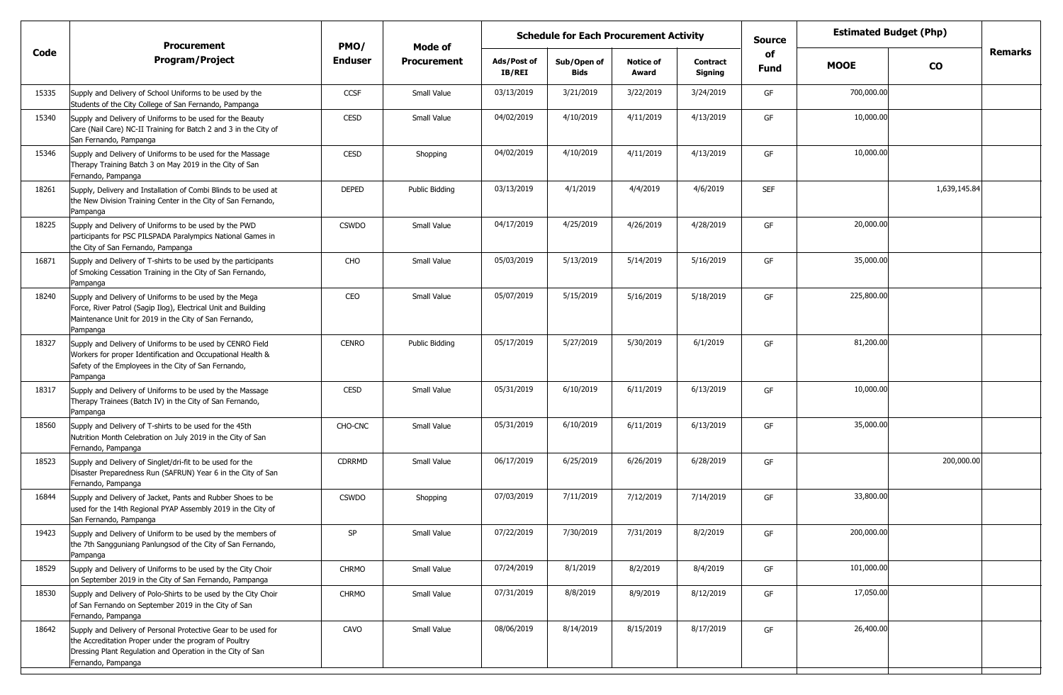| Code | Procurement Program/Project | PMO/ Enduser | Mode of Procurement | Schedule for Each Procurement Activity | | | | Source of Fund | Estimated Budget (Php) | | Remarks |
|---|---|---|---|---|---|---|---|---|---|---|---|
| | | | | Ads/Post of IB/REI | Sub/Open of Bids | Notice of Award | Contract Signing | | MOOE | CO | |
| 15335 | Supply and Delivery of School Uniforms to be used by the Students of the City College of San Fernando, Pampanga | CCSF | Small Value | 03/13/2019 | 3/21/2019 | 3/22/2019 | 3/24/2019 | GF | 700,000.00 | | |
| 15340 | Supply and Delivery of Uniforms to be used for the Beauty Care (Nail Care) NC-II Training for Batch 2 and 3 in the City of San Fernando, Pampanga | CESD | Small Value | 04/02/2019 | 4/10/2019 | 4/11/2019 | 4/13/2019 | GF | 10,000.00 | | |
| 15346 | Supply and Delivery of Uniforms to be used for the Massage Therapy Training Batch 3 on May 2019 in the City of San Fernando, Pampanga | CESD | Shopping | 04/02/2019 | 4/10/2019 | 4/11/2019 | 4/13/2019 | GF | 10,000.00 | | |
| 18261 | Supply, Delivery and Installation of Combi Blinds to be used at the New Division Training Center in the City of San Fernando, Pampanga | DEPED | Public Bidding | 03/13/2019 | 4/1/2019 | 4/4/2019 | 4/6/2019 | SEF | | 1,639,145.84 | |
| 18225 | Supply and Delivery of Uniforms to be used by the PWD participants for PSC PILSPADA Paralympics National Games in the City of San Fernando, Pampanga | CSWDO | Small Value | 04/17/2019 | 4/25/2019 | 4/26/2019 | 4/28/2019 | GF | 20,000.00 | | |
| 16871 | Supply and Delivery of T-shirts to be used by the participants of Smoking Cessation Training in the City of San Fernando, Pampanga | CHO | Small Value | 05/03/2019 | 5/13/2019 | 5/14/2019 | 5/16/2019 | GF | 35,000.00 | | |
| 18240 | Supply and Delivery of Uniforms to be used by the Mega Force, River Patrol (Sagip Ilog), Electrical Unit and Building Maintenance Unit for 2019 in the City of San Fernando, Pampanga | CEO | Small Value | 05/07/2019 | 5/15/2019 | 5/16/2019 | 5/18/2019 | GF | 225,800.00 | | |
| 18327 | Supply and Delivery of Uniforms to be used by CENRO Field Workers for proper Identification and Occupational Health & Safety of the Employees in the City of San Fernando, Pampanga | CENRO | Public Bidding | 05/17/2019 | 5/27/2019 | 5/30/2019 | 6/1/2019 | GF | 81,200.00 | | |
| 18317 | Supply and Delivery of Uniforms to be used by the Massage Therapy Trainees (Batch IV) in the City of San Fernando, Pampanga | CESD | Small Value | 05/31/2019 | 6/10/2019 | 6/11/2019 | 6/13/2019 | GF | 10,000.00 | | |
| 18560 | Supply and Delivery of T-shirts to be used for the 45th Nutrition Month Celebration on July 2019 in the City of San Fernando, Pampanga | CHO-CNC | Small Value | 05/31/2019 | 6/10/2019 | 6/11/2019 | 6/13/2019 | GF | 35,000.00 | | |
| 18523 | Supply and Delivery of Singlet/dri-fit to be used for the Disaster Preparedness Run (SAFRUN) Year 6 in the City of San Fernando, Pampanga | CDRRMD | Small Value | 06/17/2019 | 6/25/2019 | 6/26/2019 | 6/28/2019 | GF | | 200,000.00 | |
| 16844 | Supply and Delivery of Jacket, Pants and Rubber Shoes to be used for the 14th Regional PYAP Assembly 2019 in the City of San Fernando, Pampanga | CSWDO | Shopping | 07/03/2019 | 7/11/2019 | 7/12/2019 | 7/14/2019 | GF | 33,800.00 | | |
| 19423 | Supply and Delivery of Uniform to be used by the members of the 7th Sangguniang Panlungsod of the City of San Fernando, Pampanga | SP | Small Value | 07/22/2019 | 7/30/2019 | 7/31/2019 | 8/2/2019 | GF | 200,000.00 | | |
| 18529 | Supply and Delivery of Uniforms to be used by the City Choir on September 2019 in the City of San Fernando, Pampanga | CHRMO | Small Value | 07/24/2019 | 8/1/2019 | 8/2/2019 | 8/4/2019 | GF | 101,000.00 | | |
| 18530 | Supply and Delivery of Polo-Shirts to be used by the City Choir of San Fernando on September 2019 in the City of San Fernando, Pampanga | CHRMO | Small Value | 07/31/2019 | 8/8/2019 | 8/9/2019 | 8/12/2019 | GF | 17,050.00 | | |
| 18642 | Supply and Delivery of Personal Protective Gear to be used for the Accreditation Proper under the program of Poultry Dressing Plant Regulation and Operation in the City of San Fernando, Pampanga | CAVO | Small Value | 08/06/2019 | 8/14/2019 | 8/15/2019 | 8/17/2019 | GF | 26,400.00 | | |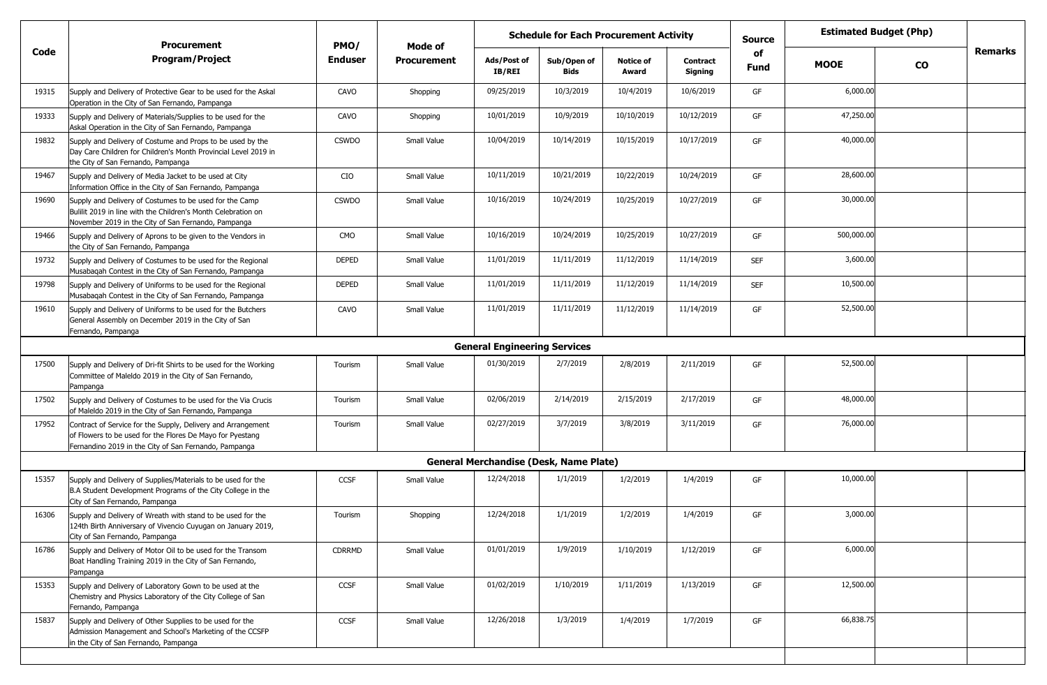| Code | Procurement Program/Project | PMO/ Enduser | Mode of Procurement | Schedule for Each Procurement Activity | | | | Source of Fund | Estimated Budget (Php) | | Remarks |
|---|---|---|---|---|---|---|---|---|---|---|---|
| | | | | Ads/Post of IB/REI | Sub/Open of Bids | Notice of Award | Contract Signing | | MOOE | CO | |
| 19315 | Supply and Delivery of Protective Gear to be used for the Askal Operation in the City of San Fernando, Pampanga | CAVO | Shopping | 09/25/2019 | 10/3/2019 | 10/4/2019 | 10/6/2019 | GF | 6,000.00 | | |
| 19333 | Supply and Delivery of Materials/Supplies to be used for the Askal Operation in the City of San Fernando, Pampanga | CAVO | Shopping | 10/01/2019 | 10/9/2019 | 10/10/2019 | 10/12/2019 | GF | 47,250.00 | | |
| 19832 | Supply and Delivery of Costume and Props to be used by the Day Care Children for Children's Month Provincial Level 2019 in the City of San Fernando, Pampanga | CSWDO | Small Value | 10/04/2019 | 10/14/2019 | 10/15/2019 | 10/17/2019 | GF | 40,000.00 | | |
| 19467 | Supply and Delivery of Media Jacket to be used at City Information Office in the City of San Fernando, Pampanga | CIO | Small Value | 10/11/2019 | 10/21/2019 | 10/22/2019 | 10/24/2019 | GF | 28,600.00 | | |
| 19690 | Supply and Delivery of Costumes to be used for the Camp Bulilit 2019 in line with the Children's Month Celebration on November 2019 in the City of San Fernando, Pampanga | CSWDO | Small Value | 10/16/2019 | 10/24/2019 | 10/25/2019 | 10/27/2019 | GF | 30,000.00 | | |
| 19466 | Supply and Delivery of Aprons to be given to the Vendors in the City of San Fernando, Pampanga | CMO | Small Value | 10/16/2019 | 10/24/2019 | 10/25/2019 | 10/27/2019 | GF | 500,000.00 | | |
| 19732 | Supply and Delivery of Costumes to be used for the Regional Musabaqah Contest in the City of San Fernando, Pampanga | DEPED | Small Value | 11/01/2019 | 11/11/2019 | 11/12/2019 | 11/14/2019 | SEF | 3,600.00 | | |
| 19798 | Supply and Delivery of Uniforms to be used for the Regional Musabaqah Contest in the City of San Fernando, Pampanga | DEPED | Small Value | 11/01/2019 | 11/11/2019 | 11/12/2019 | 11/14/2019 | SEF | 10,500.00 | | |
| 19610 | Supply and Delivery of Uniforms to be used for the Butchers General Assembly on December 2019 in the City of San Fernando, Pampanga | CAVO | Small Value | 11/01/2019 | 11/11/2019 | 11/12/2019 | 11/14/2019 | GF | 52,500.00 | | |
| | | | | **General Engineering Services** | | | | | | | |
| 17500 | Supply and Delivery of Dri-fit Shirts to be used for the Working Committee of Maleldo 2019 in the City of San Fernando, Pampanga | Tourism | Small Value | 01/30/2019 | 2/7/2019 | 2/8/2019 | 2/11/2019 | GF | 52,500.00 | | |
| 17502 | Supply and Delivery of Costumes to be used for the Via Crucis of Maleldo 2019 in the City of San Fernando, Pampanga | Tourism | Small Value | 02/06/2019 | 2/14/2019 | 2/15/2019 | 2/17/2019 | GF | 48,000.00 | | |
| 17952 | Contract of Service for the Supply, Delivery and Arrangement of Flowers to be used for the Flores De Mayo for Pyestang Fernandino 2019 in the City of San Fernando, Pampanga | Tourism | Small Value | 02/27/2019 | 3/7/2019 | 3/8/2019 | 3/11/2019 | GF | 76,000.00 | | |
| | | | | **General Merchandise (Desk, Name Plate)** | | | | | | | |
| 15357 | Supply and Delivery of Supplies/Materials to be used for the B.A Student Development Programs of the City College in the City of San Fernando, Pampanga | CCSF | Small Value | 12/24/2018 | 1/1/2019 | 1/2/2019 | 1/4/2019 | GF | 10,000.00 | | |
| 16306 | Supply and Delivery of Wreath with stand to be used for the 124th Birth Anniversary of Vivencio Cuyugan on January 2019, City of San Fernando, Pampanga | Tourism | Shopping | 12/24/2018 | 1/1/2019 | 1/2/2019 | 1/4/2019 | GF | 3,000.00 | | |
| 16786 | Supply and Delivery of Motor Oil to be used for the Transom Boat Handling Training 2019 in the City of San Fernando, Pampanga | CDRRMD | Small Value | 01/01/2019 | 1/9/2019 | 1/10/2019 | 1/12/2019 | GF | 6,000.00 | | |
| 15353 | Supply and Delivery of Laboratory Gown to be used at the Chemistry and Physics Laboratory of the City College of San Fernando, Pampanga | CCSF | Small Value | 01/02/2019 | 1/10/2019 | 1/11/2019 | 1/13/2019 | GF | 12,500.00 | | |
| 15837 | Supply and Delivery of Other Supplies to be used for the Admission Management and School's Marketing of the CCSFP in the City of San Fernando, Pampanga | CCSF | Small Value | 12/26/2018 | 1/3/2019 | 1/4/2019 | 1/7/2019 | GF | 66,838.75 | | |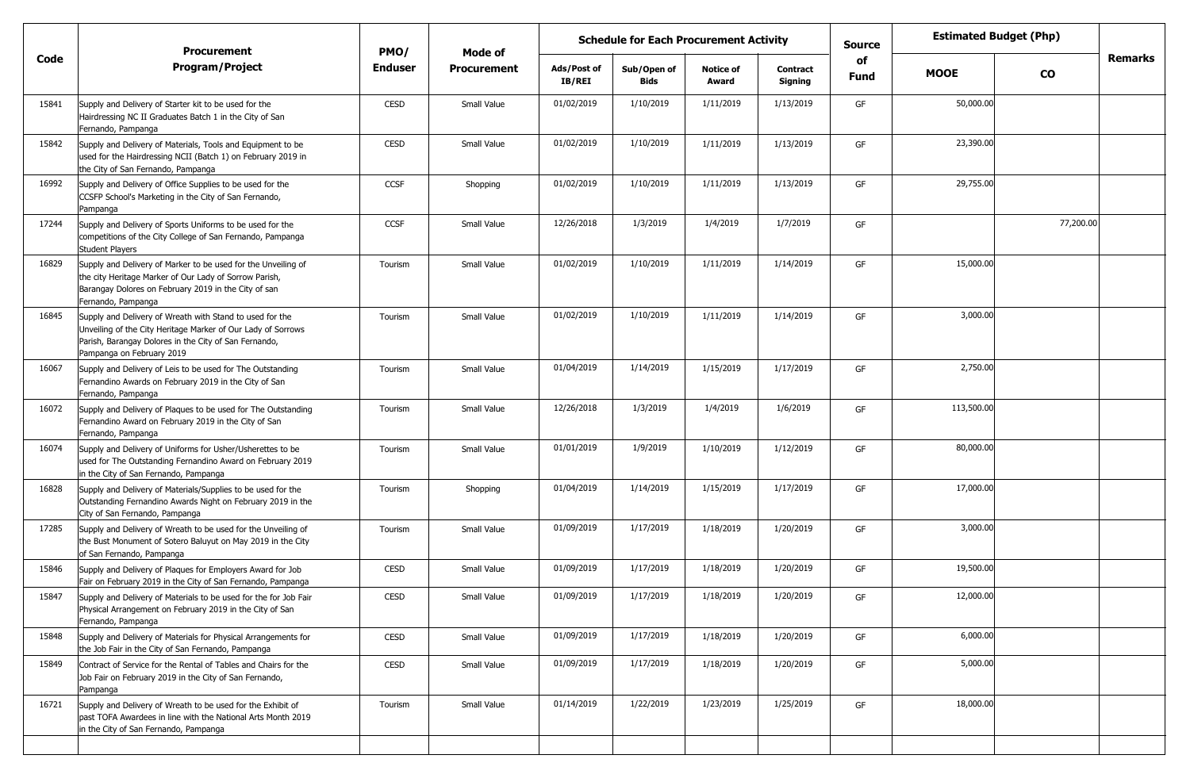| Code | Procurement Program/Project | PMO/ Enduser | Mode of Procurement | Schedule for Each Procurement Activity | | | | Source of Fund | Estimated Budget (Php) | | Remarks |
|---|---|---|---|---|---|---|---|---|---|---|---|
| | | | | Ads/Post of IB/REI | Sub/Open of Bids | Notice of Award | Contract Signing | | MOOE | CO | |
| 15841 | Supply and Delivery of Starter kit to be used for the Hairdressing NC II Graduates Batch 1 in the City of San Fernando, Pampanga | CESD | Small Value | 01/02/2019 | 1/10/2019 | 1/11/2019 | 1/13/2019 | GF | 50,000.00 | | |
| 15842 | Supply and Delivery of Materials, Tools and Equipment to be used for the Hairdressing NCII (Batch 1) on February 2019 in the City of San Fernando, Pampanga | CESD | Small Value | 01/02/2019 | 1/10/2019 | 1/11/2019 | 1/13/2019 | GF | 23,390.00 | | |
| 16992 | Supply and Delivery of Office Supplies to be used for the CCSFP School's Marketing in the City of San Fernando, Pampanga | CCSF | Shopping | 01/02/2019 | 1/10/2019 | 1/11/2019 | 1/13/2019 | GF | 29,755.00 | | |
| 17244 | Supply and Delivery of Sports Uniforms to be used for the competitions of the City College of San Fernando, Pampanga Student Players | CCSF | Small Value | 12/26/2018 | 1/3/2019 | 1/4/2019 | 1/7/2019 | GF | | 77,200.00 | |
| 16829 | Supply and Delivery of Marker to be used for the Unveiling of the city Heritage Marker of Our Lady of Sorrow Parish, Barangay Dolores on February 2019 in the City of san Fernando, Pampanga | Tourism | Small Value | 01/02/2019 | 1/10/2019 | 1/11/2019 | 1/14/2019 | GF | 15,000.00 | | |
| 16845 | Supply and Delivery of Wreath with Stand to used for the Unveiling of the City Heritage Marker of Our Lady of Sorrows Parish, Barangay Dolores in the City of San Fernando, Pampanga on February 2019 | Tourism | Small Value | 01/02/2019 | 1/10/2019 | 1/11/2019 | 1/14/2019 | GF | 3,000.00 | | |
| 16067 | Supply and Delivery of Leis to be used for The Outstanding Fernandino Awards on February 2019 in the City of San Fernando, Pampanga | Tourism | Small Value | 01/04/2019 | 1/14/2019 | 1/15/2019 | 1/17/2019 | GF | 2,750.00 | | |
| 16072 | Supply and Delivery of Plaques to be used for The Outstanding Fernandino Award on February 2019 in the City of San Fernando, Pampanga | Tourism | Small Value | 12/26/2018 | 1/3/2019 | 1/4/2019 | 1/6/2019 | GF | 113,500.00 | | |
| 16074 | Supply and Delivery of Uniforms for Usher/Usherettes to be used for The Outstanding Fernandino Award on February 2019 in the City of San Fernando, Pampanga | Tourism | Small Value | 01/01/2019 | 1/9/2019 | 1/10/2019 | 1/12/2019 | GF | 80,000.00 | | |
| 16828 | Supply and Delivery of Materials/Supplies to be used for the Outstanding Fernandino Awards Night on February 2019 in the City of San Fernando, Pampanga | Tourism | Shopping | 01/04/2019 | 1/14/2019 | 1/15/2019 | 1/17/2019 | GF | 17,000.00 | | |
| 17285 | Supply and Delivery of Wreath to be used for the Unveiling of the Bust Monument of Sotero Baluyut on May 2019 in the City of San Fernando, Pampanga | Tourism | Small Value | 01/09/2019 | 1/17/2019 | 1/18/2019 | 1/20/2019 | GF | 3,000.00 | | |
| 15846 | Supply and Delivery of Plaques for Employers Award for Job Fair on February 2019 in the City of San Fernando, Pampanga | CESD | Small Value | 01/09/2019 | 1/17/2019 | 1/18/2019 | 1/20/2019 | GF | 19,500.00 | | |
| 15847 | Supply and Delivery of Materials to be used for the for Job Fair Physical Arrangement on February 2019 in the City of San Fernando, Pampanga | CESD | Small Value | 01/09/2019 | 1/17/2019 | 1/18/2019 | 1/20/2019 | GF | 12,000.00 | | |
| 15848 | Supply and Delivery of Materials for Physical Arrangements for the Job Fair in the City of San Fernando, Pampanga | CESD | Small Value | 01/09/2019 | 1/17/2019 | 1/18/2019 | 1/20/2019 | GF | 6,000.00 | | |
| 15849 | Contract of Service for the Rental of Tables and Chairs for the Job Fair on February 2019 in the City of San Fernando, Pampanga | CESD | Small Value | 01/09/2019 | 1/17/2019 | 1/18/2019 | 1/20/2019 | GF | 5,000.00 | | |
| 16721 | Supply and Delivery of Wreath to be used for the Exhibit of past TOFA Awardees in line with the National Arts Month 2019 in the City of San Fernando, Pampanga | Tourism | Small Value | 01/14/2019 | 1/22/2019 | 1/23/2019 | 1/25/2019 | GF | 18,000.00 | | |
| | | | | | | | | | | | |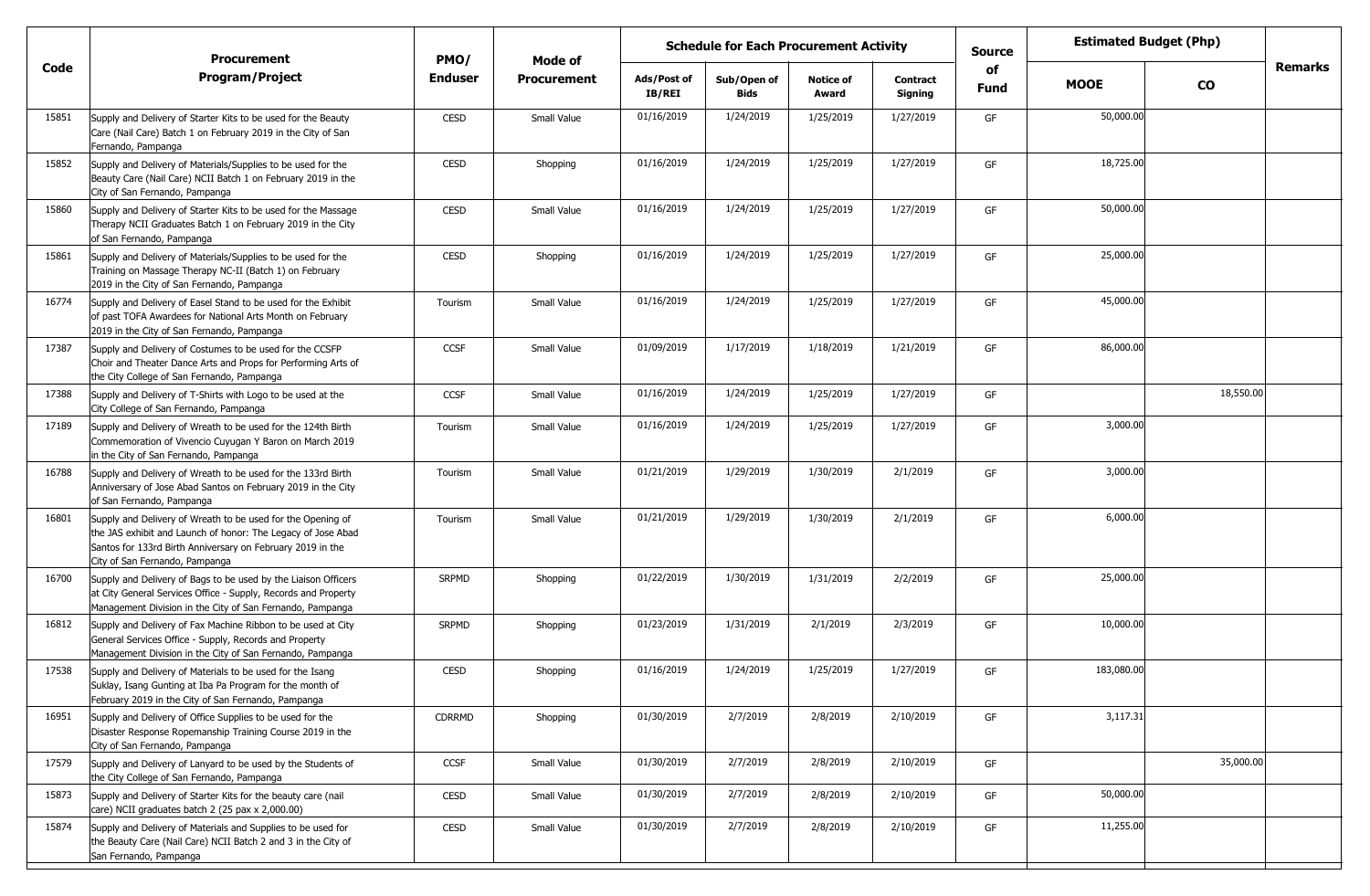| Code | Procurement Program/Project | PMO/ Enduser | Mode of Procurement | Schedule for Each Procurement Activity | | | | Source of Fund | Estimated Budget (Php) | | Remarks |
|---|---|---|---|---|---|---|---|---|---|---|---|
| | | | | Ads/Post of IB/REI | Sub/Open of Bids | Notice of Award | Contract Signing | | MOOE | CO | |
| 15851 | Supply and Delivery of Starter Kits to be used for the Beauty Care (Nail Care) Batch 1 on February 2019 in the City of San Fernando, Pampanga | CESD | Small Value | 01/16/2019 | 1/24/2019 | 1/25/2019 | 1/27/2019 | GF | 50,000.00 | | |
| 15852 | Supply and Delivery of Materials/Supplies to be used for the Beauty Care (Nail Care) NCII Batch 1 on February 2019 in the City of San Fernando, Pampanga | CESD | Shopping | 01/16/2019 | 1/24/2019 | 1/25/2019 | 1/27/2019 | GF | 18,725.00 | | |
| 15860 | Supply and Delivery of Starter Kits to be used for the Massage Therapy NCII Graduates Batch 1 on February 2019 in the City of San Fernando, Pampanga | CESD | Small Value | 01/16/2019 | 1/24/2019 | 1/25/2019 | 1/27/2019 | GF | 50,000.00 | | |
| 15861 | Supply and Delivery of Materials/Supplies to be used for the Training on Massage Therapy NC-II (Batch 1) on February 2019 in the City of San Fernando, Pampanga | CESD | Shopping | 01/16/2019 | 1/24/2019 | 1/25/2019 | 1/27/2019 | GF | 25,000.00 | | |
| 16774 | Supply and Delivery of Easel Stand to be used for the Exhibit of past TOFA Awardees for National Arts Month on February 2019 in the City of San Fernando, Pampanga | Tourism | Small Value | 01/16/2019 | 1/24/2019 | 1/25/2019 | 1/27/2019 | GF | 45,000.00 | | |
| 17387 | Supply and Delivery of Costumes to be used for the CCSFP Choir and Theater Dance Arts and Props for Performing Arts of the City College of San Fernando, Pampanga | CCSF | Small Value | 01/09/2019 | 1/17/2019 | 1/18/2019 | 1/21/2019 | GF | 86,000.00 | | |
| 17388 | Supply and Delivery of T-Shirts with Logo to be used at the City College of San Fernando, Pampanga | CCSF | Small Value | 01/16/2019 | 1/24/2019 | 1/25/2019 | 1/27/2019 | GF | | 18,550.00 | |
| 17189 | Supply and Delivery of Wreath to be used for the 124th Birth Commemoration of Vivencio Cuyugan Y Baron on March 2019 in the City of San Fernando, Pampanga | Tourism | Small Value | 01/16/2019 | 1/24/2019 | 1/25/2019 | 1/27/2019 | GF | 3,000.00 | | |
| 16788 | Supply and Delivery of Wreath to be used for the 133rd Birth Anniversary of Jose Abad Santos on February 2019 in the City of San Fernando, Pampanga | Tourism | Small Value | 01/21/2019 | 1/29/2019 | 1/30/2019 | 2/1/2019 | GF | 3,000.00 | | |
| 16801 | Supply and Delivery of Wreath to be used for the Opening of the JAS exhibit and Launch of honor: The Legacy of Jose Abad Santos for 133rd Birth Anniversary on February 2019 in the City of San Fernando, Pampanga | Tourism | Small Value | 01/21/2019 | 1/29/2019 | 1/30/2019 | 2/1/2019 | GF | 6,000.00 | | |
| 16700 | Supply and Delivery of Bags to be used by the Liaison Officers at City General Services Office - Supply, Records and Property Management Division in the City of San Fernando, Pampanga | SRPMD | Shopping | 01/22/2019 | 1/30/2019 | 1/31/2019 | 2/2/2019 | GF | 25,000.00 | | |
| 16812 | Supply and Delivery of Fax Machine Ribbon to be used at City General Services Office - Supply, Records and Property Management Division in the City of San Fernando, Pampanga | SRPMD | Shopping | 01/23/2019 | 1/31/2019 | 2/1/2019 | 2/3/2019 | GF | 10,000.00 | | |
| 17538 | Supply and Delivery of Materials to be used for the Isang Suklay, Isang Gunting at Iba Pa Program for the month of February 2019 in the City of San Fernando, Pampanga | CESD | Shopping | 01/16/2019 | 1/24/2019 | 1/25/2019 | 1/27/2019 | GF | 183,080.00 | | |
| 16951 | Supply and Delivery of Office Supplies to be used for the Disaster Response Ropemanship Training Course 2019 in the City of San Fernando, Pampanga | CDRRMD | Shopping | 01/30/2019 | 2/7/2019 | 2/8/2019 | 2/10/2019 | GF | 3,117.31 | | |
| 17579 | Supply and Delivery of Lanyard to be used by the Students of the City College of San Fernando, Pampanga | CCSF | Small Value | 01/30/2019 | 2/7/2019 | 2/8/2019 | 2/10/2019 | GF | | 35,000.00 | |
| 15873 | Supply and Delivery of Starter Kits for the beauty care (nail care) NCII graduates batch 2 (25 pax x 2,000.00) | CESD | Small Value | 01/30/2019 | 2/7/2019 | 2/8/2019 | 2/10/2019 | GF | 50,000.00 | | |
| 15874 | Supply and Delivery of Materials and Supplies to be used for the Beauty Care (Nail Care) NCII Batch 2 and 3 in the City of San Fernando, Pampanga | CESD | Small Value | 01/30/2019 | 2/7/2019 | 2/8/2019 | 2/10/2019 | GF | 11,255.00 | | |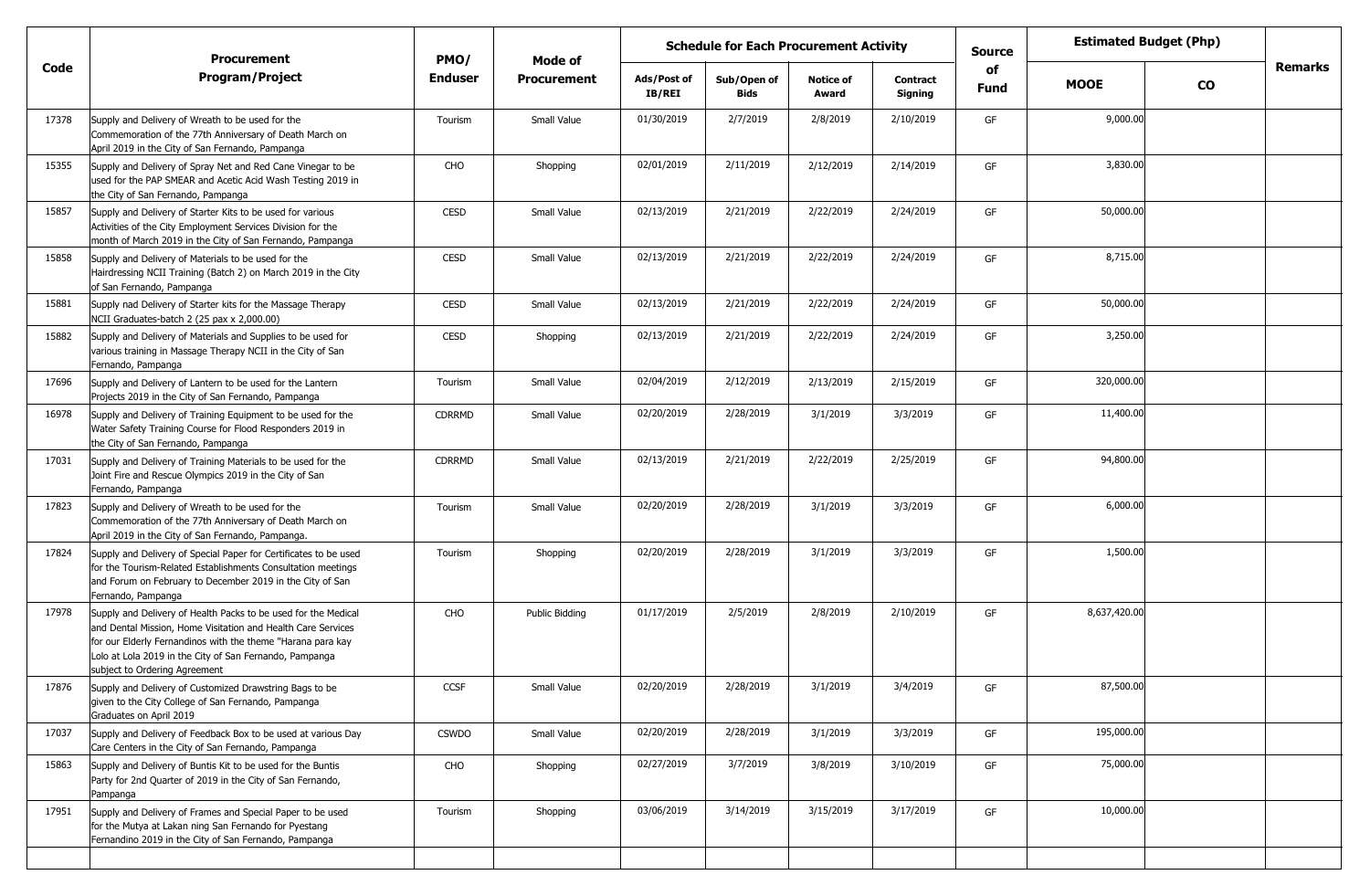| Code | Procurement Program/Project | PMO/ Enduser | Mode of Procurement | Schedule for Each Procurement Activity | | | | Source of Fund | Estimated Budget (Php) | | Remarks |
|---|---|---|---|---|---|---|---|---|---|---|---|
| | | | | Ads/Post of IB/REI | Sub/Open of Bids | Notice of Award | Contract Signing | | MOOE | CO | |
| 17378 | Supply and Delivery of Wreath to be used for the Commemoration of the 77th Anniversary of Death March on April 2019 in the City of San Fernando, Pampanga | Tourism | Small Value | 01/30/2019 | 2/7/2019 | 2/8/2019 | 2/10/2019 | GF | 9,000.00 | | |
| 15355 | Supply and Delivery of Spray Net and Red Cane Vinegar to be used for the PAP SMEAR and Acetic Acid Wash Testing 2019 in the City of San Fernando, Pampanga | CHO | Shopping | 02/01/2019 | 2/11/2019 | 2/12/2019 | 2/14/2019 | GF | 3,830.00 | | |
| 15857 | Supply and Delivery of Starter Kits to be used for various Activities of the City Employment Services Division for the month of March 2019 in the City of San Fernando, Pampanga | CESD | Small Value | 02/13/2019 | 2/21/2019 | 2/22/2019 | 2/24/2019 | GF | 50,000.00 | | |
| 15858 | Supply and Delivery of Materials to be used for the Hairdressing NCII Training (Batch 2) on March 2019 in the City of San Fernando, Pampanga | CESD | Small Value | 02/13/2019 | 2/21/2019 | 2/22/2019 | 2/24/2019 | GF | 8,715.00 | | |
| 15881 | Supply nad Delivery of Starter kits for the Massage Therapy NCII Graduates-batch 2 (25 pax x 2,000.00) | CESD | Small Value | 02/13/2019 | 2/21/2019 | 2/22/2019 | 2/24/2019 | GF | 50,000.00 | | |
| 15882 | Supply and Delivery of Materials and Supplies to be used for various training in Massage Therapy NCII in the City of San Fernando, Pampanga | CESD | Shopping | 02/13/2019 | 2/21/2019 | 2/22/2019 | 2/24/2019 | GF | 3,250.00 | | |
| 17696 | Supply and Delivery of Lantern to be used for the Lantern Projects 2019 in the City of San Fernando, Pampanga | Tourism | Small Value | 02/04/2019 | 2/12/2019 | 2/13/2019 | 2/15/2019 | GF | 320,000.00 | | |
| 16978 | Supply and Delivery of Training Equipment to be used for the Water Safety Training Course for Flood Responders 2019 in the City of San Fernando, Pampanga | CDRRMD | Small Value | 02/20/2019 | 2/28/2019 | 3/1/2019 | 3/3/2019 | GF | 11,400.00 | | |
| 17031 | Supply and Delivery of Training Materials to be used for the Joint Fire and Rescue Olympics 2019 in the City of San Fernando, Pampanga | CDRRMD | Small Value | 02/13/2019 | 2/21/2019 | 2/22/2019 | 2/25/2019 | GF | 94,800.00 | | |
| 17823 | Supply and Delivery of Wreath to be used for the Commemoration of the 77th Anniversary of Death March on April 2019 in the City of San Fernando, Pampanga. | Tourism | Small Value | 02/20/2019 | 2/28/2019 | 3/1/2019 | 3/3/2019 | GF | 6,000.00 | | |
| 17824 | Supply and Delivery of Special Paper for Certificates to be used for the Tourism-Related Establishments Consultation meetings and Forum on February to December 2019 in the City of San Fernando, Pampanga | Tourism | Shopping | 02/20/2019 | 2/28/2019 | 3/1/2019 | 3/3/2019 | GF | 1,500.00 | | |
| 17978 | Supply and Delivery of Health Packs to be used for the Medical and Dental Mission, Home Visitation and Health Care Services for our Elderly Fernandinos with the theme "Harana para kay Lolo at Lola 2019 in the City of San Fernando, Pampanga subject to Ordering Agreement | CHO | Public Bidding | 01/17/2019 | 2/5/2019 | 2/8/2019 | 2/10/2019 | GF | 8,637,420.00 | | |
| 17876 | Supply and Delivery of Customized Drawstring Bags to be given to the City College of San Fernando, Pampanga Graduates on April 2019 | CCSF | Small Value | 02/20/2019 | 2/28/2019 | 3/1/2019 | 3/4/2019 | GF | 87,500.00 | | |
| 17037 | Supply and Delivery of Feedback Box to be used at various Day Care Centers in the City of San Fernando, Pampanga | CSWDO | Small Value | 02/20/2019 | 2/28/2019 | 3/1/2019 | 3/3/2019 | GF | 195,000.00 | | |
| 15863 | Supply and Delivery of Buntis Kit to be used for the Buntis Party for 2nd Quarter of 2019 in the City of San Fernando, Pampanga | CHO | Shopping | 02/27/2019 | 3/7/2019 | 3/8/2019 | 3/10/2019 | GF | 75,000.00 | | |
| 17951 | Supply and Delivery of Frames and Special Paper to be used for the Mutya at Lakan ning San Fernando for Pyestang Fernandino 2019 in the City of San Fernando, Pampanga | Tourism | Shopping | 03/06/2019 | 3/14/2019 | 3/15/2019 | 3/17/2019 | GF | 10,000.00 | | |
| | | | | | | | | | | | |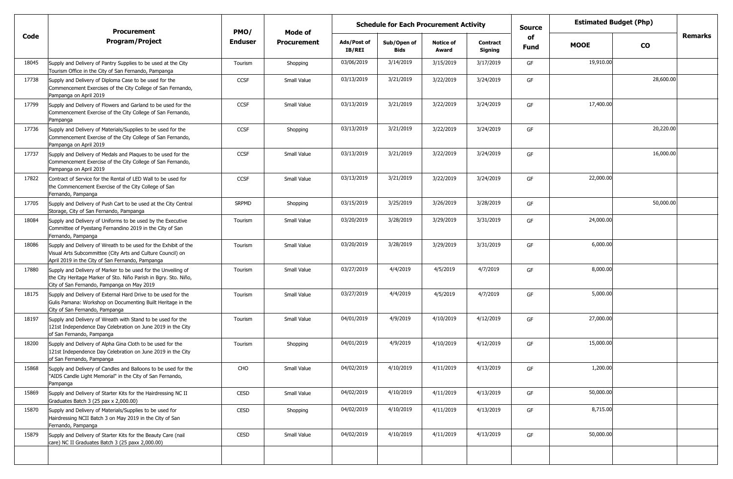| Code | Procurement Program/Project | PMO/ Enduser | Mode of Procurement | Schedule for Each Procurement Activity | | | | Source of Fund | Estimated Budget (Php) | | Remarks |
|---|---|---|---|---|---|---|---|---|---|---|---|
| | | | | Ads/Post of IB/REI | Sub/Open of Bids | Notice of Award | Contract Signing | | MOOE | CO | |
| 18045 | Supply and Delivery of Pantry Supplies to be used at the City Tourism Office in the City of San Fernando, Pampanga | Tourism | Shopping | 03/06/2019 | 3/14/2019 | 3/15/2019 | 3/17/2019 | GF | 19,910.00 | | |
| 17738 | Supply and Delivery of Diploma Case to be used for the Commencement Exercises of the City College of San Fernando, Pampanga on April 2019 | CCSF | Small Value | 03/13/2019 | 3/21/2019 | 3/22/2019 | 3/24/2019 | GF | | 28,600.00 | |
| 17799 | Supply and Delivery of Flowers and Garland to be used for the Commencement Exercise of the City College of San Fernando, Pampanga | CCSF | Small Value | 03/13/2019 | 3/21/2019 | 3/22/2019 | 3/24/2019 | GF | 17,400.00 | | |
| 17736 | Supply and Delivery of Materials/Supplies to be used for the Commencement Exercise of the City College of San Fernando, Pampanga on April 2019 | CCSF | Shopping | 03/13/2019 | 3/21/2019 | 3/22/2019 | 3/24/2019 | GF | | 20,220.00 | |
| 17737 | Supply and Delivery of Medals and Plaques to be used for the Commencement Exercise of the City College of San Fernando, Pampanga on April 2019 | CCSF | Small Value | 03/13/2019 | 3/21/2019 | 3/22/2019 | 3/24/2019 | GF | | 16,000.00 | |
| 17822 | Contract of Service for the Rental of LED Wall to be used for the Commencement Exercise of the City College of San Fernando, Pampanga | CCSF | Small Value | 03/13/2019 | 3/21/2019 | 3/22/2019 | 3/24/2019 | GF | 22,000.00 | | |
| 17705 | Supply and Delivery of Push Cart to be used at the City Central Storage, City of San Fernando, Pampanga | SRPMD | Shopping | 03/15/2019 | 3/25/2019 | 3/26/2019 | 3/28/2019 | GF | | 50,000.00 | |
| 18084 | Supply and Delivery of Uniforms to be used by the Executive Committee of Pyestang Fernandino 2019 in the City of San Fernando, Pampanga | Tourism | Small Value | 03/20/2019 | 3/28/2019 | 3/29/2019 | 3/31/2019 | GF | 24,000.00 | | |
| 18086 | Supply and Delivery of Wreath to be used for the Exhibit of the Visual Arts Subcommittee (City Arts and Culture Council) on April 2019 in the City of San Fernando, Pampanga | Tourism | Small Value | 03/20/2019 | 3/28/2019 | 3/29/2019 | 3/31/2019 | GF | 6,000.00 | | |
| 17880 | Supply and Delivery of Marker to be used for the Unveiling of the City Heritage Marker of Sto. Niño Parish in Bgry. Sto. Niño, City of San Fernando, Pampanga on May 2019 | Tourism | Small Value | 03/27/2019 | 4/4/2019 | 4/5/2019 | 4/7/2019 | GF | 8,000.00 | | |
| 18175 | Supply and Delivery of External Hard Drive to be used for the Gulis Pamana: Workshop on Documenting Built Heritage in the City of San Fernando, Pampanga | Tourism | Small Value | 03/27/2019 | 4/4/2019 | 4/5/2019 | 4/7/2019 | GF | 5,000.00 | | |
| 18197 | Supply and Delivery of Wreath with Stand to be used for the 121st Independence Day Celebration on June 2019 in the City of San Fernando, Pampanga | Tourism | Small Value | 04/01/2019 | 4/9/2019 | 4/10/2019 | 4/12/2019 | GF | 27,000.00 | | |
| 18200 | Supply and Delivery of Alpha Gina Cloth to be used for the 121st Independence Day Celebration on June 2019 in the City of San Fernando, Pampanga | Tourism | Shopping | 04/01/2019 | 4/9/2019 | 4/10/2019 | 4/12/2019 | GF | 15,000.00 | | |
| 15868 | Supply and Delivery of Candles and Balloons to be used for the "AIDS Candle Light Memorial" in the City of San Fernando, Pampanga | CHO | Small Value | 04/02/2019 | 4/10/2019 | 4/11/2019 | 4/13/2019 | GF | 1,200.00 | | |
| 15869 | Supply and Delivery of Starter Kits for the Hairdressing NC II Graduates Batch 3 (25 pax x 2,000.00) | CESD | Small Value | 04/02/2019 | 4/10/2019 | 4/11/2019 | 4/13/2019 | GF | 50,000.00 | | |
| 15870 | Supply and Delivery of Materials/Supplies to be used for Hairdressing NCII Batch 3 on May 2019 in the City of San Fernando, Pampanga | CESD | Shopping | 04/02/2019 | 4/10/2019 | 4/11/2019 | 4/13/2019 | GF | 8,715.00 | | |
| 15879 | Supply and Delivery of Starter Kits for the Beauty Care (nail care) NC II Graduates Batch 3 (25 paxx 2,000.00) | CESD | Small Value | 04/02/2019 | 4/10/2019 | 4/11/2019 | 4/13/2019 | GF | 50,000.00 | | |
| | | | | | | | | | | | |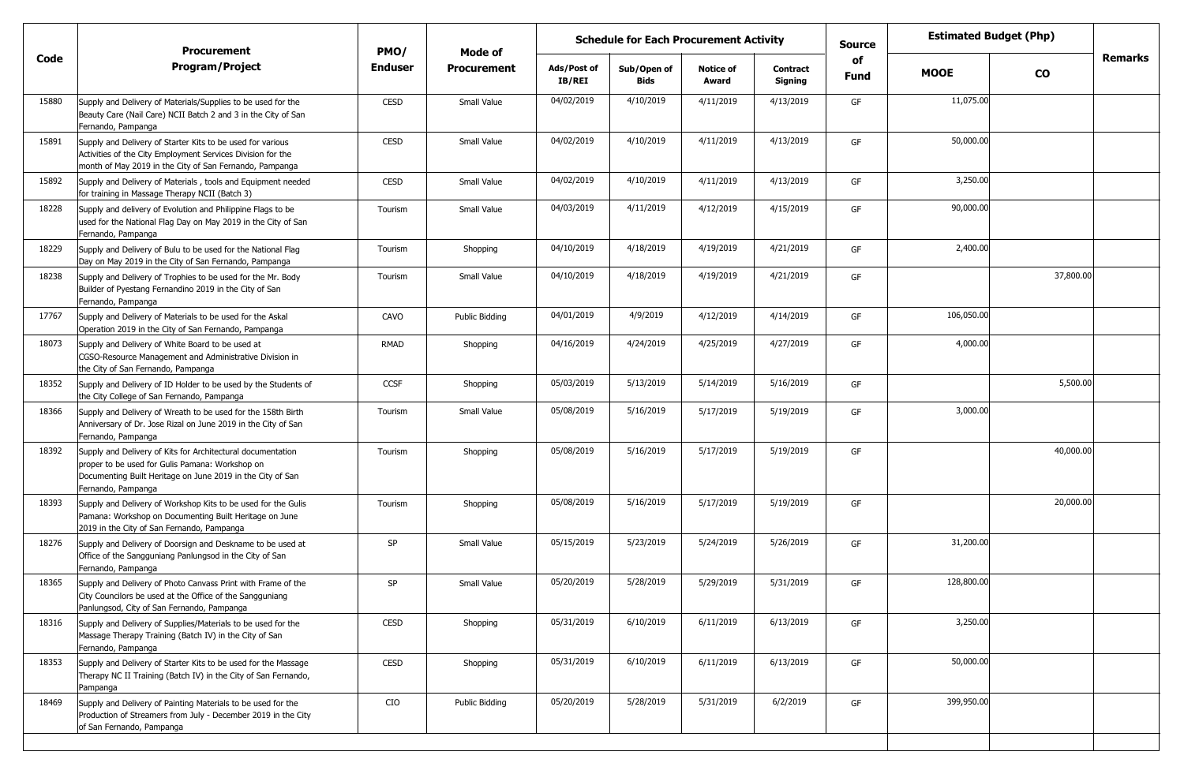| Code | Procurement Program/Project | PMO/ Enduser | Mode of Procurement | Schedule for Each Procurement Activity | | | | Source of Fund | Estimated Budget (Php) | | Remarks |
|---|---|---|---|---|---|---|---|---|---|---|---|
| | | | | Ads/Post of IB/REI | Sub/Open of Bids | Notice of Award | Contract Signing | | MOOE | CO | |
| 15880 | Supply and Delivery of Materials/Supplies to be used for the Beauty Care (Nail Care) NCII Batch 2 and 3 in the City of San Fernando, Pampanga | CESD | Small Value | 04/02/2019 | 4/10/2019 | 4/11/2019 | 4/13/2019 | GF | 11,075.00 | | |
| 15891 | Supply and Delivery of Starter Kits to be used for various Activities of the City Employment Services Division for the month of May 2019 in the City of San Fernando, Pampanga | CESD | Small Value | 04/02/2019 | 4/10/2019 | 4/11/2019 | 4/13/2019 | GF | 50,000.00 | | |
| 15892 | Supply and Delivery of Materials , tools and Equipment needed for training in Massage Therapy NCII (Batch 3) | CESD | Small Value | 04/02/2019 | 4/10/2019 | 4/11/2019 | 4/13/2019 | GF | 3,250.00 | | |
| 18228 | Supply and delivery of Evolution and Philippine Flags to be used for the National Flag Day on May 2019 in the City of San Fernando, Pampanga | Tourism | Small Value | 04/03/2019 | 4/11/2019 | 4/12/2019 | 4/15/2019 | GF | 90,000.00 | | |
| 18229 | Supply and Delivery of Bulu to be used for the National Flag Day on May 2019 in the City of San Fernando, Pampanga | Tourism | Shopping | 04/10/2019 | 4/18/2019 | 4/19/2019 | 4/21/2019 | GF | 2,400.00 | | |
| 18238 | Supply and Delivery of Trophies to be used for the Mr. Body Builder of Pyestang Fernandino 2019 in the City of San Fernando, Pampanga | Tourism | Small Value | 04/10/2019 | 4/18/2019 | 4/19/2019 | 4/21/2019 | GF | | 37,800.00 | |
| 17767 | Supply and Delivery of Materials to be used for the Askal Operation 2019 in the City of San Fernando, Pampanga | CAVO | Public Bidding | 04/01/2019 | 4/9/2019 | 4/12/2019 | 4/14/2019 | GF | 106,050.00 | | |
| 18073 | Supply and Delivery of White Board to be used at CGSO-Resource Management and Administrative Division in the City of San Fernando, Pampanga | RMAD | Shopping | 04/16/2019 | 4/24/2019 | 4/25/2019 | 4/27/2019 | GF | 4,000.00 | | |
| 18352 | Supply and Delivery of ID Holder to be used by the Students of the City College of San Fernando, Pampanga | CCSF | Shopping | 05/03/2019 | 5/13/2019 | 5/14/2019 | 5/16/2019 | GF | | 5,500.00 | |
| 18366 | Supply and Delivery of Wreath to be used for the 158th Birth Anniversary of Dr. Jose Rizal on June 2019 in the City of San Fernando, Pampanga | Tourism | Small Value | 05/08/2019 | 5/16/2019 | 5/17/2019 | 5/19/2019 | GF | 3,000.00 | | |
| 18392 | Supply and Delivery of Kits for Architectural documentation proper to be used for Gulis Pamana: Workshop on Documenting Built Heritage on June 2019 in the City of San Fernando, Pampanga | Tourism | Shopping | 05/08/2019 | 5/16/2019 | 5/17/2019 | 5/19/2019 | GF | | 40,000.00 | |
| 18393 | Supply and Delivery of Workshop Kits to be used for the Gulis Pamana: Workshop on Documenting Built Heritage on June 2019 in the City of San Fernando, Pampanga | Tourism | Shopping | 05/08/2019 | 5/16/2019 | 5/17/2019 | 5/19/2019 | GF | | 20,000.00 | |
| 18276 | Supply and Delivery of Doorsign and Deskname to be used at Office of the Sangguniang Panlungsod in the City of San Fernando, Pampanga | SP | Small Value | 05/15/2019 | 5/23/2019 | 5/24/2019 | 5/26/2019 | GF | 31,200.00 | | |
| 18365 | Supply and Delivery of Photo Canvass Print with Frame of the City Councilors be used at the Office of the Sangguniang Panlungsod, City of San Fernando, Pampanga | SP | Small Value | 05/20/2019 | 5/28/2019 | 5/29/2019 | 5/31/2019 | GF | 128,800.00 | | |
| 18316 | Supply and Delivery of Supplies/Materials to be used for the Massage Therapy Training (Batch IV) in the City of San Fernando, Pampanga | CESD | Shopping | 05/31/2019 | 6/10/2019 | 6/11/2019 | 6/13/2019 | GF | 3,250.00 | | |
| 18353 | Supply and Delivery of Starter Kits to be used for the Massage Therapy NC II Training (Batch IV) in the City of San Fernando, Pampanga | CESD | Shopping | 05/31/2019 | 6/10/2019 | 6/11/2019 | 6/13/2019 | GF | 50,000.00 | | |
| 18469 | Supply and Delivery of Painting Materials to be used for the Production of Streamers from July - December 2019 in the City of San Fernando, Pampanga | CIO | Public Bidding | 05/20/2019 | 5/28/2019 | 5/31/2019 | 6/2/2019 | GF | 399,950.00 | | |
| | | | | | | | | | | | |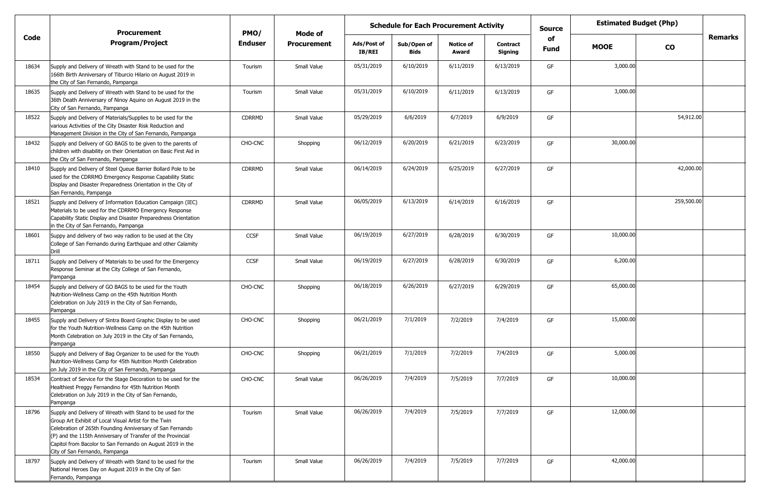| Code | Procurement Program/Project | PMO/ Enduser | Mode of Procurement | Schedule for Each Procurement Activity | | | | Source of Fund | Estimated Budget (Php) | | Remarks |
|---|---|---|---|---|---|---|---|---|---|---|---|
| | | | | Ads/Post of IB/REI | Sub/Open of Bids | Notice of Award | Contract Signing | | MOOE | CO | |
| 18634 | Supply and Delivery of Wreath with Stand to be used for the 166th Birth Anniversary of Tiburcio Hilario on August 2019 in the City of San Fernando, Pampanga | Tourism | Small Value | 05/31/2019 | 6/10/2019 | 6/11/2019 | 6/13/2019 | GF | 3,000.00 | | |
| 18635 | Supply and Delivery of Wreath with Stand to be used for the 36th Death Anniversary of Ninoy Aquino on August 2019 in the City of San Fernando, Pampanga | Tourism | Small Value | 05/31/2019 | 6/10/2019 | 6/11/2019 | 6/13/2019 | GF | 3,000.00 | | |
| 18522 | Supply and Delivery of Materials/Supplies to be used for the various Activities of the City Disaster Risk Reduction and Management Division in the City of San Fernando, Pampanga | CDRRMD | Small Value | 05/29/2019 | 6/6/2019 | 6/7/2019 | 6/9/2019 | GF | | 54,912.00 | |
| 18432 | Supply and Delivery of GO BAGS to be given to the parents of children with disability on their Orientation on Basic First Aid in the City of San Fernando, Pampanga | CHO-CNC | Shopping | 06/12/2019 | 6/20/2019 | 6/21/2019 | 6/23/2019 | GF | 30,000.00 | | |
| 18410 | Supply and Delivery of Steel Queue Barrier Bollard Pole to be used for the CDRRMO Emergency Response Capability Static Display and Disaster Preparedness Orientation in the City of San Fernando, Pampanga | CDRRMD | Small Value | 06/14/2019 | 6/24/2019 | 6/25/2019 | 6/27/2019 | GF | | 42,000.00 | |
| 18521 | Supply and Delivery of Information Education Campaign (IEC) Materials to be used for the CDRRMO Emergency Response Capability Static Display and Disaster Preparedness Orientation in the City of San Fernando, Pampanga | CDRRMD | Small Value | 06/05/2019 | 6/13/2019 | 6/14/2019 | 6/16/2019 | GF | | 259,500.00 | |
| 18601 | Suppy and delivery of two way radion to be used at the City College of San Fernando during Earthquake and other Calamity Drill | CCSF | Small Value | 06/19/2019 | 6/27/2019 | 6/28/2019 | 6/30/2019 | GF | 10,000.00 | | |
| 18711 | Supply and Delivery of Materials to be used for the Emergency Response Seminar at the City College of San Fernando, Pampanga | CCSF | Small Value | 06/19/2019 | 6/27/2019 | 6/28/2019 | 6/30/2019 | GF | 6,200.00 | | |
| 18454 | Supply and Delivery of GO BAGS to be used for the Youth Nutrition-Wellness Camp on the 45th Nutrition Month Celebration on July 2019 in the City of San Fernando, Pampanga | CHO-CNC | Shopping | 06/18/2019 | 6/26/2019 | 6/27/2019 | 6/29/2019 | GF | 65,000.00 | | |
| 18455 | Supply and Delivery of Sintra Board Graphic Display to be used for the Youth Nutrition-Wellness Camp on the 45th Nutrition Month Celebration on July 2019 in the City of San Fernando, Pampanga | CHO-CNC | Shopping | 06/21/2019 | 7/1/2019 | 7/2/2019 | 7/4/2019 | GF | 15,000.00 | | |
| 18550 | Supply and Delivery of Bag Organizer to be used for the Youth Nutrition-Wellness Camp for 45th Nutrition Month Celebration on July 2019 in the City of San Fernando, Pampanga | CHO-CNC | Shopping | 06/21/2019 | 7/1/2019 | 7/2/2019 | 7/4/2019 | GF | 5,000.00 | | |
| 18534 | Contract of Service for the Stage Decoration to be used for the Healthiest Preggy Fernandino for 45th Nutrition Month Celebration on July 2019 in the City of San Fernando, Pampanga | CHO-CNC | Small Value | 06/26/2019 | 7/4/2019 | 7/5/2019 | 7/7/2019 | GF | 10,000.00 | | |
| 18796 | Supply and Delivery of Wreath with Stand to be used for the Group Art Exhibit of Local Visual Artist for the Twin Celebration of 265th Founding Anniversary of San Fernando (P) and the 115th Anniversary of Transfer of the Provincial Capitol from Bacolor to San Fernando on August 2019 in the City of San Fernando, Pampanga | Tourism | Small Value | 06/26/2019 | 7/4/2019 | 7/5/2019 | 7/7/2019 | GF | 12,000.00 | | |
| 18797 | Supply and Delivery of Wreath with Stand to be used for the National Heroes Day on August 2019 in the City of San Fernando, Pampanga | Tourism | Small Value | 06/26/2019 | 7/4/2019 | 7/5/2019 | 7/7/2019 | GF | 42,000.00 | | |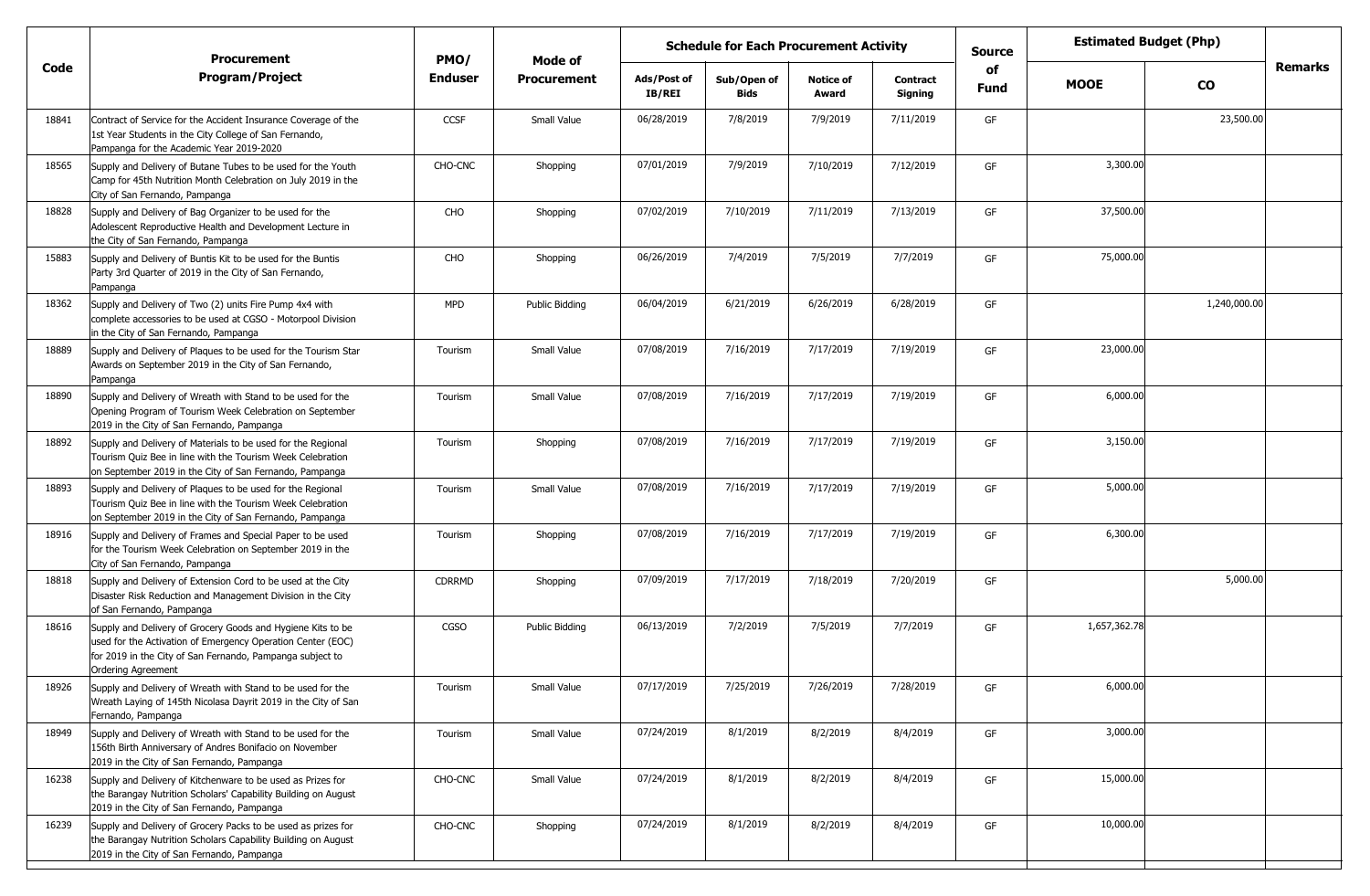| Code | Procurement Program/Project | PMO/ Enduser | Mode of Procurement | Schedule for Each Procurement Activity | | | | Source of Fund | Estimated Budget (Php) | | Remarks |
|---|---|---|---|---|---|---|---|---|---|---|---|
| | | | | Ads/Post of IB/REI | Sub/Open of Bids | Notice of Award | Contract Signing | | MOOE | CO | |
| 18841 | Contract of Service for the Accident Insurance Coverage of the 1st Year Students in the City College of San Fernando, Pampanga for the Academic Year 2019-2020 | CCSF | Small Value | 06/28/2019 | 7/8/2019 | 7/9/2019 | 7/11/2019 | GF | | 23,500.00 | |
| 18565 | Supply and Delivery of Butane Tubes to be used for the Youth Camp for 45th Nutrition Month Celebration on July 2019 in the City of San Fernando, Pampanga | CHO-CNC | Shopping | 07/01/2019 | 7/9/2019 | 7/10/2019 | 7/12/2019 | GF | 3,300.00 | | |
| 18828 | Supply and Delivery of Bag Organizer to be used for the Adolescent Reproductive Health and Development Lecture in the City of San Fernando, Pampanga | CHO | Shopping | 07/02/2019 | 7/10/2019 | 7/11/2019 | 7/13/2019 | GF | 37,500.00 | | |
| 15883 | Supply and Delivery of Buntis Kit to be used for the Buntis Party 3rd Quarter of 2019 in the City of San Fernando, Pampanga | CHO | Shopping | 06/26/2019 | 7/4/2019 | 7/5/2019 | 7/7/2019 | GF | 75,000.00 | | |
| 18362 | Supply and Delivery of Two (2) units Fire Pump 4x4 with complete accessories to be used at CGSO - Motorpool Division in the City of San Fernando, Pampanga | MPD | Public Bidding | 06/04/2019 | 6/21/2019 | 6/26/2019 | 6/28/2019 | GF | | 1,240,000.00 | |
| 18889 | Supply and Delivery of Plaques to be used for the Tourism Star Awards on September 2019 in the City of San Fernando, Pampanga | Tourism | Small Value | 07/08/2019 | 7/16/2019 | 7/17/2019 | 7/19/2019 | GF | 23,000.00 | | |
| 18890 | Supply and Delivery of Wreath with Stand to be used for the Opening Program of Tourism Week Celebration on September 2019 in the City of San Fernando, Pampanga | Tourism | Small Value | 07/08/2019 | 7/16/2019 | 7/17/2019 | 7/19/2019 | GF | 6,000.00 | | |
| 18892 | Supply and Delivery of Materials to be used for the Regional Tourism Quiz Bee in line with the Tourism Week Celebration on September 2019 in the City of San Fernando, Pampanga | Tourism | Shopping | 07/08/2019 | 7/16/2019 | 7/17/2019 | 7/19/2019 | GF | 3,150.00 | | |
| 18893 | Supply and Delivery of Plaques to be used for the Regional Tourism Quiz Bee in line with the Tourism Week Celebration on September 2019 in the City of San Fernando, Pampanga | Tourism | Small Value | 07/08/2019 | 7/16/2019 | 7/17/2019 | 7/19/2019 | GF | 5,000.00 | | |
| 18916 | Supply and Delivery of Frames and Special Paper to be used for the Tourism Week Celebration on September 2019 in the City of San Fernando, Pampanga | Tourism | Shopping | 07/08/2019 | 7/16/2019 | 7/17/2019 | 7/19/2019 | GF | 6,300.00 | | |
| 18818 | Supply and Delivery of Extension Cord to be used at the City Disaster Risk Reduction and Management Division in the City of San Fernando, Pampanga | CDRRMD | Shopping | 07/09/2019 | 7/17/2019 | 7/18/2019 | 7/20/2019 | GF | | 5,000.00 | |
| 18616 | Supply and Delivery of Grocery Goods and Hygiene Kits to be used for the Activation of Emergency Operation Center (EOC) for 2019 in the City of San Fernando, Pampanga subject to Ordering Agreement | CGSO | Public Bidding | 06/13/2019 | 7/2/2019 | 7/5/2019 | 7/7/2019 | GF | 1,657,362.78 | | |
| 18926 | Supply and Delivery of Wreath with Stand to be used for the Wreath Laying of 145th Nicolasa Dayrit 2019 in the City of San Fernando, Pampanga | Tourism | Small Value | 07/17/2019 | 7/25/2019 | 7/26/2019 | 7/28/2019 | GF | 6,000.00 | | |
| 18949 | Supply and Delivery of Wreath with Stand to be used for the 156th Birth Anniversary of Andres Bonifacio on November 2019 in the City of San Fernando, Pampanga | Tourism | Small Value | 07/24/2019 | 8/1/2019 | 8/2/2019 | 8/4/2019 | GF | 3,000.00 | | |
| 16238 | Supply and Delivery of Kitchenware to be used as Prizes for the Barangay Nutrition Scholars' Capability Building on August 2019 in the City of San Fernando, Pampanga | CHO-CNC | Small Value | 07/24/2019 | 8/1/2019 | 8/2/2019 | 8/4/2019 | GF | 15,000.00 | | |
| 16239 | Supply and Delivery of Grocery Packs to be used as prizes for the Barangay Nutrition Scholars Capability Building on August 2019 in the City of San Fernando, Pampanga | CHO-CNC | Shopping | 07/24/2019 | 8/1/2019 | 8/2/2019 | 8/4/2019 | GF | 10,000.00 | | |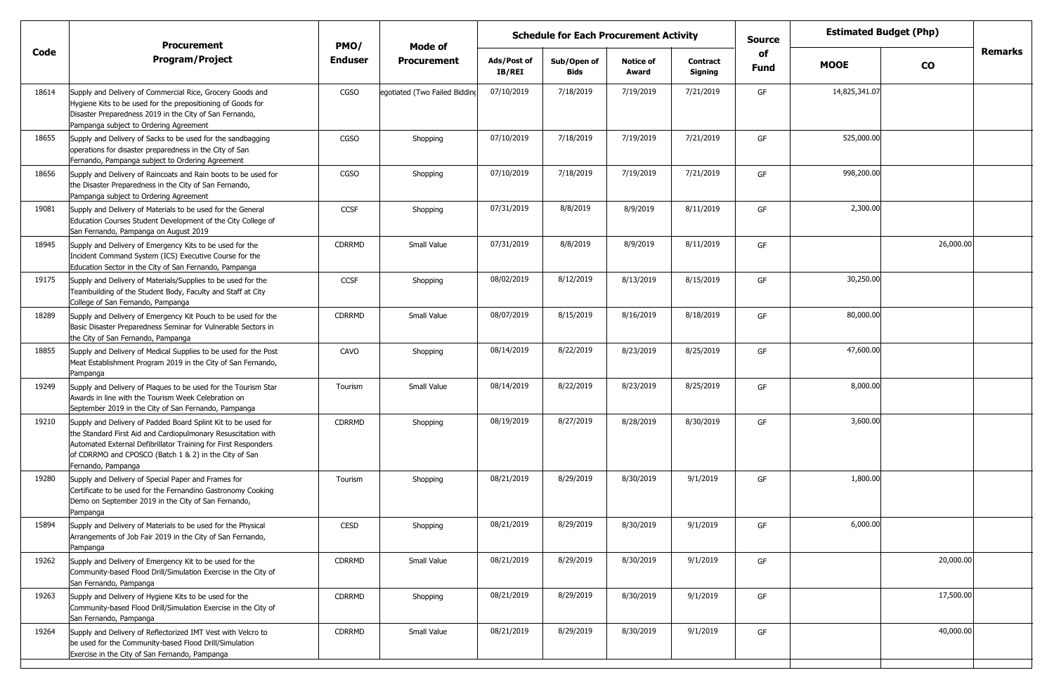| Code | Procurement Program/Project | PMO/ Enduser | Mode of Procurement | Schedule for Each Procurement Activity | | | | Source of Fund | Estimated Budget (Php) | | Remarks |
|---|---|---|---|---|---|---|---|---|---|---|---|
| | | | | Ads/Post of IB/REI | Sub/Open of Bids | Notice of Award | Contract Signing | | MOOE | CO | |
| 18614 | Supply and Delivery of Commercial Rice, Grocery Goods and Hygiene Kits to be used for the prepositioning of Goods for Disaster Preparedness 2019 in the City of San Fernando, Pampanga subject to Ordering Agreement | CGSO | egotiated (Two Failed Bidding | 07/10/2019 | 7/18/2019 | 7/19/2019 | 7/21/2019 | GF | 14,825,341.07 | | |
| 18655 | Supply and Delivery of Sacks to be used for the sandbagging operations for disaster preparedness in the City of San Fernando, Pampanga subject to Ordering Agreement | CGSO | Shopping | 07/10/2019 | 7/18/2019 | 7/19/2019 | 7/21/2019 | GF | 525,000.00 | | |
| 18656 | Supply and Delivery of Raincoats and Rain boots to be used for the Disaster Preparedness in the City of San Fernando, Pampanga subject to Ordering Agreement | CGSO | Shopping | 07/10/2019 | 7/18/2019 | 7/19/2019 | 7/21/2019 | GF | 998,200.00 | | |
| 19081 | Supply and Delivery of Materials to be used for the General Education Courses Student Development of the City College of San Fernando, Pampanga on August 2019 | CCSF | Shopping | 07/31/2019 | 8/8/2019 | 8/9/2019 | 8/11/2019 | GF | 2,300.00 | | |
| 18945 | Supply and Delivery of Emergency Kits to be used for the Incident Command System (ICS) Executive Course for the Education Sector in the City of San Fernando, Pampanga | CDRRMD | Small Value | 07/31/2019 | 8/8/2019 | 8/9/2019 | 8/11/2019 | GF | | 26,000.00 | |
| 19175 | Supply and Delivery of Materials/Supplies to be used for the Teambuilding of the Student Body, Faculty and Staff at City College of San Fernando, Pampanga | CCSF | Shopping | 08/02/2019 | 8/12/2019 | 8/13/2019 | 8/15/2019 | GF | 30,250.00 | | |
| 18289 | Supply and Delivery of Emergency Kit Pouch to be used for the Basic Disaster Preparedness Seminar for Vulnerable Sectors in the City of San Fernando, Pampanga | CDRRMD | Small Value | 08/07/2019 | 8/15/2019 | 8/16/2019 | 8/18/2019 | GF | 80,000.00 | | |
| 18855 | Supply and Delivery of Medical Supplies to be used for the Post Meat Establishment Program 2019 in the City of San Fernando, Pampanga | CAVO | Shopping | 08/14/2019 | 8/22/2019 | 8/23/2019 | 8/25/2019 | GF | 47,600.00 | | |
| 19249 | Supply and Delivery of Plaques to be used for the Tourism Star Awards in line with the Tourism Week Celebration on September 2019 in the City of San Fernando, Pampanga | Tourism | Small Value | 08/14/2019 | 8/22/2019 | 8/23/2019 | 8/25/2019 | GF | 8,000.00 | | |
| 19210 | Supply and Delivery of Padded Board Splint Kit to be used for the Standard First Aid and Cardiopulmonary Resuscitation with Automated External Defibrillator Training for First Responders of CDRRMO and CPOSCO (Batch 1 & 2) in the City of San Fernando, Pampanga | CDRRMD | Shopping | 08/19/2019 | 8/27/2019 | 8/28/2019 | 8/30/2019 | GF | 3,600.00 | | |
| 19280 | Supply and Delivery of Special Paper and Frames for Certificate to be used for the Fernandino Gastronomy Cooking Demo on September 2019 in the City of San Fernando, Pampanga | Tourism | Shopping | 08/21/2019 | 8/29/2019 | 8/30/2019 | 9/1/2019 | GF | 1,800.00 | | |
| 15894 | Supply and Delivery of Materials to be used for the Physical Arrangements of Job Fair 2019 in the City of San Fernando, Pampanga | CESD | Shopping | 08/21/2019 | 8/29/2019 | 8/30/2019 | 9/1/2019 | GF | 6,000.00 | | |
| 19262 | Supply and Delivery of Emergency Kit to be used for the Community-based Flood Drill/Simulation Exercise in the City of San Fernando, Pampanga | CDRRMD | Small Value | 08/21/2019 | 8/29/2019 | 8/30/2019 | 9/1/2019 | GF | | 20,000.00 | |
| 19263 | Supply and Delivery of Hygiene Kits to be used for the Community-based Flood Drill/Simulation Exercise in the City of San Fernando, Pampanga | CDRRMD | Shopping | 08/21/2019 | 8/29/2019 | 8/30/2019 | 9/1/2019 | GF | | 17,500.00 | |
| 19264 | Supply and Delivery of Reflectorized IMT Vest with Velcro to be used for the Community-based Flood Drill/Simulation Exercise in the City of San Fernando, Pampanga | CDRRMD | Small Value | 08/21/2019 | 8/29/2019 | 8/30/2019 | 9/1/2019 | GF | | 40,000.00 | |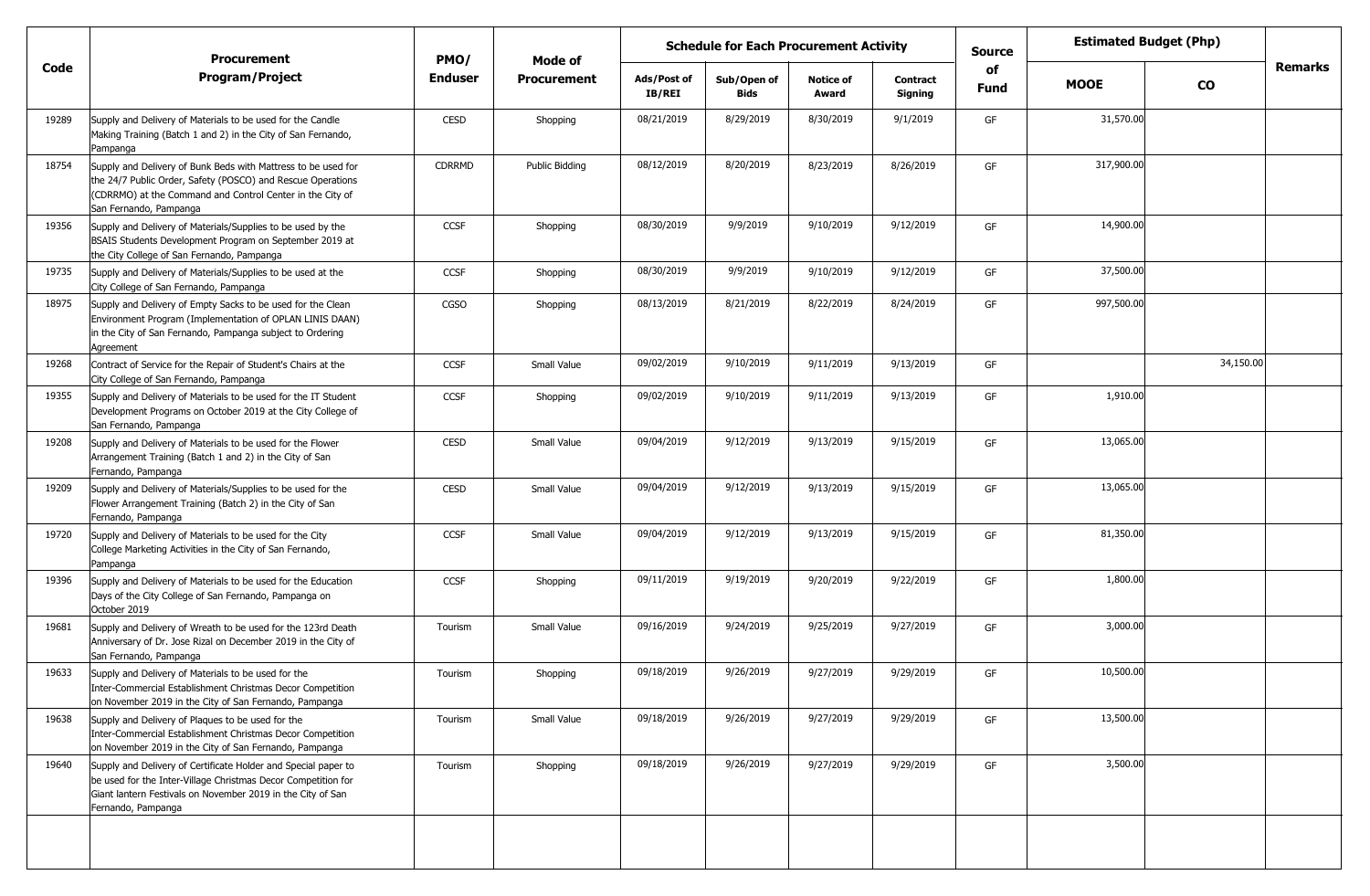| Code | Procurement Program/Project | PMO/ Enduser | Mode of Procurement | Schedule for Each Procurement Activity | | | | Source of Fund | Estimated Budget (Php) | | Remarks |
|---|---|---|---|---|---|---|---|---|---|---|---|
| | | | | Ads/Post of IB/REI | Sub/Open of Bids | Notice of Award | Contract Signing | | MOOE | CO | |
| 19289 | Supply and Delivery of Materials to be used for the Candle Making Training (Batch 1 and 2) in the City of San Fernando, Pampanga | CESD | Shopping | 08/21/2019 | 8/29/2019 | 8/30/2019 | 9/1/2019 | GF | 31,570.00 | | |
| 18754 | Supply and Delivery of Bunk Beds with Mattress to be used for the 24/7 Public Order, Safety (POSCO) and Rescue Operations (CDRRMO) at the Command and Control Center in the City of San Fernando, Pampanga | CDRRMD | Public Bidding | 08/12/2019 | 8/20/2019 | 8/23/2019 | 8/26/2019 | GF | 317,900.00 | | |
| 19356 | Supply and Delivery of Materials/Supplies to be used by the BSAIS Students Development Program on September 2019 at the City College of San Fernando, Pampanga | CCSF | Shopping | 08/30/2019 | 9/9/2019 | 9/10/2019 | 9/12/2019 | GF | 14,900.00 | | |
| 19735 | Supply and Delivery of Materials/Supplies to be used at the City College of San Fernando, Pampanga | CCSF | Shopping | 08/30/2019 | 9/9/2019 | 9/10/2019 | 9/12/2019 | GF | 37,500.00 | | |
| 18975 | Supply and Delivery of Empty Sacks to be used for the Clean Environment Program (Implementation of OPLAN LINIS DAAN) in the City of San Fernando, Pampanga subject to Ordering Agreement | CGSO | Shopping | 08/13/2019 | 8/21/2019 | 8/22/2019 | 8/24/2019 | GF | 997,500.00 | | |
| 19268 | Contract of Service for the Repair of Student's Chairs at the City College of San Fernando, Pampanga | CCSF | Small Value | 09/02/2019 | 9/10/2019 | 9/11/2019 | 9/13/2019 | GF | | 34,150.00 | |
| 19355 | Supply and Delivery of Materials to be used for the IT Student Development Programs on October 2019 at the City College of San Fernando, Pampanga | CCSF | Shopping | 09/02/2019 | 9/10/2019 | 9/11/2019 | 9/13/2019 | GF | 1,910.00 | | |
| 19208 | Supply and Delivery of Materials to be used for the Flower Arrangement Training (Batch 1 and 2) in the City of San Fernando, Pampanga | CESD | Small Value | 09/04/2019 | 9/12/2019 | 9/13/2019 | 9/15/2019 | GF | 13,065.00 | | |
| 19209 | Supply and Delivery of Materials/Supplies to be used for the Flower Arrangement Training (Batch 2) in the City of San Fernando, Pampanga | CESD | Small Value | 09/04/2019 | 9/12/2019 | 9/13/2019 | 9/15/2019 | GF | 13,065.00 | | |
| 19720 | Supply and Delivery of Materials to be used for the City College Marketing Activities in the City of San Fernando, Pampanga | CCSF | Small Value | 09/04/2019 | 9/12/2019 | 9/13/2019 | 9/15/2019 | GF | 81,350.00 | | |
| 19396 | Supply and Delivery of Materials to be used for the Education Days of the City College of San Fernando, Pampanga on October 2019 | CCSF | Shopping | 09/11/2019 | 9/19/2019 | 9/20/2019 | 9/22/2019 | GF | 1,800.00 | | |
| 19681 | Supply and Delivery of Wreath to be used for the 123rd Death Anniversary of Dr. Jose Rizal on December 2019 in the City of San Fernando, Pampanga | Tourism | Small Value | 09/16/2019 | 9/24/2019 | 9/25/2019 | 9/27/2019 | GF | 3,000.00 | | |
| 19633 | Supply and Delivery of Materials to be used for the Inter-Commercial Establishment Christmas Decor Competition on November 2019 in the City of San Fernando, Pampanga | Tourism | Shopping | 09/18/2019 | 9/26/2019 | 9/27/2019 | 9/29/2019 | GF | 10,500.00 | | |
| 19638 | Supply and Delivery of Plaques to be used for the Inter-Commercial Establishment Christmas Decor Competition on November 2019 in the City of San Fernando, Pampanga | Tourism | Small Value | 09/18/2019 | 9/26/2019 | 9/27/2019 | 9/29/2019 | GF | 13,500.00 | | |
| 19640 | Supply and Delivery of Certificate Holder and Special paper to be used for the Inter-Village Christmas Decor Competition for Giant lantern Festivals on November 2019 in the City of San Fernando, Pampanga | Tourism | Shopping | 09/18/2019 | 9/26/2019 | 9/27/2019 | 9/29/2019 | GF | 3,500.00 | | |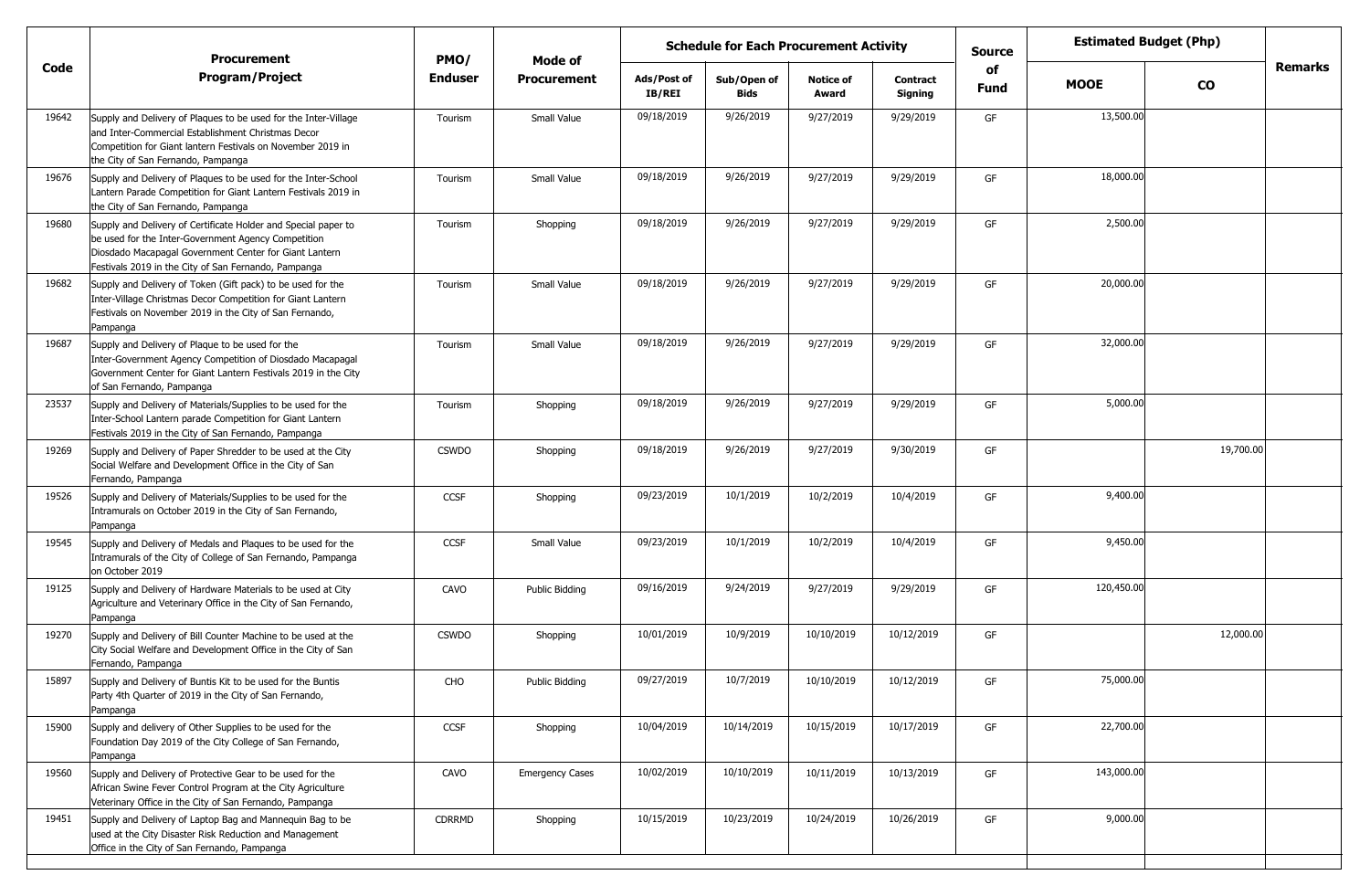| Code | Procurement Program/Project | PMO/ Enduser | Mode of Procurement | Schedule for Each Procurement Activity | | | | Source of Fund | Estimated Budget (Php) | | Remarks |
|---|---|---|---|---|---|---|---|---|---|---|---|
| | | | | Ads/Post of IB/REI | Sub/Open of Bids | Notice of Award | Contract Signing | | MOOE | CO | |
| 19642 | Supply and Delivery of Plaques to be used for the Inter-Village and Inter-Commercial Establishment Christmas Decor Competition for Giant lantern Festivals on November 2019 in the City of San Fernando, Pampanga | Tourism | Small Value | 09/18/2019 | 9/26/2019 | 9/27/2019 | 9/29/2019 | GF | 13,500.00 | | |
| 19676 | Supply and Delivery of Plaques to be used for the Inter-School Lantern Parade Competition for Giant Lantern Festivals 2019 in the City of San Fernando, Pampanga | Tourism | Small Value | 09/18/2019 | 9/26/2019 | 9/27/2019 | 9/29/2019 | GF | 18,000.00 | | |
| 19680 | Supply and Delivery of Certificate Holder and Special paper to be used for the Inter-Government Agency Competition Diosdado Macapagal Government Center for Giant Lantern Festivals 2019 in the City of San Fernando, Pampanga | Tourism | Shopping | 09/18/2019 | 9/26/2019 | 9/27/2019 | 9/29/2019 | GF | 2,500.00 | | |
| 19682 | Supply and Delivery of Token (Gift pack) to be used for the Inter-Village Christmas Decor Competition for Giant Lantern Festivals on November 2019 in the City of San Fernando, Pampanga | Tourism | Small Value | 09/18/2019 | 9/26/2019 | 9/27/2019 | 9/29/2019 | GF | 20,000.00 | | |
| 19687 | Supply and Delivery of Plaque to be used for the Inter-Government Agency Competition of Diosdado Macapagal Government Center for Giant Lantern Festivals 2019 in the City of San Fernando, Pampanga | Tourism | Small Value | 09/18/2019 | 9/26/2019 | 9/27/2019 | 9/29/2019 | GF | 32,000.00 | | |
| 23537 | Supply and Delivery of Materials/Supplies to be used for the Inter-School Lantern parade Competition for Giant Lantern Festivals 2019 in the City of San Fernando, Pampanga | Tourism | Shopping | 09/18/2019 | 9/26/2019 | 9/27/2019 | 9/29/2019 | GF | 5,000.00 | | |
| 19269 | Supply and Delivery of Paper Shredder to be used at the City Social Welfare and Development Office in the City of San Fernando, Pampanga | CSWDO | Shopping | 09/18/2019 | 9/26/2019 | 9/27/2019 | 9/30/2019 | GF | | 19,700.00 | |
| 19526 | Supply and Delivery of Materials/Supplies to be used for the Intramurals on October 2019 in the City of San Fernando, Pampanga | CCSF | Shopping | 09/23/2019 | 10/1/2019 | 10/2/2019 | 10/4/2019 | GF | 9,400.00 | | |
| 19545 | Supply and Delivery of Medals and Plaques to be used for the Intramurals of the City of College of San Fernando, Pampanga on October 2019 | CCSF | Small Value | 09/23/2019 | 10/1/2019 | 10/2/2019 | 10/4/2019 | GF | 9,450.00 | | |
| 19125 | Supply and Delivery of Hardware Materials to be used at City Agriculture and Veterinary Office in the City of San Fernando, Pampanga | CAVO | Public Bidding | 09/16/2019 | 9/24/2019 | 9/27/2019 | 9/29/2019 | GF | 120,450.00 | | |
| 19270 | Supply and Delivery of Bill Counter Machine to be used at the City Social Welfare and Development Office in the City of San Fernando, Pampanga | CSWDO | Shopping | 10/01/2019 | 10/9/2019 | 10/10/2019 | 10/12/2019 | GF | | 12,000.00 | |
| 15897 | Supply and Delivery of Buntis Kit to be used for the Buntis Party 4th Quarter of 2019 in the City of San Fernando, Pampanga | CHO | Public Bidding | 09/27/2019 | 10/7/2019 | 10/10/2019 | 10/12/2019 | GF | 75,000.00 | | |
| 15900 | Supply and delivery of Other Supplies to be used for the Foundation Day 2019 of the City College of San Fernando, Pampanga | CCSF | Shopping | 10/04/2019 | 10/14/2019 | 10/15/2019 | 10/17/2019 | GF | 22,700.00 | | |
| 19560 | Supply and Delivery of Protective Gear to be used for the African Swine Fever Control Program at the City Agriculture Veterinary Office in the City of San Fernando, Pampanga | CAVO | Emergency Cases | 10/02/2019 | 10/10/2019 | 10/11/2019 | 10/13/2019 | GF | 143,000.00 | | |
| 19451 | Supply and Delivery of Laptop Bag and Mannequin Bag to be used at the City Disaster Risk Reduction and Management Office in the City of San Fernando, Pampanga | CDRRMD | Shopping | 10/15/2019 | 10/23/2019 | 10/24/2019 | 10/26/2019 | GF | 9,000.00 | | |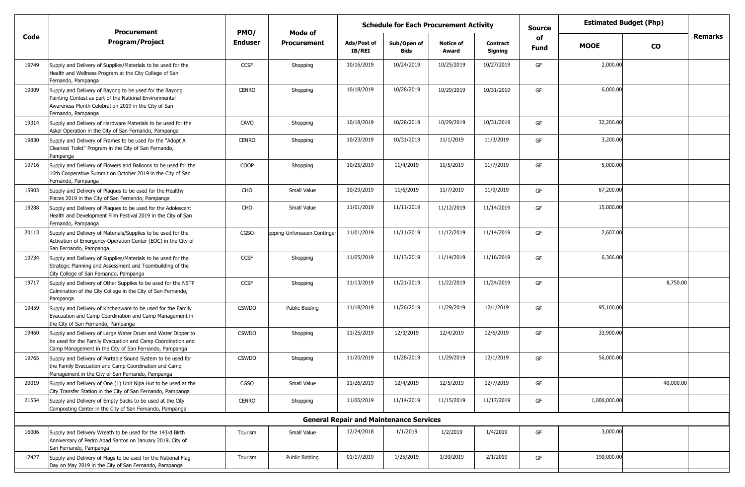| Code | Procurement Program/Project | PMO/ Enduser | Mode of Procurement | Schedule for Each Procurement Activity | | | | Source of Fund | Estimated Budget (Php) | | Remarks |
|---|---|---|---|---|---|---|---|---|---|---|---|
| | | | | Ads/Post of IB/REI | Sub/Open of Bids | Notice of Award | Contract Signing | | MOOE | CO | |
| 19749 | Supply and Delivery of Supplies/Materials to be used for the Health and Wellness Program at the City College of San Fernando, Pampanga | CCSF | Shopping | 10/16/2019 | 10/24/2019 | 10/25/2019 | 10/27/2019 | GF | 2,000.00 | | |
| 19309 | Supply and Delivery of Bayong to be used for the Bayong Painting Contest as part of the National Environmental Awareness Month Celebration 2019 in the City of San Fernando, Pampanga | CENRO | Shopping | 10/18/2019 | 10/28/2019 | 10/29/2019 | 10/31/2019 | GF | 6,000.00 | | |
| 19314 | Supply and Delivery of Hardware Materials to be used for the Askal Operation in the City of San Fernando, Pampanga | CAVO | Shopping | 10/18/2019 | 10/28/2019 | 10/29/2019 | 10/31/2019 | GF | 32,200.00 | | |
| 19830 | Supply and Delivery of Frames to be used for the "Adopt A Cleanest Toilet" Program in the City of San Fernando, Pampanga | CENRO | Shopping | 10/23/2019 | 10/31/2019 | 11/1/2019 | 11/3/2019 | GF | 3,200.00 | | |
| 19716 | Supply and Delivery of Flowers and Balloons to be used for the 16th Cooperative Summit on October 2019 in the City of San Fernando, Pampanga | COOP | Shopping | 10/25/2019 | 11/4/2019 | 11/5/2019 | 11/7/2019 | GF | 5,000.00 | | |
| 15903 | Supply and Delivery of Plaques to be used for the Healthy Places 2019 in the City of San Fernando, Pampanga | CHO | Small Value | 10/29/2019 | 11/6/2019 | 11/7/2019 | 11/9/2019 | GF | 67,200.00 | | |
| 19288 | Supply and Delivery of Plaques to be used for the Adolescent Health and Development Film Festival 2019 in the City of San Fernando, Pampanga | CHO | Small Value | 11/01/2019 | 11/11/2019 | 11/12/2019 | 11/14/2019 | GF | 15,000.00 | | |
| 20113 | Supply and Delivery of Materials/Supplies to be used for the Activation of Emergency Operation Center (EOC) in the City of San Fernando, Pampanga | CGSO | opping-Unforeseen Continger | 11/01/2019 | 11/11/2019 | 11/12/2019 | 11/14/2019 | GF | 2,607.00 | | |
| 19734 | Supply and Delivery of Supplies/Materials to be used for the Strategic Planning and Assessment and Teambuilding of the City College of San Fernando, Pampanga | CCSF | Shopping | 11/05/2019 | 11/13/2019 | 11/14/2019 | 11/16/2019 | GF | 6,366.00 | | |
| 19717 | Supply and Delivery of Other Supplies to be used for the NSTP Culmination of the City College in the City of San Fernando, Pampanga | CCSF | Shopping | 11/13/2019 | 11/21/2019 | 11/22/2019 | 11/24/2019 | GF | | 8,750.00 | |
| 19459 | Supply and Delivery of Kitchenware to be used for the Family Evacuation and Camp Coordination and Camp Management in the City of San Fernando, Pampanga | CSWDO | Public Bidding | 11/18/2019 | 11/26/2019 | 11/29/2019 | 12/1/2019 | GF | 95,100.00 | | |
| 19460 | Supply and Delivery of Large Water Drum and Water Dipper to be used for the Family Evacuation and Camp Coordination and Camp Management in the City of San Fernando, Pampanga | CSWDO | Shopping | 11/25/2019 | 12/3/2019 | 12/4/2019 | 12/6/2019 | GF | 33,900.00 | | |
| 19765 | Supply and Delivery of Portable Sound System to be used for the Family Evacuation and Camp Coordination and Camp Management in the City of San Fernando, Pampanga | CSWDO | Shopping | 11/20/2019 | 11/28/2019 | 11/29/2019 | 12/1/2019 | GF | 56,000.00 | | |
| 20019 | Supply and Delivery of One (1) Unit Nipa Hut to be used at the City Transfer Station in the City of San Fernando, Pampanga | CGSO | Small Value | 11/26/2019 | 12/4/2019 | 12/5/2019 | 12/7/2019 | GF | | 40,000.00 | |
| 21554 | Supply and Delivery of Empty Sacks to be used at the City Composting Center in the City of San Fernando, Pampanga | CENRO | Shopping | 11/06/2019 | 11/14/2019 | 11/15/2019 | 11/17/2019 | GF | 1,000,000.00 | | |
| | **General Repair and Maintenance Services** | | | | | | | | | | |
| 16006 | Supply and Delivery Wreath to be used for the 143rd Birth Anniversary of Pedro Abad Santos on January 2019, City of San Fernando, Pampanga | Tourism | Small Value | 12/24/2018 | 1/1/2019 | 1/2/2019 | 1/4/2019 | GF | 3,000.00 | | |
| 17427 | Supply and Delivery of Flags to be used for the National Flag Day on May 2019 in the City of San Fernando, Pampanga | Tourism | Public Bidding | 01/17/2019 | 1/25/2019 | 1/30/2019 | 2/1/2019 | GF | 190,000.00 | | |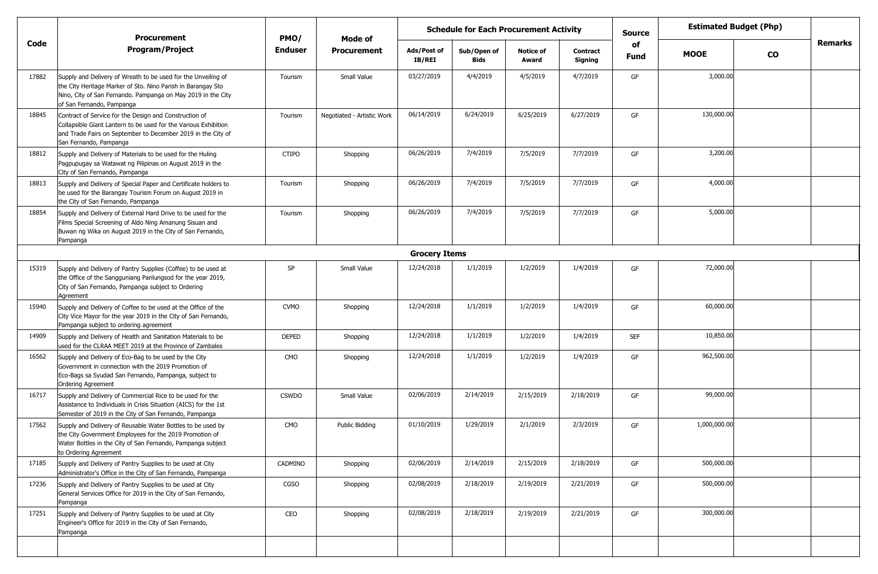| Code | Procurement Program/Project | PMO/ Enduser | Mode of Procurement | Schedule for Each Procurement Activity | | | | Source of Fund | Estimated Budget (Php) | | Remarks |
|---|---|---|---|---|---|---|---|---|---|---|---|
| | | | | Ads/Post of IB/REI | Sub/Open of Bids | Notice of Award | Contract Signing | | MOOE | CO | |
| 17882 | Supply and Delivery of Wreath to be used for the Unveiling of the City Heritage Marker of Sto. Nino Parish in Barangay Sto Nino, City of San Fernando. Pampanga on May 2019 in the City of San Fernando, Pampanga | Tourism | Small Value | 03/27/2019 | 4/4/2019 | 4/5/2019 | 4/7/2019 | GF | 3,000.00 | | |
| 18845 | Contract of Service for the Design and Construction of Collapsible Giant Lantern to be used for the Various Exhibition and Trade Fairs on September to December 2019 in the City of San Fernando, Pampanga | Tourism | Negotiated - Artistic Work | 06/14/2019 | 6/24/2019 | 6/25/2019 | 6/27/2019 | GF | 130,000.00 | | |
| 18812 | Supply and Delivery of Materials to be used for the Huling Pagpupugay sa Watawat ng Pilipinas on August 2019 in the City of San Fernando, Pampanga | CTIPO | Shopping | 06/26/2019 | 7/4/2019 | 7/5/2019 | 7/7/2019 | GF | 3,200.00 | | |
| 18813 | Supply and Delivery of Special Paper and Certificate holders to be used for the Barangay Tourism Forum on August 2019 in the City of San Fernando, Pampanga | Tourism | Shopping | 06/26/2019 | 7/4/2019 | 7/5/2019 | 7/7/2019 | GF | 4,000.00 | | |
| 18854 | Supply and Delivery of External Hard Drive to be used for the Films Special Screening of Aldo Ning Amanung Sisuan and Buwan ng Wika on August 2019 in the City of San Fernando, Pampanga | Tourism | Shopping | 06/26/2019 | 7/4/2019 | 7/5/2019 | 7/7/2019 | GF | 5,000.00 | | |
| | | | | **Grocery Items** | | | | | | | |
| 15319 | Supply and Delivery of Pantry Supplies (Coffee) to be used at the Office of the Sangguniang Panlungsod for the year 2019, City of San Fernando, Pampanga subject to Ordering Agreement | SP | Small Value | 12/24/2018 | 1/1/2019 | 1/2/2019 | 1/4/2019 | GF | 72,000.00 | | |
| 15940 | Supply and Delivery of Coffee to be used at the Office of the City Vice Mayor for the year 2019 in the City San Fernando, Pampanga subject to ordering agreement | CVMO | Shopping | 12/24/2018 | 1/1/2019 | 1/2/2019 | 1/4/2019 | GF | 60,000.00 | | |
| 14909 | Supply and Delivery of Health and Sanitation Materials to be used for the CLRAA MEET 2019 at the Province of Zambales | DEPED | Shopping | 12/24/2018 | 1/1/2019 | 1/2/2019 | 1/4/2019 | SEF | 10,850.00 | | |
| 16562 | Supply and Delivery of Eco-Bag to be used by the City Government in connection with the 2019 Promotion of Eco-Bags sa Syudad San Fernando, Pampanga, subject to Ordering Agreement | CMO | Shopping | 12/24/2018 | 1/1/2019 | 1/2/2019 | 1/4/2019 | GF | 962,500.00 | | |
| 16717 | Supply and Delivery of Commercial Rice to be used for the Assistance to Individuals in Crisis Situation (AICS) for the 1st Semester of 2019 in the City of San Fernando, Pampanga | CSWDO | Small Value | 02/06/2019 | 2/14/2019 | 2/15/2019 | 2/18/2019 | GF | 99,000.00 | | |
| 17562 | Supply and Delivery of Reusable Water Bottles to be used by the City Government Employees for the 2019 Promotion of Water Bottles in the City of San Fernando, Pampanga subject to Ordering Agreement | CMO | Public Bidding | 01/10/2019 | 1/29/2019 | 2/1/2019 | 2/3/2019 | GF | 1,000,000.00 | | |
| 17185 | Supply and Delivery of Pantry Supplies to be used at City Administrator's Office in the City of San Fernando, Pampanga | CADMINO | Shopping | 02/06/2019 | 2/14/2019 | 2/15/2019 | 2/18/2019 | GF | 500,000.00 | | |
| 17236 | Supply and Delivery of Pantry Supplies to be used at City General Services Office for 2019 in the City of San Fernando, Pampanga | CGSO | Shopping | 02/08/2019 | 2/18/2019 | 2/19/2019 | 2/21/2019 | GF | 500,000.00 | | |
| 17251 | Supply and Delivery of Pantry Supplies to be used at City Engineer's Office for 2019 in the City of San Fernando, Pampanga | CEO | Shopping | 02/08/2019 | 2/18/2019 | 2/19/2019 | 2/21/2019 | GF | 300,000.00 | | |
| | | | | | | | | | | | |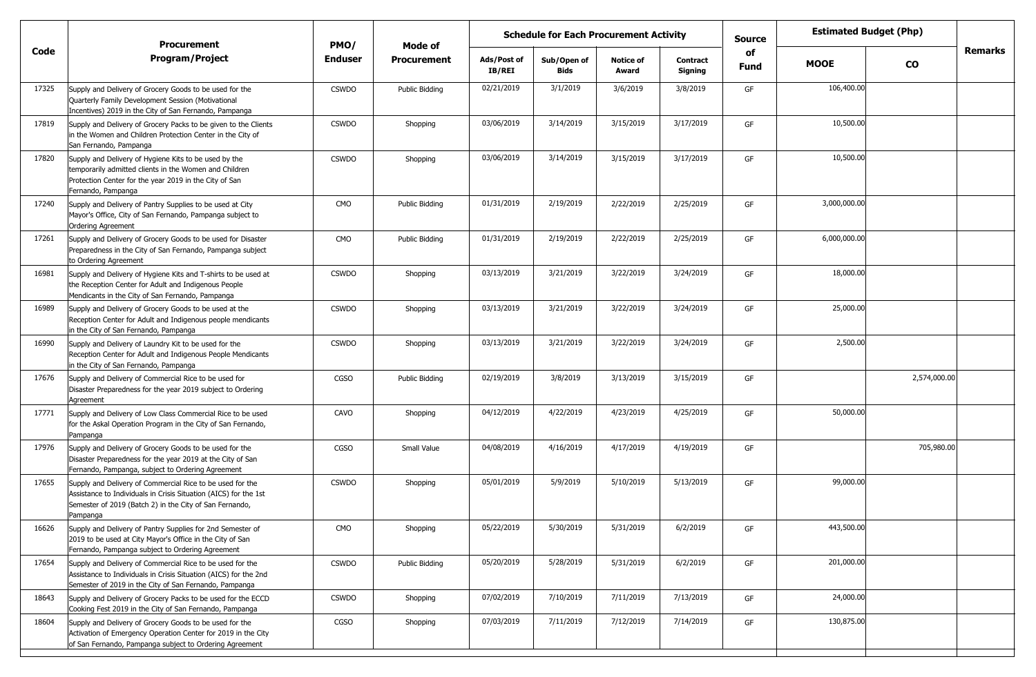| Code | Procurement Program/Project | PMO/ Enduser | Mode of Procurement | Schedule for Each Procurement Activity | | | | Source of Fund | Estimated Budget (Php) | | Remarks |
|---|---|---|---|---|---|---|---|---|---|---|---|
| | | | | Ads/Post of IB/REI | Sub/Open of Bids | Notice of Award | Contract Signing | | MOOE | CO | |
| 17325 | Supply and Delivery of Grocery Goods to be used for the Quarterly Family Development Session (Motivational Incentives) 2019 in the City of San Fernando, Pampanga | CSWDO | Public Bidding | 02/21/2019 | 3/1/2019 | 3/6/2019 | 3/8/2019 | GF | 106,400.00 | | |
| 17819 | Supply and Delivery of Grocery Packs to be given to the Clients in the Women and Children Protection Center in the City of San Fernando, Pampanga | CSWDO | Shopping | 03/06/2019 | 3/14/2019 | 3/15/2019 | 3/17/2019 | GF | 10,500.00 | | |
| 17820 | Supply and Delivery of Hygiene Kits to be used by the temporarily admitted clients in the Women and Children Protection Center for the year 2019 in the City of San Fernando, Pampanga | CSWDO | Shopping | 03/06/2019 | 3/14/2019 | 3/15/2019 | 3/17/2019 | GF | 10,500.00 | | |
| 17240 | Supply and Delivery of Pantry Supplies to be used at City Mayor's Office, City of San Fernando, Pampanga subject to Ordering Agreement | CMO | Public Bidding | 01/31/2019 | 2/19/2019 | 2/22/2019 | 2/25/2019 | GF | 3,000,000.00 | | |
| 17261 | Supply and Delivery of Grocery Goods to be used for Disaster Preparedness in the City of San Fernando, Pampanga subject to Ordering Agreement | CMO | Public Bidding | 01/31/2019 | 2/19/2019 | 2/22/2019 | 2/25/2019 | GF | 6,000,000.00 | | |
| 16981 | Supply and Delivery of Hygiene Kits and T-shirts to be used at the Reception Center for Adult and Indigenous People Mendicants in the City of San Fernando, Pampanga | CSWDO | Shopping | 03/13/2019 | 3/21/2019 | 3/22/2019 | 3/24/2019 | GF | 18,000.00 | | |
| 16989 | Supply and Delivery of Grocery Goods to be used at the Reception Center for Adult and Indigenous people mendicants in the City of San Fernando, Pampanga | CSWDO | Shopping | 03/13/2019 | 3/21/2019 | 3/22/2019 | 3/24/2019 | GF | 25,000.00 | | |
| 16990 | Supply and Delivery of Laundry Kit to be used for the Reception Center for Adult and Indigenous People Mendicants in the City of San Fernando, Pampanga | CSWDO | Shopping | 03/13/2019 | 3/21/2019 | 3/22/2019 | 3/24/2019 | GF | 2,500.00 | | |
| 17676 | Supply and Delivery of Commercial Rice to be used for Disaster Preparedness for the year 2019 subject to Ordering Agreement | CGSO | Public Bidding | 02/19/2019 | 3/8/2019 | 3/13/2019 | 3/15/2019 | GF | | 2,574,000.00 | |
| 17771 | Supply and Delivery of Low Class Commercial Rice to be used for the Askal Operation Program in the City of San Fernando, Pampanga | CAVO | Shopping | 04/12/2019 | 4/22/2019 | 4/23/2019 | 4/25/2019 | GF | 50,000.00 | | |
| 17976 | Supply and Delivery of Grocery Goods to be used for the Disaster Preparedness for the year 2019 at the City of San Fernando, Pampanga, subject to Ordering Agreement | CGSO | Small Value | 04/08/2019 | 4/16/2019 | 4/17/2019 | 4/19/2019 | GF | | 705,980.00 | |
| 17655 | Supply and Delivery of Commercial Rice to be used for the Assistance to Individuals in Crisis Situation (AICS) for the 1st Semester of 2019 (Batch 2) in the City of San Fernando, Pampanga | CSWDO | Shopping | 05/01/2019 | 5/9/2019 | 5/10/2019 | 5/13/2019 | GF | 99,000.00 | | |
| 16626 | Supply and Delivery of Pantry Supplies for 2nd Semester of 2019 to be used at City Mayor's Office in the City of San Fernando, Pampanga subject to Ordering Agreement | CMO | Shopping | 05/22/2019 | 5/30/2019 | 5/31/2019 | 6/2/2019 | GF | 443,500.00 | | |
| 17654 | Supply and Delivery of Commercial Rice to be used for the Assistance to Individuals in Crisis Situation (AICS) for the 2nd Semester of 2019 in the City of San Fernando, Pampanga | CSWDO | Public Bidding | 05/20/2019 | 5/28/2019 | 5/31/2019 | 6/2/2019 | GF | 201,000.00 | | |
| 18643 | Supply and Delivery of Grocery Packs to be used for the ECCD Cooking Fest 2019 in the City of San Fernando, Pampanga | CSWDO | Shopping | 07/02/2019 | 7/10/2019 | 7/11/2019 | 7/13/2019 | GF | 24,000.00 | | |
| 18604 | Supply and Delivery of Grocery Goods to be used for the Activation of Emergency Operation Center for 2019 in the City of San Fernando, Pampanga subject to Ordering Agreement | CGSO | Shopping | 07/03/2019 | 7/11/2019 | 7/12/2019 | 7/14/2019 | GF | 130,875.00 | | |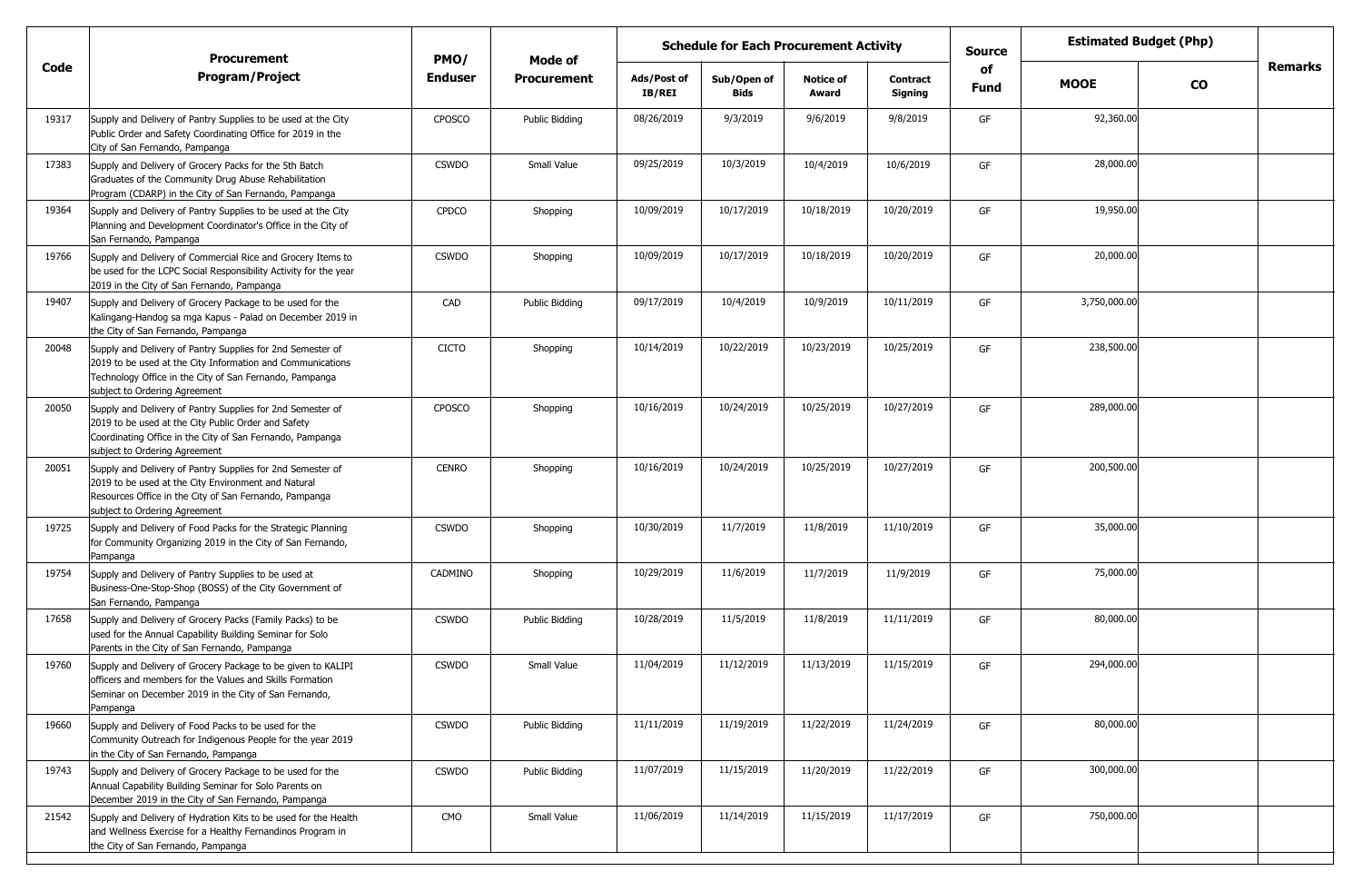| Code | Procurement Program/Project | PMO/ Enduser | Mode of Procurement | Schedule for Each Procurement Activity | | | | Source of Fund | Estimated Budget (Php) | | Remarks |
|---|---|---|---|---|---|---|---|---|---|---|---|
| | | | | Ads/Post of IB/REI | Sub/Open of Bids | Notice of Award | Contract Signing | | MOOE | CO | |
| 19317 | Supply and Delivery of Pantry Supplies to be used at the City Public Order and Safety Coordinating Office for 2019 in the City of San Fernando, Pampanga | CPOSCO | Public Bidding | 08/26/2019 | 9/3/2019 | 9/6/2019 | 9/8/2019 | GF | 92,360.00 | | |
| 17383 | Supply and Delivery of Grocery Packs for the 5th Batch Graduates of the Community Drug Abuse Rehabilitation Program (CDARP) in the City of San Fernando, Pampanga | CSWDO | Small Value | 09/25/2019 | 10/3/2019 | 10/4/2019 | 10/6/2019 | GF | 28,000.00 | | |
| 19364 | Supply and Delivery of Pantry Supplies to be used at the City Planning and Development Coordinator's Office in the City of San Fernando, Pampanga | CPDCO | Shopping | 10/09/2019 | 10/17/2019 | 10/18/2019 | 10/20/2019 | GF | 19,950.00 | | |
| 19766 | Supply and Delivery of Commercial Rice and Grocery Items to be used for the LCPC Social Responsibility Activity for the year 2019 in the City of San Fernando, Pampanga | CSWDO | Shopping | 10/09/2019 | 10/17/2019 | 10/18/2019 | 10/20/2019 | GF | 20,000.00 | | |
| 19407 | Supply and Delivery of Grocery Package to be used for the Kalingang-Handog sa mga Kapus - Palad on December 2019 in the City of San Fernando, Pampanga | CAD | Public Bidding | 09/17/2019 | 10/4/2019 | 10/9/2019 | 10/11/2019 | GF | 3,750,000.00 | | |
| 20048 | Supply and Delivery of Pantry Supplies for 2nd Semester of 2019 to be used at the City Information and Communications Technology Office in the City of San Fernando, Pampanga subject to Ordering Agreement | CICTO | Shopping | 10/14/2019 | 10/22/2019 | 10/23/2019 | 10/25/2019 | GF | 238,500.00 | | |
| 20050 | Supply and Delivery of Pantry Supplies for 2nd Semester of 2019 to be used at the City Public Order and Safety Coordinating Office in the City of San Fernando, Pampanga subject to Ordering Agreement | CPOSCO | Shopping | 10/16/2019 | 10/24/2019 | 10/25/2019 | 10/27/2019 | GF | 289,000.00 | | |
| 20051 | Supply and Delivery of Pantry Supplies for 2nd Semester of 2019 to be used at the City Environment and Natural Resources Office in the City of San Fernando, Pampanga subject to Ordering Agreement | CENRO | Shopping | 10/16/2019 | 10/24/2019 | 10/25/2019 | 10/27/2019 | GF | 200,500.00 | | |
| 19725 | Supply and Delivery of Food Packs for the Strategic Planning for Community Organizing 2019 in the City of San Fernando, Pampanga | CSWDO | Shopping | 10/30/2019 | 11/7/2019 | 11/8/2019 | 11/10/2019 | GF | 35,000.00 | | |
| 19754 | Supply and Delivery of Pantry Supplies to be used at Business-One-Stop-Shop (BOSS) of the City Government of San Fernando, Pampanga | CADMINO | Shopping | 10/29/2019 | 11/6/2019 | 11/7/2019 | 11/9/2019 | GF | 75,000.00 | | |
| 17658 | Supply and Delivery of Grocery Packs (Family Packs) to be used for the Annual Capability Building Seminar for Solo Parents in the City of San Fernando, Pampanga | CSWDO | Public Bidding | 10/28/2019 | 11/5/2019 | 11/8/2019 | 11/11/2019 | GF | 80,000.00 | | |
| 19760 | Supply and Delivery of Grocery Package to be given to KALIPI officers and members for the Values and Skills Formation Seminar on December 2019 in the City of San Fernando, Pampanga | CSWDO | Small Value | 11/04/2019 | 11/12/2019 | 11/13/2019 | 11/15/2019 | GF | 294,000.00 | | |
| 19660 | Supply and Delivery of Food Packs to be used for the Community Outreach for Indigenous People for the year 2019 in the City of San Fernando, Pampanga | CSWDO | Public Bidding | 11/11/2019 | 11/19/2019 | 11/22/2019 | 11/24/2019 | GF | 80,000.00 | | |
| 19743 | Supply and Delivery of Grocery Package to be used for the Annual Capability Building Seminar for Solo Parents on December 2019 in the City of San Fernando, Pampanga | CSWDO | Public Bidding | 11/07/2019 | 11/15/2019 | 11/20/2019 | 11/22/2019 | GF | 300,000.00 | | |
| 21542 | Supply and Delivery of Hydration Kits to be used for the Health and Wellness Exercise for a Healthy Fernandinos Program in the City of San Fernando, Pampanga | CMO | Small Value | 11/06/2019 | 11/14/2019 | 11/15/2019 | 11/17/2019 | GF | 750,000.00 | | |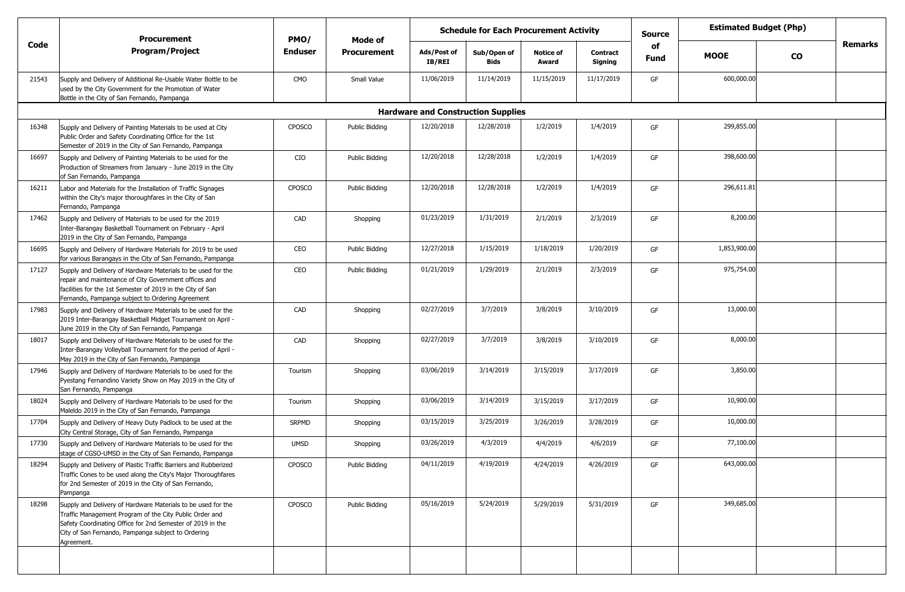| Code | Procurement Program/Project | PMO/ Enduser | Mode of Procurement | Schedule for Each Procurement Activity | | | | Source of Fund | Estimated Budget (Php) | | Remarks |
|---|---|---|---|---|---|---|---|---|---|---|---|
| | | | | Ads/Post of IB/REI | Sub/Open of Bids | Notice of Award | Contract Signing | | MOOE | CO | |
| 21543 | Supply and Delivery of Additional Re-Usable Water Bottle to be used by the City Government for the Promotion of Water Bottle in the City of San Fernando, Pampanga | CMO | Small Value | 11/06/2019 | 11/14/2019 | 11/15/2019 | 11/17/2019 | GF | 600,000.00 | | |
| **Hardware and Construction Supplies** | | | | | | | | | | | |
| 16348 | Supply and Delivery of Painting Materials to be used at City Public Order and Safety Coordinating Office for the 1st Semester of 2019 in the City of San Fernando, Pampanga | CPOSCO | Public Bidding | 12/20/2018 | 12/28/2018 | 1/2/2019 | 1/4/2019 | GF | 299,855.00 | | |
| 16697 | Supply and Delivery of Painting Materials to be used for the Production of Streamers from January - June 2019 in the City of San Fernando, Pampanga | CIO | Public Bidding | 12/20/2018 | 12/28/2018 | 1/2/2019 | 1/4/2019 | GF | 398,600.00 | | |
| 16211 | Labor and Materials for the Installation of Traffic Signages within the City's major thoroughfares in the City of San Fernando, Pampanga | CPOSCO | Public Bidding | 12/20/2018 | 12/28/2018 | 1/2/2019 | 1/4/2019 | GF | 296,611.81 | | |
| 17462 | Supply and Delivery of Materials to be used for the 2019 Inter-Barangay Basketball Tournament on February - April 2019 in the City of San Fernando, Pampanga | CAD | Shopping | 01/23/2019 | 1/31/2019 | 2/1/2019 | 2/3/2019 | GF | 8,200.00 | | |
| 16695 | Supply and Delivery of Hardware Materials for 2019 to be used for various Barangays in the City of San Fernando, Pampanga | CEO | Public Bidding | 12/27/2018 | 1/15/2019 | 1/18/2019 | 1/20/2019 | GF | 1,853,900.00 | | |
| 17127 | Supply and Delivery of Hardware Materials to be used for the repair and maintenance of City Government offices and facilities for the 1st Semester of 2019 in the City of San Fernando, Pampanga subject to Ordering Agreement | CEO | Public Bidding | 01/21/2019 | 1/29/2019 | 2/1/2019 | 2/3/2019 | GF | 975,754.00 | | |
| 17983 | Supply and Delivery of Hardware Materials to be used for the 2019 Inter-Barangay Basketball Midget Tournament on April - June 2019 in the City of San Fernando, Pampanga | CAD | Shopping | 02/27/2019 | 3/7/2019 | 3/8/2019 | 3/10/2019 | GF | 13,000.00 | | |
| 18017 | Supply and Delivery of Hardware Materials to be used for the Inter-Barangay Volleyball Tournament for the period of April - May 2019 in the City of San Fernando, Pampanga | CAD | Shopping | 02/27/2019 | 3/7/2019 | 3/8/2019 | 3/10/2019 | GF | 8,000.00 | | |
| 17946 | Supply and Delivery of Hardware Materials to be used for the Pyestang Fernandino Variety Show on May 2019 in the City of San Fernando, Pampanga | Tourism | Shopping | 03/06/2019 | 3/14/2019 | 3/15/2019 | 3/17/2019 | GF | 3,850.00 | | |
| 18024 | Supply and Delivery of Hardware Materials to be used for the Maleldo 2019 in the City of San Fernando, Pampanga | Tourism | Shopping | 03/06/2019 | 3/14/2019 | 3/15/2019 | 3/17/2019 | GF | 10,900.00 | | |
| 17704 | Supply and Delivery of Heavy Duty Padlock to be used at the City Central Storage, City of San Fernando, Pampanga | SRPMD | Shopping | 03/15/2019 | 3/25/2019 | 3/26/2019 | 3/28/2019 | GF | 10,000.00 | | |
| 17730 | Supply and Delivery of Hardware Materials to be used for the stage of CGSO-UMSD in the City of San Fernando, Pampanga | UMSD | Shopping | 03/26/2019 | 4/3/2019 | 4/4/2019 | 4/6/2019 | GF | 77,100.00 | | |
| 18294 | Supply and Delivery of Plastic Traffic Barriers and Rubberized Traffic Cones to be used along the City's Major Thoroughfares for 2nd Semester of 2019 in the City of San Fernando, Pampanga | CPOSCO | Public Bidding | 04/11/2019 | 4/19/2019 | 4/24/2019 | 4/26/2019 | GF | 643,000.00 | | |
| 18298 | Supply and Delivery of Hardware Materials to be used for the Traffic Management Program of the City Public Order and Safety Coordinating Office for 2nd Semester of 2019 in the City of San Fernando, Pampanga subject to Ordering Agreement. | CPOSCO | Public Bidding | 05/16/2019 | 5/24/2019 | 5/29/2019 | 5/31/2019 | GF | 349,685.00 | | |
| | | | | | | | | | | | |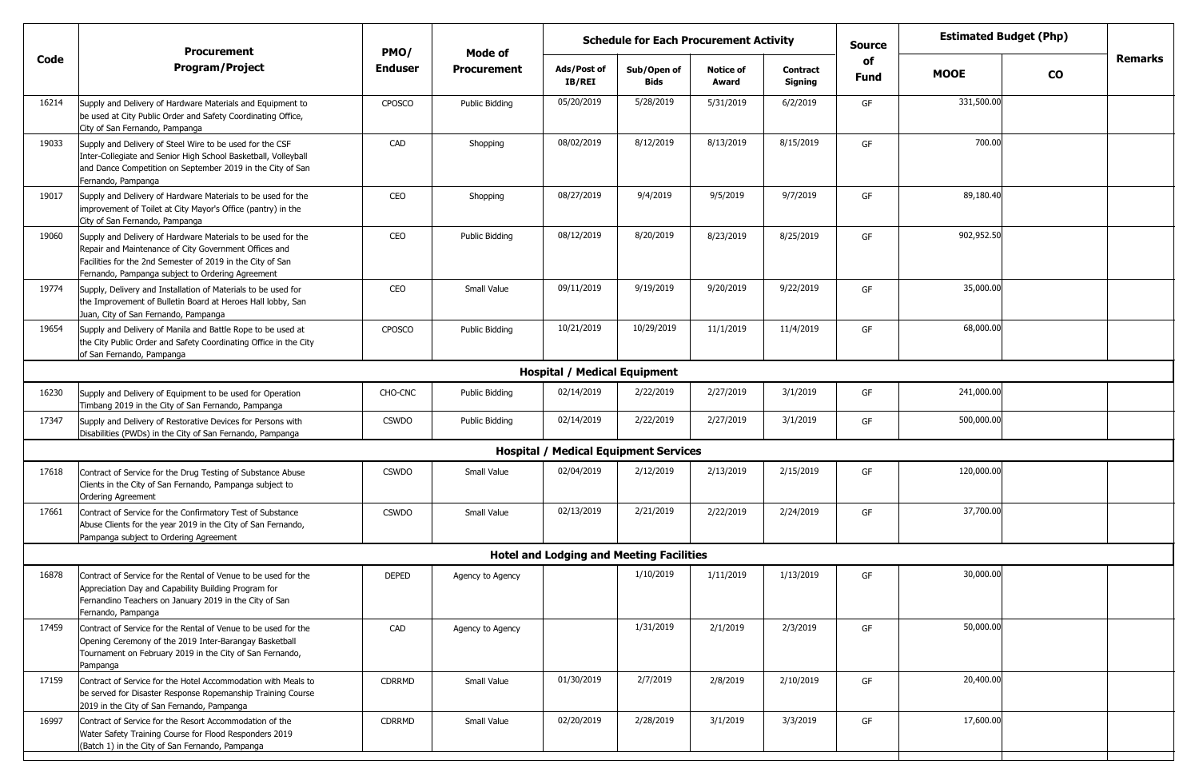| Code | Procurement Program/Project | PMO/ Enduser | Mode of Procurement | Schedule for Each Procurement Activity | | | | Source of Fund | Estimated Budget (Php) | | Remarks |
|---|---|---|---|---|---|---|---|---|---|---|---|
| | | | | Ads/Post of IB/REI | Sub/Open of Bids | Notice of Award | Contract Signing | | MOOE | CO | |
| 16214 | Supply and Delivery of Hardware Materials and Equipment to be used at City Public Order and Safety Coordinating Office, City of San Fernando, Pampanga | CPOSCO | Public Bidding | 05/20/2019 | 5/28/2019 | 5/31/2019 | 6/2/2019 | GF | 331,500.00 | | |
| 19033 | Supply and Delivery of Steel Wire to be used for the CSF Inter-Collegiate and Senior High School Basketball, Volleyball and Dance Competition on September 2019 in the City of San Fernando, Pampanga | CAD | Shopping | 08/02/2019 | 8/12/2019 | 8/13/2019 | 8/15/2019 | GF | 700.00 | | |
| 19017 | Supply and Delivery of Hardware Materials to be used for the improvement of Toilet at City Mayor's Office (pantry) in the City of San Fernando, Pampanga | CEO | Shopping | 08/27/2019 | 9/4/2019 | 9/5/2019 | 9/7/2019 | GF | 89,180.40 | | |
| 19060 | Supply and Delivery of Hardware Materials to be used for the Repair and Maintenance of City Government Offices and Facilities for the 2nd Semester of 2019 in the City of San Fernando, Pampanga subject to Ordering Agreement | CEO | Public Bidding | 08/12/2019 | 8/20/2019 | 8/23/2019 | 8/25/2019 | GF | 902,952.50 | | |
| 19774 | Supply, Delivery and Installation of Materials to be used for the Improvement of Bulletin Board at Heroes Hall lobby, San Juan, City of San Fernando, Pampanga | CEO | Small Value | 09/11/2019 | 9/19/2019 | 9/20/2019 | 9/22/2019 | GF | 35,000.00 | | |
| 19654 | Supply and Delivery of Manila and Battle Rope to be used at the City Public Order and Safety Coordinating Office in the City of San Fernando, Pampanga | CPOSCO | Public Bidding | 10/21/2019 | 10/29/2019 | 11/1/2019 | 11/4/2019 | GF | 68,000.00 | | |
| **Hospital / Medical Equipment** | | | | | | | | | | | |
| 16230 | Supply and Delivery of Equipment to be used for Operation Timbang 2019 in the City of San Fernando, Pampanga | CHO-CNC | Public Bidding | 02/14/2019 | 2/22/2019 | 2/27/2019 | 3/1/2019 | GF | 241,000.00 | | |
| 17347 | Supply and Delivery of Restorative Devices for Persons with Disabilities (PWDs) in the City of San Fernando, Pampanga | CSWDO | Public Bidding | 02/14/2019 | 2/22/2019 | 2/27/2019 | 3/1/2019 | GF | 500,000.00 | | |
| **Hospital / Medical Equipment Services** | | | | | | | | | | | |
| 17618 | Contract of Service for the Drug Testing of Substance Abuse Clients in the City of San Fernando, Pampanga subject to Ordering Agreement | CSWDO | Small Value | 02/04/2019 | 2/12/2019 | 2/13/2019 | 2/15/2019 | GF | 120,000.00 | | |
| 17661 | Contract of Service for the Confirmatory Test of Substance Abuse Clients for the year 2019 in the City of San Fernando, Pampanga subject to Ordering Agreement | CSWDO | Small Value | 02/13/2019 | 2/21/2019 | 2/22/2019 | 2/24/2019 | GF | 37,700.00 | | |
| **Hotel and Lodging and Meeting Facilities** | | | | | | | | | | | |
| 16878 | Contract of Service for the Rental of Venue to be used for the Appreciation Day and Capability Building Program for Fernandino Teachers on January 2019 in the City of San Fernando, Pampanga | DEPED | Agency to Agency | | 1/10/2019 | 1/11/2019 | 1/13/2019 | GF | 30,000.00 | | |
| 17459 | Contract of Service for the Rental of Venue to be used for the Opening Ceremony of the 2019 Inter-Barangay Basketball Tournament on February 2019 in the City of San Fernando, Pampanga | CAD | Agency to Agency | | 1/31/2019 | 2/1/2019 | 2/3/2019 | GF | 50,000.00 | | |
| 17159 | Contract of Service for the Hotel Accommodation with Meals to be served for Disaster Response Ropemanship Training Course 2019 in the City of San Fernando, Pampanga | CDRRMD | Small Value | 01/30/2019 | 2/7/2019 | 2/8/2019 | 2/10/2019 | GF | 20,400.00 | | |
| 16997 | Contract of Service for the Resort Accommodation of the Water Safety Training Course for Flood Responders 2019 (Batch 1) in the City of San Fernando, Pampanga | CDRRMD | Small Value | 02/20/2019 | 2/28/2019 | 3/1/2019 | 3/3/2019 | GF | 17,600.00 | | |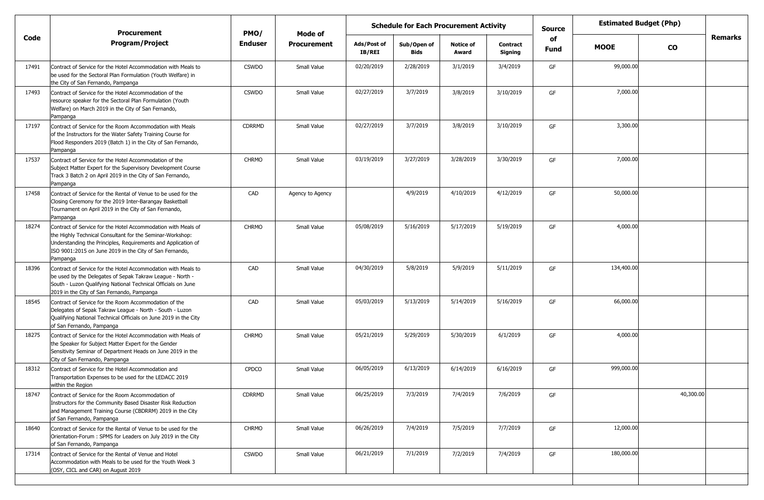| Code | Procurement Program/Project | PMO/ Enduser | Mode of Procurement | Schedule for Each Procurement Activity | | | | Source of Fund | Estimated Budget (Php) | | Remarks |
|---|---|---|---|---|---|---|---|---|---|---|---|
| | | | | Ads/Post of IB/REI | Sub/Open of Bids | Notice of Award | Contract Signing | | MOOE | CO | |
| 17491 | Contract of Service for the Hotel Accommodation with Meals to be used for the Sectoral Plan Formulation (Youth Welfare) in the City of San Fernando, Pampanga | CSWDO | Small Value | 02/20/2019 | 2/28/2019 | 3/1/2019 | 3/4/2019 | GF | 99,000.00 | | |
| 17493 | Contract of Service for the Hotel Accommodation of the resource speaker for the Sectoral Plan Formulation (Youth Welfare) on March 2019 in the City of San Fernando, Pampanga | CSWDO | Small Value | 02/27/2019 | 3/7/2019 | 3/8/2019 | 3/10/2019 | GF | 7,000.00 | | |
| 17197 | Contract of Service for the Room Accommodation with Meals of the Instructors for the Water Safety Training Course for Flood Responders 2019 (Batch 1) in the City of San Fernando, Pampanga | CDRRMD | Small Value | 02/27/2019 | 3/7/2019 | 3/8/2019 | 3/10/2019 | GF | 3,300.00 | | |
| 17537 | Contract of Service for the Hotel Accommodation of the Subject Matter Expert for the Supervisory Development Course Track 3 Batch 2 on April 2019 in the City of San Fernando, Pampanga | CHRMO | Small Value | 03/19/2019 | 3/27/2019 | 3/28/2019 | 3/30/2019 | GF | 7,000.00 | | |
| 17458 | Contract of Service for the Rental of Venue to be used for the Closing Ceremony for the 2019 Inter-Barangay Basketball Tournament on April 2019 in the City of San Fernando, Pampanga | CAD | Agency to Agency | | 4/9/2019 | 4/10/2019 | 4/12/2019 | GF | 50,000.00 | | |
| 18274 | Contract of Service for the Hotel Accommodation with Meals of the Highly Technical Consultant for the Seminar-Workshop: Understanding the Principles, Requirements and Application of ISO 9001:2015 on June 2019 in the City of San Fernando, Pampanga | CHRMO | Small Value | 05/08/2019 | 5/16/2019 | 5/17/2019 | 5/19/2019 | GF | 4,000.00 | | |
| 18396 | Contract of Service for the Hotel Accommodation with Meals to be used by the Delegates of Sepak Takraw League - North - South - Luzon Qualifying National Technical Officials on June 2019 in the City of San Fernando, Pampanga | CAD | Small Value | 04/30/2019 | 5/8/2019 | 5/9/2019 | 5/11/2019 | GF | 134,400.00 | | |
| 18545 | Contract of Service for the Room Accommodation of the Delegates of Sepak Takraw League - North - South - Luzon Qualifying National Technical Officials on June 2019 in the City of San Fernando, Pampanga | CAD | Small Value | 05/03/2019 | 5/13/2019 | 5/14/2019 | 5/16/2019 | GF | 66,000.00 | | |
| 18275 | Contract of Service for the Hotel Accommodation with Meals of the Speaker for Subject Matter Expert for the Gender Sensitivity Seminar of Department Heads on June 2019 in the City of San Fernando, Pampanga | CHRMO | Small Value | 05/21/2019 | 5/29/2019 | 5/30/2019 | 6/1/2019 | GF | 4,000.00 | | |
| 18312 | Contract of Service for the Hotel Accommodation and Transportation Expenses to be used for the LEDACC 2019 within the Region | CPDCO | Small Value | 06/05/2019 | 6/13/2019 | 6/14/2019 | 6/16/2019 | GF | 999,000.00 | | |
| 18747 | Contract of Service for the Room Accommodation of Instructors for the Community Based Disaster Risk Reduction and Management Training Course (CBDRRM) 2019 in the City of San Fernando, Pampanga | CDRRMD | Small Value | 06/25/2019 | 7/3/2019 | 7/4/2019 | 7/6/2019 | GF | | 40,300.00 | |
| 18640 | Contract of Service for the Rental of Venue to be used for the Orientation-Forum : SPMS for Leaders on July 2019 in the City of San Fernando, Pampanga | CHRMO | Small Value | 06/26/2019 | 7/4/2019 | 7/5/2019 | 7/7/2019 | GF | 12,000.00 | | |
| 17314 | Contract of Service for the Rental of Venue and Hotel Accommodation with Meals to be used for the Youth Week 3 (OSY, CICL and CAR) on August 2019 | CSWDO | Small Value | 06/21/2019 | 7/1/2019 | 7/2/2019 | 7/4/2019 | GF | 180,000.00 | | |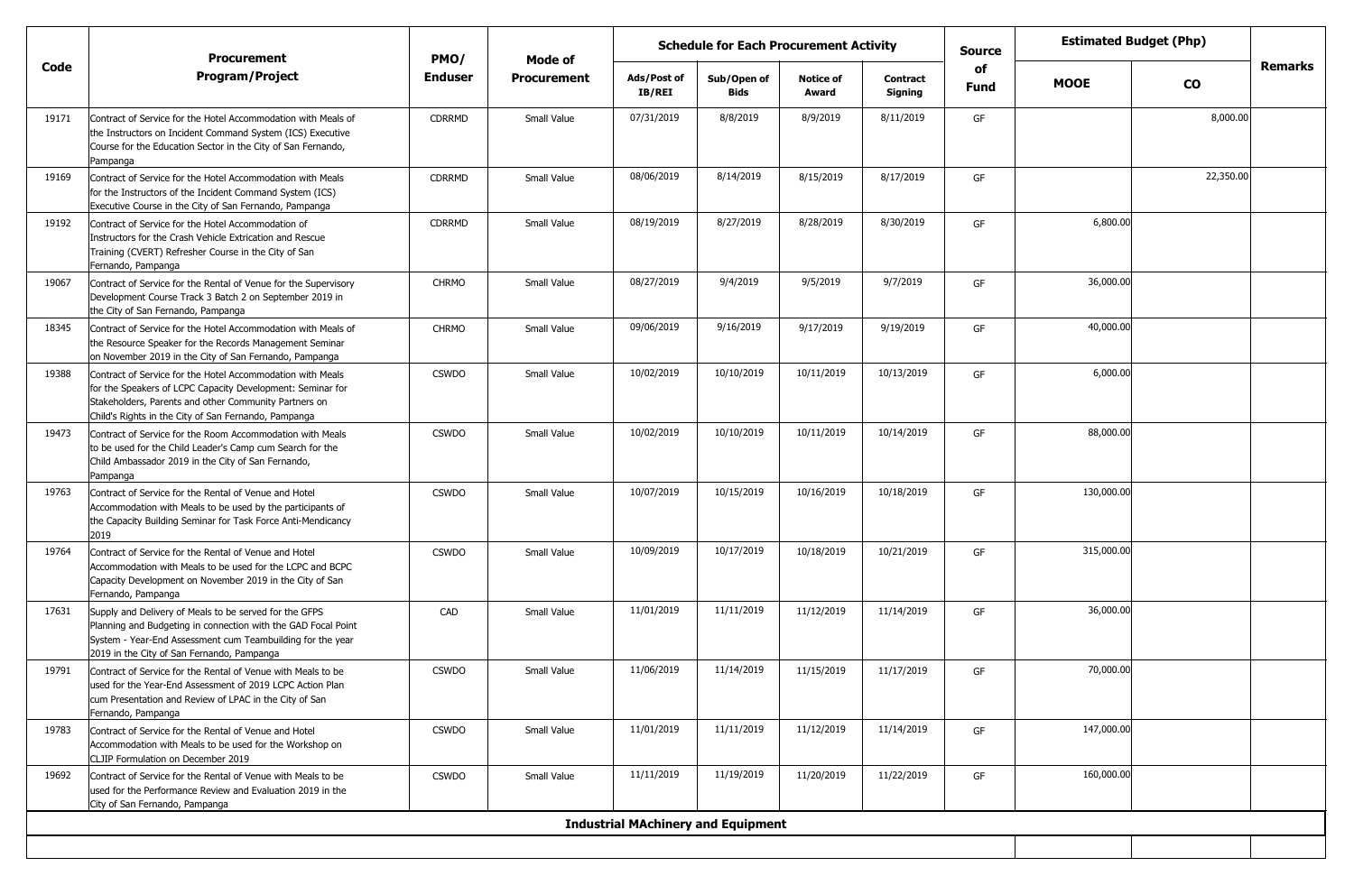| Code | Procurement Program/Project | PMO/ Enduser | Mode of Procurement | Schedule for Each Procurement Activity | | | | Source of Fund | Estimated Budget (Php) | | Remarks |
|---|---|---|---|---|---|---|---|---|---|---|---|
| | | | | Ads/Post of IB/REI | Sub/Open of Bids | Notice of Award | Contract Signing | | MOOE | CO | |
| 19171 | Contract of Service for the Hotel Accommodation with Meals of the Instructors on Incident Command System (ICS) Executive Course for the Education Sector in the City of San Fernando, Pampanga | CDRRMD | Small Value | 07/31/2019 | 8/8/2019 | 8/9/2019 | 8/11/2019 | GF | | 8,000.00 | |
| 19169 | Contract of Service for the Hotel Accommodation with Meals for the Instructors of the Incident Command System (ICS) Executive Course in the City of San Fernando, Pampanga | CDRRMD | Small Value | 08/06/2019 | 8/14/2019 | 8/15/2019 | 8/17/2019 | GF | | 22,350.00 | |
| 19192 | Contract of Service for the Hotel Accommodation of Instructors for the Crash Vehicle Extrication and Rescue Training (CVERT) Refresher Course in the City of San Fernando, Pampanga | CDRRMD | Small Value | 08/19/2019 | 8/27/2019 | 8/28/2019 | 8/30/2019 | GF | 6,800.00 | | |
| 19067 | Contract of Service for the Rental of Venue for the Supervisory Development Course Track 3 Batch 2 on September 2019 in the City of San Fernando, Pampanga | CHRMO | Small Value | 08/27/2019 | 9/4/2019 | 9/5/2019 | 9/7/2019 | GF | 36,000.00 | | |
| 18345 | Contract of Service for the Hotel Accommodation with Meals of the Resource Speaker for the Records Management Seminar on November 2019 in the City of San Fernando, Pampanga | CHRMO | Small Value | 09/06/2019 | 9/16/2019 | 9/17/2019 | 9/19/2019 | GF | 40,000.00 | | |
| 19388 | Contract of Service for the Hotel Accommodation with Meals for the Speakers of LCPC Capacity Development: Seminar for Stakeholders, Parents and other Community Partners on Child's Rights in the City of San Fernando, Pampanga | CSWDO | Small Value | 10/02/2019 | 10/10/2019 | 10/11/2019 | 10/13/2019 | GF | 6,000.00 | | |
| 19473 | Contract of Service for the Room Accommodation with Meals to be used for the Child Leader's Camp cum Search for the Child Ambassador 2019 in the City of San Fernando, Pampanga | CSWDO | Small Value | 10/02/2019 | 10/10/2019 | 10/11/2019 | 10/14/2019 | GF | 88,000.00 | | |
| 19763 | Contract of Service for the Rental of Venue and Hotel Accommodation with Meals to be used by the participants of the Capacity Building Seminar for Task Force Anti-Mendicancy 2019 | CSWDO | Small Value | 10/07/2019 | 10/15/2019 | 10/16/2019 | 10/18/2019 | GF | 130,000.00 | | |
| 19764 | Contract of Service for the Rental of Venue and Hotel Accommodation with Meals to be used for the LCPC and BCPC Capacity Development on November 2019 in the City of San Fernando, Pampanga | CSWDO | Small Value | 10/09/2019 | 10/17/2019 | 10/18/2019 | 10/21/2019 | GF | 315,000.00 | | |
| 17631 | Supply and Delivery of Meals to be served for the GFPS Planning and Budgeting in connection with the GAD Focal Point System - Year-End Assessment cum Teambuilding for the year 2019 in the City of San Fernando, Pampanga | CAD | Small Value | 11/01/2019 | 11/11/2019 | 11/12/2019 | 11/14/2019 | GF | 36,000.00 | | |
| 19791 | Contract of Service for the Rental of Venue with Meals to be used for the Year-End Assessment of 2019 LCPC Action Plan cum Presentation and Review of LPAC in the City of San Fernando, Pampanga | CSWDO | Small Value | 11/06/2019 | 11/14/2019 | 11/15/2019 | 11/17/2019 | GF | 70,000.00 | | |
| 19783 | Contract of Service for the Rental of Venue and Hotel Accommodation with Meals to be used for the Workshop on CLJIP Formulation on December 2019 | CSWDO | Small Value | 11/01/2019 | 11/11/2019 | 11/12/2019 | 11/14/2019 | GF | 147,000.00 | | |
| 19692 | Contract of Service for the Rental of Venue with Meals to be used for the Performance Review and Evaluation 2019 in the City of San Fernando, Pampanga | CSWDO | Small Value | 11/11/2019 | 11/19/2019 | 11/20/2019 | 11/22/2019 | GF | 160,000.00 | | |
| **Industrial MAchinery and Equipment** | | | | | | | | | | | |
| | | | | | | | | | | | |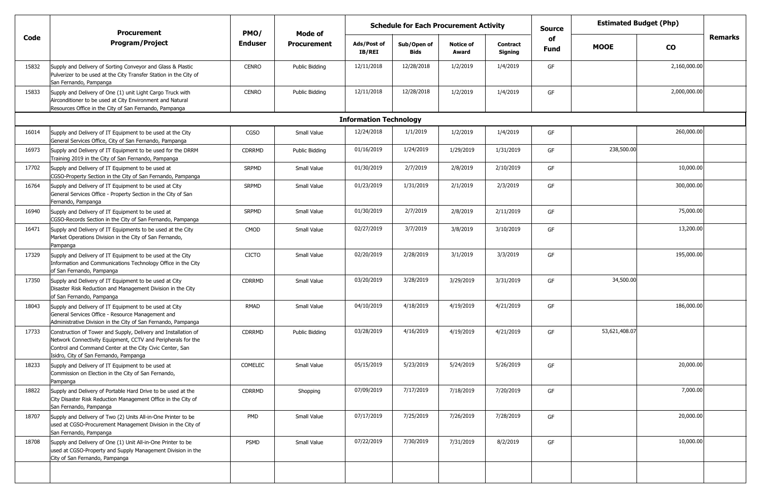| Code | Procurement Program/Project | PMO/ Enduser | Mode of Procurement | Schedule for Each Procurement Activity | | | | Source of Fund | Estimated Budget (Php) | | Remarks |
|---|---|---|---|---|---|---|---|---|---|---|---|
| | | | | Ads/Post of IB/REI | Sub/Open of Bids | Notice of Award | Contract Signing | | MOOE | CO | |
| 15832 | Supply and Delivery of Sorting Conveyor and Glass & Plastic Pulverizer to be used at the City Transfer Station in the City of San Fernando, Pampanga | CENRO | Public Bidding | 12/11/2018 | 12/28/2018 | 1/2/2019 | 1/4/2019 | GF | | 2,160,000.00 | |
| 15833 | Supply and Delivery of One (1) unit Light Cargo Truck with Airconditioner to be used at City Environment and Natural Resources Office in the City of San Fernando, Pampanga | CENRO | Public Bidding | 12/11/2018 | 12/28/2018 | 1/2/2019 | 1/4/2019 | GF | | 2,000,000.00 | |
| | **Information Technology** | | | | | | | | | | |
| 16014 | Supply and Delivery of IT Equipment to be used at the City General Services Office, City of San Fernando, Pampanga | CGSO | Small Value | 12/24/2018 | 1/1/2019 | 1/2/2019 | 1/4/2019 | GF | | 260,000.00 | |
| 16973 | Supply and Delivery of IT Equipment to be used for the DRRM Training 2019 in the City of San Fernando, Pampanga | CDRRMD | Public Bidding | 01/16/2019 | 1/24/2019 | 1/29/2019 | 1/31/2019 | GF | 238,500.00 | | |
| 17702 | Supply and Delivery of IT Equipment to be used at CGSO-Property Section in the City of San Fernando, Pampanga | SRPMD | Small Value | 01/30/2019 | 2/7/2019 | 2/8/2019 | 2/10/2019 | GF | | 10,000.00 | |
| 16764 | Supply and Delivery of IT Equipment to be used at City General Services Office - Property Section in the City of San Fernando, Pampanga | SRPMD | Small Value | 01/23/2019 | 1/31/2019 | 2/1/2019 | 2/3/2019 | GF | | 300,000.00 | |
| 16940 | Supply and Delivery of IT Equipment to be used at CGSO-Records Section in the City of San Fernando, Pampanga | SRPMD | Small Value | 01/30/2019 | 2/7/2019 | 2/8/2019 | 2/11/2019 | GF | | 75,000.00 | |
| 16471 | Supply and Delivery of IT Equipments to be used at the City Market Operations Division in the City of San Fernando, Pampanga | CMOD | Small Value | 02/27/2019 | 3/7/2019 | 3/8/2019 | 3/10/2019 | GF | | 13,200.00 | |
| 17329 | Supply and Delivery of IT Equipment to be used at the City Information and Communications Technology Office in the City of San Fernando, Pampanga | CICTO | Small Value | 02/20/2019 | 2/28/2019 | 3/1/2019 | 3/3/2019 | GF | | 195,000.00 | |
| 17350 | Supply and Delivery of IT Equipment to be used at City Disaster Risk Reduction and Management Division in the City of San Fernando, Pampanga | CDRRMD | Small Value | 03/20/2019 | 3/28/2019 | 3/29/2019 | 3/31/2019 | GF | 34,500.00 | | |
| 18043 | Supply and Delivery of IT Equipment to be used at City General Services Office - Resource Management and Administrative Division in the City of San Fernando, Pampanga | RMAD | Small Value | 04/10/2019 | 4/18/2019 | 4/19/2019 | 4/21/2019 | GF | | 186,000.00 | |
| 17733 | Construction of Tower and Supply, Delivery and Installation of Network Connectivity Equipment, CCTV and Peripherals for the Control and Command Center at the City Civic Center, San Isidro, City of San Fernando, Pampanga | CDRRMD | Public Bidding | 03/28/2019 | 4/16/2019 | 4/19/2019 | 4/21/2019 | GF | 53,621,408.07 | | |
| 18233 | Supply and Delivery of IT Equipment to be used at Commission on Election in the City of San Fernando, Pampanga | COMELEC | Small Value | 05/15/2019 | 5/23/2019 | 5/24/2019 | 5/26/2019 | GF | | 20,000.00 | |
| 18822 | Supply and Delivery of Portable Hard Drive to be used at the City Disaster Risk Reduction Management Office in the City of San Fernando, Pampanga | CDRRMD | Shopping | 07/09/2019 | 7/17/2019 | 7/18/2019 | 7/20/2019 | GF | | 7,000.00 | |
| 18707 | Supply and Delivery of Two (2) Units All-in-One Printer to be used at CGSO-Procurement Management Division in the City of San Fernando, Pampanga | PMD | Small Value | 07/17/2019 | 7/25/2019 | 7/26/2019 | 7/28/2019 | GF | | 20,000.00 | |
| 18708 | Supply and Delivery of One (1) Unit All-in-One Printer to be used at CGSO-Property and Supply Management Division in the City of San Fernando, Pampanga | PSMD | Small Value | 07/22/2019 | 7/30/2019 | 7/31/2019 | 8/2/2019 | GF | | 10,000.00 | |
| | | | | | | | | | | | |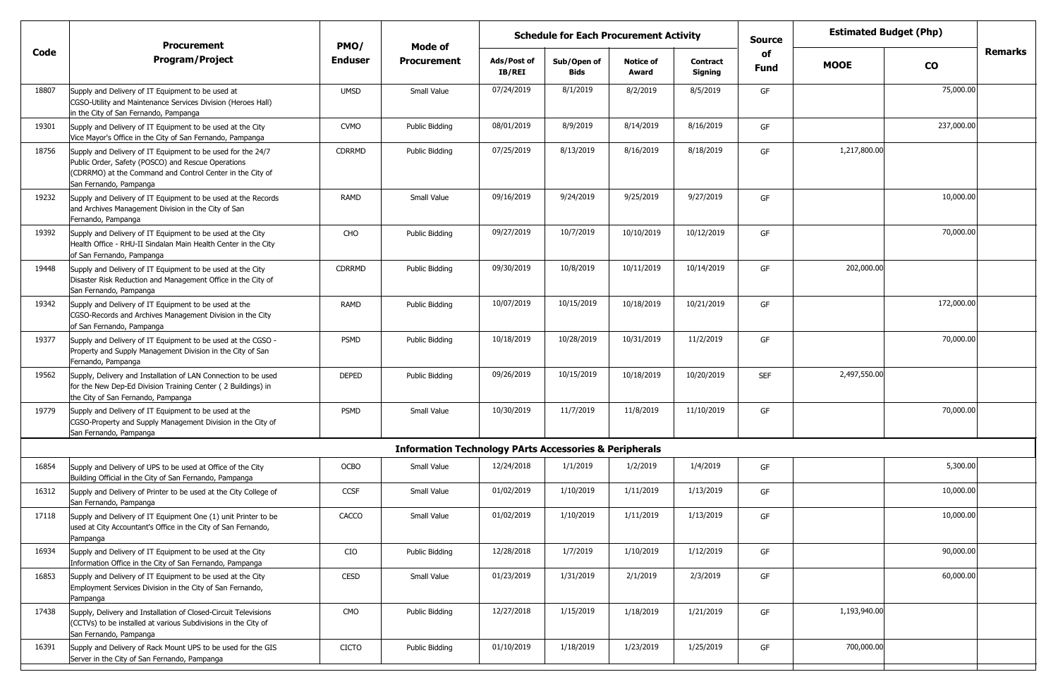| Code | Procurement Program/Project | PMO/ Enduser | Mode of Procurement | Schedule for Each Procurement Activity | | | | Source of Fund | Estimated Budget (Php) | | Remarks |
|---|---|---|---|---|---|---|---|---|---|---|---|
| | | | | Ads/Post of IB/REI | Sub/Open of Bids | Notice of Award | Contract Signing | | MOOE | CO | |
| 18807 | Supply and Delivery of IT Equipment to be used at CGSO-Utility and Maintenance Services Division (Heroes Hall) in the City of San Fernando, Pampanga | UMSD | Small Value | 07/24/2019 | 8/1/2019 | 8/2/2019 | 8/5/2019 | GF | | 75,000.00 | |
| 19301 | Supply and Delivery of IT Equipment to be used at the City Vice Mayor's Office in the City of San Fernando, Pampanga | CVMO | Public Bidding | 08/01/2019 | 8/9/2019 | 8/14/2019 | 8/16/2019 | GF | | 237,000.00 | |
| 18756 | Supply and Delivery of IT Equipment to be used for the 24/7 Public Order, Safety (POSCO) and Rescue Operations (CDRRMO) at the Command and Control Center in the City of San Fernando, Pampanga | CDRRMD | Public Bidding | 07/25/2019 | 8/13/2019 | 8/16/2019 | 8/18/2019 | GF | 1,217,800.00 | | |
| 19232 | Supply and Delivery of IT Equipment to be used at the Records and Archives Management Division in the City of San Fernando, Pampanga | RAMD | Small Value | 09/16/2019 | 9/24/2019 | 9/25/2019 | 9/27/2019 | GF | | 10,000.00 | |
| 19392 | Supply and Delivery of IT Equipment to be used at the City Health Office - RHU-II Sindalan Main Health Center in the City of San Fernando, Pampanga | CHO | Public Bidding | 09/27/2019 | 10/7/2019 | 10/10/2019 | 10/12/2019 | GF | | 70,000.00 | |
| 19448 | Supply and Delivery of IT Equipment to be used at the City Disaster Risk Reduction and Management Office in the City of San Fernando, Pampanga | CDRRMD | Public Bidding | 09/30/2019 | 10/8/2019 | 10/11/2019 | 10/14/2019 | GF | 202,000.00 | | |
| 19342 | Supply and Delivery of IT Equipment to be used at the CGSO-Records and Archives Management Division in the City of San Fernando, Pampanga | RAMD | Public Bidding | 10/07/2019 | 10/15/2019 | 10/18/2019 | 10/21/2019 | GF | | 172,000.00 | |
| 19377 | Supply and Delivery of IT Equipment to be used at the CGSO - Property and Supply Management Division in the City of San Fernando, Pampanga | PSMD | Public Bidding | 10/18/2019 | 10/28/2019 | 10/31/2019 | 11/2/2019 | GF | | 70,000.00 | |
| 19562 | Supply, Delivery and Installation of LAN Connection to be used for the New Dep-Ed Division Training Center ( 2 Buildings) in the City of San Fernando, Pampanga | DEPED | Public Bidding | 09/26/2019 | 10/15/2019 | 10/18/2019 | 10/20/2019 | SEF | 2,497,550.00 | | |
| 19779 | Supply and Delivery of IT Equipment to be used at the CGSO-Property and Supply Management Division in the City of San Fernando, Pampanga | PSMD | Small Value | 10/30/2019 | 11/7/2019 | 11/8/2019 | 11/10/2019 | GF | | 70,000.00 | |
| | **Information Technology PArts Accessories & Peripherals** | | | | | | | | | | |
| 16854 | Supply and Delivery of UPS to be used at Office of the City Building Official in the City of San Fernando, Pampanga | OCBO | Small Value | 12/24/2018 | 1/1/2019 | 1/2/2019 | 1/4/2019 | GF | | 5,300.00 | |
| 16312 | Supply and Delivery of Printer to be used at the City College of San Fernando, Pampanga | CCSF | Small Value | 01/02/2019 | 1/10/2019 | 1/11/2019 | 1/13/2019 | GF | | 10,000.00 | |
| 17118 | Supply and Delivery of IT Equipment One (1) unit Printer to be used at City Accountant's Office in the City of San Fernando, Pampanga | CACCO | Small Value | 01/02/2019 | 1/10/2019 | 1/11/2019 | 1/13/2019 | GF | | 10,000.00 | |
| 16934 | Supply and Delivery of IT Equipment to be used at the City Information Office in the City of San Fernando, Pampanga | CIO | Public Bidding | 12/28/2018 | 1/7/2019 | 1/10/2019 | 1/12/2019 | GF | | 90,000.00 | |
| 16853 | Supply and Delivery of IT Equipment to be used at the City Employment Services Division in the City of San Fernando, Pampanga | CESD | Small Value | 01/23/2019 | 1/31/2019 | 2/1/2019 | 2/3/2019 | GF | | 60,000.00 | |
| 17438 | Supply, Delivery and Installation of Closed-Circuit Televisions (CCTVs) to be installed at various Subdivisions in the City of San Fernando, Pampanga | CMO | Public Bidding | 12/27/2018 | 1/15/2019 | 1/18/2019 | 1/21/2019 | GF | 1,193,940.00 | | |
| 16391 | Supply and Delivery of Rack Mount UPS to be used for the GIS Server in the City of San Fernando, Pampanga | CICTO | Public Bidding | 01/10/2019 | 1/18/2019 | 1/23/2019 | 1/25/2019 | GF | 700,000.00 | | |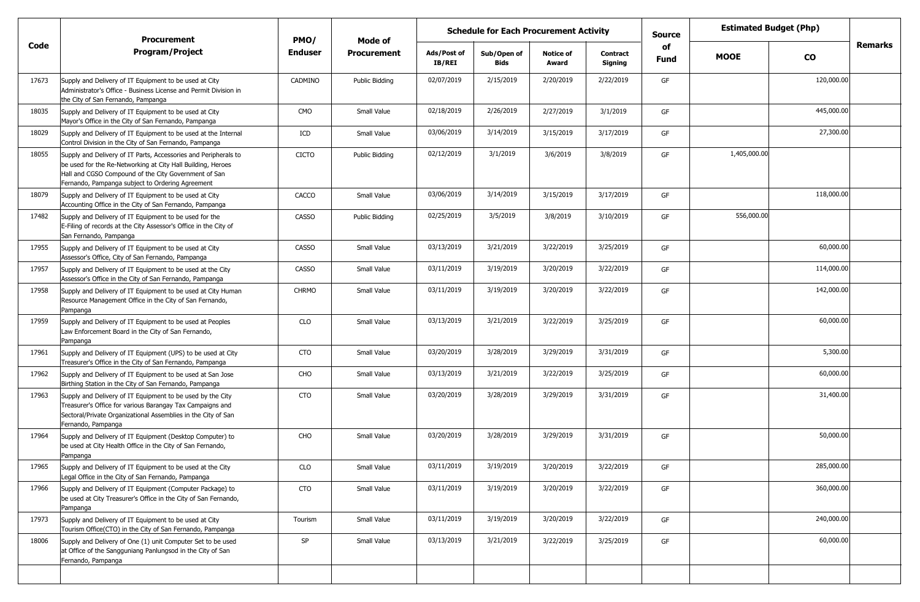| Code | Procurement Program/Project | PMO/ Enduser | Mode of Procurement | Schedule for Each Procurement Activity | | | | Source of Fund | Estimated Budget (Php) | | Remarks |
|---|---|---|---|---|---|---|---|---|---|---|---|
| | | | | Ads/Post of IB/REI | Sub/Open of Bids | Notice of Award | Contract Signing | | MOOE | CO | |
| 17673 | Supply and Delivery of IT Equipment to be used at City Administrator's Office - Business License and Permit Division in the City of San Fernando, Pampanga | CADMINO | Public Bidding | 02/07/2019 | 2/15/2019 | 2/20/2019 | 2/22/2019 | GF | | 120,000.00 | |
| 18035 | Supply and Delivery of IT Equipment to be used at City Mayor's Office in the City of San Fernando, Pampanga | CMO | Small Value | 02/18/2019 | 2/26/2019 | 2/27/2019 | 3/1/2019 | GF | | 445,000.00 | |
| 18029 | Supply and Delivery of IT Equipment to be used at the Internal Control Division in the City of San Fernando, Pampanga | ICD | Small Value | 03/06/2019 | 3/14/2019 | 3/15/2019 | 3/17/2019 | GF | | 27,300.00 | |
| 18055 | Supply and Delivery of IT Parts, Accessories and Peripherals to be used for the Re-Networking at City Hall Building, Heroes Hall and CGSO Compound of the City Government of San Fernando, Pampanga subject to Ordering Agreement | CICTO | Public Bidding | 02/12/2019 | 3/1/2019 | 3/6/2019 | 3/8/2019 | GF | 1,405,000.00 | | |
| 18079 | Supply and Delivery of IT Equipment to be used at City Accounting Office in the City of San Fernando, Pampanga | CACCO | Small Value | 03/06/2019 | 3/14/2019 | 3/15/2019 | 3/17/2019 | GF | | 118,000.00 | |
| 17482 | Supply and Delivery of IT Equipment to be used for the E-Filing of records at the City Assessor's Office in the City of San Fernando, Pampanga | CASSO | Public Bidding | 02/25/2019 | 3/5/2019 | 3/8/2019 | 3/10/2019 | GF | 556,000.00 | | |
| 17955 | Supply and Delivery of IT Equipment to be used at City Assessor's Office, City of San Fernando, Pampanga | CASSO | Small Value | 03/13/2019 | 3/21/2019 | 3/22/2019 | 3/25/2019 | GF | | 60,000.00 | |
| 17957 | Supply and Delivery of IT Equipment to be used at the City Assessor's Office in the City of San Fernando, Pampanga | CASSO | Small Value | 03/11/2019 | 3/19/2019 | 3/20/2019 | 3/22/2019 | GF | | 114,000.00 | |
| 17958 | Supply and Delivery of IT Equipment to be used at City Human Resource Management Office in the City of San Fernando, Pampanga | CHRMO | Small Value | 03/11/2019 | 3/19/2019 | 3/20/2019 | 3/22/2019 | GF | | 142,000.00 | |
| 17959 | Supply and Delivery of IT Equipment to be used at Peoples Law Enforcement Board in the City of San Fernando, Pampanga | CLO | Small Value | 03/13/2019 | 3/21/2019 | 3/22/2019 | 3/25/2019 | GF | | 60,000.00 | |
| 17961 | Supply and Delivery of IT Equipment (UPS) to be used at City Treasurer's Office in the City of San Fernando, Pampanga | CTO | Small Value | 03/20/2019 | 3/28/2019 | 3/29/2019 | 3/31/2019 | GF | | 5,300.00 | |
| 17962 | Supply and Delivery of IT Equipment to be used at San Jose Birthing Station in the City of San Fernando, Pampanga | CHO | Small Value | 03/13/2019 | 3/21/2019 | 3/22/2019 | 3/25/2019 | GF | | 60,000.00 | |
| 17963 | Supply and Delivery of IT Equipment to be used by the City Treasurer's Office for various Barangay Tax Campaigns and Sectoral/Private Organizational Assemblies in the City of San Fernando, Pampanga | CTO | Small Value | 03/20/2019 | 3/28/2019 | 3/29/2019 | 3/31/2019 | GF | | 31,400.00 | |
| 17964 | Supply and Delivery of IT Equipment (Desktop Computer) to be used at City Health Office in the City of San Fernando, Pampanga | CHO | Small Value | 03/20/2019 | 3/28/2019 | 3/29/2019 | 3/31/2019 | GF | | 50,000.00 | |
| 17965 | Supply and Delivery of IT Equipment to be used at the City Legal Office in the City of San Fernando, Pampanga | CLO | Small Value | 03/11/2019 | 3/19/2019 | 3/20/2019 | 3/22/2019 | GF | | 285,000.00 | |
| 17966 | Supply and Delivery of IT Equipment (Computer Package) to be used at City Treasurer's Office in the City of San Fernando, Pampanga | CTO | Small Value | 03/11/2019 | 3/19/2019 | 3/20/2019 | 3/22/2019 | GF | | 360,000.00 | |
| 17973 | Supply and Delivery of IT Equipment to be used at City Tourism Office(CTO) in the City of San Fernando, Pampanga | Tourism | Small Value | 03/11/2019 | 3/19/2019 | 3/20/2019 | 3/22/2019 | GF | | 240,000.00 | |
| 18006 | Supply and Delivery of One (1) unit Computer Set to be used at Office of the Sangguniang Panlungsod in the City of San Fernando, Pampanga | SP | Small Value | 03/13/2019 | 3/21/2019 | 3/22/2019 | 3/25/2019 | GF | | 60,000.00 | |
| | | | | | | | | | | | |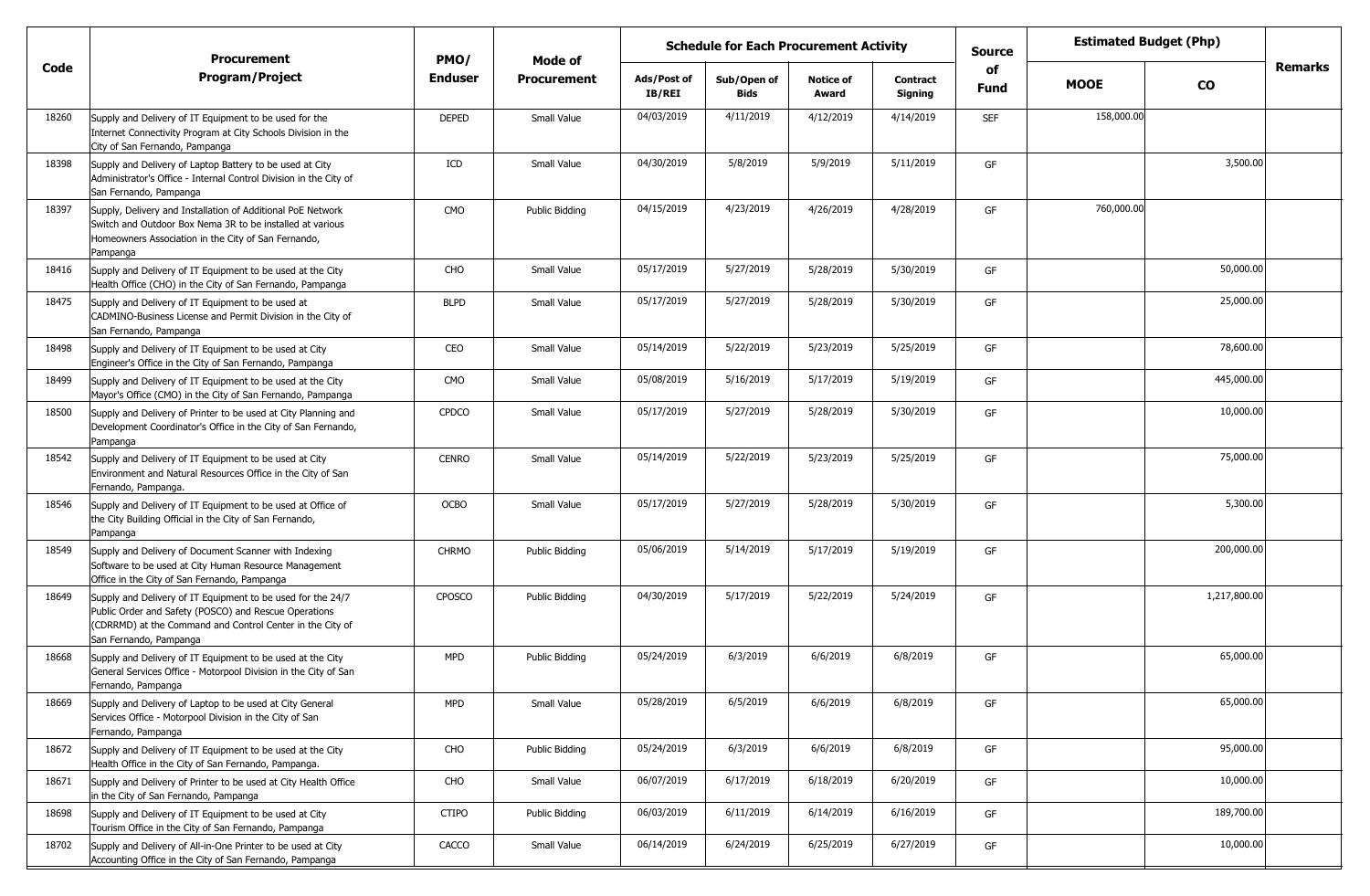| Code | Procurement Program/Project | PMO/ Enduser | Mode of Procurement | Schedule for Each Procurement Activity | | | | Source of Fund | Estimated Budget (Php) | | Remarks |
|---|---|---|---|---|---|---|---|---|---|---|---|
| | | | | Ads/Post of IB/REI | Sub/Open of Bids | Notice of Award | Contract Signing | | MOOE | CO | |
| 18260 | Supply and Delivery of IT Equipment to be used for the Internet Connectivity Program at City Schools Division in the City of San Fernando, Pampanga | DEPED | Small Value | 04/03/2019 | 4/11/2019 | 4/12/2019 | 4/14/2019 | SEF | 158,000.00 | | |
| 18398 | Supply and Delivery of Laptop Battery to be used at City Administrator's Office - Internal Control Division in the City of San Fernando, Pampanga | ICD | Small Value | 04/30/2019 | 5/8/2019 | 5/9/2019 | 5/11/2019 | GF | | 3,500.00 | |
| 18397 | Supply, Delivery and Installation of Additional PoE Network Switch and Outdoor Box Nema 3R to be installed at various Homeowners Association in the City of San Fernando, Pampanga | CMO | Public Bidding | 04/15/2019 | 4/23/2019 | 4/26/2019 | 4/28/2019 | GF | 760,000.00 | | |
| 18416 | Supply and Delivery of IT Equipment to be used at the City Health Office (CHO) in the City of San Fernando, Pampanga | CHO | Small Value | 05/17/2019 | 5/27/2019 | 5/28/2019 | 5/30/2019 | GF | | 50,000.00 | |
| 18475 | Supply and Delivery of IT Equipment to be used at CADMINO-Business License and Permit Division in the City of San Fernando, Pampanga | BLPD | Small Value | 05/17/2019 | 5/27/2019 | 5/28/2019 | 5/30/2019 | GF | | 25,000.00 | |
| 18498 | Supply and Delivery of IT Equipment to be used at City Engineer's Office in the City of San Fernando, Pampanga | CEO | Small Value | 05/14/2019 | 5/22/2019 | 5/23/2019 | 5/25/2019 | GF | | 78,600.00 | |
| 18499 | Supply and Delivery of IT Equipment to be used at the City Mayor's Office (CMO) in the City of San Fernando, Pampanga | CMO | Small Value | 05/08/2019 | 5/16/2019 | 5/17/2019 | 5/19/2019 | GF | | 445,000.00 | |
| 18500 | Supply and Delivery of Printer to be used at City Planning and Development Coordinator's Office in the City of San Fernando, Pampanga | CPDCO | Small Value | 05/17/2019 | 5/27/2019 | 5/28/2019 | 5/30/2019 | GF | | 10,000.00 | |
| 18542 | Supply and Delivery of IT Equipment to be used at City Environment and Natural Resources Office in the City of San Fernando, Pampanga. | CENRO | Small Value | 05/14/2019 | 5/22/2019 | 5/23/2019 | 5/25/2019 | GF | | 75,000.00 | |
| 18546 | Supply and Delivery of IT Equipment to be used at Office of the City Building Official in the City of San Fernando, Pampanga | OCBO | Small Value | 05/17/2019 | 5/27/2019 | 5/28/2019 | 5/30/2019 | GF | | 5,300.00 | |
| 18549 | Supply and Delivery of Document Scanner with Indexing Software to be used at City Human Resource Management Office in the City of San Fernando, Pampanga | CHRMO | Public Bidding | 05/06/2019 | 5/14/2019 | 5/17/2019 | 5/19/2019 | GF | | 200,000.00 | |
| 18649 | Supply and Delivery of IT Equipment to be used for the 24/7 Public Order and Safety (POSCO) and Rescue Operations (CDRRMD) at the Command and Control Center in the City of San Fernando, Pampanga | CPOSCO | Public Bidding | 04/30/2019 | 5/17/2019 | 5/22/2019 | 5/24/2019 | GF | | 1,217,800.00 | |
| 18668 | Supply and Delivery of IT Equipment to be used at the City General Services Office - Motorpool Division in the City of San Fernando, Pampanga | MPD | Public Bidding | 05/24/2019 | 6/3/2019 | 6/6/2019 | 6/8/2019 | GF | | 65,000.00 | |
| 18669 | Supply and Delivery of Laptop to be used at City General Services Office - Motorpool Division in the City of San Fernando, Pampanga | MPD | Small Value | 05/28/2019 | 6/5/2019 | 6/6/2019 | 6/8/2019 | GF | | 65,000.00 | |
| 18672 | Supply and Delivery of IT Equipment to be used at the City Health Office in the City of San Fernando, Pampanga. | CHO | Public Bidding | 05/24/2019 | 6/3/2019 | 6/6/2019 | 6/8/2019 | GF | | 95,000.00 | |
| 18671 | Supply and Delivery of Printer to be used at City Health Office in the City of San Fernando, Pampanga | CHO | Small Value | 06/07/2019 | 6/17/2019 | 6/18/2019 | 6/20/2019 | GF | | 10,000.00 | |
| 18698 | Supply and Delivery of IT Equipment to be used at City Tourism Office in the City of San Fernando, Pampanga | CTIPO | Public Bidding | 06/03/2019 | 6/11/2019 | 6/14/2019 | 6/16/2019 | GF | | 189,700.00 | |
| 18702 | Supply and Delivery of All-in-One Printer to be used at City Accounting Office in the City of San Fernando, Pampanga | CACCO | Small Value | 06/14/2019 | 6/24/2019 | 6/25/2019 | 6/27/2019 | GF | | 10,000.00 | |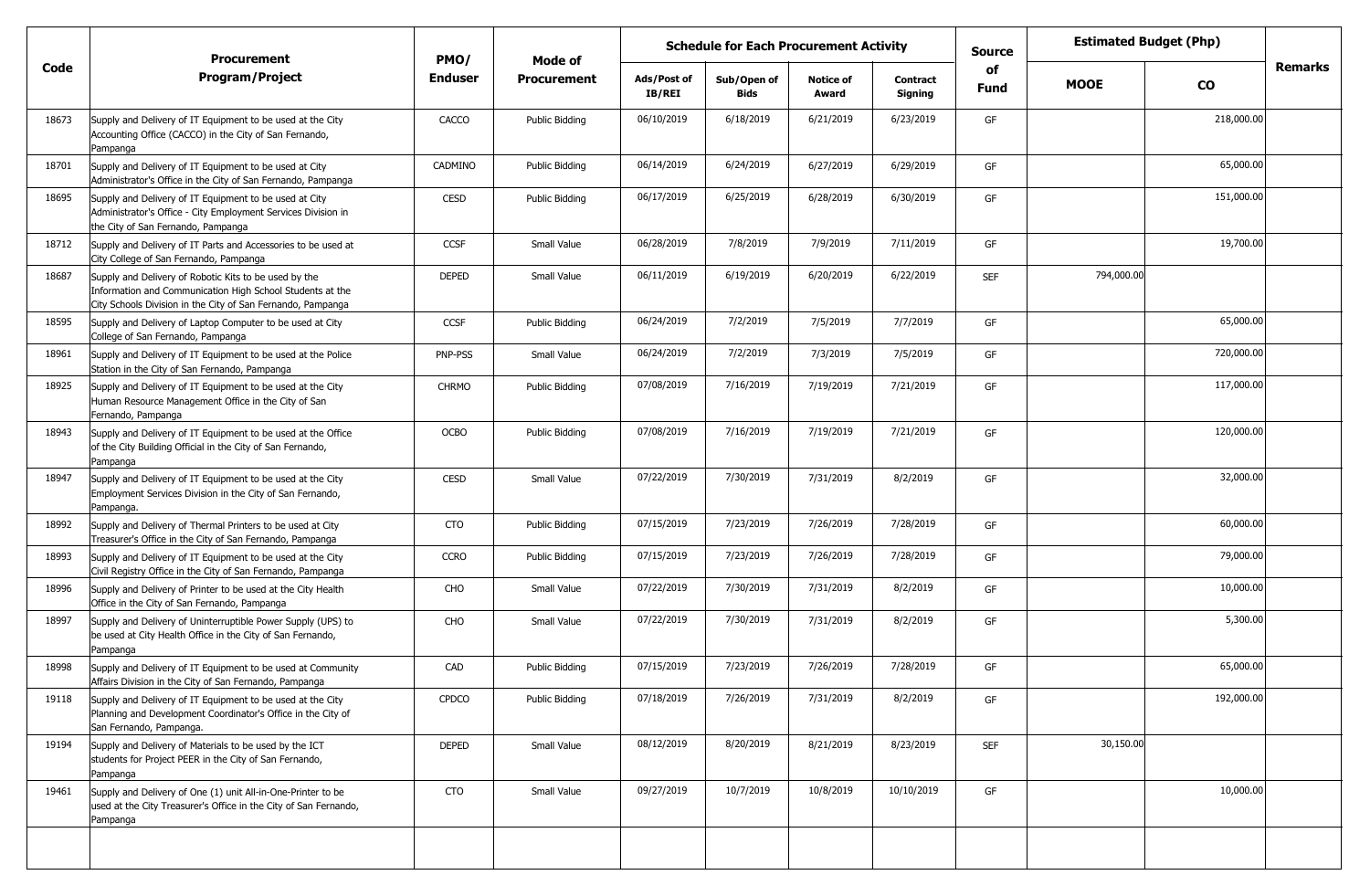| Code | Procurement Program/Project | PMO/ Enduser | Mode of Procurement | Schedule for Each Procurement Activity | | | | Source of Fund | Estimated Budget (Php) | | Remarks |
|---|---|---|---|---|---|---|---|---|---|---|---|
| | | | | Ads/Post of IB/REI | Sub/Open of Bids | Notice of Award | Contract Signing | | MOOE | CO | |
| 18673 | Supply and Delivery of IT Equipment to be used at the City Accounting Office (CACCO) in the City of San Fernando, Pampanga | CACCO | Public Bidding | 06/10/2019 | 6/18/2019 | 6/21/2019 | 6/23/2019 | GF | | 218,000.00 | |
| 18701 | Supply and Delivery of IT Equipment to be used at City Administrator's Office in the City of San Fernando, Pampanga | CADMINO | Public Bidding | 06/14/2019 | 6/24/2019 | 6/27/2019 | 6/29/2019 | GF | | 65,000.00 | |
| 18695 | Supply and Delivery of IT Equipment to be used at City Administrator's Office - City Employment Services Division in the City of San Fernando, Pampanga | CESD | Public Bidding | 06/17/2019 | 6/25/2019 | 6/28/2019 | 6/30/2019 | GF | | 151,000.00 | |
| 18712 | Supply and Delivery of IT Parts and Accessories to be used at City College of San Fernando, Pampanga | CCSF | Small Value | 06/28/2019 | 7/8/2019 | 7/9/2019 | 7/11/2019 | GF | | 19,700.00 | |
| 18687 | Supply and Delivery of Robotic Kits to be used by the Information and Communication High School Students at the City Schools Division in the City of San Fernando, Pampanga | DEPED | Small Value | 06/11/2019 | 6/19/2019 | 6/20/2019 | 6/22/2019 | SEF | 794,000.00 | | |
| 18595 | Supply and Delivery of Laptop Computer to be used at City College of San Fernando, Pampanga | CCSF | Public Bidding | 06/24/2019 | 7/2/2019 | 7/5/2019 | 7/7/2019 | GF | | 65,000.00 | |
| 18961 | Supply and Delivery of IT Equipment to be used at the Police Station in the City of San Fernando, Pampanga | PNP-PSS | Small Value | 06/24/2019 | 7/2/2019 | 7/3/2019 | 7/5/2019 | GF | | 720,000.00 | |
| 18925 | Supply and Delivery of IT Equipment to be used at the City Human Resource Management Office in the City of San Fernando, Pampanga | CHRMO | Public Bidding | 07/08/2019 | 7/16/2019 | 7/19/2019 | 7/21/2019 | GF | | 117,000.00 | |
| 18943 | Supply and Delivery of IT Equipment to be used at the Office of the City Building Official in the City of San Fernando, Pampanga | OCBO | Public Bidding | 07/08/2019 | 7/16/2019 | 7/19/2019 | 7/21/2019 | GF | | 120,000.00 | |
| 18947 | Supply and Delivery of IT Equipment to be used at the City Employment Services Division in the City of San Fernando, Pampanga. | CESD | Small Value | 07/22/2019 | 7/30/2019 | 7/31/2019 | 8/2/2019 | GF | | 32,000.00 | |
| 18992 | Supply and Delivery of Thermal Printers to be used at City Treasurer's Office in the City of San Fernando, Pampanga | CTO | Public Bidding | 07/15/2019 | 7/23/2019 | 7/26/2019 | 7/28/2019 | GF | | 60,000.00 | |
| 18993 | Supply and Delivery of IT Equipment to be used at the City Civil Registry Office in the City of San Fernando, Pampanga | CCRO | Public Bidding | 07/15/2019 | 7/23/2019 | 7/26/2019 | 7/28/2019 | GF | | 79,000.00 | |
| 18996 | Supply and Delivery of Printer to be used at the City Health Office in the City of San Fernando, Pampanga | CHO | Small Value | 07/22/2019 | 7/30/2019 | 7/31/2019 | 8/2/2019 | GF | | 10,000.00 | |
| 18997 | Supply and Delivery of Uninterruptible Power Supply (UPS) to be used at City Health Office in the City of San Fernando, Pampanga | CHO | Small Value | 07/22/2019 | 7/30/2019 | 7/31/2019 | 8/2/2019 | GF | | 5,300.00 | |
| 18998 | Supply and Delivery of IT Equipment to be used at Community Affairs Division in the City of San Fernando, Pampanga | CAD | Public Bidding | 07/15/2019 | 7/23/2019 | 7/26/2019 | 7/28/2019 | GF | | 65,000.00 | |
| 19118 | Supply and Delivery of IT Equipment to be used at the City Planning and Development Coordinator's Office in the City of San Fernando, Pampanga. | CPDCO | Public Bidding | 07/18/2019 | 7/26/2019 | 7/31/2019 | 8/2/2019 | GF | | 192,000.00 | |
| 19194 | Supply and Delivery of Materials to be used by the ICT students for Project PEER in the City of San Fernando, Pampanga | DEPED | Small Value | 08/12/2019 | 8/20/2019 | 8/21/2019 | 8/23/2019 | SEF | 30,150.00 | | |
| 19461 | Supply and Delivery of One (1) unit All-in-One-Printer to be used at the City Treasurer's Office in the City of San Fernando, Pampanga | CTO | Small Value | 09/27/2019 | 10/7/2019 | 10/8/2019 | 10/10/2019 | GF | | 10,000.00 | |
| | | | | | | | | | | | |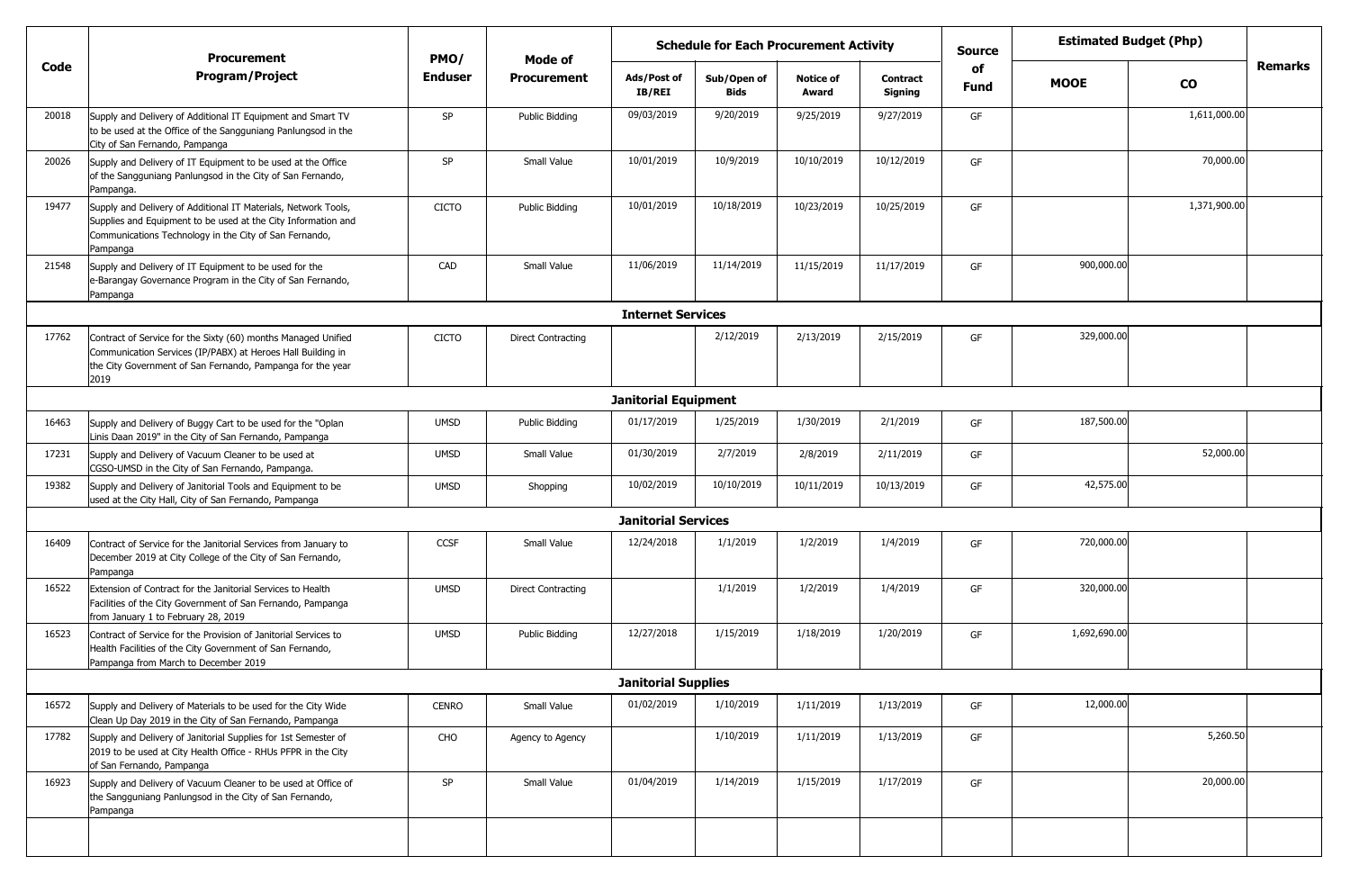| Code | Procurement Program/Project | PMO/ Enduser | Mode of Procurement | Schedule for Each Procurement Activity | | | | Source of Fund | Estimated Budget (Php) | | Remarks |
|---|---|---|---|---|---|---|---|---|---|---|---|
| | | | | Ads/Post of IB/REI | Sub/Open of Bids | Notice of Award | Contract Signing | | MOOE | CO | |
| 20018 | Supply and Delivery of Additional IT Equipment and Smart TV to be used at the Office of the Sangguniang Panlungsod in the City of San Fernando, Pampanga | SP | Public Bidding | 09/03/2019 | 9/20/2019 | 9/25/2019 | 9/27/2019 | GF | | 1,611,000.00 | |
| 20026 | Supply and Delivery of IT Equipment to be used at the Office of the Sangguniang Panlungsod in the City of San Fernando, Pampanga. | SP | Small Value | 10/01/2019 | 10/9/2019 | 10/10/2019 | 10/12/2019 | GF | | 70,000.00 | |
| 19477 | Supply and Delivery of Additional IT Materials, Network Tools, Supplies and Equipment to be used at the City Information and Communications Technology in the City of San Fernando, Pampanga | CICTO | Public Bidding | 10/01/2019 | 10/18/2019 | 10/23/2019 | 10/25/2019 | GF | | 1,371,900.00 | |
| 21548 | Supply and Delivery of IT Equipment to be used for the e-Barangay Governance Program in the City of San Fernando, Pampanga | CAD | Small Value | 11/06/2019 | 11/14/2019 | 11/15/2019 | 11/17/2019 | GF | 900,000.00 | | |
| | **Internet Services** | | | | | | | | | | |
| 17762 | Contract of Service for the Sixty (60) months Managed Unified Communication Services (IP/PABX) at Heroes Hall Building in the City Government of San Fernando, Pampanga for the year 2019 | CICTO | Direct Contracting | | 2/12/2019 | 2/13/2019 | 2/15/2019 | GF | 329,000.00 | | |
| | **Janitorial Equipment** | | | | | | | | | | |
| 16463 | Supply and Delivery of Buggy Cart to be used for the "Oplan Linis Daan 2019" in the City of San Fernando, Pampanga | UMSD | Public Bidding | 01/17/2019 | 1/25/2019 | 1/30/2019 | 2/1/2019 | GF | 187,500.00 | | |
| 17231 | Supply and Delivery of Vacuum Cleaner to be used at CGSO-UMSD in the City of San Fernando, Pampanga. | UMSD | Small Value | 01/30/2019 | 2/7/2019 | 2/8/2019 | 2/11/2019 | GF | | 52,000.00 | |
| 19382 | Supply and Delivery of Janitorial Tools and Equipment to be used at the City Hall, City of San Fernando, Pampanga | UMSD | Shopping | 10/02/2019 | 10/10/2019 | 10/11/2019 | 10/13/2019 | GF | 42,575.00 | | |
| | **Janitorial Services** | | | | | | | | | | |
| 16409 | Contract of Service for the Janitorial Services from January to December 2019 at City College of the City of San Fernando, Pampanga | CCSF | Small Value | 12/24/2018 | 1/1/2019 | 1/2/2019 | 1/4/2019 | GF | 720,000.00 | | |
| 16522 | Extension of Contract for the Janitorial Services to Health Facilities of the City Government of San Fernando, Pampanga from January 1 to February 28, 2019 | UMSD | Direct Contracting | | 1/1/2019 | 1/2/2019 | 1/4/2019 | GF | 320,000.00 | | |
| 16523 | Contract of Service for the Provision of Janitorial Services to Health Facilities of the City Government of San Fernando, Pampanga from March to December 2019 | UMSD | Public Bidding | 12/27/2018 | 1/15/2019 | 1/18/2019 | 1/20/2019 | GF | 1,692,690.00 | | |
| | **Janitorial Supplies** | | | | | | | | | | |
| 16572 | Supply and Delivery of Materials to be used for the City Wide Clean Up Day 2019 in the City of San Fernando, Pampanga | CENRO | Small Value | 01/02/2019 | 1/10/2019 | 1/11/2019 | 1/13/2019 | GF | 12,000.00 | | |
| 17782 | Supply and Delivery of Janitorial Supplies for 1st Semester of 2019 to be used at City Health Office - RHUs PFPR in the City of San Fernando, Pampanga | CHO | Agency to Agency | | 1/10/2019 | 1/11/2019 | 1/13/2019 | GF | | 5,260.50 | |
| 16923 | Supply and Delivery of Vacuum Cleaner to be used at Office of the Sangguniang Panlungsod in the City of San Fernando, Pampanga | SP | Small Value | 01/04/2019 | 1/14/2019 | 1/15/2019 | 1/17/2019 | GF | | 20,000.00 | |
| | | | | | | | | | | | |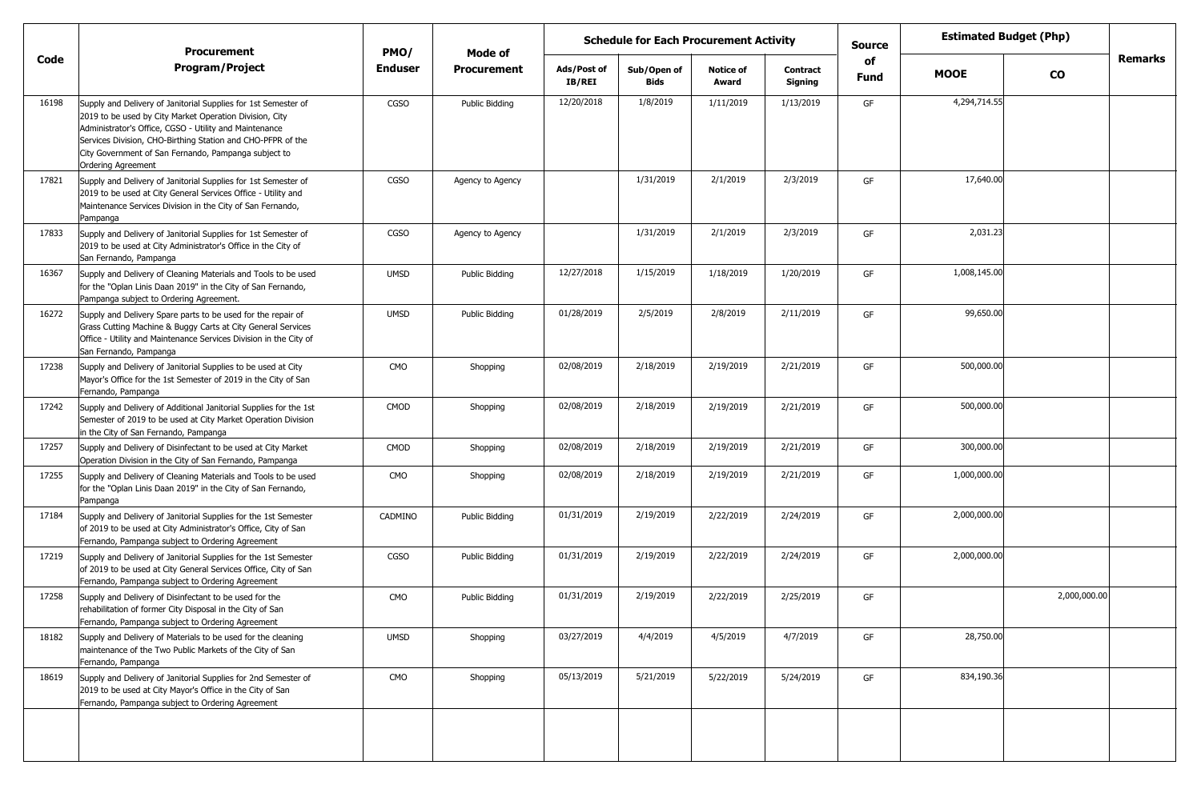| Code | Procurement Program/Project | PMO/ Enduser | Mode of Procurement | Schedule for Each Procurement Activity | | | | Source of Fund | Estimated Budget (Php) | | Remarks |
|---|---|---|---|---|---|---|---|---|---|---|---|
| | | | | Ads/Post of IB/REI | Sub/Open of Bids | Notice of Award | Contract Signing | | MOOE | CO | |
| 16198 | Supply and Delivery of Janitorial Supplies for 1st Semester of 2019 to be used by City Market Operation Division, City Administrator's Office, CGSO - Utility and Maintenance Services Division, CHO-Birthing Station and CHO-PFPR of the City Government of San Fernando, Pampanga subject to Ordering Agreement | CGSO | Public Bidding | 12/20/2018 | 1/8/2019 | 1/11/2019 | 1/13/2019 | GF | 4,294,714.55 | | |
| 17821 | Supply and Delivery of Janitorial Supplies for 1st Semester of 2019 to be used at City General Services Office - Utility and Maintenance Services Division in the City of San Fernando, Pampanga | CGSO | Agency to Agency | | 1/31/2019 | 2/1/2019 | 2/3/2019 | GF | 17,640.00 | | |
| 17833 | Supply and Delivery of Janitorial Supplies for 1st Semester of 2019 to be used at City Administrator's Office in the City of San Fernando, Pampanga | CGSO | Agency to Agency | | 1/31/2019 | 2/1/2019 | 2/3/2019 | GF | 2,031.23 | | |
| 16367 | Supply and Delivery of Cleaning Materials and Tools to be used for the "Oplan Linis Daan 2019" in the City of San Fernando, Pampanga subject to Ordering Agreement. | UMSD | Public Bidding | 12/27/2018 | 1/15/2019 | 1/18/2019 | 1/20/2019 | GF | 1,008,145.00 | | |
| 16272 | Supply and Delivery Spare parts to be used for the repair of Grass Cutting Machine & Buggy Carts at City General Services Office - Utility and Maintenance Services Division in the City of San Fernando, Pampanga | UMSD | Public Bidding | 01/28/2019 | 2/5/2019 | 2/8/2019 | 2/11/2019 | GF | 99,650.00 | | |
| 17238 | Supply and Delivery of Janitorial Supplies to be used at City Mayor's Office for the 1st Semester of 2019 in the City of San Fernando, Pampanga | CMO | Shopping | 02/08/2019 | 2/18/2019 | 2/19/2019 | 2/21/2019 | GF | 500,000.00 | | |
| 17242 | Supply and Delivery of Additional Janitorial Supplies for the 1st Semester of 2019 to be used at City Market Operation Division in the City of San Fernando, Pampanga | CMOD | Shopping | 02/08/2019 | 2/18/2019 | 2/19/2019 | 2/21/2019 | GF | 500,000.00 | | |
| 17257 | Supply and Delivery of Disinfectant to be used at City Market Operation Division in the City of San Fernando, Pampanga | CMOD | Shopping | 02/08/2019 | 2/18/2019 | 2/19/2019 | 2/21/2019 | GF | 300,000.00 | | |
| 17255 | Supply and Delivery of Cleaning Materials and Tools to be used for the "Oplan Linis Daan 2019" in the City of San Fernando, Pampanga | CMO | Shopping | 02/08/2019 | 2/18/2019 | 2/19/2019 | 2/21/2019 | GF | 1,000,000.00 | | |
| 17184 | Supply and Delivery of Janitorial Supplies for the 1st Semester of 2019 to be used at City Administrator's Office, City of San Fernando, Pampanga subject to Ordering Agreement | CADMINO | Public Bidding | 01/31/2019 | 2/19/2019 | 2/22/2019 | 2/24/2019 | GF | 2,000,000.00 | | |
| 17219 | Supply and Delivery of Janitorial Supplies for the 1st Semester of 2019 to be used at City General Services Office, City of San Fernando, Pampanga subject to Ordering Agreement | CGSO | Public Bidding | 01/31/2019 | 2/19/2019 | 2/22/2019 | 2/24/2019 | GF | 2,000,000.00 | | |
| 17258 | Supply and Delivery of Disinfectant to be used for the rehabilitation of former City Disposal in the City of San Fernando, Pampanga subject to Ordering Agreement | CMO | Public Bidding | 01/31/2019 | 2/19/2019 | 2/22/2019 | 2/25/2019 | GF | | 2,000,000.00 | |
| 18182 | Supply and Delivery of Materials to be used for the cleaning maintenance of the Two Public Markets of the City of San Fernando, Pampanga | UMSD | Shopping | 03/27/2019 | 4/4/2019 | 4/5/2019 | 4/7/2019 | GF | 28,750.00 | | |
| 18619 | Supply and Delivery of Janitorial Supplies for 2nd Semester of 2019 to be used at City Mayor's Office in the City of San Fernando, Pampanga subject to Ordering Agreement | CMO | Shopping | 05/13/2019 | 5/21/2019 | 5/22/2019 | 5/24/2019 | GF | 834,190.36 | | |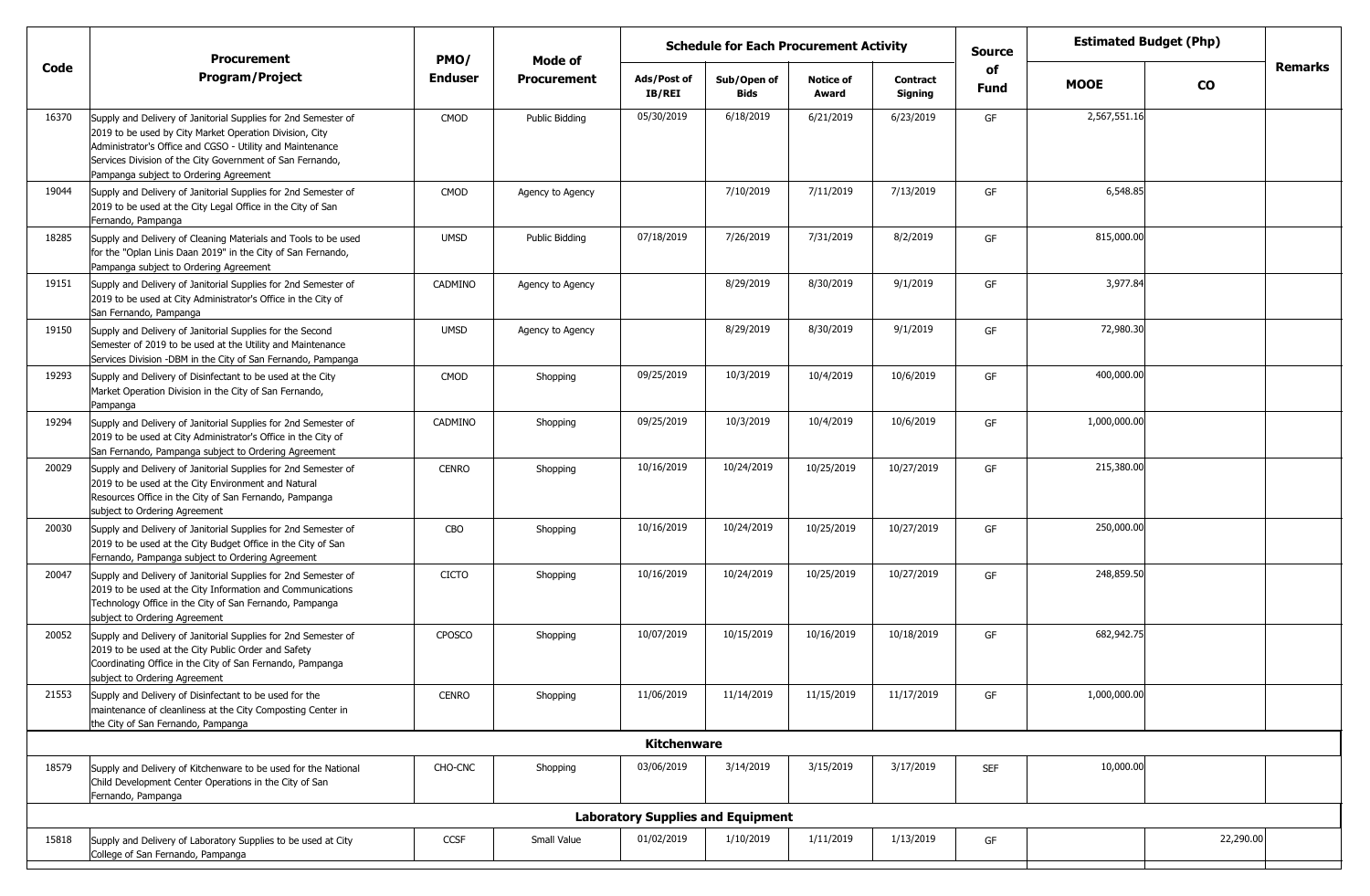| Code | Procurement Program/Project | PMO/ Enduser | Mode of Procurement | Schedule for Each Procurement Activity | | | | Source of Fund | Estimated Budget (Php) | | Remarks |
|---|---|---|---|---|---|---|---|---|---|---|---|
| | | | | Ads/Post of IB/REI | Sub/Open of Bids | Notice of Award | Contract Signing | | MOOE | CO | |
| 16370 | Supply and Delivery of Janitorial Supplies for 2nd Semester of 2019 to be used by City Market Operation Division, City Administrator's Office and CGSO - Utility and Maintenance Services Division of the City Government of San Fernando, Pampanga subject to Ordering Agreement | CMOD | Public Bidding | 05/30/2019 | 6/18/2019 | 6/21/2019 | 6/23/2019 | GF | 2,567,551.16 | | |
| 19044 | Supply and Delivery of Janitorial Supplies for 2nd Semester of 2019 to be used at the City Legal Office in the City of San Fernando, Pampanga | CMOD | Agency to Agency | | 7/10/2019 | 7/11/2019 | 7/13/2019 | GF | 6,548.85 | | |
| 18285 | Supply and Delivery of Cleaning Materials and Tools to be used for the "Oplan Linis Daan 2019" in the City of San Fernando, Pampanga subject to Ordering Agreement | UMSD | Public Bidding | 07/18/2019 | 7/26/2019 | 7/31/2019 | 8/2/2019 | GF | 815,000.00 | | |
| 19151 | Supply and Delivery of Janitorial Supplies for 2nd Semester of 2019 to be used at City Administrator's Office in the City of San Fernando, Pampanga | CADMINO | Agency to Agency | | 8/29/2019 | 8/30/2019 | 9/1/2019 | GF | 3,977.84 | | |
| 19150 | Supply and Delivery of Janitorial Supplies for the Second Semester of 2019 to be used at the Utility and Maintenance Services Division -DBM in the City of San Fernando, Pampanga | UMSD | Agency to Agency | | 8/29/2019 | 8/30/2019 | 9/1/2019 | GF | 72,980.30 | | |
| 19293 | Supply and Delivery of Disinfectant to be used at the City Market Operation Division in the City of San Fernando, Pampanga | CMOD | Shopping | 09/25/2019 | 10/3/2019 | 10/4/2019 | 10/6/2019 | GF | 400,000.00 | | |
| 19294 | Supply and Delivery of Janitorial Supplies for 2nd Semester of 2019 to be used at City Administrator's Office in the City of San Fernando, Pampanga subject to Ordering Agreement | CADMINO | Shopping | 09/25/2019 | 10/3/2019 | 10/4/2019 | 10/6/2019 | GF | 1,000,000.00 | | |
| 20029 | Supply and Delivery of Janitorial Supplies for 2nd Semester of 2019 to be used at the City Environment and Natural Resources Office in the City of San Fernando, Pampanga subject to Ordering Agreement | CENRO | Shopping | 10/16/2019 | 10/24/2019 | 10/25/2019 | 10/27/2019 | GF | 215,380.00 | | |
| 20030 | Supply and Delivery of Janitorial Supplies for 2nd Semester of 2019 to be used at the City Budget Office in the City of San Fernando, Pampanga subject to Ordering Agreement | CBO | Shopping | 10/16/2019 | 10/24/2019 | 10/25/2019 | 10/27/2019 | GF | 250,000.00 | | |
| 20047 | Supply and Delivery of Janitorial Supplies for 2nd Semester of 2019 to be used at the City Information and Communications Technology Office in the City of San Fernando, Pampanga subject to Ordering Agreement | CICTO | Shopping | 10/16/2019 | 10/24/2019 | 10/25/2019 | 10/27/2019 | GF | 248,859.50 | | |
| 20052 | Supply and Delivery of Janitorial Supplies for 2nd Semester of 2019 to be used at the City Public Order and Safety Coordinating Office in the City of San Fernando, Pampanga subject to Ordering Agreement | CPOSCO | Shopping | 10/07/2019 | 10/15/2019 | 10/16/2019 | 10/18/2019 | GF | 682,942.75 | | |
| 21553 | Supply and Delivery of Disinfectant to be used for the maintenance of cleanliness at the City Composting Center in the City of San Fernando, Pampanga | CENRO | Shopping | 11/06/2019 | 11/14/2019 | 11/15/2019 | 11/17/2019 | GF | 1,000,000.00 | | |
| | **Kitchenware** | | | | | | | | | | |
| 18579 | Supply and Delivery of Kitchenware to be used for the National Child Development Center Operations in the City of San Fernando, Pampanga | CHO-CNC | Shopping | 03/06/2019 | 3/14/2019 | 3/15/2019 | 3/17/2019 | SEF | 10,000.00 | | |
| | **Laboratory Supplies and Equipment** | | | | | | | | | | |
| 15818 | Supply and Delivery of Laboratory Supplies to be used at City College of San Fernando, Pampanga | CCSF | Small Value | 01/02/2019 | 1/10/2019 | 1/11/2019 | 1/13/2019 | GF | | 22,290.00 | |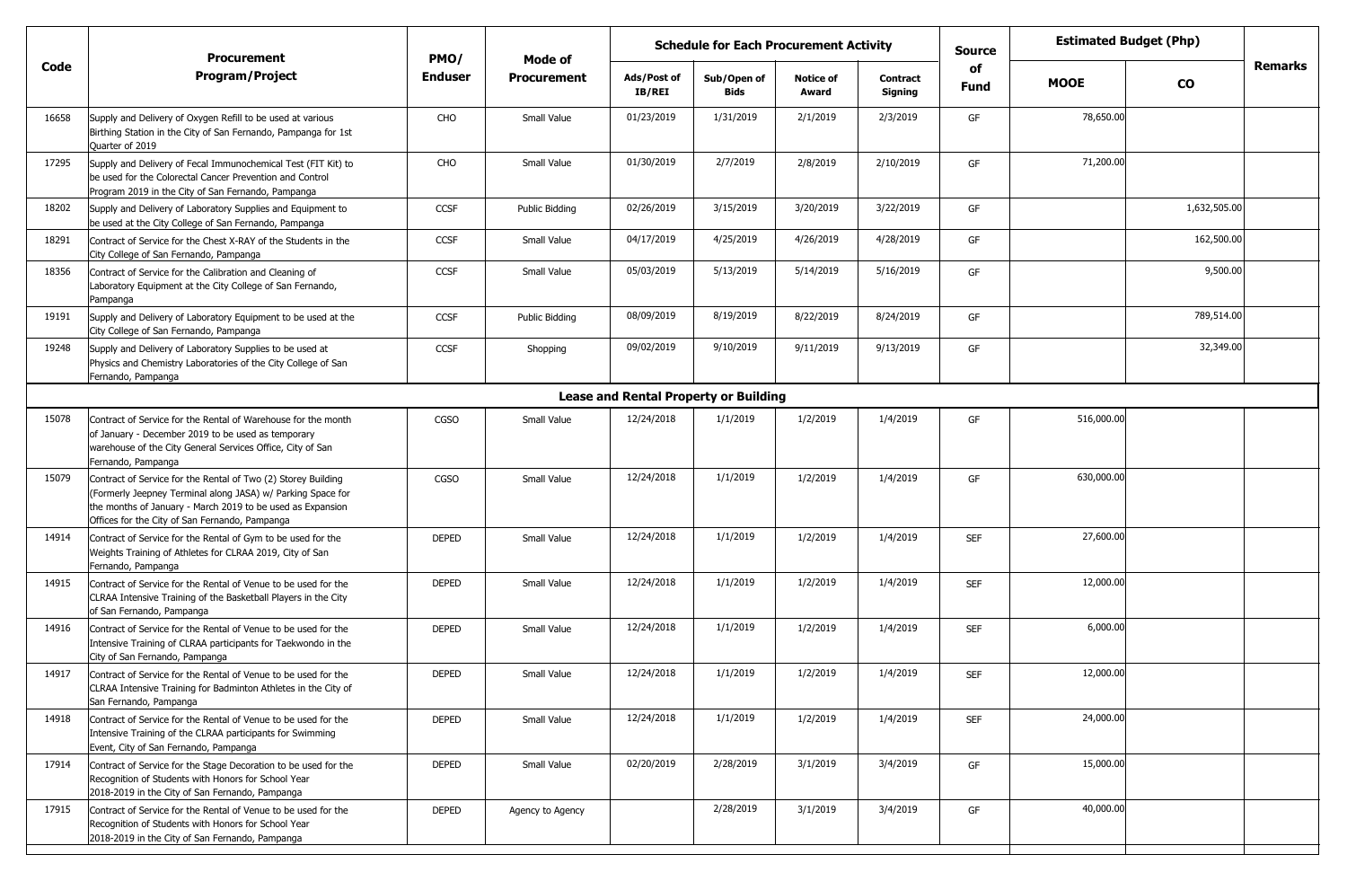| Code | Procurement Program/Project | PMO/ Enduser | Mode of Procurement | Schedule for Each Procurement Activity | | | | Source of Fund | Estimated Budget (Php) | | Remarks |
|---|---|---|---|---|---|---|---|---|---|---|---|
| | | | | Ads/Post of IB/REI | Sub/Open of Bids | Notice of Award | Contract Signing | | MOOE | CO | |
| 16658 | Supply and Delivery of Oxygen Refill to be used at various Birthing Station in the City of San Fernando, Pampanga for 1st Quarter of 2019 | CHO | Small Value | 01/23/2019 | 1/31/2019 | 2/1/2019 | 2/3/2019 | GF | 78,650.00 | | |
| 17295 | Supply and Delivery of Fecal Immunochemical Test (FIT Kit) to be used for the Colorectal Cancer Prevention and Control Program 2019 in the City of San Fernando, Pampanga | CHO | Small Value | 01/30/2019 | 2/7/2019 | 2/8/2019 | 2/10/2019 | GF | 71,200.00 | | |
| 18202 | Supply and Delivery of Laboratory Supplies and Equipment to be used at the City College of San Fernando, Pampanga | CCSF | Public Bidding | 02/26/2019 | 3/15/2019 | 3/20/2019 | 3/22/2019 | GF | | 1,632,505.00 | |
| 18291 | Contract of Service for the Chest X-RAY of the Students in the City College of San Fernando, Pampanga | CCSF | Small Value | 04/17/2019 | 4/25/2019 | 4/26/2019 | 4/28/2019 | GF | | 162,500.00 | |
| 18356 | Contract of Service for the Calibration and Cleaning of Laboratory Equipment at the City College of San Fernando, Pampanga | CCSF | Small Value | 05/03/2019 | 5/13/2019 | 5/14/2019 | 5/16/2019 | GF | | 9,500.00 | |
| 19191 | Supply and Delivery of Laboratory Equipment to be used at the City College of San Fernando, Pampanga | CCSF | Public Bidding | 08/09/2019 | 8/19/2019 | 8/22/2019 | 8/24/2019 | GF | | 789,514.00 | |
| 19248 | Supply and Delivery of Laboratory Supplies to be used at Physics and Chemistry Laboratories of the City College of San Fernando, Pampanga | CCSF | Shopping | 09/02/2019 | 9/10/2019 | 9/11/2019 | 9/13/2019 | GF | | 32,349.00 | |
| | **Lease and Rental Property or Building** | | | | | | | | | | |
| 15078 | Contract of Service for the Rental of Warehouse for the month of January - December 2019 to be used as temporary warehouse of the City General Services Office, City of San Fernando, Pampanga | CGSO | Small Value | 12/24/2018 | 1/1/2019 | 1/2/2019 | 1/4/2019 | GF | 516,000.00 | | |
| 15079 | Contract of Service for the Rental of Two (2) Storey Building (Formerly Jeepney Terminal along JASA) w/ Parking Space for the months of January - March 2019 to be used as Expansion Offices for the City of San Fernando, Pampanga | CGSO | Small Value | 12/24/2018 | 1/1/2019 | 1/2/2019 | 1/4/2019 | GF | 630,000.00 | | |
| 14914 | Contract of Service for the Rental of Gym to be used for the Weights Training of Athletes for CLRAA 2019, City of San Fernando, Pampanga | DEPED | Small Value | 12/24/2018 | 1/1/2019 | 1/2/2019 | 1/4/2019 | SEF | 27,600.00 | | |
| 14915 | Contract of Service for the Rental of Venue to be used for the CLRAA Intensive Training of the Basketball Players in the City of San Fernando, Pampanga | DEPED | Small Value | 12/24/2018 | 1/1/2019 | 1/2/2019 | 1/4/2019 | SEF | 12,000.00 | | |
| 14916 | Contract of Service for the Rental of Venue to be used for the Intensive Training of CLRAA participants for Taekwondo in the City of San Fernando, Pampanga | DEPED | Small Value | 12/24/2018 | 1/1/2019 | 1/2/2019 | 1/4/2019 | SEF | 6,000.00 | | |
| 14917 | Contract of Service for the Rental of Venue to be used for the CLRAA Intensive Training for Badminton Athletes in the City of San Fernando, Pampanga | DEPED | Small Value | 12/24/2018 | 1/1/2019 | 1/2/2019 | 1/4/2019 | SEF | 12,000.00 | | |
| 14918 | Contract of Service for the Rental of Venue to be used for the Intensive Training of the CLRAA participants for Swimming Event, City of San Fernando, Pampanga | DEPED | Small Value | 12/24/2018 | 1/1/2019 | 1/2/2019 | 1/4/2019 | SEF | 24,000.00 | | |
| 17914 | Contract of Service for the Stage Decoration to be used for the Recognition of Students with Honors for School Year 2018-2019 in the City of San Fernando, Pampanga | DEPED | Small Value | 02/20/2019 | 2/28/2019 | 3/1/2019 | 3/4/2019 | GF | 15,000.00 | | |
| 17915 | Contract of Service for the Rental of Venue to be used for the Recognition of Students with Honors for School Year 2018-2019 in the City of San Fernando, Pampanga | DEPED | Agency to Agency | | 2/28/2019 | 3/1/2019 | 3/4/2019 | GF | 40,000.00 | | |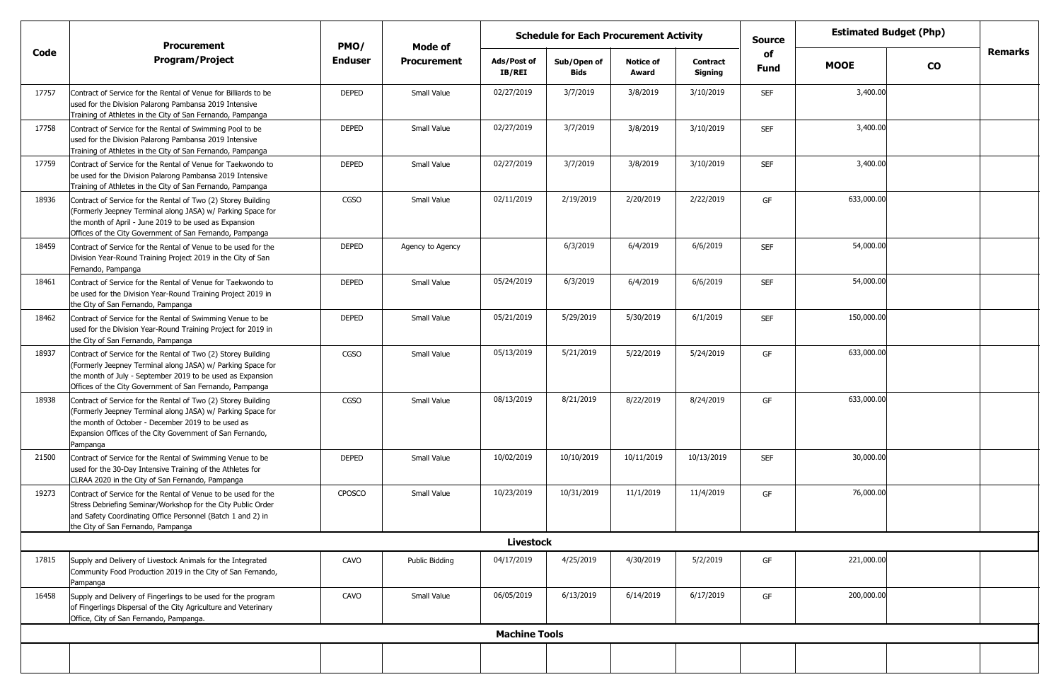| Code | Procurement Program/Project | PMO/ Enduser | Mode of Procurement | Schedule for Each Procurement Activity | | | | Source of Fund | Estimated Budget (Php) | | Remarks |
|---|---|---|---|---|---|---|---|---|---|---|---|
| | | | | Ads/Post of IB/REI | Sub/Open of Bids | Notice of Award | Contract Signing | | MOOE | CO | |
| 17757 | Contract of Service for the Rental of Venue for Billiards to be used for the Division Palarong Pambansa 2019 Intensive Training of Athletes in the City of San Fernando, Pampanga | DEPED | Small Value | 02/27/2019 | 3/7/2019 | 3/8/2019 | 3/10/2019 | SEF | 3,400.00 | | |
| 17758 | Contract of Service for the Rental of Swimming Pool to be used for the Division Palarong Pambansa 2019 Intensive Training of Athletes in the City of San Fernando, Pampanga | DEPED | Small Value | 02/27/2019 | 3/7/2019 | 3/8/2019 | 3/10/2019 | SEF | 3,400.00 | | |
| 17759 | Contract of Service for the Rental of Venue for Taekwondo to be used for the Division Palarong Pambansa 2019 Intensive Training of Athletes in the City of San Fernando, Pampanga | DEPED | Small Value | 02/27/2019 | 3/7/2019 | 3/8/2019 | 3/10/2019 | SEF | 3,400.00 | | |
| 18936 | Contract of Service for the Rental of Two (2) Storey Building (Formerly Jeepney Terminal along JASA) w/ Parking Space for the month of April - June 2019 to be used as Expansion Offices of the City Government of San Fernando, Pampanga | CGSO | Small Value | 02/11/2019 | 2/19/2019 | 2/20/2019 | 2/22/2019 | GF | 633,000.00 | | |
| 18459 | Contract of Service for the Rental of Venue to be used for the Division Year-Round Training Project 2019 in the City of San Fernando, Pampanga | DEPED | Agency to Agency | | 6/3/2019 | 6/4/2019 | 6/6/2019 | SEF | 54,000.00 | | |
| 18461 | Contract of Service for the Rental of Venue for Taekwondo to be used for the Division Year-Round Training Project 2019 in the City of San Fernando, Pampanga | DEPED | Small Value | 05/24/2019 | 6/3/2019 | 6/4/2019 | 6/6/2019 | SEF | 54,000.00 | | |
| 18462 | Contract of Service for the Rental of Swimming Venue to be used for the Division Year-Round Training Project for 2019 in the City of San Fernando, Pampanga | DEPED | Small Value | 05/21/2019 | 5/29/2019 | 5/30/2019 | 6/1/2019 | SEF | 150,000.00 | | |
| 18937 | Contract of Service for the Rental of Two (2) Storey Building (Formerly Jeepney Terminal along JASA) w/ Parking Space for the month of July - September 2019 to be used as Expansion Offices of the City Government of San Fernando, Pampanga | CGSO | Small Value | 05/13/2019 | 5/21/2019 | 5/22/2019 | 5/24/2019 | GF | 633,000.00 | | |
| 18938 | Contract of Service for the Rental of Two (2) Storey Building (Formerly Jeepney Terminal along JASA) w/ Parking Space for the month of October - December 2019 to be used as Expansion Offices of the City Government of San Fernando, Pampanga | CGSO | Small Value | 08/13/2019 | 8/21/2019 | 8/22/2019 | 8/24/2019 | GF | 633,000.00 | | |
| 21500 | Contract of Service for the Rental of Swimming Venue to be used for the 30-Day Intensive Training of the Athletes for CLRAA 2020 in the City of San Fernando, Pampanga | DEPED | Small Value | 10/02/2019 | 10/10/2019 | 10/11/2019 | 10/13/2019 | SEF | 30,000.00 | | |
| 19273 | Contract of Service for the Rental of Venue to be used for the Stress Debriefing Seminar/Workshop for the City Public Order and Safety Coordinating Office Personnel (Batch 1 and 2) in the City of San Fernando, Pampanga | CPOSCO | Small Value | 10/23/2019 | 10/31/2019 | 11/1/2019 | 11/4/2019 | GF | 76,000.00 | | |
| | | | | **Livestock** | | | | | | | |
| 17815 | Supply and Delivery of Livestock Animals for the Integrated Community Food Production 2019 in the City of San Fernando, Pampanga | CAVO | Public Bidding | 04/17/2019 | 4/25/2019 | 4/30/2019 | 5/2/2019 | GF | 221,000.00 | | |
| 16458 | Supply and Delivery of Fingerlings to be used for the program of Fingerlings Dispersal of the City Agriculture and Veterinary Office, City of San Fernando, Pampanga. | CAVO | Small Value | 06/05/2019 | 6/13/2019 | 6/14/2019 | 6/17/2019 | GF | 200,000.00 | | |
| | | | | **Machine Tools** | | | | | | | |
| | | | | | | | | | | | |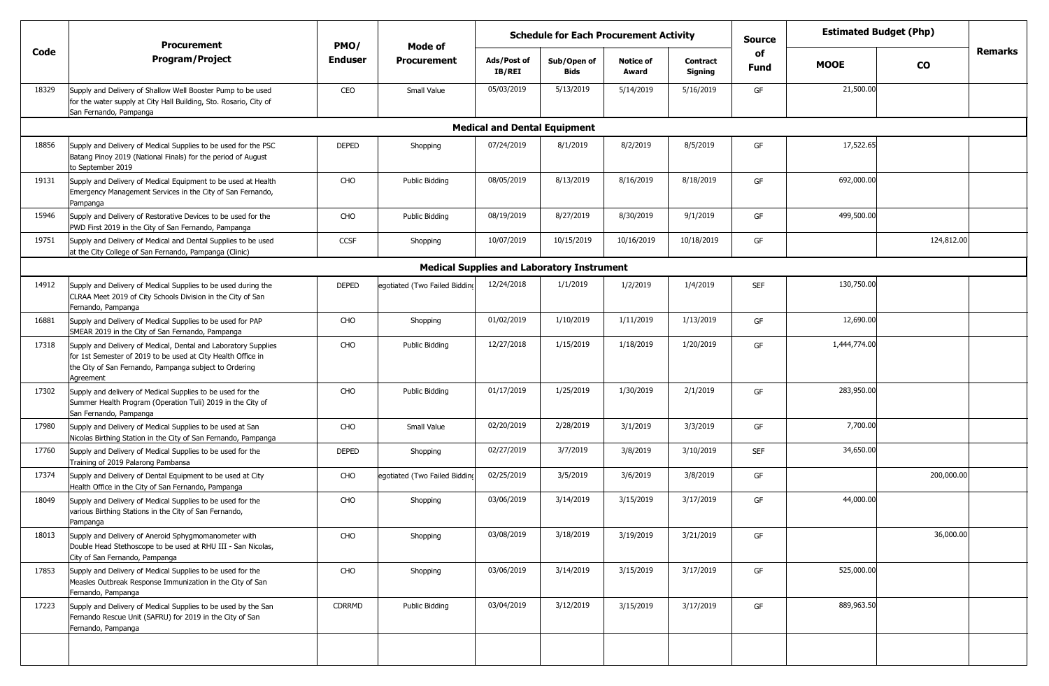| Code | Procurement Program/Project | PMO/ Enduser | Mode of Procurement | Schedule for Each Procurement Activity | | | | Source of Fund | Estimated Budget (Php) | | Remarks |
|---|---|---|---|---|---|---|---|---|---|---|---|
| | | | | Ads/Post of IB/REI | Sub/Open of Bids | Notice of Award | Contract Signing | | MOOE | CO | |
| 18329 | Supply and Delivery of Shallow Well Booster Pump to be used for the water supply at City Hall Building, Sto. Rosario, City of San Fernando, Pampanga | CEO | Small Value | 05/03/2019 | 5/13/2019 | 5/14/2019 | 5/16/2019 | GF | 21,500.00 | | |
| | **Medical and Dental Equipment** | | | | | | | | | | |
| 18856 | Supply and Delivery of Medical Supplies to be used for the PSC Batang Pinoy 2019 (National Finals) for the period of August to September 2019 | DEPED | Shopping | 07/24/2019 | 8/1/2019 | 8/2/2019 | 8/5/2019 | GF | 17,522.65 | | |
| 19131 | Supply and Delivery of Medical Equipment to be used at Health Emergency Management Services in the City of San Fernando, Pampanga | CHO | Public Bidding | 08/05/2019 | 8/13/2019 | 8/16/2019 | 8/18/2019 | GF | 692,000.00 | | |
| 15946 | Supply and Delivery of Restorative Devices to be used for the PWD First 2019 in the City of San Fernando, Pampanga | CHO | Public Bidding | 08/19/2019 | 8/27/2019 | 8/30/2019 | 9/1/2019 | GF | 499,500.00 | | |
| 19751 | Supply and Delivery of Medical and Dental Supplies to be used at the City College of San Fernando, Pampanga (Clinic) | CCSF | Shopping | 10/07/2019 | 10/15/2019 | 10/16/2019 | 10/18/2019 | GF | | 124,812.00 | |
| | **Medical Supplies and Laboratory Instrument** | | | | | | | | | | |
| 14912 | Supply and Delivery of Medical Supplies to be used during the CLRAA Meet 2019 of City Schools Division in the City of San Fernando, Pampanga | DEPED | egotiated (Two Failed Bidding | 12/24/2018 | 1/1/2019 | 1/2/2019 | 1/4/2019 | SEF | 130,750.00 | | |
| 16881 | Supply and Delivery of Medical Supplies to be used for PAP SMEAR 2019 in the City of San Fernando, Pampanga | CHO | Shopping | 01/02/2019 | 1/10/2019 | 1/11/2019 | 1/13/2019 | GF | 12,690.00 | | |
| 17318 | Supply and Delivery of Medical, Dental and Laboratory Supplies for 1st Semester of 2019 to be used at City Health Office in the City of San Fernando, Pampanga subject to Ordering Agreement | CHO | Public Bidding | 12/27/2018 | 1/15/2019 | 1/18/2019 | 1/20/2019 | GF | 1,444,774.00 | | |
| 17302 | Supply and delivery of Medical Supplies to be used for the Summer Health Program (Operation Tuli) 2019 in the City of San Fernando, Pampanga | CHO | Public Bidding | 01/17/2019 | 1/25/2019 | 1/30/2019 | 2/1/2019 | GF | 283,950.00 | | |
| 17980 | Supply and Delivery of Medical Supplies to be used at San Nicolas Birthing Station in the City of San Fernando, Pampanga | CHO | Small Value | 02/20/2019 | 2/28/2019 | 3/1/2019 | 3/3/2019 | GF | 7,700.00 | | |
| 17760 | Supply and Delivery of Medical Supplies to be used for the Training of 2019 Palarong Pambansa | DEPED | Shopping | 02/27/2019 | 3/7/2019 | 3/8/2019 | 3/10/2019 | SEF | 34,650.00 | | |
| 17374 | Supply and Delivery of Dental Equipment to be used at City Health Office in the City of San Fernando, Pampanga | CHO | egotiated (Two Failed Bidding | 02/25/2019 | 3/5/2019 | 3/6/2019 | 3/8/2019 | GF | | 200,000.00 | |
| 18049 | Supply and Delivery of Medical Supplies to be used for the various Birthing Stations in the City of San Fernando, Pampanga | CHO | Shopping | 03/06/2019 | 3/14/2019 | 3/15/2019 | 3/17/2019 | GF | 44,000.00 | | |
| 18013 | Supply and Delivery of Aneroid Sphygmomanometer with Double Head Stethoscope to be used at RHU III - San Nicolas, City of San Fernando, Pampanga | CHO | Shopping | 03/08/2019 | 3/18/2019 | 3/19/2019 | 3/21/2019 | GF | | 36,000.00 | |
| 17853 | Supply and Delivery of Medical Supplies to be used for the Measles Outbreak Response Immunization in the City of San Fernando, Pampanga | CHO | Shopping | 03/06/2019 | 3/14/2019 | 3/15/2019 | 3/17/2019 | GF | 525,000.00 | | |
| 17223 | Supply and Delivery of Medical Supplies to be used by the San Fernando Rescue Unit (SAFRU) for 2019 in the City of San Fernando, Pampanga | CDRRMD | Public Bidding | 03/04/2019 | 3/12/2019 | 3/15/2019 | 3/17/2019 | GF | 889,963.50 | | |
| | | | | | | | | | | | |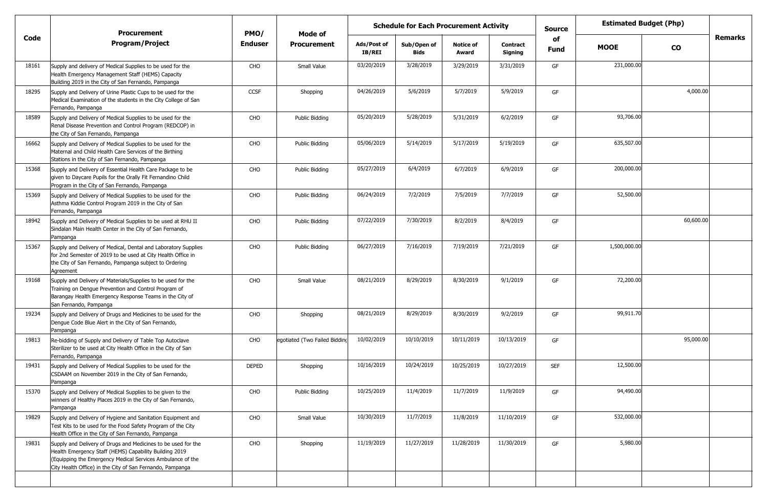| Code | Procurement Program/Project | PMO/ Enduser | Mode of Procurement | Schedule for Each Procurement Activity | | | | Source of Fund | Estimated Budget (Php) | | Remarks |
|---|---|---|---|---|---|---|---|---|---|---|---|
| | | | | Ads/Post of IB/REI | Sub/Open of Bids | Notice of Award | Contract Signing | | MOOE | CO | |
| 18161 | Supply and delivery of Medical Supplies to be used for the Health Emergency Management Staff (HEMS) Capacity Building 2019 in the City of San Fernando, Pampanga | CHO | Small Value | 03/20/2019 | 3/28/2019 | 3/29/2019 | 3/31/2019 | GF | 231,000.00 | | |
| 18295 | Supply and Delivery of Urine Plastic Cups to be used for the Medical Examination of the students in the City College of San Fernando, Pampanga | CCSF | Shopping | 04/26/2019 | 5/6/2019 | 5/7/2019 | 5/9/2019 | GF | | 4,000.00 | |
| 18589 | Supply and Delivery of Medical Supplies to be used for the Renal Disease Prevention and Control Program (REDCOP) in the City of San Fernando, Pampanga | CHO | Public Bidding | 05/20/2019 | 5/28/2019 | 5/31/2019 | 6/2/2019 | GF | 93,706.00 | | |
| 16662 | Supply and Delivery of Medical Supplies to be used for the Maternal and Child Health Care Services of the Birthing Stations in the City of San Fernando, Pampanga | CHO | Public Bidding | 05/06/2019 | 5/14/2019 | 5/17/2019 | 5/19/2019 | GF | 635,507.00 | | |
| 15368 | Supply and Delivery of Essential Health Care Package to be given to Daycare Pupils for the Orally Fit Fernandino Child Program in the City of San Fernando, Pampanga | CHO | Public Bidding | 05/27/2019 | 6/4/2019 | 6/7/2019 | 6/9/2019 | GF | 200,000.00 | | |
| 15369 | Supply and Delivery of Medical Supplies to be used for the Asthma Kiddie Control Program 2019 in the City of San Fernando, Pampanga | CHO | Public Bidding | 06/24/2019 | 7/2/2019 | 7/5/2019 | 7/7/2019 | GF | 52,500.00 | | |
| 18942 | Supply and Delivery of Medical Supplies to be used at RHU II Sindalan Main Health Center in the City of San Fernando, Pampanga | CHO | Public Bidding | 07/22/2019 | 7/30/2019 | 8/2/2019 | 8/4/2019 | GF | | 60,600.00 | |
| 15367 | Supply and Delivery of Medical, Dental and Laboratory Supplies for 2nd Semester of 2019 to be used at City Health Office in the City of San Fernando, Pampanga subject to Ordering Agreement | CHO | Public Bidding | 06/27/2019 | 7/16/2019 | 7/19/2019 | 7/21/2019 | GF | 1,500,000.00 | | |
| 19168 | Supply and Delivery of Materials/Supplies to be used for the Training on Dengue Prevention and Control Program of Barangay Health Emergency Response Teams in the City of San Fernando, Pampanga | CHO | Small Value | 08/21/2019 | 8/29/2019 | 8/30/2019 | 9/1/2019 | GF | 72,200.00 | | |
| 19234 | Supply and Delivery of Drugs and Medicines to be used for the Dengue Code Blue Alert in the City of San Fernando, Pampanga | CHO | Shopping | 08/21/2019 | 8/29/2019 | 8/30/2019 | 9/2/2019 | GF | 99,911.70 | | |
| 19813 | Re-bidding of Supply and Delivery of Table Top Autoclave Sterilizer to be used at City Health Office in the City of San Fernando, Pampanga | CHO | egotiated (Two Failed Bidding | 10/02/2019 | 10/10/2019 | 10/11/2019 | 10/13/2019 | GF | | 95,000.00 | |
| 19431 | Supply and Delivery of Medical Supplies to be used for the CSDAAM on November 2019 in the City of San Fernando, Pampanga | DEPED | Shopping | 10/16/2019 | 10/24/2019 | 10/25/2019 | 10/27/2019 | SEF | 12,500.00 | | |
| 15370 | Supply and Delivery of Medical Supplies to be given to the winners of Healthy Places 2019 in the City of San Fernando, Pampanga | CHO | Public Bidding | 10/25/2019 | 11/4/2019 | 11/7/2019 | 11/9/2019 | GF | 94,490.00 | | |
| 19829 | Supply and Delivery of Hygiene and Sanitation Equipment and Test Kits to be used for the Food Safety Program of the City Health Office in the City of San Fernando, Pampanga | CHO | Small Value | 10/30/2019 | 11/7/2019 | 11/8/2019 | 11/10/2019 | GF | 532,000.00 | | |
| 19831 | Supply and Delivery of Drugs and Medicines to be used for the Health Emergency Staff (HEMS) Capability Building 2019 (Equipping the Emergency Medical Services Ambulance of the City Health Office) in the City of San Fernando, Pampanga | CHO | Shopping | 11/19/2019 | 11/27/2019 | 11/28/2019 | 11/30/2019 | GF | 5,980.00 | | |
| | | | | | | | | | | | |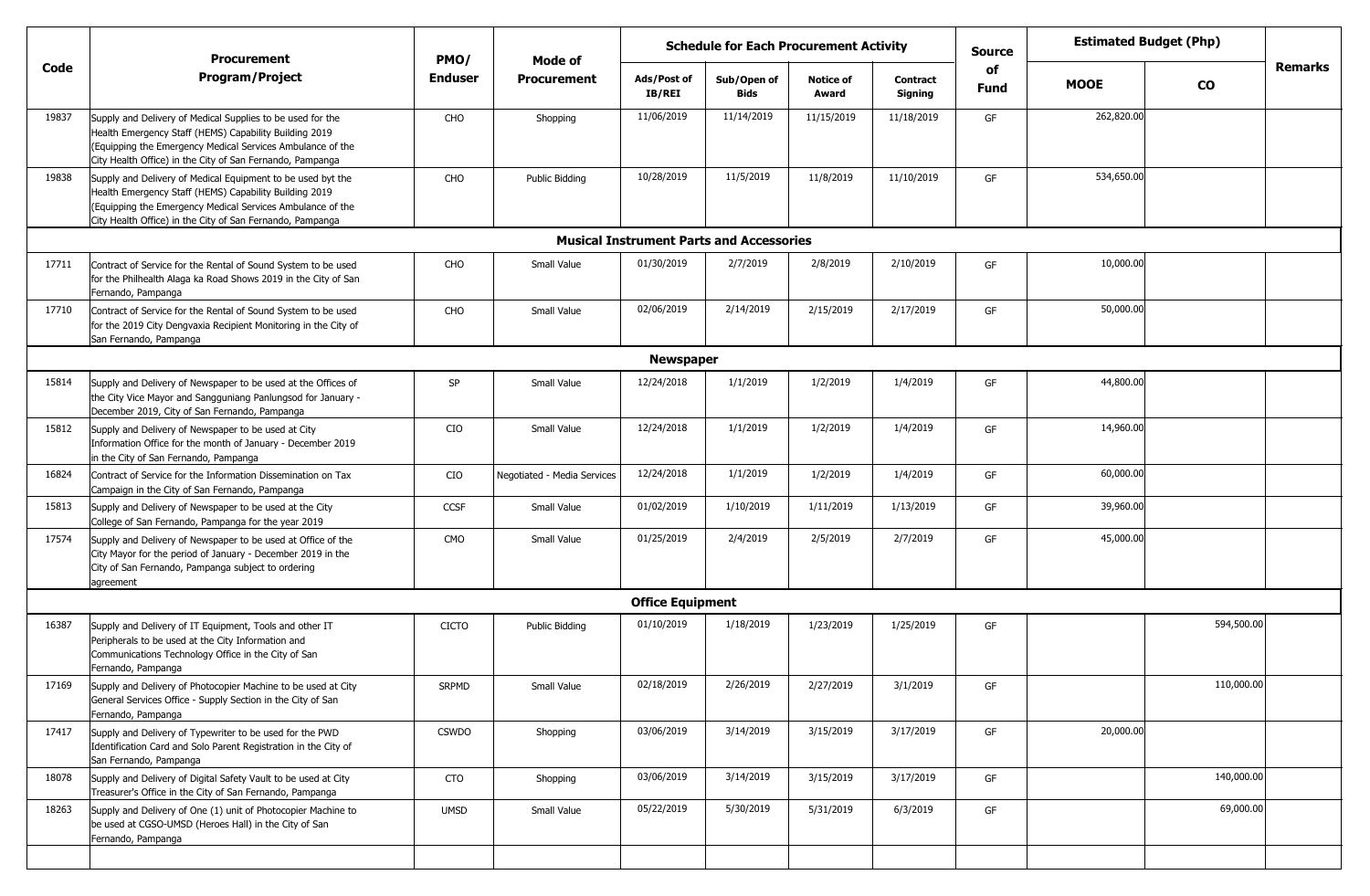| Code | Procurement Program/Project | PMO/ Enduser | Mode of Procurement | Schedule for Each Procurement Activity | | | | Source of Fund | Estimated Budget (Php) | | Remarks |
|---|---|---|---|---|---|---|---|---|---|---|---|
| | | | | Ads/Post of IB/REI | Sub/Open of Bids | Notice of Award | Contract Signing | | MOOE | CO | |
| 19837 | Supply and Delivery of Medical Supplies to be used for the Health Emergency Staff (HEMS) Capability Building 2019 (Equipping the Emergency Medical Services Ambulance of the City Health Office) in the City of San Fernando, Pampanga | CHO | Shopping | 11/06/2019 | 11/14/2019 | 11/15/2019 | 11/18/2019 | GF | 262,820.00 | | |
| 19838 | Supply and Delivery of Medical Equipment to be used byt the Health Emergency Staff (HEMS) Capability Building 2019 (Equipping the Emergency Medical Services Ambulance of the City Health Office) in the City of San Fernando, Pampanga | CHO | Public Bidding | 10/28/2019 | 11/5/2019 | 11/8/2019 | 11/10/2019 | GF | 534,650.00 | | |
| | **Musical Instrument Parts and Accessories** | | | | | | | | | | |
| 17711 | Contract of Service for the Rental of Sound System to be used for the Philhealth Alaga ka Road Shows 2019 in the City of San Fernando, Pampanga | CHO | Small Value | 01/30/2019 | 2/7/2019 | 2/8/2019 | 2/10/2019 | GF | 10,000.00 | | |
| 17710 | Contract of Service for the Rental of Sound System to be used for the 2019 City Dengvaxia Recipient Monitoring in the City of San Fernando, Pampanga | CHO | Small Value | 02/06/2019 | 2/14/2019 | 2/15/2019 | 2/17/2019 | GF | 50,000.00 | | |
| | **Newspaper** | | | | | | | | | | |
| 15814 | Supply and Delivery of Newspaper to be used at the Offices of the City Vice Mayor and Sangguniang Panlungsod for January - December 2019, City of San Fernando, Pampanga | SP | Small Value | 12/24/2018 | 1/1/2019 | 1/2/2019 | 1/4/2019 | GF | 44,800.00 | | |
| 15812 | Supply and Delivery of Newspaper to be used at City Information Office for the month of January - December 2019 in the City of San Fernando, Pampanga | CIO | Small Value | 12/24/2018 | 1/1/2019 | 1/2/2019 | 1/4/2019 | GF | 14,960.00 | | |
| 16824 | Contract of Service for the Information Dissemination on Tax Campaign in the City of San Fernando, Pampanga | CIO | Negotiated - Media Services | 12/24/2018 | 1/1/2019 | 1/2/2019 | 1/4/2019 | GF | 60,000.00 | | |
| 15813 | Supply and Delivery of Newspaper to be used at the City College of San Fernando, Pampanga for the year 2019 | CCSF | Small Value | 01/02/2019 | 1/10/2019 | 1/11/2019 | 1/13/2019 | GF | 39,960.00 | | |
| 17574 | Supply and Delivery of Newspaper to be used at Office of the City Mayor for the period of January - December 2019 in the City of San Fernando, Pampanga subject to ordering agreement | CMO | Small Value | 01/25/2019 | 2/4/2019 | 2/5/2019 | 2/7/2019 | GF | 45,000.00 | | |
| | **Office Equipment** | | | | | | | | | | |
| 16387 | Supply and Delivery of IT Equipment, Tools and other IT Peripherals to be used at the City Information and Communications Technology Office in the City of San Fernando, Pampanga | CICTO | Public Bidding | 01/10/2019 | 1/18/2019 | 1/23/2019 | 1/25/2019 | GF | | 594,500.00 | |
| 17169 | Supply and Delivery of Photocopier Machine to be used at City General Services Office - Supply Section in the City of San Fernando, Pampanga | SRPMD | Small Value | 02/18/2019 | 2/26/2019 | 2/27/2019 | 3/1/2019 | GF | | 110,000.00 | |
| 17417 | Supply and Delivery of Typewriter to be used for the PWD Identification Card and Solo Parent Registration in the City of San Fernando, Pampanga | CSWDO | Shopping | 03/06/2019 | 3/14/2019 | 3/15/2019 | 3/17/2019 | GF | 20,000.00 | | |
| 18078 | Supply and Delivery of Digital Safety Vault to be used at City Treasurer's Office in the City of San Fernando, Pampanga | CTO | Shopping | 03/06/2019 | 3/14/2019 | 3/15/2019 | 3/17/2019 | GF | | 140,000.00 | |
| 18263 | Supply and Delivery of One (1) unit of Photocopier Machine to be used at CGSO-UMSD (Heroes Hall) in the City of San Fernando, Pampanga | UMSD | Small Value | 05/22/2019 | 5/30/2019 | 5/31/2019 | 6/3/2019 | GF | | 69,000.00 | |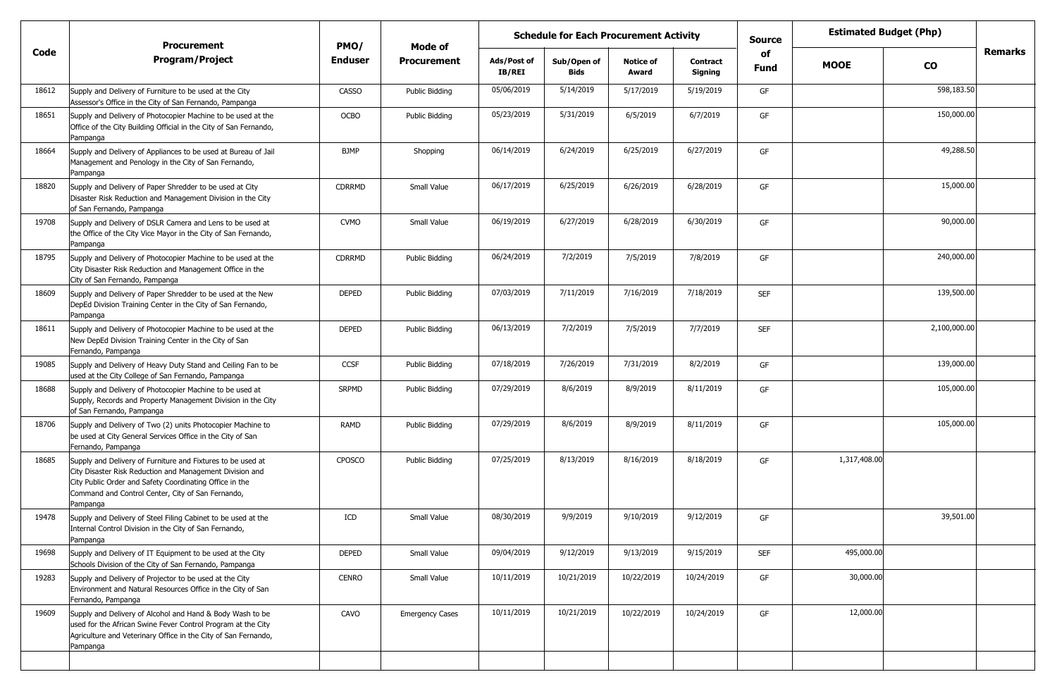| Code | Procurement Program/Project | PMO/ Enduser | Mode of Procurement | Schedule for Each Procurement Activity | | | | Source of Fund | Estimated Budget (Php) | | Remarks |
|---|---|---|---|---|---|---|---|---|---|---|---|
| | | | | Ads/Post of IB/REI | Sub/Open of Bids | Notice of Award | Contract Signing | | MOOE | CO | |
| 18612 | Supply and Delivery of Furniture to be used at the City Assessor's Office in the City of San Fernando, Pampanga | CASSO | Public Bidding | 05/06/2019 | 5/14/2019 | 5/17/2019 | 5/19/2019 | GF | | 598,183.50 | |
| 18651 | Supply and Delivery of Photocopier Machine to be used at the Office of the City Building Official in the City of San Fernando, Pampanga | OCBO | Public Bidding | 05/23/2019 | 5/31/2019 | 6/5/2019 | 6/7/2019 | GF | | 150,000.00 | |
| 18664 | Supply and Delivery of Appliances to be used at Bureau of Jail Management and Penology in the City of San Fernando, Pampanga | BJMP | Shopping | 06/14/2019 | 6/24/2019 | 6/25/2019 | 6/27/2019 | GF | | 49,288.50 | |
| 18820 | Supply and Delivery of Paper Shredder to be used at City Disaster Risk Reduction and Management Division in the City of San Fernando, Pampanga | CDRRMD | Small Value | 06/17/2019 | 6/25/2019 | 6/26/2019 | 6/28/2019 | GF | | 15,000.00 | |
| 19708 | Supply and Delivery of DSLR Camera and Lens to be used at the Office of the City Vice Mayor in the City of San Fernando, Pampanga | CVMO | Small Value | 06/19/2019 | 6/27/2019 | 6/28/2019 | 6/30/2019 | GF | | 90,000.00 | |
| 18795 | Supply and Delivery of Photocopier Machine to be used at the City Disaster Risk Reduction and Management Office in the City of San Fernando, Pampanga | CDRRMD | Public Bidding | 06/24/2019 | 7/2/2019 | 7/5/2019 | 7/8/2019 | GF | | 240,000.00 | |
| 18609 | Supply and Delivery of Paper Shredder to be used at the New DepEd Division Training Center in the City of San Fernando, Pampanga | DEPED | Public Bidding | 07/03/2019 | 7/11/2019 | 7/16/2019 | 7/18/2019 | SEF | | 139,500.00 | |
| 18611 | Supply and Delivery of Photocopier Machine to be used at the New DepEd Division Training Center in the City of San Fernando, Pampanga | DEPED | Public Bidding | 06/13/2019 | 7/2/2019 | 7/5/2019 | 7/7/2019 | SEF | | 2,100,000.00 | |
| 19085 | Supply and Delivery of Heavy Duty Stand and Ceiling Fan to be used at the City College of San Fernando, Pampanga | CCSF | Public Bidding | 07/18/2019 | 7/26/2019 | 7/31/2019 | 8/2/2019 | GF | | 139,000.00 | |
| 18688 | Supply and Delivery of Photocopier Machine to be used at Supply, Records and Property Management Division in the City of San Fernando, Pampanga | SRPMD | Public Bidding | 07/29/2019 | 8/6/2019 | 8/9/2019 | 8/11/2019 | GF | | 105,000.00 | |
| 18706 | Supply and Delivery of Two (2) units Photocopier Machine to be used at City General Services Office in the City of San Fernando, Pampanga | RAMD | Public Bidding | 07/29/2019 | 8/6/2019 | 8/9/2019 | 8/11/2019 | GF | | 105,000.00 | |
| 18685 | Supply and Delivery of Furniture and Fixtures to be used at City Disaster Risk Reduction and Management Division and City Public Order and Safety Coordinating Office in the Command and Control Center, City of San Fernando, Pampanga | CPOSCO | Public Bidding | 07/25/2019 | 8/13/2019 | 8/16/2019 | 8/18/2019 | GF | 1,317,408.00 | | |
| 19478 | Supply and Delivery of Steel Filing Cabinet to be used at the Internal Control Division in the City of San Fernando, Pampanga | ICD | Small Value | 08/30/2019 | 9/9/2019 | 9/10/2019 | 9/12/2019 | GF | | 39,501.00 | |
| 19698 | Supply and Delivery of IT Equipment to be used at the City Schools Division of the City of San Fernando, Pampanga | DEPED | Small Value | 09/04/2019 | 9/12/2019 | 9/13/2019 | 9/15/2019 | SEF | 495,000.00 | | |
| 19283 | Supply and Delivery of Projector to be used at the City Environment and Natural Resources Office in the City of San Fernando, Pampanga | CENRO | Small Value | 10/11/2019 | 10/21/2019 | 10/22/2019 | 10/24/2019 | GF | 30,000.00 | | |
| 19609 | Supply and Delivery of Alcohol and Hand & Body Wash to be used for the African Swine Fever Control Program at the City Agriculture and Veterinary Office in the City of San Fernando, Pampanga | CAVO | Emergency Cases | 10/11/2019 | 10/21/2019 | 10/22/2019 | 10/24/2019 | GF | 12,000.00 | | |
| | | | | | | | | | | | |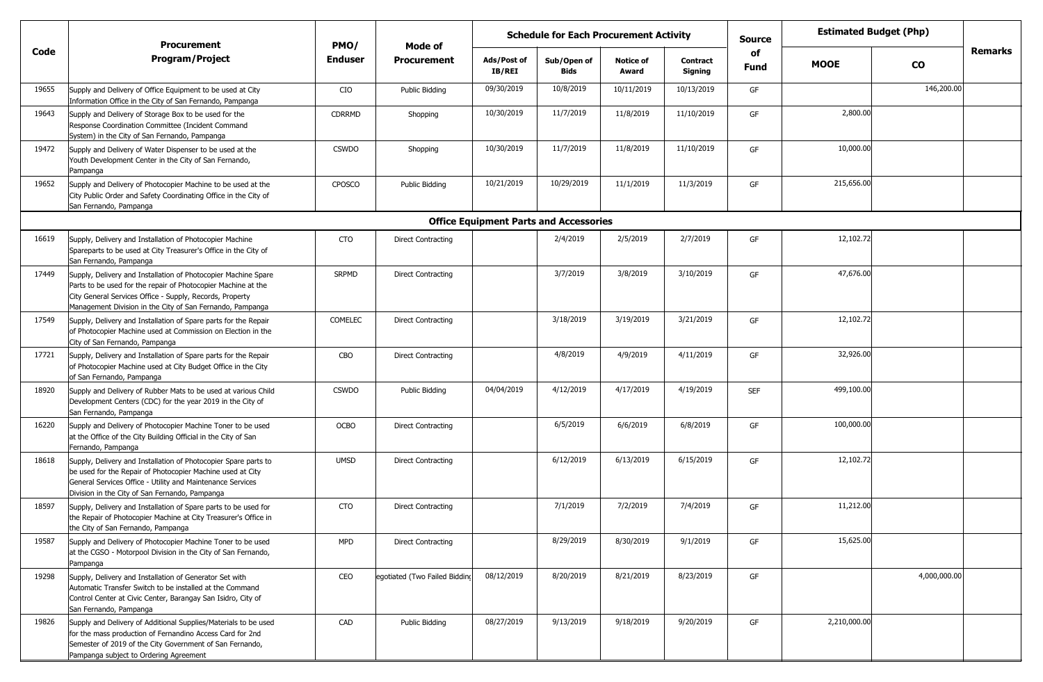| Code | Procurement Program/Project | PMO/ Enduser | Mode of Procurement | Schedule for Each Procurement Activity | | | | Source of Fund | Estimated Budget (Php) | | Remarks |
|---|---|---|---|---|---|---|---|---|---|---|---|
| | | | | Ads/Post of IB/REI | Sub/Open of Bids | Notice of Award | Contract Signing | | MOOE | CO | |
| 19655 | Supply and Delivery of Office Equipment to be used at City Information Office in the City of San Fernando, Pampanga | CIO | Public Bidding | 09/30/2019 | 10/8/2019 | 10/11/2019 | 10/13/2019 | GF | | 146,200.00 | |
| 19643 | Supply and Delivery of Storage Box to be used for the Response Coordination Committee (Incident Command System) in the City of San Fernando, Pampanga | CDRRMD | Shopping | 10/30/2019 | 11/7/2019 | 11/8/2019 | 11/10/2019 | GF | 2,800.00 | | |
| 19472 | Supply and Delivery of Water Dispenser to be used at the Youth Development Center in the City of San Fernando, Pampanga | CSWDO | Shopping | 10/30/2019 | 11/7/2019 | 11/8/2019 | 11/10/2019 | GF | 10,000.00 | | |
| 19652 | Supply and Delivery of Photocopier Machine to be used at the City Public Order and Safety Coordinating Office in the City of San Fernando, Pampanga | CPOSCO | Public Bidding | 10/21/2019 | 10/29/2019 | 11/1/2019 | 11/3/2019 | GF | 215,656.00 | | |
| | **Office Equipment Parts and Accessories** | | | | | | | | | | |
| 16619 | Supply, Delivery and Installation of Photocopier Machine Spareparts to be used at City Treasurer's Office in the City of San Fernando, Pampanga | CTO | Direct Contracting | | 2/4/2019 | 2/5/2019 | 2/7/2019 | GF | 12,102.72 | | |
| 17449 | Supply, Delivery and Installation of Photocopier Machine Spare Parts to be used for the repair of Photocopier Machine at the City General Services Office - Supply, Records, Property Management Division in the City of San Fernando, Pampanga | SRPMD | Direct Contracting | | 3/7/2019 | 3/8/2019 | 3/10/2019 | GF | 47,676.00 | | |
| 17549 | Supply, Delivery and Installation of Spare parts for the Repair of Photocopier Machine used at Commission on Election in the City of San Fernando, Pampanga | COMELEC | Direct Contracting | | 3/18/2019 | 3/19/2019 | 3/21/2019 | GF | 12,102.72 | | |
| 17721 | Supply, Delivery and Installation of Spare parts for the Repair of Photocopier Machine used at City Budget Office in the City of San Fernando, Pampanga | CBO | Direct Contracting | | 4/8/2019 | 4/9/2019 | 4/11/2019 | GF | 32,926.00 | | |
| 18920 | Supply and Delivery of Rubber Mats to be used at various Child Development Centers (CDC) for the year 2019 in the City of San Fernando, Pampanga | CSWDO | Public Bidding | 04/04/2019 | 4/12/2019 | 4/17/2019 | 4/19/2019 | SEF | 499,100.00 | | |
| 16220 | Supply and Delivery of Photocopier Machine Toner to be used at the Office of the City Building Official in the City of San Fernando, Pampanga | OCBO | Direct Contracting | | 6/5/2019 | 6/6/2019 | 6/8/2019 | GF | 100,000.00 | | |
| 18618 | Supply, Delivery and Installation of Photocopier Spare parts to be used for the Repair of Photocopier Machine used at City General Services Office - Utility and Maintenance Services Division in the City of San Fernando, Pampanga | UMSD | Direct Contracting | | 6/12/2019 | 6/13/2019 | 6/15/2019 | GF | 12,102.72 | | |
| 18597 | Supply, Delivery and Installation of Spare parts to be used for the Repair of Photocopier Machine at City Treasurer's Office in the City of San Fernando, Pampanga | CTO | Direct Contracting | | 7/1/2019 | 7/2/2019 | 7/4/2019 | GF | 11,212.00 | | |
| 19587 | Supply and Delivery of Photocopier Machine Toner to be used at the CGSO - Motorpool Division in the City of San Fernando, Pampanga | MPD | Direct Contracting | | 8/29/2019 | 8/30/2019 | 9/1/2019 | GF | 15,625.00 | | |
| 19298 | Supply, Delivery and Installation of Generator Set with Automatic Transfer Switch to be installed at the Command Control Center at Civic Center, Barangay San Isidro, City of San Fernando, Pampanga | CEO | egotiated (Two Failed Bidding | 08/12/2019 | 8/20/2019 | 8/21/2019 | 8/23/2019 | GF | | 4,000,000.00 | |
| 19826 | Supply and Delivery of Additional Supplies/Materials to be used for the mass production of Fernandino Access Card for 2nd Semester of 2019 of the City Government of San Fernando, Pampanga subject to Ordering Agreement | CAD | Public Bidding | 08/27/2019 | 9/13/2019 | 9/18/2019 | 9/20/2019 | GF | 2,210,000.00 | | |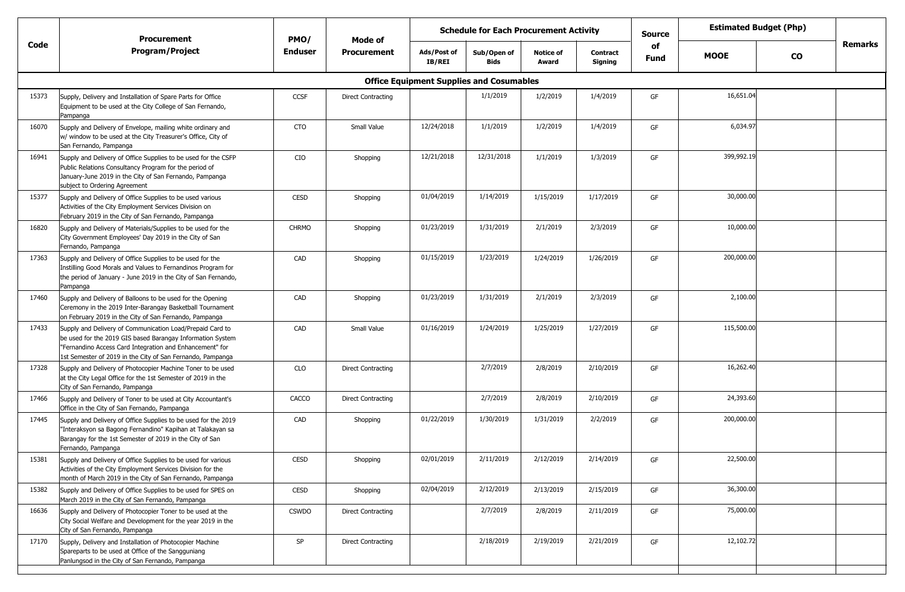| Code | Procurement Program/Project | PMO/ Enduser | Mode of Procurement | Schedule for Each Procurement Activity | | | | Source of Fund | Estimated Budget (Php) | | Remarks |
|---|---|---|---|---|---|---|---|---|---|---|---|
| | | | | Ads/Post of IB/REI | Sub/Open of Bids | Notice of Award | Contract Signing | | MOOE | CO | |
| **Office Equipment Supplies and Cosumables** | | | | | | | | | | | |
| 15373 | Supply, Delivery and Installation of Spare Parts for Office Equipment to be used at the City College of San Fernando, Pampanga | CCSF | Direct Contracting | | 1/1/2019 | 1/2/2019 | 1/4/2019 | GF | 16,651.04 | | |
| 16070 | Supply and Delivery of Envelope, mailing white ordinary and w/ window to be used at the City Treasurer's Office, City of San Fernando, Pampanga | CTO | Small Value | 12/24/2018 | 1/1/2019 | 1/2/2019 | 1/4/2019 | GF | 6,034.97 | | |
| 16941 | Supply and Delivery of Office Supplies to be used for the CSFP Public Relations Consultancy Program for the period of January-June 2019 in the City of San Fernando, Pampanga subject to Ordering Agreement | CIO | Shopping | 12/21/2018 | 12/31/2018 | 1/1/2019 | 1/3/2019 | GF | 399,992.19 | | |
| 15377 | Supply and Delivery of Office Supplies to be used various Activities of the City Employment Services Division on February 2019 in the City of San Fernando, Pampanga | CESD | Shopping | 01/04/2019 | 1/14/2019 | 1/15/2019 | 1/17/2019 | GF | 30,000.00 | | |
| 16820 | Supply and Delivery of Materials/Supplies to be used for the City Government Employees' Day 2019 in the City of San Fernando, Pampanga | CHRMO | Shopping | 01/23/2019 | 1/31/2019 | 2/1/2019 | 2/3/2019 | GF | 10,000.00 | | |
| 17363 | Supply and Delivery of Office Supplies to be used for the Instilling Good Morals and Values to Fernandinos Program for the period of January - June 2019 in the City of San Fernando, Pampanga | CAD | Shopping | 01/15/2019 | 1/23/2019 | 1/24/2019 | 1/26/2019 | GF | 200,000.00 | | |
| 17460 | Supply and Delivery of Balloons to be used for the Opening Ceremony in the 2019 Inter-Barangay Basketball Tournament on February 2019 in the City of San Fernando, Pampanga | CAD | Shopping | 01/23/2019 | 1/31/2019 | 2/1/2019 | 2/3/2019 | GF | 2,100.00 | | |
| 17433 | Supply and Delivery of Communication Load/Prepaid Card to be used for the 2019 GIS based Barangay Information System "Fernandino Access Card Integration and Enhancement" for 1st Semester of 2019 in the City of San Fernando, Pampanga | CAD | Small Value | 01/16/2019 | 1/24/2019 | 1/25/2019 | 1/27/2019 | GF | 115,500.00 | | |
| 17328 | Supply and Delivery of Photocopier Machine Toner to be used at the City Legal Office for the 1st Semester of 2019 in the City of San Fernando, Pampanga | CLO | Direct Contracting | | 2/7/2019 | 2/8/2019 | 2/10/2019 | GF | 16,262.40 | | |
| 17466 | Supply and Delivery of Toner to be used at City Accountant's Office in the City of San Fernando, Pampanga | CACCO | Direct Contracting | | 2/7/2019 | 2/8/2019 | 2/10/2019 | GF | 24,393.60 | | |
| 17445 | Supply and Delivery of Office Supplies to be used for the 2019 "Interaksyon sa Bagong Fernandino" Kapihan at Talakayan sa Barangay for the 1st Semester of 2019 in the City of San Fernando, Pampanga | CAD | Shopping | 01/22/2019 | 1/30/2019 | 1/31/2019 | 2/2/2019 | GF | 200,000.00 | | |
| 15381 | Supply and Delivery of Office Supplies to be used for various Activities of the City Employment Services Division for the month of March 2019 in the City of San Fernando, Pampanga | CESD | Shopping | 02/01/2019 | 2/11/2019 | 2/12/2019 | 2/14/2019 | GF | 22,500.00 | | |
| 15382 | Supply and Delivery of Office Supplies to be used for SPES on March 2019 in the City of San Fernando, Pampanga | CESD | Shopping | 02/04/2019 | 2/12/2019 | 2/13/2019 | 2/15/2019 | GF | 36,300.00 | | |
| 16636 | Supply and Delivery of Photocopier Toner to be used at the City Social Welfare and Development for the year 2019 in the City of San Fernando, Pampanga | CSWDO | Direct Contracting | | 2/7/2019 | 2/8/2019 | 2/11/2019 | GF | 75,000.00 | | |
| 17170 | Supply, Delivery and Installation of Photocopier Machine Spareparts to be used at Office of the Sangguniang Panlungsod in the City of San Fernando, Pampanga | SP | Direct Contracting | | 2/18/2019 | 2/19/2019 | 2/21/2019 | GF | 12,102.72 | | |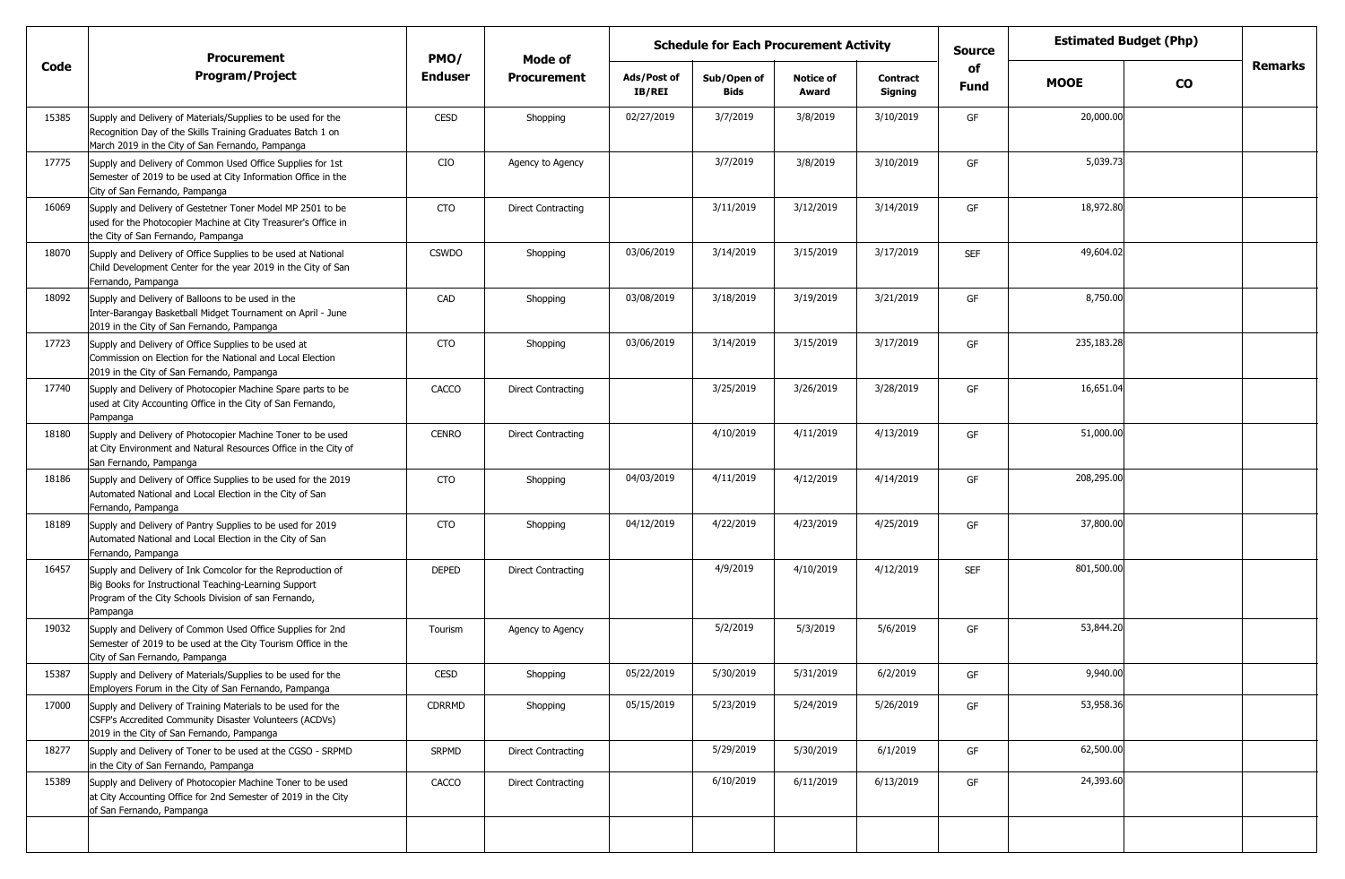| Code | Procurement Program/Project | PMO/ Enduser | Mode of Procurement | Schedule for Each Procurement Activity | | | | Source of Fund | Estimated Budget (Php) | | Remarks |
|---|---|---|---|---|---|---|---|---|---|---|---|
| | | | | Ads/Post of IB/REI | Sub/Open of Bids | Notice of Award | Contract Signing | | MOOE | CO | |
| 15385 | Supply and Delivery of Materials/Supplies to be used for the Recognition Day of the Skills Training Graduates Batch 1 on March 2019 in the City of San Fernando, Pampanga | CESD | Shopping | 02/27/2019 | 3/7/2019 | 3/8/2019 | 3/10/2019 | GF | 20,000.00 | | |
| 17775 | Supply and Delivery of Common Used Office Supplies for 1st Semester of 2019 to be used at City Information Office in the City of San Fernando, Pampanga | CIO | Agency to Agency | | 3/7/2019 | 3/8/2019 | 3/10/2019 | GF | 5,039.73 | | |
| 16069 | Supply and Delivery of Gestetner Toner Model MP 2501 to be used for the Photocopier Machine at City Treasurer's Office in the City of San Fernando, Pampanga | CTO | Direct Contracting | | 3/11/2019 | 3/12/2019 | 3/14/2019 | GF | 18,972.80 | | |
| 18070 | Supply and Delivery of Office Supplies to be used at National Child Development Center for the year 2019 in the City of San Fernando, Pampanga | CSWDO | Shopping | 03/06/2019 | 3/14/2019 | 3/15/2019 | 3/17/2019 | SEF | 49,604.02 | | |
| 18092 | Supply and Delivery of Balloons to be used in the Inter-Barangay Basketball Midget Tournament on April - June 2019 in the City of San Fernando, Pampanga | CAD | Shopping | 03/08/2019 | 3/18/2019 | 3/19/2019 | 3/21/2019 | GF | 8,750.00 | | |
| 17723 | Supply and Delivery of Office Supplies to be used at Commission on Election for the National and Local Election 2019 in the City of San Fernando, Pampanga | CTO | Shopping | 03/06/2019 | 3/14/2019 | 3/15/2019 | 3/17/2019 | GF | 235,183.28 | | |
| 17740 | Supply and Delivery of Photocopier Machine Spare parts to be used at City Accounting Office in the City of San Fernando, Pampanga | CACCO | Direct Contracting | | 3/25/2019 | 3/26/2019 | 3/28/2019 | GF | 16,651.04 | | |
| 18180 | Supply and Delivery of Photocopier Machine Toner to be used at City Environment and Natural Resources Office in the City of San Fernando, Pampanga | CENRO | Direct Contracting | | 4/10/2019 | 4/11/2019 | 4/13/2019 | GF | 51,000.00 | | |
| 18186 | Supply and Delivery of Office Supplies to be used for the 2019 Automated National and Local Election in the City of San Fernando, Pampanga | CTO | Shopping | 04/03/2019 | 4/11/2019 | 4/12/2019 | 4/14/2019 | GF | 208,295.00 | | |
| 18189 | Supply and Delivery of Pantry Supplies to be used for 2019 Automated National and Local Election in the City of San Fernando, Pampanga | CTO | Shopping | 04/12/2019 | 4/22/2019 | 4/23/2019 | 4/25/2019 | GF | 37,800.00 | | |
| 16457 | Supply and Delivery of Ink Comcolor for the Reproduction of Big Books for Instructional Teaching-Learning Support Program of the City Schools Division of san Fernando, Pampanga | DEPED | Direct Contracting | | 4/9/2019 | 4/10/2019 | 4/12/2019 | SEF | 801,500.00 | | |
| 19032 | Supply and Delivery of Common Used Office Supplies for 2nd Semester of 2019 to be used at the City Tourism Office in the City of San Fernando, Pampanga | Tourism | Agency to Agency | | 5/2/2019 | 5/3/2019 | 5/6/2019 | GF | 53,844.20 | | |
| 15387 | Supply and Delivery of Materials/Supplies to be used for the Employers Forum in the City of San Fernando, Pampanga | CESD | Shopping | 05/22/2019 | 5/30/2019 | 5/31/2019 | 6/2/2019 | GF | 9,940.00 | | |
| 17000 | Supply and Delivery of Training Materials to be used for the CSFP's Accredited Community Disaster Volunteers (ACDVs) 2019 in the City of San Fernando, Pampanga | CDRRMD | Shopping | 05/15/2019 | 5/23/2019 | 5/24/2019 | 5/26/2019 | GF | 53,958.36 | | |
| 18277 | Supply and Delivery of Toner to be used at the CGSO - SRPMD in the City of San Fernando, Pampanga | SRPMD | Direct Contracting | | 5/29/2019 | 5/30/2019 | 6/1/2019 | GF | 62,500.00 | | |
| 15389 | Supply and Delivery of Photocopier Machine Toner to be used at City Accounting Office for 2nd Semester of 2019 in the City of San Fernando, Pampanga | CACCO | Direct Contracting | | 6/10/2019 | 6/11/2019 | 6/13/2019 | GF | 24,393.60 | | |
| | | | | | | | | | | | |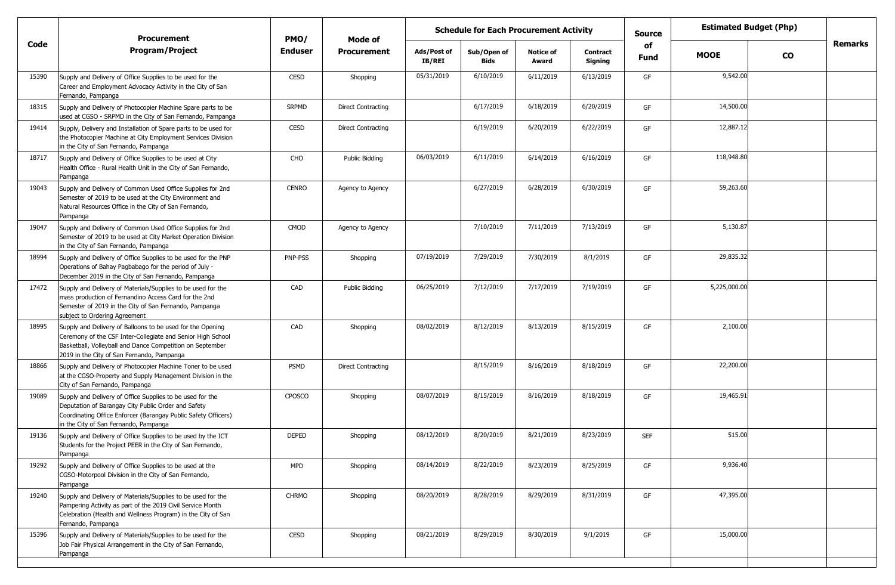| Code | Procurement Program/Project | PMO/ Enduser | Mode of Procurement | Schedule for Each Procurement Activity | | | | Source of Fund | Estimated Budget (Php) | | Remarks |
|---|---|---|---|---|---|---|---|---|---|---|---|
| | | | | Ads/Post of IB/REI | Sub/Open of Bids | Notice of Award | Contract Signing | | MOOE | CO | |
| 15390 | Supply and Delivery of Office Supplies to be used for the Career and Employment Advocacy Activity in the City of San Fernando, Pampanga | CESD | Shopping | 05/31/2019 | 6/10/2019 | 6/11/2019 | 6/13/2019 | GF | 9,542.00 | | |
| 18315 | Supply and Delivery of Photocopier Machine Spare parts to be used at CGSO - SRPMD in the City of San Fernando, Pampanga | SRPMD | Direct Contracting | | 6/17/2019 | 6/18/2019 | 6/20/2019 | GF | 14,500.00 | | |
| 19414 | Supply, Delivery and Installation of Spare parts to be used for the Photocopier Machine at City Employment Services Division in the City of San Fernando, Pampanga | CESD | Direct Contracting | | 6/19/2019 | 6/20/2019 | 6/22/2019 | GF | 12,887.12 | | |
| 18717 | Supply and Delivery of Office Supplies to be used at City Health Office - Rural Health Unit in the City of San Fernando, Pampanga | CHO | Public Bidding | 06/03/2019 | 6/11/2019 | 6/14/2019 | 6/16/2019 | GF | 118,948.80 | | |
| 19043 | Supply and Delivery of Common Used Office Supplies for 2nd Semester of 2019 to be used at the City Environment and Natural Resources Office in the City of San Fernando, Pampanga | CENRO | Agency to Agency | | 6/27/2019 | 6/28/2019 | 6/30/2019 | GF | 59,263.60 | | |
| 19047 | Supply and Delivery of Common Used Office Supplies for 2nd Semester of 2019 to be used at City Market Operation Division in the City of San Fernando, Pampanga | CMOD | Agency to Agency | | 7/10/2019 | 7/11/2019 | 7/13/2019 | GF | 5,130.87 | | |
| 18994 | Supply and Delivery of Office Supplies to be used for the PNP Operations of Bahay Pagbabago for the period of July - December 2019 in the City of San Fernando, Pampanga | PNP-PSS | Shopping | 07/19/2019 | 7/29/2019 | 7/30/2019 | 8/1/2019 | GF | 29,835.32 | | |
| 17472 | Supply and Delivery of Materials/Supplies to be used for the mass production of Fernandino Access Card for the 2nd Semester of 2019 in the City of San Fernando, Pampanga subject to Ordering Agreement | CAD | Public Bidding | 06/25/2019 | 7/12/2019 | 7/17/2019 | 7/19/2019 | GF | 5,225,000.00 | | |
| 18995 | Supply and Delivery of Balloons to be used for the Opening Ceremony of the CSF Inter-Collegiate and Senior High School Basketball, Volleyball and Dance Competition on September 2019 in the City of San Fernando, Pampanga | CAD | Shopping | 08/02/2019 | 8/12/2019 | 8/13/2019 | 8/15/2019 | GF | 2,100.00 | | |
| 18866 | Supply and Delivery of Photocopier Machine Toner to be used at the CGSO-Property and Supply Management Division in the City of San Fernando, Pampanga | PSMD | Direct Contracting | | 8/15/2019 | 8/16/2019 | 8/18/2019 | GF | 22,200.00 | | |
| 19089 | Supply and Delivery of Office Supplies to be used for the Deputation of Barangay City Public Order and Safety Coordinating Office Enforcer (Barangay Public Safety Officers) in the City of San Fernando, Pampanga | CPOSCO | Shopping | 08/07/2019 | 8/15/2019 | 8/16/2019 | 8/18/2019 | GF | 19,465.91 | | |
| 19136 | Supply and Delivery of Office Supplies to be used by the ICT Students for the Project PEER in the City of San Fernando, Pampanga | DEPED | Shopping | 08/12/2019 | 8/20/2019 | 8/21/2019 | 8/23/2019 | SEF | 515.00 | | |
| 19292 | Supply and Delivery of Office Supplies to be used at the CGSO-Motorpool Division in the City of San Fernando, Pampanga | MPD | Shopping | 08/14/2019 | 8/22/2019 | 8/23/2019 | 8/25/2019 | GF | 9,936.40 | | |
| 19240 | Supply and Delivery of Materials/Supplies to be used for the Pampering Activity as part of the 2019 Civil Service Month Celebration (Health and Wellness Program) in the City of San Fernando, Pampanga | CHRMO | Shopping | 08/20/2019 | 8/28/2019 | 8/29/2019 | 8/31/2019 | GF | 47,395.00 | | |
| 15396 | Supply and Delivery of Materials/Supplies to be used for the Job Fair Physical Arrangement in the City of San Fernando, Pampanga | CESD | Shopping | 08/21/2019 | 8/29/2019 | 8/30/2019 | 9/1/2019 | GF | 15,000.00 | | |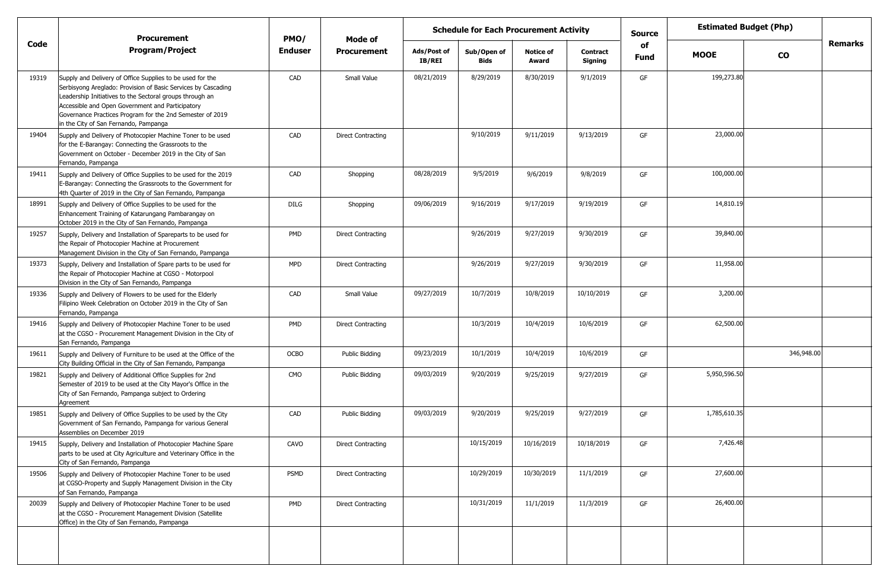| Code | Procurement Program/Project | PMO/ Enduser | Mode of Procurement | Schedule for Each Procurement Activity | | | | Source of Fund | Estimated Budget (Php) | | Remarks |
|---|---|---|---|---|---|---|---|---|---|---|---|
| | | | | Ads/Post of IB/REI | Sub/Open of Bids | Notice of Award | Contract Signing | | MOOE | CO | |
| 19319 | Supply and Delivery of Office Supplies to be used for the Serbisyong Areglado: Provision of Basic Services by Cascading Leadership Initiatives to the Sectoral groups through an Accessible and Open Government and Participatory Governance Practices Program for the 2nd Semester of 2019 in the City of San Fernando, Pampanga | CAD | Small Value | 08/21/2019 | 8/29/2019 | 8/30/2019 | 9/1/2019 | GF | 199,273.80 | | |
| 19404 | Supply and Delivery of Photocopier Machine Toner to be used for the E-Barangay: Connecting the Grassroots to the Government on October - December 2019 in the City of San Fernando, Pampanga | CAD | Direct Contracting | | 9/10/2019 | 9/11/2019 | 9/13/2019 | GF | 23,000.00 | | |
| 19411 | Supply and Delivery of Office Supplies to be used for the 2019 E-Barangay: Connecting the Grassroots to the Government for 4th Quarter of 2019 in the City of San Fernando, Pampanga | CAD | Shopping | 08/28/2019 | 9/5/2019 | 9/6/2019 | 9/8/2019 | GF | 100,000.00 | | |
| 18991 | Supply and Delivery of Office Supplies to be used for the Enhancement Training of Katarungang Pambarangay on October 2019 in the City of San Fernando, Pampanga | DILG | Shopping | 09/06/2019 | 9/16/2019 | 9/17/2019 | 9/19/2019 | GF | 14,810.19 | | |
| 19257 | Supply, Delivery and Installation of Spareparts to be used for the Repair of Photocopier Machine at Procurement Management Division in the City of San Fernando, Pampanga | PMD | Direct Contracting | | 9/26/2019 | 9/27/2019 | 9/30/2019 | GF | 39,840.00 | | |
| 19373 | Supply, Delivery and Installation of Spare parts to be used for the Repair of Photocopier Machine at CGSO - Motorpool Division in the City of San Fernando, Pampanga | MPD | Direct Contracting | | 9/26/2019 | 9/27/2019 | 9/30/2019 | GF | 11,958.00 | | |
| 19336 | Supply and Delivery of Flowers to be used for the Elderly Filipino Week Celebration on October 2019 in the City of San Fernando, Pampanga | CAD | Small Value | 09/27/2019 | 10/7/2019 | 10/8/2019 | 10/10/2019 | GF | 3,200.00 | | |
| 19416 | Supply and Delivery of Photocopier Machine Toner to be used at the CGSO - Procurement Management Division in the City of San Fernando, Pampanga | PMD | Direct Contracting | | 10/3/2019 | 10/4/2019 | 10/6/2019 | GF | 62,500.00 | | |
| 19611 | Supply and Delivery of Furniture to be used at the Office of the City Building Official in the City of San Fernando, Pampanga | OCBO | Public Bidding | 09/23/2019 | 10/1/2019 | 10/4/2019 | 10/6/2019 | GF | | 346,948.00 | |
| 19821 | Supply and Delivery of Additional Office Supplies for 2nd Semester of 2019 to be used at the City Mayor's Office in the City of San Fernando, Pampanga subject to Ordering Agreement | CMO | Public Bidding | 09/03/2019 | 9/20/2019 | 9/25/2019 | 9/27/2019 | GF | 5,950,596.50 | | |
| 19851 | Supply and Delivery of Office Supplies to be used by the City Government of San Fernando, Pampanga for various General Assemblies on December 2019 | CAD | Public Bidding | 09/03/2019 | 9/20/2019 | 9/25/2019 | 9/27/2019 | GF | 1,785,610.35 | | |
| 19415 | Supply, Delivery and Installation of Photocopier Machine Spare parts to be used at City Agriculture and Veterinary Office in the City of San Fernando, Pampanga | CAVO | Direct Contracting | | 10/15/2019 | 10/16/2019 | 10/18/2019 | GF | 7,426.48 | | |
| 19506 | Supply and Delivery of Photocopier Machine Toner to be used at CGSO-Property and Supply Management Division in the City of San Fernando, Pampanga | PSMD | Direct Contracting | | 10/29/2019 | 10/30/2019 | 11/1/2019 | GF | 27,600.00 | | |
| 20039 | Supply and Delivery of Photocopier Machine Toner to be used at the CGSO - Procurement Management Division (Satellite Office) in the City of San Fernando, Pampanga | PMD | Direct Contracting | | 10/31/2019 | 11/1/2019 | 11/3/2019 | GF | 26,400.00 | | |
| | | | | | | | | | | | |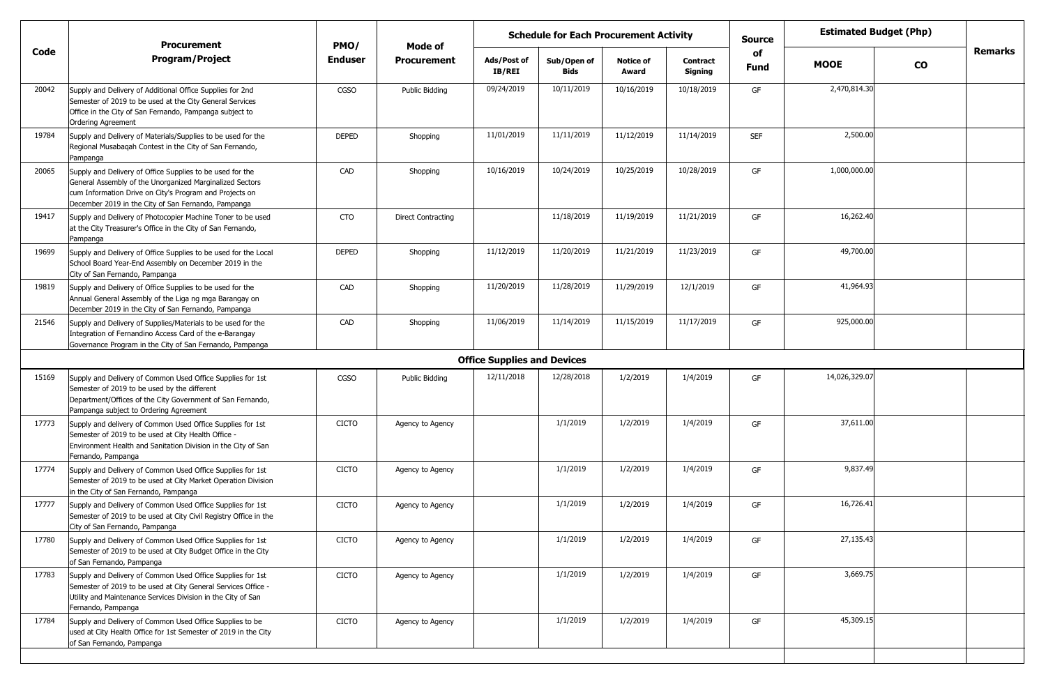| Code | Procurement Program/Project | PMO/ Enduser | Mode of Procurement | Schedule for Each Procurement Activity | | | | Source of Fund | Estimated Budget (Php) | | Remarks |
|---|---|---|---|---|---|---|---|---|---|---|---|
| | | | | Ads/Post of IB/REI | Sub/Open of Bids | Notice of Award | Contract Signing | | MOOE | CO | |
| 20042 | Supply and Delivery of Additional Office Supplies for 2nd Semester of 2019 to be used at the City General Services Office in the City of San Fernando, Pampanga subject to Ordering Agreement | CGSO | Public Bidding | 09/24/2019 | 10/11/2019 | 10/16/2019 | 10/18/2019 | GF | 2,470,814.30 | | |
| 19784 | Supply and Delivery of Materials/Supplies to be used for the Regional Musabaqah Contest in the City of San Fernando, Pampanga | DEPED | Shopping | 11/01/2019 | 11/11/2019 | 11/12/2019 | 11/14/2019 | SEF | 2,500.00 | | |
| 20065 | Supply and Delivery of Office Supplies to be used for the General Assembly of the Unorganized Marginalized Sectors cum Information Drive on City's Program and Projects on December 2019 in the City of San Fernando, Pampanga | CAD | Shopping | 10/16/2019 | 10/24/2019 | 10/25/2019 | 10/28/2019 | GF | 1,000,000.00 | | |
| 19417 | Supply and Delivery of Photocopier Machine Toner to be used at the City Treasurer's Office in the City of San Fernando, Pampanga | CTO | Direct Contracting | | 11/18/2019 | 11/19/2019 | 11/21/2019 | GF | 16,262.40 | | |
| 19699 | Supply and Delivery of Office Supplies to be used for the Local School Board Year-End Assembly on December 2019 in the City of San Fernando, Pampanga | DEPED | Shopping | 11/12/2019 | 11/20/2019 | 11/21/2019 | 11/23/2019 | GF | 49,700.00 | | |
| 19819 | Supply and Delivery of Office Supplies to be used for the Annual General Assembly of the Liga ng mga Barangay on December 2019 in the City of San Fernando, Pampanga | CAD | Shopping | 11/20/2019 | 11/28/2019 | 11/29/2019 | 12/1/2019 | GF | 41,964.93 | | |
| 21546 | Supply and Delivery of Supplies/Materials to be used for the Integration of Fernandino Access Card of the e-Barangay Governance Program in the City of San Fernando, Pampanga | CAD | Shopping | 11/06/2019 | 11/14/2019 | 11/15/2019 | 11/17/2019 | GF | 925,000.00 | | |
| | **Office Supplies and Devices** | | | | | | | | | | |
| 15169 | Supply and Delivery of Common Used Office Supplies for 1st Semester of 2019 to be used by the different Department/Offices of the City Government of San Fernando, Pampanga subject to Ordering Agreement | CGSO | Public Bidding | 12/11/2018 | 12/28/2018 | 1/2/2019 | 1/4/2019 | GF | 14,026,329.07 | | |
| 17773 | Supply and delivery of Common Used Office Supplies for 1st Semester of 2019 to be used at City Health Office - Environment Health and Sanitation Division in the City of San Fernando, Pampanga | CICTO | Agency to Agency | | 1/1/2019 | 1/2/2019 | 1/4/2019 | GF | 37,611.00 | | |
| 17774 | Supply and Delivery of Common Used Office Supplies for 1st Semester of 2019 to be used at City Market Operation Division in the City of San Fernando, Pampanga | CICTO | Agency to Agency | | 1/1/2019 | 1/2/2019 | 1/4/2019 | GF | 9,837.49 | | |
| 17777 | Supply and Delivery of Common Used Office Supplies for 1st Semester of 2019 to be used at City Civil Registry Office in the City of San Fernando, Pampanga | CICTO | Agency to Agency | | 1/1/2019 | 1/2/2019 | 1/4/2019 | GF | 16,726.41 | | |
| 17780 | Supply and Delivery of Common Used Office Supplies for 1st Semester of 2019 to be used at City Budget Office in the City of San Fernando, Pampanga | CICTO | Agency to Agency | | 1/1/2019 | 1/2/2019 | 1/4/2019 | GF | 27,135.43 | | |
| 17783 | Supply and Delivery of Common Used Office Supplies for 1st Semester of 2019 to be used at City General Services Office - Utility and Maintenance Services Division in the City of San Fernando, Pampanga | CICTO | Agency to Agency | | 1/1/2019 | 1/2/2019 | 1/4/2019 | GF | 3,669.75 | | |
| 17784 | Supply and Delivery of Common Used Office Supplies to be used at City Health Office for 1st Semester of 2019 in the City of San Fernando, Pampanga | CICTO | Agency to Agency | | 1/1/2019 | 1/2/2019 | 1/4/2019 | GF | 45,309.15 | | |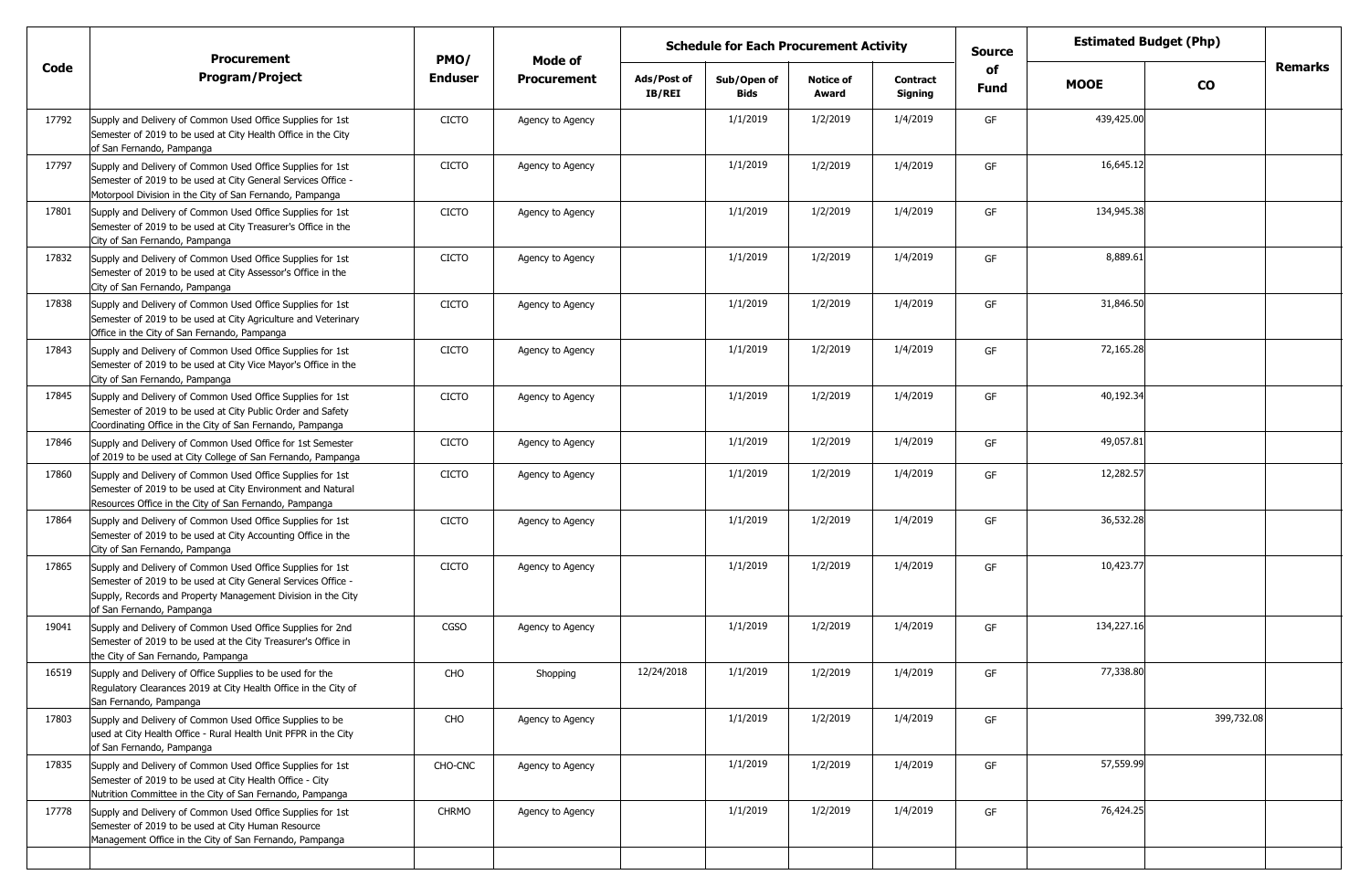| Code | Procurement Program/Project | PMO/ Enduser | Mode of Procurement | Schedule for Each Procurement Activity | | | | Source of Fund | Estimated Budget (Php) | | Remarks |
|---|---|---|---|---|---|---|---|---|---|---|---|
| | | | | Ads/Post of IB/REI | Sub/Open of Bids | Notice of Award | Contract Signing | | MOOE | CO | |
| 17792 | Supply and Delivery of Common Used Office Supplies for 1st Semester of 2019 to be used at City Health Office in the City of San Fernando, Pampanga | CICTO | Agency to Agency | | 1/1/2019 | 1/2/2019 | 1/4/2019 | GF | 439,425.00 | | |
| 17797 | Supply and Delivery of Common Used Office Supplies for 1st Semester of 2019 to be used at City General Services Office - Motorpool Division in the City of San Fernando, Pampanga | CICTO | Agency to Agency | | 1/1/2019 | 1/2/2019 | 1/4/2019 | GF | 16,645.12 | | |
| 17801 | Supply and Delivery of Common Used Office Supplies for 1st Semester of 2019 to be used at City Treasurer's Office in the City of San Fernando, Pampanga | CICTO | Agency to Agency | | 1/1/2019 | 1/2/2019 | 1/4/2019 | GF | 134,945.38 | | |
| 17832 | Supply and Delivery of Common Used Office Supplies for 1st Semester of 2019 to be used at City Assessor's Office in the City of San Fernando, Pampanga | CICTO | Agency to Agency | | 1/1/2019 | 1/2/2019 | 1/4/2019 | GF | 8,889.61 | | |
| 17838 | Supply and Delivery of Common Used Office Supplies for 1st Semester of 2019 to be used at City Agriculture and Veterinary Office in the City of San Fernando, Pampanga | CICTO | Agency to Agency | | 1/1/2019 | 1/2/2019 | 1/4/2019 | GF | 31,846.50 | | |
| 17843 | Supply and Delivery of Common Used Office Supplies for 1st Semester of 2019 to be used at City Vice Mayor's Office in the City of San Fernando, Pampanga | CICTO | Agency to Agency | | 1/1/2019 | 1/2/2019 | 1/4/2019 | GF | 72,165.28 | | |
| 17845 | Supply and Delivery of Common Used Office Supplies for 1st Semester of 2019 to be used at City Public Order and Safety Coordinating Office in the City of San Fernando, Pampanga | CICTO | Agency to Agency | | 1/1/2019 | 1/2/2019 | 1/4/2019 | GF | 40,192.34 | | |
| 17846 | Supply and Delivery of Common Used Office for 1st Semester of 2019 to be used at City College of San Fernando, Pampanga | CICTO | Agency to Agency | | 1/1/2019 | 1/2/2019 | 1/4/2019 | GF | 49,057.81 | | |
| 17860 | Supply and Delivery of Common Used Office Supplies for 1st Semester of 2019 to be used at City Environment and Natural Resources Office in the City of San Fernando, Pampanga | CICTO | Agency to Agency | | 1/1/2019 | 1/2/2019 | 1/4/2019 | GF | 12,282.57 | | |
| 17864 | Supply and Delivery of Common Used Office Supplies for 1st Semester of 2019 to be used at City Accounting Office in the City of San Fernando, Pampanga | CICTO | Agency to Agency | | 1/1/2019 | 1/2/2019 | 1/4/2019 | GF | 36,532.28 | | |
| 17865 | Supply and Delivery of Common Used Office Supplies for 1st Semester of 2019 to be used at City General Services Office - Supply, Records and Property Management Division in the City of San Fernando, Pampanga | CICTO | Agency to Agency | | 1/1/2019 | 1/2/2019 | 1/4/2019 | GF | 10,423.77 | | |
| 19041 | Supply and Delivery of Common Used Office Supplies for 2nd Semester of 2019 to be used at the City Treasurer's Office in the City of San Fernando, Pampanga | CGSO | Agency to Agency | | 1/1/2019 | 1/2/2019 | 1/4/2019 | GF | 134,227.16 | | |
| 16519 | Supply and Delivery of Office Supplies to be used for the Regulatory Clearances 2019 at City Health Office in the City of San Fernando, Pampanga | CHO | Shopping | 12/24/2018 | 1/1/2019 | 1/2/2019 | 1/4/2019 | GF | 77,338.80 | | |
| 17803 | Supply and Delivery of Common Used Office Supplies to be used at City Health Office - Rural Health Unit PFPR in the City of San Fernando, Pampanga | CHO | Agency to Agency | | 1/1/2019 | 1/2/2019 | 1/4/2019 | GF | | 399,732.08 | |
| 17835 | Supply and Delivery of Common Used Office Supplies for 1st Semester of 2019 to be used at City Health Office - City Nutrition Committee in the City of San Fernando, Pampanga | CHO-CNC | Agency to Agency | | 1/1/2019 | 1/2/2019 | 1/4/2019 | GF | 57,559.99 | | |
| 17778 | Supply and Delivery of Common Used Office Supplies for 1st Semester of 2019 to be used at City Human Resource Management Office in the City of San Fernando, Pampanga | CHRMO | Agency to Agency | | 1/1/2019 | 1/2/2019 | 1/4/2019 | GF | 76,424.25 | | |
| | | | | | | | | | | | |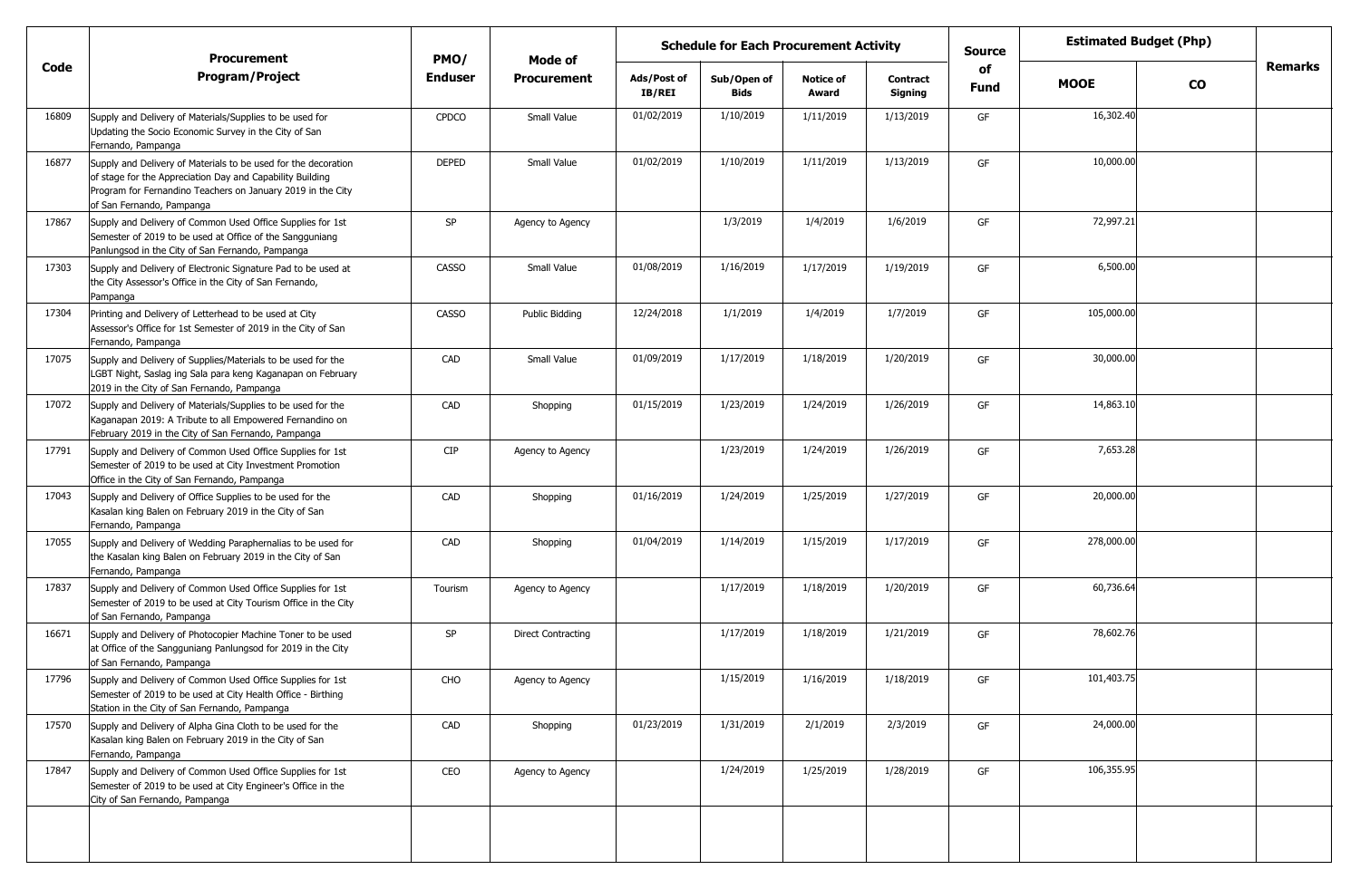| Code | Procurement Program/Project | PMO/ Enduser | Mode of Procurement | Schedule for Each Procurement Activity | | | | Source of Fund | Estimated Budget (Php) | | Remarks |
|---|---|---|---|---|---|---|---|---|---|---|---|
| | | | | Ads/Post of IB/REI | Sub/Open of Bids | Notice of Award | Contract Signing | | MOOE | CO | |
| 16809 | Supply and Delivery of Materials/Supplies to be used for Updating the Socio Economic Survey in the City of San Fernando, Pampanga | CPDCO | Small Value | 01/02/2019 | 1/10/2019 | 1/11/2019 | 1/13/2019 | GF | 16,302.40 | | |
| 16877 | Supply and Delivery of Materials to be used for the decoration of stage for the Appreciation Day and Capability Building Program for Fernandino Teachers on January 2019 in the City of San Fernando, Pampanga | DEPED | Small Value | 01/02/2019 | 1/10/2019 | 1/11/2019 | 1/13/2019 | GF | 10,000.00 | | |
| 17867 | Supply and Delivery of Common Used Office Supplies for 1st Semester of 2019 to be used at Office of the Sangguniang Panlungsod in the City of San Fernando, Pampanga | SP | Agency to Agency | | 1/3/2019 | 1/4/2019 | 1/6/2019 | GF | 72,997.21 | | |
| 17303 | Supply and Delivery of Electronic Signature Pad to be used at the City Assessor's Office in the City of San Fernando, Pampanga | CASSO | Small Value | 01/08/2019 | 1/16/2019 | 1/17/2019 | 1/19/2019 | GF | 6,500.00 | | |
| 17304 | Printing and Delivery of Letterhead to be used at City Assessor's Office for 1st Semester of 2019 in the City of San Fernando, Pampanga | CASSO | Public Bidding | 12/24/2018 | 1/1/2019 | 1/4/2019 | 1/7/2019 | GF | 105,000.00 | | |
| 17075 | Supply and Delivery of Supplies/Materials to be used for the LGBT Night, Saslag ing Sala para keng Kaganapan on February 2019 in the City of San Fernando, Pampanga | CAD | Small Value | 01/09/2019 | 1/17/2019 | 1/18/2019 | 1/20/2019 | GF | 30,000.00 | | |
| 17072 | Supply and Delivery of Materials/Supplies to be used for the Kaganapan 2019: A Tribute to all Empowered Fernandino on February 2019 in the City of San Fernando, Pampanga | CAD | Shopping | 01/15/2019 | 1/23/2019 | 1/24/2019 | 1/26/2019 | GF | 14,863.10 | | |
| 17791 | Supply and Delivery of Common Used Office Supplies for 1st Semester of 2019 to be used at City Investment Promotion Office in the City of San Fernando, Pampanga | CIP | Agency to Agency | | 1/23/2019 | 1/24/2019 | 1/26/2019 | GF | 7,653.28 | | |
| 17043 | Supply and Delivery of Office Supplies to be used for the Kasalan king Balen on February 2019 in the City of San Fernando, Pampanga | CAD | Shopping | 01/16/2019 | 1/24/2019 | 1/25/2019 | 1/27/2019 | GF | 20,000.00 | | |
| 17055 | Supply and Delivery of Wedding Paraphernalias to be used for the Kasalan king Balen on February 2019 in the City of San Fernando, Pampanga | CAD | Shopping | 01/04/2019 | 1/14/2019 | 1/15/2019 | 1/17/2019 | GF | 278,000.00 | | |
| 17837 | Supply and Delivery of Common Used Office Supplies for 1st Semester of 2019 to be used at City Tourism Office in the City of San Fernando, Pampanga | Tourism | Agency to Agency | | 1/17/2019 | 1/18/2019 | 1/20/2019 | GF | 60,736.64 | | |
| 16671 | Supply and Delivery of Photocopier Machine Toner to be used at Office of the Sangguniang Panlungsod for 2019 in the City of San Fernando, Pampanga | SP | Direct Contracting | | 1/17/2019 | 1/18/2019 | 1/21/2019 | GF | 78,602.76 | | |
| 17796 | Supply and Delivery of Common Used Office Supplies for 1st Semester of 2019 to be used at City Health Office - Birthing Station in the City of San Fernando, Pampanga | CHO | Agency to Agency | | 1/15/2019 | 1/16/2019 | 1/18/2019 | GF | 101,403.75 | | |
| 17570 | Supply and Delivery of Alpha Gina Cloth to be used for the Kasalan king Balen on February 2019 in the City of San Fernando, Pampanga | CAD | Shopping | 01/23/2019 | 1/31/2019 | 2/1/2019 | 2/3/2019 | GF | 24,000.00 | | |
| 17847 | Supply and Delivery of Common Used Office Supplies for 1st Semester of 2019 to be used at City Engineer's Office in the City of San Fernando, Pampanga | CEO | Agency to Agency | | 1/24/2019 | 1/25/2019 | 1/28/2019 | GF | 106,355.95 | | |
| | | | | | | | | | | | |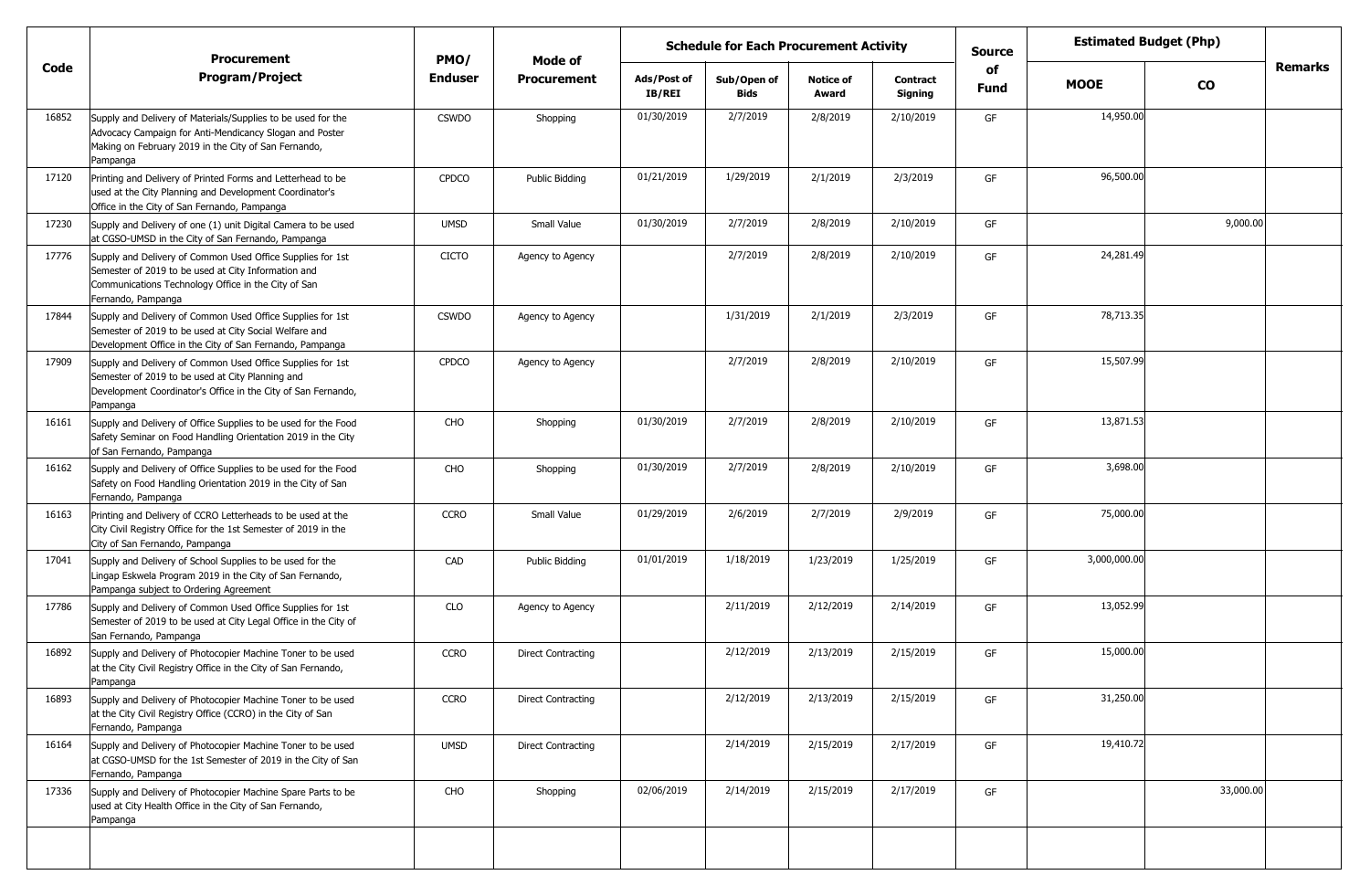| Code | Procurement Program/Project | PMO/ Enduser | Mode of Procurement | Schedule for Each Procurement Activity | | | | Source of Fund | Estimated Budget (Php) | | Remarks |
|---|---|---|---|---|---|---|---|---|---|---|---|
| | | | | Ads/Post of IB/REI | Sub/Open of Bids | Notice of Award | Contract Signing | | MOOE | CO | |
| 16852 | Supply and Delivery of Materials/Supplies to be used for the Advocacy Campaign for Anti-Mendicancy Slogan and Poster Making on February 2019 in the City of San Fernando, Pampanga | CSWDO | Shopping | 01/30/2019 | 2/7/2019 | 2/8/2019 | 2/10/2019 | GF | 14,950.00 | | |
| 17120 | Printing and Delivery of Printed Forms and Letterhead to be used at the City Planning and Development Coordinator's Office in the City of San Fernando, Pampanga | CPDCO | Public Bidding | 01/21/2019 | 1/29/2019 | 2/1/2019 | 2/3/2019 | GF | 96,500.00 | | |
| 17230 | Supply and Delivery of one (1) unit Digital Camera to be used at CGSO-UMSD in the City of San Fernando, Pampanga | UMSD | Small Value | 01/30/2019 | 2/7/2019 | 2/8/2019 | 2/10/2019 | GF | | 9,000.00 | |
| 17776 | Supply and Delivery of Common Used Office Supplies for 1st Semester of 2019 to be used at City Information and Communications Technology Office in the City of San Fernando, Pampanga | CICTO | Agency to Agency | | 2/7/2019 | 2/8/2019 | 2/10/2019 | GF | 24,281.49 | | |
| 17844 | Supply and Delivery of Common Used Office Supplies for 1st Semester of 2019 to be used at City Social Welfare and Development Office in the City of San Fernando, Pampanga | CSWDO | Agency to Agency | | 1/31/2019 | 2/1/2019 | 2/3/2019 | GF | 78,713.35 | | |
| 17909 | Supply and Delivery of Common Used Office Supplies for 1st Semester of 2019 to be used at City Planning and Development Coordinator's Office in the City of San Fernando, Pampanga | CPDCO | Agency to Agency | | 2/7/2019 | 2/8/2019 | 2/10/2019 | GF | 15,507.99 | | |
| 16161 | Supply and Delivery of Office Supplies to be used for the Food Safety Seminar on Food Handling Orientation 2019 in the City of San Fernando, Pampanga | CHO | Shopping | 01/30/2019 | 2/7/2019 | 2/8/2019 | 2/10/2019 | GF | 13,871.53 | | |
| 16162 | Supply and Delivery of Office Supplies to be used for the Food Safety on Food Handling Orientation 2019 in the City of San Fernando, Pampanga | CHO | Shopping | 01/30/2019 | 2/7/2019 | 2/8/2019 | 2/10/2019 | GF | 3,698.00 | | |
| 16163 | Printing and Delivery of CCRO Letterheads to be used at the City Civil Registry Office for the 1st Semester of 2019 in the City of San Fernando, Pampanga | CCRO | Small Value | 01/29/2019 | 2/6/2019 | 2/7/2019 | 2/9/2019 | GF | 75,000.00 | | |
| 17041 | Supply and Delivery of School Supplies to be used for the Lingap Eskwela Program 2019 in the City of San Fernando, Pampanga subject to Ordering Agreement | CAD | Public Bidding | 01/01/2019 | 1/18/2019 | 1/23/2019 | 1/25/2019 | GF | 3,000,000.00 | | |
| 17786 | Supply and Delivery of Common Used Office Supplies for 1st Semester of 2019 to be used at City Legal Office in the City of San Fernando, Pampanga | CLO | Agency to Agency | | 2/11/2019 | 2/12/2019 | 2/14/2019 | GF | 13,052.99 | | |
| 16892 | Supply and Delivery of Photocopier Machine Toner to be used at the City Civil Registry Office in the City of San Fernando, Pampanga | CCRO | Direct Contracting | | 2/12/2019 | 2/13/2019 | 2/15/2019 | GF | 15,000.00 | | |
| 16893 | Supply and Delivery of Photocopier Machine Toner to be used at the City Civil Registry Office (CCRO) in the City of San Fernando, Pampanga | CCRO | Direct Contracting | | 2/12/2019 | 2/13/2019 | 2/15/2019 | GF | 31,250.00 | | |
| 16164 | Supply and Delivery of Photocopier Machine Toner to be used at CGSO-UMSD for the 1st Semester of 2019 in the City of San Fernando, Pampanga | UMSD | Direct Contracting | | 2/14/2019 | 2/15/2019 | 2/17/2019 | GF | 19,410.72 | | |
| 17336 | Supply and Delivery of Photocopier Machine Spare Parts to be used at City Health Office in the City of San Fernando, Pampanga | CHO | Shopping | 02/06/2019 | 2/14/2019 | 2/15/2019 | 2/17/2019 | GF | | 33,000.00 | |
| | | | | | | | | | | | |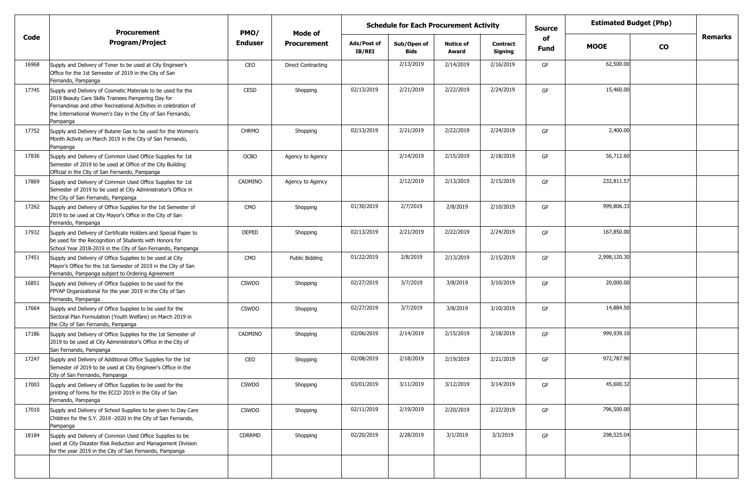| Code | Procurement Program/Project | PMO/ Enduser | Mode of Procurement | Schedule for Each Procurement Activity | | | | Source of Fund | Estimated Budget (Php) | | Remarks |
|---|---|---|---|---|---|---|---|---|---|---|---|
| | | | | Ads/Post of IB/REI | Sub/Open of Bids | Notice of Award | Contract Signing | | MOOE | CO | |
| 16968 | Supply and Delivery of Toner to be used at City Engineer's Office for the 1st Semester of 2019 in the City of San Fernando, Pampanga | CEO | Direct Contracting | | 2/13/2019 | 2/14/2019 | 2/16/2019 | GF | 62,500.00 | | |
| 17745 | Supply and Delivery of Cosmetic Materials to be used for the 2019 Beauty Care Skills Trainees Pampering Day for Fernandinas and other Recreational Activities in celebration of the International Women's Day in the City of San Fernando, Pampanga | CESD | Shopping | 02/13/2019 | 2/21/2019 | 2/22/2019 | 2/24/2019 | GF | 15,460.00 | | |
| 17752 | Supply and Delivery of Butane Gas to be used for the Women's Month Activity on March 2019 in the City of San Fernando, Pampanga | CHRMO | Shopping | 02/13/2019 | 2/21/2019 | 2/22/2019 | 2/24/2019 | GF | 2,400.00 | | |
| 17836 | Supply and Delivery of Common Used Office Supplies for 1st Semester of 2019 to be used at Office of the City Building Official in the City of San Fernando, Pampanga | OCBO | Agency to Agency | | 2/14/2019 | 2/15/2019 | 2/18/2019 | GF | 56,712.60 | | |
| 17869 | Supply and Delivery of Common Used Office Supplies for 1st Semester of 2019 to be used at City Administrator's Office in the City of San Fernando, Pampanga | CADMINO | Agency to Agency | | 2/12/2019 | 2/13/2019 | 2/15/2019 | GF | 232,811.57 | | |
| 17262 | Supply and Delivery of Office Supplies for the 1st Semester of 2019 to be used at City Mayor's Office in the City of San Fernando, Pampanga | CMO | Shopping | 01/30/2019 | 2/7/2019 | 2/8/2019 | 2/10/2019 | GF | 999,806.33 | | |
| 17932 | Supply and Delivery of Certificate Holders and Special Paper to be used for the Recognition of Students with Honors for School Year 2018-2019 in the City of San Fernando, Pampanga | DEPED | Shopping | 02/13/2019 | 2/21/2019 | 2/22/2019 | 2/24/2019 | GF | 167,850.00 | | |
| 17451 | Supply and Delivery of Office Supplies to be used at City Mayor's Office for the 1st Semester of 2019 in the City of San Fernando, Pampanga subject to Ordering Agreement | CMO | Public Bidding | 01/22/2019 | 2/8/2019 | 2/13/2019 | 2/15/2019 | GF | 2,998,120.30 | | |
| 16851 | Supply and Delivery of Office Supplies to be used for the FPYAP Organizational for the year 2019 in the City of San Fernando, Pampanga | CSWDO | Shopping | 02/27/2019 | 3/7/2019 | 3/8/2019 | 3/10/2019 | GF | 20,000.00 | | |
| 17664 | Supply and Delivery of Office Supplies to be used for the Sectoral Plan Formulation (Youth Welfare) on March 2019 in the City of San Fernando, Pampanga | CSWDO | Shopping | 02/27/2019 | 3/7/2019 | 3/8/2019 | 3/10/2019 | GF | 14,884.50 | | |
| 17186 | Supply and Delivery of Office Supplies for the 1st Semester of 2019 to be used at City Administrator's Office in the City of San Fernando, Pampanga | CADMINO | Shopping | 02/06/2019 | 2/14/2019 | 2/15/2019 | 2/18/2019 | GF | 999,939.10 | | |
| 17247 | Supply and Delivery of Additional Office Supplies for the 1st Semester of 2019 to be used at City Engineer's Office in the City of San Fernando, Pampanga | CEO | Shopping | 02/08/2019 | 2/18/2019 | 2/19/2019 | 2/21/2019 | GF | 972,787.90 | | |
| 17003 | Supply and Delivery of Office Supplies to be used for the printing of forms for the ECCD 2019 in the City of San Fernando, Pampanga | CSWDO | Shopping | 03/01/2019 | 3/11/2019 | 3/12/2019 | 3/14/2019 | GF | 45,600.32 | | |
| 17010 | Supply and Delivery of School Supplies to be given to Day Care Children for the S.Y. 2019 -2020 in the City of San Fernando, Pampanga | CSWDO | Shopping | 02/11/2019 | 2/19/2019 | 2/20/2019 | 2/22/2019 | GF | 796,500.00 | | |
| 18184 | Supply and Delivery of Common Used Office Supplies to be used at City Disaster Risk Reduction and Management Division for the year 2019 in the City of San Fernando, Pampanga | CDRRMD | Shopping | 02/20/2019 | 2/28/2019 | 3/1/2019 | 3/3/2019 | GF | 298,525.04 | | |
| | | | | | | | | | | | |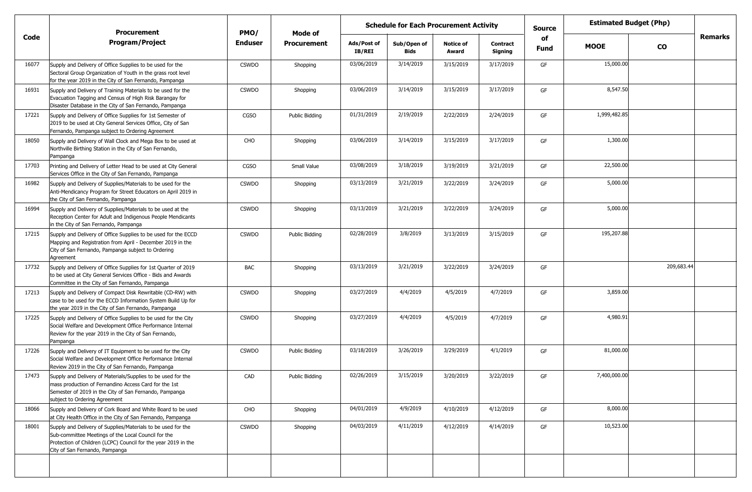| Code | Procurement Program/Project | PMO/ Enduser | Mode of Procurement | Schedule for Each Procurement Activity | | | | Source of Fund | Estimated Budget (Php) | | Remarks |
|---|---|---|---|---|---|---|---|---|---|---|---|
| | | | | Ads/Post of IB/REI | Sub/Open of Bids | Notice of Award | Contract Signing | | MOOE | CO | |
| 16077 | Supply and Delivery of Office Supplies to be used for the Sectoral Group Organization of Youth in the grass root level for the year 2019 in the City of San Fernando, Pampanga | CSWDO | Shopping | 03/06/2019 | 3/14/2019 | 3/15/2019 | 3/17/2019 | GF | 15,000.00 | | |
| 16931 | Supply and Delivery of Training Materials to be used for the Evacuation Tagging and Census of High Risk Barangay for Disaster Database in the City of San Fernando, Pampanga | CSWDO | Shopping | 03/06/2019 | 3/14/2019 | 3/15/2019 | 3/17/2019 | GF | 8,547.50 | | |
| 17221 | Supply and Delivery of Office Supplies for 1st Semester of 2019 to be used at City General Services Office, City of San Fernando, Pampanga subject to Ordering Agreement | CGSO | Public Bidding | 01/31/2019 | 2/19/2019 | 2/22/2019 | 2/24/2019 | GF | 1,999,482.85 | | |
| 18050 | Supply and Delivery of Wall Clock and Mega Box to be used at Northville Birthing Station in the City of San Fernando, Pampanga | CHO | Shopping | 03/06/2019 | 3/14/2019 | 3/15/2019 | 3/17/2019 | GF | 1,300.00 | | |
| 17703 | Printing and Delivery of Letter Head to be used at City General Services Office in the City of San Fernando, Pampanga | CGSO | Small Value | 03/08/2019 | 3/18/2019 | 3/19/2019 | 3/21/2019 | GF | 22,500.00 | | |
| 16982 | Supply and Delivery of Supplies/Materials to be used for the Anti-Mendicancy Program for Street Educators on April 2019 in the City of San Fernando, Pampanga | CSWDO | Shopping | 03/13/2019 | 3/21/2019 | 3/22/2019 | 3/24/2019 | GF | 5,000.00 | | |
| 16994 | Supply and Delivery of Supplies/Materials to be used at the Reception Center for Adult and Indigenous People Mendicants in the City of San Fernando, Pampanga | CSWDO | Shopping | 03/13/2019 | 3/21/2019 | 3/22/2019 | 3/24/2019 | GF | 5,000.00 | | |
| 17215 | Supply and Delivery of Office Supplies to be used for the ECCD Mapping and Registration from April - December 2019 in the City of San Fernando, Pampanga subject to Ordering Agreement | CSWDO | Public Bidding | 02/28/2019 | 3/8/2019 | 3/13/2019 | 3/15/2019 | GF | 195,207.88 | | |
| 17732 | Supply and Delivery of Office Supplies for 1st Quarter of 2019 to be used at City General Services Office - Bids and Awards Committee in the City of San Fernando, Pampanga | BAC | Shopping | 03/13/2019 | 3/21/2019 | 3/22/2019 | 3/24/2019 | GF | | 209,683.44 | |
| 17213 | Supply and Delivery of Compact Disk Rewritable (CD-RW) with case to be used for the ECCD Information System Build Up for the year 2019 in the City of San Fernando, Pampanga | CSWDO | Shopping | 03/27/2019 | 4/4/2019 | 4/5/2019 | 4/7/2019 | GF | 3,859.00 | | |
| 17225 | Supply and Delivery of Office Supplies to be used for the City Social Welfare and Development Office Performance Internal Review for the year 2019 in the City of San Fernando, Pampanga | CSWDO | Shopping | 03/27/2019 | 4/4/2019 | 4/5/2019 | 4/7/2019 | GF | 4,980.91 | | |
| 17226 | Supply and Delivery of IT Equipment to be used for the City Social Welfare and Development Office Performance Internal Review 2019 in the City of San Fernando, Pampanga | CSWDO | Public Bidding | 03/18/2019 | 3/26/2019 | 3/29/2019 | 4/1/2019 | GF | 81,000.00 | | |
| 17473 | Supply and Delivery of Materials/Supplies to be used for the mass production of Fernandino Access Card for the 1st Semester of 2019 in the City of San Fernando, Pampanga subject to Ordering Agreement | CAD | Public Bidding | 02/26/2019 | 3/15/2019 | 3/20/2019 | 3/22/2019 | GF | 7,400,000.00 | | |
| 18066 | Supply and Delivery of Cork Board and White Board to be used at City Health Office in the City of San Fernando, Pampanga | CHO | Shopping | 04/01/2019 | 4/9/2019 | 4/10/2019 | 4/12/2019 | GF | 8,000.00 | | |
| 18001 | Supply and Delivery of Supplies/Materials to be used for the Sub-committee Meetings of the Local Council for the Protection of Children (LCPC) Council for the year 2019 in the City of San Fernando, Pampanga | CSWDO | Shopping | 04/03/2019 | 4/11/2019 | 4/12/2019 | 4/14/2019 | GF | 10,523.00 | | |
| | | | | | | | | | | | |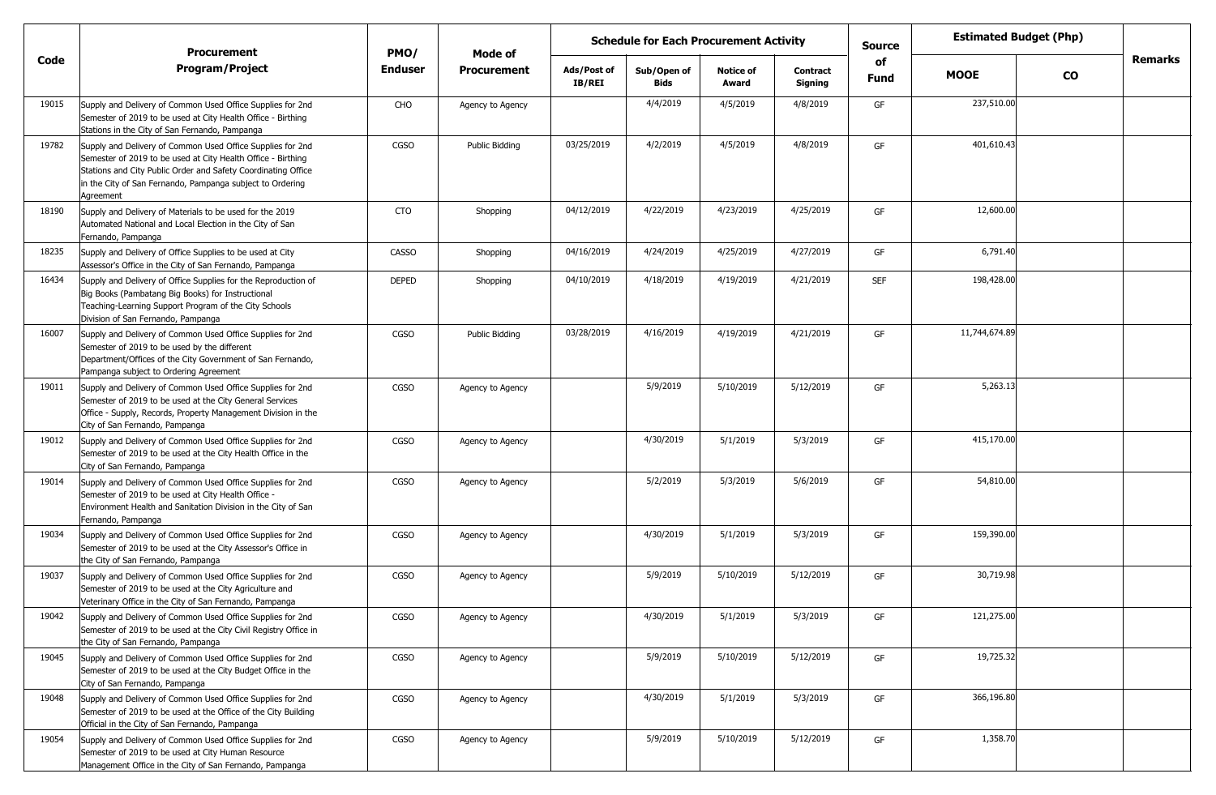| Code | Procurement Program/Project | PMO/ Enduser | Mode of Procurement | Schedule for Each Procurement Activity | | | | Source of Fund | Estimated Budget (Php) | | Remarks |
|---|---|---|---|---|---|---|---|---|---|---|---|
| | | | | Ads/Post of IB/REI | Sub/Open of Bids | Notice of Award | Contract Signing | | MOOE | CO | |
| 19015 | Supply and Delivery of Common Used Office Supplies for 2nd Semester of 2019 to be used at City Health Office - Birthing Stations in the City of San Fernando, Pampanga | CHO | Agency to Agency | | 4/4/2019 | 4/5/2019 | 4/8/2019 | GF | 237,510.00 | | |
| 19782 | Supply and Delivery of Common Used Office Supplies for 2nd Semester of 2019 to be used at City Health Office - Birthing Stations and City Public Order and Safety Coordinating Office in the City of San Fernando, Pampanga subject to Ordering Agreement | CGSO | Public Bidding | 03/25/2019 | 4/2/2019 | 4/5/2019 | 4/8/2019 | GF | 401,610.43 | | |
| 18190 | Supply and Delivery of Materials to be used for the 2019 Automated National and Local Election in the City of San Fernando, Pampanga | CTO | Shopping | 04/12/2019 | 4/22/2019 | 4/23/2019 | 4/25/2019 | GF | 12,600.00 | | |
| 18235 | Supply and Delivery of Office Supplies to be used at City Assessor's Office in the City of San Fernando, Pampanga | CASSO | Shopping | 04/16/2019 | 4/24/2019 | 4/25/2019 | 4/27/2019 | GF | 6,791.40 | | |
| 16434 | Supply and Delivery of Office Supplies for the Reproduction of Big Books (Pambatang Big Books) for Instructional Teaching-Learning Support Program of the City Schools Division of San Fernando, Pampanga | DEPED | Shopping | 04/10/2019 | 4/18/2019 | 4/19/2019 | 4/21/2019 | SEF | 198,428.00 | | |
| 16007 | Supply and Delivery of Common Used Office Supplies for 2nd Semester of 2019 to be used by the different Department/Offices of the City Government of San Fernando, Pampanga subject to Ordering Agreement | CGSO | Public Bidding | 03/28/2019 | 4/16/2019 | 4/19/2019 | 4/21/2019 | GF | 11,744,674.89 | | |
| 19011 | Supply and Delivery of Common Used Office Supplies for 2nd Semester of 2019 to be used at the City General Services Office - Supply, Records, Property Management Division in the City of San Fernando, Pampanga | CGSO | Agency to Agency | | 5/9/2019 | 5/10/2019 | 5/12/2019 | GF | 5,263.13 | | |
| 19012 | Supply and Delivery of Common Used Office Supplies for 2nd Semester of 2019 to be used at the City Health Office in the City of San Fernando, Pampanga | CGSO | Agency to Agency | | 4/30/2019 | 5/1/2019 | 5/3/2019 | GF | 415,170.00 | | |
| 19014 | Supply and Delivery of Common Used Office Supplies for 2nd Semester of 2019 to be used at City Health Office - Environment Health and Sanitation Division in the City of San Fernando, Pampanga | CGSO | Agency to Agency | | 5/2/2019 | 5/3/2019 | 5/6/2019 | GF | 54,810.00 | | |
| 19034 | Supply and Delivery of Common Used Office Supplies for 2nd Semester of 2019 to be used at the City Assessor's Office in the City of San Fernando, Pampanga | CGSO | Agency to Agency | | 4/30/2019 | 5/1/2019 | 5/3/2019 | GF | 159,390.00 | | |
| 19037 | Supply and Delivery of Common Used Office Supplies for 2nd Semester of 2019 to be used at the City Agriculture and Veterinary Office in the City of San Fernando, Pampanga | CGSO | Agency to Agency | | 5/9/2019 | 5/10/2019 | 5/12/2019 | GF | 30,719.98 | | |
| 19042 | Supply and Delivery of Common Used Office Supplies for 2nd Semester of 2019 to be used at the City Civil Registry Office in the City of San Fernando, Pampanga | CGSO | Agency to Agency | | 4/30/2019 | 5/1/2019 | 5/3/2019 | GF | 121,275.00 | | |
| 19045 | Supply and Delivery of Common Used Office Supplies for 2nd Semester of 2019 to be used at the City Budget Office in the City of San Fernando, Pampanga | CGSO | Agency to Agency | | 5/9/2019 | 5/10/2019 | 5/12/2019 | GF | 19,725.32 | | |
| 19048 | Supply and Delivery of Common Used Office Supplies for 2nd Semester of 2019 to be used at the Office of the City Building Official in the City of San Fernando, Pampanga | CGSO | Agency to Agency | | 4/30/2019 | 5/1/2019 | 5/3/2019 | GF | 366,196.80 | | |
| 19054 | Supply and Delivery of Common Used Office Supplies for 2nd Semester of 2019 to be used at City Human Resource Management Office in the City of San Fernando, Pampanga | CGSO | Agency to Agency | | 5/9/2019 | 5/10/2019 | 5/12/2019 | GF | 1,358.70 | | |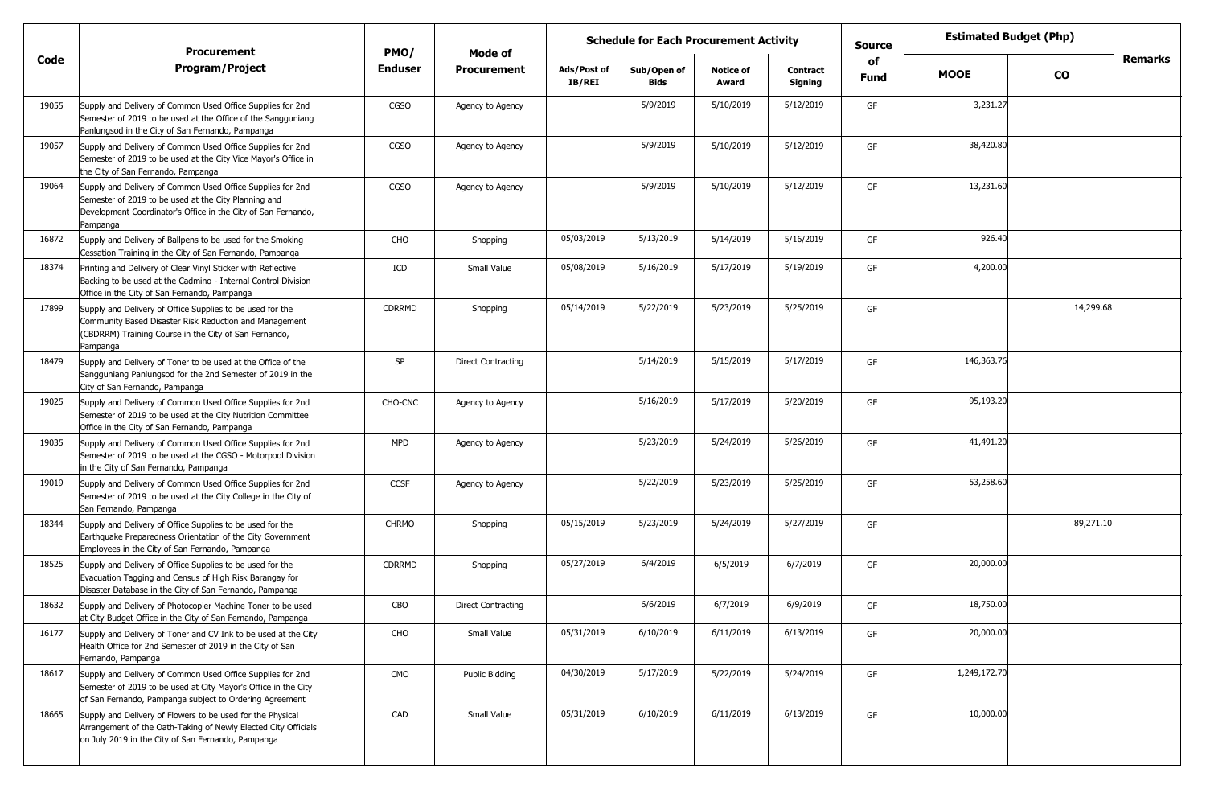| Code | Procurement Program/Project | PMO/ Enduser | Mode of Procurement | Schedule for Each Procurement Activity | | | | Source of Fund | Estimated Budget (Php) | | Remarks |
|---|---|---|---|---|---|---|---|---|---|---|---|
| | | | | Ads/Post of IB/REI | Sub/Open of Bids | Notice of Award | Contract Signing | | MOOE | CO | |
| 19055 | Supply and Delivery of Common Used Office Supplies for 2nd Semester of 2019 to be used at the Office of the Sangguniang Panlungsod in the City of San Fernando, Pampanga | CGSO | Agency to Agency | | 5/9/2019 | 5/10/2019 | 5/12/2019 | GF | 3,231.27 | | |
| 19057 | Supply and Delivery of Common Used Office Supplies for 2nd Semester of 2019 to be used at the City Vice Mayor's Office in the City of San Fernando, Pampanga | CGSO | Agency to Agency | | 5/9/2019 | 5/10/2019 | 5/12/2019 | GF | 38,420.80 | | |
| 19064 | Supply and Delivery of Common Used Office Supplies for 2nd Semester of 2019 to be used at the City Planning and Development Coordinator's Office in the City of San Fernando, Pampanga | CGSO | Agency to Agency | | 5/9/2019 | 5/10/2019 | 5/12/2019 | GF | 13,231.60 | | |
| 16872 | Supply and Delivery of Ballpens to be used for the Smoking Cessation Training in the City of San Fernando, Pampanga | CHO | Shopping | 05/03/2019 | 5/13/2019 | 5/14/2019 | 5/16/2019 | GF | 926.40 | | |
| 18374 | Printing and Delivery of Clear Vinyl Sticker with Reflective Backing to be used at the Cadmino - Internal Control Division Office in the City of San Fernando, Pampanga | ICD | Small Value | 05/08/2019 | 5/16/2019 | 5/17/2019 | 5/19/2019 | GF | 4,200.00 | | |
| 17899 | Supply and Delivery of Office Supplies to be used for the Community Based Disaster Risk Reduction and Management (CBDRRM) Training Course in the City of San Fernando, Pampanga | CDRRMD | Shopping | 05/14/2019 | 5/22/2019 | 5/23/2019 | 5/25/2019 | GF | | 14,299.68 | |
| 18479 | Supply and Delivery of Toner to be used at the Office of the Sangguniang Panlungsod for the 2nd Semester of 2019 in the City of San Fernando, Pampanga | SP | Direct Contracting | | 5/14/2019 | 5/15/2019 | 5/17/2019 | GF | 146,363.76 | | |
| 19025 | Supply and Delivery of Common Used Office Supplies for 2nd Semester of 2019 to be used at the City Nutrition Committee Office in the City of San Fernando, Pampanga | CHO-CNC | Agency to Agency | | 5/16/2019 | 5/17/2019 | 5/20/2019 | GF | 95,193.20 | | |
| 19035 | Supply and Delivery of Common Used Office Supplies for 2nd Semester of 2019 to be used at the CGSO - Motorpool Division in the City of San Fernando, Pampanga | MPD | Agency to Agency | | 5/23/2019 | 5/24/2019 | 5/26/2019 | GF | 41,491.20 | | |
| 19019 | Supply and Delivery of Common Used Office Supplies for 2nd Semester of 2019 to be used at the City College in the City of San Fernando, Pampanga | CCSF | Agency to Agency | | 5/22/2019 | 5/23/2019 | 5/25/2019 | GF | 53,258.60 | | |
| 18344 | Supply and Delivery of Office Supplies to be used for the Earthquake Preparedness Orientation of the City Government Employees in the City of San Fernando, Pampanga | CHRMO | Shopping | 05/15/2019 | 5/23/2019 | 5/24/2019 | 5/27/2019 | GF | | 89,271.10 | |
| 18525 | Supply and Delivery of Office Supplies to be used for the Evacuation Tagging and Census of High Risk Barangay for Disaster Database in the City of San Fernando, Pampanga | CDRRMD | Shopping | 05/27/2019 | 6/4/2019 | 6/5/2019 | 6/7/2019 | GF | 20,000.00 | | |
| 18632 | Supply and Delivery of Photocopier Machine Toner to be used at City Budget Office in the City of San Fernando, Pampanga | CBO | Direct Contracting | | 6/6/2019 | 6/7/2019 | 6/9/2019 | GF | 18,750.00 | | |
| 16177 | Supply and Delivery of Toner and CV Ink to be used at the City Health Office for 2nd Semester of 2019 in the City of San Fernando, Pampanga | CHO | Small Value | 05/31/2019 | 6/10/2019 | 6/11/2019 | 6/13/2019 | GF | 20,000.00 | | |
| 18617 | Supply and Delivery of Common Used Office Supplies for 2nd Semester of 2019 to be used at City Mayor's Office in the City of San Fernando, Pampanga subject to Ordering Agreement | CMO | Public Bidding | 04/30/2019 | 5/17/2019 | 5/22/2019 | 5/24/2019 | GF | 1,249,172.70 | | |
| 18665 | Supply and Delivery of Flowers to be used for the Physical Arrangement of the Oath-Taking of Newly Elected City Officials on July 2019 in the City of San Fernando, Pampanga | CAD | Small Value | 05/31/2019 | 6/10/2019 | 6/11/2019 | 6/13/2019 | GF | 10,000.00 | | |
| | | | | | | | | | | | |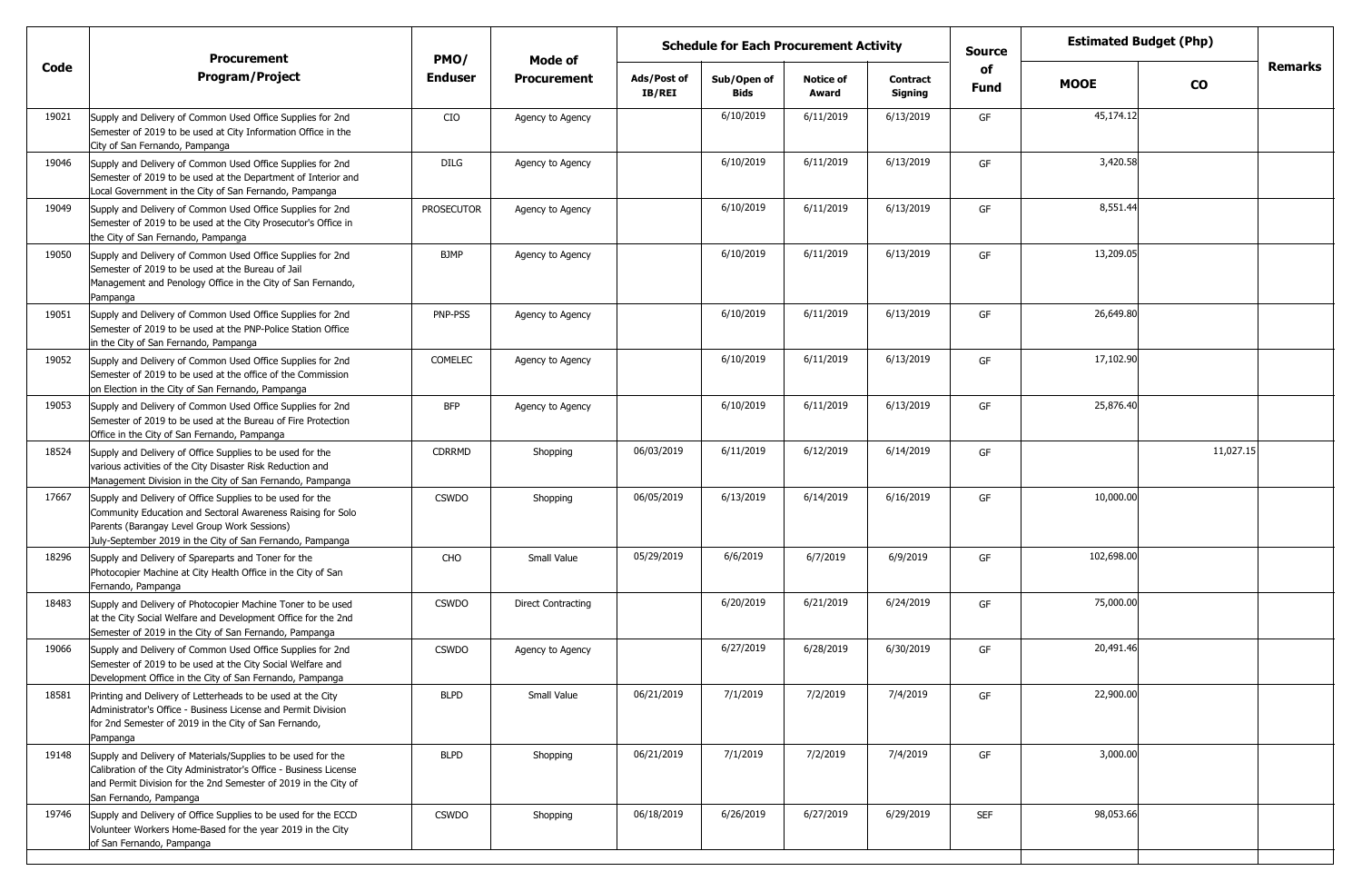| Code | Procurement Program/Project | PMO/ Enduser | Mode of Procurement | Schedule for Each Procurement Activity | | | | Source of Fund | Estimated Budget (Php) | | Remarks |
|---|---|---|---|---|---|---|---|---|---|---|---|
| | | | | Ads/Post of IB/REI | Sub/Open of Bids | Notice of Award | Contract Signing | | MOOE | CO | |
| 19021 | Supply and Delivery of Common Used Office Supplies for 2nd Semester of 2019 to be used at City Information Office in the City of San Fernando, Pampanga | CIO | Agency to Agency | | 6/10/2019 | 6/11/2019 | 6/13/2019 | GF | 45,174.12 | | |
| 19046 | Supply and Delivery of Common Used Office Supplies for 2nd Semester of 2019 to be used at the Department of Interior and Local Government in the City of San Fernando, Pampanga | DILG | Agency to Agency | | 6/10/2019 | 6/11/2019 | 6/13/2019 | GF | 3,420.58 | | |
| 19049 | Supply and Delivery of Common Used Office Supplies for 2nd Semester of 2019 to be used at the City Prosecutor's Office in the City of San Fernando, Pampanga | PROSECUTOR | Agency to Agency | | 6/10/2019 | 6/11/2019 | 6/13/2019 | GF | 8,551.44 | | |
| 19050 | Supply and Delivery of Common Used Office Supplies for 2nd Semester of 2019 to be used at the Bureau of Jail Management and Penology Office in the City of San Fernando, Pampanga | BJMP | Agency to Agency | | 6/10/2019 | 6/11/2019 | 6/13/2019 | GF | 13,209.05 | | |
| 19051 | Supply and Delivery of Common Used Office Supplies for 2nd Semester of 2019 to be used at the PNP-Police Station Office in the City of San Fernando, Pampanga | PNP-PSS | Agency to Agency | | 6/10/2019 | 6/11/2019 | 6/13/2019 | GF | 26,649.80 | | |
| 19052 | Supply and Delivery of Common Used Office Supplies for 2nd Semester of 2019 to be used at the office of the Commission on Election in the City of San Fernando, Pampanga | COMELEC | Agency to Agency | | 6/10/2019 | 6/11/2019 | 6/13/2019 | GF | 17,102.90 | | |
| 19053 | Supply and Delivery of Common Used Office Supplies for 2nd Semester of 2019 to be used at the Bureau of Fire Protection Office in the City of San Fernando, Pampanga | BFP | Agency to Agency | | 6/10/2019 | 6/11/2019 | 6/13/2019 | GF | 25,876.40 | | |
| 18524 | Supply and Delivery of Office Supplies to be used for the various activities of the City Disaster Risk Reduction and Management Division in the City of San Fernando, Pampanga | CDRRMD | Shopping | 06/03/2019 | 6/11/2019 | 6/12/2019 | 6/14/2019 | GF | | 11,027.15 | |
| 17667 | Supply and Delivery of Office Supplies to be used for the Community Education and Sectoral Awareness Raising for Solo Parents (Barangay Level Group Work Sessions) July-September 2019 in the City of San Fernando, Pampanga | CSWDO | Shopping | 06/05/2019 | 6/13/2019 | 6/14/2019 | 6/16/2019 | GF | 10,000.00 | | |
| 18296 | Supply and Delivery of Spareparts and Toner for the Photocopier Machine at City Health Office in the City of San Fernando, Pampanga | CHO | Small Value | 05/29/2019 | 6/6/2019 | 6/7/2019 | 6/9/2019 | GF | 102,698.00 | | |
| 18483 | Supply and Delivery of Photocopier Machine Toner to be used at the City Social Welfare and Development Office for the 2nd Semester of 2019 in the City of San Fernando, Pampanga | CSWDO | Direct Contracting | | 6/20/2019 | 6/21/2019 | 6/24/2019 | GF | 75,000.00 | | |
| 19066 | Supply and Delivery of Common Used Office Supplies for 2nd Semester of 2019 to be used at the City Social Welfare and Development Office in the City of San Fernando, Pampanga | CSWDO | Agency to Agency | | 6/27/2019 | 6/28/2019 | 6/30/2019 | GF | 20,491.46 | | |
| 18581 | Printing and Delivery of Letterheads to be used at the City Administrator's Office - Business License and Permit Division for 2nd Semester of 2019 in the City of San Fernando, Pampanga | BLPD | Small Value | 06/21/2019 | 7/1/2019 | 7/2/2019 | 7/4/2019 | GF | 22,900.00 | | |
| 19148 | Supply and Delivery of Materials/Supplies to be used for the Calibration of the City Administrator's Office - Business License and Permit Division for the 2nd Semester of 2019 in the City of San Fernando, Pampanga | BLPD | Shopping | 06/21/2019 | 7/1/2019 | 7/2/2019 | 7/4/2019 | GF | 3,000.00 | | |
| 19746 | Supply and Delivery of Office Supplies to be used for the ECCD Volunteer Workers Home-Based for the year 2019 in the City of San Fernando, Pampanga | CSWDO | Shopping | 06/18/2019 | 6/26/2019 | 6/27/2019 | 6/29/2019 | SEF | 98,053.66 | | |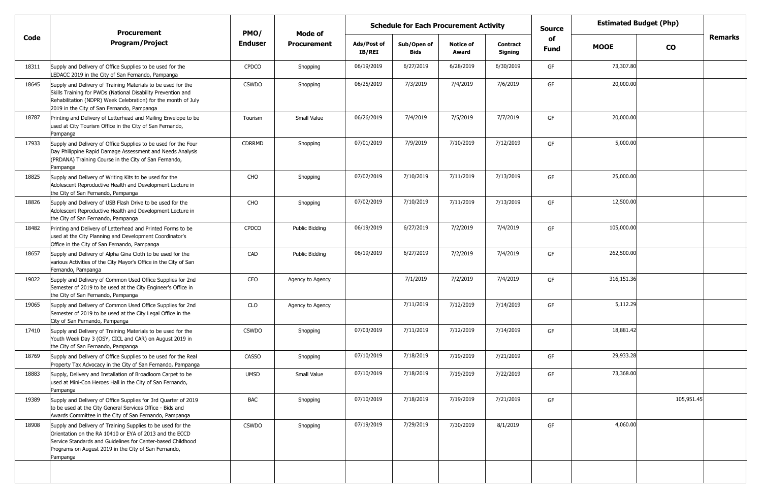| Code | Procurement Program/Project | PMO/ Enduser | Mode of Procurement | Schedule for Each Procurement Activity | | | | Source of Fund | Estimated Budget (Php) | | Remarks |
|---|---|---|---|---|---|---|---|---|---|---|---|
| | | | | Ads/Post of IB/REI | Sub/Open of Bids | Notice of Award | Contract Signing | | MOOE | CO | |
| 18311 | Supply and Delivery of Office Supplies to be used for the LEDACC 2019 in the City of San Fernando, Pampanga | CPDCO | Shopping | 06/19/2019 | 6/27/2019 | 6/28/2019 | 6/30/2019 | GF | 73,307.80 | | |
| 18645 | Supply and Delivery of Training Materials to be used for the Skills Training for PWDs (National Disability Prevention and Rehabilitation (NDPR) Week Celebration) for the month of July 2019 in the City of San Fernando, Pampanga | CSWDO | Shopping | 06/25/2019 | 7/3/2019 | 7/4/2019 | 7/6/2019 | GF | 20,000.00 | | |
| 18787 | Printing and Delivery of Letterhead and Mailing Envelope to be used at City Tourism Office in the City of San Fernando, Pampanga | Tourism | Small Value | 06/26/2019 | 7/4/2019 | 7/5/2019 | 7/7/2019 | GF | 20,000.00 | | |
| 17933 | Supply and Delivery of Office Supplies to be used for the Four Day Philippine Rapid Damage Assessment and Needs Analysis (PRDANA) Training Course in the City of San Fernando, Pampanga | CDRRMD | Shopping | 07/01/2019 | 7/9/2019 | 7/10/2019 | 7/12/2019 | GF | 5,000.00 | | |
| 18825 | Supply and Delivery of Writing Kits to be used for the Adolescent Reproductive Health and Development Lecture in the City of San Fernando, Pampanga | CHO | Shopping | 07/02/2019 | 7/10/2019 | 7/11/2019 | 7/13/2019 | GF | 25,000.00 | | |
| 18826 | Supply and Delivery of USB Flash Drive to be used for the Adolescent Reproductive Health and Development Lecture in the City of San Fernando, Pampanga | CHO | Shopping | 07/02/2019 | 7/10/2019 | 7/11/2019 | 7/13/2019 | GF | 12,500.00 | | |
| 18482 | Printing and Delivery of Letterhead and Printed Forms to be used at the City Planning and Development Coordinator's Office in the City of San Fernando, Pampanga | CPDCO | Public Bidding | 06/19/2019 | 6/27/2019 | 7/2/2019 | 7/4/2019 | GF | 105,000.00 | | |
| 18657 | Supply and Delivery of Alpha Gina Cloth to be used for the various Activities of the City Mayor's Office in the City of San Fernando, Pampanga | CAD | Public Bidding | 06/19/2019 | 6/27/2019 | 7/2/2019 | 7/4/2019 | GF | 262,500.00 | | |
| 19022 | Supply and Delivery of Common Used Office Supplies for 2nd Semester of 2019 to be used at the City Engineer's Office in the City of San Fernando, Pampanga | CEO | Agency to Agency | | 7/1/2019 | 7/2/2019 | 7/4/2019 | GF | 316,151.36 | | |
| 19065 | Supply and Delivery of Common Used Office Supplies for 2nd Semester of 2019 to be used at the City Legal Office in the City of San Fernando, Pampanga | CLO | Agency to Agency | | 7/11/2019 | 7/12/2019 | 7/14/2019 | GF | 5,112.29 | | |
| 17410 | Supply and Delivery of Training Materials to be used for the Youth Week Day 3 (OSY, CICL and CAR) on August 2019 in the City of San Fernando, Pampanga | CSWDO | Shopping | 07/03/2019 | 7/11/2019 | 7/12/2019 | 7/14/2019 | GF | 18,881.42 | | |
| 18769 | Supply and Delivery of Office Supplies to be used for the Real Property Tax Advocacy in the City of San Fernando, Pampanga | CASSO | Shopping | 07/10/2019 | 7/18/2019 | 7/19/2019 | 7/21/2019 | GF | 29,933.28 | | |
| 18883 | Supply, Delivery and Installation of Broadloom Carpet to be used at Mini-Con Heroes Hall in the City of San Fernando, Pampanga | UMSD | Small Value | 07/10/2019 | 7/18/2019 | 7/19/2019 | 7/22/2019 | GF | 73,368.00 | | |
| 19389 | Supply and Delivery of Office Supplies for 3rd Quarter of 2019 to be used at the City General Services Office - Bids and Awards Committee in the City of San Fernando, Pampanga | BAC | Shopping | 07/10/2019 | 7/18/2019 | 7/19/2019 | 7/21/2019 | GF | | 105,951.45 | |
| 18908 | Supply and Delivery of Training Supplies to be used for the Orientation on the RA 10410 or EYA of 2013 and the ECCD Service Standards and Guidelines for Center-based Childhood Programs on August 2019 in the City of San Fernando, Pampanga | CSWDO | Shopping | 07/19/2019 | 7/29/2019 | 7/30/2019 | 8/1/2019 | GF | 4,060.00 | | |
| | | | | | | | | | | | |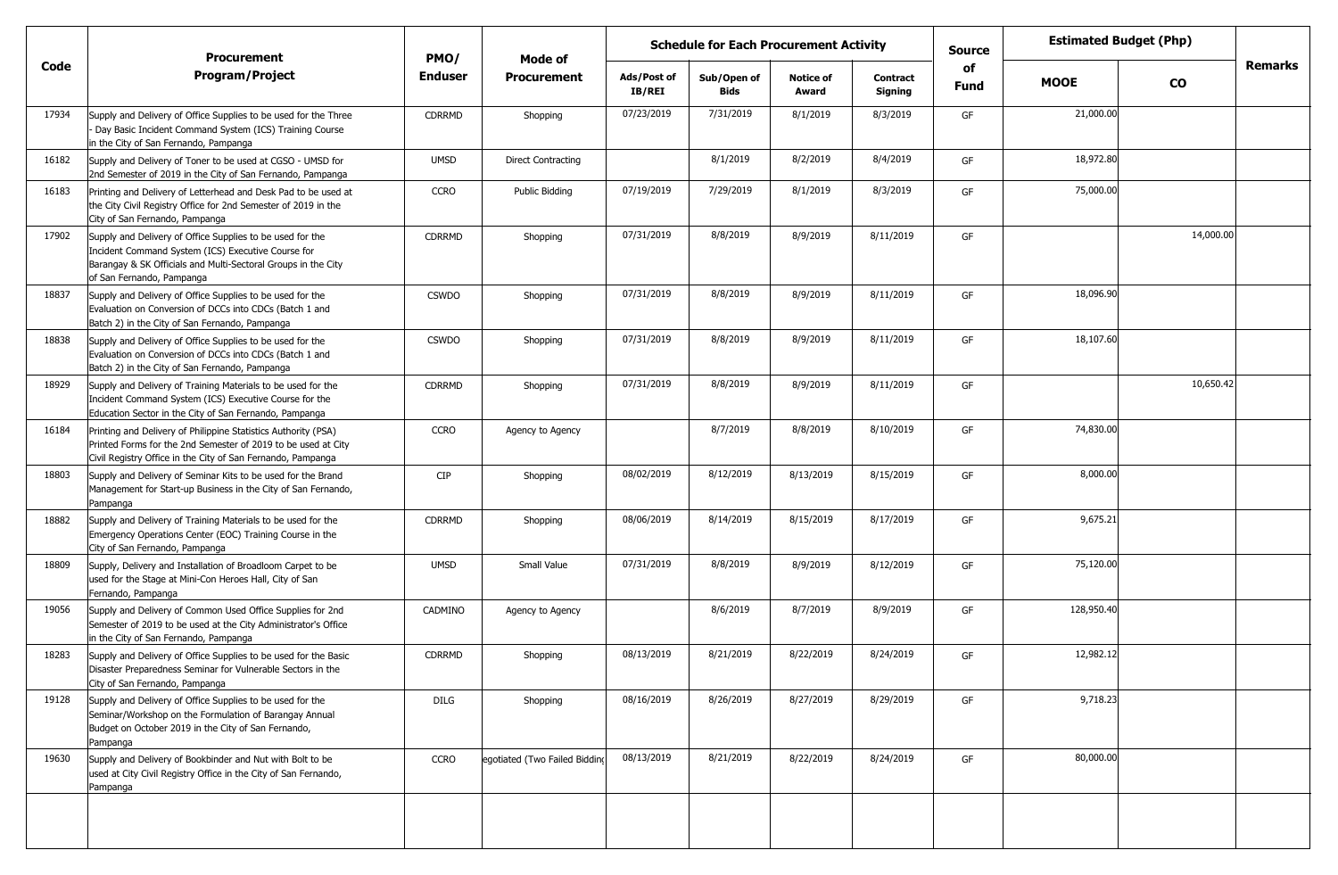| Code | Procurement Program/Project | PMO/ Enduser | Mode of Procurement | Schedule for Each Procurement Activity | | | | Source of Fund | Estimated Budget (Php) | | Remarks |
|---|---|---|---|---|---|---|---|---|---|---|---|
| | | | | Ads/Post of IB/REI | Sub/Open of Bids | Notice of Award | Contract Signing | | MOOE | CO | |
| 17934 | Supply and Delivery of Office Supplies to be used for the Three - Day Basic Incident Command System (ICS) Training Course in the City of San Fernando, Pampanga | CDRRMD | Shopping | 07/23/2019 | 7/31/2019 | 8/1/2019 | 8/3/2019 | GF | 21,000.00 | | |
| 16182 | Supply and Delivery of Toner to be used at CGSO - UMSD for 2nd Semester of 2019 in the City of San Fernando, Pampanga | UMSD | Direct Contracting | | 8/1/2019 | 8/2/2019 | 8/4/2019 | GF | 18,972.80 | | |
| 16183 | Printing and Delivery of Letterhead and Desk Pad to be used at the City Civil Registry Office for 2nd Semester of 2019 in the City of San Fernando, Pampanga | CCRO | Public Bidding | 07/19/2019 | 7/29/2019 | 8/1/2019 | 8/3/2019 | GF | 75,000.00 | | |
| 17902 | Supply and Delivery of Office Supplies to be used for the Incident Command System (ICS) Executive Course for Barangay & SK Officials and Multi-Sectoral Groups in the City of San Fernando, Pampanga | CDRRMD | Shopping | 07/31/2019 | 8/8/2019 | 8/9/2019 | 8/11/2019 | GF | | 14,000.00 | |
| 18837 | Supply and Delivery of Office Supplies to be used for the Evaluation on Conversion of DCCs into CDCs (Batch 1 and Batch 2) in the City of San Fernando, Pampanga | CSWDO | Shopping | 07/31/2019 | 8/8/2019 | 8/9/2019 | 8/11/2019 | GF | 18,096.90 | | |
| 18838 | Supply and Delivery of Office Supplies to be used for the Evaluation on Conversion of DCCs into CDCs (Batch 1 and Batch 2) in the City of San Fernando, Pampanga | CSWDO | Shopping | 07/31/2019 | 8/8/2019 | 8/9/2019 | 8/11/2019 | GF | 18,107.60 | | |
| 18929 | Supply and Delivery of Training Materials to be used for the Incident Command System (ICS) Executive Course for the Education Sector in the City of San Fernando, Pampanga | CDRRMD | Shopping | 07/31/2019 | 8/8/2019 | 8/9/2019 | 8/11/2019 | GF | | 10,650.42 | |
| 16184 | Printing and Delivery of Philippine Statistics Authority (PSA) Printed Forms for the 2nd Semester of 2019 to be used at City Civil Registry Office in the City of San Fernando, Pampanga | CCRO | Agency to Agency | | 8/7/2019 | 8/8/2019 | 8/10/2019 | GF | 74,830.00 | | |
| 18803 | Supply and Delivery of Seminar Kits to be used for the Brand Management for Start-up Business in the City of San Fernando, Pampanga | CIP | Shopping | 08/02/2019 | 8/12/2019 | 8/13/2019 | 8/15/2019 | GF | 8,000.00 | | |
| 18882 | Supply and Delivery of Training Materials to be used for the Emergency Operations Center (EOC) Training Course in the City of San Fernando, Pampanga | CDRRMD | Shopping | 08/06/2019 | 8/14/2019 | 8/15/2019 | 8/17/2019 | GF | 9,675.21 | | |
| 18809 | Supply, Delivery and Installation of Broadloom Carpet to be used for the Stage at Mini-Con Heroes Hall, City of San Fernando, Pampanga | UMSD | Small Value | 07/31/2019 | 8/8/2019 | 8/9/2019 | 8/12/2019 | GF | 75,120.00 | | |
| 19056 | Supply and Delivery of Common Used Office Supplies for 2nd Semester of 2019 to be used at the City Administrator's Office in the City of San Fernando, Pampanga | CADMINO | Agency to Agency | | 8/6/2019 | 8/7/2019 | 8/9/2019 | GF | 128,950.40 | | |
| 18283 | Supply and Delivery of Office Supplies to be used for the Basic Disaster Preparedness Seminar for Vulnerable Sectors in the City of San Fernando, Pampanga | CDRRMD | Shopping | 08/13/2019 | 8/21/2019 | 8/22/2019 | 8/24/2019 | GF | 12,982.12 | | |
| 19128 | Supply and Delivery of Office Supplies to be used for the Seminar/Workshop on the Formulation of Barangay Annual Budget on October 2019 in the City of San Fernando, Pampanga | DILG | Shopping | 08/16/2019 | 8/26/2019 | 8/27/2019 | 8/29/2019 | GF | 9,718.23 | | |
| 19630 | Supply and Delivery of Bookbinder and Nut with Bolt to be used at City Civil Registry Office in the City of San Fernando, Pampanga | CCRO | egotiated (Two Failed Bidding | 08/13/2019 | 8/21/2019 | 8/22/2019 | 8/24/2019 | GF | 80,000.00 | | |
| | | | | | | | | | | | |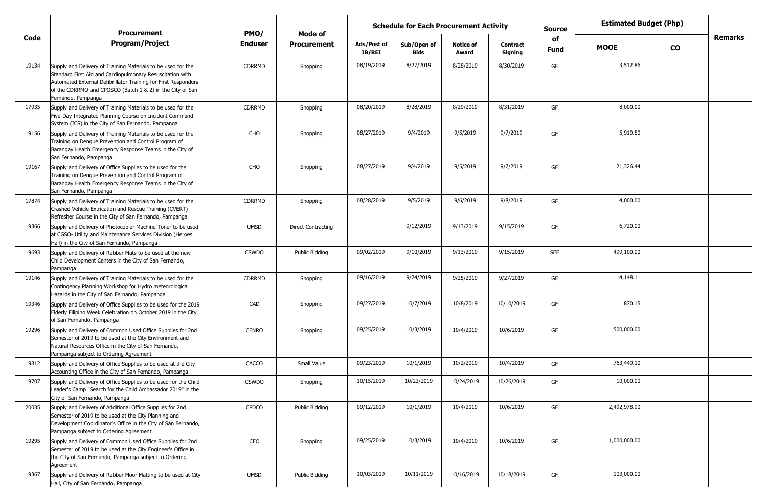| Code | Procurement Program/Project | PMO/ Enduser | Mode of Procurement | Schedule for Each Procurement Activity | | | | Source of Fund | Estimated Budget (Php) | | Remarks |
|---|---|---|---|---|---|---|---|---|---|---|---|
| | | | | Ads/Post of IB/REI | Sub/Open of Bids | Notice of Award | Contract Signing | | MOOE | CO | |
| 19134 | Supply and Delivery of Training Materials to be used for the Standard First Aid and Cardiopulmonary Resuscitation with Automated External Defibrillator Training for First Responders of the CDRRMO and CPOSCO (Batch 1 & 2) in the City of San Fernando, Pampanga | CDRRMD | Shopping | 08/19/2019 | 8/27/2019 | 8/28/2019 | 8/30/2019 | GF | 3,512.86 | | |
| 17935 | Supply and Delivery of Training Materials to be used for the Five-Day Integrated Planning Course on Incident Command System (ICS) in the City of San Fernando, Pampanga | CDRRMD | Shopping | 08/20/2019 | 8/28/2019 | 8/29/2019 | 8/31/2019 | GF | 8,000.00 | | |
| 19156 | Supply and Delivery of Training Materials to be used for the Training on Dengue Prevention and Control Program of Barangay Health Emergency Response Teams in the City of San Fernando, Pampanga | CHO | Shopping | 08/27/2019 | 9/4/2019 | 9/5/2019 | 9/7/2019 | GF | 5,919.50 | | |
| 19167 | Supply and Delivery of Office Supplies to be used for the Training on Dengue Prevention and Control Program of Barangay Health Emergency Response Teams in the City of San Fernando, Pampanga | CHO | Shopping | 08/27/2019 | 9/4/2019 | 9/5/2019 | 9/7/2019 | GF | 21,326.44 | | |
| 17874 | Supply and Delivery of Training Materials to be used for the Crashed Vehicle Extrication and Rescue Training (CVERT) Refresher Course in the City of San Fernando, Pampanga | CDRRMD | Shopping | 08/28/2019 | 9/5/2019 | 9/6/2019 | 9/8/2019 | GF | 4,000.00 | | |
| 19366 | Supply and Delivery of Photocopier Machine Toner to be used at CGSO- Utility and Maintenance Services Division (Heroes Hall) in the City of San Fernando, Pampanga | UMSD | Direct Contracting | | 9/12/2019 | 9/13/2019 | 9/15/2019 | GF | 6,720.00 | | |
| 19693 | Supply and Delivery of Rubber Mats to be used at the new Child Development Centers in the City of San Fernando, Pampanga | CSWDO | Public Bidding | 09/02/2019 | 9/10/2019 | 9/13/2019 | 9/15/2019 | SEF | 499,100.00 | | |
| 19146 | Supply and Delivery of Training Materials to be used for the Contingency Planning Workshop for Hydro meteorological Hazards in the City of San Fernando, Pampanga | CDRRMD | Shopping | 09/16/2019 | 9/24/2019 | 9/25/2019 | 9/27/2019 | GF | 4,148.11 | | |
| 19346 | Supply and Delivery of Office Supplies to be used for the 2019 Elderly Filipino Week Celebration on October 2019 in the City of San Fernando, Pampanga | CAD | Shopping | 09/27/2019 | 10/7/2019 | 10/8/2019 | 10/10/2019 | GF | 870.15 | | |
| 19296 | Supply and Delivery of Common Used Office Supplies for 2nd Semester of 2019 to be used at the City Environment and Natural Resources Office in the City of San Fernando, Pampanga subject to Ordering Agreement | CENRO | Shopping | 09/25/2019 | 10/3/2019 | 10/4/2019 | 10/6/2019 | GF | 500,000.00 | | |
| 19812 | Supply and Delivery of Office Supplies to be used at the City Accounting Office in the City of San Fernando, Pampanga | CACCO | Small Value | 09/23/2019 | 10/1/2019 | 10/2/2019 | 10/4/2019 | GF | 763,449.10 | | |
| 19707 | Supply and Delivery of Office Supplies to be used for the Child Leader's Camp "Search for the Child Ambassador 2019" in the City of San Fernando, Pampanga | CSWDO | Shopping | 10/15/2019 | 10/23/2019 | 10/24/2019 | 10/26/2019 | GF | 10,000.00 | | |
| 20035 | Supply and Delivery of Additional Office Supplies for 2nd Semester of 2019 to be used at the City Planning and Development Coordinator's Office in the City of San Fernando, Pampanga subject to Ordering Agreement | CPDCO | Public Bidding | 09/12/2019 | 10/1/2019 | 10/4/2019 | 10/6/2019 | GF | 2,492,978.90 | | |
| 19295 | Supply and Delivery of Common Used Office Supplies for 2nd Semester of 2019 to be used at the City Engineer's Office in the City of San Fernando, Pampanga subject to Ordering Agreement | CEO | Shopping | 09/25/2019 | 10/3/2019 | 10/4/2019 | 10/6/2019 | GF | 1,000,000.00 | | |
| 19367 | Supply and Delivery of Rubber Floor Matting to be used at City Hall, City of San Fernando, Pampanga | UMSD | Public Bidding | 10/03/2019 | 10/11/2019 | 10/16/2019 | 10/18/2019 | GF | 103,000.00 | | |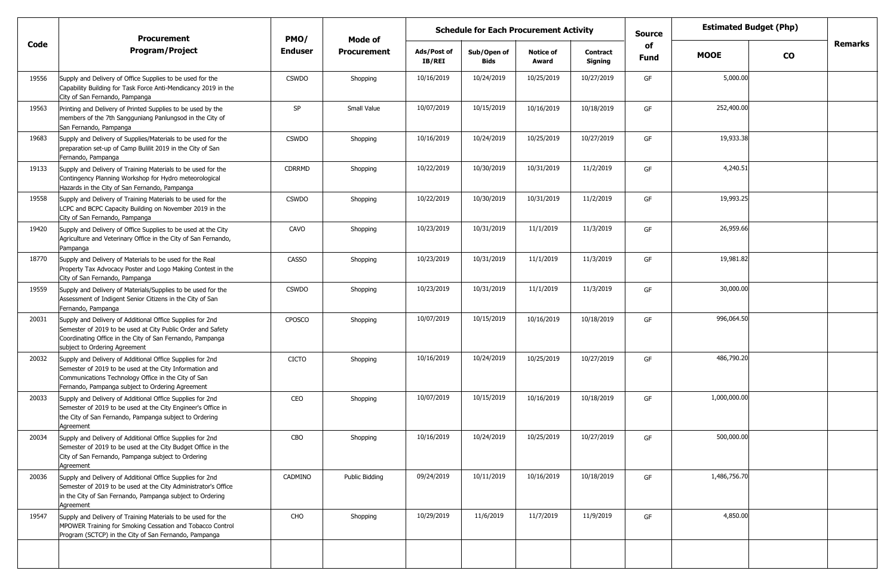| Code | Procurement Program/Project | PMO/ Enduser | Mode of Procurement | Schedule for Each Procurement Activity | | | | Source of Fund | Estimated Budget (Php) | | Remarks |
|---|---|---|---|---|---|---|---|---|---|---|---|
| | | | | Ads/Post of IB/REI | Sub/Open of Bids | Notice of Award | Contract Signing | | MOOE | CO | |
| 19556 | Supply and Delivery of Office Supplies to be used for the Capability Building for Task Force Anti-Mendicancy 2019 in the City of San Fernando, Pampanga | CSWDO | Shopping | 10/16/2019 | 10/24/2019 | 10/25/2019 | 10/27/2019 | GF | 5,000.00 | | |
| 19563 | Printing and Delivery of Printed Supplies to be used by the members of the 7th Sangguniang Panlungsod in the City of San Fernando, Pampanga | SP | Small Value | 10/07/2019 | 10/15/2019 | 10/16/2019 | 10/18/2019 | GF | 252,400.00 | | |
| 19683 | Supply and Delivery of Supplies/Materials to be used for the preparation set-up of Camp Bulilit 2019 in the City of San Fernando, Pampanga | CSWDO | Shopping | 10/16/2019 | 10/24/2019 | 10/25/2019 | 10/27/2019 | GF | 19,933.38 | | |
| 19133 | Supply and Delivery of Training Materials to be used for the Contingency Planning Workshop for Hydro meteorological Hazards in the City of San Fernando, Pampanga | CDRRMD | Shopping | 10/22/2019 | 10/30/2019 | 10/31/2019 | 11/2/2019 | GF | 4,240.51 | | |
| 19558 | Supply and Delivery of Training Materials to be used for the LCPC and BCPC Capacity Building on November 2019 in the City of San Fernando, Pampanga | CSWDO | Shopping | 10/22/2019 | 10/30/2019 | 10/31/2019 | 11/2/2019 | GF | 19,993.25 | | |
| 19420 | Supply and Delivery of Office Supplies to be used at the City Agriculture and Veterinary Office in the City of San Fernando, Pampanga | CAVO | Shopping | 10/23/2019 | 10/31/2019 | 11/1/2019 | 11/3/2019 | GF | 26,959.66 | | |
| 18770 | Supply and Delivery of Materials to be used for the Real Property Tax Advocacy Poster and Logo Making Contest in the City of San Fernando, Pampanga | CASSO | Shopping | 10/23/2019 | 10/31/2019 | 11/1/2019 | 11/3/2019 | GF | 19,981.82 | | |
| 19559 | Supply and Delivery of Materials/Supplies to be used for the Assessment of Indigent Senior Citizens in the City of San Fernando, Pampanga | CSWDO | Shopping | 10/23/2019 | 10/31/2019 | 11/1/2019 | 11/3/2019 | GF | 30,000.00 | | |
| 20031 | Supply and Delivery of Additional Office Supplies for 2nd Semester of 2019 to be used at City Public Order and Safety Coordinating Office in the City of San Fernando, Pampanga subject to Ordering Agreement | CPOSCO | Shopping | 10/07/2019 | 10/15/2019 | 10/16/2019 | 10/18/2019 | GF | 996,064.50 | | |
| 20032 | Supply and Delivery of Additional Office Supplies for 2nd Semester of 2019 to be used at the City Information and Communications Technology Office in the City of San Fernando, Pampanga subject to Ordering Agreement | CICTO | Shopping | 10/16/2019 | 10/24/2019 | 10/25/2019 | 10/27/2019 | GF | 486,790.20 | | |
| 20033 | Supply and Delivery of Additional Office Supplies for 2nd Semester of 2019 to be used at the City Engineer's Office in the City of San Fernando, Pampanga subject to Ordering Agreement | CEO | Shopping | 10/07/2019 | 10/15/2019 | 10/16/2019 | 10/18/2019 | GF | 1,000,000.00 | | |
| 20034 | Supply and Delivery of Additional Office Supplies for 2nd Semester of 2019 to be used at the City Budget Office in the City of San Fernando, Pampanga subject to Ordering Agreement | CBO | Shopping | 10/16/2019 | 10/24/2019 | 10/25/2019 | 10/27/2019 | GF | 500,000.00 | | |
| 20036 | Supply and Delivery of Additional Office Supplies for 2nd Semester of 2019 to be used at the City Administrator's Office in the City of San Fernando, Pampanga subject to Ordering Agreement | CADMINO | Public Bidding | 09/24/2019 | 10/11/2019 | 10/16/2019 | 10/18/2019 | GF | 1,486,756.70 | | |
| 19547 | Supply and Delivery of Training Materials to be used for the MPOWER Training for Smoking Cessation and Tobacco Control Program (SCTCP) in the City of San Fernando, Pampanga | CHO | Shopping | 10/29/2019 | 11/6/2019 | 11/7/2019 | 11/9/2019 | GF | 4,850.00 | | |
| | | | | | | | | | | | |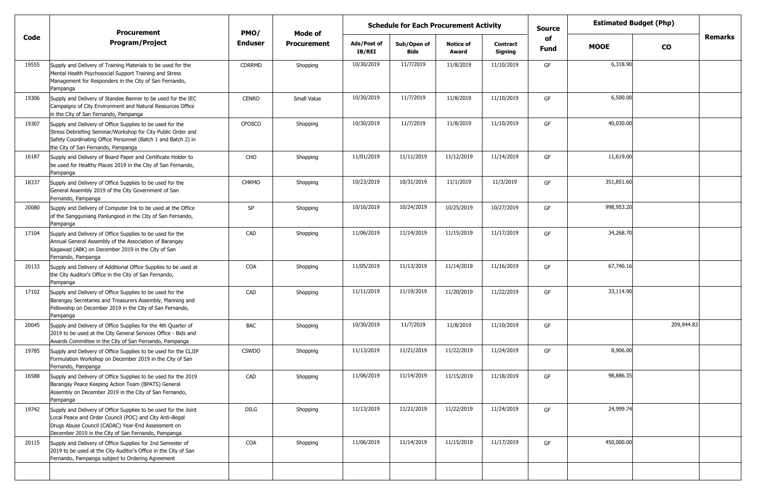| Code | Procurement Program/Project | PMO/ Enduser | Mode of Procurement | Schedule for Each Procurement Activity | | | | Source of Fund | Estimated Budget (Php) | | Remarks |
|---|---|---|---|---|---|---|---|---|---|---|---|
| | | | | Ads/Post of IB/REI | Sub/Open of Bids | Notice of Award | Contract Signing | | MOOE | CO | |
| 19555 | Supply and Delivery of Training Materials to be used for the Mental Health Psychosocial Support Training and Stress Management for Responders in the City of San Fernando, Pampanga | CDRRMD | Shopping | 10/30/2019 | 11/7/2019 | 11/8/2019 | 11/10/2019 | GF | 6,318.90 | | |
| 19306 | Supply and Delivery of Standee Banner to be used for the IEC Campaigns of City Environment and Natural Resources Office in the City of San Fernando, Pampanga | CENRO | Small Value | 10/30/2019 | 11/7/2019 | 11/8/2019 | 11/10/2019 | GF | 6,500.00 | | |
| 19307 | Supply and Delivery of Office Supplies to be used for the Stress Debriefing Seminar/Workshop for City Public Order and Safety Coordinating Office Personnel (Batch 1 and Batch 2) in the City of San Fernando, Pampanga | CPOSCO | Shopping | 10/30/2019 | 11/7/2019 | 11/8/2019 | 11/10/2019 | GF | 40,030.00 | | |
| 16187 | Supply and Delivery of Board Paper and Certificate Holder to be used for Healthy Places 2019 in the City of San Fernando, Pampanga | CHO | Shopping | 11/01/2019 | 11/11/2019 | 11/12/2019 | 11/14/2019 | GF | 11,619.00 | | |
| 18337 | Supply and Delivery of Office Supplies to be used for the General Assembly 2019 of the City Government of San Fernando, Pampanga | CHRMO | Shopping | 10/23/2019 | 10/31/2019 | 11/1/2019 | 11/3/2019 | GF | 351,851.60 | | |
| 20080 | Supply and Delivery of Computer Ink to be used at the Office of the Sangguniang Panlungsod in the City of San Fernando, Pampanga | SP | Shopping | 10/16/2019 | 10/24/2019 | 10/25/2019 | 10/27/2019 | GF | 998,953.20 | | |
| 17104 | Supply and Delivery of Office Supplies to be used for the Annual General Assembly of the Association of Barangay Kagawad (ABK) on December 2019 in the City of San Fernando, Pampanga | CAD | Shopping | 11/06/2019 | 11/14/2019 | 11/15/2019 | 11/17/2019 | GF | 34,268.70 | | |
| 20133 | Supply and Delivery of Additional Office Supplies to be used at the City Auditor's Office in the City of San Fernando, Pampanga | COA | Shopping | 11/05/2019 | 11/13/2019 | 11/14/2019 | 11/16/2019 | GF | 67,740.16 | | |
| 17102 | Supply and Delivery of Office Supplies to be used for the Barangay Secretaries and Treasurers Assembly, Planning and Fellowship on December 2019 in the City of San Fernando, Pampanga | CAD | Shopping | 11/11/2019 | 11/19/2019 | 11/20/2019 | 11/22/2019 | GF | 33,114.90 | | |
| 20045 | Supply and Delivery of Office Supplies for the 4th Quarter of 2019 to be used at the City General Services Office - Bids and Awards Committee in the City of San Fernando, Pampanga | BAC | Shopping | 10/30/2019 | 11/7/2019 | 11/8/2019 | 11/10/2019 | GF | | 209,944.83 | |
| 19785 | Supply and Delivery of Office Supplies to be used for the CLJIP Formulation Workshop on December 2019 in the City of San Fernando, Pampanga | CSWDO | Shopping | 11/13/2019 | 11/21/2019 | 11/22/2019 | 11/24/2019 | GF | 8,906.00 | | |
| 16588 | Supply and Delivery of Office Supplies to be used for the 2019 Barangay Peace Keeping Action Team (BPATS) General Assembly on December 2019 in the City of San Fernando, Pampanga | CAD | Shopping | 11/06/2019 | 11/14/2019 | 11/15/2019 | 11/18/2019 | GF | 98,886.35 | | |
| 19742 | Supply and Delivery of Office Supplies to be used for the Joint Local Peace and Order Council (POC) and City Anti-illegal Drugs Abuse Council (CADAC) Year-End Assessment on December 2019 in the City of San Fernando, Pampanga | DILG | Shopping | 11/13/2019 | 11/21/2019 | 11/22/2019 | 11/24/2019 | GF | 24,999.74 | | |
| 20115 | Supply and Delivery of Office Supplies for 2nd Semester of 2019 to be used at the City Auditor's Office in the City of San Fernando, Pampanga subject to Ordering Agreement | COA | Shopping | 11/06/2019 | 11/14/2019 | 11/15/2019 | 11/17/2019 | GF | 450,000.00 | | |
| | | | | | | | | | | | |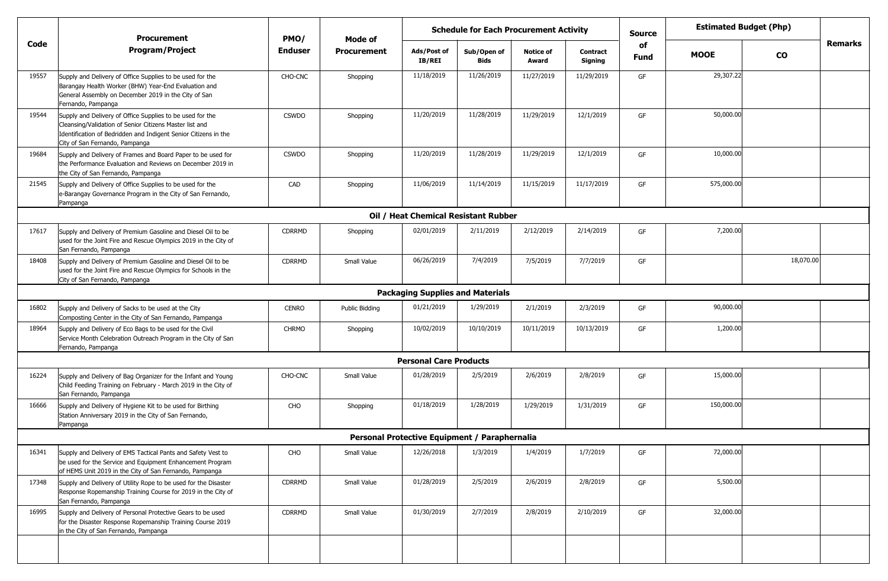| Code | Procurement Program/Project | PMO/ Enduser | Mode of Procurement | Schedule for Each Procurement Activity | | | | Source of Fund | Estimated Budget (Php) | | Remarks |
|---|---|---|---|---|---|---|---|---|---|---|---|
| | | | | Ads/Post of IB/REI | Sub/Open of Bids | Notice of Award | Contract Signing | | MOOE | CO | |
| 19557 | Supply and Delivery of Office Supplies to be used for the Barangay Health Worker (BHW) Year-End Evaluation and General Assembly on December 2019 in the City of San Fernando, Pampanga | CHO-CNC | Shopping | 11/18/2019 | 11/26/2019 | 11/27/2019 | 11/29/2019 | GF | 29,307.22 | | |
| 19544 | Supply and Delivery of Office Supplies to be used for the Cleansing/Validation of Senior Citizens Master list and Identification of Bedridden and Indigent Senior Citizens in the City of San Fernando, Pampanga | CSWDO | Shopping | 11/20/2019 | 11/28/2019 | 11/29/2019 | 12/1/2019 | GF | 50,000.00 | | |
| 19684 | Supply and Delivery of Frames and Board Paper to be used for the Performance Evaluation and Reviews on December 2019 in the City of San Fernando, Pampanga | CSWDO | Shopping | 11/20/2019 | 11/28/2019 | 11/29/2019 | 12/1/2019 | GF | 10,000.00 | | |
| 21545 | Supply and Delivery of Office Supplies to be used for the e-Barangay Governance Program in the City of San Fernando, Pampanga | CAD | Shopping | 11/06/2019 | 11/14/2019 | 11/15/2019 | 11/17/2019 | GF | 575,000.00 | | |
| | **Oil / Heat Chemical Resistant Rubber** | | | | | | | | | | |
| 17617 | Supply and Delivery of Premium Gasoline and Diesel Oil to be used for the Joint Fire and Rescue Olympics 2019 in the City of San Fernando, Pampanga | CDRRMD | Shopping | 02/01/2019 | 2/11/2019 | 2/12/2019 | 2/14/2019 | GF | 7,200.00 | | |
| 18408 | Supply and Delivery of Premium Gasoline and Diesel Oil to be used for the Joint Fire and Rescue Olympics for Schools in the City of San Fernando, Pampanga | CDRRMD | Small Value | 06/26/2019 | 7/4/2019 | 7/5/2019 | 7/7/2019 | GF | | 18,070.00 | |
| | **Packaging Supplies and Materials** | | | | | | | | | | |
| 16802 | Supply and Delivery of Sacks to be used at the City Composting Center in the City of San Fernando, Pampanga | CENRO | Public Bidding | 01/21/2019 | 1/29/2019 | 2/1/2019 | 2/3/2019 | GF | 90,000.00 | | |
| 18964 | Supply and Delivery of Eco Bags to be used for the Civil Service Month Celebration Outreach Program in the City of San Fernando, Pampanga | CHRMO | Shopping | 10/02/2019 | 10/10/2019 | 10/11/2019 | 10/13/2019 | GF | 1,200.00 | | |
| | **Personal Care Products** | | | | | | | | | | |
| 16224 | Supply and Delivery of Bag Organizer for the Infant and Young Child Feeding Training on February - March 2019 in the City of San Fernando, Pampanga | CHO-CNC | Small Value | 01/28/2019 | 2/5/2019 | 2/6/2019 | 2/8/2019 | GF | 15,000.00 | | |
| 16666 | Supply and Delivery of Hygiene Kit to be used for Birthing Station Anniversary 2019 in the City of San Fernando, Pampanga | CHO | Shopping | 01/18/2019 | 1/28/2019 | 1/29/2019 | 1/31/2019 | GF | 150,000.00 | | |
| | **Personal Protective Equipment / Paraphernalia** | | | | | | | | | | |
| 16341 | Supply and Delivery of EMS Tactical Pants and Safety Vest to be used for the Service and Equipment Enhancement Program of HEMS Unit 2019 in the City of San Fernando, Pampanga | CHO | Small Value | 12/26/2018 | 1/3/2019 | 1/4/2019 | 1/7/2019 | GF | 72,000.00 | | |
| 17348 | Supply and Delivery of Utility Rope to be used for the Disaster Response Ropemanship Training Course for 2019 in the City of San Fernando, Pampanga | CDRRMD | Small Value | 01/28/2019 | 2/5/2019 | 2/6/2019 | 2/8/2019 | GF | 5,500.00 | | |
| 16995 | Supply and Delivery of Personal Protective Gears to be used for the Disaster Response Ropemanship Training Course 2019 in the City of San Fernando, Pampanga | CDRRMD | Small Value | 01/30/2019 | 2/7/2019 | 2/8/2019 | 2/10/2019 | GF | 32,000.00 | | |
| | | | | | | | | | | | |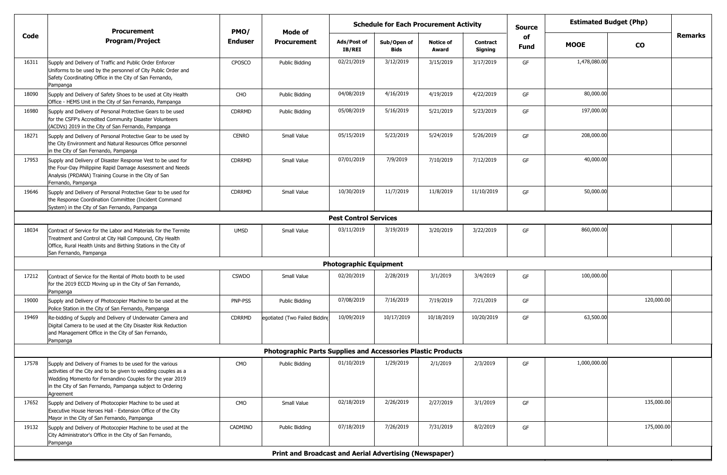| Code | Procurement Program/Project | PMO/ Enduser | Mode of Procurement | Schedule for Each Procurement Activity | | | | Source of Fund | Estimated Budget (Php) | | Remarks |
|---|---|---|---|---|---|---|---|---|---|---|---|
| | | | | Ads/Post of IB/REI | Sub/Open of Bids | Notice of Award | Contract Signing | | MOOE | CO | |
| 16311 | Supply and Delivery of Traffic and Public Order Enforcer Uniforms to be used by the personnel of City Public Order and Safety Coordinating Office in the City of San Fernando, Pampanga | CPOSCO | Public Bidding | 02/21/2019 | 3/12/2019 | 3/15/2019 | 3/17/2019 | GF | 1,478,080.00 | | |
| 18090 | Supply and Delivery of Safety Shoes to be used at City Health Office - HEMS Unit in the City of San Fernando, Pampanga | CHO | Public Bidding | 04/08/2019 | 4/16/2019 | 4/19/2019 | 4/22/2019 | GF | 80,000.00 | | |
| 16980 | Supply and Delivery of Personal Protective Gears to be used for the CSFP's Accredited Community Disaster Volunteers (ACDVs) 2019 in the City of San Fernando, Pampanga | CDRRMD | Public Bidding | 05/08/2019 | 5/16/2019 | 5/21/2019 | 5/23/2019 | GF | 197,000.00 | | |
| 18271 | Supply and Delivery of Personal Protective Gear to be used by the City Environment and Natural Resources Office personnel in the City of San Fernando, Pampanga | CENRO | Small Value | 05/15/2019 | 5/23/2019 | 5/24/2019 | 5/26/2019 | GF | 208,000.00 | | |
| 17953 | Supply and Delivery of Disaster Response Vest to be used for the Four-Day Philippine Rapid Damage Assessment and Needs Analysis (PRDANA) Training Course in the City of San Fernando, Pampanga | CDRRMD | Small Value | 07/01/2019 | 7/9/2019 | 7/10/2019 | 7/12/2019 | GF | 40,000.00 | | |
| 19646 | Supply and Delivery of Personal Protective Gear to be used for the Response Coordination Committee (Incident Command System) in the City of San Fernando, Pampanga | CDRRMD | Small Value | 10/30/2019 | 11/7/2019 | 11/8/2019 | 11/10/2019 | GF | 50,000.00 | | |
| | **Pest Control Services** | | | | | | | | | | |
| 18034 | Contract of Service for the Labor and Materials for the Termite Treatment and Control at City Hall Compound, City Health Office, Rural Health Units and Birthing Stations in the City of San Fernando, Pampanga | UMSD | Small Value | 03/11/2019 | 3/19/2019 | 3/20/2019 | 3/22/2019 | GF | 860,000.00 | | |
| | **Photographic Equipment** | | | | | | | | | | |
| 17212 | Contract of Service for the Rental of Photo booth to be used for the 2019 ECCD Moving up in the City of San Fernando, Pampanga | CSWDO | Small Value | 02/20/2019 | 2/28/2019 | 3/1/2019 | 3/4/2019 | GF | 100,000.00 | | |
| 19000 | Supply and Delivery of Photocopier Machine to be used at the Police Station in the City of San Fernando, Pampanga | PNP-PSS | Public Bidding | 07/08/2019 | 7/16/2019 | 7/19/2019 | 7/21/2019 | GF | | 120,000.00 | |
| 19469 | Re-bidding of Supply and Delivery of Underwater Camera and Digital Camera to be used at the City Disaster Risk Reduction and Management Office in the City of San Fernando, Pampanga | CDRRMD | egotiated (Two Failed Bidding | 10/09/2019 | 10/17/2019 | 10/18/2019 | 10/20/2019 | GF | 63,500.00 | | |
| | **Photographic Parts Supplies and Accessories Plastic Products** | | | | | | | | | | |
| 17578 | Supply and Delivery of Frames to be used for the various activities of the City and to be given to wedding couples as a Wedding Momento for Fernandino Couples for the year 2019 in the City of San Fernando, Pampanga subject to Ordering Agreement | CMO | Public Bidding | 01/10/2019 | 1/29/2019 | 2/1/2019 | 2/3/2019 | GF | 1,000,000.00 | | |
| 17652 | Supply and Delivery of Photocopier Machine to be used at Executive House Heroes Hall - Extension Office of the City Mayor in the City of San Fernando, Pampanga | CMO | Small Value | 02/18/2019 | 2/26/2019 | 2/27/2019 | 3/1/2019 | GF | | 135,000.00 | |
| 19132 | Supply and Delivery of Photocopier Machine to be used at the City Administrator's Office in the City of San Fernando, Pampanga | CADMINO | Public Bidding | 07/18/2019 | 7/26/2019 | 7/31/2019 | 8/2/2019 | GF | | 175,000.00 | |
| | **Print and Broadcast and Aerial Advertising (Newspaper)** | | | | | | | | | | |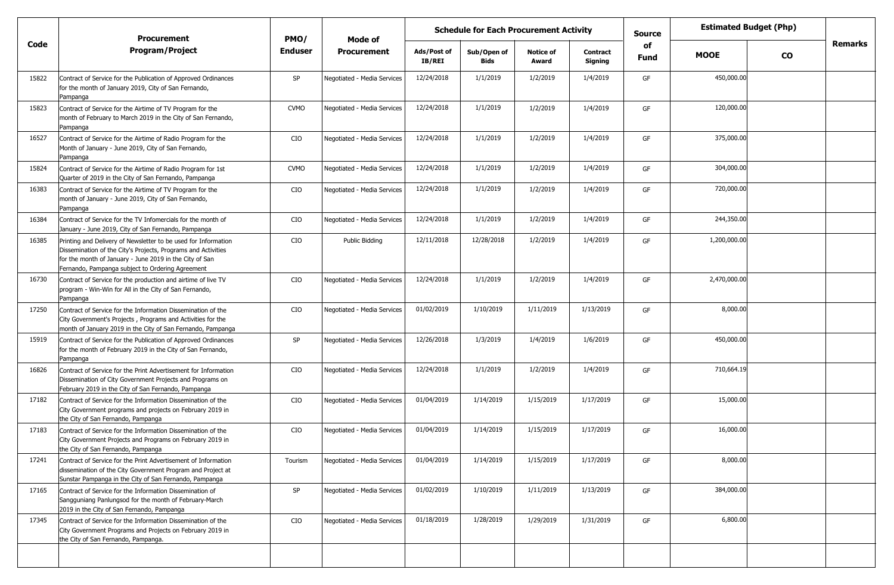| Code | Procurement Program/Project | PMO/ Enduser | Mode of Procurement | Schedule for Each Procurement Activity | | | | Source of Fund | Estimated Budget (Php) | | Remarks |
|---|---|---|---|---|---|---|---|---|---|---|---|
| | | | | Ads/Post of IB/REI | Sub/Open of Bids | Notice of Award | Contract Signing | | MOOE | CO | |
| 15822 | Contract of Service for the Publication of Approved Ordinances for the month of January 2019, City of San Fernando, Pampanga | SP | Negotiated - Media Services | 12/24/2018 | 1/1/2019 | 1/2/2019 | 1/4/2019 | GF | 450,000.00 | | |
| 15823 | Contract of Service for the Airtime of TV Program for the month of February to March 2019 in the City of San Fernando, Pampanga | CVMO | Negotiated - Media Services | 12/24/2018 | 1/1/2019 | 1/2/2019 | 1/4/2019 | GF | 120,000.00 | | |
| 16527 | Contract of Service for the Airtime of Radio Program for the Month of January - June 2019, City of San Fernando, Pampanga | CIO | Negotiated - Media Services | 12/24/2018 | 1/1/2019 | 1/2/2019 | 1/4/2019 | GF | 375,000.00 | | |
| 15824 | Contract of Service for the Airtime of Radio Program for 1st Quarter of 2019 in the City of San Fernando, Pampanga | CVMO | Negotiated - Media Services | 12/24/2018 | 1/1/2019 | 1/2/2019 | 1/4/2019 | GF | 304,000.00 | | |
| 16383 | Contract of Service for the Airtime of TV Program for the month of January - June 2019, City of San Fernando, Pampanga | CIO | Negotiated - Media Services | 12/24/2018 | 1/1/2019 | 1/2/2019 | 1/4/2019 | GF | 720,000.00 | | |
| 16384 | Contract of Service for the TV Infomercials for the month of January - June 2019, City of San Fernando, Pampanga | CIO | Negotiated - Media Services | 12/24/2018 | 1/1/2019 | 1/2/2019 | 1/4/2019 | GF | 244,350.00 | | |
| 16385 | Printing and Delivery of Newsletter to be used for Information Dissemination of the City's Projects, Programs and Activities for the month of January - June 2019 in the City of San Fernando, Pampanga subject to Ordering Agreement | CIO | Public Bidding | 12/11/2018 | 12/28/2018 | 1/2/2019 | 1/4/2019 | GF | 1,200,000.00 | | |
| 16730 | Contract of Service for the production and airtime of live TV program - Win-Win for All in the City of San Fernando, Pampanga | CIO | Negotiated - Media Services | 12/24/2018 | 1/1/2019 | 1/2/2019 | 1/4/2019 | GF | 2,470,000.00 | | |
| 17250 | Contract of Service for the Information Dissemination of the City Government's Projects , Programs and Activities for the month of January 2019 in the City of San Fernando, Pampanga | CIO | Negotiated - Media Services | 01/02/2019 | 1/10/2019 | 1/11/2019 | 1/13/2019 | GF | 8,000.00 | | |
| 15919 | Contract of Service for the Publication of Approved Ordinances for the month of February 2019 in the City of San Fernando, Pampanga | SP | Negotiated - Media Services | 12/26/2018 | 1/3/2019 | 1/4/2019 | 1/6/2019 | GF | 450,000.00 | | |
| 16826 | Contract of Service for the Print Advertisement for Information Dissemination of City Government Projects and Programs on February 2019 in the City of San Fernando, Pampanga | CIO | Negotiated - Media Services | 12/24/2018 | 1/1/2019 | 1/2/2019 | 1/4/2019 | GF | 710,664.19 | | |
| 17182 | Contract of Service for the Information Dissemination of the City Government programs and projects on February 2019 in the City of San Fernando, Pampanga | CIO | Negotiated - Media Services | 01/04/2019 | 1/14/2019 | 1/15/2019 | 1/17/2019 | GF | 15,000.00 | | |
| 17183 | Contract of Service for the Information Dissemination of the City Government Projects and Programs on February 2019 in the City of San Fernando, Pampanga | CIO | Negotiated - Media Services | 01/04/2019 | 1/14/2019 | 1/15/2019 | 1/17/2019 | GF | 16,000.00 | | |
| 17241 | Contract of Service for the Print Advertisement of Information dissemination of the City Government Program and Project at Sunstar Pampanga in the City of San Fernando, Pampanga | Tourism | Negotiated - Media Services | 01/04/2019 | 1/14/2019 | 1/15/2019 | 1/17/2019 | GF | 8,000.00 | | |
| 17165 | Contract of Service for the Information Dissemination of Sangguniang Panlungsod for the month of February-March 2019 in the City of San Fernando, Pampanga | SP | Negotiated - Media Services | 01/02/2019 | 1/10/2019 | 1/11/2019 | 1/13/2019 | GF | 384,000.00 | | |
| 17345 | Contract of Service for the Information Dissemination of the City Government Programs and Projects on February 2019 in the City of San Fernando, Pampanga. | CIO | Negotiated - Media Services | 01/18/2019 | 1/28/2019 | 1/29/2019 | 1/31/2019 | GF | 6,800.00 | | |
| | | | | | | | | | | | |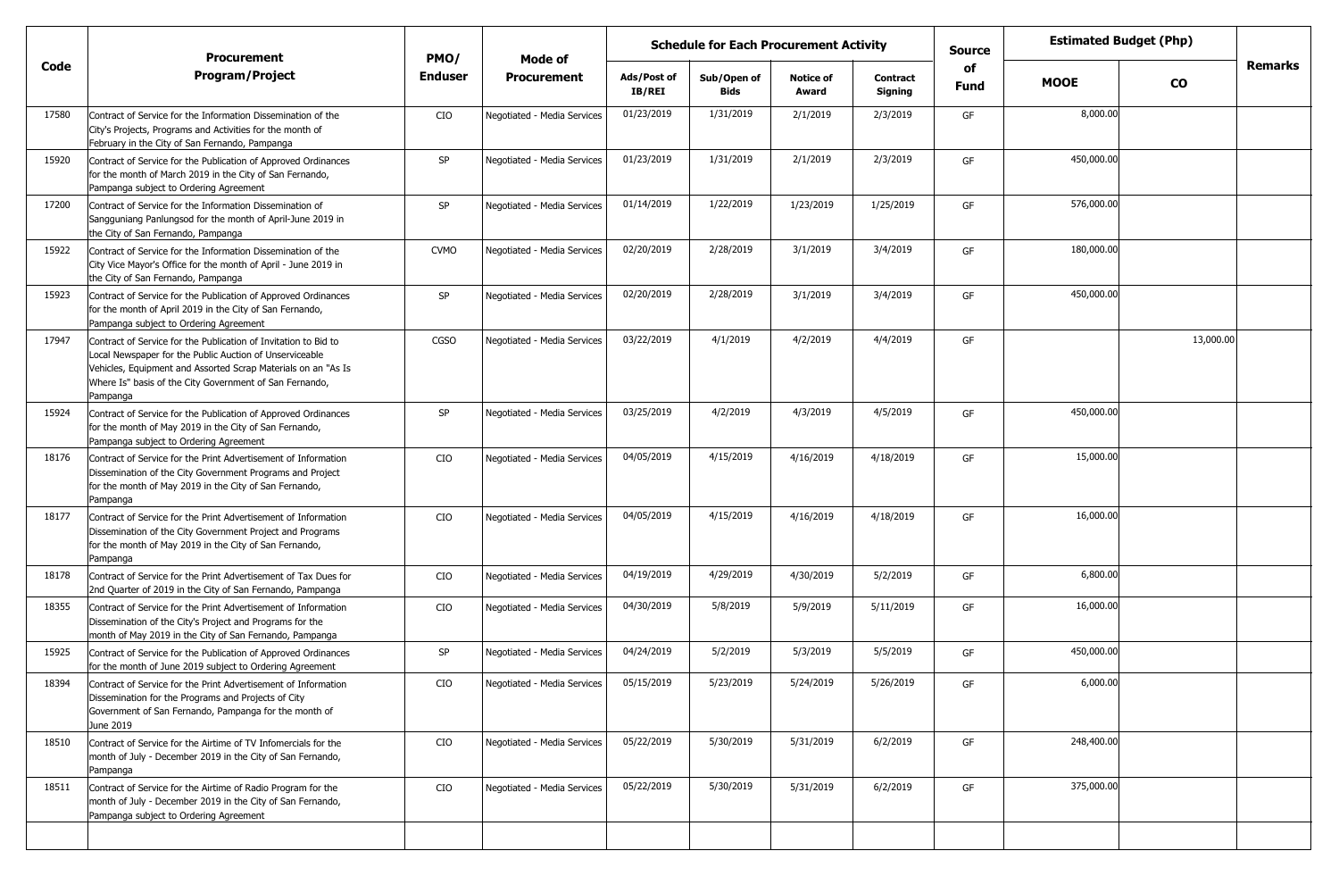| Code | Procurement Program/Project | PMO/ Enduser | Mode of Procurement | Schedule for Each Procurement Activity | | | | Source of Fund | Estimated Budget (Php) | | Remarks |
|---|---|---|---|---|---|---|---|---|---|---|---|
| | | | | Ads/Post of IB/REI | Sub/Open of Bids | Notice of Award | Contract Signing | | MOOE | CO | |
| 17580 | Contract of Service for the Information Dissemination of the City's Projects, Programs and Activities for the month of February in the City of San Fernando, Pampanga | CIO | Negotiated - Media Services | 01/23/2019 | 1/31/2019 | 2/1/2019 | 2/3/2019 | GF | 8,000.00 | | |
| 15920 | Contract of Service for the Publication of Approved Ordinances for the month of March 2019 in the City of San Fernando, Pampanga subject to Ordering Agreement | SP | Negotiated - Media Services | 01/23/2019 | 1/31/2019 | 2/1/2019 | 2/3/2019 | GF | 450,000.00 | | |
| 17200 | Contract of Service for the Information Dissemination of Sangguniang Panlungsod for the month of April-June 2019 in the City of San Fernando, Pampanga | SP | Negotiated - Media Services | 01/14/2019 | 1/22/2019 | 1/23/2019 | 1/25/2019 | GF | 576,000.00 | | |
| 15922 | Contract of Service for the Information Dissemination of the City Vice Mayor's Office for the month of April - June 2019 in the City of San Fernando, Pampanga | CVMO | Negotiated - Media Services | 02/20/2019 | 2/28/2019 | 3/1/2019 | 3/4/2019 | GF | 180,000.00 | | |
| 15923 | Contract of Service for the Publication of Approved Ordinances for the month of April 2019 in the City of San Fernando, Pampanga subject to Ordering Agreement | SP | Negotiated - Media Services | 02/20/2019 | 2/28/2019 | 3/1/2019 | 3/4/2019 | GF | 450,000.00 | | |
| 17947 | Contract of Service for the Publication of Invitation to Bid to Local Newspaper for the Public Auction of Unserviceable Vehicles, Equipment and Assorted Scrap Materials on an "As Is Where Is" basis of the City Government of San Fernando, Pampanga | CGSO | Negotiated - Media Services | 03/22/2019 | 4/1/2019 | 4/2/2019 | 4/4/2019 | GF | | 13,000.00 | |
| 15924 | Contract of Service for the Publication of Approved Ordinances for the month of May 2019 in the City of San Fernando, Pampanga subject to Ordering Agreement | SP | Negotiated - Media Services | 03/25/2019 | 4/2/2019 | 4/3/2019 | 4/5/2019 | GF | 450,000.00 | | |
| 18176 | Contract of Service for the Print Advertisement of Information Dissemination of the City Government Programs and Project for the month of May 2019 in the City of San Fernando, Pampanga | CIO | Negotiated - Media Services | 04/05/2019 | 4/15/2019 | 4/16/2019 | 4/18/2019 | GF | 15,000.00 | | |
| 18177 | Contract of Service for the Print Advertisement of Information Dissemination of the City Government Project and Programs for the month of May 2019 in the City of San Fernando, Pampanga | CIO | Negotiated - Media Services | 04/05/2019 | 4/15/2019 | 4/16/2019 | 4/18/2019 | GF | 16,000.00 | | |
| 18178 | Contract of Service for the Print Advertisement of Tax Dues for 2nd Quarter of 2019 in the City of San Fernando, Pampanga | CIO | Negotiated - Media Services | 04/19/2019 | 4/29/2019 | 4/30/2019 | 5/2/2019 | GF | 6,800.00 | | |
| 18355 | Contract of Service for the Print Advertisement of Information Dissemination of the City's Project and Programs for the month of May 2019 in the City of San Fernando, Pampanga | CIO | Negotiated - Media Services | 04/30/2019 | 5/8/2019 | 5/9/2019 | 5/11/2019 | GF | 16,000.00 | | |
| 15925 | Contract of Service for the Publication of Approved Ordinances for the month of June 2019 subject to Ordering Agreement | SP | Negotiated - Media Services | 04/24/2019 | 5/2/2019 | 5/3/2019 | 5/5/2019 | GF | 450,000.00 | | |
| 18394 | Contract of Service for the Print Advertisement of Information Dissemination for the Programs and Projects of City Government of San Fernando, Pampanga for the month of June 2019 | CIO | Negotiated - Media Services | 05/15/2019 | 5/23/2019 | 5/24/2019 | 5/26/2019 | GF | 6,000.00 | | |
| 18510 | Contract of Service for the Airtime of TV Infomercials for the month of July - December 2019 in the City of San Fernando, Pampanga | CIO | Negotiated - Media Services | 05/22/2019 | 5/30/2019 | 5/31/2019 | 6/2/2019 | GF | 248,400.00 | | |
| 18511 | Contract of Service for the Airtime of Radio Program for the month of July - December 2019 in the City of San Fernando, Pampanga subject to Ordering Agreement | CIO | Negotiated - Media Services | 05/22/2019 | 5/30/2019 | 5/31/2019 | 6/2/2019 | GF | 375,000.00 | | |
| | | | | | | | | | | | |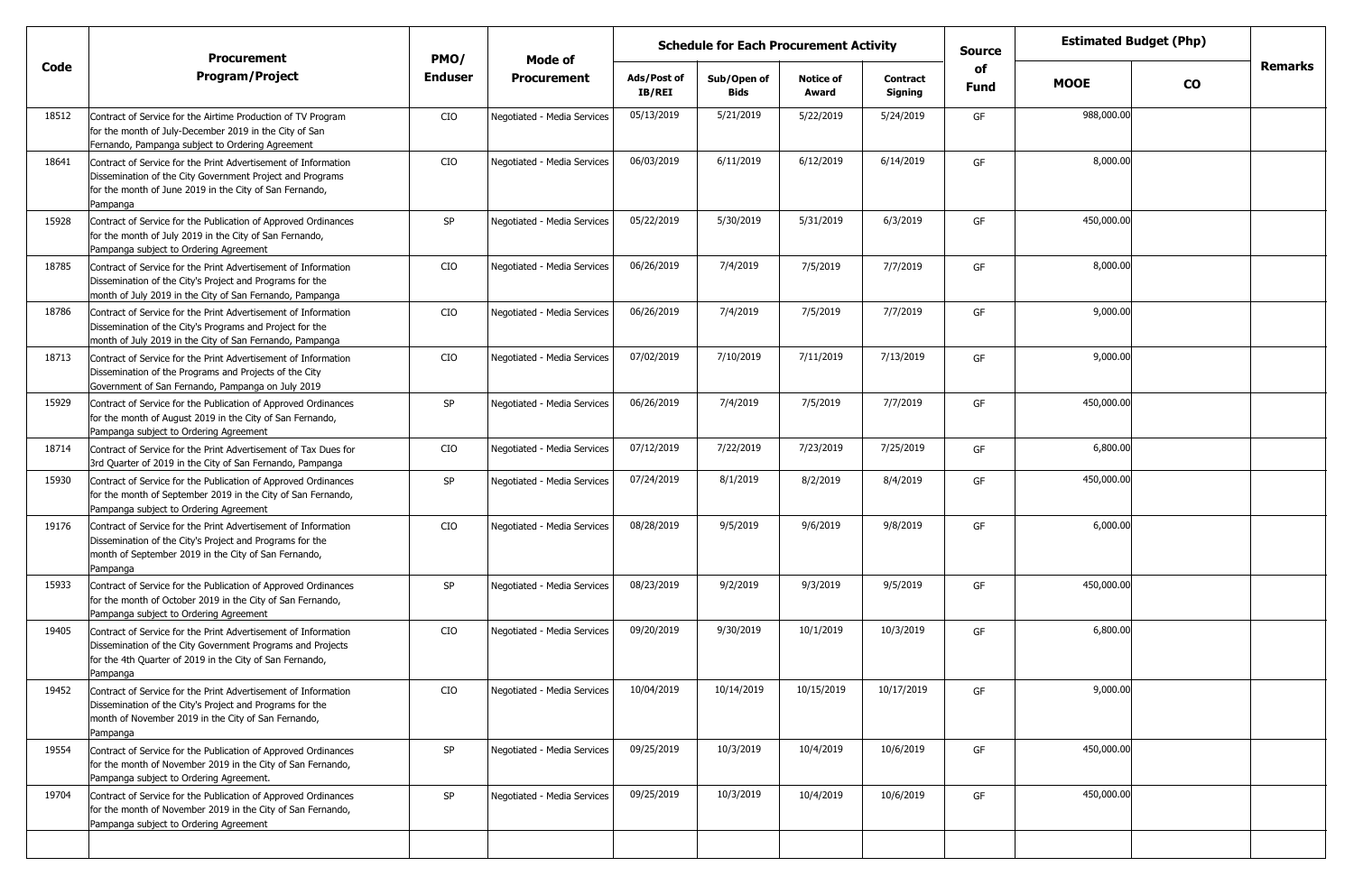| Code | Procurement Program/Project | PMO/ Enduser | Mode of Procurement | Schedule for Each Procurement Activity | | | | Source of Fund | Estimated Budget (Php) | | Remarks |
|---|---|---|---|---|---|---|---|---|---|---|---|
| | | | | Ads/Post of IB/REI | Sub/Open of Bids | Notice of Award | Contract Signing | | MOOE | CO | |
| 18512 | Contract of Service for the Airtime Production of TV Program for the month of July-December 2019 in the City of San Fernando, Pampanga subject to Ordering Agreement | CIO | Negotiated - Media Services | 05/13/2019 | 5/21/2019 | 5/22/2019 | 5/24/2019 | GF | 988,000.00 | | |
| 18641 | Contract of Service for the Print Advertisement of Information Dissemination of the City Government Project and Programs for the month of June 2019 in the City of San Fernando, Pampanga | CIO | Negotiated - Media Services | 06/03/2019 | 6/11/2019 | 6/12/2019 | 6/14/2019 | GF | 8,000.00 | | |
| 15928 | Contract of Service for the Publication of Approved Ordinances for the month of July 2019 in the City of San Fernando, Pampanga subject to Ordering Agreement | SP | Negotiated - Media Services | 05/22/2019 | 5/30/2019 | 5/31/2019 | 6/3/2019 | GF | 450,000.00 | | |
| 18785 | Contract of Service for the Print Advertisement of Information Dissemination of the City's Project and Programs for the month of July 2019 in the City of San Fernando, Pampanga | CIO | Negotiated - Media Services | 06/26/2019 | 7/4/2019 | 7/5/2019 | 7/7/2019 | GF | 8,000.00 | | |
| 18786 | Contract of Service for the Print Advertisement of Information Dissemination of the City's Programs and Project for the month of July 2019 in the City of San Fernando, Pampanga | CIO | Negotiated - Media Services | 06/26/2019 | 7/4/2019 | 7/5/2019 | 7/7/2019 | GF | 9,000.00 | | |
| 18713 | Contract of Service for the Print Advertisement of Information Dissemination of the Programs and Projects of the City Government of San Fernando, Pampanga on July 2019 | CIO | Negotiated - Media Services | 07/02/2019 | 7/10/2019 | 7/11/2019 | 7/13/2019 | GF | 9,000.00 | | |
| 15929 | Contract of Service for the Publication of Approved Ordinances for the month of August 2019 in the City of San Fernando, Pampanga subject to Ordering Agreement | SP | Negotiated - Media Services | 06/26/2019 | 7/4/2019 | 7/5/2019 | 7/7/2019 | GF | 450,000.00 | | |
| 18714 | Contract of Service for the Print Advertisement of Tax Dues for 3rd Quarter of 2019 in the City of San Fernando, Pampanga | CIO | Negotiated - Media Services | 07/12/2019 | 7/22/2019 | 7/23/2019 | 7/25/2019 | GF | 6,800.00 | | |
| 15930 | Contract of Service for the Publication of Approved Ordinances for the month of September 2019 in the City of San Fernando, Pampanga subject to Ordering Agreement | SP | Negotiated - Media Services | 07/24/2019 | 8/1/2019 | 8/2/2019 | 8/4/2019 | GF | 450,000.00 | | |
| 19176 | Contract of Service for the Print Advertisement of Information Dissemination of the City's Project and Programs for the month of September 2019 in the City of San Fernando, Pampanga | CIO | Negotiated - Media Services | 08/28/2019 | 9/5/2019 | 9/6/2019 | 9/8/2019 | GF | 6,000.00 | | |
| 15933 | Contract of Service for the Publication of Approved Ordinances for the month of October 2019 in the City of San Fernando, Pampanga subject to Ordering Agreement | SP | Negotiated - Media Services | 08/23/2019 | 9/2/2019 | 9/3/2019 | 9/5/2019 | GF | 450,000.00 | | |
| 19405 | Contract of Service for the Print Advertisement of Information Dissemination of the City Government Programs and Projects for the 4th Quarter of 2019 in the City of San Fernando, Pampanga | CIO | Negotiated - Media Services | 09/20/2019 | 9/30/2019 | 10/1/2019 | 10/3/2019 | GF | 6,800.00 | | |
| 19452 | Contract of Service for the Print Advertisement of Information Dissemination of the City's Project and Programs for the month of November 2019 in the City of San Fernando, Pampanga | CIO | Negotiated - Media Services | 10/04/2019 | 10/14/2019 | 10/15/2019 | 10/17/2019 | GF | 9,000.00 | | |
| 19554 | Contract of Service for the Publication of Approved Ordinances for the month of November 2019 in the City of San Fernando, Pampanga subject to Ordering Agreement. | SP | Negotiated - Media Services | 09/25/2019 | 10/3/2019 | 10/4/2019 | 10/6/2019 | GF | 450,000.00 | | |
| 19704 | Contract of Service for the Publication of Approved Ordinances for the month of November 2019 in the City of San Fernando, Pampanga subject to Ordering Agreement | SP | Negotiated - Media Services | 09/25/2019 | 10/3/2019 | 10/4/2019 | 10/6/2019 | GF | 450,000.00 | | |
| | | | | | | | | | | | |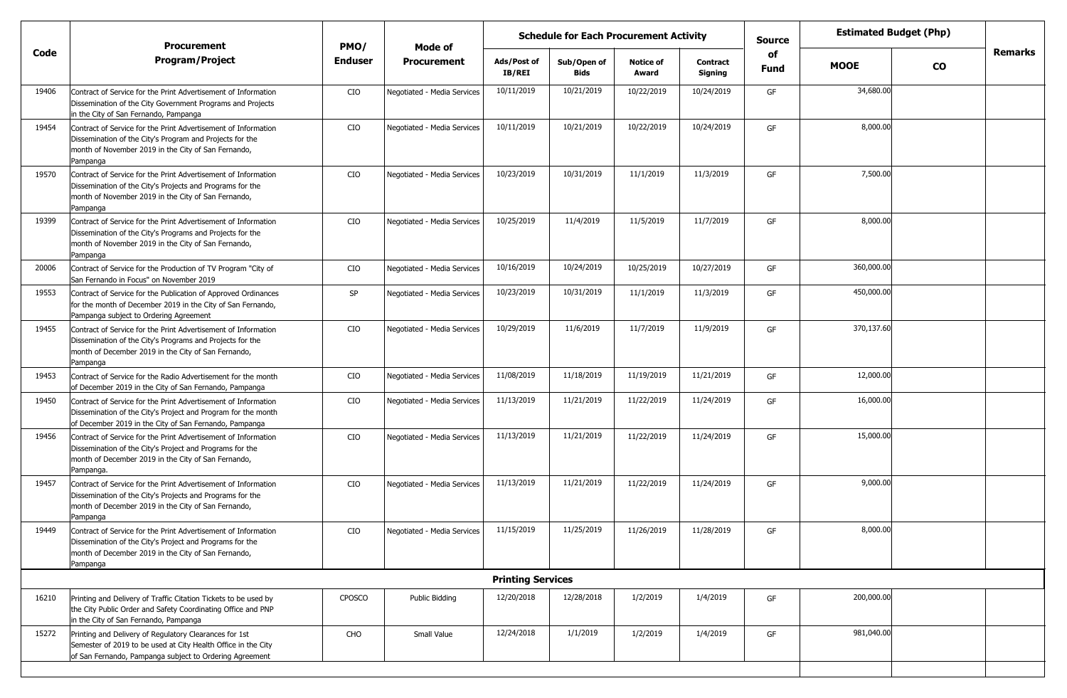| Code | Procurement Program/Project | PMO/ Enduser | Mode of Procurement | Schedule for Each Procurement Activity | | | | Source of Fund | Estimated Budget (Php) | | Remarks |
|---|---|---|---|---|---|---|---|---|---|---|---|
| | | | | Ads/Post of IB/REI | Sub/Open of Bids | Notice of Award | Contract Signing | | MOOE | CO | |
| 19406 | Contract of Service for the Print Advertisement of Information Dissemination of the City Government Programs and Projects in the City of San Fernando, Pampanga | CIO | Negotiated - Media Services | 10/11/2019 | 10/21/2019 | 10/22/2019 | 10/24/2019 | GF | 34,680.00 | | |
| 19454 | Contract of Service for the Print Advertisement of Information Dissemination of the City's Program and Projects for the month of November 2019 in the City of San Fernando, Pampanga | CIO | Negotiated - Media Services | 10/11/2019 | 10/21/2019 | 10/22/2019 | 10/24/2019 | GF | 8,000.00 | | |
| 19570 | Contract of Service for the Print Advertisement of Information Dissemination of the City's Projects and Programs for the month of November 2019 in the City of San Fernando, Pampanga | CIO | Negotiated - Media Services | 10/23/2019 | 10/31/2019 | 11/1/2019 | 11/3/2019 | GF | 7,500.00 | | |
| 19399 | Contract of Service for the Print Advertisement of Information Dissemination of the City's Programs and Projects for the month of November 2019 in the City of San Fernando, Pampanga | CIO | Negotiated - Media Services | 10/25/2019 | 11/4/2019 | 11/5/2019 | 11/7/2019 | GF | 8,000.00 | | |
| 20006 | Contract of Service for the Production of TV Program "City of San Fernando in Focus" on November 2019 | CIO | Negotiated - Media Services | 10/16/2019 | 10/24/2019 | 10/25/2019 | 10/27/2019 | GF | 360,000.00 | | |
| 19553 | Contract of Service for the Publication of Approved Ordinances for the month of December 2019 in the City of San Fernando, Pampanga subject to Ordering Agreement | SP | Negotiated - Media Services | 10/23/2019 | 10/31/2019 | 11/1/2019 | 11/3/2019 | GF | 450,000.00 | | |
| 19455 | Contract of Service for the Print Advertisement of Information Dissemination of the City's Programs and Projects for the month of December 2019 in the City of San Fernando, Pampanga | CIO | Negotiated - Media Services | 10/29/2019 | 11/6/2019 | 11/7/2019 | 11/9/2019 | GF | 370,137.60 | | |
| 19453 | Contract of Service for the Radio Advertisement for the month of December 2019 in the City of San Fernando, Pampanga | CIO | Negotiated - Media Services | 11/08/2019 | 11/18/2019 | 11/19/2019 | 11/21/2019 | GF | 12,000.00 | | |
| 19450 | Contract of Service for the Print Advertisement of Information Dissemination of the City's Project and Program for the month of December 2019 in the City of San Fernando, Pampanga | CIO | Negotiated - Media Services | 11/13/2019 | 11/21/2019 | 11/22/2019 | 11/24/2019 | GF | 16,000.00 | | |
| 19456 | Contract of Service for the Print Advertisement of Information Dissemination of the City's Project and Programs for the month of December 2019 in the City of San Fernando, Pampanga. | CIO | Negotiated - Media Services | 11/13/2019 | 11/21/2019 | 11/22/2019 | 11/24/2019 | GF | 15,000.00 | | |
| 19457 | Contract of Service for the Print Advertisement of Information Dissemination of the City's Projects and Programs for the month of December 2019 in the City of San Fernando, Pampanga | CIO | Negotiated - Media Services | 11/13/2019 | 11/21/2019 | 11/22/2019 | 11/24/2019 | GF | 9,000.00 | | |
| 19449 | Contract of Service for the Print Advertisement of Information Dissemination of the City's Project and Programs for the month of December 2019 in the City of San Fernando, Pampanga | CIO | Negotiated - Media Services | 11/15/2019 | 11/25/2019 | 11/26/2019 | 11/28/2019 | GF | 8,000.00 | | |
| | **Printing Services** | | | | | | | | | | |
| 16210 | Printing and Delivery of Traffic Citation Tickets to be used by the City Public Order and Safety Coordinating Office and PNP in the City of San Fernando, Pampanga | CPOSCO | Public Bidding | 12/20/2018 | 12/28/2018 | 1/2/2019 | 1/4/2019 | GF | 200,000.00 | | |
| 15272 | Printing and Delivery of Regulatory Clearances for 1st Semester of 2019 to be used at City Health Office in the City of San Fernando, Pampanga subject to Ordering Agreement | CHO | Small Value | 12/24/2018 | 1/1/2019 | 1/2/2019 | 1/4/2019 | GF | 981,040.00 | | |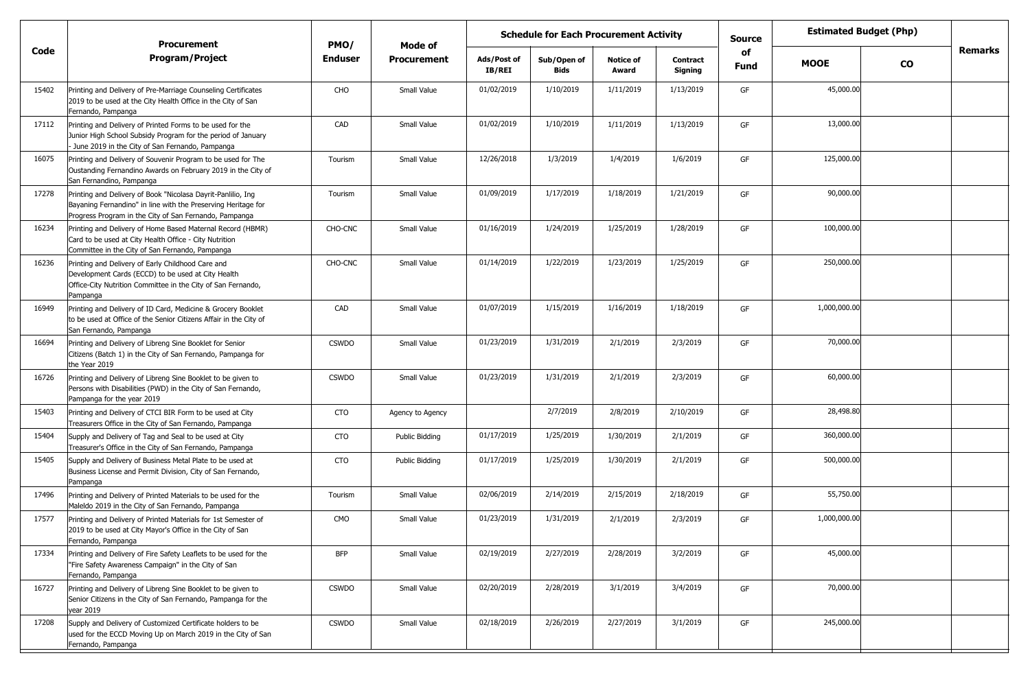| Code | Procurement Program/Project | PMO/ Enduser | Mode of Procurement | Schedule for Each Procurement Activity | | | | Source of Fund | Estimated Budget (Php) | | Remarks |
|---|---|---|---|---|---|---|---|---|---|---|---|
| | | | | Ads/Post of IB/REI | Sub/Open of Bids | Notice of Award | Contract Signing | | MOOE | CO | |
| 15402 | Printing and Delivery of Pre-Marriage Counseling Certificates 2019 to be used at the City Health Office in the City of San Fernando, Pampanga | CHO | Small Value | 01/02/2019 | 1/10/2019 | 1/11/2019 | 1/13/2019 | GF | 45,000.00 | | |
| 17112 | Printing and Delivery of Printed Forms to be used for the Junior High School Subsidy Program for the period of January - June 2019 in the City of San Fernando, Pampanga | CAD | Small Value | 01/02/2019 | 1/10/2019 | 1/11/2019 | 1/13/2019 | GF | 13,000.00 | | |
| 16075 | Printing and Delivery of Souvenir Program to be used for The Oustanding Fernandino Awards on February 2019 in the City of San Fernandino, Pampanga | Tourism | Small Value | 12/26/2018 | 1/3/2019 | 1/4/2019 | 1/6/2019 | GF | 125,000.00 | | |
| 17278 | Printing and Delivery of Book "Nicolasa Dayrit-Panlilio, Ing Bayaning Fernandino" in line with the Preserving Heritage for Progress Program in the City of San Fernando, Pampanga | Tourism | Small Value | 01/09/2019 | 1/17/2019 | 1/18/2019 | 1/21/2019 | GF | 90,000.00 | | |
| 16234 | Printing and Delivery of Home Based Maternal Record (HBMR) Card to be used at City Health Office - City Nutrition Committee in the City of San Fernando, Pampanga | CHO-CNC | Small Value | 01/16/2019 | 1/24/2019 | 1/25/2019 | 1/28/2019 | GF | 100,000.00 | | |
| 16236 | Printing and Delivery of Early Childhood Care and Development Cards (ECCD) to be used at City Health Office-City Nutrition Committee in the City of San Fernando, Pampanga | CHO-CNC | Small Value | 01/14/2019 | 1/22/2019 | 1/23/2019 | 1/25/2019 | GF | 250,000.00 | | |
| 16949 | Printing and Delivery of ID Card, Medicine & Grocery Booklet to be used at Office of the Senior Citizens Affair in the City of San Fernando, Pampanga | CAD | Small Value | 01/07/2019 | 1/15/2019 | 1/16/2019 | 1/18/2019 | GF | 1,000,000.00 | | |
| 16694 | Printing and Delivery of Libreng Sine Booklet for Senior Citizens (Batch 1) in the City of San Fernando, Pampanga for the Year 2019 | CSWDO | Small Value | 01/23/2019 | 1/31/2019 | 2/1/2019 | 2/3/2019 | GF | 70,000.00 | | |
| 16726 | Printing and Delivery of Libreng Sine Booklet to be given to Persons with Disabilities (PWD) in the City of San Fernando, Pampanga for the year 2019 | CSWDO | Small Value | 01/23/2019 | 1/31/2019 | 2/1/2019 | 2/3/2019 | GF | 60,000.00 | | |
| 15403 | Printing and Delivery of CTCI BIR Form to be used at City Treasurers Office in the City of San Fernando, Pampanga | CTO | Agency to Agency | | 2/7/2019 | 2/8/2019 | 2/10/2019 | GF | 28,498.80 | | |
| 15404 | Supply and Delivery of Tag and Seal to be used at City Treasurer's Office in the City of San Fernando, Pampanga | CTO | Public Bidding | 01/17/2019 | 1/25/2019 | 1/30/2019 | 2/1/2019 | GF | 360,000.00 | | |
| 15405 | Supply and Delivery of Business Metal Plate to be used at Business License and Permit Division, City of San Fernando, Pampanga | CTO | Public Bidding | 01/17/2019 | 1/25/2019 | 1/30/2019 | 2/1/2019 | GF | 500,000.00 | | |
| 17496 | Printing and Delivery of Printed Materials to be used for the Maleldo 2019 in the City of San Fernando, Pampanga | Tourism | Small Value | 02/06/2019 | 2/14/2019 | 2/15/2019 | 2/18/2019 | GF | 55,750.00 | | |
| 17577 | Printing and Delivery of Printed Materials for 1st Semester of 2019 to be used at City Mayor's Office in the City of San Fernando, Pampanga | CMO | Small Value | 01/23/2019 | 1/31/2019 | 2/1/2019 | 2/3/2019 | GF | 1,000,000.00 | | |
| 17334 | Printing and Delivery of Fire Safety Leaflets to be used for the "Fire Safety Awareness Campaign" in the City of San Fernando, Pampanga | BFP | Small Value | 02/19/2019 | 2/27/2019 | 2/28/2019 | 3/2/2019 | GF | 45,000.00 | | |
| 16727 | Printing and Delivery of Libreng Sine Booklet to be given to Senior Citizens in the City of San Fernando, Pampanga for the year 2019 | CSWDO | Small Value | 02/20/2019 | 2/28/2019 | 3/1/2019 | 3/4/2019 | GF | 70,000.00 | | |
| 17208 | Supply and Delivery of Customized Certificate holders to be used for the ECCD Moving Up on March 2019 in the City of San Fernando, Pampanga | CSWDO | Small Value | 02/18/2019 | 2/26/2019 | 2/27/2019 | 3/1/2019 | GF | 245,000.00 | | |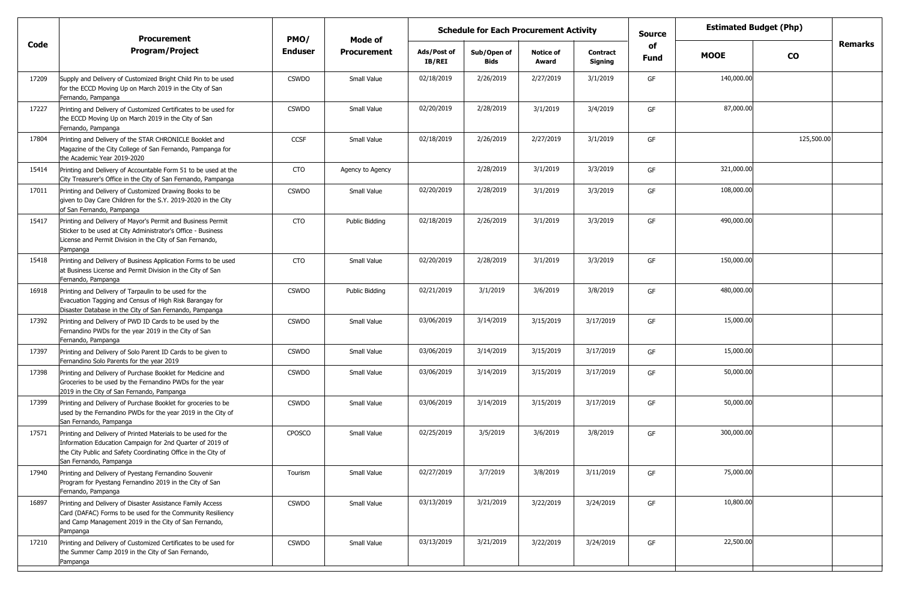| Code | Procurement Program/Project | PMO/ Enduser | Mode of Procurement | Schedule for Each Procurement Activity | | | | Source of Fund | Estimated Budget (Php) | | Remarks |
|---|---|---|---|---|---|---|---|---|---|---|---|
| | | | | Ads/Post of IB/REI | Sub/Open of Bids | Notice of Award | Contract Signing | | MOOE | CO | |
| 17209 | Supply and Delivery of Customized Bright Child Pin to be used for the ECCD Moving Up on March 2019 in the City of San Fernando, Pampanga | CSWDO | Small Value | 02/18/2019 | 2/26/2019 | 2/27/2019 | 3/1/2019 | GF | 140,000.00 | | |
| 17227 | Printing and Delivery of Customized Certificates to be used for the ECCD Moving Up on March 2019 in the City of San Fernando, Pampanga | CSWDO | Small Value | 02/20/2019 | 2/28/2019 | 3/1/2019 | 3/4/2019 | GF | 87,000.00 | | |
| 17804 | Printing and Delivery of the STAR CHRONICLE Booklet and Magazine of the City College of San Fernando, Pampanga for the Academic Year 2019-2020 | CCSF | Small Value | 02/18/2019 | 2/26/2019 | 2/27/2019 | 3/1/2019 | GF | | 125,500.00 | |
| 15414 | Printing and Delivery of Accountable Form 51 to be used at the City Treasurer's Office in the City of San Fernando, Pampanga | CTO | Agency to Agency | | 2/28/2019 | 3/1/2019 | 3/3/2019 | GF | 321,000.00 | | |
| 17011 | Printing and Delivery of Customized Drawing Books to be given to Day Care Children for the S.Y. 2019-2020 in the City of San Fernando, Pampanga | CSWDO | Small Value | 02/20/2019 | 2/28/2019 | 3/1/2019 | 3/3/2019 | GF | 108,000.00 | | |
| 15417 | Printing and Delivery of Mayor's Permit and Business Permit Sticker to be used at City Administrator's Office - Business License and Permit Division in the City of San Fernando, Pampanga | CTO | Public Bidding | 02/18/2019 | 2/26/2019 | 3/1/2019 | 3/3/2019 | GF | 490,000.00 | | |
| 15418 | Printing and Delivery of Business Application Forms to be used at Business License and Permit Division in the City of San Fernando, Pampanga | CTO | Small Value | 02/20/2019 | 2/28/2019 | 3/1/2019 | 3/3/2019 | GF | 150,000.00 | | |
| 16918 | Printing and Delivery of Tarpaulin to be used for the Evacuation Tagging and Census of High Risk Barangay for Disaster Database in the City of San Fernando, Pampanga | CSWDO | Public Bidding | 02/21/2019 | 3/1/2019 | 3/6/2019 | 3/8/2019 | GF | 480,000.00 | | |
| 17392 | Printing and Delivery of PWD ID Cards to be used by the Fernandino PWDs for the year 2019 in the City of San Fernando, Pampanga | CSWDO | Small Value | 03/06/2019 | 3/14/2019 | 3/15/2019 | 3/17/2019 | GF | 15,000.00 | | |
| 17397 | Printing and Delivery of Solo Parent ID Cards to be given to Fernandino Solo Parents for the year 2019 | CSWDO | Small Value | 03/06/2019 | 3/14/2019 | 3/15/2019 | 3/17/2019 | GF | 15,000.00 | | |
| 17398 | Printing and Delivery of Purchase Booklet for Medicine and Groceries to be used by the Fernandino PWDs for the year 2019 in the City of San Fernando, Pampanga | CSWDO | Small Value | 03/06/2019 | 3/14/2019 | 3/15/2019 | 3/17/2019 | GF | 50,000.00 | | |
| 17399 | Printing and Delivery of Purchase Booklet for groceries to be used by the Fernandino PWDs for the year 2019 in the City of San Fernando, Pampanga | CSWDO | Small Value | 03/06/2019 | 3/14/2019 | 3/15/2019 | 3/17/2019 | GF | 50,000.00 | | |
| 17571 | Printing and Delivery of Printed Materials to be used for the Information Education Campaign for 2nd Quarter of 2019 of the City Public and Safety Coordinating Office in the City of San Fernando, Pampanga | CPOSCO | Small Value | 02/25/2019 | 3/5/2019 | 3/6/2019 | 3/8/2019 | GF | 300,000.00 | | |
| 17940 | Printing and Delivery of Pyestang Fernandino Souvenir Program for Pyestang Fernandino 2019 in the City of San Fernando, Pampanga | Tourism | Small Value | 02/27/2019 | 3/7/2019 | 3/8/2019 | 3/11/2019 | GF | 75,000.00 | | |
| 16897 | Printing and Delivery of Disaster Assistance Family Access Card (DAFAC) Forms to be used for the Community Resiliency and Camp Management 2019 in the City of San Fernando, Pampanga | CSWDO | Small Value | 03/13/2019 | 3/21/2019 | 3/22/2019 | 3/24/2019 | GF | 10,800.00 | | |
| 17210 | Printing and Delivery of Customized Certificates to be used for the Summer Camp 2019 in the City of San Fernando, Pampanga | CSWDO | Small Value | 03/13/2019 | 3/21/2019 | 3/22/2019 | 3/24/2019 | GF | 22,500.00 | | |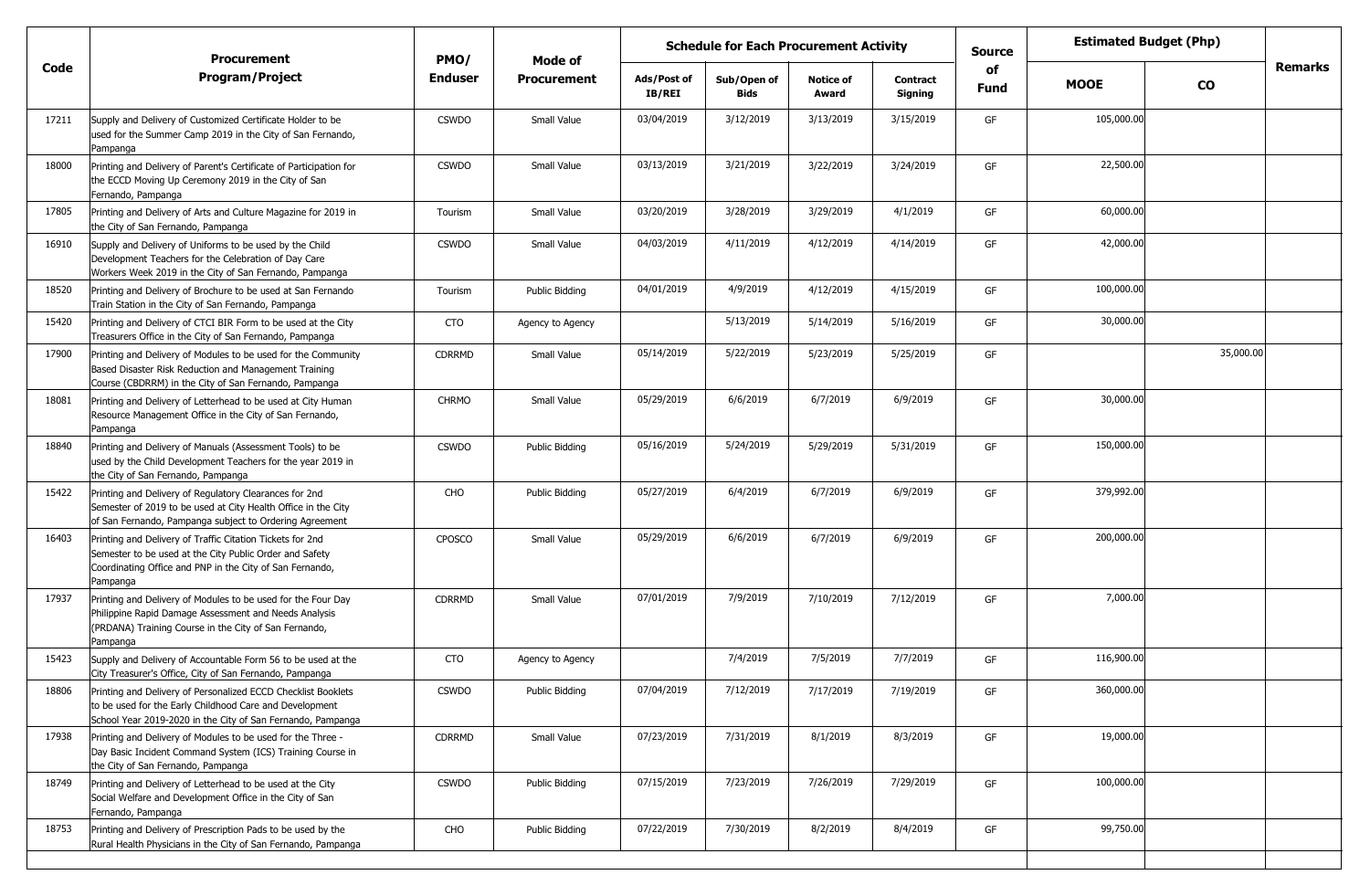| Code | Procurement Program/Project | PMO/ Enduser | Mode of Procurement | Schedule for Each Procurement Activity | | | | Source of Fund | Estimated Budget (Php) | | Remarks |
|---|---|---|---|---|---|---|---|---|---|---|---|
| | | | | Ads/Post of IB/REI | Sub/Open of Bids | Notice of Award | Contract Signing | | MOOE | CO | |
| 17211 | Supply and Delivery of Customized Certificate Holder to be used for the Summer Camp 2019 in the City of San Fernando, Pampanga | CSWDO | Small Value | 03/04/2019 | 3/12/2019 | 3/13/2019 | 3/15/2019 | GF | 105,000.00 | | |
| 18000 | Printing and Delivery of Parent's Certificate of Participation for the ECCD Moving Up Ceremony 2019 in the City of San Fernando, Pampanga | CSWDO | Small Value | 03/13/2019 | 3/21/2019 | 3/22/2019 | 3/24/2019 | GF | 22,500.00 | | |
| 17805 | Printing and Delivery of Arts and Culture Magazine for 2019 in the City of San Fernando, Pampanga | Tourism | Small Value | 03/20/2019 | 3/28/2019 | 3/29/2019 | 4/1/2019 | GF | 60,000.00 | | |
| 16910 | Supply and Delivery of Uniforms to be used by the Child Development Teachers for the Celebration of Day Care Workers Week 2019 in the City of San Fernando, Pampanga | CSWDO | Small Value | 04/03/2019 | 4/11/2019 | 4/12/2019 | 4/14/2019 | GF | 42,000.00 | | |
| 18520 | Printing and Delivery of Brochure to be used at San Fernando Train Station in the City of San Fernando, Pampanga | Tourism | Public Bidding | 04/01/2019 | 4/9/2019 | 4/12/2019 | 4/15/2019 | GF | 100,000.00 | | |
| 15420 | Printing and Delivery of CTCI BIR Form to be used at the City Treasurers Office in the City of San Fernando, Pampanga | CTO | Agency to Agency | | 5/13/2019 | 5/14/2019 | 5/16/2019 | GF | 30,000.00 | | |
| 17900 | Printing and Delivery of Modules to be used for the Community Based Disaster Risk Reduction and Management Training Course (CBDRRM) in the City of San Fernando, Pampanga | CDRRMD | Small Value | 05/14/2019 | 5/22/2019 | 5/23/2019 | 5/25/2019 | GF | | 35,000.00 | |
| 18081 | Printing and Delivery of Letterhead to be used at City Human Resource Management Office in the City of San Fernando, Pampanga | CHRMO | Small Value | 05/29/2019 | 6/6/2019 | 6/7/2019 | 6/9/2019 | GF | 30,000.00 | | |
| 18840 | Printing and Delivery of Manuals (Assessment Tools) to be used by the Child Development Teachers for the year 2019 in the City of San Fernando, Pampanga | CSWDO | Public Bidding | 05/16/2019 | 5/24/2019 | 5/29/2019 | 5/31/2019 | GF | 150,000.00 | | |
| 15422 | Printing and Delivery of Regulatory Clearances for 2nd Semester of 2019 to be used at City Health Office in the City of San Fernando, Pampanga subject to Ordering Agreement | CHO | Public Bidding | 05/27/2019 | 6/4/2019 | 6/7/2019 | 6/9/2019 | GF | 379,992.00 | | |
| 16403 | Printing and Delivery of Traffic Citation Tickets for 2nd Semester to be used at the City Public Order and Safety Coordinating Office and PNP in the City of San Fernando, Pampanga | CPOSCO | Small Value | 05/29/2019 | 6/6/2019 | 6/7/2019 | 6/9/2019 | GF | 200,000.00 | | |
| 17937 | Printing and Delivery of Modules to be used for the Four Day Philippine Rapid Damage Assessment and Needs Analysis (PRDANA) Training Course in the City of San Fernando, Pampanga | CDRRMD | Small Value | 07/01/2019 | 7/9/2019 | 7/10/2019 | 7/12/2019 | GF | 7,000.00 | | |
| 15423 | Supply and Delivery of Accountable Form 56 to be used at the City Treasurer's Office, City of San Fernando, Pampanga | CTO | Agency to Agency | | 7/4/2019 | 7/5/2019 | 7/7/2019 | GF | 116,900.00 | | |
| 18806 | Printing and Delivery of Personalized ECCD Checklist Booklets to be used for the Early Childhood Care and Development School Year 2019-2020 in the City of San Fernando, Pampanga | CSWDO | Public Bidding | 07/04/2019 | 7/12/2019 | 7/17/2019 | 7/19/2019 | GF | 360,000.00 | | |
| 17938 | Printing and Delivery of Modules to be used for the Three - Day Basic Incident Command System (ICS) Training Course in the City of San Fernando, Pampanga | CDRRMD | Small Value | 07/23/2019 | 7/31/2019 | 8/1/2019 | 8/3/2019 | GF | 19,000.00 | | |
| 18749 | Printing and Delivery of Letterhead to be used at the City Social Welfare and Development Office in the City of San Fernando, Pampanga | CSWDO | Public Bidding | 07/15/2019 | 7/23/2019 | 7/26/2019 | 7/29/2019 | GF | 100,000.00 | | |
| 18753 | Printing and Delivery of Prescription Pads to be used by the Rural Health Physicians in the City of San Fernando, Pampanga | CHO | Public Bidding | 07/22/2019 | 7/30/2019 | 8/2/2019 | 8/4/2019 | GF | 99,750.00 | | |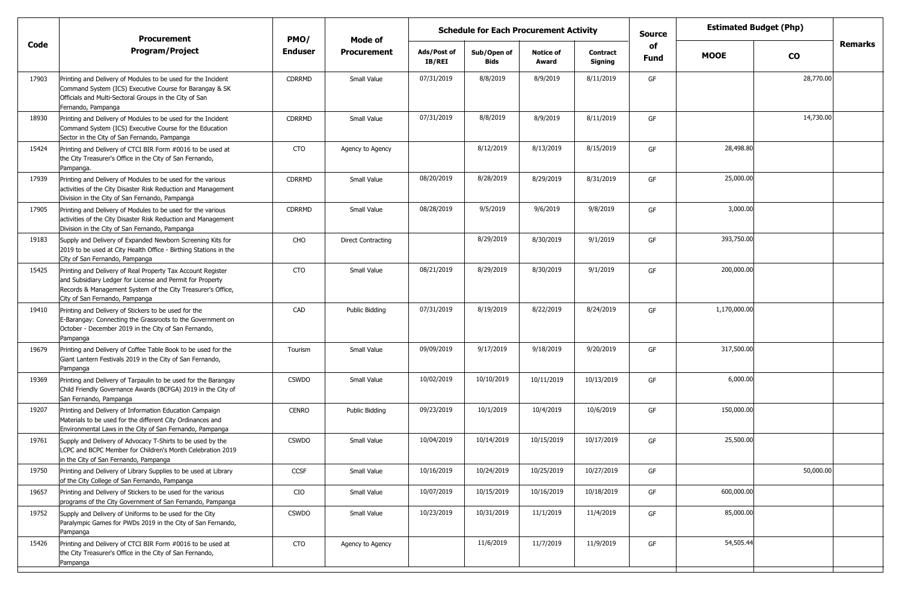| Code | Procurement Program/Project | PMO/ Enduser | Mode of Procurement | Schedule for Each Procurement Activity | | | | Source of Fund | Estimated Budget (Php) | | Remarks |
|---|---|---|---|---|---|---|---|---|---|---|---|
| | | | | Ads/Post of IB/REI | Sub/Open of Bids | Notice of Award | Contract Signing | | MOOE | CO | |
| 17903 | Printing and Delivery of Modules to be used for the Incident Command System (ICS) Executive Course for Barangay & SK Officials and Multi-Sectoral Groups in the City of San Fernando, Pampanga | CDRRMD | Small Value | 07/31/2019 | 8/8/2019 | 8/9/2019 | 8/11/2019 | GF | | 28,770.00 | |
| 18930 | Printing and Delivery of Modules to be used for the Incident Command System (ICS) Executive Course for the Education Sector in the City of San Fernando, Pampanga | CDRRMD | Small Value | 07/31/2019 | 8/8/2019 | 8/9/2019 | 8/11/2019 | GF | | 14,730.00 | |
| 15424 | Printing and Delivery of CTCI BIR Form #0016 to be used at the City Treasurer's Office in the City of San Fernando, Pampanga. | CTO | Agency to Agency | | 8/12/2019 | 8/13/2019 | 8/15/2019 | GF | 28,498.80 | | |
| 17939 | Printing and Delivery of Modules to be used for the various activities of the City Disaster Risk Reduction and Management Division in the City of San Fernando, Pampanga | CDRRMD | Small Value | 08/20/2019 | 8/28/2019 | 8/29/2019 | 8/31/2019 | GF | 25,000.00 | | |
| 17905 | Printing and Delivery of Modules to be used for the various activities of the City Disaster Risk Reduction and Management Division in the City of San Fernando, Pampanga | CDRRMD | Small Value | 08/28/2019 | 9/5/2019 | 9/6/2019 | 9/8/2019 | GF | 3,000.00 | | |
| 19183 | Supply and Delivery of Expanded Newborn Screening Kits for 2019 to be used at City Health Office - Birthing Stations in the City of San Fernando, Pampanga | CHO | Direct Contracting | | 8/29/2019 | 8/30/2019 | 9/1/2019 | GF | 393,750.00 | | |
| 15425 | Printing and Delivery of Real Property Tax Account Register and Subsidiary Ledger for License and Permit for Property Records & Management System of the City Treasurer's Office, City of San Fernando, Pampanga | CTO | Small Value | 08/21/2019 | 8/29/2019 | 8/30/2019 | 9/1/2019 | GF | 200,000.00 | | |
| 19410 | Printing and Delivery of Stickers to be used for the E-Barangay: Connecting the Grassroots to the Government on October - December 2019 in the City of San Fernando, Pampanga | CAD | Public Bidding | 07/31/2019 | 8/19/2019 | 8/22/2019 | 8/24/2019 | GF | 1,170,000.00 | | |
| 19679 | Printing and Delivery of Coffee Table Book to be used for the Giant Lantern Festivals 2019 in the City of San Fernando, Pampanga | Tourism | Small Value | 09/09/2019 | 9/17/2019 | 9/18/2019 | 9/20/2019 | GF | 317,500.00 | | |
| 19369 | Printing and Delivery of Tarpaulin to be used for the Barangay Child Friendly Governance Awards (BCFGA) 2019 in the City of San Fernando, Pampanga | CSWDO | Small Value | 10/02/2019 | 10/10/2019 | 10/11/2019 | 10/13/2019 | GF | 6,000.00 | | |
| 19207 | Printing and Delivery of Information Education Campaign Materials to be used for the different City Ordinances and Environmental Laws in the City of San Fernando, Pampanga | CENRO | Public Bidding | 09/23/2019 | 10/1/2019 | 10/4/2019 | 10/6/2019 | GF | 150,000.00 | | |
| 19761 | Supply and Delivery of Advocacy T-Shirts to be used by the LCPC and BCPC Member for Children's Month Celebration 2019 in the City of San Fernando, Pampanga | CSWDO | Small Value | 10/04/2019 | 10/14/2019 | 10/15/2019 | 10/17/2019 | GF | 25,500.00 | | |
| 19750 | Printing and Delivery of Library Supplies to be used at Library of the City College of San Fernando, Pampanga | CCSF | Small Value | 10/16/2019 | 10/24/2019 | 10/25/2019 | 10/27/2019 | GF | | 50,000.00 | |
| 19657 | Printing and Delivery of Stickers to be used for the various programs of the City Government of San Fernando, Pampanga | CIO | Small Value | 10/07/2019 | 10/15/2019 | 10/16/2019 | 10/18/2019 | GF | 600,000.00 | | |
| 19752 | Supply and Delivery of Uniforms to be used for the City Paralympic Games for PWDs 2019 in the City of San Fernando, Pampanga | CSWDO | Small Value | 10/23/2019 | 10/31/2019 | 11/1/2019 | 11/4/2019 | GF | 85,000.00 | | |
| 15426 | Printing and Delivery of CTCI BIR Form #0016 to be used at the City Treasurer's Office in the City of San Fernando, Pampanga | CTO | Agency to Agency | | 11/6/2019 | 11/7/2019 | 11/9/2019 | GF | 54,505.44 | | |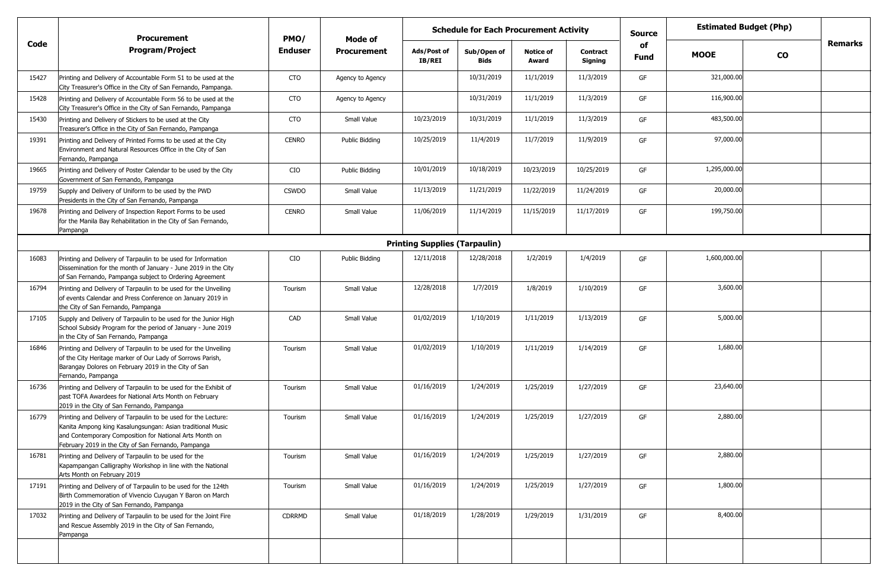| Code | Procurement Program/Project | PMO/ Enduser | Mode of Procurement | Schedule for Each Procurement Activity | | | | Source of Fund | Estimated Budget (Php) | | Remarks |
|---|---|---|---|---|---|---|---|---|---|---|---|
| | | | | Ads/Post of IB/REI | Sub/Open of Bids | Notice of Award | Contract Signing | | MOOE | CO | |
| 15427 | Printing and Delivery of Accountable Form 51 to be used at the City Treasurer's Office in the City of San Fernando, Pampanga. | CTO | Agency to Agency | | 10/31/2019 | 11/1/2019 | 11/3/2019 | GF | 321,000.00 | | |
| 15428 | Printing and Delivery of Accountable Form 56 to be used at the City Treasurer's Office in the City of San Fernando, Pampanga | CTO | Agency to Agency | | 10/31/2019 | 11/1/2019 | 11/3/2019 | GF | 116,900.00 | | |
| 15430 | Printing and Delivery of Stickers to be used at the City Treasurer's Office in the City of San Fernando, Pampanga | CTO | Small Value | 10/23/2019 | 10/31/2019 | 11/1/2019 | 11/3/2019 | GF | 483,500.00 | | |
| 19391 | Printing and Delivery of Printed Forms to be used at the City Environment and Natural Resources Office in the City of San Fernando, Pampanga | CENRO | Public Bidding | 10/25/2019 | 11/4/2019 | 11/7/2019 | 11/9/2019 | GF | 97,000.00 | | |
| 19665 | Printing and Delivery of Poster Calendar to be used by the City Government of San Fernando, Pampanga | CIO | Public Bidding | 10/01/2019 | 10/18/2019 | 10/23/2019 | 10/25/2019 | GF | 1,295,000.00 | | |
| 19759 | Supply and Delivery of Uniform to be used by the PWD Presidents in the City of San Fernando, Pampanga | CSWDO | Small Value | 11/13/2019 | 11/21/2019 | 11/22/2019 | 11/24/2019 | GF | 20,000.00 | | |
| 19678 | Printing and Delivery of Inspection Report Forms to be used for the Manila Bay Rehabilitation in the City of San Fernando, Pampanga | CENRO | Small Value | 11/06/2019 | 11/14/2019 | 11/15/2019 | 11/17/2019 | GF | 199,750.00 | | |
| | **Printing Supplies (Tarpaulin)** | | | | | | | | | | |
| 16083 | Printing and Delivery of Tarpaulin to be used for Information Dissemination for the month of January - June 2019 in the City of San Fernando, Pampanga subject to Ordering Agreement | CIO | Public Bidding | 12/11/2018 | 12/28/2018 | 1/2/2019 | 1/4/2019 | GF | 1,600,000.00 | | |
| 16794 | Printing and Delivery of Tarpaulin to be used for the Unveiling of events Calendar and Press Conference on January 2019 in the City of San Fernando, Pampanga | Tourism | Small Value | 12/28/2018 | 1/7/2019 | 1/8/2019 | 1/10/2019 | GF | 3,600.00 | | |
| 17105 | Supply and Delivery of Tarpaulin to be used for the Junior High School Subsidy Program for the period of January - June 2019 in the City of San Fernando, Pampanga | CAD | Small Value | 01/02/2019 | 1/10/2019 | 1/11/2019 | 1/13/2019 | GF | 5,000.00 | | |
| 16846 | Printing and Delivery of Tarpaulin to be used for the Unveiling of the City Heritage marker of Our Lady of Sorrows Parish, Barangay Dolores on February 2019 in the City of San Fernando, Pampanga | Tourism | Small Value | 01/02/2019 | 1/10/2019 | 1/11/2019 | 1/14/2019 | GF | 1,680.00 | | |
| 16736 | Printing and Delivery of Tarpaulin to be used for the Exhibit of past TOFA Awardees for National Arts Month on February 2019 in the City of San Fernando, Pampanga | Tourism | Small Value | 01/16/2019 | 1/24/2019 | 1/25/2019 | 1/27/2019 | GF | 23,640.00 | | |
| 16779 | Printing and Delivery of Tarpaulin to be used for the Lecture: Kanita Ampong king Kasalungsungan: Asian traditional Music and Contemporary Composition for National Arts Month on February 2019 in the City of San Fernando, Pampanga | Tourism | Small Value | 01/16/2019 | 1/24/2019 | 1/25/2019 | 1/27/2019 | GF | 2,880.00 | | |
| 16781 | Printing and Delivery of Tarpaulin to be used for the Kapampangan Calligraphy Workshop in line with the National Arts Month on February 2019 | Tourism | Small Value | 01/16/2019 | 1/24/2019 | 1/25/2019 | 1/27/2019 | GF | 2,880.00 | | |
| 17191 | Printing and Delivery of of Tarpaulin to be used for the 124th Birth Commemoration of Vivencio Cuyugan Y Baron on March 2019 in the City of San Fernando, Pampanga | Tourism | Small Value | 01/16/2019 | 1/24/2019 | 1/25/2019 | 1/27/2019 | GF | 1,800.00 | | |
| 17032 | Printing and Delivery of Tarpaulin to be used for the Joint Fire and Rescue Assembly 2019 in the City of San Fernando, Pampanga | CDRRMD | Small Value | 01/18/2019 | 1/28/2019 | 1/29/2019 | 1/31/2019 | GF | 8,400.00 | | |
| | | | | | | | | | | | |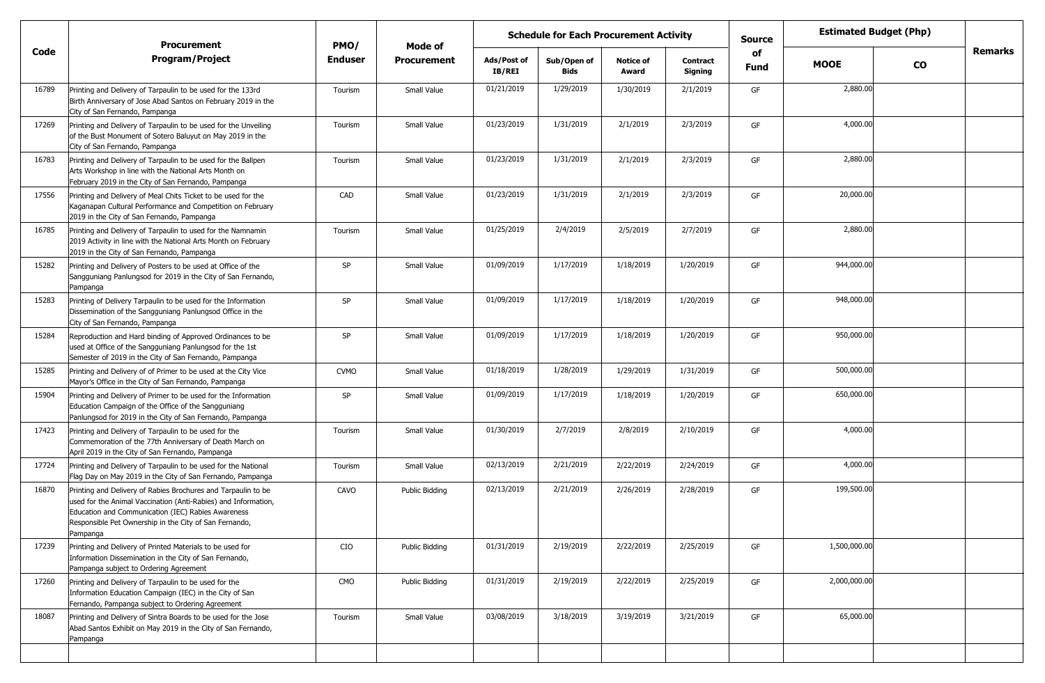| Code | Procurement Program/Project | PMO/ Enduser | Mode of Procurement | Schedule for Each Procurement Activity | | | | Source of Fund | Estimated Budget (Php) | | Remarks |
|---|---|---|---|---|---|---|---|---|---|---|---|
| | | | | Ads/Post of IB/REI | Sub/Open of Bids | Notice of Award | Contract Signing | | MOOE | CO | |
| 16789 | Printing and Delivery of Tarpaulin to be used for the 133rd Birth Anniversary of Jose Abad Santos on February 2019 in the City of San Fernando, Pampanga | Tourism | Small Value | 01/21/2019 | 1/29/2019 | 1/30/2019 | 2/1/2019 | GF | 2,880.00 | | |
| 17269 | Printing and Delivery of Tarpaulin to be used for the Unveiling of the Bust Monument of Sotero Baluyut on May 2019 in the City of San Fernando, Pampanga | Tourism | Small Value | 01/23/2019 | 1/31/2019 | 2/1/2019 | 2/3/2019 | GF | 4,000.00 | | |
| 16783 | Printing and Delivery of Tarpaulin to be used for the Ballpen Arts Workshop in line with the National Arts Month on February 2019 in the City of San Fernando, Pampanga | Tourism | Small Value | 01/23/2019 | 1/31/2019 | 2/1/2019 | 2/3/2019 | GF | 2,880.00 | | |
| 17556 | Printing and Delivery of Meal Chits Ticket to be used for the Kaganapan Cultural Performance and Competition on February 2019 in the City of San Fernando, Pampanga | CAD | Small Value | 01/23/2019 | 1/31/2019 | 2/1/2019 | 2/3/2019 | GF | 20,000.00 | | |
| 16785 | Printing and Delivery of Tarpaulin to used for the Namnamin 2019 Activity in line with the National Arts Month on February 2019 in the City of San Fernando, Pampanga | Tourism | Small Value | 01/25/2019 | 2/4/2019 | 2/5/2019 | 2/7/2019 | GF | 2,880.00 | | |
| 15282 | Printing and Delivery of Posters to be used at Office of the Sangguniang Panlungsod for 2019 in the City of San Fernando, Pampanga | SP | Small Value | 01/09/2019 | 1/17/2019 | 1/18/2019 | 1/20/2019 | GF | 944,000.00 | | |
| 15283 | Printing of Delivery Tarpaulin to be used for the Information Dissemination of the Sangguniang Panlungsod Office in the City of San Fernando, Pampanga | SP | Small Value | 01/09/2019 | 1/17/2019 | 1/18/2019 | 1/20/2019 | GF | 948,000.00 | | |
| 15284 | Reproduction and Hard binding of Approved Ordinances to be used at Office of the Sangguniang Panlungsod for the 1st Semester of 2019 in the City of San Fernando, Pampanga | SP | Small Value | 01/09/2019 | 1/17/2019 | 1/18/2019 | 1/20/2019 | GF | 950,000.00 | | |
| 15285 | Printing and Delivery of of Primer to be used at the City Vice Mayor's Office in the City of San Fernando, Pampanga | CVMO | Small Value | 01/18/2019 | 1/28/2019 | 1/29/2019 | 1/31/2019 | GF | 500,000.00 | | |
| 15904 | Printing and Delivery of Primer to be used for the Information Education Campaign of the Office of the Sangguniang Panlungsod for 2019 in the City of San Fernando, Pampanga | SP | Small Value | 01/09/2019 | 1/17/2019 | 1/18/2019 | 1/20/2019 | GF | 650,000.00 | | |
| 17423 | Printing and Delivery of Tarpaulin to be used for the Commemoration of the 77th Anniversary of Death March on April 2019 in the City of San Fernando, Pampanga | Tourism | Small Value | 01/30/2019 | 2/7/2019 | 2/8/2019 | 2/10/2019 | GF | 4,000.00 | | |
| 17724 | Printing and Delivery of Tarpaulin to be used for the National Flag Day on May 2019 in the City of San Fernando, Pampanga | Tourism | Small Value | 02/13/2019 | 2/21/2019 | 2/22/2019 | 2/24/2019 | GF | 4,000.00 | | |
| 16870 | Printing and Delivery of Rabies Brochures and Tarpaulin to be used for the Animal Vaccination (Anti-Rabies) and Information, Education and Communication (IEC) Rabies Awareness Responsible Pet Ownership in the City of San Fernando, Pampanga | CAVO | Public Bidding | 02/13/2019 | 2/21/2019 | 2/26/2019 | 2/28/2019 | GF | 199,500.00 | | |
| 17239 | Printing and Delivery of Printed Materials to be used for Information Dissemination in the City of San Fernando, Pampanga subject to Ordering Agreement | CIO | Public Bidding | 01/31/2019 | 2/19/2019 | 2/22/2019 | 2/25/2019 | GF | 1,500,000.00 | | |
| 17260 | Printing and Delivery of Tarpaulin to be used for the Information Education Campaign (IEC) in the City of San Fernando, Pampanga subject to Ordering Agreement | CMO | Public Bidding | 01/31/2019 | 2/19/2019 | 2/22/2019 | 2/25/2019 | GF | 2,000,000.00 | | |
| 18087 | Printing and Delivery of Sintra Boards to be used for the Jose Abad Santos Exhibit on May 2019 in the City of San Fernando, Pampanga | Tourism | Small Value | 03/08/2019 | 3/18/2019 | 3/19/2019 | 3/21/2019 | GF | 65,000.00 | | |
| | | | | | | | | | | | |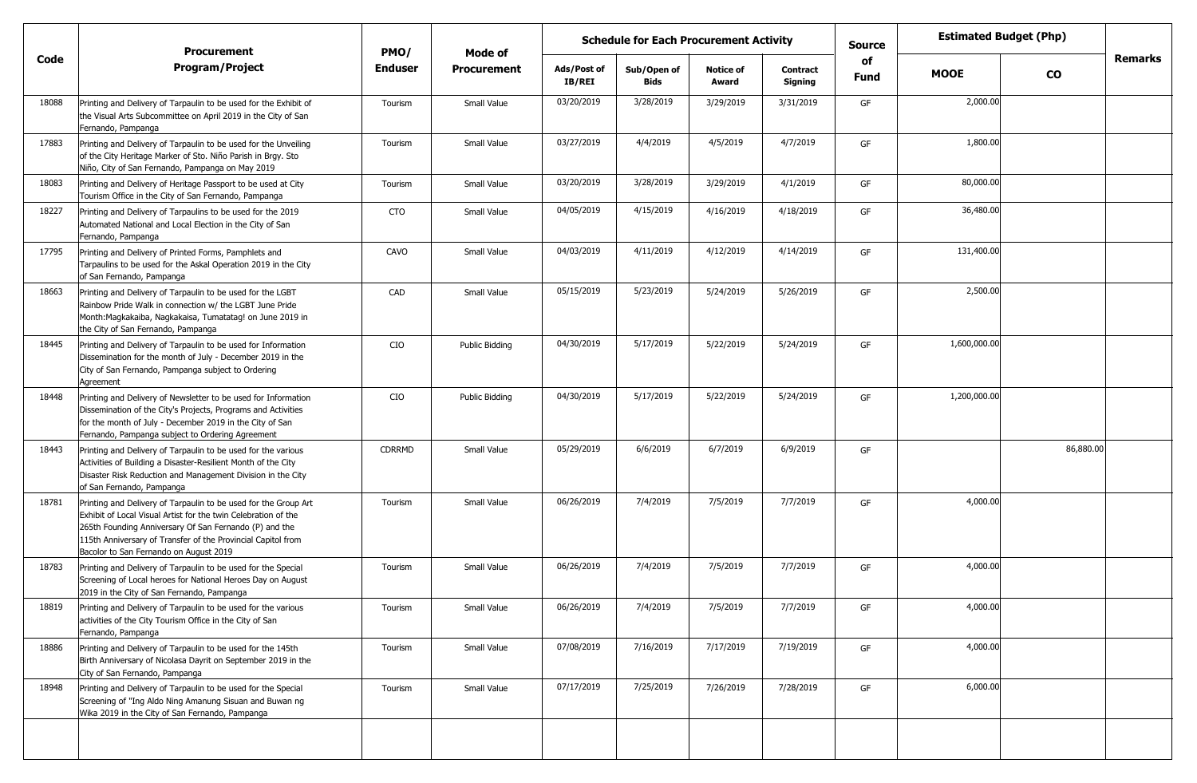| Code | Procurement Program/Project | PMO/ Enduser | Mode of Procurement | Schedule for Each Procurement Activity | | | | Source of Fund | Estimated Budget (Php) | | Remarks |
|---|---|---|---|---|---|---|---|---|---|---|---|
| | | | | Ads/Post of IB/REI | Sub/Open of Bids | Notice of Award | Contract Signing | | MOOE | CO | |
| 18088 | Printing and Delivery of Tarpaulin to be used for the Exhibit of the Visual Arts Subcommittee on April 2019 in the City of San Fernando, Pampanga | Tourism | Small Value | 03/20/2019 | 3/28/2019 | 3/29/2019 | 3/31/2019 | GF | 2,000.00 | | |
| 17883 | Printing and Delivery of Tarpaulin to be used for the Unveiling of the City Heritage Marker of Sto. Niño Parish in Brgy. Sto Niño, City of San Fernando, Pampanga on May 2019 | Tourism | Small Value | 03/27/2019 | 4/4/2019 | 4/5/2019 | 4/7/2019 | GF | 1,800.00 | | |
| 18083 | Printing and Delivery of Heritage Passport to be used at City Tourism Office in the City of San Fernando, Pampanga | Tourism | Small Value | 03/20/2019 | 3/28/2019 | 3/29/2019 | 4/1/2019 | GF | 80,000.00 | | |
| 18227 | Printing and Delivery of Tarpaulins to be used for the 2019 Automated National and Local Election in the City of San Fernando, Pampanga | CTO | Small Value | 04/05/2019 | 4/15/2019 | 4/16/2019 | 4/18/2019 | GF | 36,480.00 | | |
| 17795 | Printing and Delivery of Printed Forms, Pamphlets and Tarpaulins to be used for the Askal Operation 2019 in the City of San Fernando, Pampanga | CAVO | Small Value | 04/03/2019 | 4/11/2019 | 4/12/2019 | 4/14/2019 | GF | 131,400.00 | | |
| 18663 | Printing and Delivery of Tarpaulin to be used for the LGBT Rainbow Pride Walk in connection w/ the LGBT June Pride Month:Magkakaiba, Nagkakaisa, Tumatatag! on June 2019 in the City of San Fernando, Pampanga | CAD | Small Value | 05/15/2019 | 5/23/2019 | 5/24/2019 | 5/26/2019 | GF | 2,500.00 | | |
| 18445 | Printing and Delivery of Tarpaulin to be used for Information Dissemination for the month of July - December 2019 in the City of San Fernando, Pampanga subject to Ordering Agreement | CIO | Public Bidding | 04/30/2019 | 5/17/2019 | 5/22/2019 | 5/24/2019 | GF | 1,600,000.00 | | |
| 18448 | Printing and Delivery of Newsletter to be used for Information Dissemination of the City's Projects, Programs and Activities for the month of July - December 2019 in the City of San Fernando, Pampanga subject to Ordering Agreement | CIO | Public Bidding | 04/30/2019 | 5/17/2019 | 5/22/2019 | 5/24/2019 | GF | 1,200,000.00 | | |
| 18443 | Printing and Delivery of Tarpaulin to be used for the various Activities of Building a Disaster-Resilient Month of the City Disaster Risk Reduction and Management Division in the City of San Fernando, Pampanga | CDRRMD | Small Value | 05/29/2019 | 6/6/2019 | 6/7/2019 | 6/9/2019 | GF | | 86,880.00 | |
| 18781 | Printing and Delivery of Tarpaulin to be used for the Group Art Exhibit of Local Visual Artist for the twin Celebration of the 265th Founding Anniversary Of San Fernando (P) and the 115th Anniversary of Transfer of the Provincial Capitol from Bacolor to San Fernando on August 2019 | Tourism | Small Value | 06/26/2019 | 7/4/2019 | 7/5/2019 | 7/7/2019 | GF | 4,000.00 | | |
| 18783 | Printing and Delivery of Tarpaulin to be used for the Special Screening of Local heroes for National Heroes Day on August 2019 in the City of San Fernando, Pampanga | Tourism | Small Value | 06/26/2019 | 7/4/2019 | 7/5/2019 | 7/7/2019 | GF | 4,000.00 | | |
| 18819 | Printing and Delivery of Tarpaulin to be used for the various activities of the City Tourism Office in the City of San Fernando, Pampanga | Tourism | Small Value | 06/26/2019 | 7/4/2019 | 7/5/2019 | 7/7/2019 | GF | 4,000.00 | | |
| 18886 | Printing and Delivery of Tarpaulin to be used for the 145th Birth Anniversary of Nicolasa Dayrit on September 2019 in the City of San Fernando, Pampanga | Tourism | Small Value | 07/08/2019 | 7/16/2019 | 7/17/2019 | 7/19/2019 | GF | 4,000.00 | | |
| 18948 | Printing and Delivery of Tarpaulin to be used for the Special Screening of "Ing Aldo Ning Amanung Sisuan and Buwan ng Wika 2019 in the City of San Fernando, Pampanga | Tourism | Small Value | 07/17/2019 | 7/25/2019 | 7/26/2019 | 7/28/2019 | GF | 6,000.00 | | |
| | | | | | | | | | | | |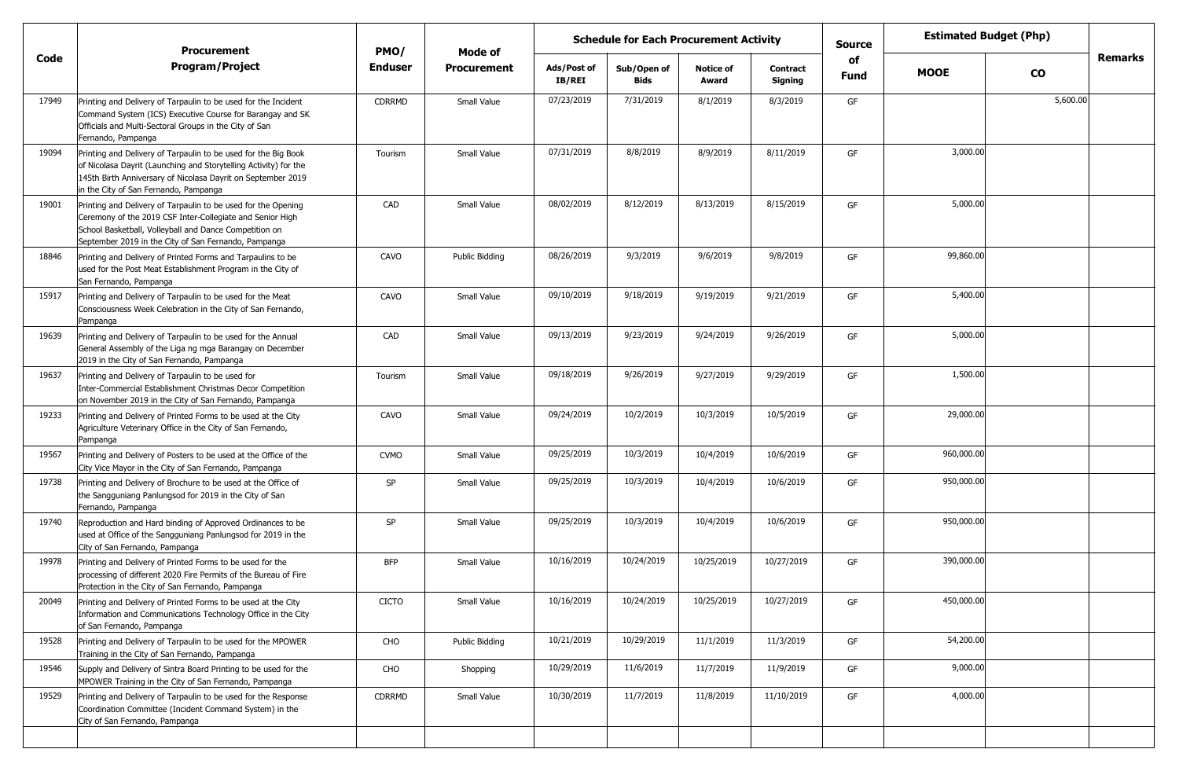| Code | Procurement Program/Project | PMO/ Enduser | Mode of Procurement | Schedule for Each Procurement Activity | | | | Source of Fund | Estimated Budget (Php) | | Remarks |
|---|---|---|---|---|---|---|---|---|---|---|---|
| | | | | Ads/Post of IB/REI | Sub/Open of Bids | Notice of Award | Contract Signing | | MOOE | CO | |
| 17949 | Printing and Delivery of Tarpaulin to be used for the Incident Command System (ICS) Executive Course for Barangay and SK Officials and Multi-Sectoral Groups in the City of San Fernando, Pampanga | CDRRMD | Small Value | 07/23/2019 | 7/31/2019 | 8/1/2019 | 8/3/2019 | GF | | 5,600.00 | |
| 19094 | Printing and Delivery of Tarpaulin to be used for the Big Book of Nicolasa Dayrit (Launching and Storytelling Activity) for the 145th Birth Anniversary of Nicolasa Dayrit on September 2019 in the City of San Fernando, Pampanga | Tourism | Small Value | 07/31/2019 | 8/8/2019 | 8/9/2019 | 8/11/2019 | GF | 3,000.00 | | |
| 19001 | Printing and Delivery of Tarpaulin to be used for the Opening Ceremony of the 2019 CSF Inter-Collegiate and Senior High School Basketball, Volleyball and Dance Competition on September 2019 in the City of San Fernando, Pampanga | CAD | Small Value | 08/02/2019 | 8/12/2019 | 8/13/2019 | 8/15/2019 | GF | 5,000.00 | | |
| 18846 | Printing and Delivery of Printed Forms and Tarpaulins to be used for the Post Meat Establishment Program in the City of San Fernando, Pampanga | CAVO | Public Bidding | 08/26/2019 | 9/3/2019 | 9/6/2019 | 9/8/2019 | GF | 99,860.00 | | |
| 15917 | Printing and Delivery of Tarpaulin to be used for the Meat Consciousness Week Celebration in the City of San Fernando, Pampanga | CAVO | Small Value | 09/10/2019 | 9/18/2019 | 9/19/2019 | 9/21/2019 | GF | 5,400.00 | | |
| 19639 | Printing and Delivery of Tarpaulin to be used for the Annual General Assembly of the Liga ng mga Barangay on December 2019 in the City of San Fernando, Pampanga | CAD | Small Value | 09/13/2019 | 9/23/2019 | 9/24/2019 | 9/26/2019 | GF | 5,000.00 | | |
| 19637 | Printing and Delivery of Tarpaulin to be used for Inter-Commercial Establishment Christmas Decor Competition on November 2019 in the City of San Fernando, Pampanga | Tourism | Small Value | 09/18/2019 | 9/26/2019 | 9/27/2019 | 9/29/2019 | GF | 1,500.00 | | |
| 19233 | Printing and Delivery of Printed Forms to be used at the City Agriculture Veterinary Office in the City of San Fernando, Pampanga | CAVO | Small Value | 09/24/2019 | 10/2/2019 | 10/3/2019 | 10/5/2019 | GF | 29,000.00 | | |
| 19567 | Printing and Delivery of Posters to be used at the Office of the City Vice Mayor in the City of San Fernando, Pampanga | CVMO | Small Value | 09/25/2019 | 10/3/2019 | 10/4/2019 | 10/6/2019 | GF | 960,000.00 | | |
| 19738 | Printing and Delivery of Brochure to be used at the Office of the Sangguniang Panlungsod for 2019 in the City of San Fernando, Pampanga | SP | Small Value | 09/25/2019 | 10/3/2019 | 10/4/2019 | 10/6/2019 | GF | 950,000.00 | | |
| 19740 | Reproduction and Hard binding of Approved Ordinances to be used at Office of the Sangguniang Panlungsod for 2019 in the City of San Fernando, Pampanga | SP | Small Value | 09/25/2019 | 10/3/2019 | 10/4/2019 | 10/6/2019 | GF | 950,000.00 | | |
| 19978 | Printing and Delivery of Printed Forms to be used for the processing of different 2020 Fire Permits of the Bureau of Fire Protection in the City of San Fernando, Pampanga | BFP | Small Value | 10/16/2019 | 10/24/2019 | 10/25/2019 | 10/27/2019 | GF | 390,000.00 | | |
| 20049 | Printing and Delivery of Printed Forms to be used at the City Information and Communications Technology Office in the City of San Fernando, Pampanga | CICTO | Small Value | 10/16/2019 | 10/24/2019 | 10/25/2019 | 10/27/2019 | GF | 450,000.00 | | |
| 19528 | Printing and Delivery of Tarpaulin to be used for the MPOWER Training in the City of San Fernando, Pampanga | CHO | Public Bidding | 10/21/2019 | 10/29/2019 | 11/1/2019 | 11/3/2019 | GF | 54,200.00 | | |
| 19546 | Supply and Delivery of Sintra Board Printing to be used for the MPOWER Training in the City of San Fernando, Pampanga | CHO | Shopping | 10/29/2019 | 11/6/2019 | 11/7/2019 | 11/9/2019 | GF | 9,000.00 | | |
| 19529 | Printing and Delivery of Tarpaulin to be used for the Response Coordination Committee (Incident Command System) in the City of San Fernando, Pampanga | CDRRMD | Small Value | 10/30/2019 | 11/7/2019 | 11/8/2019 | 11/10/2019 | GF | 4,000.00 | | |
| | | | | | | | | | | | |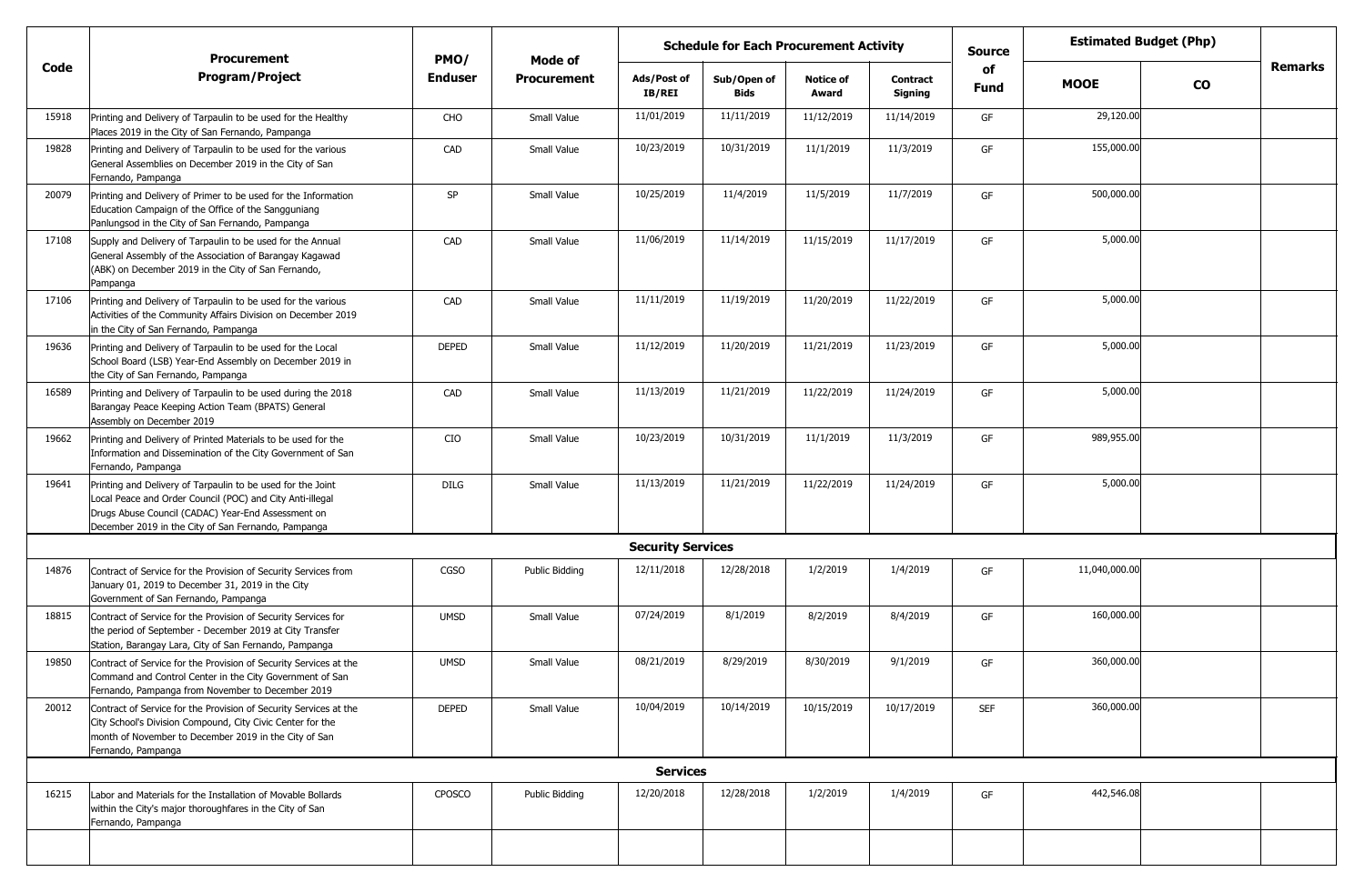| Code | Procurement Program/Project | PMO/ Enduser | Mode of Procurement | Schedule for Each Procurement Activity | | | | Source of Fund | Estimated Budget (Php) | | Remarks |
|---|---|---|---|---|---|---|---|---|---|---|---|
| | | | | Ads/Post of IB/REI | Sub/Open of Bids | Notice of Award | Contract Signing | | MOOE | CO | |
| 15918 | Printing and Delivery of Tarpaulin to be used for the Healthy Places 2019 in the City of San Fernando, Pampanga | CHO | Small Value | 11/01/2019 | 11/11/2019 | 11/12/2019 | 11/14/2019 | GF | 29,120.00 | | |
| 19828 | Printing and Delivery of Tarpaulin to be used for the various General Assemblies on December 2019 in the City of San Fernando, Pampanga | CAD | Small Value | 10/23/2019 | 10/31/2019 | 11/1/2019 | 11/3/2019 | GF | 155,000.00 | | |
| 20079 | Printing and Delivery of Primer to be used for the Information Education Campaign of the Office of the Sangguniang Panlungsod in the City of San Fernando, Pampanga | SP | Small Value | 10/25/2019 | 11/4/2019 | 11/5/2019 | 11/7/2019 | GF | 500,000.00 | | |
| 17108 | Supply and Delivery of Tarpaulin to be used for the Annual General Assembly of the Association of Barangay Kagawad (ABK) on December 2019 in the City of San Fernando, Pampanga | CAD | Small Value | 11/06/2019 | 11/14/2019 | 11/15/2019 | 11/17/2019 | GF | 5,000.00 | | |
| 17106 | Printing and Delivery of Tarpaulin to be used for the various Activities of the Community Affairs Division on December 2019 in the City of San Fernando, Pampanga | CAD | Small Value | 11/11/2019 | 11/19/2019 | 11/20/2019 | 11/22/2019 | GF | 5,000.00 | | |
| 19636 | Printing and Delivery of Tarpaulin to be used for the Local School Board (LSB) Year-End Assembly on December 2019 in the City of San Fernando, Pampanga | DEPED | Small Value | 11/12/2019 | 11/20/2019 | 11/21/2019 | 11/23/2019 | GF | 5,000.00 | | |
| 16589 | Printing and Delivery of Tarpaulin to be used during the 2018 Barangay Peace Keeping Action Team (BPATS) General Assembly on December 2019 | CAD | Small Value | 11/13/2019 | 11/21/2019 | 11/22/2019 | 11/24/2019 | GF | 5,000.00 | | |
| 19662 | Printing and Delivery of Printed Materials to be used for the Information and Dissemination of the City Government of San Fernando, Pampanga | CIO | Small Value | 10/23/2019 | 10/31/2019 | 11/1/2019 | 11/3/2019 | GF | 989,955.00 | | |
| 19641 | Printing and Delivery of Tarpaulin to be used for the Joint Local Peace and Order Council (POC) and City Anti-illegal Drugs Abuse Council (CADAC) Year-End Assessment on December 2019 in the City of San Fernando, Pampanga | DILG | Small Value | 11/13/2019 | 11/21/2019 | 11/22/2019 | 11/24/2019 | GF | 5,000.00 | | |
| | **Security Services** | | | | | | | | | | |
| 14876 | Contract of Service for the Provision of Security Services from January 01, 2019 to December 31, 2019 in the City Government of San Fernando, Pampanga | CGSO | Public Bidding | 12/11/2018 | 12/28/2018 | 1/2/2019 | 1/4/2019 | GF | 11,040,000.00 | | |
| 18815 | Contract of Service for the Provision of Security Services for the period of September - December 2019 at City Transfer Station, Barangay Lara, City of San Fernando, Pampanga | UMSD | Small Value | 07/24/2019 | 8/1/2019 | 8/2/2019 | 8/4/2019 | GF | 160,000.00 | | |
| 19850 | Contract of Service for the Provision of Security Services at the Command and Control Center in the City Government of San Fernando, Pampanga from November to December 2019 | UMSD | Small Value | 08/21/2019 | 8/29/2019 | 8/30/2019 | 9/1/2019 | GF | 360,000.00 | | |
| 20012 | Contract of Service for the Provision of Security Services at the City School's Division Compound, City Civic Center for the month of November to December 2019 in the City of San Fernando, Pampanga | DEPED | Small Value | 10/04/2019 | 10/14/2019 | 10/15/2019 | 10/17/2019 | SEF | 360,000.00 | | |
| | **Services** | | | | | | | | | | |
| 16215 | Labor and Materials for the Installation of Movable Bollards within the City's major thoroughfares in the City of San Fernando, Pampanga | CPOSCO | Public Bidding | 12/20/2018 | 12/28/2018 | 1/2/2019 | 1/4/2019 | GF | 442,546.08 | | |
| | | | | | | | | | | | |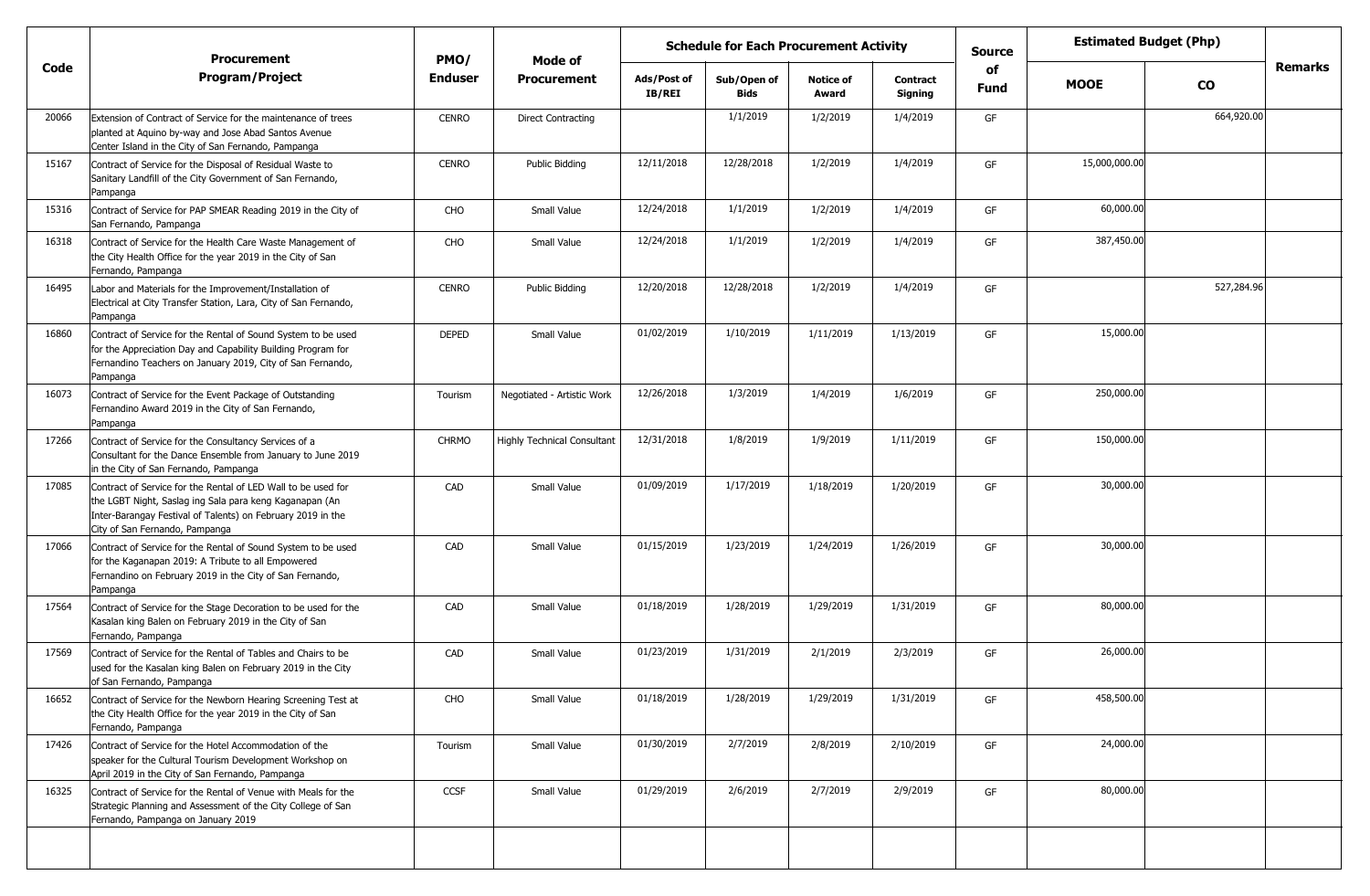| Code | Procurement Program/Project | PMO/ Enduser | Mode of Procurement | Schedule for Each Procurement Activity | | | | Source of Fund | Estimated Budget (Php) | | Remarks |
|---|---|---|---|---|---|---|---|---|---|---|---|
| | | | | Ads/Post of IB/REI | Sub/Open of Bids | Notice of Award | Contract Signing | | MOOE | CO | |
| 20066 | Extension of Contract of Service for the maintenance of trees planted at Aquino by-way and Jose Abad Santos Avenue Center Island in the City of San Fernando, Pampanga | CENRO | Direct Contracting | | 1/1/2019 | 1/2/2019 | 1/4/2019 | GF | | 664,920.00 | |
| 15167 | Contract of Service for the Disposal of Residual Waste to Sanitary Landfill of the City Government of San Fernando, Pampanga | CENRO | Public Bidding | 12/11/2018 | 12/28/2018 | 1/2/2019 | 1/4/2019 | GF | 15,000,000.00 | | |
| 15316 | Contract of Service for PAP SMEAR Reading 2019 in the City of San Fernando, Pampanga | CHO | Small Value | 12/24/2018 | 1/1/2019 | 1/2/2019 | 1/4/2019 | GF | 60,000.00 | | |
| 16318 | Contract of Service for the Health Care Waste Management of the City Health Office for the year 2019 in the City of San Fernando, Pampanga | CHO | Small Value | 12/24/2018 | 1/1/2019 | 1/2/2019 | 1/4/2019 | GF | 387,450.00 | | |
| 16495 | Labor and Materials for the Improvement/Installation of Electrical at City Transfer Station, Lara, City of San Fernando, Pampanga | CENRO | Public Bidding | 12/20/2018 | 12/28/2018 | 1/2/2019 | 1/4/2019 | GF | | 527,284.96 | |
| 16860 | Contract of Service for the Rental of Sound System to be used for the Appreciation Day and Capability Building Program for Fernandino Teachers on January 2019, City of San Fernando, Pampanga | DEPED | Small Value | 01/02/2019 | 1/10/2019 | 1/11/2019 | 1/13/2019 | GF | 15,000.00 | | |
| 16073 | Contract of Service for the Event Package of Outstanding Fernandino Award 2019 in the City of San Fernando, Pampanga | Tourism | Negotiated - Artistic Work | 12/26/2018 | 1/3/2019 | 1/4/2019 | 1/6/2019 | GF | 250,000.00 | | |
| 17266 | Contract of Service for the Consultancy Services of a Consultant for the Dance Ensemble from January to June 2019 in the City of San Fernando, Pampanga | CHRMO | Highly Technical Consultant | 12/31/2018 | 1/8/2019 | 1/9/2019 | 1/11/2019 | GF | 150,000.00 | | |
| 17085 | Contract of Service for the Rental of LED Wall to be used for the LGBT Night, Saslag ing Sala para keng Kaganapan (An Inter-Barangay Festival of Talents) on February 2019 in the City of San Fernando, Pampanga | CAD | Small Value | 01/09/2019 | 1/17/2019 | 1/18/2019 | 1/20/2019 | GF | 30,000.00 | | |
| 17066 | Contract of Service for the Rental of Sound System to be used for the Kaganapan 2019: A Tribute to all Empowered Fernandino on February 2019 in the City of San Fernando, Pampanga | CAD | Small Value | 01/15/2019 | 1/23/2019 | 1/24/2019 | 1/26/2019 | GF | 30,000.00 | | |
| 17564 | Contract of Service for the Stage Decoration to be used for the Kasalan king Balen on February 2019 in the City of San Fernando, Pampanga | CAD | Small Value | 01/18/2019 | 1/28/2019 | 1/29/2019 | 1/31/2019 | GF | 80,000.00 | | |
| 17569 | Contract of Service for the Rental of Tables and Chairs to be used for the Kasalan king Balen on February 2019 in the City of San Fernando, Pampanga | CAD | Small Value | 01/23/2019 | 1/31/2019 | 2/1/2019 | 2/3/2019 | GF | 26,000.00 | | |
| 16652 | Contract of Service for the Newborn Hearing Screening Test at the City Health Office for the year 2019 in the City of San Fernando, Pampanga | CHO | Small Value | 01/18/2019 | 1/28/2019 | 1/29/2019 | 1/31/2019 | GF | 458,500.00 | | |
| 17426 | Contract of Service for the Hotel Accommodation of the speaker for the Cultural Tourism Development Workshop on April 2019 in the City of San Fernando, Pampanga | Tourism | Small Value | 01/30/2019 | 2/7/2019 | 2/8/2019 | 2/10/2019 | GF | 24,000.00 | | |
| 16325 | Contract of Service for the Rental of Venue with Meals for the Strategic Planning and Assessment of the City College of San Fernando, Pampanga on January 2019 | CCSF | Small Value | 01/29/2019 | 2/6/2019 | 2/7/2019 | 2/9/2019 | GF | 80,000.00 | | |
| | | | | | | | | | | | |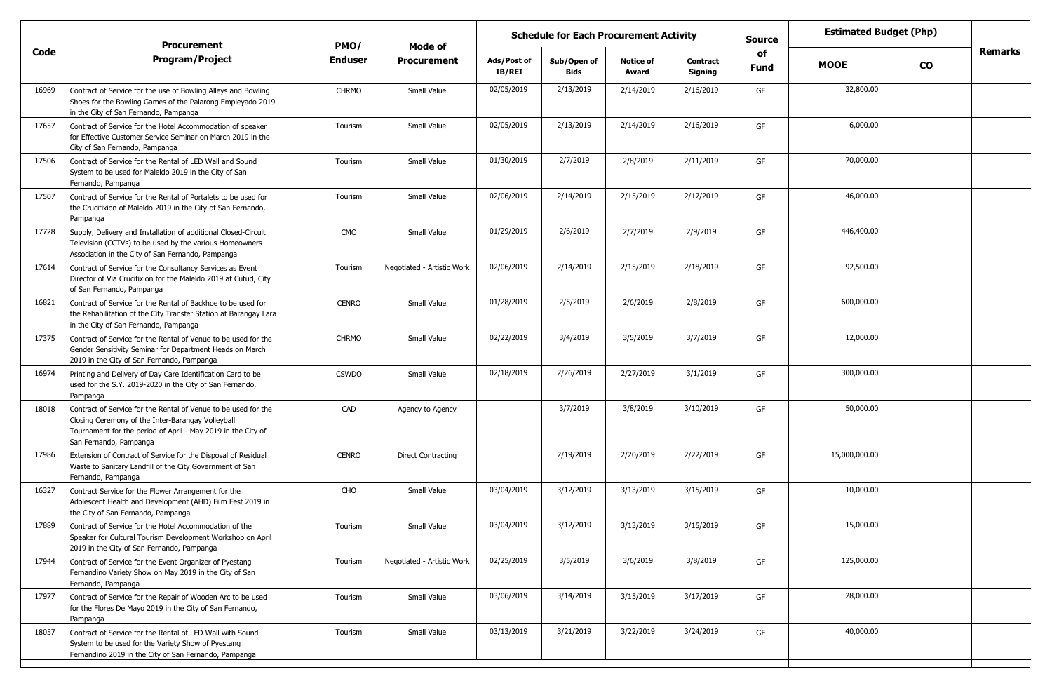| Code | Procurement Program/Project | PMO/ Enduser | Mode of Procurement | Schedule for Each Procurement Activity | | | | Source of Fund | Estimated Budget (Php) | | Remarks |
|---|---|---|---|---|---|---|---|---|---|---|---|
| | | | | Ads/Post of IB/REI | Sub/Open of Bids | Notice of Award | Contract Signing | | MOOE | CO | |
| 16969 | Contract of Service for the use of Bowling Alleys and Bowling Shoes for the Bowling Games of the Palarong Empleyado 2019 in the City of San Fernando, Pampanga | CHRMO | Small Value | 02/05/2019 | 2/13/2019 | 2/14/2019 | 2/16/2019 | GF | 32,800.00 | | |
| 17657 | Contract of Service for the Hotel Accommodation of speaker for Effective Customer Service Seminar on March 2019 in the City of San Fernando, Pampanga | Tourism | Small Value | 02/05/2019 | 2/13/2019 | 2/14/2019 | 2/16/2019 | GF | 6,000.00 | | |
| 17506 | Contract of Service for the Rental of LED Wall and Sound System to be used for Maleldo 2019 in the City of San Fernando, Pampanga | Tourism | Small Value | 01/30/2019 | 2/7/2019 | 2/8/2019 | 2/11/2019 | GF | 70,000.00 | | |
| 17507 | Contract of Service for the Rental of Portalets to be used for the Crucifixion of Maleldo 2019 in the City of San Fernando, Pampanga | Tourism | Small Value | 02/06/2019 | 2/14/2019 | 2/15/2019 | 2/17/2019 | GF | 46,000.00 | | |
| 17728 | Supply, Delivery and Installation of additional Closed-Circuit Television (CCTVs) to be used by the various Homeowners Association in the City of San Fernando, Pampanga | CMO | Small Value | 01/29/2019 | 2/6/2019 | 2/7/2019 | 2/9/2019 | GF | 446,400.00 | | |
| 17614 | Contract of Service for the Consultancy Services as Event Director of Via Crucifixion for the Maleldo 2019 at Cutud, City of San Fernando, Pampanga | Tourism | Negotiated - Artistic Work | 02/06/2019 | 2/14/2019 | 2/15/2019 | 2/18/2019 | GF | 92,500.00 | | |
| 16821 | Contract of Service for the Rental of Backhoe to be used for the Rehabilitation of the City Transfer Station at Barangay Lara in the City of San Fernando, Pampanga | CENRO | Small Value | 01/28/2019 | 2/5/2019 | 2/6/2019 | 2/8/2019 | GF | 600,000.00 | | |
| 17375 | Contract of Service for the Rental of Venue to be used for the Gender Sensitivity Seminar for Department Heads on March 2019 in the City of San Fernando, Pampanga | CHRMO | Small Value | 02/22/2019 | 3/4/2019 | 3/5/2019 | 3/7/2019 | GF | 12,000.00 | | |
| 16974 | Printing and Delivery of Day Care Identification Card to be used for the S.Y. 2019-2020 in the City of San Fernando, Pampanga | CSWDO | Small Value | 02/18/2019 | 2/26/2019 | 2/27/2019 | 3/1/2019 | GF | 300,000.00 | | |
| 18018 | Contract of Service for the Rental of Venue to be used for the Closing Ceremony of the Inter-Barangay Volleyball Tournament for the period of April - May 2019 in the City of San Fernando, Pampanga | CAD | Agency to Agency | | 3/7/2019 | 3/8/2019 | 3/10/2019 | GF | 50,000.00 | | |
| 17986 | Extension of Contract of Service for the Disposal of Residual Waste to Sanitary Landfill of the City Government of San Fernando, Pampanga | CENRO | Direct Contracting | | 2/19/2019 | 2/20/2019 | 2/22/2019 | GF | 15,000,000.00 | | |
| 16327 | Contract Service for the Flower Arrangement for the Adolescent Health and Development (AHD) Film Fest 2019 in the City of San Fernando, Pampanga | CHO | Small Value | 03/04/2019 | 3/12/2019 | 3/13/2019 | 3/15/2019 | GF | 10,000.00 | | |
| 17889 | Contract of Service for the Hotel Accommodation of the Speaker for Cultural Tourism Development Workshop on April 2019 in the City of San Fernando, Pampanga | Tourism | Small Value | 03/04/2019 | 3/12/2019 | 3/13/2019 | 3/15/2019 | GF | 15,000.00 | | |
| 17944 | Contract of Service for the Event Organizer of Pyestang Fernandino Variety Show on May 2019 in the City of San Fernando, Pampanga | Tourism | Negotiated - Artistic Work | 02/25/2019 | 3/5/2019 | 3/6/2019 | 3/8/2019 | GF | 125,000.00 | | |
| 17977 | Contract of Service for the Repair of Wooden Arc to be used for the Flores De Mayo 2019 in the City of San Fernando, Pampanga | Tourism | Small Value | 03/06/2019 | 3/14/2019 | 3/15/2019 | 3/17/2019 | GF | 28,000.00 | | |
| 18057 | Contract of Service for the Rental of LED Wall with Sound System to be used for the Variety Show of Pyestang Fernandino 2019 in the City of San Fernando, Pampanga | Tourism | Small Value | 03/13/2019 | 3/21/2019 | 3/22/2019 | 3/24/2019 | GF | 40,000.00 | | |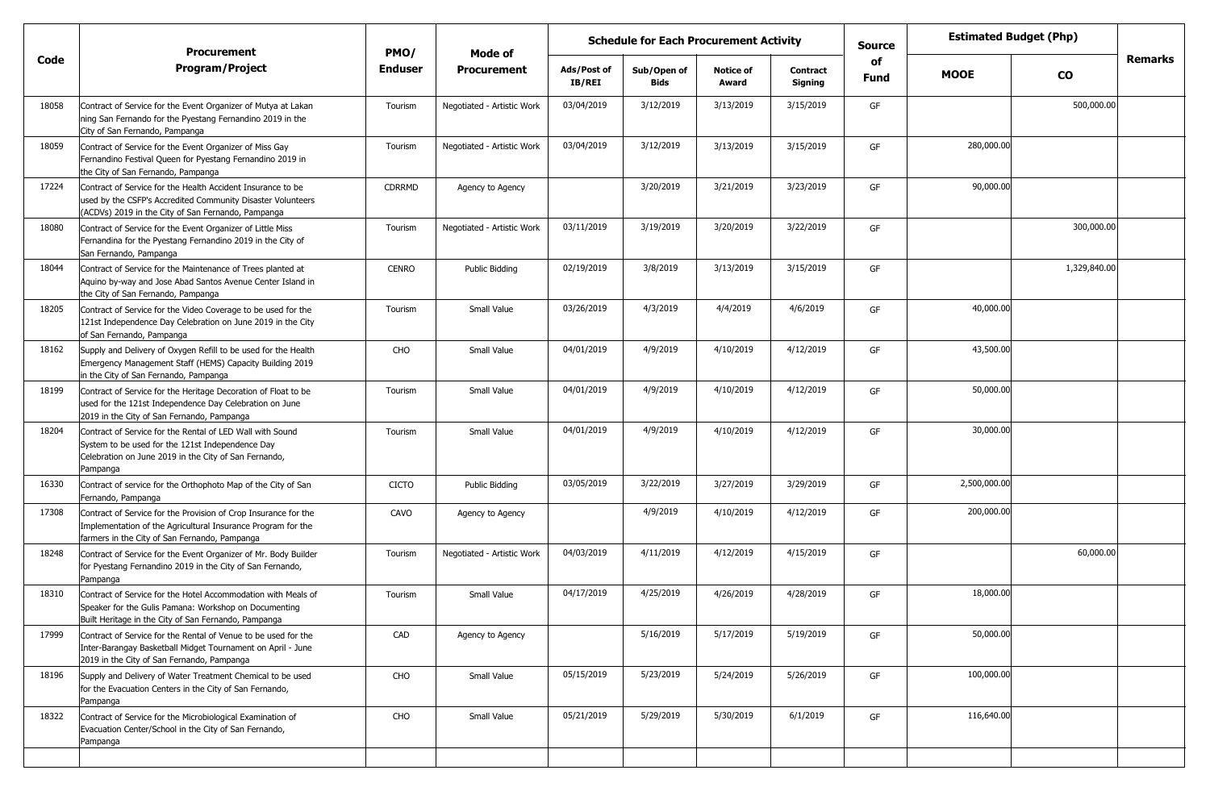| Code | Procurement Program/Project | PMO/ Enduser | Mode of Procurement | Schedule for Each Procurement Activity | | | | Source of Fund | Estimated Budget (Php) | | Remarks |
|---|---|---|---|---|---|---|---|---|---|---|---|
| | | | | Ads/Post of IB/REI | Sub/Open of Bids | Notice of Award | Contract Signing | | MOOE | CO | |
| 18058 | Contract of Service for the Event Organizer of Mutya at Lakan ning San Fernando for the Pyestang Fernandino 2019 in the City of San Fernando, Pampanga | Tourism | Negotiated - Artistic Work | 03/04/2019 | 3/12/2019 | 3/13/2019 | 3/15/2019 | GF | | 500,000.00 | |
| 18059 | Contract of Service for the Event Organizer of Miss Gay Fernandino Festival Queen for Pyestang Fernandino 2019 in the City of San Fernando, Pampanga | Tourism | Negotiated - Artistic Work | 03/04/2019 | 3/12/2019 | 3/13/2019 | 3/15/2019 | GF | 280,000.00 | | |
| 17224 | Contract of Service for the Health Accident Insurance to be used by the CSFP's Accredited Community Disaster Volunteers (ACDVs) 2019 in the City of San Fernando, Pampanga | CDRRMD | Agency to Agency | | 3/20/2019 | 3/21/2019 | 3/23/2019 | GF | 90,000.00 | | |
| 18080 | Contract of Service for the Event Organizer of Little Miss Fernandina for the Pyestang Fernandino 2019 in the City of San Fernando, Pampanga | Tourism | Negotiated - Artistic Work | 03/11/2019 | 3/19/2019 | 3/20/2019 | 3/22/2019 | GF | | 300,000.00 | |
| 18044 | Contract of Service for the Maintenance of Trees planted at Aquino by-way and Jose Abad Santos Avenue Center Island in the City of San Fernando, Pampanga | CENRO | Public Bidding | 02/19/2019 | 3/8/2019 | 3/13/2019 | 3/15/2019 | GF | | 1,329,840.00 | |
| 18205 | Contract of Service for the Video Coverage to be used for the 121st Independence Day Celebration on June 2019 in the City of San Fernando, Pampanga | Tourism | Small Value | 03/26/2019 | 4/3/2019 | 4/4/2019 | 4/6/2019 | GF | 40,000.00 | | |
| 18162 | Supply and Delivery of Oxygen Refill to be used for the Health Emergency Management Staff (HEMS) Capacity Building 2019 in the City of San Fernando, Pampanga | CHO | Small Value | 04/01/2019 | 4/9/2019 | 4/10/2019 | 4/12/2019 | GF | 43,500.00 | | |
| 18199 | Contract of Service for the Heritage Decoration of Float to be used for the 121st Independence Day Celebration on June 2019 in the City of San Fernando, Pampanga | Tourism | Small Value | 04/01/2019 | 4/9/2019 | 4/10/2019 | 4/12/2019 | GF | 50,000.00 | | |
| 18204 | Contract of Service for the Rental of LED Wall with Sound System to be used for the 121st Independence Day Celebration on June 2019 in the City of San Fernando, Pampanga | Tourism | Small Value | 04/01/2019 | 4/9/2019 | 4/10/2019 | 4/12/2019 | GF | 30,000.00 | | |
| 16330 | Contract of service for the Orthophoto Map of the City of San Fernando, Pampanga | CICTO | Public Bidding | 03/05/2019 | 3/22/2019 | 3/27/2019 | 3/29/2019 | GF | 2,500,000.00 | | |
| 17308 | Contract of Service for the Provision of Crop Insurance for the Implementation of the Agricultural Insurance Program for the farmers in the City of San Fernando, Pampanga | CAVO | Agency to Agency | | 4/9/2019 | 4/10/2019 | 4/12/2019 | GF | 200,000.00 | | |
| 18248 | Contract of Service for the Event Organizer of Mr. Body Builder for Pyestang Fernandino 2019 in the City of San Fernando, Pampanga | Tourism | Negotiated - Artistic Work | 04/03/2019 | 4/11/2019 | 4/12/2019 | 4/15/2019 | GF | | 60,000.00 | |
| 18310 | Contract of Service for the Hotel Accommodation with Meals of Speaker for the Gulis Pamana: Workshop on Documenting Built Heritage in the City of San Fernando, Pampanga | Tourism | Small Value | 04/17/2019 | 4/25/2019 | 4/26/2019 | 4/28/2019 | GF | 18,000.00 | | |
| 17999 | Contract of Service for the Rental of Venue to be used for the Inter-Barangay Basketball Midget Tournament on April - June 2019 in the City of San Fernando, Pampanga | CAD | Agency to Agency | | 5/16/2019 | 5/17/2019 | 5/19/2019 | GF | 50,000.00 | | |
| 18196 | Supply and Delivery of Water Treatment Chemical to be used for the Evacuation Centers in the City of San Fernando, Pampanga | CHO | Small Value | 05/15/2019 | 5/23/2019 | 5/24/2019 | 5/26/2019 | GF | 100,000.00 | | |
| 18322 | Contract of Service for the Microbiological Examination of Evacuation Center/School in the City of San Fernando, Pampanga | CHO | Small Value | 05/21/2019 | 5/29/2019 | 5/30/2019 | 6/1/2019 | GF | 116,640.00 | | |
| | | | | | | | | | | | |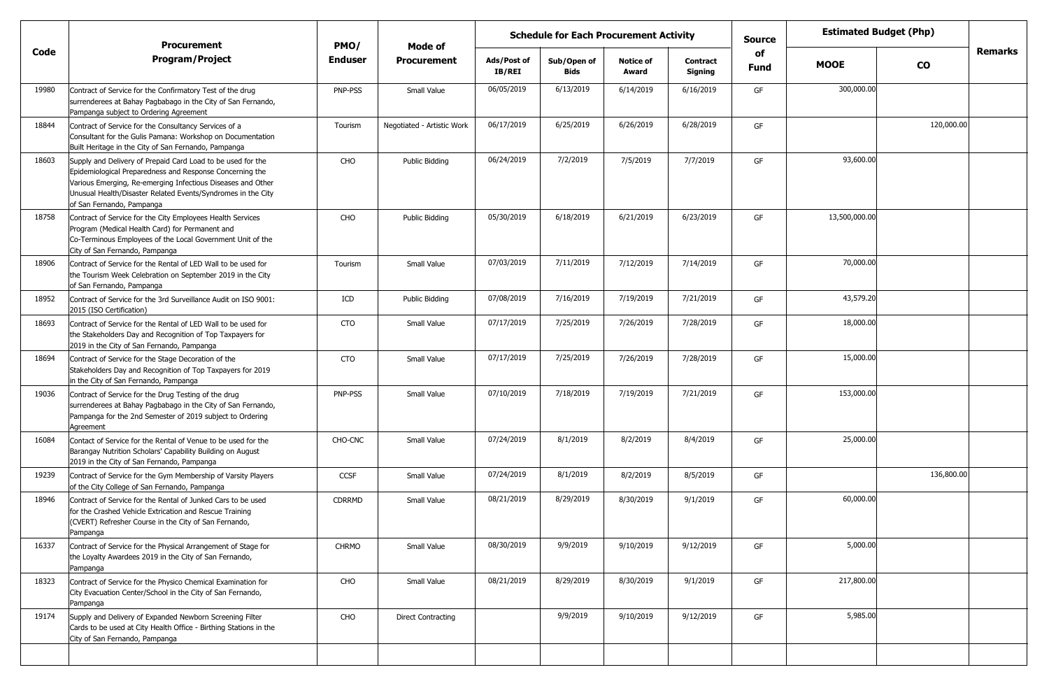| Code | Procurement Program/Project | PMO/ Enduser | Mode of Procurement | Schedule for Each Procurement Activity | | | | Source of Fund | Estimated Budget (Php) | | Remarks |
|---|---|---|---|---|---|---|---|---|---|---|---|
| | | | | Ads/Post of IB/REI | Sub/Open of Bids | Notice of Award | Contract Signing | | MOOE | CO | |
| 19980 | Contract of Service for the Confirmatory Test of the drug surrenderees at Bahay Pagbabago in the City of San Fernando, Pampanga subject to Ordering Agreement | PNP-PSS | Small Value | 06/05/2019 | 6/13/2019 | 6/14/2019 | 6/16/2019 | GF | 300,000.00 | | |
| 18844 | Contract of Service for the Consultancy Services of a Consultant for the Gulis Pamana: Workshop on Documentation Built Heritage in the City of San Fernando, Pampanga | Tourism | Negotiated - Artistic Work | 06/17/2019 | 6/25/2019 | 6/26/2019 | 6/28/2019 | GF | | 120,000.00 | |
| 18603 | Supply and Delivery of Prepaid Card Load to be used for the Epidemiological Preparedness and Response Concerning the Various Emerging, Re-emerging Infectious Diseases and Other Unusual Health/Disaster Related Events/Syndromes in the City of San Fernando, Pampanga | CHO | Public Bidding | 06/24/2019 | 7/2/2019 | 7/5/2019 | 7/7/2019 | GF | 93,600.00 | | |
| 18758 | Contract of Service for the City Employees Health Services Program (Medical Health Card) for Permanent and Co-Terminous Employees of the Local Government Unit of the City of San Fernando, Pampanga | CHO | Public Bidding | 05/30/2019 | 6/18/2019 | 6/21/2019 | 6/23/2019 | GF | 13,500,000.00 | | |
| 18906 | Contract of Service for the Rental of LED Wall to be used for the Tourism Week Celebration on September 2019 in the City of San Fernando, Pampanga | Tourism | Small Value | 07/03/2019 | 7/11/2019 | 7/12/2019 | 7/14/2019 | GF | 70,000.00 | | |
| 18952 | Contract of Service for the 3rd Surveillance Audit on ISO 9001: 2015 (ISO Certification) | ICD | Public Bidding | 07/08/2019 | 7/16/2019 | 7/19/2019 | 7/21/2019 | GF | 43,579.20 | | |
| 18693 | Contract of Service for the Rental of LED Wall to be used for the Stakeholders Day and Recognition of Top Taxpayers for 2019 in the City of San Fernando, Pampanga | CTO | Small Value | 07/17/2019 | 7/25/2019 | 7/26/2019 | 7/28/2019 | GF | 18,000.00 | | |
| 18694 | Contract of Service for the Stage Decoration of the Stakeholders Day and Recognition of Top Taxpayers for 2019 in the City of San Fernando, Pampanga | CTO | Small Value | 07/17/2019 | 7/25/2019 | 7/26/2019 | 7/28/2019 | GF | 15,000.00 | | |
| 19036 | Contract of Service for the Drug Testing of the drug surrenderees at Bahay Pagbabago in the City of San Fernando, Pampanga for the 2nd Semester of 2019 subject to Ordering Agreement | PNP-PSS | Small Value | 07/10/2019 | 7/18/2019 | 7/19/2019 | 7/21/2019 | GF | 153,000.00 | | |
| 16084 | Contact of Service for the Rental of Venue to be used for the Barangay Nutrition Scholars' Capability Building on August 2019 in the City of San Fernando, Pampanga | CHO-CNC | Small Value | 07/24/2019 | 8/1/2019 | 8/2/2019 | 8/4/2019 | GF | 25,000.00 | | |
| 19239 | Contract of Service for the Gym Membership of Varsity Players of the City College of San Fernando, Pampanga | CCSF | Small Value | 07/24/2019 | 8/1/2019 | 8/2/2019 | 8/5/2019 | GF | | 136,800.00 | |
| 18946 | Contract of Service for the Rental of Junked Cars to be used for the Crashed Vehicle Extrication and Rescue Training (CVERT) Refresher Course in the City of San Fernando, Pampanga | CDRRMD | Small Value | 08/21/2019 | 8/29/2019 | 8/30/2019 | 9/1/2019 | GF | 60,000.00 | | |
| 16337 | Contract of Service for the Physical Arrangement of Stage for the Loyalty Awardees 2019 in the City of San Fernando, Pampanga | CHRMO | Small Value | 08/30/2019 | 9/9/2019 | 9/10/2019 | 9/12/2019 | GF | 5,000.00 | | |
| 18323 | Contract of Service for the Physico Chemical Examination for City Evacuation Center/School in the City of San Fernando, Pampanga | CHO | Small Value | 08/21/2019 | 8/29/2019 | 8/30/2019 | 9/1/2019 | GF | 217,800.00 | | |
| 19174 | Supply and Delivery of Expanded Newborn Screening Filter Cards to be used at City Health Office - Birthing Stations in the City of San Fernando, Pampanga | CHO | Direct Contracting | | 9/9/2019 | 9/10/2019 | 9/12/2019 | GF | 5,985.00 | | |
| | | | | | | | | | | | |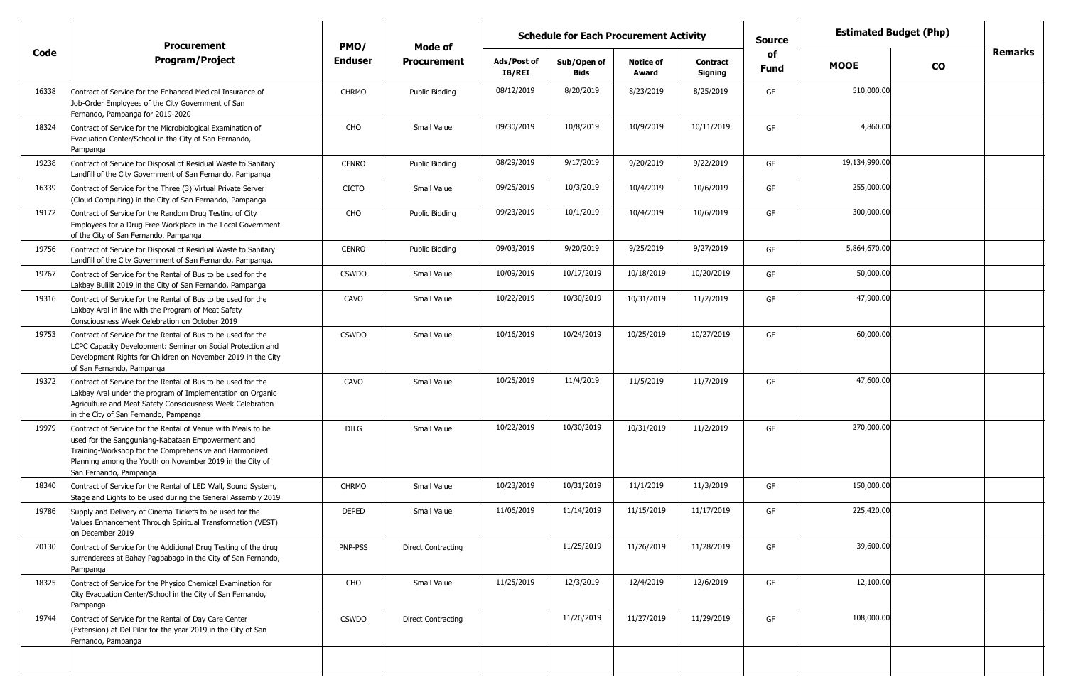| Code | Procurement Program/Project | PMO/ Enduser | Mode of Procurement | Schedule for Each Procurement Activity | | | | Source of Fund | Estimated Budget (Php) | | Remarks |
|---|---|---|---|---|---|---|---|---|---|---|---|
| | | | | Ads/Post of IB/REI | Sub/Open of Bids | Notice of Award | Contract Signing | | MOOE | CO | |
| 16338 | Contract of Service for the Enhanced Medical Insurance of Job-Order Employees of the City Government of San Fernando, Pampanga for 2019-2020 | CHRMO | Public Bidding | 08/12/2019 | 8/20/2019 | 8/23/2019 | 8/25/2019 | GF | 510,000.00 | | |
| 18324 | Contract of Service for the Microbiological Examination of Evacuation Center/School in the City of San Fernando, Pampanga | CHO | Small Value | 09/30/2019 | 10/8/2019 | 10/9/2019 | 10/11/2019 | GF | 4,860.00 | | |
| 19238 | Contract of Service for Disposal of Residual Waste to Sanitary Landfill of the City Government of San Fernando, Pampanga | CENRO | Public Bidding | 08/29/2019 | 9/17/2019 | 9/20/2019 | 9/22/2019 | GF | 19,134,990.00 | | |
| 16339 | Contract of Service for the Three (3) Virtual Private Server (Cloud Computing) in the City of San Fernando, Pampanga | CICTO | Small Value | 09/25/2019 | 10/3/2019 | 10/4/2019 | 10/6/2019 | GF | 255,000.00 | | |
| 19172 | Contract of Service for the Random Drug Testing of City Employees for a Drug Free Workplace in the Local Government of the City of San Fernando, Pampanga | CHO | Public Bidding | 09/23/2019 | 10/1/2019 | 10/4/2019 | 10/6/2019 | GF | 300,000.00 | | |
| 19756 | Contract of Service for Disposal of Residual Waste to Sanitary Landfill of the City Government of San Fernando, Pampanga. | CENRO | Public Bidding | 09/03/2019 | 9/20/2019 | 9/25/2019 | 9/27/2019 | GF | 5,864,670.00 | | |
| 19767 | Contract of Service for the Rental of Bus to be used for the Lakbay Bulilit 2019 in the City of San Fernando, Pampanga | CSWDO | Small Value | 10/09/2019 | 10/17/2019 | 10/18/2019 | 10/20/2019 | GF | 50,000.00 | | |
| 19316 | Contract of Service for the Rental of Bus to be used for the Lakbay Aral in line with the Program of Meat Safety Consciousness Week Celebration on October 2019 | CAVO | Small Value | 10/22/2019 | 10/30/2019 | 10/31/2019 | 11/2/2019 | GF | 47,900.00 | | |
| 19753 | Contract of Service for the Rental of Bus to be used for the LCPC Capacity Development: Seminar on Social Protection and Development Rights for Children on November 2019 in the City of San Fernando, Pampanga | CSWDO | Small Value | 10/16/2019 | 10/24/2019 | 10/25/2019 | 10/27/2019 | GF | 60,000.00 | | |
| 19372 | Contract of Service for the Rental of Bus to be used for the Lakbay Aral under the program of Implementation on Organic Agriculture and Meat Safety Consciousness Week Celebration in the City of San Fernando, Pampanga | CAVO | Small Value | 10/25/2019 | 11/4/2019 | 11/5/2019 | 11/7/2019 | GF | 47,600.00 | | |
| 19979 | Contract of Service for the Rental of Venue with Meals to be used for the Sangguniang-Kabataan Empowerment and Training-Workshop for the Comprehensive and Harmonized Planning among the Youth on November 2019 in the City of San Fernando, Pampanga | DILG | Small Value | 10/22/2019 | 10/30/2019 | 10/31/2019 | 11/2/2019 | GF | 270,000.00 | | |
| 18340 | Contract of Service for the Rental of LED Wall, Sound System, Stage and Lights to be used during the General Assembly 2019 | CHRMO | Small Value | 10/23/2019 | 10/31/2019 | 11/1/2019 | 11/3/2019 | GF | 150,000.00 | | |
| 19786 | Supply and Delivery of Cinema Tickets to be used for the Values Enhancement Through Spiritual Transformation (VEST) on December 2019 | DEPED | Small Value | 11/06/2019 | 11/14/2019 | 11/15/2019 | 11/17/2019 | GF | 225,420.00 | | |
| 20130 | Contract of Service for the Additional Drug Testing of the drug surrenderees at Bahay Pagbabago in the City of San Fernando, Pampanga | PNP-PSS | Direct Contracting | | 11/25/2019 | 11/26/2019 | 11/28/2019 | GF | 39,600.00 | | |
| 18325 | Contract of Service for the Physico Chemical Examination for City Evacuation Center/School in the City of San Fernando, Pampanga | CHO | Small Value | 11/25/2019 | 12/3/2019 | 12/4/2019 | 12/6/2019 | GF | 12,100.00 | | |
| 19744 | Contract of Service for the Rental of Day Care Center (Extension) at Del Pilar for the year 2019 in the City of San Fernando, Pampanga | CSWDO | Direct Contracting | | 11/26/2019 | 11/27/2019 | 11/29/2019 | GF | 108,000.00 | | |
| | | | | | | | | | | | |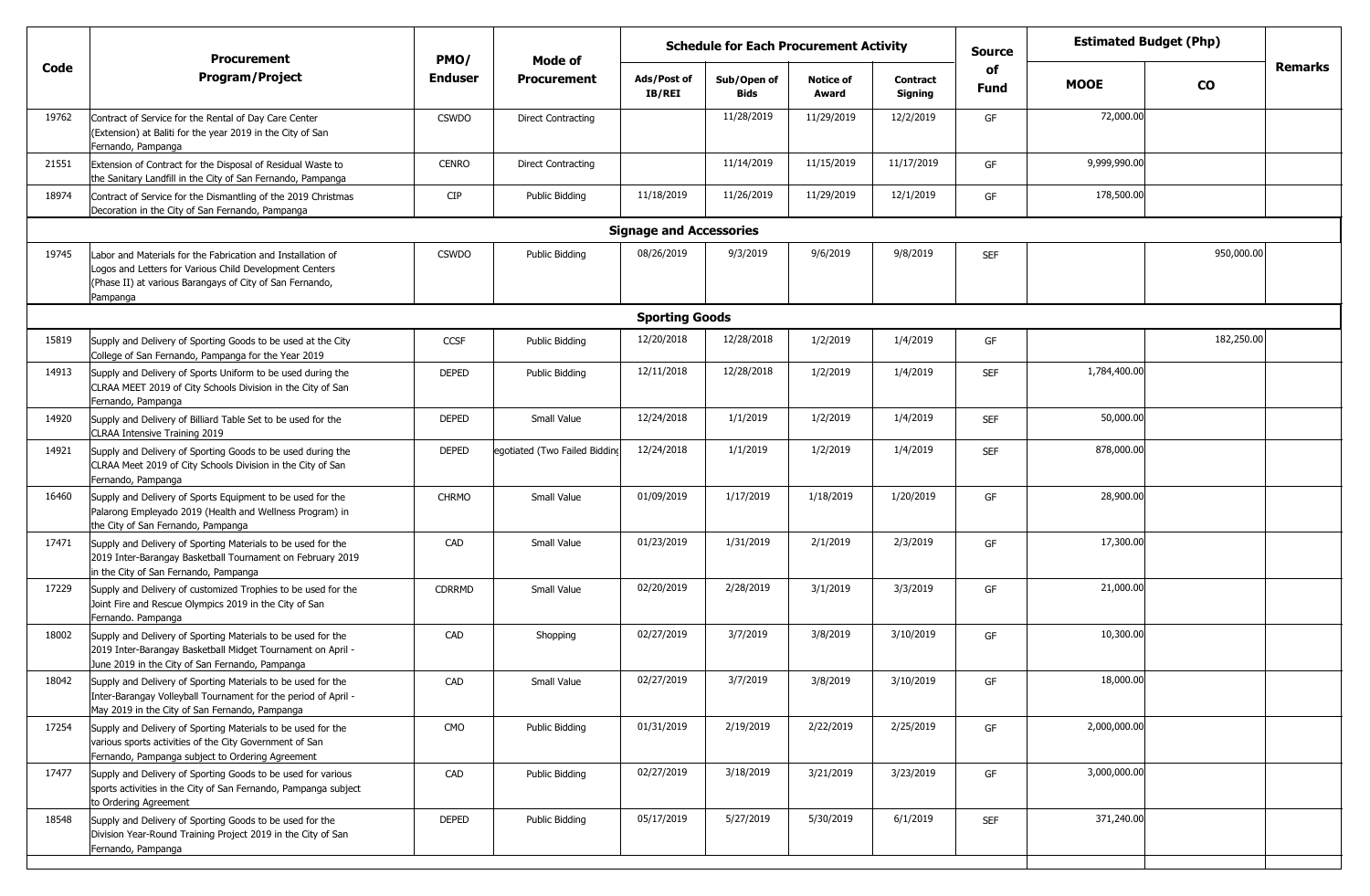| Code | Procurement Program/Project | PMO/ Enduser | Mode of Procurement | Schedule for Each Procurement Activity | | | | Source of Fund | Estimated Budget (Php) | | Remarks |
|---|---|---|---|---|---|---|---|---|---|---|---|
| | | | | Ads/Post of IB/REI | Sub/Open of Bids | Notice of Award | Contract Signing | | MOOE | CO | |
| 19762 | Contract of Service for the Rental of Day Care Center (Extension) at Baliti for the year 2019 in the City of San Fernando, Pampanga | CSWDO | Direct Contracting | | 11/28/2019 | 11/29/2019 | 12/2/2019 | GF | 72,000.00 | | |
| 21551 | Extension of Contract for the Disposal of Residual Waste to the Sanitary Landfill in the City of San Fernando, Pampanga | CENRO | Direct Contracting | | 11/14/2019 | 11/15/2019 | 11/17/2019 | GF | 9,999,990.00 | | |
| 18974 | Contract of Service for the Dismantling of the 2019 Christmas Decoration in the City of San Fernando, Pampanga | CIP | Public Bidding | 11/18/2019 | 11/26/2019 | 11/29/2019 | 12/1/2019 | GF | 178,500.00 | | |
| | **Signage and Accessories** | | | | | | | | | | |
| 19745 | Labor and Materials for the Fabrication and Installation of Logos and Letters for Various Child Development Centers (Phase II) at various Barangays of City of San Fernando, Pampanga | CSWDO | Public Bidding | 08/26/2019 | 9/3/2019 | 9/6/2019 | 9/8/2019 | SEF | | 950,000.00 | |
| | **Sporting Goods** | | | | | | | | | | |
| 15819 | Supply and Delivery of Sporting Goods to be used at the City College of San Fernando, Pampanga for the Year 2019 | CCSF | Public Bidding | 12/20/2018 | 12/28/2018 | 1/2/2019 | 1/4/2019 | GF | | 182,250.00 | |
| 14913 | Supply and Delivery of Sports Uniform to be used during the CLRAA MEET 2019 of City Schools Division in the City of San Fernando, Pampanga | DEPED | Public Bidding | 12/11/2018 | 12/28/2018 | 1/2/2019 | 1/4/2019 | SEF | 1,784,400.00 | | |
| 14920 | Supply and Delivery of Billiard Table Set to be used for the CLRAA Intensive Training 2019 | DEPED | Small Value | 12/24/2018 | 1/1/2019 | 1/2/2019 | 1/4/2019 | SEF | 50,000.00 | | |
| 14921 | Supply and Delivery of Sporting Goods to be used during the CLRAA Meet 2019 of City Schools Division in the City of San Fernando, Pampanga | DEPED | egotiated (Two Failed Bidding | 12/24/2018 | 1/1/2019 | 1/2/2019 | 1/4/2019 | SEF | 878,000.00 | | |
| 16460 | Supply and Delivery of Sports Equipment to be used for the Palarong Empleyado 2019 (Health and Wellness Program) in the City of San Fernando, Pampanga | CHRMO | Small Value | 01/09/2019 | 1/17/2019 | 1/18/2019 | 1/20/2019 | GF | 28,900.00 | | |
| 17471 | Supply and Delivery of Sporting Materials to be used for the 2019 Inter-Barangay Basketball Tournament on February 2019 in the City of San Fernando, Pampanga | CAD | Small Value | 01/23/2019 | 1/31/2019 | 2/1/2019 | 2/3/2019 | GF | 17,300.00 | | |
| 17229 | Supply and Delivery of customized Trophies to be used for the Joint Fire and Rescue Olympics 2019 in the City of San Fernando. Pampanga | CDRRMD | Small Value | 02/20/2019 | 2/28/2019 | 3/1/2019 | 3/3/2019 | GF | 21,000.00 | | |
| 18002 | Supply and Delivery of Sporting Materials to be used for the 2019 Inter-Barangay Basketball Midget Tournament on April - June 2019 in the City of San Fernando, Pampanga | CAD | Shopping | 02/27/2019 | 3/7/2019 | 3/8/2019 | 3/10/2019 | GF | 10,300.00 | | |
| 18042 | Supply and Delivery of Sporting Materials to be used for the Inter-Barangay Volleyball Tournament for the period of April - May 2019 in the City of San Fernando, Pampanga | CAD | Small Value | 02/27/2019 | 3/7/2019 | 3/8/2019 | 3/10/2019 | GF | 18,000.00 | | |
| 17254 | Supply and Delivery of Sporting Materials to be used for the various sports activities of the City Government of San Fernando, Pampanga subject to Ordering Agreement | CMO | Public Bidding | 01/31/2019 | 2/19/2019 | 2/22/2019 | 2/25/2019 | GF | 2,000,000.00 | | |
| 17477 | Supply and Delivery of Sporting Goods to be used for various sports activities in the City of San Fernando, Pampanga subject to Ordering Agreement | CAD | Public Bidding | 02/27/2019 | 3/18/2019 | 3/21/2019 | 3/23/2019 | GF | 3,000,000.00 | | |
| 18548 | Supply and Delivery of Sporting Goods to be used for the Division Year-Round Training Project 2019 in the City of San Fernando, Pampanga | DEPED | Public Bidding | 05/17/2019 | 5/27/2019 | 5/30/2019 | 6/1/2019 | SEF | 371,240.00 | | |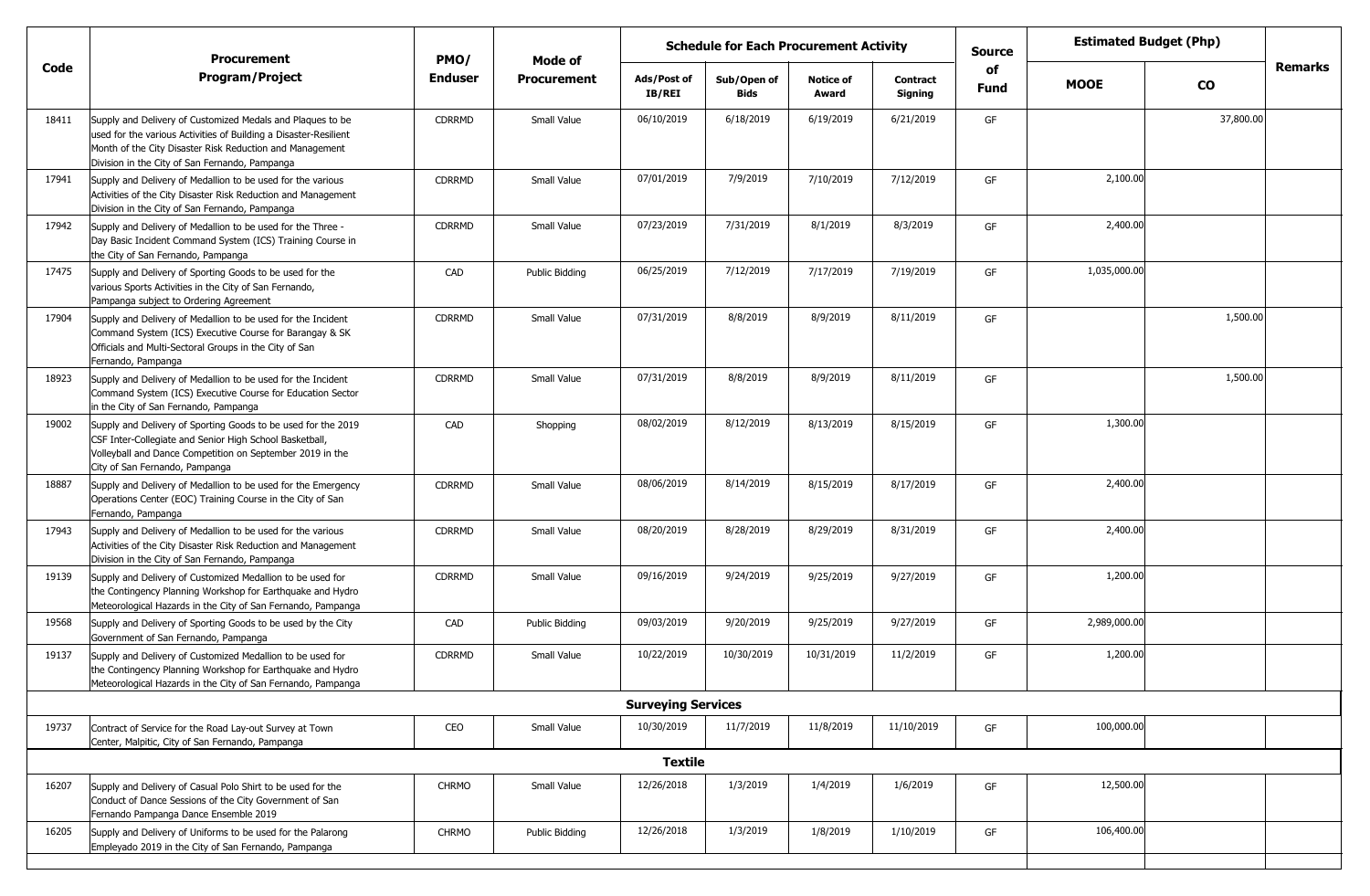| Code | Procurement Program/Project | PMO/ Enduser | Mode of Procurement | Schedule for Each Procurement Activity | | | | Source of Fund | Estimated Budget (Php) | | Remarks |
|---|---|---|---|---|---|---|---|---|---|---|---|
| | | | | Ads/Post of IB/REI | Sub/Open of Bids | Notice of Award | Contract Signing | | MOOE | CO | |
| 18411 | Supply and Delivery of Customized Medals and Plaques to be used for the various Activities of Building a Disaster-Resilient Month of the City Disaster Risk Reduction and Management Division in the City of San Fernando, Pampanga | CDRRMD | Small Value | 06/10/2019 | 6/18/2019 | 6/19/2019 | 6/21/2019 | GF | | 37,800.00 | |
| 17941 | Supply and Delivery of Medallion to be used for the various Activities of the City Disaster Risk Reduction and Management Division in the City of San Fernando, Pampanga | CDRRMD | Small Value | 07/01/2019 | 7/9/2019 | 7/10/2019 | 7/12/2019 | GF | 2,100.00 | | |
| 17942 | Supply and Delivery of Medallion to be used for the Three - Day Basic Incident Command System (ICS) Training Course in the City of San Fernando, Pampanga | CDRRMD | Small Value | 07/23/2019 | 7/31/2019 | 8/1/2019 | 8/3/2019 | GF | 2,400.00 | | |
| 17475 | Supply and Delivery of Sporting Goods to be used for the various Sports Activities in the City of San Fernando, Pampanga subject to Ordering Agreement | CAD | Public Bidding | 06/25/2019 | 7/12/2019 | 7/17/2019 | 7/19/2019 | GF | 1,035,000.00 | | |
| 17904 | Supply and Delivery of Medallion to be used for the Incident Command System (ICS) Executive Course for Barangay & SK Officials and Multi-Sectoral Groups in the City of San Fernando, Pampanga | CDRRMD | Small Value | 07/31/2019 | 8/8/2019 | 8/9/2019 | 8/11/2019 | GF | | 1,500.00 | |
| 18923 | Supply and Delivery of Medallion to be used for the Incident Command System (ICS) Executive Course for Education Sector in the City of San Fernando, Pampanga | CDRRMD | Small Value | 07/31/2019 | 8/8/2019 | 8/9/2019 | 8/11/2019 | GF | | 1,500.00 | |
| 19002 | Supply and Delivery of Sporting Goods to be used for the 2019 CSF Inter-Collegiate and Senior High School Basketball, Volleyball and Dance Competition on September 2019 in the City of San Fernando, Pampanga | CAD | Shopping | 08/02/2019 | 8/12/2019 | 8/13/2019 | 8/15/2019 | GF | 1,300.00 | | |
| 18887 | Supply and Delivery of Medallion to be used for the Emergency Operations Center (EOC) Training Course in the City of San Fernando, Pampanga | CDRRMD | Small Value | 08/06/2019 | 8/14/2019 | 8/15/2019 | 8/17/2019 | GF | 2,400.00 | | |
| 17943 | Supply and Delivery of Medallion to be used for the various Activities of the City Disaster Risk Reduction and Management Division in the City of San Fernando, Pampanga | CDRRMD | Small Value | 08/20/2019 | 8/28/2019 | 8/29/2019 | 8/31/2019 | GF | 2,400.00 | | |
| 19139 | Supply and Delivery of Customized Medallion to be used for the Contingency Planning Workshop for Earthquake and Hydro Meteorological Hazards in the City of San Fernando, Pampanga | CDRRMD | Small Value | 09/16/2019 | 9/24/2019 | 9/25/2019 | 9/27/2019 | GF | 1,200.00 | | |
| 19568 | Supply and Delivery of Sporting Goods to be used by the City Government of San Fernando, Pampanga | CAD | Public Bidding | 09/03/2019 | 9/20/2019 | 9/25/2019 | 9/27/2019 | GF | 2,989,000.00 | | |
| 19137 | Supply and Delivery of Customized Medallion to be used for the Contingency Planning Workshop for Earthquake and Hydro Meteorological Hazards in the City of San Fernando, Pampanga | CDRRMD | Small Value | 10/22/2019 | 10/30/2019 | 10/31/2019 | 11/2/2019 | GF | 1,200.00 | | |
| | **Surveying Services** | | | | | | | | | | |
| 19737 | Contract of Service for the Road Lay-out Survey at Town Center, Malpitic, City of San Fernando, Pampanga | CEO | Small Value | 10/30/2019 | 11/7/2019 | 11/8/2019 | 11/10/2019 | GF | 100,000.00 | | |
| | **Textile** | | | | | | | | | | |
| 16207 | Supply and Delivery of Casual Polo Shirt to be used for the Conduct of Dance Sessions of the City Government of San Fernando Pampanga Dance Ensemble 2019 | CHRMO | Small Value | 12/26/2018 | 1/3/2019 | 1/4/2019 | 1/6/2019 | GF | 12,500.00 | | |
| 16205 | Supply and Delivery of Uniforms to be used for the Palarong Empleyado 2019 in the City of San Fernando, Pampanga | CHRMO | Public Bidding | 12/26/2018 | 1/3/2019 | 1/8/2019 | 1/10/2019 | GF | 106,400.00 | | |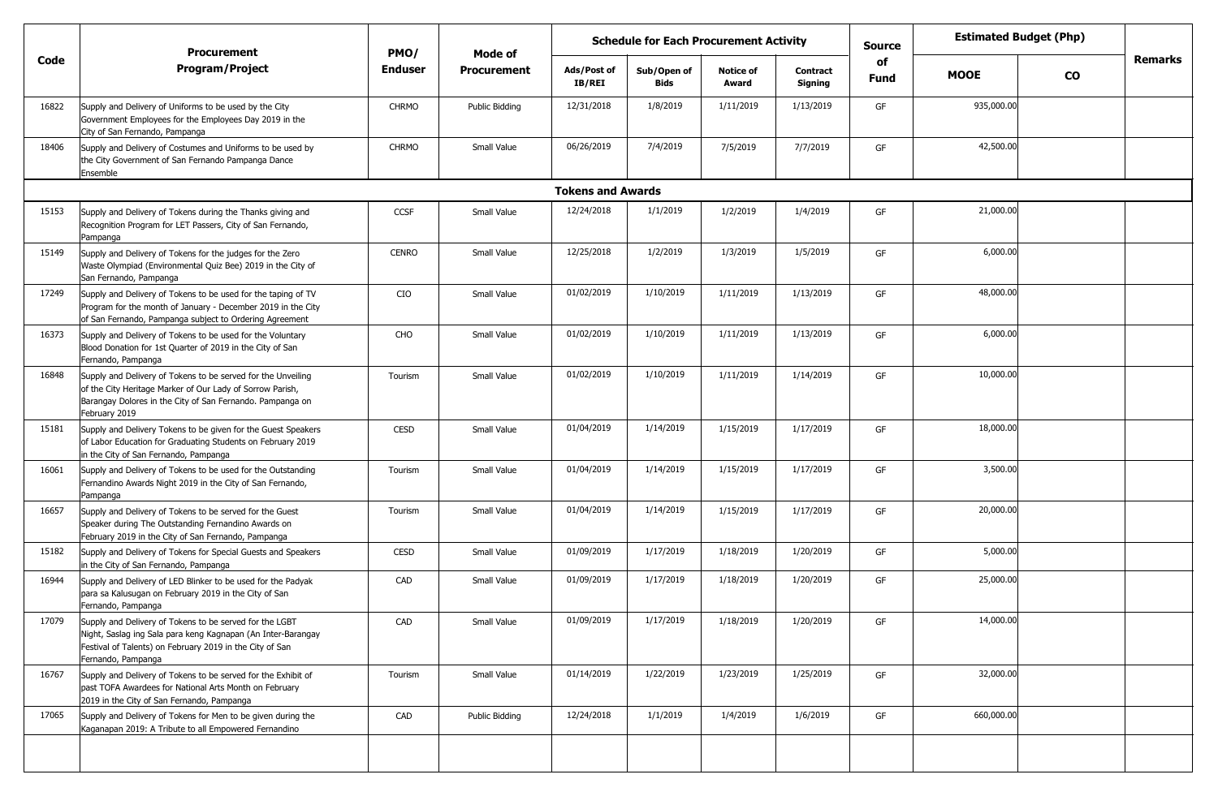| Code | Procurement Program/Project | PMO/ Enduser | Mode of Procurement | Schedule for Each Procurement Activity | | | | Source of Fund | Estimated Budget (Php) | | Remarks |
|---|---|---|---|---|---|---|---|---|---|---|---|
| | | | | Ads/Post of IB/REI | Sub/Open of Bids | Notice of Award | Contract Signing | | MOOE | CO | |
| 16822 | Supply and Delivery of Uniforms to be used by the City Government Employees for the Employees Day 2019 in the City of San Fernando, Pampanga | CHRMO | Public Bidding | 12/31/2018 | 1/8/2019 | 1/11/2019 | 1/13/2019 | GF | 935,000.00 | | |
| 18406 | Supply and Delivery of Costumes and Uniforms to be used by the City Government of San Fernando Pampanga Dance Ensemble | CHRMO | Small Value | 06/26/2019 | 7/4/2019 | 7/5/2019 | 7/7/2019 | GF | 42,500.00 | | |
| | **Tokens and Awards** | | | | | | | | | | |
| 15153 | Supply and Delivery of Tokens during the Thanks giving and Recognition Program for LET Passers, City of San Fernando, Pampanga | CCSF | Small Value | 12/24/2018 | 1/1/2019 | 1/2/2019 | 1/4/2019 | GF | 21,000.00 | | |
| 15149 | Supply and Delivery of Tokens for the judges for the Zero Waste Olympiad (Environmental Quiz Bee) 2019 in the City of San Fernando, Pampanga | CENRO | Small Value | 12/25/2018 | 1/2/2019 | 1/3/2019 | 1/5/2019 | GF | 6,000.00 | | |
| 17249 | Supply and Delivery of Tokens to be used for the taping of TV Program for the month of January - December 2019 in the City of San Fernando, Pampanga subject to Ordering Agreement | CIO | Small Value | 01/02/2019 | 1/10/2019 | 1/11/2019 | 1/13/2019 | GF | 48,000.00 | | |
| 16373 | Supply and Delivery of Tokens to be used for the Voluntary Blood Donation for 1st Quarter of 2019 in the City of San Fernando, Pampanga | CHO | Small Value | 01/02/2019 | 1/10/2019 | 1/11/2019 | 1/13/2019 | GF | 6,000.00 | | |
| 16848 | Supply and Delivery of Tokens to be served for the Unveiling of the City Heritage Marker of Our Lady of Sorrow Parish, Barangay Dolores in the City of San Fernando. Pampanga on February 2019 | Tourism | Small Value | 01/02/2019 | 1/10/2019 | 1/11/2019 | 1/14/2019 | GF | 10,000.00 | | |
| 15181 | Supply and Delivery Tokens to be given for the Guest Speakers of Labor Education for Graduating Students on February 2019 in the City of San Fernando, Pampanga | CESD | Small Value | 01/04/2019 | 1/14/2019 | 1/15/2019 | 1/17/2019 | GF | 18,000.00 | | |
| 16061 | Supply and Delivery of Tokens to be used for the Outstanding Fernandino Awards Night 2019 in the City of San Fernando, Pampanga | Tourism | Small Value | 01/04/2019 | 1/14/2019 | 1/15/2019 | 1/17/2019 | GF | 3,500.00 | | |
| 16657 | Supply and Delivery of Tokens to be served for the Guest Speaker during The Outstanding Fernandino Awards on February 2019 in the City of San Fernando, Pampanga | Tourism | Small Value | 01/04/2019 | 1/14/2019 | 1/15/2019 | 1/17/2019 | GF | 20,000.00 | | |
| 15182 | Supply and Delivery of Tokens for Special Guests and Speakers in the City of San Fernando, Pampanga | CESD | Small Value | 01/09/2019 | 1/17/2019 | 1/18/2019 | 1/20/2019 | GF | 5,000.00 | | |
| 16944 | Supply and Delivery of LED Blinker to be used for the Padyak para sa Kalusugan on February 2019 in the City of San Fernando, Pampanga | CAD | Small Value | 01/09/2019 | 1/17/2019 | 1/18/2019 | 1/20/2019 | GF | 25,000.00 | | |
| 17079 | Supply and Delivery of Tokens to be served for the LGBT Night, Saslag ing Sala para keng Kagnapan (An Inter-Barangay Festival of Talents) on February 2019 in the City of San Fernando, Pampanga | CAD | Small Value | 01/09/2019 | 1/17/2019 | 1/18/2019 | 1/20/2019 | GF | 14,000.00 | | |
| 16767 | Supply and Delivery of Tokens to be served for the Exhibit of past TOFA Awardees for National Arts Month on February 2019 in the City of San Fernando, Pampanga | Tourism | Small Value | 01/14/2019 | 1/22/2019 | 1/23/2019 | 1/25/2019 | GF | 32,000.00 | | |
| 17065 | Supply and Delivery of Tokens for Men to be given during the Kaganapan 2019: A Tribute to all Empowered Fernandino | CAD | Public Bidding | 12/24/2018 | 1/1/2019 | 1/4/2019 | 1/6/2019 | GF | 660,000.00 | | |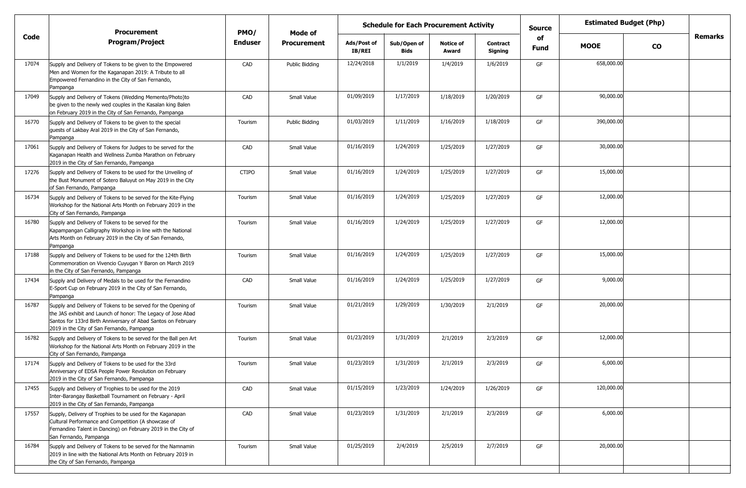| Code | Procurement Program/Project | PMO/ Enduser | Mode of Procurement | Schedule for Each Procurement Activity | | | | Source of Fund | Estimated Budget (Php) | | Remarks |
|---|---|---|---|---|---|---|---|---|---|---|---|
| | | | | Ads/Post of IB/REI | Sub/Open of Bids | Notice of Award | Contract Signing | | MOOE | CO | |
| 17074 | Supply and Delivery of Tokens to be given to the Empowered Men and Women for the Kaganapan 2019: A Tribute to all Empowered Fernandino in the City of San Fernando, Pampanga | CAD | Public Bidding | 12/24/2018 | 1/1/2019 | 1/4/2019 | 1/6/2019 | GF | 658,000.00 | | |
| 17049 | Supply and Delivery of Tokens (Wedding Memento/Photo)to be given to the newly wed couples in the Kasalan king Balen on February 2019 in the City of San Fernando, Pampanga | CAD | Small Value | 01/09/2019 | 1/17/2019 | 1/18/2019 | 1/20/2019 | GF | 90,000.00 | | |
| 16770 | Supply and Delivery of Tokens to be given to the special guests of Lakbay Aral 2019 in the City of San Fernando, Pampanga | Tourism | Public Bidding | 01/03/2019 | 1/11/2019 | 1/16/2019 | 1/18/2019 | GF | 390,000.00 | | |
| 17061 | Supply and Delivery of Tokens for Judges to be served for the Kaganapan Health and Wellness Zumba Marathon on February 2019 in the City of San Fernando, Pampanga | CAD | Small Value | 01/16/2019 | 1/24/2019 | 1/25/2019 | 1/27/2019 | GF | 30,000.00 | | |
| 17276 | Supply and Delivery of Tokens to be used for the Unveiling of the Bust Monument of Sotero Baluyut on May 2019 in the City of San Fernando, Pampanga | CTIPO | Small Value | 01/16/2019 | 1/24/2019 | 1/25/2019 | 1/27/2019 | GF | 15,000.00 | | |
| 16734 | Supply and Delivery of Tokens to be served for the Kite-Flying Workshop for the National Arts Month on February 2019 in the City of San Fernando, Pampanga | Tourism | Small Value | 01/16/2019 | 1/24/2019 | 1/25/2019 | 1/27/2019 | GF | 12,000.00 | | |
| 16780 | Supply and Delivery of Tokens to be served for the Kapampangan Calligraphy Workshop in line with the National Arts Month on February 2019 in the City of San Fernando, Pampanga | Tourism | Small Value | 01/16/2019 | 1/24/2019 | 1/25/2019 | 1/27/2019 | GF | 12,000.00 | | |
| 17188 | Supply and Delivery of Tokens to be used for the 124th Birth Commemoration on Vivencio Cuyugan Y Baron on March 2019 in the City of San Fernando, Pampanga | Tourism | Small Value | 01/16/2019 | 1/24/2019 | 1/25/2019 | 1/27/2019 | GF | 15,000.00 | | |
| 17434 | Supply and Delivery of Medals to be used for the Fernandino E-Sport Cup on February 2019 in the City of San Fernando, Pampanga | CAD | Small Value | 01/16/2019 | 1/24/2019 | 1/25/2019 | 1/27/2019 | GF | 9,000.00 | | |
| 16787 | Supply and Delivery of Tokens to be served for the Opening of the JAS exhibit and Launch of honor: The Legacy of Jose Abad Santos for 133rd Birth Anniversary of Abad Santos on February 2019 in the City of San Fernando, Pampanga | Tourism | Small Value | 01/21/2019 | 1/29/2019 | 1/30/2019 | 2/1/2019 | GF | 20,000.00 | | |
| 16782 | Supply and Delivery of Tokens to be served for the Ball pen Art Workshop for the National Arts Month on February 2019 in the City of San Fernando, Pampanga | Tourism | Small Value | 01/23/2019 | 1/31/2019 | 2/1/2019 | 2/3/2019 | GF | 12,000.00 | | |
| 17174 | Supply and Delivery of Tokens to be used for the 33rd Anniversary of EDSA People Power Revolution on February 2019 in the City of San Fernando, Pampanga | Tourism | Small Value | 01/23/2019 | 1/31/2019 | 2/1/2019 | 2/3/2019 | GF | 6,000.00 | | |
| 17455 | Supply and Delivery of Trophies to be used for the 2019 Inter-Barangay Basketball Tournament on February - April 2019 in the City of San Fernando, Pampanga | CAD | Small Value | 01/15/2019 | 1/23/2019 | 1/24/2019 | 1/26/2019 | GF | 120,000.00 | | |
| 17557 | Supply, Delivery of Trophies to be used for the Kaganapan Cultural Performance and Competition (A showcase of Fernandino Talent in Dancing) on February 2019 in the City of San Fernando, Pampanga | CAD | Small Value | 01/23/2019 | 1/31/2019 | 2/1/2019 | 2/3/2019 | GF | 6,000.00 | | |
| 16784 | Supply and Delivery of Tokens to be served for the Namnamin 2019 in line with the National Arts Month on February 2019 in the City of San Fernando, Pampanga | Tourism | Small Value | 01/25/2019 | 2/4/2019 | 2/5/2019 | 2/7/2019 | GF | 20,000.00 | | |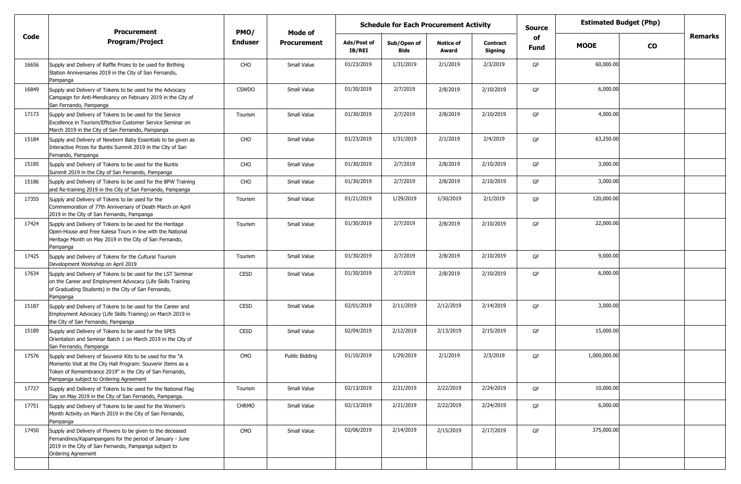| Code | Procurement Program/Project | PMO/ Enduser | Mode of Procurement | Schedule for Each Procurement Activity | | | | Source of Fund | Estimated Budget (Php) | | Remarks |
|---|---|---|---|---|---|---|---|---|---|---|---|
| | | | | Ads/Post of IB/REI | Sub/Open of Bids | Notice of Award | Contract Signing | | MOOE | CO | |
| 16656 | Supply and Delivery of Raffle Prizes to be used for Birthing Station Anniversaries 2019 in the City of San Fernando, Pampanga | CHO | Small Value | 01/23/2019 | 1/31/2019 | 2/1/2019 | 2/3/2019 | GF | 60,000.00 | | |
| 16849 | Supply and Delivery of Tokens to be used for the Advocacy Campaign for Anti-Mendicancy on February 2019 in the City of San Fernando, Pampanga | CSWDO | Small Value | 01/30/2019 | 2/7/2019 | 2/8/2019 | 2/10/2019 | GF | 6,000.00 | | |
| 17173 | Supply and Delivery of Tokens to be used for the Service Excellence in Tourism/Effective Customer Service Seminar on March 2019 in the City of San Fernando, Pampanga | Tourism | Small Value | 01/30/2019 | 2/7/2019 | 2/8/2019 | 2/10/2019 | GF | 4,000.00 | | |
| 15184 | Supply and Delivery of Newborn Baby Essentials to be given as Interactive Prizes for Buntis Summit 2019 in the City of San Fernando, Pampanga | CHO | Small Value | 01/23/2019 | 1/31/2019 | 2/1/2019 | 2/4/2019 | GF | 63,250.00 | | |
| 15185 | Supply and Delivery of Tokens to be used for the Buntis Summit 2019 in the City of San Fernando, Pampanga | CHO | Small Value | 01/30/2019 | 2/7/2019 | 2/8/2019 | 2/10/2019 | GF | 3,000.00 | | |
| 15186 | Supply and Delivery of Tokens to be used for the BPW Training and Re-training 2019 in the City of San Fernando, Pampanga | CHO | Small Value | 01/30/2019 | 2/7/2019 | 2/8/2019 | 2/10/2019 | GF | 3,000.00 | | |
| 17355 | Supply and Delivery of Tokens to be used for the Commemoration of 77th Anniversary of Death March on April 2019 in the City of San Fernando, Pampanga | Tourism | Small Value | 01/21/2019 | 1/29/2019 | 1/30/2019 | 2/1/2019 | GF | 120,000.00 | | |
| 17424 | Supply and Delivery of Tokens to be used for the Heritage Open-House and Free Kalesa Tours in line with the National Heritage Month on May 2019 in the City of San Fernando, Pampanga | Tourism | Small Value | 01/30/2019 | 2/7/2019 | 2/8/2019 | 2/10/2019 | GF | 22,000.00 | | |
| 17425 | Supply and Delivery of Tokens for the Cultural Tourism Development Workshop on April 2019 | Tourism | Small Value | 01/30/2019 | 2/7/2019 | 2/8/2019 | 2/10/2019 | GF | 9,000.00 | | |
| 17634 | Supply and Delivery of Tokens to be used for the LST Seminar on the Career and Employment Advocacy (Life Skills Training of Graduating Students) in the City of San Fernando, Pampanga | CESD | Small Value | 01/30/2019 | 2/7/2019 | 2/8/2019 | 2/10/2019 | GF | 6,000.00 | | |
| 15187 | Supply and Delivery of Tokens to be used for the Career and Employment Advocacy (Life Skills Training) on March 2019 in the City of San Fernando, Pampanga | CESD | Small Value | 02/01/2019 | 2/11/2019 | 2/12/2019 | 2/14/2019 | GF | 3,000.00 | | |
| 15189 | Supply and Delivery of Tokens to be used for the SPES Orientation and Seminar Batch 1 on March 2019 in the City of San Fernando, Pampanga | CESD | Small Value | 02/04/2019 | 2/12/2019 | 2/13/2019 | 2/15/2019 | GF | 15,000.00 | | |
| 17576 | Supply and Delivery of Souvenir Kits to be used for the "A Momento Visit at the City Hall Program: Souvenir Items as a Token of Remembrance 2019" in the City of San Fernando, Pampanga subject to Ordering Agreement | CMO | Public Bidding | 01/10/2019 | 1/29/2019 | 2/1/2019 | 2/3/2019 | GF | 1,000,000.00 | | |
| 17727 | Supply and Delivery of Tokens to be used for the National Flag Day on May 2019 in the City of San Fernando, Pampanga. | Tourism | Small Value | 02/13/2019 | 2/21/2019 | 2/22/2019 | 2/24/2019 | GF | 10,000.00 | | |
| 17751 | Supply and Delivery of Tokens to be used for the Women's Month Activity on March 2019 in the City of San Fernando, Pampanga | CHRMO | Small Value | 02/13/2019 | 2/21/2019 | 2/22/2019 | 2/24/2019 | GF | 6,000.00 | | |
| 17450 | Supply and Delivery of Flowers to be given to the deceased Fernandinos/Kapampangans for the period of January - June 2019 in the City of San Fernando, Pampanga subject to Ordering Agreement | CMO | Small Value | 02/06/2019 | 2/14/2019 | 2/15/2019 | 2/17/2019 | GF | 375,000.00 | | |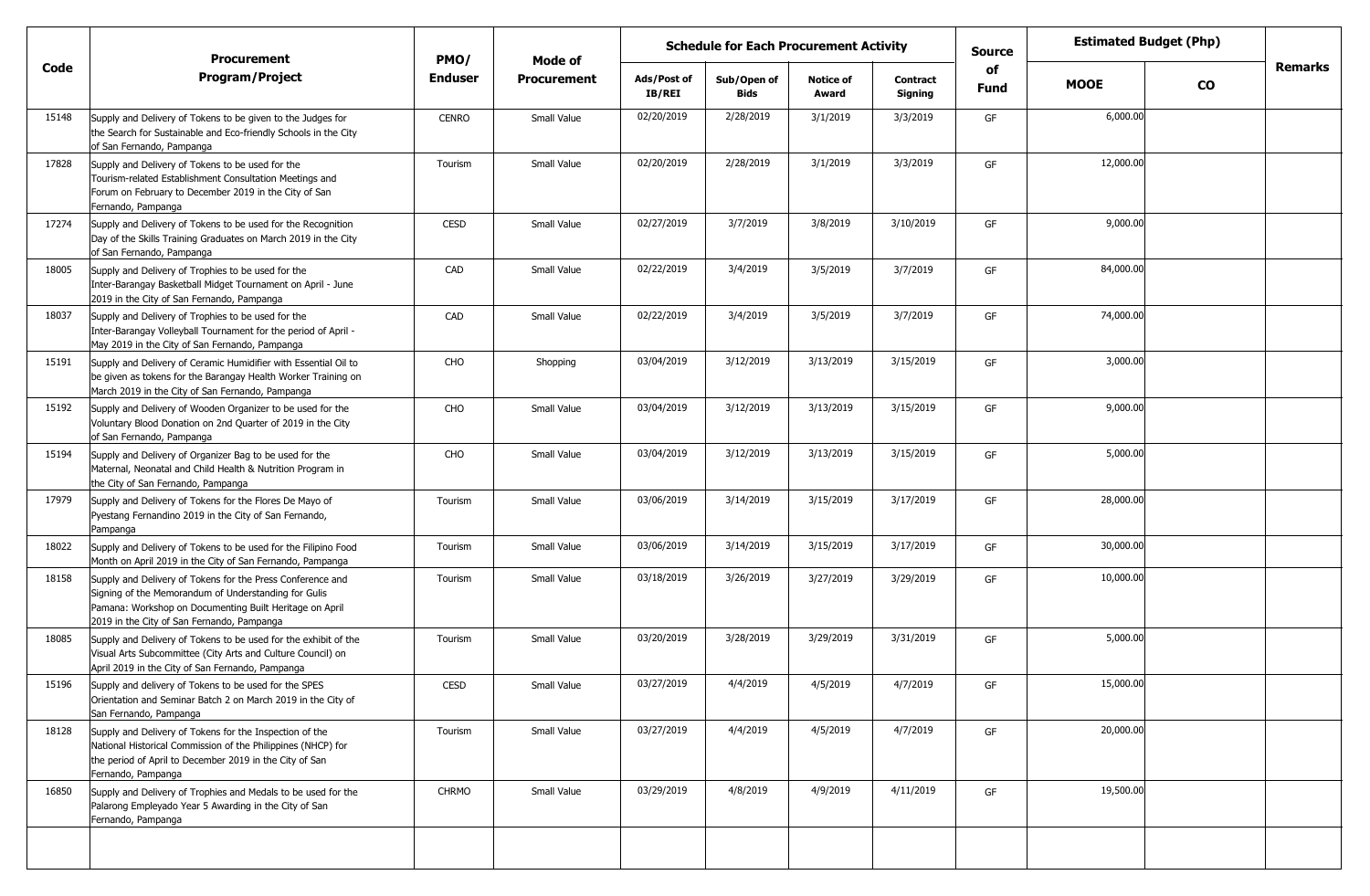| Code | Procurement Program/Project | PMO/ Enduser | Mode of Procurement | Schedule for Each Procurement Activity | | | | Source of Fund | Estimated Budget (Php) | | Remarks |
|---|---|---|---|---|---|---|---|---|---|---|---|
| | | | | Ads/Post of IB/REI | Sub/Open of Bids | Notice of Award | Contract Signing | | MOOE | CO | |
| 15148 | Supply and Delivery of Tokens to be given to the Judges for the Search for Sustainable and Eco-friendly Schools in the City of San Fernando, Pampanga | CENRO | Small Value | 02/20/2019 | 2/28/2019 | 3/1/2019 | 3/3/2019 | GF | 6,000.00 | | |
| 17828 | Supply and Delivery of Tokens to be used for the Tourism-related Establishment Consultation Meetings and Forum on February to December 2019 in the City of San Fernando, Pampanga | Tourism | Small Value | 02/20/2019 | 2/28/2019 | 3/1/2019 | 3/3/2019 | GF | 12,000.00 | | |
| 17274 | Supply and Delivery of Tokens to be used for the Recognition Day of the Skills Training Graduates on March 2019 in the City of San Fernando, Pampanga | CESD | Small Value | 02/27/2019 | 3/7/2019 | 3/8/2019 | 3/10/2019 | GF | 9,000.00 | | |
| 18005 | Supply and Delivery of Trophies to be used for the Inter-Barangay Basketball Midget Tournament on April - June 2019 in the City of San Fernando, Pampanga | CAD | Small Value | 02/22/2019 | 3/4/2019 | 3/5/2019 | 3/7/2019 | GF | 84,000.00 | | |
| 18037 | Supply and Delivery of Trophies to be used for the Inter-Barangay Volleyball Tournament for the period of April - May 2019 in the City of San Fernando, Pampanga | CAD | Small Value | 02/22/2019 | 3/4/2019 | 3/5/2019 | 3/7/2019 | GF | 74,000.00 | | |
| 15191 | Supply and Delivery of Ceramic Humidifier with Essential Oil to be given as tokens for the Barangay Health Worker Training on March 2019 in the City of San Fernando, Pampanga | CHO | Shopping | 03/04/2019 | 3/12/2019 | 3/13/2019 | 3/15/2019 | GF | 3,000.00 | | |
| 15192 | Supply and Delivery of Wooden Organizer to be used for the Voluntary Blood Donation on 2nd Quarter of 2019 in the City of San Fernando, Pampanga | CHO | Small Value | 03/04/2019 | 3/12/2019 | 3/13/2019 | 3/15/2019 | GF | 9,000.00 | | |
| 15194 | Supply and Delivery of Organizer Bag to be used for the Maternal, Neonatal and Child Health & Nutrition Program in the City of San Fernando, Pampanga | CHO | Small Value | 03/04/2019 | 3/12/2019 | 3/13/2019 | 3/15/2019 | GF | 5,000.00 | | |
| 17979 | Supply and Delivery of Tokens for the Flores De Mayo of Pyestang Fernandino 2019 in the City of San Fernando, Pampanga | Tourism | Small Value | 03/06/2019 | 3/14/2019 | 3/15/2019 | 3/17/2019 | GF | 28,000.00 | | |
| 18022 | Supply and Delivery of Tokens to be used for the Filipino Food Month on April 2019 in the City of San Fernando, Pampanga | Tourism | Small Value | 03/06/2019 | 3/14/2019 | 3/15/2019 | 3/17/2019 | GF | 30,000.00 | | |
| 18158 | Supply and Delivery of Tokens for the Press Conference and Signing of the Memorandum of Understanding for Gulis Pamana: Workshop on Documenting Built Heritage on April 2019 in the City of San Fernando, Pampanga | Tourism | Small Value | 03/18/2019 | 3/26/2019 | 3/27/2019 | 3/29/2019 | GF | 10,000.00 | | |
| 18085 | Supply and Delivery of Tokens to be used for the exhibit of the Visual Arts Subcommittee (City Arts and Culture Council) on April 2019 in the City of San Fernando, Pampanga | Tourism | Small Value | 03/20/2019 | 3/28/2019 | 3/29/2019 | 3/31/2019 | GF | 5,000.00 | | |
| 15196 | Supply and delivery of Tokens to be used for the SPES Orientation and Seminar Batch 2 on March 2019 in the City of San Fernando, Pampanga | CESD | Small Value | 03/27/2019 | 4/4/2019 | 4/5/2019 | 4/7/2019 | GF | 15,000.00 | | |
| 18128 | Supply and Delivery of Tokens for the Inspection of the National Historical Commission of the Philippines (NHCP) for the period of April to December 2019 in the City of San Fernando, Pampanga | Tourism | Small Value | 03/27/2019 | 4/4/2019 | 4/5/2019 | 4/7/2019 | GF | 20,000.00 | | |
| 16850 | Supply and Delivery of Trophies and Medals to be used for the Palarong Empleyado Year 5 Awarding in the City of San Fernando, Pampanga | CHRMO | Small Value | 03/29/2019 | 4/8/2019 | 4/9/2019 | 4/11/2019 | GF | 19,500.00 | | |
| | | | | | | | | | | | |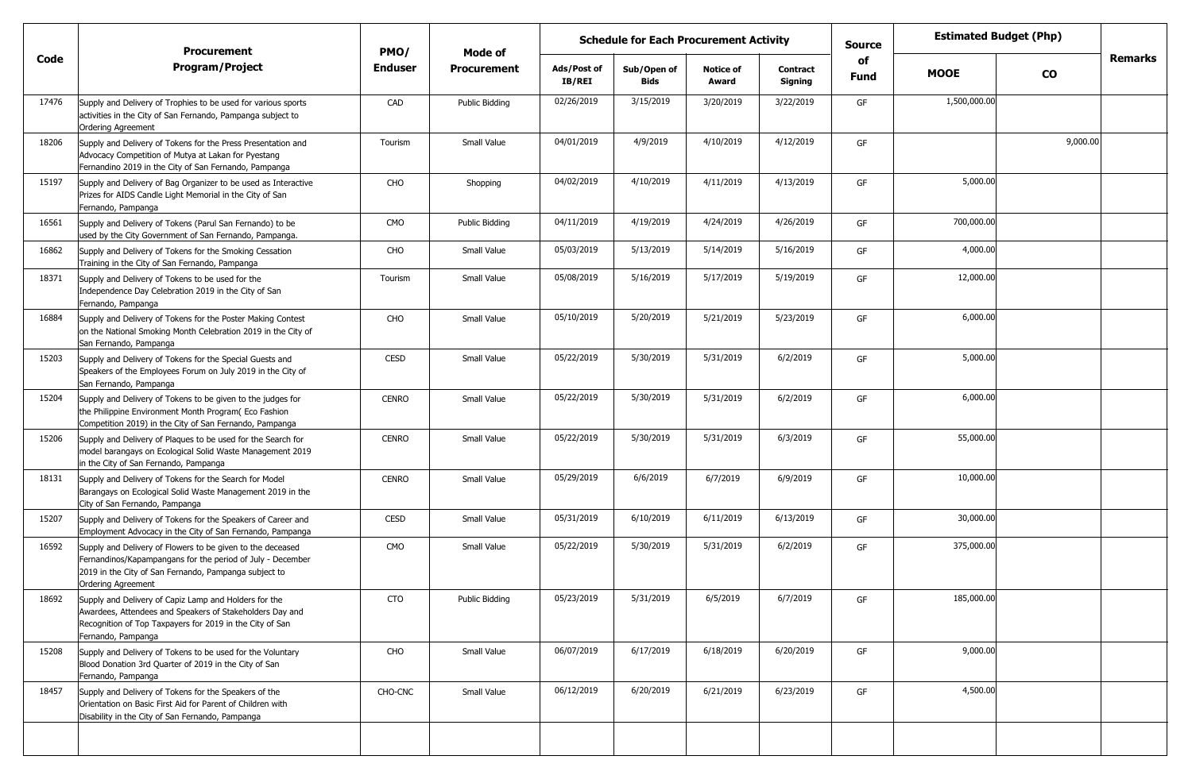| Code | Procurement Program/Project | PMO/ Enduser | Mode of Procurement | Schedule for Each Procurement Activity | | | | Source of Fund | Estimated Budget (Php) | | Remarks |
|---|---|---|---|---|---|---|---|---|---|---|---|
| | | | | Ads/Post of IB/REI | Sub/Open of Bids | Notice of Award | Contract Signing | | MOOE | CO | |
| 17476 | Supply and Delivery of Trophies to be used for various sports activities in the City of San Fernando, Pampanga subject to Ordering Agreement | CAD | Public Bidding | 02/26/2019 | 3/15/2019 | 3/20/2019 | 3/22/2019 | GF | 1,500,000.00 | | |
| 18206 | Supply and Delivery of Tokens for the Press Presentation and Advocacy Competition of Mutya at Lakan for Pyestang Fernandino 2019 in the City of San Fernando, Pampanga | Tourism | Small Value | 04/01/2019 | 4/9/2019 | 4/10/2019 | 4/12/2019 | GF | | 9,000.00 | |
| 15197 | Supply and Delivery of Bag Organizer to be used as Interactive Prizes for AIDS Candle Light Memorial in the City of San Fernando, Pampanga | CHO | Shopping | 04/02/2019 | 4/10/2019 | 4/11/2019 | 4/13/2019 | GF | 5,000.00 | | |
| 16561 | Supply and Delivery of Tokens (Parul San Fernando) to be used by the City Government of San Fernando, Pampanga. | CMO | Public Bidding | 04/11/2019 | 4/19/2019 | 4/24/2019 | 4/26/2019 | GF | 700,000.00 | | |
| 16862 | Supply and Delivery of Tokens for the Smoking Cessation Training in the City of San Fernando, Pampanga | CHO | Small Value | 05/03/2019 | 5/13/2019 | 5/14/2019 | 5/16/2019 | GF | 4,000.00 | | |
| 18371 | Supply and Delivery of Tokens to be used for the Independence Day Celebration 2019 in the City of San Fernando, Pampanga | Tourism | Small Value | 05/08/2019 | 5/16/2019 | 5/17/2019 | 5/19/2019 | GF | 12,000.00 | | |
| 16884 | Supply and Delivery of Tokens for the Poster Making Contest on the National Smoking Month Celebration 2019 in the City of San Fernando, Pampanga | CHO | Small Value | 05/10/2019 | 5/20/2019 | 5/21/2019 | 5/23/2019 | GF | 6,000.00 | | |
| 15203 | Supply and Delivery of Tokens for the Special Guests and Speakers of the Employees Forum on July 2019 in the City of San Fernando, Pampanga | CESD | Small Value | 05/22/2019 | 5/30/2019 | 5/31/2019 | 6/2/2019 | GF | 5,000.00 | | |
| 15204 | Supply and Delivery of Tokens to be given to the judges for the Philippine Environment Month Program( Eco Fashion Competition 2019) in the City of San Fernando, Pampanga | CENRO | Small Value | 05/22/2019 | 5/30/2019 | 5/31/2019 | 6/2/2019 | GF | 6,000.00 | | |
| 15206 | Supply and Delivery of Plaques to be used for the Search for model barangays on Ecological Solid Waste Management 2019 in the City of San Fernando, Pampanga | CENRO | Small Value | 05/22/2019 | 5/30/2019 | 5/31/2019 | 6/3/2019 | GF | 55,000.00 | | |
| 18131 | Supply and Delivery of Tokens for the Search for Model Barangays on Ecological Solid Waste Management 2019 in the City of San Fernando, Pampanga | CENRO | Small Value | 05/29/2019 | 6/6/2019 | 6/7/2019 | 6/9/2019 | GF | 10,000.00 | | |
| 15207 | Supply and Delivery of Tokens for the Speakers of Career and Employment Advocacy in the City of San Fernando, Pampanga | CESD | Small Value | 05/31/2019 | 6/10/2019 | 6/11/2019 | 6/13/2019 | GF | 30,000.00 | | |
| 16592 | Supply and Delivery of Flowers to be given to the deceased Fernandinos/Kapampangans for the period of July - December 2019 in the City of San Fernando, Pampanga subject to Ordering Agreement | CMO | Small Value | 05/22/2019 | 5/30/2019 | 5/31/2019 | 6/2/2019 | GF | 375,000.00 | | |
| 18692 | Supply and Delivery of Capiz Lamp and Holders for the Awardees, Attendees and Speakers of Stakeholders Day and Recognition of Top Taxpayers for 2019 in the City of San Fernando, Pampanga | CTO | Public Bidding | 05/23/2019 | 5/31/2019 | 6/5/2019 | 6/7/2019 | GF | 185,000.00 | | |
| 15208 | Supply and Delivery of Tokens to be used for the Voluntary Blood Donation 3rd Quarter of 2019 in the City of San Fernando, Pampanga | CHO | Small Value | 06/07/2019 | 6/17/2019 | 6/18/2019 | 6/20/2019 | GF | 9,000.00 | | |
| 18457 | Supply and Delivery of Tokens for the Speakers of the Orientation on Basic First Aid for Parent of Children with Disability in the City of San Fernando, Pampanga | CHO-CNC | Small Value | 06/12/2019 | 6/20/2019 | 6/21/2019 | 6/23/2019 | GF | 4,500.00 | | |
| | | | | | | | | | | | |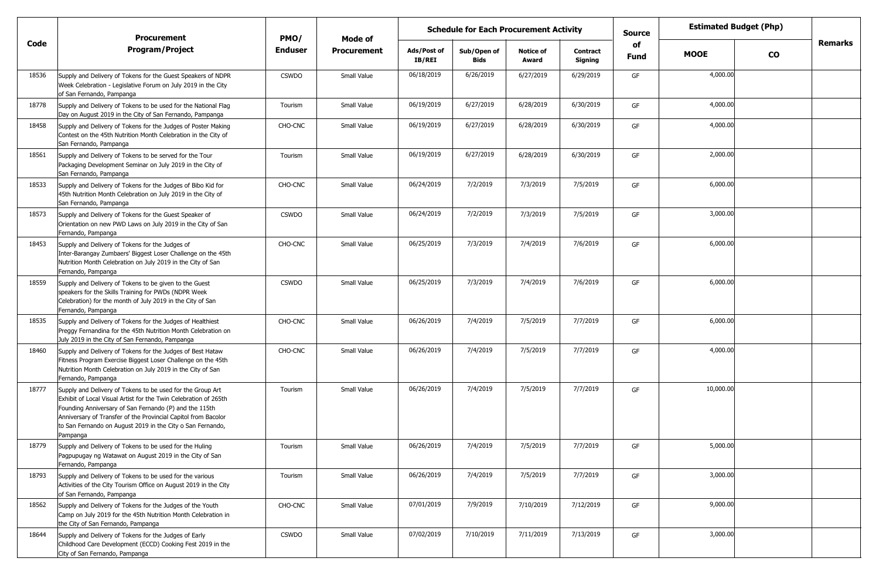| Code | Procurement Program/Project | PMO/ Enduser | Mode of Procurement | Schedule for Each Procurement Activity | | | | Source of Fund | Estimated Budget (Php) | | Remarks |
|---|---|---|---|---|---|---|---|---|---|---|---|
| | | | | Ads/Post of IB/REI | Sub/Open of Bids | Notice of Award | Contract Signing | | MOOE | CO | |
| 18536 | Supply and Delivery of Tokens for the Guest Speakers of NDPR Week Celebration - Legislative Forum on July 2019 in the City of San Fernando, Pampanga | CSWDO | Small Value | 06/18/2019 | 6/26/2019 | 6/27/2019 | 6/29/2019 | GF | 4,000.00 | | |
| 18778 | Supply and Delivery of Tokens to be used for the National Flag Day on August 2019 in the City of San Fernando, Pampanga | Tourism | Small Value | 06/19/2019 | 6/27/2019 | 6/28/2019 | 6/30/2019 | GF | 4,000.00 | | |
| 18458 | Supply and Delivery of Tokens for the Judges of Poster Making Contest on the 45th Nutrition Month Celebration in the City of San Fernando, Pampanga | CHO-CNC | Small Value | 06/19/2019 | 6/27/2019 | 6/28/2019 | 6/30/2019 | GF | 4,000.00 | | |
| 18561 | Supply and Delivery of Tokens to be served for the Tour Packaging Development Seminar on July 2019 in the City of San Fernando, Pampanga | Tourism | Small Value | 06/19/2019 | 6/27/2019 | 6/28/2019 | 6/30/2019 | GF | 2,000.00 | | |
| 18533 | Supply and Delivery of Tokens for the Judges of Bibo Kid for 45th Nutrition Month Celebration on July 2019 in the City of San Fernando, Pampanga | CHO-CNC | Small Value | 06/24/2019 | 7/2/2019 | 7/3/2019 | 7/5/2019 | GF | 6,000.00 | | |
| 18573 | Supply and Delivery of Tokens for the Guest Speaker of Orientation on new PWD Laws on July 2019 in the City of San Fernando, Pampanga | CSWDO | Small Value | 06/24/2019 | 7/2/2019 | 7/3/2019 | 7/5/2019 | GF | 3,000.00 | | |
| 18453 | Supply and Delivery of Tokens for the Judges of Inter-Barangay Zumbaers' Biggest Loser Challenge on the 45th Nutrition Month Celebration on July 2019 in the City of San Fernando, Pampanga | CHO-CNC | Small Value | 06/25/2019 | 7/3/2019 | 7/4/2019 | 7/6/2019 | GF | 6,000.00 | | |
| 18559 | Supply and Delivery of Tokens to be given to the Guest speakers for the Skills Training for PWDs (NDPR Week Celebration) for the month of July 2019 in the City of San Fernando, Pampanga | CSWDO | Small Value | 06/25/2019 | 7/3/2019 | 7/4/2019 | 7/6/2019 | GF | 6,000.00 | | |
| 18535 | Supply and Delivery of Tokens for the Judges of Healthiest Preggy Fernandina for the 45th Nutrition Month Celebration on July 2019 in the City of San Fernando, Pampanga | CHO-CNC | Small Value | 06/26/2019 | 7/4/2019 | 7/5/2019 | 7/7/2019 | GF | 6,000.00 | | |
| 18460 | Supply and Delivery of Tokens for the Judges of Best Hataw Fitness Program Exercise Biggest Loser Challenge on the 45th Nutrition Month Celebration on July 2019 in the City of San Fernando, Pampanga | CHO-CNC | Small Value | 06/26/2019 | 7/4/2019 | 7/5/2019 | 7/7/2019 | GF | 4,000.00 | | |
| 18777 | Supply and Delivery of Tokens to be used for the Group Art Exhibit of Local Visual Artist for the Twin Celebration of 265th Founding Anniversary of San Fernando (P) and the 115th Anniversary of Transfer of the Provincial Capitol from Bacolor to San Fernando on August 2019 in the City o San Fernando, Pampanga | Tourism | Small Value | 06/26/2019 | 7/4/2019 | 7/5/2019 | 7/7/2019 | GF | 10,000.00 | | |
| 18779 | Supply and Delivery of Tokens to be used for the Huling Pagpupugay ng Watawat on August 2019 in the City of San Fernando, Pampanga | Tourism | Small Value | 06/26/2019 | 7/4/2019 | 7/5/2019 | 7/7/2019 | GF | 5,000.00 | | |
| 18793 | Supply and Delivery of Tokens to be used for the various Activities of the City Tourism Office on August 2019 in the City of San Fernando, Pampanga | Tourism | Small Value | 06/26/2019 | 7/4/2019 | 7/5/2019 | 7/7/2019 | GF | 3,000.00 | | |
| 18562 | Supply and Delivery of Tokens for the Judges of the Youth Camp on July 2019 for the 45th Nutrition Month Celebration in the City of San Fernando, Pampanga | CHO-CNC | Small Value | 07/01/2019 | 7/9/2019 | 7/10/2019 | 7/12/2019 | GF | 9,000.00 | | |
| 18644 | Supply and Delivery of Tokens for the Judges of Early Childhood Care Development (ECCD) Cooking Fest 2019 in the City of San Fernando, Pampanga | CSWDO | Small Value | 07/02/2019 | 7/10/2019 | 7/11/2019 | 7/13/2019 | GF | 3,000.00 | | |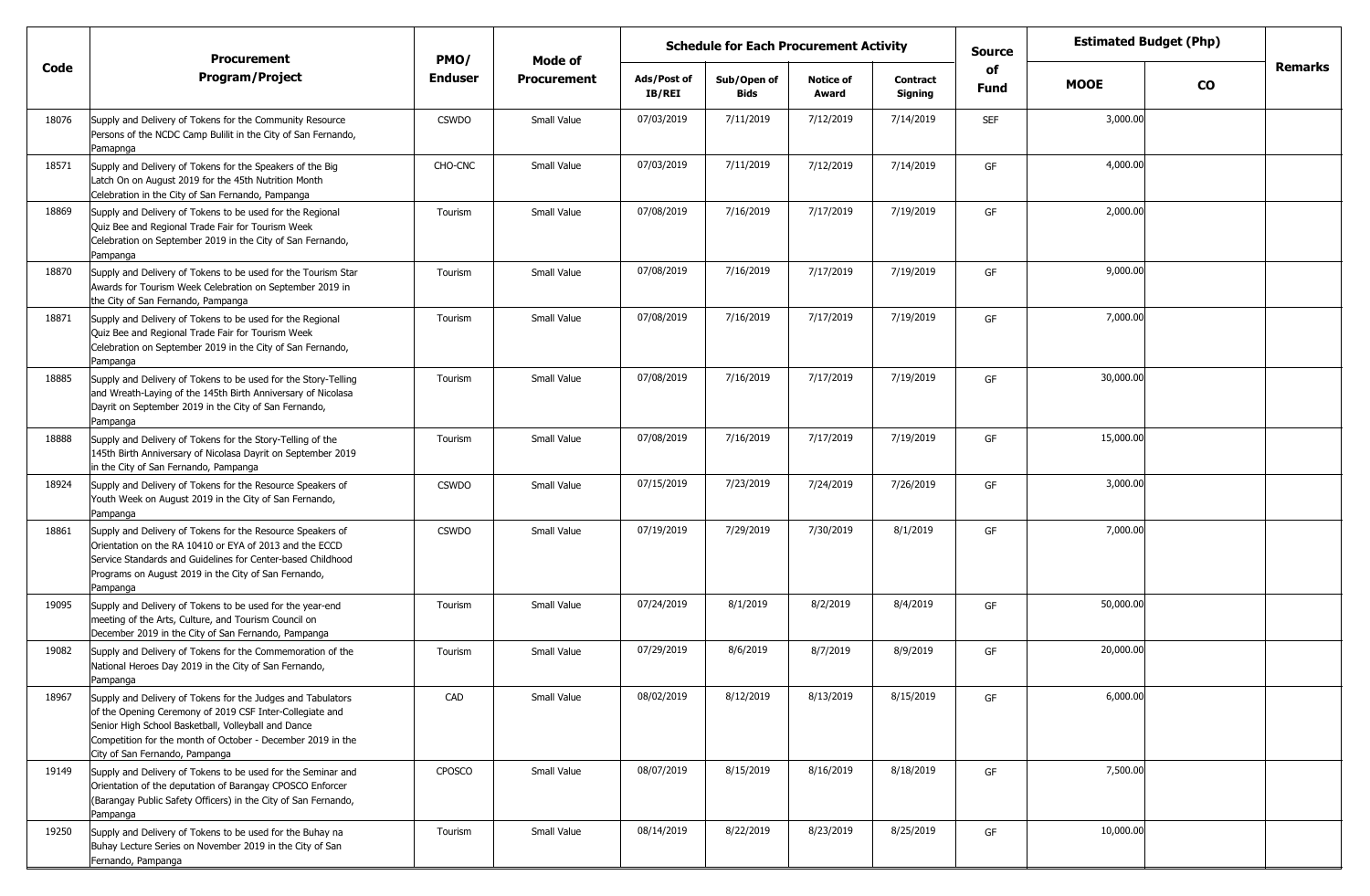| Code | Procurement Program/Project | PMO/ Enduser | Mode of Procurement | Schedule for Each Procurement Activity | | | | Source of Fund | Estimated Budget (Php) | | Remarks |
|---|---|---|---|---|---|---|---|---|---|---|---|
| | | | | Ads/Post of IB/REI | Sub/Open of Bids | Notice of Award | Contract Signing | | MOOE | CO | |
| 18076 | Supply and Delivery of Tokens for the Community Resource Persons of the NCDC Camp Bulilit in the City of San Fernando, Pamapnga | CSWDO | Small Value | 07/03/2019 | 7/11/2019 | 7/12/2019 | 7/14/2019 | SEF | 3,000.00 | | |
| 18571 | Supply and Delivery of Tokens for the Speakers of the Big Latch On on August 2019 for the 45th Nutrition Month Celebration in the City of San Fernando, Pampanga | CHO-CNC | Small Value | 07/03/2019 | 7/11/2019 | 7/12/2019 | 7/14/2019 | GF | 4,000.00 | | |
| 18869 | Supply and Delivery of Tokens to be used for the Regional Quiz Bee and Regional Trade Fair for Tourism Week Celebration on September 2019 in the City of San Fernando, Pampanga | Tourism | Small Value | 07/08/2019 | 7/16/2019 | 7/17/2019 | 7/19/2019 | GF | 2,000.00 | | |
| 18870 | Supply and Delivery of Tokens to be used for the Tourism Star Awards for Tourism Week Celebration on September 2019 in the City of San Fernando, Pampanga | Tourism | Small Value | 07/08/2019 | 7/16/2019 | 7/17/2019 | 7/19/2019 | GF | 9,000.00 | | |
| 18871 | Supply and Delivery of Tokens to be used for the Regional Quiz Bee and Regional Trade Fair for Tourism Week Celebration on September 2019 in the City of San Fernando, Pampanga | Tourism | Small Value | 07/08/2019 | 7/16/2019 | 7/17/2019 | 7/19/2019 | GF | 7,000.00 | | |
| 18885 | Supply and Delivery of Tokens to be used for the Story-Telling and Wreath-Laying of the 145th Birth Anniversary of Nicolasa Dayrit on September 2019 in the City of San Fernando, Pampanga | Tourism | Small Value | 07/08/2019 | 7/16/2019 | 7/17/2019 | 7/19/2019 | GF | 30,000.00 | | |
| 18888 | Supply and Delivery of Tokens for the Story-Telling of the 145th Birth Anniversary of Nicolasa Dayrit on September 2019 in the City of San Fernando, Pampanga | Tourism | Small Value | 07/08/2019 | 7/16/2019 | 7/17/2019 | 7/19/2019 | GF | 15,000.00 | | |
| 18924 | Supply and Delivery of Tokens for the Resource Speakers of Youth Week on August 2019 in the City of San Fernando, Pampanga | CSWDO | Small Value | 07/15/2019 | 7/23/2019 | 7/24/2019 | 7/26/2019 | GF | 3,000.00 | | |
| 18861 | Supply and Delivery of Tokens for the Resource Speakers of Orientation on the RA 10410 or EYA of 2013 and the ECCD Service Standards and Guidelines for Center-based Childhood Programs on August 2019 in the City of San Fernando, Pampanga | CSWDO | Small Value | 07/19/2019 | 7/29/2019 | 7/30/2019 | 8/1/2019 | GF | 7,000.00 | | |
| 19095 | Supply and Delivery of Tokens to be used for the year-end meeting of the Arts, Culture, and Tourism Council on December 2019 in the City of San Fernando, Pampanga | Tourism | Small Value | 07/24/2019 | 8/1/2019 | 8/2/2019 | 8/4/2019 | GF | 50,000.00 | | |
| 19082 | Supply and Delivery of Tokens for the Commemoration of the National Heroes Day 2019 in the City of San Fernando, Pampanga | Tourism | Small Value | 07/29/2019 | 8/6/2019 | 8/7/2019 | 8/9/2019 | GF | 20,000.00 | | |
| 18967 | Supply and Delivery of Tokens for the Judges and Tabulators of the Opening Ceremony of 2019 CSF Inter-Collegiate and Senior High School Basketball, Volleyball and Dance Competition for the month of October - December 2019 in the City of San Fernando, Pampanga | CAD | Small Value | 08/02/2019 | 8/12/2019 | 8/13/2019 | 8/15/2019 | GF | 6,000.00 | | |
| 19149 | Supply and Delivery of Tokens to be used for the Seminar and Orientation of the deputation of Barangay CPOSCO Enforcer (Barangay Public Safety Officers) in the City of San Fernando, Pampanga | CPOSCO | Small Value | 08/07/2019 | 8/15/2019 | 8/16/2019 | 8/18/2019 | GF | 7,500.00 | | |
| 19250 | Supply and Delivery of Tokens to be used for the Buhay na Buhay Lecture Series on November 2019 in the City of San Fernando, Pampanga | Tourism | Small Value | 08/14/2019 | 8/22/2019 | 8/23/2019 | 8/25/2019 | GF | 10,000.00 | | |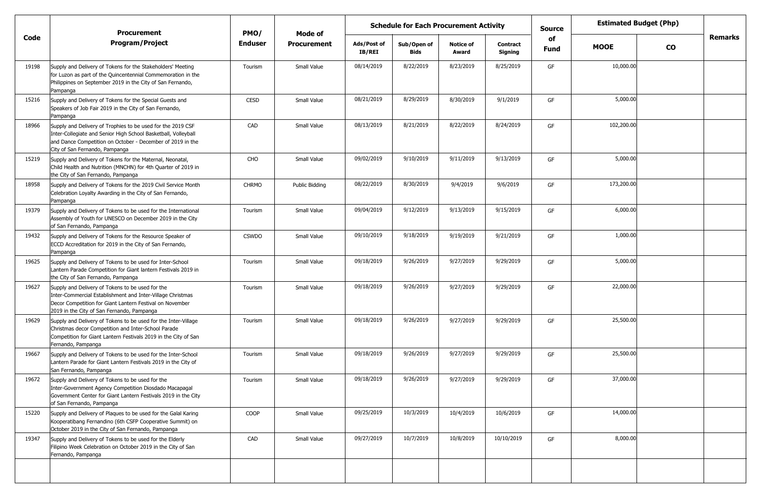| Code | Procurement Program/Project | PMO/ Enduser | Mode of Procurement | Schedule for Each Procurement Activity | | | | Source of Fund | Estimated Budget (Php) | | Remarks |
|---|---|---|---|---|---|---|---|---|---|---|---|
| | | | | Ads/Post of IB/REI | Sub/Open of Bids | Notice of Award | Contract Signing | | MOOE | CO | |
| 19198 | Supply and Delivery of Tokens for the Stakeholders' Meeting for Luzon as part of the Quincentennial Commemoration in the Philippines on September 2019 in the City of San Fernando, Pampanga | Tourism | Small Value | 08/14/2019 | 8/22/2019 | 8/23/2019 | 8/25/2019 | GF | 10,000.00 | | |
| 15216 | Supply and Delivery of Tokens for the Special Guests and Speakers of Job Fair 2019 in the City of San Fernando, Pampanga | CESD | Small Value | 08/21/2019 | 8/29/2019 | 8/30/2019 | 9/1/2019 | GF | 5,000.00 | | |
| 18966 | Supply and Delivery of Trophies to be used for the 2019 CSF Inter-Collegiate and Senior High School Basketball, Volleyball and Dance Competition on October - December of 2019 in the City of San Fernando, Pampanga | CAD | Small Value | 08/13/2019 | 8/21/2019 | 8/22/2019 | 8/24/2019 | GF | 102,200.00 | | |
| 15219 | Supply and Delivery of Tokens for the Maternal, Neonatal, Child Health and Nutrition (MNCHN) for 4th Quarter of 2019 in the City of San Fernando, Pampanga | CHO | Small Value | 09/02/2019 | 9/10/2019 | 9/11/2019 | 9/13/2019 | GF | 5,000.00 | | |
| 18958 | Supply and Delivery of Tokens for the 2019 Civil Service Month Celebration Loyalty Awarding in the City of San Fernando, Pampanga | CHRMO | Public Bidding | 08/22/2019 | 8/30/2019 | 9/4/2019 | 9/6/2019 | GF | 173,200.00 | | |
| 19379 | Supply and Delivery of Tokens to be used for the International Assembly of Youth for UNESCO on December 2019 in the City of San Fernando, Pampanga | Tourism | Small Value | 09/04/2019 | 9/12/2019 | 9/13/2019 | 9/15/2019 | GF | 6,000.00 | | |
| 19432 | Supply and Delivery of Tokens for the Resource Speaker of ECCD Accreditation for 2019 in the City of San Fernando, Pampanga | CSWDO | Small Value | 09/10/2019 | 9/18/2019 | 9/19/2019 | 9/21/2019 | GF | 1,000.00 | | |
| 19625 | Supply and Delivery of Tokens to be used for Inter-School Lantern Parade Competition for Giant lantern Festivals 2019 in the City of San Fernando, Pampanga | Tourism | Small Value | 09/18/2019 | 9/26/2019 | 9/27/2019 | 9/29/2019 | GF | 5,000.00 | | |
| 19627 | Supply and Delivery of Tokens to be used for the Inter-Commercial Establishment and Inter-Village Christmas Decor Competition for Giant Lantern Festival on November 2019 in the City of San Fernando, Pampanga | Tourism | Small Value | 09/18/2019 | 9/26/2019 | 9/27/2019 | 9/29/2019 | GF | 22,000.00 | | |
| 19629 | Supply and Delivery of Tokens to be used for the Inter-Village Christmas decor Competition and Inter-School Parade Competition for Giant Lantern Festivals 2019 in the City of San Fernando, Pampanga | Tourism | Small Value | 09/18/2019 | 9/26/2019 | 9/27/2019 | 9/29/2019 | GF | 25,500.00 | | |
| 19667 | Supply and Delivery of Tokens to be used for the Inter-School Lantern Parade for Giant Lantern Festivals 2019 in the City of San Fernando, Pampanga | Tourism | Small Value | 09/18/2019 | 9/26/2019 | 9/27/2019 | 9/29/2019 | GF | 25,500.00 | | |
| 19672 | Supply and Delivery of Tokens to be used for the Inter-Government Agency Competition Diosdado Macapagal Government Center for Giant Lantern Festivals 2019 in the City of San Fernando, Pampanga | Tourism | Small Value | 09/18/2019 | 9/26/2019 | 9/27/2019 | 9/29/2019 | GF | 37,000.00 | | |
| 15220 | Supply and Delivery of Plaques to be used for the Galal Karing Kooperatibang Fernandino (6th CSFP Cooperative Summit) on October 2019 in the City of San Fernando, Pampanga | COOP | Small Value | 09/25/2019 | 10/3/2019 | 10/4/2019 | 10/6/2019 | GF | 14,000.00 | | |
| 19347 | Supply and Delivery of Tokens to be used for the Elderly Filipino Week Celebration on October 2019 in the City of San Fernando, Pampanga | CAD | Small Value | 09/27/2019 | 10/7/2019 | 10/8/2019 | 10/10/2019 | GF | 8,000.00 | | |
| | | | | | | | | | | | |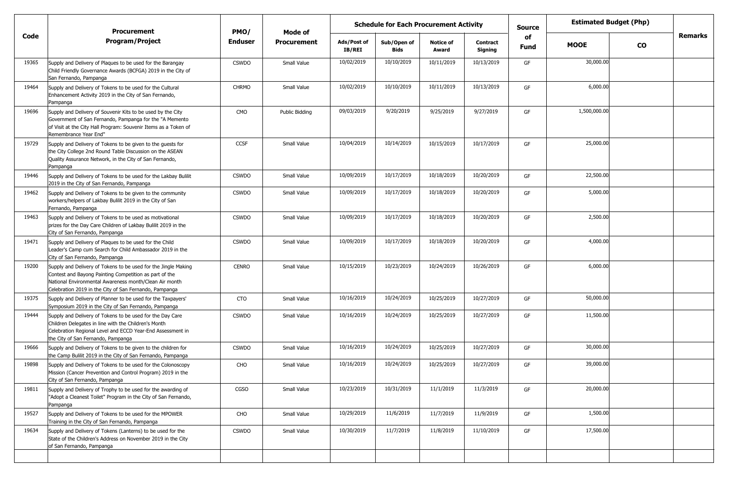| Code | Procurement Program/Project | PMO/ Enduser | Mode of Procurement | Schedule for Each Procurement Activity | | | | Source of Fund | Estimated Budget (Php) | | Remarks |
|---|---|---|---|---|---|---|---|---|---|---|---|
| | | | | Ads/Post of IB/REI | Sub/Open of Bids | Notice of Award | Contract Signing | | MOOE | CO | |
| 19365 | Supply and Delivery of Plaques to be used for the Barangay Child Friendly Governance Awards (BCFGA) 2019 in the City of San Fernando, Pampanga | CSWDO | Small Value | 10/02/2019 | 10/10/2019 | 10/11/2019 | 10/13/2019 | GF | 30,000.00 | | |
| 19464 | Supply and Delivery of Tokens to be used for the Cultural Enhancement Activity 2019 in the City of San Fernando, Pampanga | CHRMO | Small Value | 10/02/2019 | 10/10/2019 | 10/11/2019 | 10/13/2019 | GF | 6,000.00 | | |
| 19696 | Supply and Delivery of Souvenir Kits to be used by the City Government of San Fernando, Pampanga for the "A Memento of Visit at the City Hall Program: Souvenir Items as a Token of Remembrance Year End" | CMO | Public Bidding | 09/03/2019 | 9/20/2019 | 9/25/2019 | 9/27/2019 | GF | 1,500,000.00 | | |
| 19729 | Supply and Delivery of Tokens to be given to the guests for the City College 2nd Round Table Discussion on the ASEAN Quality Assurance Network, in the City of San Fernando, Pampanga | CCSF | Small Value | 10/04/2019 | 10/14/2019 | 10/15/2019 | 10/17/2019 | GF | 25,000.00 | | |
| 19446 | Supply and Delivery of Tokens to be used for the Lakbay Bulilit 2019 in the City of San Fernando, Pampanga | CSWDO | Small Value | 10/09/2019 | 10/17/2019 | 10/18/2019 | 10/20/2019 | GF | 22,500.00 | | |
| 19462 | Supply and Delivery of Tokens to be given to the community workers/helpers of Lakbay Bulilit 2019 in the City of San Fernando, Pampanga | CSWDO | Small Value | 10/09/2019 | 10/17/2019 | 10/18/2019 | 10/20/2019 | GF | 5,000.00 | | |
| 19463 | Supply and Delivery of Tokens to be used as motivational prizes for the Day Care Children of Lakbay Bulilit 2019 in the City of San Fernando, Pampanga | CSWDO | Small Value | 10/09/2019 | 10/17/2019 | 10/18/2019 | 10/20/2019 | GF | 2,500.00 | | |
| 19471 | Supply and Delivery of Plaques to be used for the Child Leader's Camp cum Search for Child Ambassador 2019 in the City of San Fernando, Pampanga | CSWDO | Small Value | 10/09/2019 | 10/17/2019 | 10/18/2019 | 10/20/2019 | GF | 4,000.00 | | |
| 19200 | Supply and Delivery of Tokens to be used for the Jingle Making Contest and Bayong Painting Competition as part of the National Environmental Awareness month/Clean Air month Celebration 2019 in the City of San Fernando, Pampanga | CENRO | Small Value | 10/15/2019 | 10/23/2019 | 10/24/2019 | 10/26/2019 | GF | 6,000.00 | | |
| 19375 | Supply and Delivery of Planner to be used for the Taxpayers' Symposium 2019 in the City of San Fernando, Pampanga | CTO | Small Value | 10/16/2019 | 10/24/2019 | 10/25/2019 | 10/27/2019 | GF | 50,000.00 | | |
| 19444 | Supply and Delivery of Tokens to be used for the Day Care Children Delegates in line with the Children's Month Celebration Regional Level and ECCD Year-End Assessment in the City of San Fernando, Pampanga | CSWDO | Small Value | 10/16/2019 | 10/24/2019 | 10/25/2019 | 10/27/2019 | GF | 11,500.00 | | |
| 19666 | Supply and Delivery of Tokens to be given to the children for the Camp Bulilit 2019 in the City of San Fernando, Pampanga | CSWDO | Small Value | 10/16/2019 | 10/24/2019 | 10/25/2019 | 10/27/2019 | GF | 30,000.00 | | |
| 19898 | Supply and Delivery of Tokens to be used for the Colonoscopy Mission (Cancer Prevention and Control Program) 2019 in the City of San Fernando, Pampanga | CHO | Small Value | 10/16/2019 | 10/24/2019 | 10/25/2019 | 10/27/2019 | GF | 39,000.00 | | |
| 19811 | Supply and Delivery of Trophy to be used for the awarding of "Adopt a Cleanest Toilet" Program in the City of San Fernando, Pampanga | CGSO | Small Value | 10/23/2019 | 10/31/2019 | 11/1/2019 | 11/3/2019 | GF | 20,000.00 | | |
| 19527 | Supply and Delivery of Tokens to be used for the MPOWER Training in the City of San Fernando, Pampanga | CHO | Small Value | 10/29/2019 | 11/6/2019 | 11/7/2019 | 11/9/2019 | GF | 1,500.00 | | |
| 19634 | Supply and Delivery of Tokens (Lanterns) to be used for the State of the Children's Address on November 2019 in the City of San Fernando, Pampanga | CSWDO | Small Value | 10/30/2019 | 11/7/2019 | 11/8/2019 | 11/10/2019 | GF | 17,500.00 | | |
| | | | | | | | | | | | |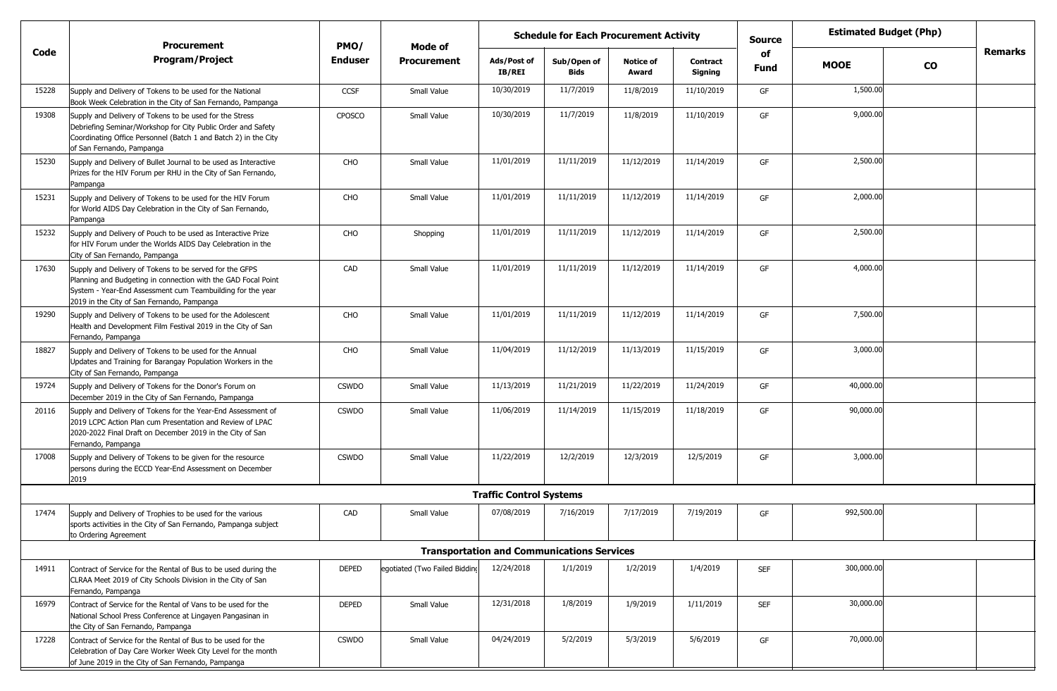| Code | Procurement Program/Project | PMO/ Enduser | Mode of Procurement | Schedule for Each Procurement Activity | | | | Source of Fund | Estimated Budget (Php) | | Remarks |
|---|---|---|---|---|---|---|---|---|---|---|---|
| | | | | Ads/Post of IB/REI | Sub/Open of Bids | Notice of Award | Contract Signing | | MOOE | CO | |
| 15228 | Supply and Delivery of Tokens to be used for the National Book Week Celebration in the City of San Fernando, Pampanga | CCSF | Small Value | 10/30/2019 | 11/7/2019 | 11/8/2019 | 11/10/2019 | GF | 1,500.00 | | |
| 19308 | Supply and Delivery of Tokens to be used for the Stress Debriefing Seminar/Workshop for City Public Order and Safety Coordinating Office Personnel (Batch 1 and Batch 2) in the City of San Fernando, Pampanga | CPOSCO | Small Value | 10/30/2019 | 11/7/2019 | 11/8/2019 | 11/10/2019 | GF | 9,000.00 | | |
| 15230 | Supply and Delivery of Bullet Journal to be used as Interactive Prizes for the HIV Forum per RHU in the City of San Fernando, Pampanga | CHO | Small Value | 11/01/2019 | 11/11/2019 | 11/12/2019 | 11/14/2019 | GF | 2,500.00 | | |
| 15231 | Supply and Delivery of Tokens to be used for the HIV Forum for World AIDS Day Celebration in the City of San Fernando, Pampanga | CHO | Small Value | 11/01/2019 | 11/11/2019 | 11/12/2019 | 11/14/2019 | GF | 2,000.00 | | |
| 15232 | Supply and Delivery of Pouch to be used as Interactive Prize for HIV Forum under the Worlds AIDS Day Celebration in the City of San Fernando, Pampanga | CHO | Shopping | 11/01/2019 | 11/11/2019 | 11/12/2019 | 11/14/2019 | GF | 2,500.00 | | |
| 17630 | Supply and Delivery of Tokens to be served for the GFPS Planning and Budgeting in connection with the GAD Focal Point System - Year-End Assessment cum Teambuilding for the year 2019 in the City of San Fernando, Pampanga | CAD | Small Value | 11/01/2019 | 11/11/2019 | 11/12/2019 | 11/14/2019 | GF | 4,000.00 | | |
| 19290 | Supply and Delivery of Tokens to be used for the Adolescent Health and Development Film Festival 2019 in the City of San Fernando, Pampanga | CHO | Small Value | 11/01/2019 | 11/11/2019 | 11/12/2019 | 11/14/2019 | GF | 7,500.00 | | |
| 18827 | Supply and Delivery of Tokens to be used for the Annual Updates and Training for Barangay Population Workers in the City of San Fernando, Pampanga | CHO | Small Value | 11/04/2019 | 11/12/2019 | 11/13/2019 | 11/15/2019 | GF | 3,000.00 | | |
| 19724 | Supply and Delivery of Tokens for the Donor's Forum on December 2019 in the City of San Fernando, Pampanga | CSWDO | Small Value | 11/13/2019 | 11/21/2019 | 11/22/2019 | 11/24/2019 | GF | 40,000.00 | | |
| 20116 | Supply and Delivery of Tokens for the Year-End Assessment of 2019 LCPC Action Plan cum Presentation and Review of LPAC 2020-2022 Final Draft on December 2019 in the City of San Fernando, Pampanga | CSWDO | Small Value | 11/06/2019 | 11/14/2019 | 11/15/2019 | 11/18/2019 | GF | 90,000.00 | | |
| 17008 | Supply and Delivery of Tokens to be given for the resource persons during the ECCD Year-End Assessment on December 2019 | CSWDO | Small Value | 11/22/2019 | 12/2/2019 | 12/3/2019 | 12/5/2019 | GF | 3,000.00 | | |
| | **Traffic Control Systems** | | | | | | | | | | |
| 17474 | Supply and Delivery of Trophies to be used for the various sports activities in the City of San Fernando, Pampanga subject to Ordering Agreement | CAD | Small Value | 07/08/2019 | 7/16/2019 | 7/17/2019 | 7/19/2019 | GF | 992,500.00 | | |
| | **Transportation and Communications Services** | | | | | | | | | | |
| 14911 | Contract of Service for the Rental of Bus to be used during the CLRAA Meet 2019 of City Schools Division in the City of San Fernando, Pampanga | DEPED | egotiated (Two Failed Bidding | 12/24/2018 | 1/1/2019 | 1/2/2019 | 1/4/2019 | SEF | 300,000.00 | | |
| 16979 | Contract of Service for the Rental of Vans to be used for the National School Press Conference at Lingayen Pangasinan in the City of San Fernando, Pampanga | DEPED | Small Value | 12/31/2018 | 1/8/2019 | 1/9/2019 | 1/11/2019 | SEF | 30,000.00 | | |
| 17228 | Contract of Service for the Rental of Bus to be used for the Celebration of Day Care Worker Week City Level for the month of June 2019 in the City of San Fernando, Pampanga | CSWDO | Small Value | 04/24/2019 | 5/2/2019 | 5/3/2019 | 5/6/2019 | GF | 70,000.00 | | |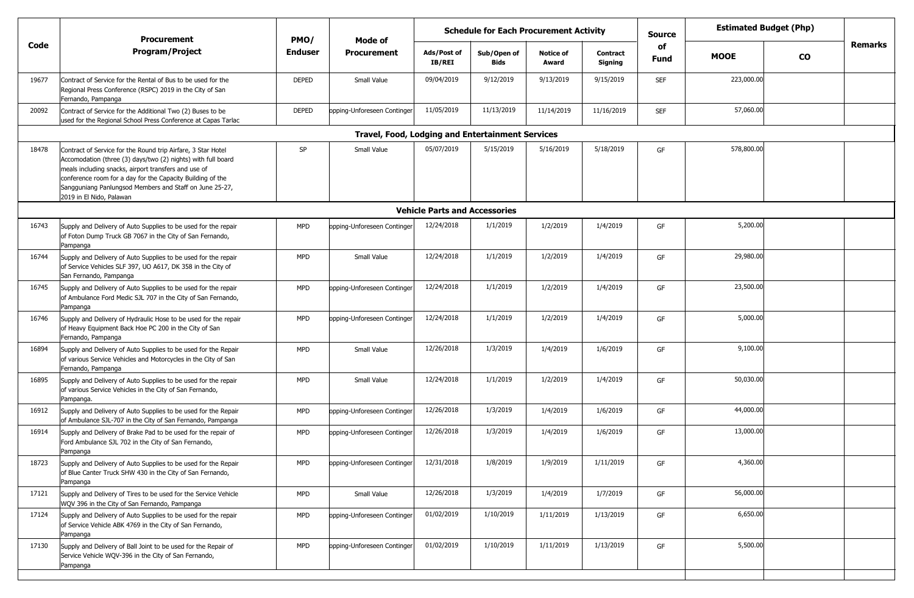| Code | Procurement Program/Project | PMO/ Enduser | Mode of Procurement | Schedule for Each Procurement Activity | | | | Source of Fund | Estimated Budget (Php) | | Remarks |
|---|---|---|---|---|---|---|---|---|---|---|---|
| | | | | Ads/Post of IB/REI | Sub/Open of Bids | Notice of Award | Contract Signing | | MOOE | CO | |
| 19677 | Contract of Service for the Rental of Bus to be used for the Regional Press Conference (RSPC) 2019 in the City of San Fernando, Pampanga | DEPED | Small Value | 09/04/2019 | 9/12/2019 | 9/13/2019 | 9/15/2019 | SEF | 223,000.00 | | |
| 20092 | Contract of Service for the Additional Two (2) Buses to be used for the Regional School Press Conference at Capas Tarlac | DEPED | opping-Unforeseen Contingen | 11/05/2019 | 11/13/2019 | 11/14/2019 | 11/16/2019 | SEF | 57,060.00 | | |
| | **Travel, Food, Lodging and Entertainment Services** | | | | | | | | | | |
| 18478 | Contract of Service for the Round trip Airfare, 3 Star Hotel Accomodation (three (3) days/two (2) nights) with full board meals including snacks, airport transfers and use of conference room for a day for the Capacity Building of the Sangguniang Panlungsod Members and Staff on June 25-27, 2019 in El Nido, Palawan | SP | Small Value | 05/07/2019 | 5/15/2019 | 5/16/2019 | 5/18/2019 | GF | 578,800.00 | | |
| | **Vehicle Parts and Accessories** | | | | | | | | | | |
| 16743 | Supply and Delivery of Auto Supplies to be used for the repair of Foton Dump Truck GB 7067 in the City of San Fernando, Pampanga | MPD | opping-Unforeseen Contingen | 12/24/2018 | 1/1/2019 | 1/2/2019 | 1/4/2019 | GF | 5,200.00 | | |
| 16744 | Supply and Delivery of Auto Supplies to be used for the repair of Service Vehicles SLF 397, UO A617, DK 358 in the City of San Fernando, Pampanga | MPD | Small Value | 12/24/2018 | 1/1/2019 | 1/2/2019 | 1/4/2019 | GF | 29,980.00 | | |
| 16745 | Supply and Delivery of Auto Supplies to be used for the repair of Ambulance Ford Medic SJL 707 in the City of San Fernando, Pampanga | MPD | opping-Unforeseen Contingen | 12/24/2018 | 1/1/2019 | 1/2/2019 | 1/4/2019 | GF | 23,500.00 | | |
| 16746 | Supply and Delivery of Hydraulic Hose to be used for the repair of Heavy Equipment Back Hoe PC 200 in the City of San Fernando, Pampanga | MPD | opping-Unforeseen Contingen | 12/24/2018 | 1/1/2019 | 1/2/2019 | 1/4/2019 | GF | 5,000.00 | | |
| 16894 | Supply and Delivery of Auto Supplies to be used for the Repair of various Service Vehicles and Motorcycles in the City of San Fernando, Pampanga | MPD | Small Value | 12/26/2018 | 1/3/2019 | 1/4/2019 | 1/6/2019 | GF | 9,100.00 | | |
| 16895 | Supply and Delivery of Auto Supplies to be used for the repair of various Service Vehicles in the City of San Fernando, Pampanga. | MPD | Small Value | 12/24/2018 | 1/1/2019 | 1/2/2019 | 1/4/2019 | GF | 50,030.00 | | |
| 16912 | Supply and Delivery of Auto Supplies to be used for the Repair of Ambulance SJL-707 in the City of San Fernando, Pampanga | MPD | opping-Unforeseen Contingen | 12/26/2018 | 1/3/2019 | 1/4/2019 | 1/6/2019 | GF | 44,000.00 | | |
| 16914 | Supply and Delivery of Brake Pad to be used for the repair of Ford Ambulance SJL 702 in the City of San Fernando, Pampanga | MPD | opping-Unforeseen Contingen | 12/26/2018 | 1/3/2019 | 1/4/2019 | 1/6/2019 | GF | 13,000.00 | | |
| 18723 | Supply and Delivery of Auto Supplies to be used for the Repair of Blue Canter Truck SHW 430 in the City of San Fernando, Pampanga | MPD | opping-Unforeseen Contingen | 12/31/2018 | 1/8/2019 | 1/9/2019 | 1/11/2019 | GF | 4,360.00 | | |
| 17121 | Supply and Delivery of Tires to be used for the Service Vehicle WQV 396 in the City of San Fernando, Pampanga | MPD | Small Value | 12/26/2018 | 1/3/2019 | 1/4/2019 | 1/7/2019 | GF | 56,000.00 | | |
| 17124 | Supply and Delivery of Auto Supplies to be used for the repair of Service Vehicle ABK 4769 in the City of San Fernando, Pampanga | MPD | opping-Unforeseen Contingen | 01/02/2019 | 1/10/2019 | 1/11/2019 | 1/13/2019 | GF | 6,650.00 | | |
| 17130 | Supply and Delivery of Ball Joint to be used for the Repair of Service Vehicle WQV-396 in the City of San Fernando, Pampanga | MPD | opping-Unforeseen Contingen | 01/02/2019 | 1/10/2019 | 1/11/2019 | 1/13/2019 | GF | 5,500.00 | | |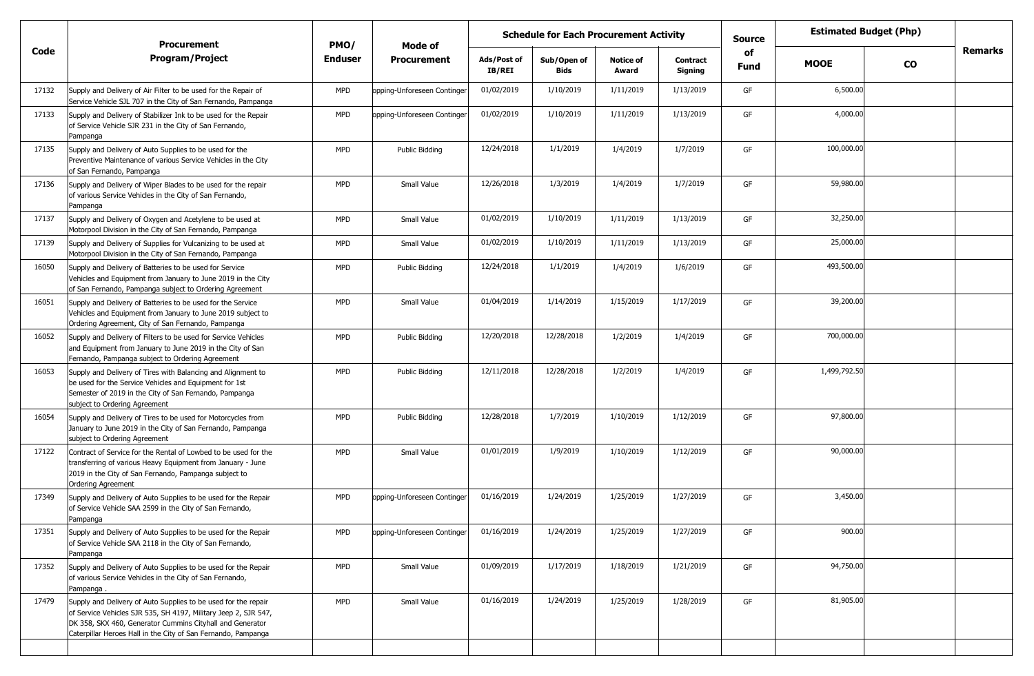| Code | Procurement Program/Project | PMO/ Enduser | Mode of Procurement | Schedule for Each Procurement Activity | | | | Source of Fund | Estimated Budget (Php) | | Remarks |
|---|---|---|---|---|---|---|---|---|---|---|---|
| | | | | Ads/Post of IB/REI | Sub/Open of Bids | Notice of Award | Contract Signing | | MOOE | CO | |
| 17132 | Supply and Delivery of Air Filter to be used for the Repair of Service Vehicle SJL 707 in the City of San Fernando, Pampanga | MPD | opping-Unforeseen Continger | 01/02/2019 | 1/10/2019 | 1/11/2019 | 1/13/2019 | GF | 6,500.00 | | |
| 17133 | Supply and Delivery of Stabilizer Ink to be used for the Repair of Service Vehicle SJR 231 in the City of San Fernando, Pampanga | MPD | opping-Unforeseen Continger | 01/02/2019 | 1/10/2019 | 1/11/2019 | 1/13/2019 | GF | 4,000.00 | | |
| 17135 | Supply and Delivery of Auto Supplies to be used for the Preventive Maintenance of various Service Vehicles in the City of San Fernando, Pampanga | MPD | Public Bidding | 12/24/2018 | 1/1/2019 | 1/4/2019 | 1/7/2019 | GF | 100,000.00 | | |
| 17136 | Supply and Delivery of Wiper Blades to be used for the repair of various Service Vehicles in the City of San Fernando, Pampanga | MPD | Small Value | 12/26/2018 | 1/3/2019 | 1/4/2019 | 1/7/2019 | GF | 59,980.00 | | |
| 17137 | Supply and Delivery of Oxygen and Acetylene to be used at Motorpool Division in the City of San Fernando, Pampanga | MPD | Small Value | 01/02/2019 | 1/10/2019 | 1/11/2019 | 1/13/2019 | GF | 32,250.00 | | |
| 17139 | Supply and Delivery of Supplies for Vulcanizing to be used at Motorpool Division in the City of San Fernando, Pampanga | MPD | Small Value | 01/02/2019 | 1/10/2019 | 1/11/2019 | 1/13/2019 | GF | 25,000.00 | | |
| 16050 | Supply and Delivery of Batteries to be used for Service Vehicles and Equipment from January to June 2019 in the City of San Fernando, Pampanga subject to Ordering Agreement | MPD | Public Bidding | 12/24/2018 | 1/1/2019 | 1/4/2019 | 1/6/2019 | GF | 493,500.00 | | |
| 16051 | Supply and Delivery of Batteries to be used for the Service Vehicles and Equipment from January to June 2019 subject to Ordering Agreement, City of San Fernando, Pampanga | MPD | Small Value | 01/04/2019 | 1/14/2019 | 1/15/2019 | 1/17/2019 | GF | 39,200.00 | | |
| 16052 | Supply and Delivery of Filters to be used for Service Vehicles and Equipment from January to June 2019 in the City of San Fernando, Pampanga subject to Ordering Agreement | MPD | Public Bidding | 12/20/2018 | 12/28/2018 | 1/2/2019 | 1/4/2019 | GF | 700,000.00 | | |
| 16053 | Supply and Delivery of Tires with Balancing and Alignment to be used for the Service Vehicles and Equipment for 1st Semester of 2019 in the City of San Fernando, Pampanga subject to Ordering Agreement | MPD | Public Bidding | 12/11/2018 | 12/28/2018 | 1/2/2019 | 1/4/2019 | GF | 1,499,792.50 | | |
| 16054 | Supply and Delivery of Tires to be used for Motorcycles from January to June 2019 in the City of San Fernando, Pampanga subject to Ordering Agreement | MPD | Public Bidding | 12/28/2018 | 1/7/2019 | 1/10/2019 | 1/12/2019 | GF | 97,800.00 | | |
| 17122 | Contract of Service for the Rental of Lowbed to be used for the transferring of various Heavy Equipment from January - June 2019 in the City of San Fernando, Pampanga subject to Ordering Agreement | MPD | Small Value | 01/01/2019 | 1/9/2019 | 1/10/2019 | 1/12/2019 | GF | 90,000.00 | | |
| 17349 | Supply and Delivery of Auto Supplies to be used for the Repair of Service Vehicle SAA 2599 in the City of San Fernando, Pampanga | MPD | opping-Unforeseen Continger | 01/16/2019 | 1/24/2019 | 1/25/2019 | 1/27/2019 | GF | 3,450.00 | | |
| 17351 | Supply and Delivery of Auto Supplies to be used for the Repair of Service Vehicle SAA 2118 in the City of San Fernando, Pampanga | MPD | opping-Unforeseen Continger | 01/16/2019 | 1/24/2019 | 1/25/2019 | 1/27/2019 | GF | 900.00 | | |
| 17352 | Supply and Delivery of Auto Supplies to be used for the Repair of various Service Vehicles in the City of San Fernando, Pampanga . | MPD | Small Value | 01/09/2019 | 1/17/2019 | 1/18/2019 | 1/21/2019 | GF | 94,750.00 | | |
| 17479 | Supply and Delivery of Auto Supplies to be used for the repair of Service Vehicles SJR 535, SH 4197, Military Jeep 2, SJR 547, DK 358, SKX 460, Generator Cummins Cityhall and Generator Caterpillar Heroes Hall in the City of San Fernando, Pampanga | MPD | Small Value | 01/16/2019 | 1/24/2019 | 1/25/2019 | 1/28/2019 | GF | 81,905.00 | | |
| | | | | | | | | | | | |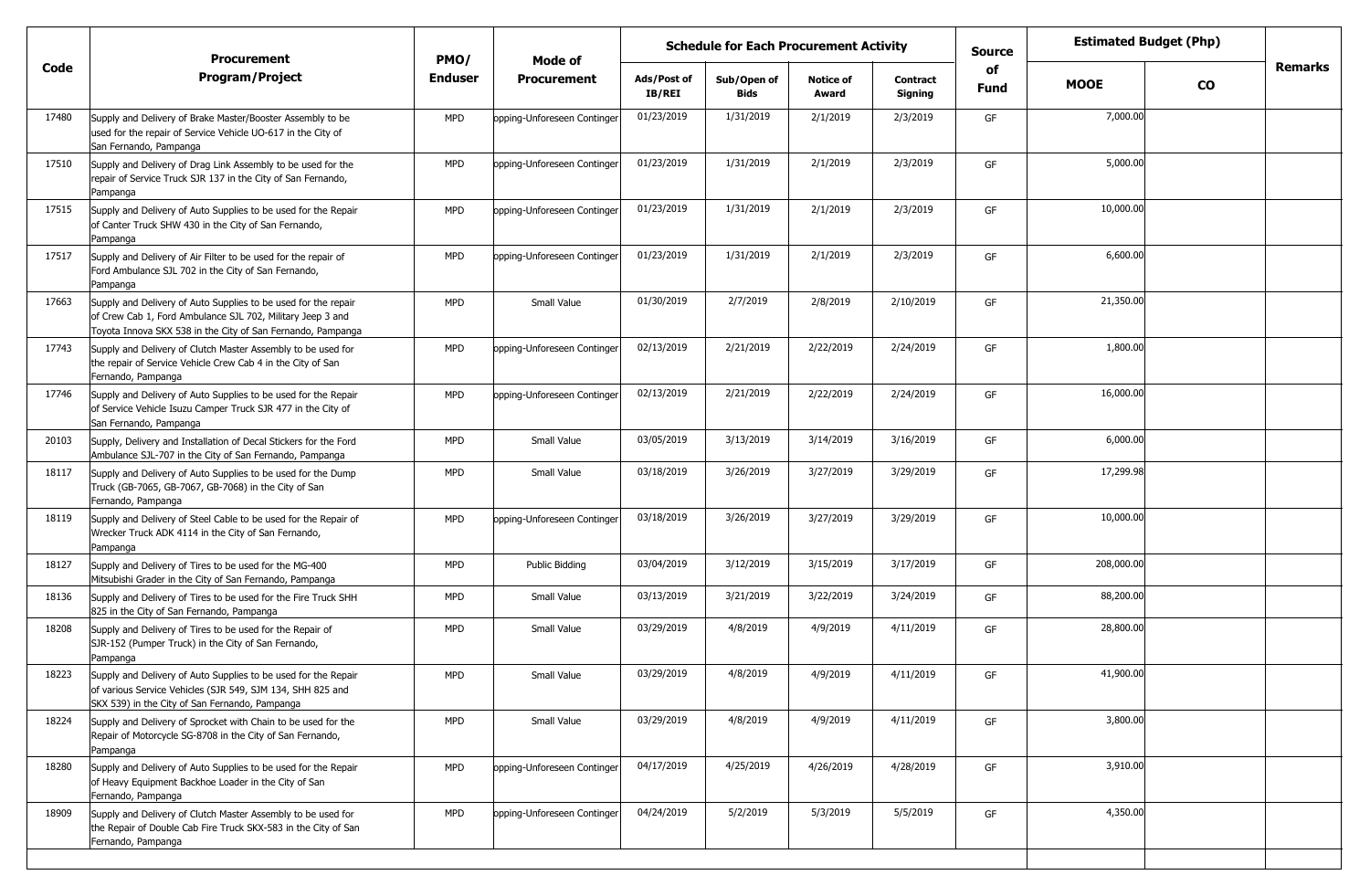| Code | Procurement Program/Project | PMO/ Enduser | Mode of Procurement | Schedule for Each Procurement Activity | | | | Source of Fund | Estimated Budget (Php) | | Remarks |
|---|---|---|---|---|---|---|---|---|---|---|---|
| | | | | Ads/Post of IB/REI | Sub/Open of Bids | Notice of Award | Contract Signing | | MOOE | CO | |
| 17480 | Supply and Delivery of Brake Master/Booster Assembly to be used for the repair of Service Vehicle UO-617 in the City of San Fernando, Pampanga | MPD | opping-Unforeseen Continger | 01/23/2019 | 1/31/2019 | 2/1/2019 | 2/3/2019 | GF | 7,000.00 | | |
| 17510 | Supply and Delivery of Drag Link Assembly to be used for the repair of Service Truck SJR 137 in the City of San Fernando, Pampanga | MPD | opping-Unforeseen Continger | 01/23/2019 | 1/31/2019 | 2/1/2019 | 2/3/2019 | GF | 5,000.00 | | |
| 17515 | Supply and Delivery of Auto Supplies to be used for the Repair of Canter Truck SHW 430 in the City of San Fernando, Pampanga | MPD | opping-Unforeseen Continger | 01/23/2019 | 1/31/2019 | 2/1/2019 | 2/3/2019 | GF | 10,000.00 | | |
| 17517 | Supply and Delivery of Air Filter to be used for the repair of Ford Ambulance SJL 702 in the City of San Fernando, Pampanga | MPD | opping-Unforeseen Continger | 01/23/2019 | 1/31/2019 | 2/1/2019 | 2/3/2019 | GF | 6,600.00 | | |
| 17663 | Supply and Delivery of Auto Supplies to be used for the repair of Crew Cab 1, Ford Ambulance SJL 702, Military Jeep 3 and Toyota Innova SKX 538 in the City of San Fernando, Pampanga | MPD | Small Value | 01/30/2019 | 2/7/2019 | 2/8/2019 | 2/10/2019 | GF | 21,350.00 | | |
| 17743 | Supply and Delivery of Clutch Master Assembly to be used for the repair of Service Vehicle Crew Cab 4 in the City of San Fernando, Pampanga | MPD | opping-Unforeseen Continger | 02/13/2019 | 2/21/2019 | 2/22/2019 | 2/24/2019 | GF | 1,800.00 | | |
| 17746 | Supply and Delivery of Auto Supplies to be used for the Repair of Service Vehicle Isuzu Camper Truck SJR 477 in the City of San Fernando, Pampanga | MPD | opping-Unforeseen Continger | 02/13/2019 | 2/21/2019 | 2/22/2019 | 2/24/2019 | GF | 16,000.00 | | |
| 20103 | Supply, Delivery and Installation of Decal Stickers for the Ford Ambulance SJL-707 in the City of San Fernando, Pampanga | MPD | Small Value | 03/05/2019 | 3/13/2019 | 3/14/2019 | 3/16/2019 | GF | 6,000.00 | | |
| 18117 | Supply and Delivery of Auto Supplies to be used for the Dump Truck (GB-7065, GB-7067, GB-7068) in the City of San Fernando, Pampanga | MPD | Small Value | 03/18/2019 | 3/26/2019 | 3/27/2019 | 3/29/2019 | GF | 17,299.98 | | |
| 18119 | Supply and Delivery of Steel Cable to be used for the Repair of Wrecker Truck ADK 4114 in the City of San Fernando, Pampanga | MPD | opping-Unforeseen Continger | 03/18/2019 | 3/26/2019 | 3/27/2019 | 3/29/2019 | GF | 10,000.00 | | |
| 18127 | Supply and Delivery of Tires to be used for the MG-400 Mitsubishi Grader in the City of San Fernando, Pampanga | MPD | Public Bidding | 03/04/2019 | 3/12/2019 | 3/15/2019 | 3/17/2019 | GF | 208,000.00 | | |
| 18136 | Supply and Delivery of Tires to be used for the Fire Truck SHH 825 in the City of San Fernando, Pampanga | MPD | Small Value | 03/13/2019 | 3/21/2019 | 3/22/2019 | 3/24/2019 | GF | 88,200.00 | | |
| 18208 | Supply and Delivery of Tires to be used for the Repair of SJR-152 (Pumper Truck) in the City of San Fernando, Pampanga | MPD | Small Value | 03/29/2019 | 4/8/2019 | 4/9/2019 | 4/11/2019 | GF | 28,800.00 | | |
| 18223 | Supply and Delivery of Auto Supplies to be used for the Repair of various Service Vehicles (SJR 549, SJM 134, SHH 825 and SKX 539) in the City of San Fernando, Pampanga | MPD | Small Value | 03/29/2019 | 4/8/2019 | 4/9/2019 | 4/11/2019 | GF | 41,900.00 | | |
| 18224 | Supply and Delivery of Sprocket with Chain to be used for the Repair of Motorcycle SG-8708 in the City of San Fernando, Pampanga | MPD | Small Value | 03/29/2019 | 4/8/2019 | 4/9/2019 | 4/11/2019 | GF | 3,800.00 | | |
| 18280 | Supply and Delivery of Auto Supplies to be used for the Repair of Heavy Equipment Backhoe Loader in the City of San Fernando, Pampanga | MPD | opping-Unforeseen Continger | 04/17/2019 | 4/25/2019 | 4/26/2019 | 4/28/2019 | GF | 3,910.00 | | |
| 18909 | Supply and Delivery of Clutch Master Assembly to be used for the Repair of Double Cab Fire Truck SKX-583 in the City of San Fernando, Pampanga | MPD | opping-Unforeseen Continger | 04/24/2019 | 5/2/2019 | 5/3/2019 | 5/5/2019 | GF | 4,350.00 | | |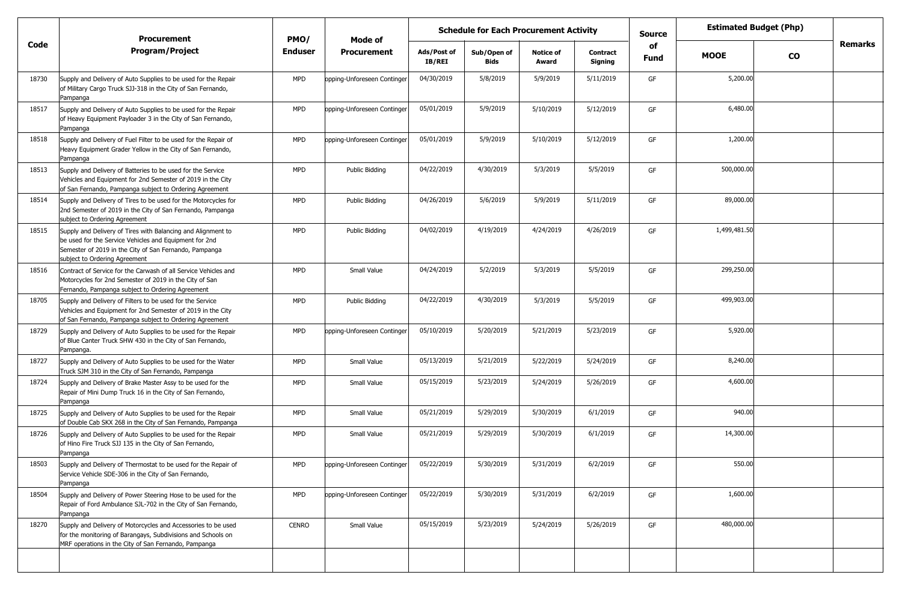| Code | Procurement Program/Project | PMO/ Enduser | Mode of Procurement | Schedule for Each Procurement Activity | | | | Source of Fund | Estimated Budget (Php) | | Remarks |
|---|---|---|---|---|---|---|---|---|---|---|---|
| | | | | Ads/Post of IB/REI | Sub/Open of Bids | Notice of Award | Contract Signing | | MOOE | CO | |
| 18730 | Supply and Delivery of Auto Supplies to be used for the Repair of Military Cargo Truck SJJ-318 in the City of San Fernando, Pampanga | MPD | opping-Unforeseen Continger | 04/30/2019 | 5/8/2019 | 5/9/2019 | 5/11/2019 | GF | 5,200.00 | | |
| 18517 | Supply and Delivery of Auto Supplies to be used for the Repair of Heavy Equipment Payloader 3 in the City of San Fernando, Pampanga | MPD | opping-Unforeseen Continger | 05/01/2019 | 5/9/2019 | 5/10/2019 | 5/12/2019 | GF | 6,480.00 | | |
| 18518 | Supply and Delivery of Fuel Filter to be used for the Repair of Heavy Equipment Grader Yellow in the City of San Fernando, Pampanga | MPD | opping-Unforeseen Continger | 05/01/2019 | 5/9/2019 | 5/10/2019 | 5/12/2019 | GF | 1,200.00 | | |
| 18513 | Supply and Delivery of Batteries to be used for the Service Vehicles and Equipment for 2nd Semester of 2019 in the City of San Fernando, Pampanga subject to Ordering Agreement | MPD | Public Bidding | 04/22/2019 | 4/30/2019 | 5/3/2019 | 5/5/2019 | GF | 500,000.00 | | |
| 18514 | Supply and Delivery of Tires to be used for the Motorcycles for 2nd Semester of 2019 in the City of San Fernando, Pampanga subject to Ordering Agreement | MPD | Public Bidding | 04/26/2019 | 5/6/2019 | 5/9/2019 | 5/11/2019 | GF | 89,000.00 | | |
| 18515 | Supply and Delivery of Tires with Balancing and Alignment to be used for the Service Vehicles and Equipment for 2nd Semester of 2019 in the City of San Fernando, Pampanga subject to Ordering Agreement | MPD | Public Bidding | 04/02/2019 | 4/19/2019 | 4/24/2019 | 4/26/2019 | GF | 1,499,481.50 | | |
| 18516 | Contract of Service for the Carwash of all Service Vehicles and Motorcycles for 2nd Semester of 2019 in the City of San Fernando, Pampanga subject to Ordering Agreement | MPD | Small Value | 04/24/2019 | 5/2/2019 | 5/3/2019 | 5/5/2019 | GF | 299,250.00 | | |
| 18705 | Supply and Delivery of Filters to be used for the Service Vehicles and Equipment for 2nd Semester of 2019 in the City of San Fernando, Pampanga subject to Ordering Agreement | MPD | Public Bidding | 04/22/2019 | 4/30/2019 | 5/3/2019 | 5/5/2019 | GF | 499,903.00 | | |
| 18729 | Supply and Delivery of Auto Supplies to be used for the Repair of Blue Canter Truck SHW 430 in the City of San Fernando, Pampanga. | MPD | opping-Unforeseen Continger | 05/10/2019 | 5/20/2019 | 5/21/2019 | 5/23/2019 | GF | 5,920.00 | | |
| 18727 | Supply and Delivery of Auto Supplies to be used for the Water Truck SJM 310 in the City of San Fernando, Pampanga | MPD | Small Value | 05/13/2019 | 5/21/2019 | 5/22/2019 | 5/24/2019 | GF | 8,240.00 | | |
| 18724 | Supply and Delivery of Brake Master Assy to be used for the Repair of Mini Dump Truck 16 in the City of San Fernando, Pampanga | MPD | Small Value | 05/15/2019 | 5/23/2019 | 5/24/2019 | 5/26/2019 | GF | 4,600.00 | | |
| 18725 | Supply and Delivery of Auto Supplies to be used for the Repair of Double Cab SKX 268 in the City of San Fernando, Pampanga | MPD | Small Value | 05/21/2019 | 5/29/2019 | 5/30/2019 | 6/1/2019 | GF | 940.00 | | |
| 18726 | Supply and Delivery of Auto Supplies to be used for the Repair of Hino Fire Truck SJJ 135 in the City of San Fernando, Pampanga | MPD | Small Value | 05/21/2019 | 5/29/2019 | 5/30/2019 | 6/1/2019 | GF | 14,300.00 | | |
| 18503 | Supply and Delivery of Thermostat to be used for the Repair of Service Vehicle SDE-306 in the City of San Fernando, Pampanga | MPD | opping-Unforeseen Continger | 05/22/2019 | 5/30/2019 | 5/31/2019 | 6/2/2019 | GF | 550.00 | | |
| 18504 | Supply and Delivery of Power Steering Hose to be used for the Repair of Ford Ambulance SJL-702 in the City of San Fernando, Pampanga | MPD | opping-Unforeseen Continger | 05/22/2019 | 5/30/2019 | 5/31/2019 | 6/2/2019 | GF | 1,600.00 | | |
| 18270 | Supply and Delivery of Motorcycles and Accessories to be used for the monitoring of Barangays, Subdivisions and Schools on MRF operations in the City of San Fernando, Pampanga | CENRO | Small Value | 05/15/2019 | 5/23/2019 | 5/24/2019 | 5/26/2019 | GF | 480,000.00 | | |
| | | | | | | | | | | | |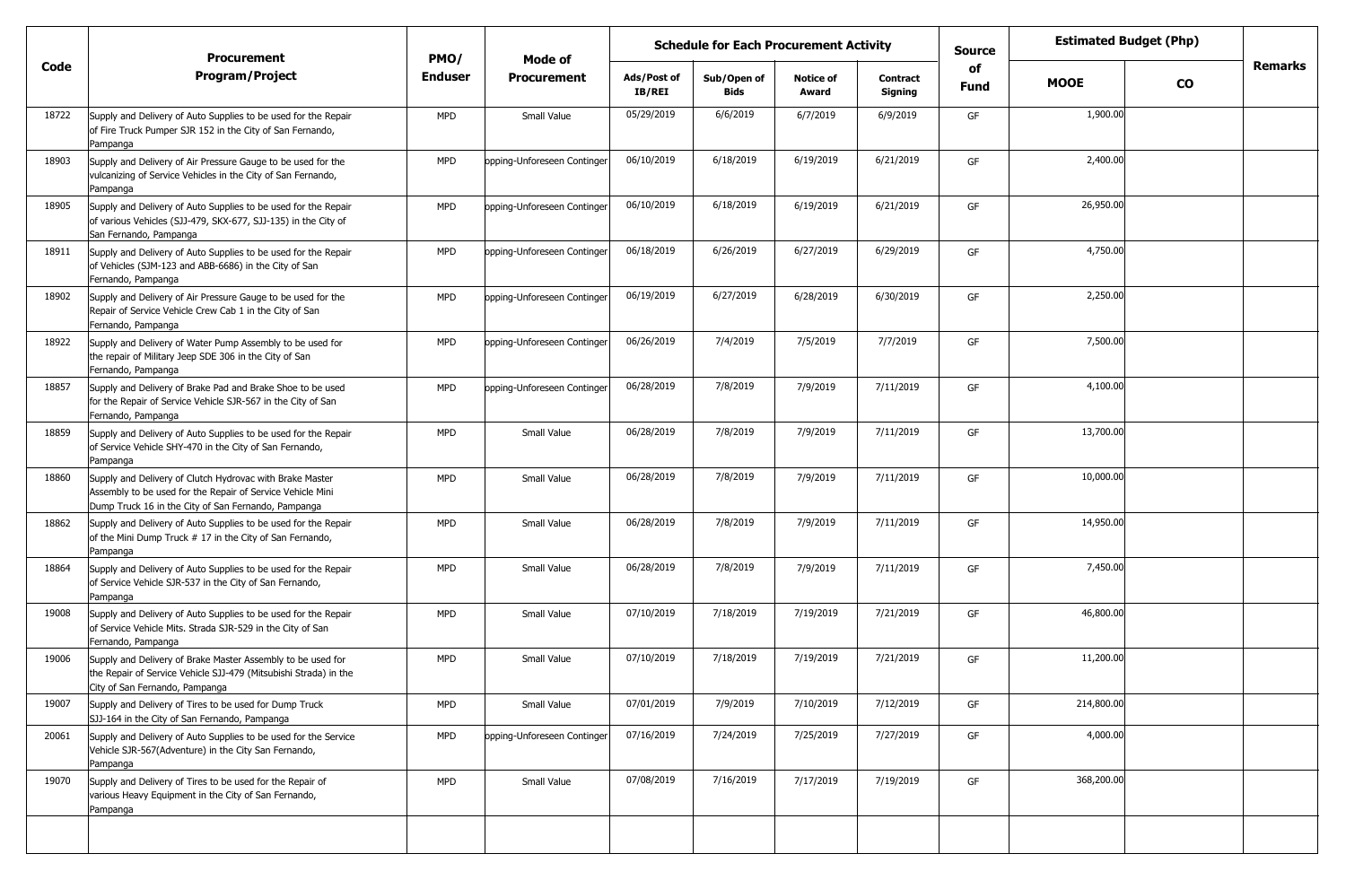| Code | Procurement Program/Project | PMO/ Enduser | Mode of Procurement | Schedule for Each Procurement Activity | | | | Source of Fund | Estimated Budget (Php) | | Remarks |
|---|---|---|---|---|---|---|---|---|---|---|---|
| | | | | Ads/Post of IB/REI | Sub/Open of Bids | Notice of Award | Contract Signing | | MOOE | CO | |
| 18722 | Supply and Delivery of Auto Supplies to be used for the Repair of Fire Truck Pumper SJR 152 in the City of San Fernando, Pampanga | MPD | Small Value | 05/29/2019 | 6/6/2019 | 6/7/2019 | 6/9/2019 | GF | 1,900.00 | | |
| 18903 | Supply and Delivery of Air Pressure Gauge to be used for the vulcanizing of Service Vehicles in the City of San Fernando, Pampanga | MPD | opping-Unforeseen Continger | 06/10/2019 | 6/18/2019 | 6/19/2019 | 6/21/2019 | GF | 2,400.00 | | |
| 18905 | Supply and Delivery of Auto Supplies to be used for the Repair of various Vehicles (SJJ-479, SKX-677, SJJ-135) in the City of San Fernando, Pampanga | MPD | opping-Unforeseen Continger | 06/10/2019 | 6/18/2019 | 6/19/2019 | 6/21/2019 | GF | 26,950.00 | | |
| 18911 | Supply and Delivery of Auto Supplies to be used for the Repair of Vehicles (SJM-123 and ABB-6686) in the City of San Fernando, Pampanga | MPD | opping-Unforeseen Continger | 06/18/2019 | 6/26/2019 | 6/27/2019 | 6/29/2019 | GF | 4,750.00 | | |
| 18902 | Supply and Delivery of Air Pressure Gauge to be used for the Repair of Service Vehicle Crew Cab 1 in the City of San Fernando, Pampanga | MPD | opping-Unforeseen Continger | 06/19/2019 | 6/27/2019 | 6/28/2019 | 6/30/2019 | GF | 2,250.00 | | |
| 18922 | Supply and Delivery of Water Pump Assembly to be used for the repair of Military Jeep SDE 306 in the City of San Fernando, Pampanga | MPD | opping-Unforeseen Continger | 06/26/2019 | 7/4/2019 | 7/5/2019 | 7/7/2019 | GF | 7,500.00 | | |
| 18857 | Supply and Delivery of Brake Pad and Brake Shoe to be used for the Repair of Service Vehicle SJR-567 in the City of San Fernando, Pampanga | MPD | opping-Unforeseen Continger | 06/28/2019 | 7/8/2019 | 7/9/2019 | 7/11/2019 | GF | 4,100.00 | | |
| 18859 | Supply and Delivery of Auto Supplies to be used for the Repair of Service Vehicle SHY-470 in the City of San Fernando, Pampanga | MPD | Small Value | 06/28/2019 | 7/8/2019 | 7/9/2019 | 7/11/2019 | GF | 13,700.00 | | |
| 18860 | Supply and Delivery of Clutch Hydrovac with Brake Master Assembly to be used for the Repair of Service Vehicle Mini Dump Truck 16 in the City of San Fernando, Pampanga | MPD | Small Value | 06/28/2019 | 7/8/2019 | 7/9/2019 | 7/11/2019 | GF | 10,000.00 | | |
| 18862 | Supply and Delivery of Auto Supplies to be used for the Repair of the Mini Dump Truck # 17 in the City of San Fernando, Pampanga | MPD | Small Value | 06/28/2019 | 7/8/2019 | 7/9/2019 | 7/11/2019 | GF | 14,950.00 | | |
| 18864 | Supply and Delivery of Auto Supplies to be used for the Repair of Service Vehicle SJR-537 in the City of San Fernando, Pampanga | MPD | Small Value | 06/28/2019 | 7/8/2019 | 7/9/2019 | 7/11/2019 | GF | 7,450.00 | | |
| 19008 | Supply and Delivery of Auto Supplies to be used for the Repair of Service Vehicle Mits. Strada SJR-529 in the City of San Fernando, Pampanga | MPD | Small Value | 07/10/2019 | 7/18/2019 | 7/19/2019 | 7/21/2019 | GF | 46,800.00 | | |
| 19006 | Supply and Delivery of Brake Master Assembly to be used for the Repair of Service Vehicle SJJ-479 (Mitsubishi Strada) in the City of San Fernando, Pampanga | MPD | Small Value | 07/10/2019 | 7/18/2019 | 7/19/2019 | 7/21/2019 | GF | 11,200.00 | | |
| 19007 | Supply and Delivery of Tires to be used for Dump Truck SJJ-164 in the City of San Fernando, Pampanga | MPD | Small Value | 07/01/2019 | 7/9/2019 | 7/10/2019 | 7/12/2019 | GF | 214,800.00 | | |
| 20061 | Supply and Delivery of Auto Supplies to be used for the Service Vehicle SJR-567(Adventure) in the City San Fernando, Pampanga | MPD | opping-Unforeseen Continger | 07/16/2019 | 7/24/2019 | 7/25/2019 | 7/27/2019 | GF | 4,000.00 | | |
| 19070 | Supply and Delivery of Tires to be used for the Repair of various Heavy Equipment in the City of San Fernando, Pampanga | MPD | Small Value | 07/08/2019 | 7/16/2019 | 7/17/2019 | 7/19/2019 | GF | 368,200.00 | | |
| | | | | | | | | | | | |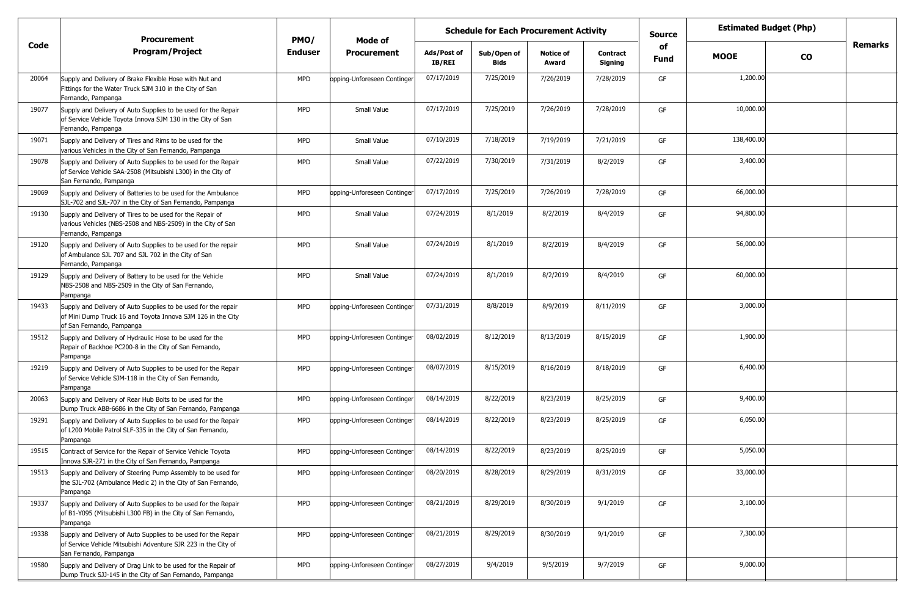| Code | Procurement Program/Project | PMO/ Enduser | Mode of Procurement | Schedule for Each Procurement Activity | | | | Source of Fund | Estimated Budget (Php) | | Remarks |
|---|---|---|---|---|---|---|---|---|---|---|---|
| | | | | Ads/Post of IB/REI | Sub/Open of Bids | Notice of Award | Contract Signing | | MOOE | CO | |
| 20064 | Supply and Delivery of Brake Flexible Hose with Nut and Fittings for the Water Truck SJM 310 in the City of San Fernando, Pampanga | MPD | opping-Unforeseen Continger | 07/17/2019 | 7/25/2019 | 7/26/2019 | 7/28/2019 | GF | 1,200.00 | | |
| 19077 | Supply and Delivery of Auto Supplies to be used for the Repair of Service Vehicle Toyota Innova SJM 130 in the City of San Fernando, Pampanga | MPD | Small Value | 07/17/2019 | 7/25/2019 | 7/26/2019 | 7/28/2019 | GF | 10,000.00 | | |
| 19071 | Supply and Delivery of Tires and Rims to be used for the various Vehicles in the City of San Fernando, Pampanga | MPD | Small Value | 07/10/2019 | 7/18/2019 | 7/19/2019 | 7/21/2019 | GF | 138,400.00 | | |
| 19078 | Supply and Delivery of Auto Supplies to be used for the Repair of Service Vehicle SAA-2508 (Mitsubishi L300) in the City of San Fernando, Pampanga | MPD | Small Value | 07/22/2019 | 7/30/2019 | 7/31/2019 | 8/2/2019 | GF | 3,400.00 | | |
| 19069 | Supply and Delivery of Batteries to be used for the Ambulance SJL-702 and SJL-707 in the City of San Fernando, Pampanga | MPD | opping-Unforeseen Continger | 07/17/2019 | 7/25/2019 | 7/26/2019 | 7/28/2019 | GF | 66,000.00 | | |
| 19130 | Supply and Delivery of Tires to be used for the Repair of various Vehicles (NBS-2508 and NBS-2509) in the City of San Fernando, Pampanga | MPD | Small Value | 07/24/2019 | 8/1/2019 | 8/2/2019 | 8/4/2019 | GF | 94,800.00 | | |
| 19120 | Supply and Delivery of Auto Supplies to be used for the repair of Ambulance SJL 707 and SJL 702 in the City of San Fernando, Pampanga | MPD | Small Value | 07/24/2019 | 8/1/2019 | 8/2/2019 | 8/4/2019 | GF | 56,000.00 | | |
| 19129 | Supply and Delivery of Battery to be used for the Vehicle NBS-2508 and NBS-2509 in the City of San Fernando, Pampanga | MPD | Small Value | 07/24/2019 | 8/1/2019 | 8/2/2019 | 8/4/2019 | GF | 60,000.00 | | |
| 19433 | Supply and Delivery of Auto Supplies to be used for the repair of Mini Dump Truck 16 and Toyota Innova SJM 126 in the City of San Fernando, Pampanga | MPD | opping-Unforeseen Continger | 07/31/2019 | 8/8/2019 | 8/9/2019 | 8/11/2019 | GF | 3,000.00 | | |
| 19512 | Supply and Delivery of Hydraulic Hose to be used for the Repair of Backhoe PC200-8 in the City of San Fernando, Pampanga | MPD | opping-Unforeseen Continger | 08/02/2019 | 8/12/2019 | 8/13/2019 | 8/15/2019 | GF | 1,900.00 | | |
| 19219 | Supply and Delivery of Auto Supplies to be used for the Repair of Service Vehicle SJM-118 in the City of San Fernando, Pampanga | MPD | opping-Unforeseen Continger | 08/07/2019 | 8/15/2019 | 8/16/2019 | 8/18/2019 | GF | 6,400.00 | | |
| 20063 | Supply and Delivery of Rear Hub Bolts to be used for the Dump Truck ABB-6686 in the City of San Fernando, Pampanga | MPD | opping-Unforeseen Continger | 08/14/2019 | 8/22/2019 | 8/23/2019 | 8/25/2019 | GF | 9,400.00 | | |
| 19291 | Supply and Delivery of Auto Supplies to be used for the Repair of L200 Mobile Patrol SLF-335 in the City of San Fernando, Pampanga | MPD | opping-Unforeseen Continger | 08/14/2019 | 8/22/2019 | 8/23/2019 | 8/25/2019 | GF | 6,050.00 | | |
| 19515 | Contract of Service for the Repair of Service Vehicle Toyota Innova SJR-271 in the City of San Fernando, Pampanga | MPD | opping-Unforeseen Continger | 08/14/2019 | 8/22/2019 | 8/23/2019 | 8/25/2019 | GF | 5,050.00 | | |
| 19513 | Supply and Delivery of Steering Pump Assembly to be used for the SJL-702 (Ambulance Medic 2) in the City of San Fernando, Pampanga | MPD | opping-Unforeseen Continger | 08/20/2019 | 8/28/2019 | 8/29/2019 | 8/31/2019 | GF | 33,000.00 | | |
| 19337 | Supply and Delivery of Auto Supplies to be used for the Repair of B1-Y095 (Mitsubishi L300 FB) in the City of San Fernando, Pampanga | MPD | opping-Unforeseen Continger | 08/21/2019 | 8/29/2019 | 8/30/2019 | 9/1/2019 | GF | 3,100.00 | | |
| 19338 | Supply and Delivery of Auto Supplies to be used for the Repair of Service Vehicle Mitsubishi Adventure SJR 223 in the City of San Fernando, Pampanga | MPD | opping-Unforeseen Continger | 08/21/2019 | 8/29/2019 | 8/30/2019 | 9/1/2019 | GF | 7,300.00 | | |
| 19580 | Supply and Delivery of Drag Link to be used for the Repair of Dump Truck SJJ-145 in the City of San Fernando, Pampanga | MPD | opping-Unforeseen Continger | 08/27/2019 | 9/4/2019 | 9/5/2019 | 9/7/2019 | GF | 9,000.00 | | |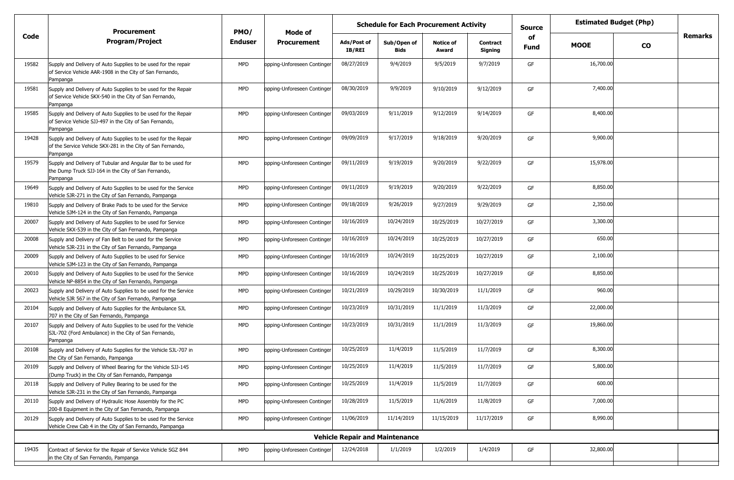| Code | Procurement Program/Project | PMO/ Enduser | Mode of Procurement | Schedule for Each Procurement Activity | | | | Source of Fund | Estimated Budget (Php) | | Remarks |
|---|---|---|---|---|---|---|---|---|---|---|---|
| | | | | Ads/Post of IB/REI | Sub/Open of Bids | Notice of Award | Contract Signing | | MOOE | CO | |
| 19582 | Supply and Delivery of Auto Supplies to be used for the repair of Service Vehicle AAR-1908 in the City of San Fernando, Pampanga | MPD | opping-Unforeseen Continger | 08/27/2019 | 9/4/2019 | 9/5/2019 | 9/7/2019 | GF | 16,700.00 | | |
| 19581 | Supply and Delivery of Auto Supplies to be used for the Repair of Service Vehicle SKX-540 in the City of San Fernando, Pampanga | MPD | opping-Unforeseen Continger | 08/30/2019 | 9/9/2019 | 9/10/2019 | 9/12/2019 | GF | 7,400.00 | | |
| 19585 | Supply and Delivery of Auto Supplies to be used for the Repair of Service Vehicle SJJ-497 in the City of San Fernando, Pampanga | MPD | opping-Unforeseen Continger | 09/03/2019 | 9/11/2019 | 9/12/2019 | 9/14/2019 | GF | 8,400.00 | | |
| 19428 | Supply and Delivery of Auto Supplies to be used for the Repair of the Service Vehicle SKX-281 in the City of San Fernando, Pampanga | MPD | opping-Unforeseen Continger | 09/09/2019 | 9/17/2019 | 9/18/2019 | 9/20/2019 | GF | 9,900.00 | | |
| 19579 | Supply and Delivery of Tubular and Angular Bar to be used for the Dump Truck SJJ-164 in the City of San Fernando, Pampanga | MPD | opping-Unforeseen Continger | 09/11/2019 | 9/19/2019 | 9/20/2019 | 9/22/2019 | GF | 15,978.00 | | |
| 19649 | Supply and Delivery of Auto Supplies to be used for the Service Vehicle SJR-271 in the City of San Fernando, Pampanga | MPD | opping-Unforeseen Continger | 09/11/2019 | 9/19/2019 | 9/20/2019 | 9/22/2019 | GF | 8,850.00 | | |
| 19810 | Supply and Delivery of Brake Pads to be used for the Service Vehicle SJM-124 in the City of San Fernando, Pampanga | MPD | opping-Unforeseen Continger | 09/18/2019 | 9/26/2019 | 9/27/2019 | 9/29/2019 | GF | 2,350.00 | | |
| 20007 | Supply and Delivery of Auto Supplies to be used for Service Vehicle SKX-539 in the City of San Fernando, Pampanga | MPD | opping-Unforeseen Continger | 10/16/2019 | 10/24/2019 | 10/25/2019 | 10/27/2019 | GF | 3,300.00 | | |
| 20008 | Supply and Delivery of Fan Belt to be used for the Service Vehicle SJR-231 in the City of San Fernando, Pampanga | MPD | opping-Unforeseen Continger | 10/16/2019 | 10/24/2019 | 10/25/2019 | 10/27/2019 | GF | 650.00 | | |
| 20009 | Supply and Delivery of Auto Supplies to be used for Service Vehicle SJM-123 in the City of San Fernando, Pampanga | MPD | opping-Unforeseen Continger | 10/16/2019 | 10/24/2019 | 10/25/2019 | 10/27/2019 | GF | 2,100.00 | | |
| 20010 | Supply and Delivery of Auto Supplies to be used for the Service Vehicle NP-8854 in the City of San Fernando, Pampanga | MPD | opping-Unforeseen Continger | 10/16/2019 | 10/24/2019 | 10/25/2019 | 10/27/2019 | GF | 8,850.00 | | |
| 20023 | Supply and Delivery of Auto Supplies to be used for the Service Vehicle SJR 567 in the City of San Fernando, Pampanga | MPD | opping-Unforeseen Continger | 10/21/2019 | 10/29/2019 | 10/30/2019 | 11/1/2019 | GF | 960.00 | | |
| 20104 | Supply and Delivery of Auto Supplies for the Ambulance SJL 707 in the City of San Fernando, Pampanga | MPD | opping-Unforeseen Continger | 10/23/2019 | 10/31/2019 | 11/1/2019 | 11/3/2019 | GF | 22,000.00 | | |
| 20107 | Supply and Delivery of Auto Supplies to be used for the Vehicle SJL-702 (Ford Ambulance) in the City of San Fernando, Pampanga | MPD | opping-Unforeseen Continger | 10/23/2019 | 10/31/2019 | 11/1/2019 | 11/3/2019 | GF | 19,860.00 | | |
| 20108 | Supply and Delivery of Auto Supplies for the Vehicle SJL-707 in the City of San Fernando, Pampanga | MPD | opping-Unforeseen Continger | 10/25/2019 | 11/4/2019 | 11/5/2019 | 11/7/2019 | GF | 8,300.00 | | |
| 20109 | Supply and Delivery of Wheel Bearing for the Vehicle SJJ-145 (Dump Truck) in the City of San Fernando, Pampanga | MPD | opping-Unforeseen Continger | 10/25/2019 | 11/4/2019 | 11/5/2019 | 11/7/2019 | GF | 5,800.00 | | |
| 20118 | Supply and Delivery of Pulley Bearing to be used for the Vehicle SJR-231 in the City of San Fernando, Pampanga | MPD | opping-Unforeseen Continger | 10/25/2019 | 11/4/2019 | 11/5/2019 | 11/7/2019 | GF | 600.00 | | |
| 20110 | Supply and Delivery of Hydraulic Hose Assembly for the PC 200-8 Equipment in the City of San Fernando, Pampanga | MPD | opping-Unforeseen Continger | 10/28/2019 | 11/5/2019 | 11/6/2019 | 11/8/2019 | GF | 7,000.00 | | |
| 20129 | Supply and Delivery of Auto Supplies to be used for the Service Vehicle Crew Cab 4 in the City of San Fernando, Pampanga | MPD | opping-Unforeseen Continger | 11/06/2019 | 11/14/2019 | 11/15/2019 | 11/17/2019 | GF | 8,990.00 | | |
| | **Vehicle Repair and Maintenance** | | | | | | | | | | |
| 19435 | Contract of Service for the Repair of Service Vehicle SGZ 844 in the City of San Fernando, Pampanga | MPD | opping-Unforeseen Continger | 12/24/2018 | 1/1/2019 | 1/2/2019 | 1/4/2019 | GF | 32,800.00 | | |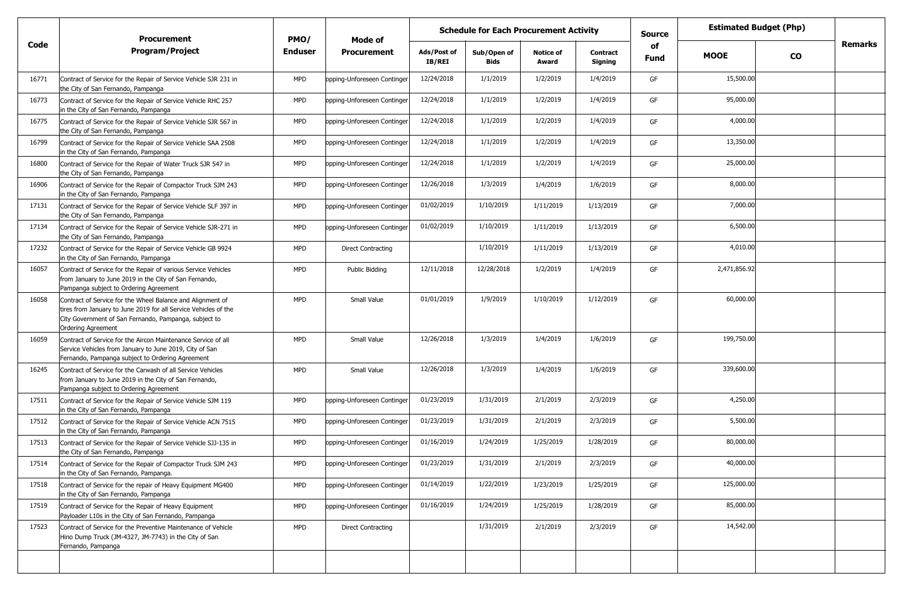| Code | Procurement Program/Project | PMO/ Enduser | Mode of Procurement | Schedule for Each Procurement Activity | | | | Source of Fund | Estimated Budget (Php) | | Remarks |
|---|---|---|---|---|---|---|---|---|---|---|---|
| | | | | Ads/Post of IB/REI | Sub/Open of Bids | Notice of Award | Contract Signing | | MOOE | CO | |
| 16771 | Contract of Service for the Repair of Service Vehicle SJR 231 in the City of San Fernando, Pampanga | MPD | opping-Unforeseen Continger | 12/24/2018 | 1/1/2019 | 1/2/2019 | 1/4/2019 | GF | 15,500.00 | | |
| 16773 | Contract of Service for the Repair of Service Vehicle RHC 257 in the City of San Fernando, Pampanga | MPD | opping-Unforeseen Continger | 12/24/2018 | 1/1/2019 | 1/2/2019 | 1/4/2019 | GF | 95,000.00 | | |
| 16775 | Contract of Service for the Repair of Service Vehicle SJR 567 in the City of San Fernando, Pampanga | MPD | opping-Unforeseen Continger | 12/24/2018 | 1/1/2019 | 1/2/2019 | 1/4/2019 | GF | 4,000.00 | | |
| 16799 | Contract of Service for the Repair of Service Vehicle SAA 2508 in the City of San Fernando, Pampanga | MPD | opping-Unforeseen Continger | 12/24/2018 | 1/1/2019 | 1/2/2019 | 1/4/2019 | GF | 13,350.00 | | |
| 16800 | Contract of Service for the Repair of Water Truck SJR 547 in the City of San Fernando, Pampanga | MPD | opping-Unforeseen Continger | 12/24/2018 | 1/1/2019 | 1/2/2019 | 1/4/2019 | GF | 25,000.00 | | |
| 16906 | Contract of Service for the Repair of Compactor Truck SJM 243 in the City of San Fernando, Pampanga | MPD | opping-Unforeseen Continger | 12/26/2018 | 1/3/2019 | 1/4/2019 | 1/6/2019 | GF | 8,000.00 | | |
| 17131 | Contract of Service for the Repair of Service Vehicle SLF 397 in the City of San Fernando, Pampanga | MPD | opping-Unforeseen Continger | 01/02/2019 | 1/10/2019 | 1/11/2019 | 1/13/2019 | GF | 7,000.00 | | |
| 17134 | Contract of Service for the Repair of Service Vehicle SJR-271 in the City of San Fernando, Pampanga | MPD | opping-Unforeseen Continger | 01/02/2019 | 1/10/2019 | 1/11/2019 | 1/13/2019 | GF | 6,500.00 | | |
| 17232 | Contract of Service for the Repair of Service Vehicle GB 9924 in the City of San Fernando, Pampanga | MPD | Direct Contracting | | 1/10/2019 | 1/11/2019 | 1/13/2019 | GF | 4,010.00 | | |
| 16057 | Contract of Service for the Repair of various Service Vehicles from January to June 2019 in the City of San Fernando, Pampanga subject to Ordering Agreement | MPD | Public Bidding | 12/11/2018 | 12/28/2018 | 1/2/2019 | 1/4/2019 | GF | 2,471,856.92 | | |
| 16058 | Contract of Service for the Wheel Balance and Alignment of tires from January to June 2019 for all Service Vehicles of the City Government of San Fernando, Pampanga, subject to Ordering Agreement | MPD | Small Value | 01/01/2019 | 1/9/2019 | 1/10/2019 | 1/12/2019 | GF | 60,000.00 | | |
| 16059 | Contract of Service for the Aircon Maintenance Service of all Service Vehicles from January to June 2019, City of San Fernando, Pampanga subject to Ordering Agreement | MPD | Small Value | 12/26/2018 | 1/3/2019 | 1/4/2019 | 1/6/2019 | GF | 199,750.00 | | |
| 16245 | Contract of Service for the Carwash of all Service Vehicles from January to June 2019 in the City of San Fernando, Pampanga subject to Ordering Agreement | MPD | Small Value | 12/26/2018 | 1/3/2019 | 1/4/2019 | 1/6/2019 | GF | 339,600.00 | | |
| 17511 | Contract of Service for the Repair of Service Vehicle SJM 119 in the City of San Fernando, Pampanga | MPD | opping-Unforeseen Continger | 01/23/2019 | 1/31/2019 | 2/1/2019 | 2/3/2019 | GF | 4,250.00 | | |
| 17512 | Contract of Service for the Repair of Service Vehicle ACN 7515 in the City of San Fernando, Pampanga | MPD | opping-Unforeseen Continger | 01/23/2019 | 1/31/2019 | 2/1/2019 | 2/3/2019 | GF | 5,500.00 | | |
| 17513 | Contract of Service for the Repair of Service Vehicle SJJ-135 in the City of San Fernando, Pampanga | MPD | opping-Unforeseen Continger | 01/16/2019 | 1/24/2019 | 1/25/2019 | 1/28/2019 | GF | 80,000.00 | | |
| 17514 | Contract of Service for the Repair of Compactor Truck SJM 243 in the City of San Fernando, Pampanga. | MPD | opping-Unforeseen Continger | 01/23/2019 | 1/31/2019 | 2/1/2019 | 2/3/2019 | GF | 40,000.00 | | |
| 17518 | Contract of Service for the repair of Heavy Equipment MG400 in the City of San Fernando, Pampanga | MPD | opping-Unforeseen Continger | 01/14/2019 | 1/22/2019 | 1/23/2019 | 1/25/2019 | GF | 125,000.00 | | |
| 17519 | Contract of Service for the Repair of Heavy Equipment Payloader L10s in the City of San Fernando, Pampanga | MPD | opping-Unforeseen Continger | 01/16/2019 | 1/24/2019 | 1/25/2019 | 1/28/2019 | GF | 85,000.00 | | |
| 17523 | Contract of Service for the Preventive Maintenance of Vehicle Hino Dump Truck (JM-4327, JM-7743) in the City of San Fernando, Pampanga | MPD | Direct Contracting | | 1/31/2019 | 2/1/2019 | 2/3/2019 | GF | 14,542.00 | | |
| | | | | | | | | | | | |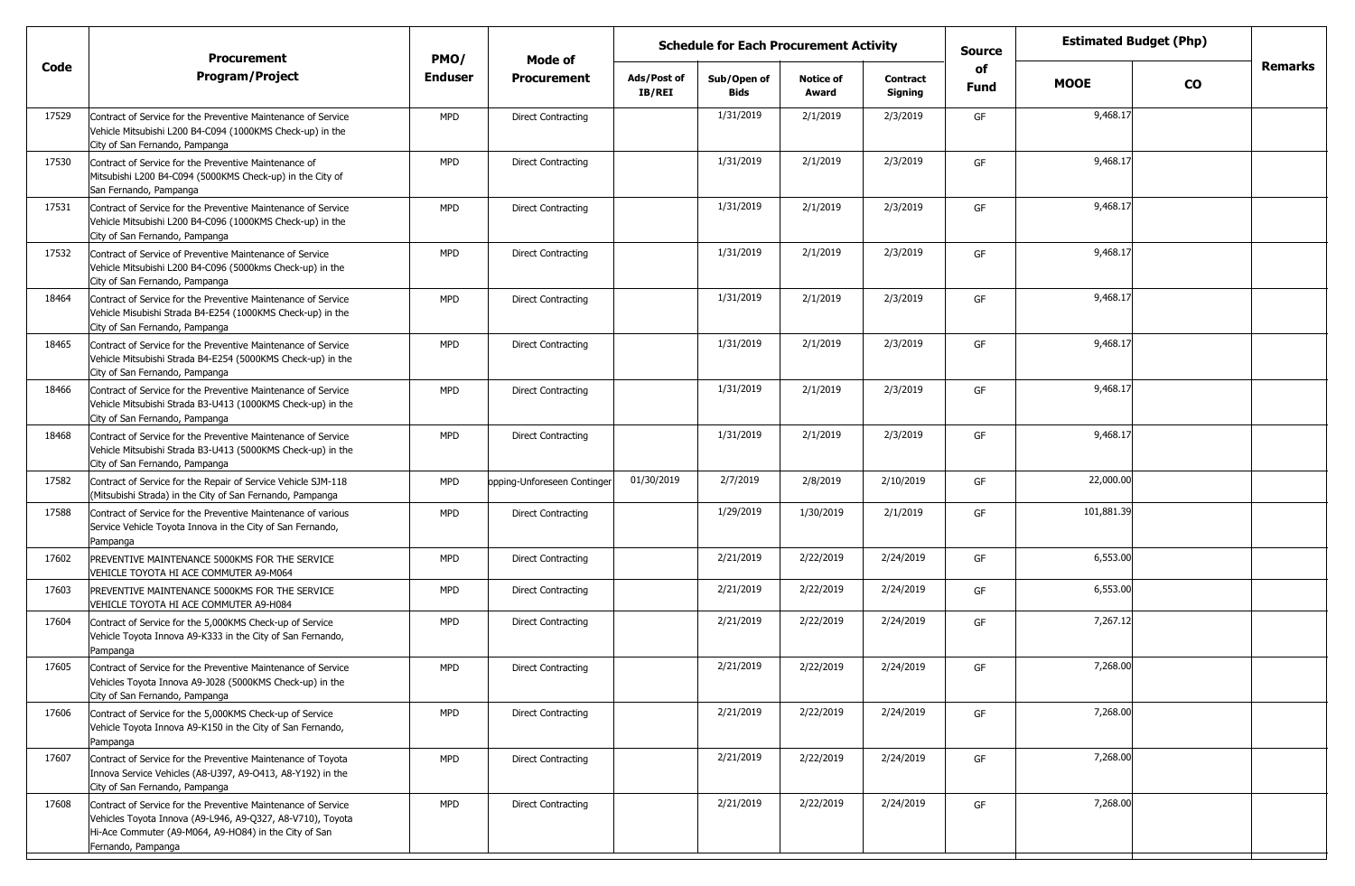| Code | Procurement Program/Project | PMO/ Enduser | Mode of Procurement | Schedule for Each Procurement Activity | | | | Source of Fund | Estimated Budget (Php) | | Remarks |
|---|---|---|---|---|---|---|---|---|---|---|---|
| | | | | Ads/Post of IB/REI | Sub/Open of Bids | Notice of Award | Contract Signing | | MOOE | CO | |
| 17529 | Contract of Service for the Preventive Maintenance of Service Vehicle Mitsubishi L200 B4-C094 (1000KMS Check-up) in the City of San Fernando, Pampanga | MPD | Direct Contracting | | 1/31/2019 | 2/1/2019 | 2/3/2019 | GF | 9,468.17 | | |
| 17530 | Contract of Service for the Preventive Maintenance of Mitsubishi L200 B4-C094 (5000KMS Check-up) in the City of San Fernando, Pampanga | MPD | Direct Contracting | | 1/31/2019 | 2/1/2019 | 2/3/2019 | GF | 9,468.17 | | |
| 17531 | Contract of Service for the Preventive Maintenance of Service Vehicle Mitsubishi L200 B4-C096 (1000KMS Check-up) in the City of San Fernando, Pampanga | MPD | Direct Contracting | | 1/31/2019 | 2/1/2019 | 2/3/2019 | GF | 9,468.17 | | |
| 17532 | Contract of Service of Preventive Maintenance of Service Vehicle Mitsubishi L200 B4-C096 (5000kms Check-up) in the City of San Fernando, Pampanga | MPD | Direct Contracting | | 1/31/2019 | 2/1/2019 | 2/3/2019 | GF | 9,468.17 | | |
| 18464 | Contract of Service for the Preventive Maintenance of Service Vehicle Misubishi Strada B4-E254 (1000KMS Check-up) in the City of San Fernando, Pampanga | MPD | Direct Contracting | | 1/31/2019 | 2/1/2019 | 2/3/2019 | GF | 9,468.17 | | |
| 18465 | Contract of Service for the Preventive Maintenance of Service Vehicle Mitsubishi Strada B4-E254 (5000KMS Check-up) in the City of San Fernando, Pampanga | MPD | Direct Contracting | | 1/31/2019 | 2/1/2019 | 2/3/2019 | GF | 9,468.17 | | |
| 18466 | Contract of Service for the Preventive Maintenance of Service Vehicle Mitsubishi Strada B3-U413 (1000KMS Check-up) in the City of San Fernando, Pampanga | MPD | Direct Contracting | | 1/31/2019 | 2/1/2019 | 2/3/2019 | GF | 9,468.17 | | |
| 18468 | Contract of Service for the Preventive Maintenance of Service Vehicle Mitsubishi Strada B3-U413 (5000KMS Check-up) in the City of San Fernando, Pampanga | MPD | Direct Contracting | | 1/31/2019 | 2/1/2019 | 2/3/2019 | GF | 9,468.17 | | |
| 17582 | Contract of Service for the Repair of Service Vehicle SJM-118 (Mitsubishi Strada) in the City of San Fernando, Pampanga | MPD | opping-Unforeseen Continger | 01/30/2019 | 2/7/2019 | 2/8/2019 | 2/10/2019 | GF | 22,000.00 | | |
| 17588 | Contract of Service for the Preventive Maintenance of various Service Vehicle Toyota Innova in the City of San Fernando, Pampanga | MPD | Direct Contracting | | 1/29/2019 | 1/30/2019 | 2/1/2019 | GF | 101,881.39 | | |
| 17602 | PREVENTIVE MAINTENANCE 5000KMS FOR THE SERVICE VEHICLE TOYOTA HI ACE COMMUTER A9-M064 | MPD | Direct Contracting | | 2/21/2019 | 2/22/2019 | 2/24/2019 | GF | 6,553.00 | | |
| 17603 | PREVENTIVE MAINTENANCE 5000KMS FOR THE SERVICE VEHICLE TOYOTA HI ACE COMMUTER A9-H084 | MPD | Direct Contracting | | 2/21/2019 | 2/22/2019 | 2/24/2019 | GF | 6,553.00 | | |
| 17604 | Contract of Service for the 5,000KMS Check-up of Service Vehicle Toyota Innova A9-K333 in the City of San Fernando, Pampanga | MPD | Direct Contracting | | 2/21/2019 | 2/22/2019 | 2/24/2019 | GF | 7,267.12 | | |
| 17605 | Contract of Service for the Preventive Maintenance of Service Vehicles Toyota Innova A9-J028 (5000KMS Check-up) in the City of San Fernando, Pampanga | MPD | Direct Contracting | | 2/21/2019 | 2/22/2019 | 2/24/2019 | GF | 7,268.00 | | |
| 17606 | Contract of Service for the 5,000KMS Check-up of Service Vehicle Toyota Innova A9-K150 in the City of San Fernando, Pampanga | MPD | Direct Contracting | | 2/21/2019 | 2/22/2019 | 2/24/2019 | GF | 7,268.00 | | |
| 17607 | Contract of Service for the Preventive Maintenance of Toyota Innova Service Vehicles (A8-U397, A9-O413, A8-Y192) in the City of San Fernando, Pampanga | MPD | Direct Contracting | | 2/21/2019 | 2/22/2019 | 2/24/2019 | GF | 7,268.00 | | |
| 17608 | Contract of Service for the Preventive Maintenance of Service Vehicles Toyota Innova (A9-L946, A9-Q327, A8-V710), Toyota Hi-Ace Commuter (A9-M064, A9-HO84) in the City of San Fernando, Pampanga | MPD | Direct Contracting | | 2/21/2019 | 2/22/2019 | 2/24/2019 | GF | 7,268.00 | | |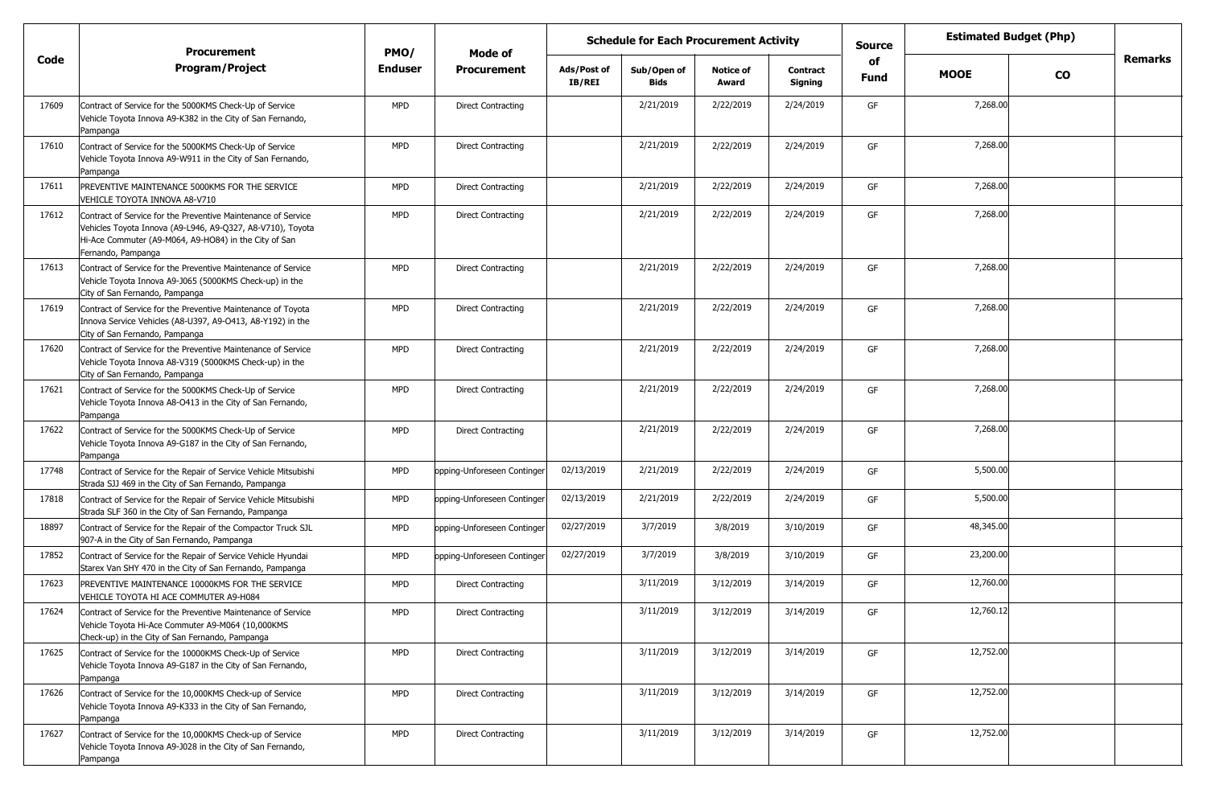| Code | Procurement Program/Project | PMO/ Enduser | Mode of Procurement | Schedule for Each Procurement Activity | | | | Source of Fund | Estimated Budget (Php) | | Remarks |
|---|---|---|---|---|---|---|---|---|---|---|---|
| | | | | Ads/Post of IB/REI | Sub/Open of Bids | Notice of Award | Contract Signing | | MOOE | CO | |
| 17609 | Contract of Service for the 5000KMS Check-Up of Service Vehicle Toyota Innova A9-K382 in the City of San Fernando, Pampanga | MPD | Direct Contracting | | 2/21/2019 | 2/22/2019 | 2/24/2019 | GF | 7,268.00 | | |
| 17610 | Contract of Service for the 5000KMS Check-Up of Service Vehicle Toyota Innova A9-W911 in the City of San Fernando, Pampanga | MPD | Direct Contracting | | 2/21/2019 | 2/22/2019 | 2/24/2019 | GF | 7,268.00 | | |
| 17611 | PREVENTIVE MAINTENANCE 5000KMS FOR THE SERVICE VEHICLE TOYOTA INNOVA A8-V710 | MPD | Direct Contracting | | 2/21/2019 | 2/22/2019 | 2/24/2019 | GF | 7,268.00 | | |
| 17612 | Contract of Service for the Preventive Maintenance of Service Vehicles Toyota Innova (A9-L946, A9-Q327, A8-V710), Toyota Hi-Ace Commuter (A9-M064, A9-HO84) in the City of San Fernando, Pampanga | MPD | Direct Contracting | | 2/21/2019 | 2/22/2019 | 2/24/2019 | GF | 7,268.00 | | |
| 17613 | Contract of Service for the Preventive Maintenance of Service Vehicle Toyota Innova A9-J065 (5000KMS Check-up) in the City of San Fernando, Pampanga | MPD | Direct Contracting | | 2/21/2019 | 2/22/2019 | 2/24/2019 | GF | 7,268.00 | | |
| 17619 | Contract of Service for the Preventive Maintenance of Toyota Innova Service Vehicles (A8-U397, A9-O413, A8-Y192) in the City of San Fernando, Pampanga | MPD | Direct Contracting | | 2/21/2019 | 2/22/2019 | 2/24/2019 | GF | 7,268.00 | | |
| 17620 | Contract of Service for the Preventive Maintenance of Service Vehicle Toyota Innova A8-V319 (5000KMS Check-up) in the City of San Fernando, Pampanga | MPD | Direct Contracting | | 2/21/2019 | 2/22/2019 | 2/24/2019 | GF | 7,268.00 | | |
| 17621 | Contract of Service for the 5000KMS Check-Up of Service Vehicle Toyota Innova A8-O413 in the City of San Fernando, Pampanga | MPD | Direct Contracting | | 2/21/2019 | 2/22/2019 | 2/24/2019 | GF | 7,268.00 | | |
| 17622 | Contract of Service for the 5000KMS Check-Up of Service Vehicle Toyota Innova A9-G187 in the City of San Fernando, Pampanga | MPD | Direct Contracting | | 2/21/2019 | 2/22/2019 | 2/24/2019 | GF | 7,268.00 | | |
| 17748 | Contract of Service for the Repair of Service Vehicle Mitsubishi Strada SJJ 469 in the City of San Fernando, Pampanga | MPD | opping-Unforeseen Continger | 02/13/2019 | 2/21/2019 | 2/22/2019 | 2/24/2019 | GF | 5,500.00 | | |
| 17818 | Contract of Service for the Repair of Service Vehicle Mitsubishi Strada SLF 360 in the City of San Fernando, Pampanga | MPD | opping-Unforeseen Continger | 02/13/2019 | 2/21/2019 | 2/22/2019 | 2/24/2019 | GF | 5,500.00 | | |
| 18897 | Contract of Service for the Repair of the Compactor Truck SJL 907-A in the City of San Fernando, Pampanga | MPD | opping-Unforeseen Continger | 02/27/2019 | 3/7/2019 | 3/8/2019 | 3/10/2019 | GF | 48,345.00 | | |
| 17852 | Contract of Service for the Repair of Service Vehicle Hyundai Starex Van SHY 470 in the City of San Fernando, Pampanga | MPD | opping-Unforeseen Continger | 02/27/2019 | 3/7/2019 | 3/8/2019 | 3/10/2019 | GF | 23,200.00 | | |
| 17623 | PREVENTIVE MAINTENANCE 10000KMS FOR THE SERVICE VEHICLE TOYOTA HI ACE COMMUTER A9-H084 | MPD | Direct Contracting | | 3/11/2019 | 3/12/2019 | 3/14/2019 | GF | 12,760.00 | | |
| 17624 | Contract of Service for the Preventive Maintenance of Service Vehicle Toyota Hi-Ace Commuter A9-M064 (10,000KMS Check-up) in the City of San Fernando, Pampanga | MPD | Direct Contracting | | 3/11/2019 | 3/12/2019 | 3/14/2019 | GF | 12,760.12 | | |
| 17625 | Contract of Service for the 10000KMS Check-Up of Service Vehicle Toyota Innova A9-G187 in the City of San Fernando, Pampanga | MPD | Direct Contracting | | 3/11/2019 | 3/12/2019 | 3/14/2019 | GF | 12,752.00 | | |
| 17626 | Contract of Service for the 10,000KMS Check-up of Service Vehicle Toyota Innova A9-K333 in the City of San Fernando, Pampanga | MPD | Direct Contracting | | 3/11/2019 | 3/12/2019 | 3/14/2019 | GF | 12,752.00 | | |
| 17627 | Contract of Service for the 10,000KMS Check-up of Service Vehicle Toyota Innova A9-J028 in the City of San Fernando, Pampanga | MPD | Direct Contracting | | 3/11/2019 | 3/12/2019 | 3/14/2019 | GF | 12,752.00 | | |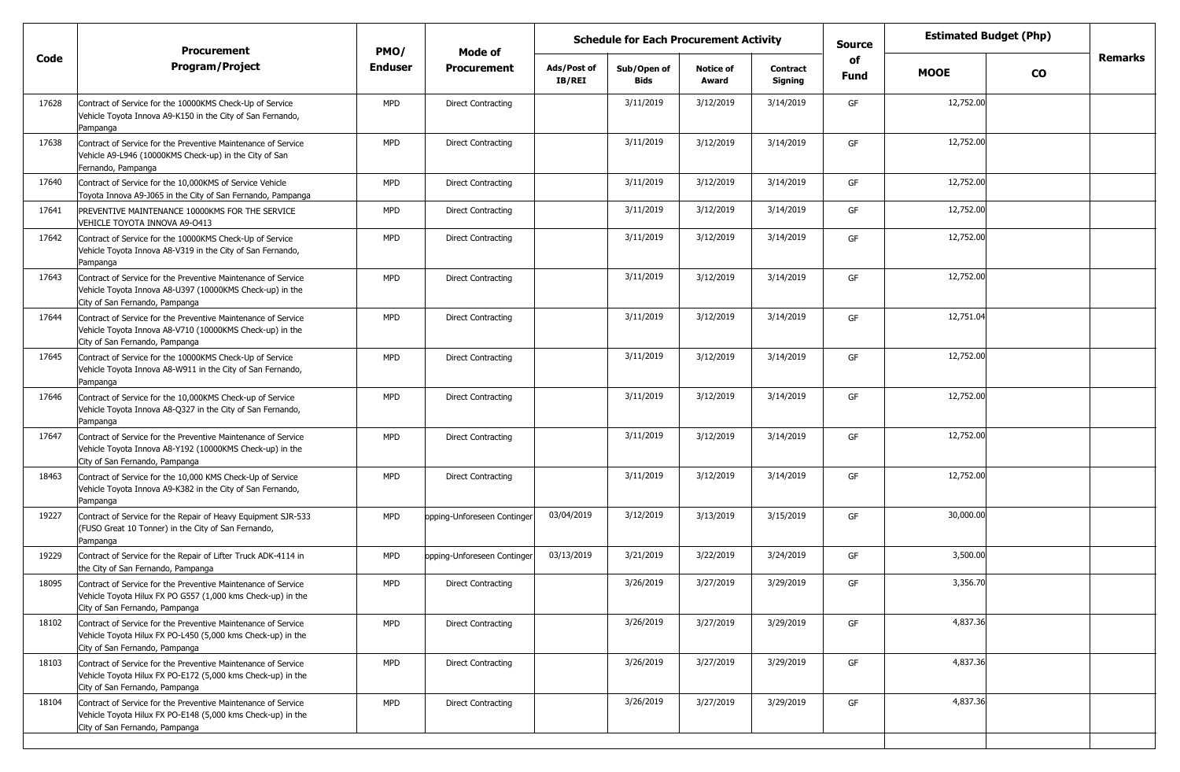| Code | Procurement Program/Project | PMO/ Enduser | Mode of Procurement | Schedule for Each Procurement Activity | | | | Source of Fund | Estimated Budget (Php) | | Remarks |
|---|---|---|---|---|---|---|---|---|---|---|---|
| | | | | Ads/Post of IB/REI | Sub/Open of Bids | Notice of Award | Contract Signing | | MOOE | CO | |
| 17628 | Contract of Service for the 10000KMS Check-Up of Service Vehicle Toyota Innova A9-K150 in the City of San Fernando, Pampanga | MPD | Direct Contracting | | 3/11/2019 | 3/12/2019 | 3/14/2019 | GF | 12,752.00 | | |
| 17638 | Contract of Service for the Preventive Maintenance of Service Vehicle A9-L946 (10000KMS Check-up) in the City of San Fernando, Pampanga | MPD | Direct Contracting | | 3/11/2019 | 3/12/2019 | 3/14/2019 | GF | 12,752.00 | | |
| 17640 | Contract of Service for the 10,000KMS of Service Vehicle Toyota Innova A9-J065 in the City of San Fernando, Pampanga | MPD | Direct Contracting | | 3/11/2019 | 3/12/2019 | 3/14/2019 | GF | 12,752.00 | | |
| 17641 | PREVENTIVE MAINTENANCE 10000KMS FOR THE SERVICE VEHICLE TOYOTA INNOVA A9-O413 | MPD | Direct Contracting | | 3/11/2019 | 3/12/2019 | 3/14/2019 | GF | 12,752.00 | | |
| 17642 | Contract of Service for the 10000KMS Check-Up of Service Vehicle Toyota Innova A8-V319 in the City of San Fernando, Pampanga | MPD | Direct Contracting | | 3/11/2019 | 3/12/2019 | 3/14/2019 | GF | 12,752.00 | | |
| 17643 | Contract of Service for the Preventive Maintenance of Service Vehicle Toyota Innova A8-U397 (10000KMS Check-up) in the City of San Fernando, Pampanga | MPD | Direct Contracting | | 3/11/2019 | 3/12/2019 | 3/14/2019 | GF | 12,752.00 | | |
| 17644 | Contract of Service for the Preventive Maintenance of Service Vehicle Toyota Innova A8-V710 (10000KMS Check-up) in the City of San Fernando, Pampanga | MPD | Direct Contracting | | 3/11/2019 | 3/12/2019 | 3/14/2019 | GF | 12,751.04 | | |
| 17645 | Contract of Service for the 10000KMS Check-Up of Service Vehicle Toyota Innova A8-W911 in the City of San Fernando, Pampanga | MPD | Direct Contracting | | 3/11/2019 | 3/12/2019 | 3/14/2019 | GF | 12,752.00 | | |
| 17646 | Contract of Service for the 10,000KMS Check-up of Service Vehicle Toyota Innova A8-Q327 in the City of San Fernando, Pampanga | MPD | Direct Contracting | | 3/11/2019 | 3/12/2019 | 3/14/2019 | GF | 12,752.00 | | |
| 17647 | Contract of Service for the Preventive Maintenance of Service Vehicle Toyota Innova A8-Y192 (10000KMS Check-up) in the City of San Fernando, Pampanga | MPD | Direct Contracting | | 3/11/2019 | 3/12/2019 | 3/14/2019 | GF | 12,752.00 | | |
| 18463 | Contract of Service for the 10,000 KMS Check-Up of Service Vehicle Toyota Innova A9-K382 in the City of San Fernando, Pampanga | MPD | Direct Contracting | | 3/11/2019 | 3/12/2019 | 3/14/2019 | GF | 12,752.00 | | |
| 19227 | Contract of Service for the Repair of Heavy Equipment SJR-533 (FUSO Great 10 Tonner) in the City of San Fernando, Pampanga | MPD | opping-Unforeseen Continger | 03/04/2019 | 3/12/2019 | 3/13/2019 | 3/15/2019 | GF | 30,000.00 | | |
| 19229 | Contract of Service for the Repair of Lifter Truck ADK-4114 in the City of San Fernando, Pampanga | MPD | opping-Unforeseen Continger | 03/13/2019 | 3/21/2019 | 3/22/2019 | 3/24/2019 | GF | 3,500.00 | | |
| 18095 | Contract of Service for the Preventive Maintenance of Service Vehicle Toyota Hilux FX PO G557 (1,000 kms Check-up) in the City of San Fernando, Pampanga | MPD | Direct Contracting | | 3/26/2019 | 3/27/2019 | 3/29/2019 | GF | 3,356.70 | | |
| 18102 | Contract of Service for the Preventive Maintenance of Service Vehicle Toyota Hilux FX PO-L450 (5,000 kms Check-up) in the City of San Fernando, Pampanga | MPD | Direct Contracting | | 3/26/2019 | 3/27/2019 | 3/29/2019 | GF | 4,837.36 | | |
| 18103 | Contract of Service for the Preventive Maintenance of Service Vehicle Toyota Hilux FX PO-E172 (5,000 kms Check-up) in the City of San Fernando, Pampanga | MPD | Direct Contracting | | 3/26/2019 | 3/27/2019 | 3/29/2019 | GF | 4,837.36 | | |
| 18104 | Contract of Service for the Preventive Maintenance of Service Vehicle Toyota Hilux FX PO-E148 (5,000 kms Check-up) in the City of San Fernando, Pampanga | MPD | Direct Contracting | | 3/26/2019 | 3/27/2019 | 3/29/2019 | GF | 4,837.36 | | |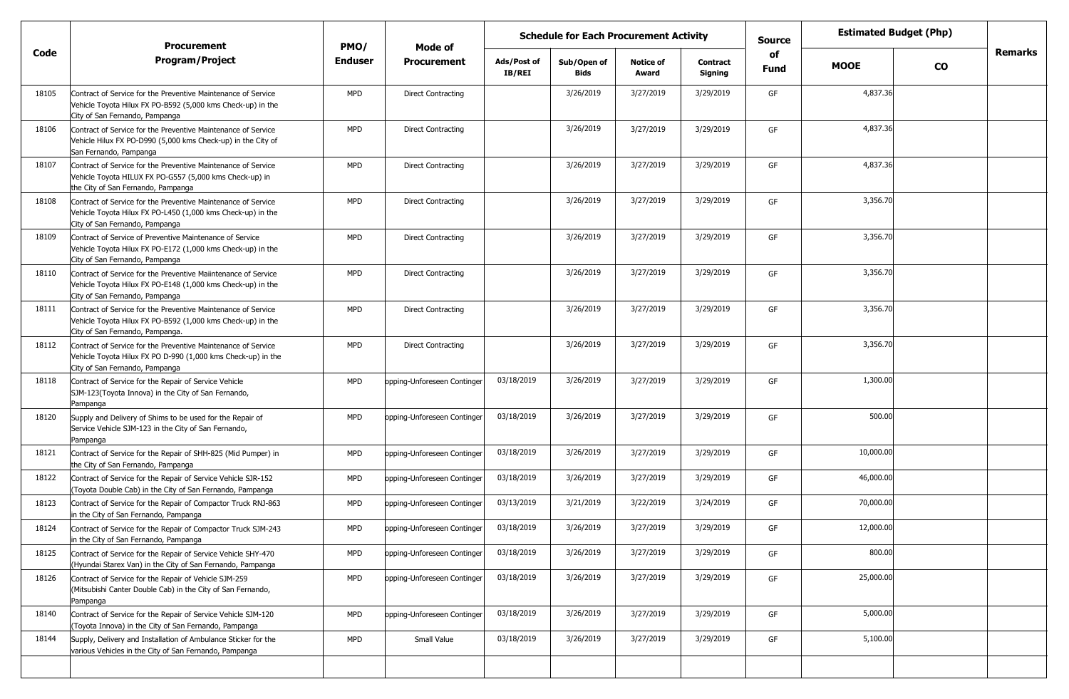| Code | Procurement Program/Project | PMO/ Enduser | Mode of Procurement | Schedule for Each Procurement Activity | | | | Source of Fund | Estimated Budget (Php) | | Remarks |
|---|---|---|---|---|---|---|---|---|---|---|---|
| | | | | Ads/Post of IB/REI | Sub/Open of Bids | Notice of Award | Contract Signing | | MOOE | CO | |
| 18105 | Contract of Service for the Preventive Maintenance of Service Vehicle Toyota Hilux FX PO-B592 (5,000 kms Check-up) in the City of San Fernando, Pampanga | MPD | Direct Contracting | | 3/26/2019 | 3/27/2019 | 3/29/2019 | GF | 4,837.36 | | |
| 18106 | Contract of Service for the Preventive Maintenance of Service Vehicle Hilux FX PO-D990 (5,000 kms Check-up) in the City of San Fernando, Pampanga | MPD | Direct Contracting | | 3/26/2019 | 3/27/2019 | 3/29/2019 | GF | 4,837.36 | | |
| 18107 | Contract of Service for the Preventive Maintenance of Service Vehicle Toyota HILUX FX PO-G557 (5,000 kms Check-up) in the City of San Fernando, Pampanga | MPD | Direct Contracting | | 3/26/2019 | 3/27/2019 | 3/29/2019 | GF | 4,837.36 | | |
| 18108 | Contract of Service for the Preventive Maintenance of Service Vehicle Toyota Hilux FX PO-L450 (1,000 kms Check-up) in the City of San Fernando, Pampanga | MPD | Direct Contracting | | 3/26/2019 | 3/27/2019 | 3/29/2019 | GF | 3,356.70 | | |
| 18109 | Contract of Service of Preventive Maintenance of Service Vehicle Toyota Hilux FX PO-E172 (1,000 kms Check-up) in the City of San Fernando, Pampanga | MPD | Direct Contracting | | 3/26/2019 | 3/27/2019 | 3/29/2019 | GF | 3,356.70 | | |
| 18110 | Contract of Service for the Preventive Maiintenance of Service Vehicle Toyota Hilux FX PO-E148 (1,000 kms Check-up) in the City of San Fernando, Pampanga | MPD | Direct Contracting | | 3/26/2019 | 3/27/2019 | 3/29/2019 | GF | 3,356.70 | | |
| 18111 | Contract of Service for the Preventive Maintenance of Service Vehicle Toyota Hilux FX PO-B592 (1,000 kms Check-up) in the City of San Fernando, Pampanga. | MPD | Direct Contracting | | 3/26/2019 | 3/27/2019 | 3/29/2019 | GF | 3,356.70 | | |
| 18112 | Contract of Service for the Preventive Maintenance of Service Vehicle Toyota Hilux FX PO D-990 (1,000 kms Check-up) in the City of San Fernando, Pampanga | MPD | Direct Contracting | | 3/26/2019 | 3/27/2019 | 3/29/2019 | GF | 3,356.70 | | |
| 18118 | Contract of Service for the Repair of Service Vehicle SJM-123(Toyota Innova) in the City of San Fernando, Pampanga | MPD | opping-Unforeseen Continger | 03/18/2019 | 3/26/2019 | 3/27/2019 | 3/29/2019 | GF | 1,300.00 | | |
| 18120 | Supply and Delivery of Shims to be used for the Repair of Service Vehicle SJM-123 in the City of San Fernando, Pampanga | MPD | opping-Unforeseen Continger | 03/18/2019 | 3/26/2019 | 3/27/2019 | 3/29/2019 | GF | 500.00 | | |
| 18121 | Contract of Service for the Repair of SHH-825 (Mid Pumper) in the City of San Fernando, Pampanga | MPD | opping-Unforeseen Continger | 03/18/2019 | 3/26/2019 | 3/27/2019 | 3/29/2019 | GF | 10,000.00 | | |
| 18122 | Contract of Service for the Repair of Service Vehicle SJR-152 (Toyota Double Cab) in the City of San Fernando, Pampanga | MPD | opping-Unforeseen Continger | 03/18/2019 | 3/26/2019 | 3/27/2019 | 3/29/2019 | GF | 46,000.00 | | |
| 18123 | Contract of Service for the Repair of Compactor Truck RNJ-863 in the City of San Fernando, Pampanga | MPD | opping-Unforeseen Continger | 03/13/2019 | 3/21/2019 | 3/22/2019 | 3/24/2019 | GF | 70,000.00 | | |
| 18124 | Contract of Service for the Repair of Compactor Truck SJM-243 in the City of San Fernando, Pampanga | MPD | opping-Unforeseen Continger | 03/18/2019 | 3/26/2019 | 3/27/2019 | 3/29/2019 | GF | 12,000.00 | | |
| 18125 | Contract of Service for the Repair of Service Vehicle SHY-470 (Hyundai Starex Van) in the City of San Fernando, Pampanga | MPD | opping-Unforeseen Continger | 03/18/2019 | 3/26/2019 | 3/27/2019 | 3/29/2019 | GF | 800.00 | | |
| 18126 | Contract of Service for the Repair of Vehicle SJM-259 (Mitsubishi Canter Double Cab) in the City of San Fernando, Pampanga | MPD | opping-Unforeseen Continger | 03/18/2019 | 3/26/2019 | 3/27/2019 | 3/29/2019 | GF | 25,000.00 | | |
| 18140 | Contract of Service for the Repair of Service Vehicle SJM-120 (Toyota Innova) in the City of San Fernando, Pampanga | MPD | opping-Unforeseen Continger | 03/18/2019 | 3/26/2019 | 3/27/2019 | 3/29/2019 | GF | 5,000.00 | | |
| 18144 | Supply, Delivery and Installation of Ambulance Sticker for the various Vehicles in the City of San Fernando, Pampanga | MPD | Small Value | 03/18/2019 | 3/26/2019 | 3/27/2019 | 3/29/2019 | GF | 5,100.00 | | |
| | | | | | | | | | | | |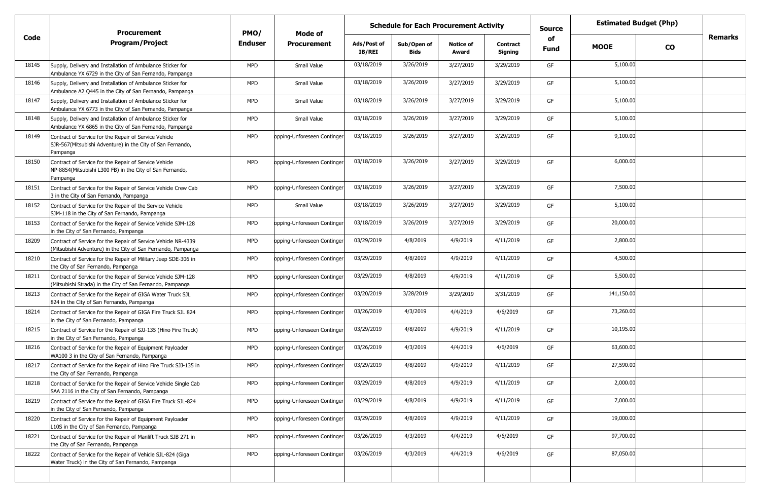| Code | Procurement Program/Project | PMO/ Enduser | Mode of Procurement | Schedule for Each Procurement Activity | | | | Source of Fund | Estimated Budget (Php) | | Remarks |
|---|---|---|---|---|---|---|---|---|---|---|---|
| | | | | Ads/Post of IB/REI | Sub/Open of Bids | Notice of Award | Contract Signing | | MOOE | CO | |
| 18145 | Supply, Delivery and Installation of Ambulance Sticker for Ambulance YX 6729 in the City of San Fernando, Pampanga | MPD | Small Value | 03/18/2019 | 3/26/2019 | 3/27/2019 | 3/29/2019 | GF | 5,100.00 | | |
| 18146 | Supply, Delivery and Installation of Ambulance Sticker for Ambulance A2 Q445 in the City of San Fernando, Pampanga | MPD | Small Value | 03/18/2019 | 3/26/2019 | 3/27/2019 | 3/29/2019 | GF | 5,100.00 | | |
| 18147 | Supply, Delivery and Installation of Ambulance Sticker for Ambulance YX 6773 in the City of San Fernando, Pampanga | MPD | Small Value | 03/18/2019 | 3/26/2019 | 3/27/2019 | 3/29/2019 | GF | 5,100.00 | | |
| 18148 | Supply, Delivery and Installation of Ambulance Sticker for Ambulance YX 6865 in the City of San Fernando, Pampanga | MPD | Small Value | 03/18/2019 | 3/26/2019 | 3/27/2019 | 3/29/2019 | GF | 5,100.00 | | |
| 18149 | Contract of Service for the Repair of Service Vehicle SJR-567(Mitsubishi Adventure) in the City of San Fernando, Pampanga | MPD | opping-Unforeseen Continger | 03/18/2019 | 3/26/2019 | 3/27/2019 | 3/29/2019 | GF | 9,100.00 | | |
| 18150 | Contract of Service for the Repair of Service Vehicle NP-8854(Mitsubishi L300 FB) in the City of San Fernando, Pampanga | MPD | opping-Unforeseen Continger | 03/18/2019 | 3/26/2019 | 3/27/2019 | 3/29/2019 | GF | 6,000.00 | | |
| 18151 | Contract of Service for the Repair of Service Vehicle Crew Cab 3 in the City of San Fernando, Pampanga | MPD | opping-Unforeseen Continger | 03/18/2019 | 3/26/2019 | 3/27/2019 | 3/29/2019 | GF | 7,500.00 | | |
| 18152 | Contract of Service for the Repair of the Service Vehicle SJM-118 in the City of San Fernando, Pampanga | MPD | Small Value | 03/18/2019 | 3/26/2019 | 3/27/2019 | 3/29/2019 | GF | 5,100.00 | | |
| 18153 | Contract of Service for the Repair of Service Vehicle SJM-128 in the City of San Fernando, Pampanga | MPD | opping-Unforeseen Continger | 03/18/2019 | 3/26/2019 | 3/27/2019 | 3/29/2019 | GF | 20,000.00 | | |
| 18209 | Contract of Service for the Repair of Service Vehicle NR-4339 (Mitsubishi Adventure) in the City of San Fernando, Pampanga | MPD | opping-Unforeseen Continger | 03/29/2019 | 4/8/2019 | 4/9/2019 | 4/11/2019 | GF | 2,800.00 | | |
| 18210 | Contract of Service for the Repair of Military Jeep SDE-306 in the City of San Fernando, Pampanga | MPD | opping-Unforeseen Continger | 03/29/2019 | 4/8/2019 | 4/9/2019 | 4/11/2019 | GF | 4,500.00 | | |
| 18211 | Contract of Service for the Repair of Service Vehicle SJM-128 (Mitsubishi Strada) in the City of San Fernando, Pampanga | MPD | opping-Unforeseen Continger | 03/29/2019 | 4/8/2019 | 4/9/2019 | 4/11/2019 | GF | 5,500.00 | | |
| 18213 | Contract of Service for the Repair of GIGA Water Truck SJL 824 in the City of San Fernando, Pampanga | MPD | opping-Unforeseen Continger | 03/20/2019 | 3/28/2019 | 3/29/2019 | 3/31/2019 | GF | 141,150.00 | | |
| 18214 | Contract of Service for the Repair of GIGA Fire Truck SJL 824 in the City of San Fernando, Pampanga | MPD | opping-Unforeseen Continger | 03/26/2019 | 4/3/2019 | 4/4/2019 | 4/6/2019 | GF | 73,260.00 | | |
| 18215 | Contract of Service for the Repair of SJJ-135 (Hino Fire Truck) in the City of San Fernando, Pampanga | MPD | opping-Unforeseen Continger | 03/29/2019 | 4/8/2019 | 4/9/2019 | 4/11/2019 | GF | 10,195.00 | | |
| 18216 | Contract of Service for the Repair of Equipment Payloader WA100 3 in the City of San Fernando, Pampanga | MPD | opping-Unforeseen Continger | 03/26/2019 | 4/3/2019 | 4/4/2019 | 4/6/2019 | GF | 63,600.00 | | |
| 18217 | Contract of Service for the Repair of Hino Fire Truck SJJ-135 in the City of San Fernando, Pampanga | MPD | opping-Unforeseen Continger | 03/29/2019 | 4/8/2019 | 4/9/2019 | 4/11/2019 | GF | 27,590.00 | | |
| 18218 | Contract of Service for the Repair of Service Vehicle Single Cab SAA 2116 in the City of San Fernando, Pampanga | MPD | opping-Unforeseen Continger | 03/29/2019 | 4/8/2019 | 4/9/2019 | 4/11/2019 | GF | 2,000.00 | | |
| 18219 | Contract of Service for the Repair of GIGA Fire Truck SJL-824 in the City of San Fernando, Pampanga | MPD | opping-Unforeseen Continger | 03/29/2019 | 4/8/2019 | 4/9/2019 | 4/11/2019 | GF | 7,000.00 | | |
| 18220 | Contract of Service for the Repair of Equipment Payloader L10S in the City of San Fernando, Pampanga | MPD | opping-Unforeseen Continger | 03/29/2019 | 4/8/2019 | 4/9/2019 | 4/11/2019 | GF | 19,000.00 | | |
| 18221 | Contract of Service for the Repair of Manlift Truck SJB 271 in the City of San Fernando, Pampanga | MPD | opping-Unforeseen Continger | 03/26/2019 | 4/3/2019 | 4/4/2019 | 4/6/2019 | GF | 97,700.00 | | |
| 18222 | Contract of Service for the Repair of Vehicle SJL-824 (Giga Water Truck) in the City of San Fernando, Pampanga | MPD | opping-Unforeseen Continger | 03/26/2019 | 4/3/2019 | 4/4/2019 | 4/6/2019 | GF | 87,050.00 | | |
| | | | | | | | | | | | |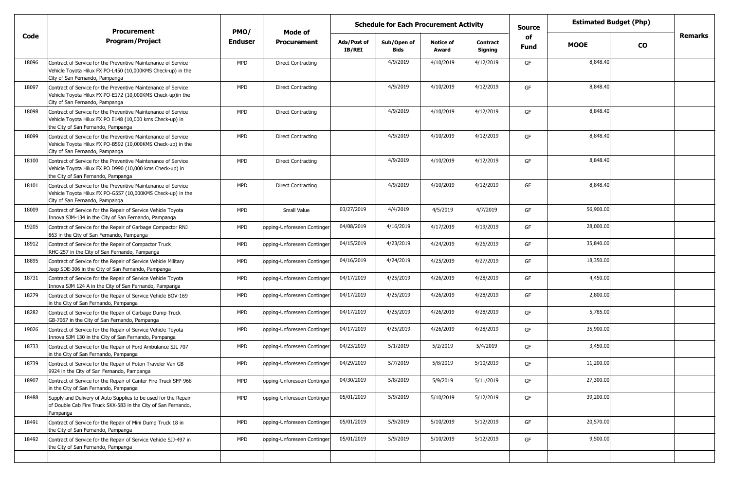| Code | Procurement Program/Project | PMO/ Enduser | Mode of Procurement | Schedule for Each Procurement Activity | | | | Source of Fund | Estimated Budget (Php) | | Remarks |
|---|---|---|---|---|---|---|---|---|---|---|---|
| | | | | Ads/Post of IB/REI | Sub/Open of Bids | Notice of Award | Contract Signing | | MOOE | CO | |
| 18096 | Contract of Service for the Preventive Maintenance of Service Vehicle Toyota Hilux FX PO-L450 (10,000KMS Check-up) in the City of San Fernando, Pampanga | MPD | Direct Contracting | | 4/9/2019 | 4/10/2019 | 4/12/2019 | GF | 8,848.40 | | |
| 18097 | Contract of Service for the Preventive Maintenance of Service Vehicle Toyota Hilux FX PO-E172 (10,000KMS Check-up)in the City of San Fernando, Pampanga | MPD | Direct Contracting | | 4/9/2019 | 4/10/2019 | 4/12/2019 | GF | 8,848.40 | | |
| 18098 | Contract of Service for the Preventive Maintenance of Service Vehicle Toyota Hilux FX PO E148 (10,000 kms Check-up) in the City of San Fernando, Pampanga | MPD | Direct Contracting | | 4/9/2019 | 4/10/2019 | 4/12/2019 | GF | 8,848.40 | | |
| 18099 | Contract of Service for the Preventive Maintenance of Service Vehicle Toyota Hilux FX PO-B592 (10,000KMS Check-up) in the City of San Fernando, Pampanga | MPD | Direct Contracting | | 4/9/2019 | 4/10/2019 | 4/12/2019 | GF | 8,848.40 | | |
| 18100 | Contract of Service for the Preventive Maintenance of Service Vehicle Toyota Hilux FX PO D990 (10,000 kms Check-up) in the City of San Fernando, Pampanga | MPD | Direct Contracting | | 4/9/2019 | 4/10/2019 | 4/12/2019 | GF | 8,848.40 | | |
| 18101 | Contract of Service for the Preventive Maintenance of Service Vehicle Toyota Hilux FX PO-G557 (10,000KMS Check-up) in the City of San Fernando, Pampanga | MPD | Direct Contracting | | 4/9/2019 | 4/10/2019 | 4/12/2019 | GF | 8,848.40 | | |
| 18009 | Contract of Service for the Repair of Service Vehicle Toyota Innova SJM-134 in the City of San Fernando, Pampanga | MPD | Small Value | 03/27/2019 | 4/4/2019 | 4/5/2019 | 4/7/2019 | GF | 56,900.00 | | |
| 19205 | Contract of Service for the Repair of Garbage Compactor RNJ 863 in the City of San Fernando, Pampanga | MPD | opping-Unforeseen Continger | 04/08/2019 | 4/16/2019 | 4/17/2019 | 4/19/2019 | GF | 28,000.00 | | |
| 18912 | Contract of Service for the Repair of Compactor Truck RHC-257 in the City of San Fernando, Pampanga | MPD | opping-Unforeseen Continger | 04/15/2019 | 4/23/2019 | 4/24/2019 | 4/26/2019 | GF | 35,840.00 | | |
| 18895 | Contract of Service for the Repair of Service Vehicle Military Jeep SDE-306 in the City of San Fernando, Pampanga | MPD | opping-Unforeseen Continger | 04/16/2019 | 4/24/2019 | 4/25/2019 | 4/27/2019 | GF | 18,350.00 | | |
| 18731 | Contract of Service for the Repair of Service Vehicle Toyota Innova SJM 124 A in the City of San Fernando, Pampanga | MPD | opping-Unforeseen Continger | 04/17/2019 | 4/25/2019 | 4/26/2019 | 4/28/2019 | GF | 4,450.00 | | |
| 18279 | Contract of Service for the Repair of Service Vehicle BOV-169 in the City of San Fernando, Pampanga | MPD | opping-Unforeseen Continger | 04/17/2019 | 4/25/2019 | 4/26/2019 | 4/28/2019 | GF | 2,800.00 | | |
| 18282 | Contract of Service for the Repair of Garbage Dump Truck GB-7067 in the City of San Fernando, Pampanga | MPD | opping-Unforeseen Continger | 04/17/2019 | 4/25/2019 | 4/26/2019 | 4/28/2019 | GF | 5,785.00 | | |
| 19026 | Contract of Service for the Repair of Service Vehicle Toyota Innova SJM 130 in the City of San Fernando, Pampanga | MPD | opping-Unforeseen Continger | 04/17/2019 | 4/25/2019 | 4/26/2019 | 4/28/2019 | GF | 35,900.00 | | |
| 18733 | Contract of Service for the Repair of Ford Ambulance SJL 707 in the City of San Fernando, Pampanga | MPD | opping-Unforeseen Continger | 04/23/2019 | 5/1/2019 | 5/2/2019 | 5/4/2019 | GF | 3,450.00 | | |
| 18739 | Contract of Service for the Repair of Foton Traveler Van GB 9924 in the City of San Fernando, Pampanga | MPD | opping-Unforeseen Continger | 04/29/2019 | 5/7/2019 | 5/8/2019 | 5/10/2019 | GF | 11,200.00 | | |
| 18907 | Contract of Service for the Repair of Canter Fire Truck SFP-968 in the City of San Fernando, Pampanga | MPD | opping-Unforeseen Continger | 04/30/2019 | 5/8/2019 | 5/9/2019 | 5/11/2019 | GF | 27,300.00 | | |
| 18488 | Supply and Delivery of Auto Supplies to be used for the Repair of Double Cab Fire Truck SKX-583 in the City of San Fernando, Pampanga | MPD | opping-Unforeseen Continger | 05/01/2019 | 5/9/2019 | 5/10/2019 | 5/12/2019 | GF | 39,200.00 | | |
| 18491 | Contract of Service for the Repair of Mini Dump Truck 18 in the City of San Fernando, Pampanga | MPD | opping-Unforeseen Continger | 05/01/2019 | 5/9/2019 | 5/10/2019 | 5/12/2019 | GF | 20,570.00 | | |
| 18492 | Contract of Service for the Repair of Service Vehicle SJJ-497 in the City of San Fernando, Pampanga | MPD | opping-Unforeseen Continger | 05/01/2019 | 5/9/2019 | 5/10/2019 | 5/12/2019 | GF | 9,500.00 | | |
| | | | | | | | | | | | |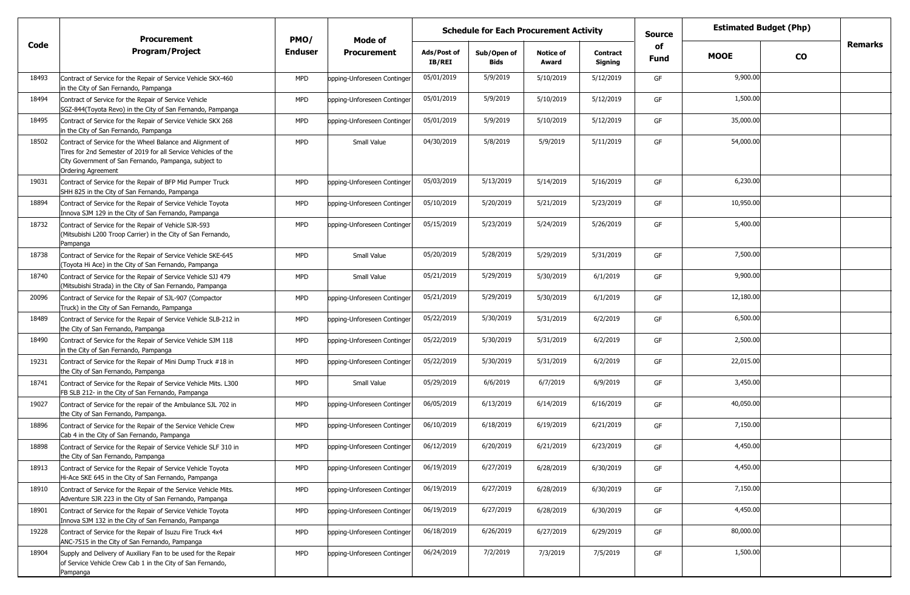| Code | Procurement Program/Project | PMO/ Enduser | Mode of Procurement | Schedule for Each Procurement Activity | | | | Source of Fund | Estimated Budget (Php) | | Remarks |
|---|---|---|---|---|---|---|---|---|---|---|---|
| | | | | Ads/Post of IB/REI | Sub/Open of Bids | Notice of Award | Contract Signing | | MOOE | CO | |
| 18493 | Contract of Service for the Repair of Service Vehicle SKX-460 in the City of San Fernando, Pampanga | MPD | opping-Unforeseen Continger | 05/01/2019 | 5/9/2019 | 5/10/2019 | 5/12/2019 | GF | 9,900.00 | | |
| 18494 | Contract of Service for the Repair of Service Vehicle SGZ-844(Toyota Revo) in the City of San Fernando, Pampanga | MPD | opping-Unforeseen Continger | 05/01/2019 | 5/9/2019 | 5/10/2019 | 5/12/2019 | GF | 1,500.00 | | |
| 18495 | Contract of Service for the Repair of Service Vehicle SKX 268 in the City of San Fernando, Pampanga | MPD | opping-Unforeseen Continger | 05/01/2019 | 5/9/2019 | 5/10/2019 | 5/12/2019 | GF | 35,000.00 | | |
| 18502 | Contract of Service for the Wheel Balance and Alignment of Tires for 2nd Semester of 2019 for all Service Vehicles of the City Government of San Fernando, Pampanga, subject to Ordering Agreement | MPD | Small Value | 04/30/2019 | 5/8/2019 | 5/9/2019 | 5/11/2019 | GF | 54,000.00 | | |
| 19031 | Contract of Service for the Repair of BFP Mid Pumper Truck SHH 825 in the City of San Fernando, Pampanga | MPD | opping-Unforeseen Continger | 05/03/2019 | 5/13/2019 | 5/14/2019 | 5/16/2019 | GF | 6,230.00 | | |
| 18894 | Contract of Service for the Repair of Service Vehicle Toyota Innova SJM 129 in the City of San Fernando, Pampanga | MPD | opping-Unforeseen Continger | 05/10/2019 | 5/20/2019 | 5/21/2019 | 5/23/2019 | GF | 10,950.00 | | |
| 18732 | Contract of Service for the Repair of Vehicle SJR-593 (Mitsubishi L200 Troop Carrier) in the City of San Fernando, Pampanga | MPD | opping-Unforeseen Continger | 05/15/2019 | 5/23/2019 | 5/24/2019 | 5/26/2019 | GF | 5,400.00 | | |
| 18738 | Contract of Service for the Repair of Service Vehicle SKE-645 (Toyota Hi Ace) in the City of San Fernando, Pampanga | MPD | Small Value | 05/20/2019 | 5/28/2019 | 5/29/2019 | 5/31/2019 | GF | 7,500.00 | | |
| 18740 | Contract of Service for the Repair of Service Vehicle SJJ 479 (Mitsubishi Strada) in the City of San Fernando, Pampanga | MPD | Small Value | 05/21/2019 | 5/29/2019 | 5/30/2019 | 6/1/2019 | GF | 9,900.00 | | |
| 20096 | Contract of Service for the Repair of SJL-907 (Compactor Truck) in the City of San Fernando, Pampanga | MPD | opping-Unforeseen Continger | 05/21/2019 | 5/29/2019 | 5/30/2019 | 6/1/2019 | GF | 12,180.00 | | |
| 18489 | Contract of Service for the Repair of Service Vehicle SLB-212 in the City of San Fernando, Pampanga | MPD | opping-Unforeseen Continger | 05/22/2019 | 5/30/2019 | 5/31/2019 | 6/2/2019 | GF | 6,500.00 | | |
| 18490 | Contract of Service for the Repair of Service Vehicle SJM 118 in the City of San Fernando, Pampanga | MPD | opping-Unforeseen Continger | 05/22/2019 | 5/30/2019 | 5/31/2019 | 6/2/2019 | GF | 2,500.00 | | |
| 19231 | Contract of Service for the Repair of Mini Dump Truck #18 in the City of San Fernando, Pampanga | MPD | opping-Unforeseen Continger | 05/22/2019 | 5/30/2019 | 5/31/2019 | 6/2/2019 | GF | 22,015.00 | | |
| 18741 | Contract of Service for the Repair of Service Vehicle Mits. L300 FB SLB 212- in the City of San Fernando, Pampanga | MPD | Small Value | 05/29/2019 | 6/6/2019 | 6/7/2019 | 6/9/2019 | GF | 3,450.00 | | |
| 19027 | Contract of Service for the repair of the Ambulance SJL 702 in the City of San Fernando, Pampanga. | MPD | opping-Unforeseen Continger | 06/05/2019 | 6/13/2019 | 6/14/2019 | 6/16/2019 | GF | 40,050.00 | | |
| 18896 | Contract of Service for the Repair of the Service Vehicle Crew Cab 4 in the City of San Fernando, Pampanga | MPD | opping-Unforeseen Continger | 06/10/2019 | 6/18/2019 | 6/19/2019 | 6/21/2019 | GF | 7,150.00 | | |
| 18898 | Contract of Service for the Repair of Service Vehicle SLF 310 in the City of San Fernando, Pampanga | MPD | opping-Unforeseen Continger | 06/12/2019 | 6/20/2019 | 6/21/2019 | 6/23/2019 | GF | 4,450.00 | | |
| 18913 | Contract of Service for the Repair of Service Vehicle Toyota Hi-Ace SKE 645 in the City of San Fernando, Pampanga | MPD | opping-Unforeseen Continger | 06/19/2019 | 6/27/2019 | 6/28/2019 | 6/30/2019 | GF | 4,450.00 | | |
| 18910 | Contract of Service for the Repair of the Service Vehicle Mits. Adventure SJR 223 in the City of San Fernando, Pampanga | MPD | opping-Unforeseen Continger | 06/19/2019 | 6/27/2019 | 6/28/2019 | 6/30/2019 | GF | 7,150.00 | | |
| 18901 | Contract of Service for the Repair of Service Vehicle Toyota Innova SJM 132 in the City of San Fernando, Pampanga | MPD | opping-Unforeseen Continger | 06/19/2019 | 6/27/2019 | 6/28/2019 | 6/30/2019 | GF | 4,450.00 | | |
| 19228 | Contract of Service for the Repair of Isuzu Fire Truck 4x4 ANC-7515 in the City of San Fernando, Pampanga | MPD | opping-Unforeseen Continger | 06/18/2019 | 6/26/2019 | 6/27/2019 | 6/29/2019 | GF | 80,000.00 | | |
| 18904 | Supply and Delivery of Auxiliary Fan to be used for the Repair of Service Vehicle Crew Cab 1 in the City of San Fernando, Pampanga | MPD | opping-Unforeseen Continger | 06/24/2019 | 7/2/2019 | 7/3/2019 | 7/5/2019 | GF | 1,500.00 | | |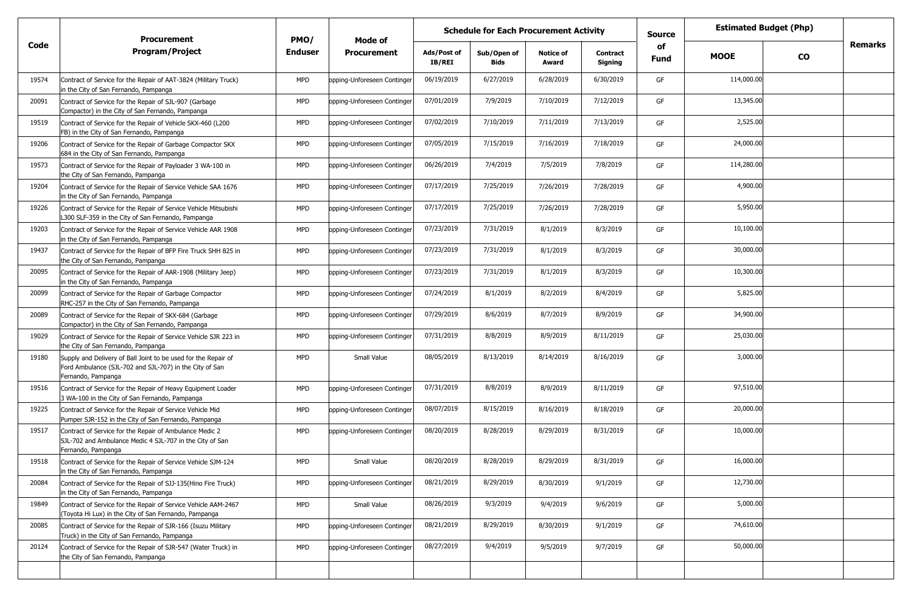| Code | Procurement Program/Project | PMO/ Enduser | Mode of Procurement | Schedule for Each Procurement Activity | | | | Source of Fund | Estimated Budget (Php) | | Remarks |
|---|---|---|---|---|---|---|---|---|---|---|---|
| | | | | Ads/Post of IB/REI | Sub/Open of Bids | Notice of Award | Contract Signing | | MOOE | CO | |
| 19574 | Contract of Service for the Repair of AAT-3824 (Military Truck) in the City of San Fernando, Pampanga | MPD | opping-Unforeseen Continger | 06/19/2019 | 6/27/2019 | 6/28/2019 | 6/30/2019 | GF | 114,000.00 | | |
| 20091 | Contract of Service for the Repair of SJL-907 (Garbage Compactor) in the City of San Fernando, Pampanga | MPD | opping-Unforeseen Continger | 07/01/2019 | 7/9/2019 | 7/10/2019 | 7/12/2019 | GF | 13,345.00 | | |
| 19519 | Contract of Service for the Repair of Vehicle SKX-460 (L200 FB) in the City of San Fernando, Pampanga | MPD | opping-Unforeseen Continger | 07/02/2019 | 7/10/2019 | 7/11/2019 | 7/13/2019 | GF | 2,525.00 | | |
| 19206 | Contract of Service for the Repair of Garbage Compactor SKX 684 in the City of San Fernando, Pampanga | MPD | opping-Unforeseen Continger | 07/05/2019 | 7/15/2019 | 7/16/2019 | 7/18/2019 | GF | 24,000.00 | | |
| 19573 | Contract of Service for the Repair of Payloader 3 WA-100 in the City of San Fernando, Pampanga | MPD | opping-Unforeseen Continger | 06/26/2019 | 7/4/2019 | 7/5/2019 | 7/8/2019 | GF | 114,280.00 | | |
| 19204 | Contract of Service for the Repair of Service Vehicle SAA 1676 in the City of San Fernando, Pampanga | MPD | opping-Unforeseen Continger | 07/17/2019 | 7/25/2019 | 7/26/2019 | 7/28/2019 | GF | 4,900.00 | | |
| 19226 | Contract of Service for the Repair of Service Vehicle Mitsubishi L300 SLF-359 in the City of San Fernando, Pampanga | MPD | opping-Unforeseen Continger | 07/17/2019 | 7/25/2019 | 7/26/2019 | 7/28/2019 | GF | 5,950.00 | | |
| 19203 | Contract of Service for the Repair of Service Vehicle AAR 1908 in the City of San Fernando, Pampanga | MPD | opping-Unforeseen Continger | 07/23/2019 | 7/31/2019 | 8/1/2019 | 8/3/2019 | GF | 10,100.00 | | |
| 19437 | Contract of Service for the Repair of BFP Fire Truck SHH 825 in the City of San Fernando, Pampanga | MPD | opping-Unforeseen Continger | 07/23/2019 | 7/31/2019 | 8/1/2019 | 8/3/2019 | GF | 30,000.00 | | |
| 20095 | Contract of Service for the Repair of AAR-1908 (Military Jeep) in the City of San Fernando, Pampanga | MPD | opping-Unforeseen Continger | 07/23/2019 | 7/31/2019 | 8/1/2019 | 8/3/2019 | GF | 10,300.00 | | |
| 20099 | Contract of Service for the Repair of Garbage Compactor RHC-257 in the City of San Fernando, Pampanga | MPD | opping-Unforeseen Continger | 07/24/2019 | 8/1/2019 | 8/2/2019 | 8/4/2019 | GF | 5,825.00 | | |
| 20089 | Contract of Service for the Repair of SKX-684 (Garbage Compactor) in the City of San Fernando, Pampanga | MPD | opping-Unforeseen Continger | 07/29/2019 | 8/6/2019 | 8/7/2019 | 8/9/2019 | GF | 34,900.00 | | |
| 19029 | Contract of Service for the Repair of Service Vehicle SJR 223 in the City of San Fernando, Pampanga | MPD | opping-Unforeseen Continger | 07/31/2019 | 8/8/2019 | 8/9/2019 | 8/11/2019 | GF | 25,030.00 | | |
| 19180 | Supply and Delivery of Ball Joint to be used for the Repair of Ford Ambulance (SJL-702 and SJL-707) in the City of San Fernando, Pampanga | MPD | Small Value | 08/05/2019 | 8/13/2019 | 8/14/2019 | 8/16/2019 | GF | 3,000.00 | | |
| 19516 | Contract of Service for the Repair of Heavy Equipment Loader 3 WA-100 in the City of San Fernando, Pampanga | MPD | opping-Unforeseen Continger | 07/31/2019 | 8/8/2019 | 8/9/2019 | 8/11/2019 | GF | 97,510.00 | | |
| 19225 | Contract of Service for the Repair of Service Vehicle Mid Pumper SJR-152 in the City of San Fernando, Pampanga | MPD | opping-Unforeseen Continger | 08/07/2019 | 8/15/2019 | 8/16/2019 | 8/18/2019 | GF | 20,000.00 | | |
| 19517 | Contract of Service for the Repair of Ambulance Medic 2 SJL-702 and Ambulance Medic 4 SJL-707 in the City of San Fernando, Pampanga | MPD | opping-Unforeseen Continger | 08/20/2019 | 8/28/2019 | 8/29/2019 | 8/31/2019 | GF | 10,000.00 | | |
| 19518 | Contract of Service for the Repair of Service Vehicle SJM-124 in the City of San Fernando, Pampanga | MPD | Small Value | 08/20/2019 | 8/28/2019 | 8/29/2019 | 8/31/2019 | GF | 16,000.00 | | |
| 20084 | Contract of Service for the Repair of SJJ-135(Hino Fire Truck) in the City of San Fernando, Pampanga | MPD | opping-Unforeseen Continger | 08/21/2019 | 8/29/2019 | 8/30/2019 | 9/1/2019 | GF | 12,730.00 | | |
| 19849 | Contract of Service for the Repair of Service Vehicle AAM-2467 (Toyota Hi Lux) in the City of San Fernando, Pampanga | MPD | Small Value | 08/26/2019 | 9/3/2019 | 9/4/2019 | 9/6/2019 | GF | 5,000.00 | | |
| 20085 | Contract of Service for the Repair of SJR-166 (Isuzu Military Truck) in the City of San Fernando, Pampanga | MPD | opping-Unforeseen Continger | 08/21/2019 | 8/29/2019 | 8/30/2019 | 9/1/2019 | GF | 74,610.00 | | |
| 20124 | Contract of Service for the Repair of SJR-547 (Water Truck) in the City of San Fernando, Pampanga | MPD | opping-Unforeseen Continger | 08/27/2019 | 9/4/2019 | 9/5/2019 | 9/7/2019 | GF | 50,000.00 | | |
| | | | | | | | | | | | |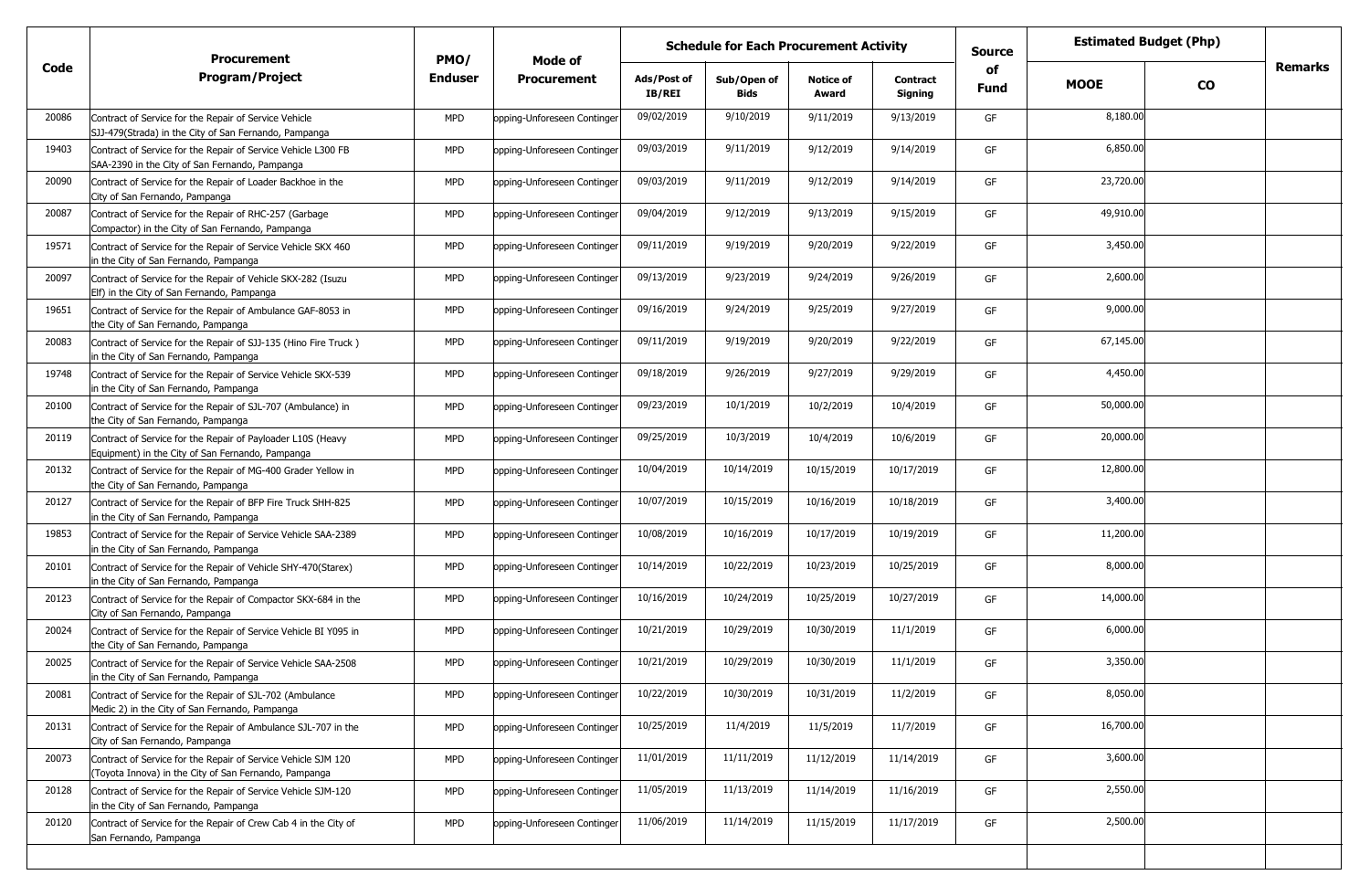| Code | Procurement Program/Project | PMO/ Enduser | Mode of Procurement | Schedule for Each Procurement Activity | | | | Source of Fund | Estimated Budget (Php) | | Remarks |
|---|---|---|---|---|---|---|---|---|---|---|---|
| | | | | Ads/Post of IB/REI | Sub/Open of Bids | Notice of Award | Contract Signing | | MOOE | CO | |
| 20086 | Contract of Service for the Repair of Service Vehicle SJJ-479(Strada) in the City of San Fernando, Pampanga | MPD | opping-Unforeseen Contingen | 09/02/2019 | 9/10/2019 | 9/11/2019 | 9/13/2019 | GF | 8,180.00 | | |
| 19403 | Contract of Service for the Repair of Service Vehicle L300 FB SAA-2390 in the City of San Fernando, Pampanga | MPD | opping-Unforeseen Contingen | 09/03/2019 | 9/11/2019 | 9/12/2019 | 9/14/2019 | GF | 6,850.00 | | |
| 20090 | Contract of Service for the Repair of Loader Backhoe in the City of San Fernando, Pampanga | MPD | opping-Unforeseen Contingen | 09/03/2019 | 9/11/2019 | 9/12/2019 | 9/14/2019 | GF | 23,720.00 | | |
| 20087 | Contract of Service for the Repair of RHC-257 (Garbage Compactor) in the City of San Fernando, Pampanga | MPD | opping-Unforeseen Contingen | 09/04/2019 | 9/12/2019 | 9/13/2019 | 9/15/2019 | GF | 49,910.00 | | |
| 19571 | Contract of Service for the Repair of Service Vehicle SKX 460 in the City of San Fernando, Pampanga | MPD | opping-Unforeseen Contingen | 09/11/2019 | 9/19/2019 | 9/20/2019 | 9/22/2019 | GF | 3,450.00 | | |
| 20097 | Contract of Service for the Repair of Vehicle SKX-282 (Isuzu Elf) in the City of San Fernando, Pampanga | MPD | opping-Unforeseen Contingen | 09/13/2019 | 9/23/2019 | 9/24/2019 | 9/26/2019 | GF | 2,600.00 | | |
| 19651 | Contract of Service for the Repair of Ambulance GAF-8053 in the City of San Fernando, Pampanga | MPD | opping-Unforeseen Contingen | 09/16/2019 | 9/24/2019 | 9/25/2019 | 9/27/2019 | GF | 9,000.00 | | |
| 20083 | Contract of Service for the Repair of SJJ-135 (Hino Fire Truck ) in the City of San Fernando, Pampanga | MPD | opping-Unforeseen Contingen | 09/11/2019 | 9/19/2019 | 9/20/2019 | 9/22/2019 | GF | 67,145.00 | | |
| 19748 | Contract of Service for the Repair of Service Vehicle SKX-539 in the City of San Fernando, Pampanga | MPD | opping-Unforeseen Contingen | 09/18/2019 | 9/26/2019 | 9/27/2019 | 9/29/2019 | GF | 4,450.00 | | |
| 20100 | Contract of Service for the Repair of SJL-707 (Ambulance) in the City of San Fernando, Pampanga | MPD | opping-Unforeseen Contingen | 09/23/2019 | 10/1/2019 | 10/2/2019 | 10/4/2019 | GF | 50,000.00 | | |
| 20119 | Contract of Service for the Repair of Payloader L10S (Heavy Equipment) in the City of San Fernando, Pampanga | MPD | opping-Unforeseen Contingen | 09/25/2019 | 10/3/2019 | 10/4/2019 | 10/6/2019 | GF | 20,000.00 | | |
| 20132 | Contract of Service for the Repair of MG-400 Grader Yellow in the City of San Fernando, Pampanga | MPD | opping-Unforeseen Contingen | 10/04/2019 | 10/14/2019 | 10/15/2019 | 10/17/2019 | GF | 12,800.00 | | |
| 20127 | Contract of Service for the Repair of BFP Fire Truck SHH-825 in the City of San Fernando, Pampanga | MPD | opping-Unforeseen Contingen | 10/07/2019 | 10/15/2019 | 10/16/2019 | 10/18/2019 | GF | 3,400.00 | | |
| 19853 | Contract of Service for the Repair of Service Vehicle SAA-2389 in the City of San Fernando, Pampanga | MPD | opping-Unforeseen Contingen | 10/08/2019 | 10/16/2019 | 10/17/2019 | 10/19/2019 | GF | 11,200.00 | | |
| 20101 | Contract of Service for the Repair of Vehicle SHY-470(Starex) in the City of San Fernando, Pampanga | MPD | opping-Unforeseen Contingen | 10/14/2019 | 10/22/2019 | 10/23/2019 | 10/25/2019 | GF | 8,000.00 | | |
| 20123 | Contract of Service for the Repair of Compactor SKX-684 in the City of San Fernando, Pampanga | MPD | opping-Unforeseen Contingen | 10/16/2019 | 10/24/2019 | 10/25/2019 | 10/27/2019 | GF | 14,000.00 | | |
| 20024 | Contract of Service for the Repair of Service Vehicle BI Y095 in the City of San Fernando, Pampanga | MPD | opping-Unforeseen Contingen | 10/21/2019 | 10/29/2019 | 10/30/2019 | 11/1/2019 | GF | 6,000.00 | | |
| 20025 | Contract of Service for the Repair of Service Vehicle SAA-2508 in the City of San Fernando, Pampanga | MPD | opping-Unforeseen Contingen | 10/21/2019 | 10/29/2019 | 10/30/2019 | 11/1/2019 | GF | 3,350.00 | | |
| 20081 | Contract of Service for the Repair of SJL-702 (Ambulance Medic 2) in the City of San Fernando, Pampanga | MPD | opping-Unforeseen Contingen | 10/22/2019 | 10/30/2019 | 10/31/2019 | 11/2/2019 | GF | 8,050.00 | | |
| 20131 | Contract of Service for the Repair of Ambulance SJL-707 in the City of San Fernando, Pampanga | MPD | opping-Unforeseen Contingen | 10/25/2019 | 11/4/2019 | 11/5/2019 | 11/7/2019 | GF | 16,700.00 | | |
| 20073 | Contract of Service for the Repair of Service Vehicle SJM 120 (Toyota Innova) in the City of San Fernando, Pampanga | MPD | opping-Unforeseen Contingen | 11/01/2019 | 11/11/2019 | 11/12/2019 | 11/14/2019 | GF | 3,600.00 | | |
| 20128 | Contract of Service for the Repair of Service Vehicle SJM-120 in the City of San Fernando, Pampanga | MPD | opping-Unforeseen Contingen | 11/05/2019 | 11/13/2019 | 11/14/2019 | 11/16/2019 | GF | 2,550.00 | | |
| 20120 | Contract of Service for the Repair of Crew Cab 4 in the City of San Fernando, Pampanga | MPD | opping-Unforeseen Contingen | 11/06/2019 | 11/14/2019 | 11/15/2019 | 11/17/2019 | GF | 2,500.00 | | |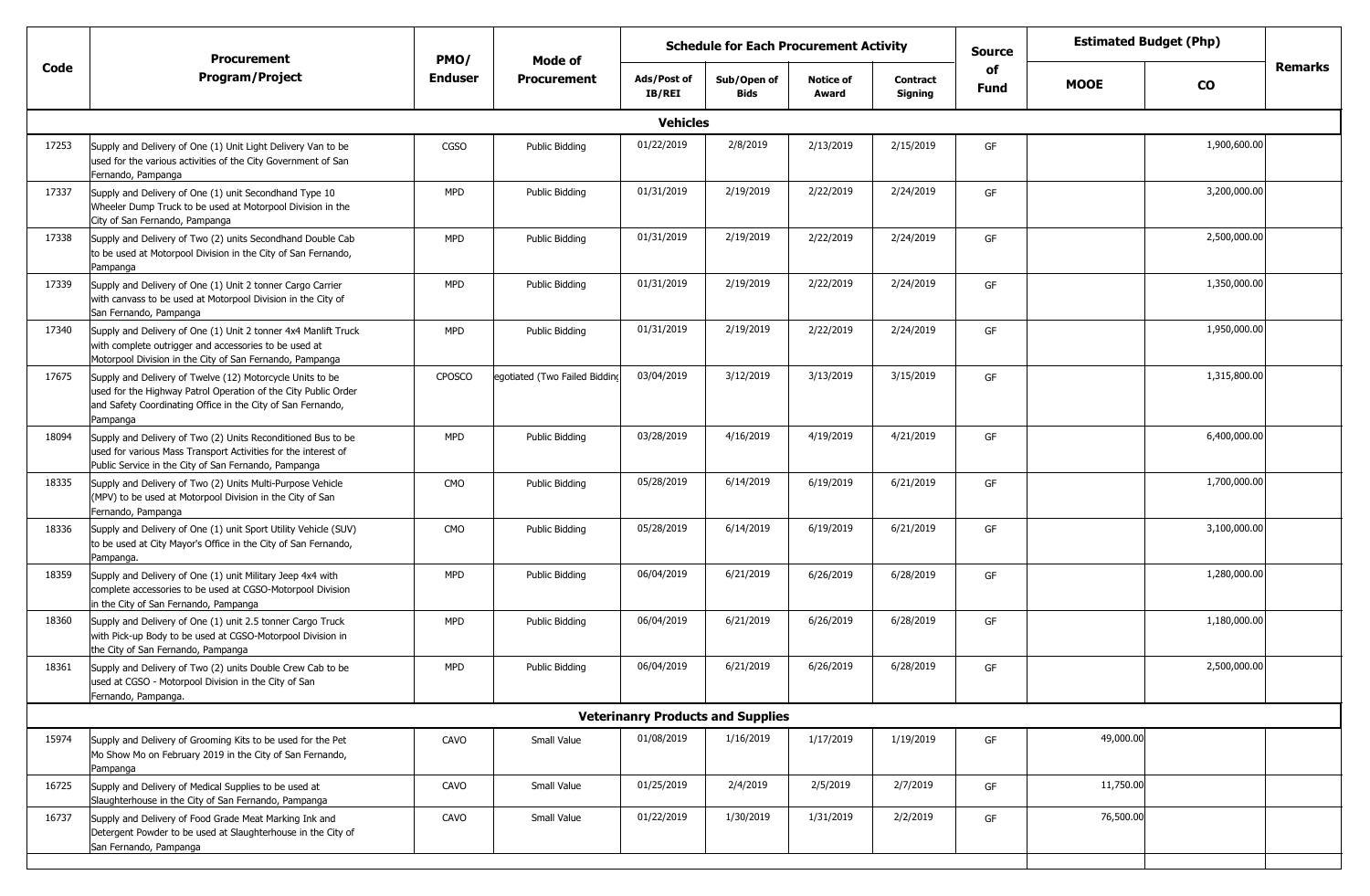| Code | Procurement Program/Project | PMO/ Enduser | Mode of Procurement | Schedule for Each Procurement Activity | | | | Source of Fund | Estimated Budget (Php) | | Remarks |
|---|---|---|---|---|---|---|---|---|---|---|---|
| | | | | Ads/Post of IB/REI | Sub/Open of Bids | Notice of Award | Contract Signing | | MOOE | CO | |
| **Vehicles** | | | | | | | | | | | |
| 17253 | Supply and Delivery of One (1) Unit Light Delivery Van to be used for the various activities of the City Government of San Fernando, Pampanga | CGSO | Public Bidding | 01/22/2019 | 2/8/2019 | 2/13/2019 | 2/15/2019 | GF | | 1,900,600.00 | |
| 17337 | Supply and Delivery of One (1) unit Secondhand Type 10 Wheeler Dump Truck to be used at Motorpool Division in the City of San Fernando, Pampanga | MPD | Public Bidding | 01/31/2019 | 2/19/2019 | 2/22/2019 | 2/24/2019 | GF | | 3,200,000.00 | |
| 17338 | Supply and Delivery of Two (2) units Secondhand Double Cab to be used at Motorpool Division in the City of San Fernando, Pampanga | MPD | Public Bidding | 01/31/2019 | 2/19/2019 | 2/22/2019 | 2/24/2019 | GF | | 2,500,000.00 | |
| 17339 | Supply and Delivery of One (1) Unit 2 tonner Cargo Carrier with canvass to be used at Motorpool Division in the City of San Fernando, Pampanga | MPD | Public Bidding | 01/31/2019 | 2/19/2019 | 2/22/2019 | 2/24/2019 | GF | | 1,350,000.00 | |
| 17340 | Supply and Delivery of One (1) Unit 2 tonner 4x4 Manlift Truck with complete outrigger and accessories to be used at Motorpool Division in the City of San Fernando, Pampanga | MPD | Public Bidding | 01/31/2019 | 2/19/2019 | 2/22/2019 | 2/24/2019 | GF | | 1,950,000.00 | |
| 17675 | Supply and Delivery of Twelve (12) Motorcycle Units to be used for the Highway Patrol Operation of the City Public Order and Safety Coordinating Office in the City of San Fernando, Pampanga | CPOSCO | egotiated (Two Failed Bidding | 03/04/2019 | 3/12/2019 | 3/13/2019 | 3/15/2019 | GF | | 1,315,800.00 | |
| 18094 | Supply and Delivery of Two (2) Units Reconditioned Bus to be used for various Mass Transport Activities for the interest of Public Service in the City of San Fernando, Pampanga | MPD | Public Bidding | 03/28/2019 | 4/16/2019 | 4/19/2019 | 4/21/2019 | GF | | 6,400,000.00 | |
| 18335 | Supply and Delivery of Two (2) Units Multi-Purpose Vehicle (MPV) to be used at Motorpool Division in the City of San Fernando, Pampanga | CMO | Public Bidding | 05/28/2019 | 6/14/2019 | 6/19/2019 | 6/21/2019 | GF | | 1,700,000.00 | |
| 18336 | Supply and Delivery of One (1) unit Sport Utility Vehicle (SUV) to be used at City Mayor's Office in the City of San Fernando, Pampanga. | CMO | Public Bidding | 05/28/2019 | 6/14/2019 | 6/19/2019 | 6/21/2019 | GF | | 3,100,000.00 | |
| 18359 | Supply and Delivery of One (1) unit Military Jeep 4x4 with complete accessories to be used at CGSO-Motorpool Division in the City of San Fernando, Pampanga | MPD | Public Bidding | 06/04/2019 | 6/21/2019 | 6/26/2019 | 6/28/2019 | GF | | 1,280,000.00 | |
| 18360 | Supply and Delivery of One (1) unit 2.5 tonner Cargo Truck with Pick-up Body to be used at CGSO-Motorpool Division in the City of San Fernando, Pampanga | MPD | Public Bidding | 06/04/2019 | 6/21/2019 | 6/26/2019 | 6/28/2019 | GF | | 1,180,000.00 | |
| 18361 | Supply and Delivery of Two (2) units Double Crew Cab to be used at CGSO - Motorpool Division in the City of San Fernando, Pampanga. | MPD | Public Bidding | 06/04/2019 | 6/21/2019 | 6/26/2019 | 6/28/2019 | GF | | 2,500,000.00 | |
| **Veterinanry Products and Supplies** | | | | | | | | | | | |
| 15974 | Supply and Delivery of Grooming Kits to be used for the Pet Mo Show Mo on February 2019 in the City of San Fernando, Pampanga | CAVO | Small Value | 01/08/2019 | 1/16/2019 | 1/17/2019 | 1/19/2019 | GF | 49,000.00 | | |
| 16725 | Supply and Delivery of Medical Supplies to be used at Slaughterhouse in the City of San Fernando, Pampanga | CAVO | Small Value | 01/25/2019 | 2/4/2019 | 2/5/2019 | 2/7/2019 | GF | 11,750.00 | | |
| 16737 | Supply and Delivery of Food Grade Meat Marking Ink and Detergent Powder to be used at Slaughterhouse in the City of San Fernando, Pampanga | CAVO | Small Value | 01/22/2019 | 1/30/2019 | 1/31/2019 | 2/2/2019 | GF | 76,500.00 | | |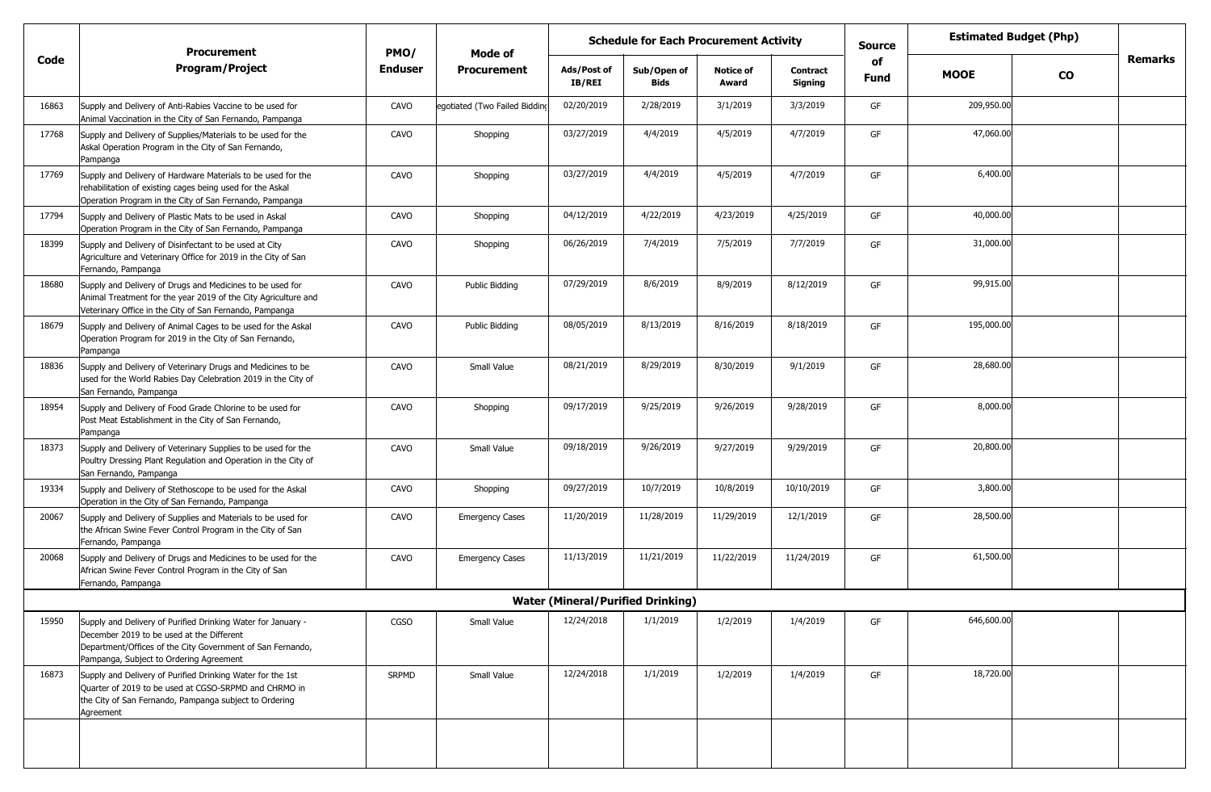| Code | Procurement Program/Project | PMO/ Enduser | Mode of Procurement | Schedule for Each Procurement Activity | | | | Source of Fund | Estimated Budget (Php) | | Remarks |
|---|---|---|---|---|---|---|---|---|---|---|---|
| | | | | Ads/Post of IB/REI | Sub/Open of Bids | Notice of Award | Contract Signing | | MOOE | CO | |
| 16863 | Supply and Delivery of Anti-Rabies Vaccine to be used for Animal Vaccination in the City of San Fernando, Pampanga | CAVO | egotiated (Two Failed Bidding | 02/20/2019 | 2/28/2019 | 3/1/2019 | 3/3/2019 | GF | 209,950.00 | | |
| 17768 | Supply and Delivery of Supplies/Materials to be used for the Askal Operation Program in the City of San Fernando, Pampanga | CAVO | Shopping | 03/27/2019 | 4/4/2019 | 4/5/2019 | 4/7/2019 | GF | 47,060.00 | | |
| 17769 | Supply and Delivery of Hardware Materials to be used for the rehabilitation of existing cages being used for the Askal Operation Program in the City of San Fernando, Pampanga | CAVO | Shopping | 03/27/2019 | 4/4/2019 | 4/5/2019 | 4/7/2019 | GF | 6,400.00 | | |
| 17794 | Supply and Delivery of Plastic Mats to be used in Askal Operation Program in the City of San Fernando, Pampanga | CAVO | Shopping | 04/12/2019 | 4/22/2019 | 4/23/2019 | 4/25/2019 | GF | 40,000.00 | | |
| 18399 | Supply and Delivery of Disinfectant to be used at City Agriculture and Veterinary Office for 2019 in the City of San Fernando, Pampanga | CAVO | Shopping | 06/26/2019 | 7/4/2019 | 7/5/2019 | 7/7/2019 | GF | 31,000.00 | | |
| 18680 | Supply and Delivery of Drugs and Medicines to be used for Animal Treatment for the year 2019 of the City Agriculture and Veterinary Office in the City of San Fernando, Pampanga | CAVO | Public Bidding | 07/29/2019 | 8/6/2019 | 8/9/2019 | 8/12/2019 | GF | 99,915.00 | | |
| 18679 | Supply and Delivery of Animal Cages to be used for the Askal Operation Program for 2019 in the City of San Fernando, Pampanga | CAVO | Public Bidding | 08/05/2019 | 8/13/2019 | 8/16/2019 | 8/18/2019 | GF | 195,000.00 | | |
| 18836 | Supply and Delivery of Veterinary Drugs and Medicines to be used for the World Rabies Day Celebration 2019 in the City of San Fernando, Pampanga | CAVO | Small Value | 08/21/2019 | 8/29/2019 | 8/30/2019 | 9/1/2019 | GF | 28,680.00 | | |
| 18954 | Supply and Delivery of Food Grade Chlorine to be used for Post Meat Establishment in the City of San Fernando, Pampanga | CAVO | Shopping | 09/17/2019 | 9/25/2019 | 9/26/2019 | 9/28/2019 | GF | 8,000.00 | | |
| 18373 | Supply and Delivery of Veterinary Supplies to be used for the Poultry Dressing Plant Regulation and Operation in the City of San Fernando, Pampanga | CAVO | Small Value | 09/18/2019 | 9/26/2019 | 9/27/2019 | 9/29/2019 | GF | 20,800.00 | | |
| 19334 | Supply and Delivery of Stethoscope to be used for the Askal Operation in the City of San Fernando, Pampanga | CAVO | Shopping | 09/27/2019 | 10/7/2019 | 10/8/2019 | 10/10/2019 | GF | 3,800.00 | | |
| 20067 | Supply and Delivery of Supplies and Materials to be used for the African Swine Fever Control Program in the City of San Fernando, Pampanga | CAVO | Emergency Cases | 11/20/2019 | 11/28/2019 | 11/29/2019 | 12/1/2019 | GF | 28,500.00 | | |
| 20068 | Supply and Delivery of Drugs and Medicines to be used for the African Swine Fever Control Program in the City of San Fernando, Pampanga | CAVO | Emergency Cases | 11/13/2019 | 11/21/2019 | 11/22/2019 | 11/24/2019 | GF | 61,500.00 | | |
| | **Water (Mineral/Purified Drinking)** | | | | | | | | | | |
| 15950 | Supply and Delivery of Purified Drinking Water for January - December 2019 to be used at the Different Department/Offices of the City Government of San Fernando, Pampanga, Subject to Ordering Agreement | CGSO | Small Value | 12/24/2018 | 1/1/2019 | 1/2/2019 | 1/4/2019 | GF | 646,600.00 | | |
| 16873 | Supply and Delivery of Purified Drinking Water for the 1st Quarter of 2019 to be used at CGSO-SRPMD and CHRMO in the City of San Fernando, Pampanga subject to Ordering Agreement | SRPMD | Small Value | 12/24/2018 | 1/1/2019 | 1/2/2019 | 1/4/2019 | GF | 18,720.00 | | |
| | | | | | | | | | | | |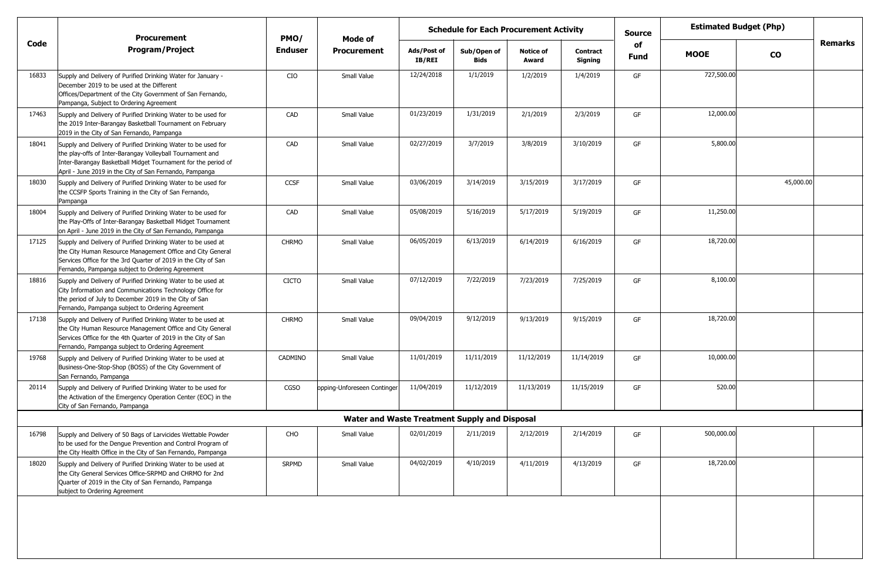| Code | Procurement Program/Project | PMO/ Enduser | Mode of Procurement | Schedule for Each Procurement Activity | | | | Source of Fund | Estimated Budget (Php) | | Remarks |
|---|---|---|---|---|---|---|---|---|---|---|---|
| | | | | Ads/Post of IB/REI | Sub/Open of Bids | Notice of Award | Contract Signing | | MOOE | CO | |
| 16833 | Supply and Delivery of Purified Drinking Water for January - December 2019 to be used at the Different Offices/Department of the City Government of San Fernando, Pampanga, Subject to Ordering Agreement | CIO | Small Value | 12/24/2018 | 1/1/2019 | 1/2/2019 | 1/4/2019 | GF | 727,500.00 | | |
| 17463 | Supply and Delivery of Purified Drinking Water to be used for the 2019 Inter-Barangay Basketball Tournament on February 2019 in the City of San Fernando, Pampanga | CAD | Small Value | 01/23/2019 | 1/31/2019 | 2/1/2019 | 2/3/2019 | GF | 12,000.00 | | |
| 18041 | Supply and Delivery of Purified Drinking Water to be used for the play-offs of Inter-Barangay Volleyball Tournament and Inter-Barangay Basketball Midget Tournament for the period of April - June 2019 in the City of San Fernando, Pampanga | CAD | Small Value | 02/27/2019 | 3/7/2019 | 3/8/2019 | 3/10/2019 | GF | 5,800.00 | | |
| 18030 | Supply and Delivery of Purified Drinking Water to be used for the CCSFP Sports Training in the City of San Fernando, Pampanga | CCSF | Small Value | 03/06/2019 | 3/14/2019 | 3/15/2019 | 3/17/2019 | GF | | 45,000.00 | |
| 18004 | Supply and Delivery of Purified Drinking Water to be used for the Play-Offs of Inter-Barangay Basketball Midget Tournament on April - June 2019 in the City of San Fernando, Pampanga | CAD | Small Value | 05/08/2019 | 5/16/2019 | 5/17/2019 | 5/19/2019 | GF | 11,250.00 | | |
| 17125 | Supply and Delivery of Purified Drinking Water to be used at the City Human Resource Management Office and City General Services Office for the 3rd Quarter of 2019 in the City of San Fernando, Pampanga subject to Ordering Agreement | CHRMO | Small Value | 06/05/2019 | 6/13/2019 | 6/14/2019 | 6/16/2019 | GF | 18,720.00 | | |
| 18816 | Supply and Delivery of Purified Drinking Water to be used at City Information and Communications Technology Office for the period of July to December 2019 in the City of San Fernando, Pampanga subject to Ordering Agreement | CICTO | Small Value | 07/12/2019 | 7/22/2019 | 7/23/2019 | 7/25/2019 | GF | 8,100.00 | | |
| 17138 | Supply and Delivery of Purified Drinking Water to be used at the City Human Resource Management Office and City General Services Office for the 4th Quarter of 2019 in the City of San Fernando, Pampanga subject to Ordering Agreement | CHRMO | Small Value | 09/04/2019 | 9/12/2019 | 9/13/2019 | 9/15/2019 | GF | 18,720.00 | | |
| 19768 | Supply and Delivery of Purified Drinking Water to be used at Business-One-Stop-Shop (BOSS) of the City Government of San Fernando, Pampanga | CADMINO | Small Value | 11/01/2019 | 11/11/2019 | 11/12/2019 | 11/14/2019 | GF | 10,000.00 | | |
| 20114 | Supply and Delivery of Purified Drinking Water to be used for the Activation of the Emergency Operation Center (EOC) in the City of San Fernando, Pampanga | CGSO | opping-Unforeseen Continger | 11/04/2019 | 11/12/2019 | 11/13/2019 | 11/15/2019 | GF | 520.00 | | |
| | **Water and Waste Treatment Supply and Disposal** | | | | | | | | | | |
| 16798 | Supply and Delivery of 50 Bags of Larvicides Wettable Powder to be used for the Dengue Prevention and Control Program of the City Health Office in the City of San Fernando, Pampanga | CHO | Small Value | 02/01/2019 | 2/11/2019 | 2/12/2019 | 2/14/2019 | GF | 500,000.00 | | |
| 18020 | Supply and Delivery of Purified Drinking Water to be used at the City General Services Office-SRPMD and CHRMO for 2nd Quarter of 2019 in the City of San Fernando, Pampanga subject to Ordering Agreement | SRPMD | Small Value | 04/02/2019 | 4/10/2019 | 4/11/2019 | 4/13/2019 | GF | 18,720.00 | | |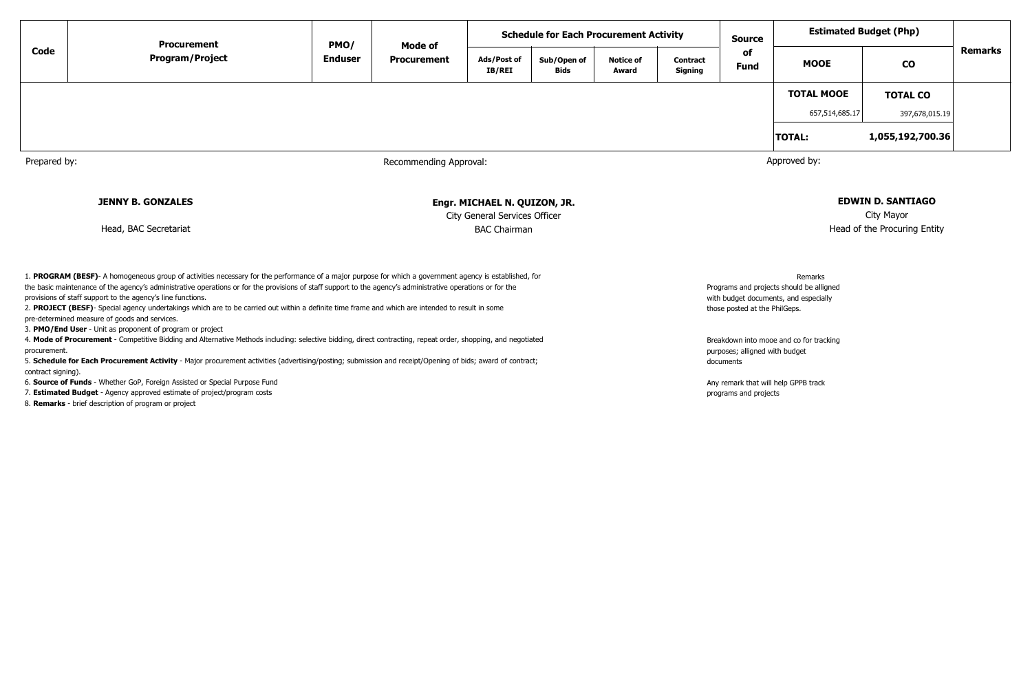| Code | Procurement Program/Project | PMO/ Enduser | Mode of Procurement | Schedule for Each Procurement Activity | | | | Source of Fund | Estimated Budget (Php) | | Remarks |
|---|---|---|---|---|---|---|---|---|---|---|---|
| | | | | Ads/Post of IB/REI | Sub/Open of Bids | Notice of Award | Contract Signing | | MOOE | CO | |
| | | | | | | | | | **TOTAL MOOE** | **TOTAL CO** | |
| | | | | | | | | | 657,514,685.17 | 397,678,015.19 | |
| | | | | | | | | | **TOTAL:** | **1,055,192,700.36** | |

Prepared by:

**JENNY B. GONZALES**
Head, BAC Secretariat

Recommending Approval:

**Engr. MICHAEL N. QUIZON, JR.**
City General Services Officer
BAC Chairman

Approved by:

**EDWIN D. SANTIAGO**
City Mayor
Head of the Procuring Entity

1. **PROGRAM (BESF)**- A homogeneous group of activities necessary for the performance of a major purpose for which a government agency is established, for the basic maintenance of the agency's administrative operations or for the provisions of staff support to the agency's administrative operations or for the provisions of staff support to the agency's line functions.
2. **PROJECT (BESF)**- Special agency undertakings which are to be carried out within a definite time frame and which are intended to result in some pre-determined measure of goods and services.
3. **PMO/End User** - Unit as proponent of program or project
4. **Mode of Procurement** - Competitive Bidding and Alternative Methods including: selective bidding, direct contracting, repeat order, shopping, and negotiated procurement.
5. **Schedule for Each Procurement Activity** - Major procurement activities (advertising/posting; submission and receipt/Opening of bids; award of contract; contract signing).
6. **Source of Funds** - Whether GoP, Foreign Assisted or Special Purpose Fund
7. **Estimated Budget** - Agency approved estimate of project/program costs
8. **Remarks** - brief description of program or project

Remarks

Programs and projects should be alligned with budget documents, and especially those posted at the PhilGeps.

Breakdown into mooe and co for tracking purposes; alligned with budget documents

Any remark that will help GPPB track programs and projects